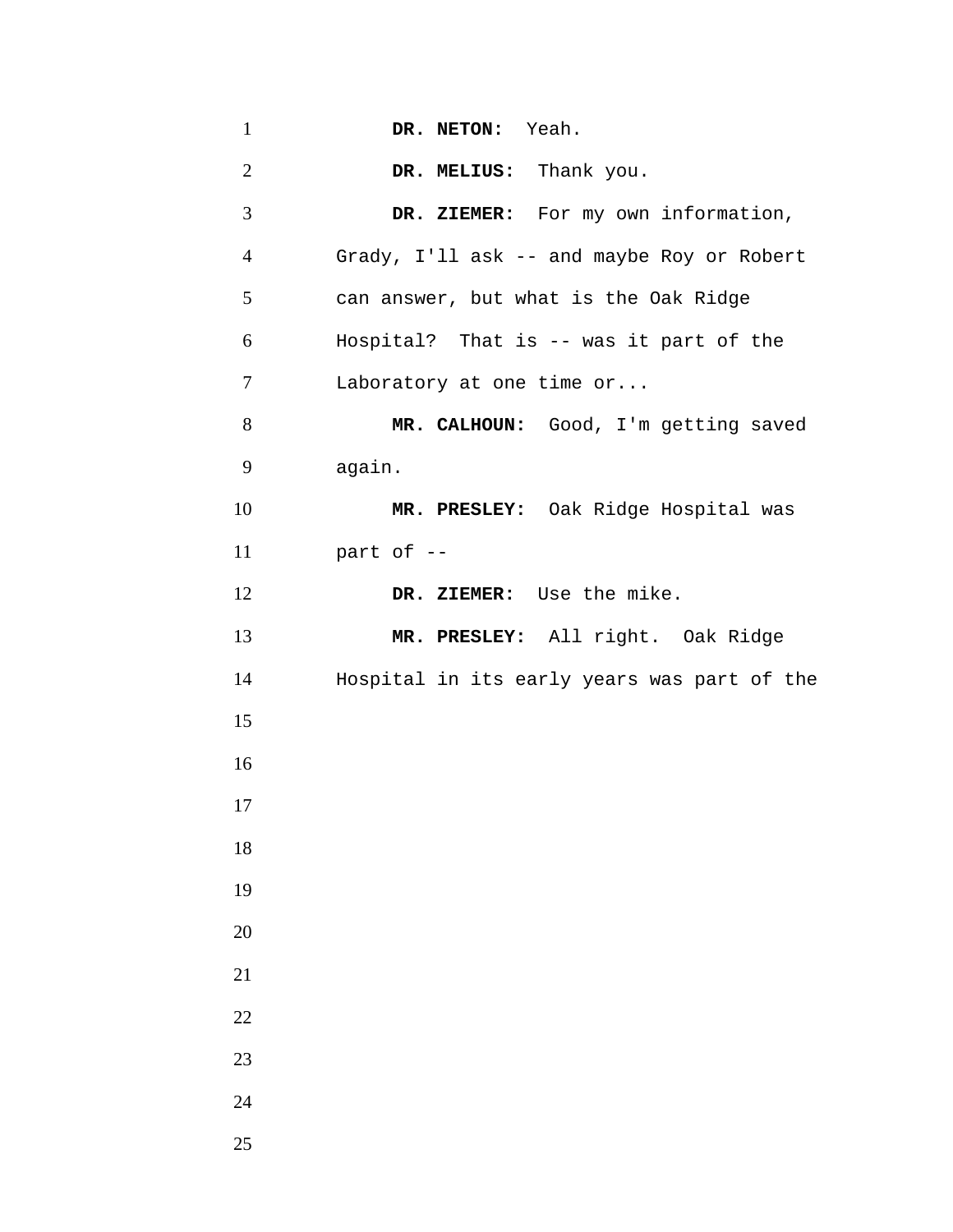**DR. NETON:** Yeah.

**DR. MELIUS:** Thank you.

**DR. ZIEMER:** For my own information, Grady, I'll ask -- and maybe Roy or Robert can answer, but what is the Oak Ridge Hospital? That is -- was it part of the Laboratory at one time or...

**MR. CALHOUN:** Good, I'm getting saved again.

**MR. PRESLEY:** Oak Ridge Hospital was part of --

**DR. ZIEMER:** Use the mike.

**MR. PRESLEY:** All right. Oak Ridge Hospital in its early years was part of the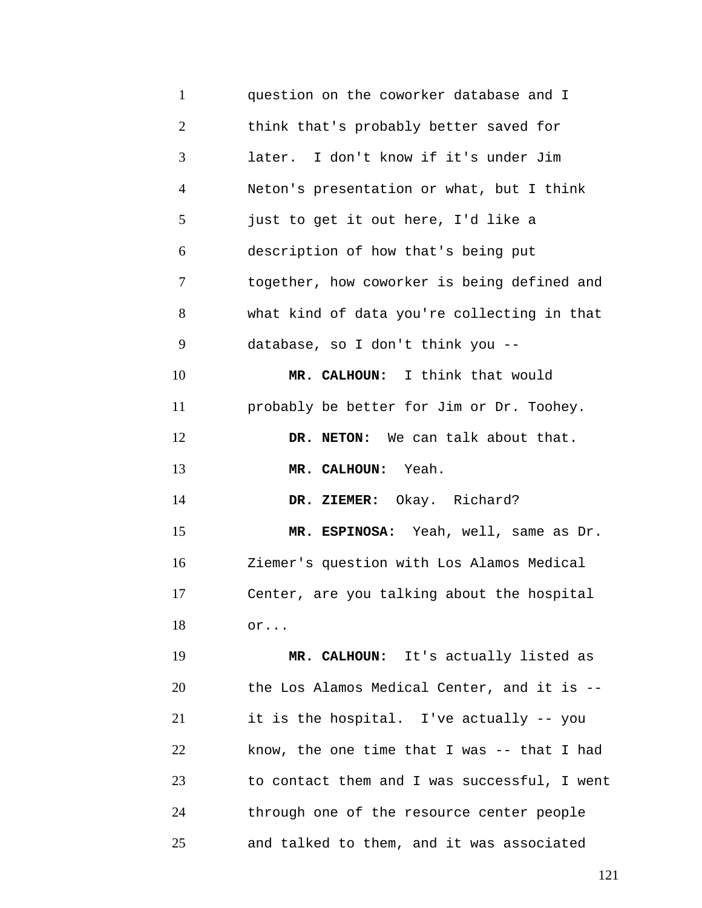question on the coworker database and I think that's probably better saved for later. I don't know if it's under Jim Neton's presentation or what, but I think just to get it out here, I'd like a description of how that's being put together, how coworker is being defined and what kind of data you're collecting in that database, so I don't think you --

**MR. CALHOUN:** I think that would probably be better for Jim or Dr. Toohey.

**DR. NETON:** We can talk about that.

**MR. CALHOUN:** Yeah.

**DR. ZIEMER:** Okay. Richard?

**MR. ESPINOSA:** Yeah, well, same as Dr. Ziemer's question with Los Alamos Medical Center, are you talking about the hospital or...

**MR. CALHOUN:** It's actually listed as the Los Alamos Medical Center, and it is -- it is the hospital. I've actually -- you know, the one time that I was -- that I had to contact them and I was successful, I went through one of the resource center people and talked to them, and it was associated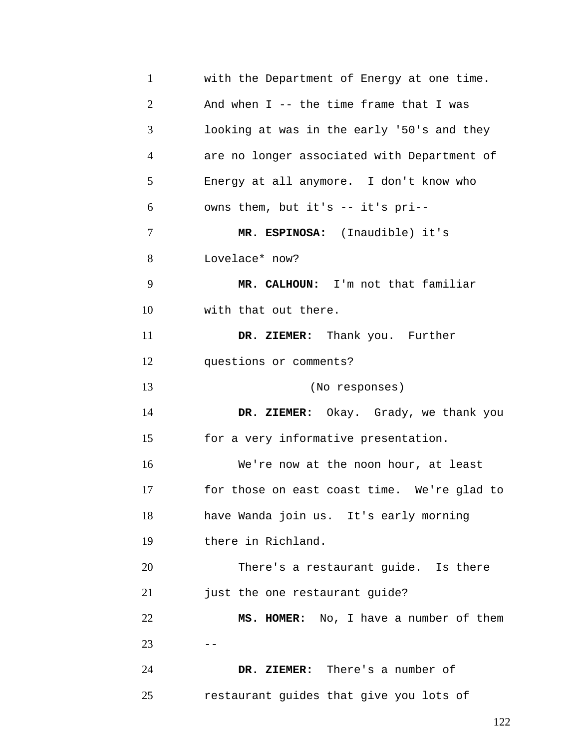with the Department of Energy at one time. And when I -- the time frame that I was looking at was in the early '50's and they are no longer associated with Department of Energy at all anymore. I don't know who owns them, but it's -- it's pri--

**MR. ESPINOSA:** (Inaudible) it's Lovelace* now?

**MR. CALHOUN:** I'm not that familiar with that out there.

**DR. ZIEMER:** Thank you. Further questions or comments?

(No responses)

**DR. ZIEMER:** Okay. Grady, we thank you for a very informative presentation.

We're now at the noon hour, at least for those on east coast time. We're glad to have Wanda join us. It's early morning there in Richland.

There's a restaurant guide. Is there just the one restaurant guide?

**MS. HOMER:** No, I have a number of them --

**DR. ZIEMER:** There's a number of restaurant guides that give you lots of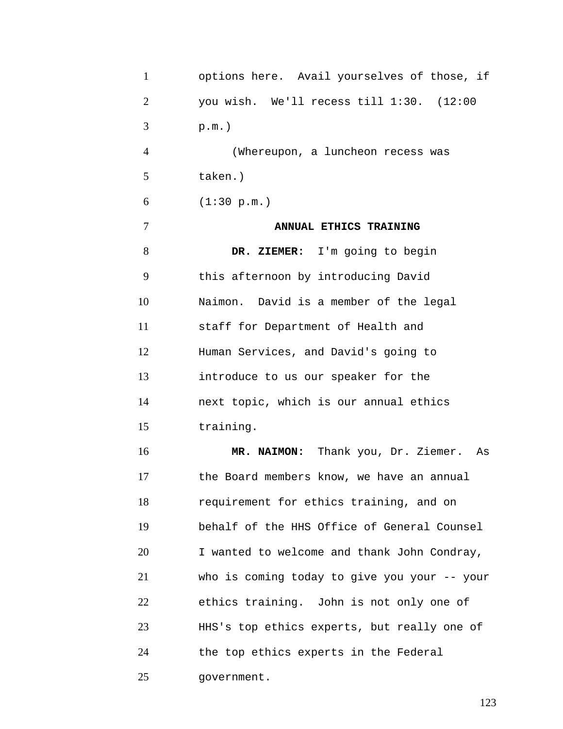options here. Avail yourselves of those, if you wish. We'll recess till 1:30. (12:00 p.m.)

(Whereupon, a luncheon recess was taken.)

(1:30 p.m.)

## ANNUAL ETHICS TRAINING

**DR. ZIEMER:** I'm going to begin this afternoon by introducing David Naimon. David is a member of the legal staff for Department of Health and Human Services, and David's going to introduce to us our speaker for the next topic, which is our annual ethics training.

**MR. NAIMON:** Thank you, Dr. Ziemer. As the Board members know, we have an annual requirement for ethics training, and on behalf of the HHS Office of General Counsel I wanted to welcome and thank John Condray, who is coming today to give you your -- your ethics training. John is not only one of HHS's top ethics experts, but really one of the top ethics experts in the Federal government.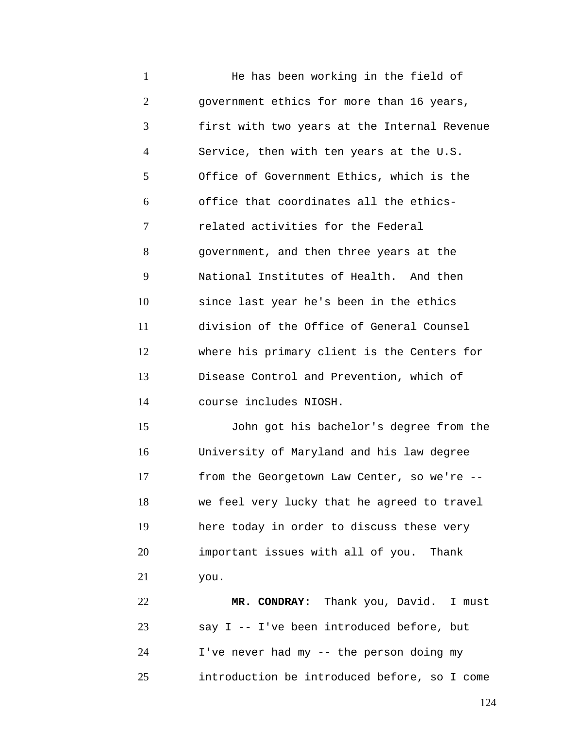He has been working in the field of government ethics for more than 16 years, first with two years at the Internal Revenue Service, then with ten years at the U.S. Office of Government Ethics, which is the office that coordinates all the ethics-related activities for the Federal government, and then three years at the National Institutes of Health. And then since last year he's been in the ethics division of the Office of General Counsel where his primary client is the Centers for Disease Control and Prevention, which of course includes NIOSH.

John got his bachelor's degree from the University of Maryland and his law degree from the Georgetown Law Center, so we're -- we feel very lucky that he agreed to travel here today in order to discuss these very important issues with all of you. Thank you.

**MR. CONDRAY:** Thank you, David. I must say I -- I've been introduced before, but I've never had my -- the person doing my introduction be introduced before, so I come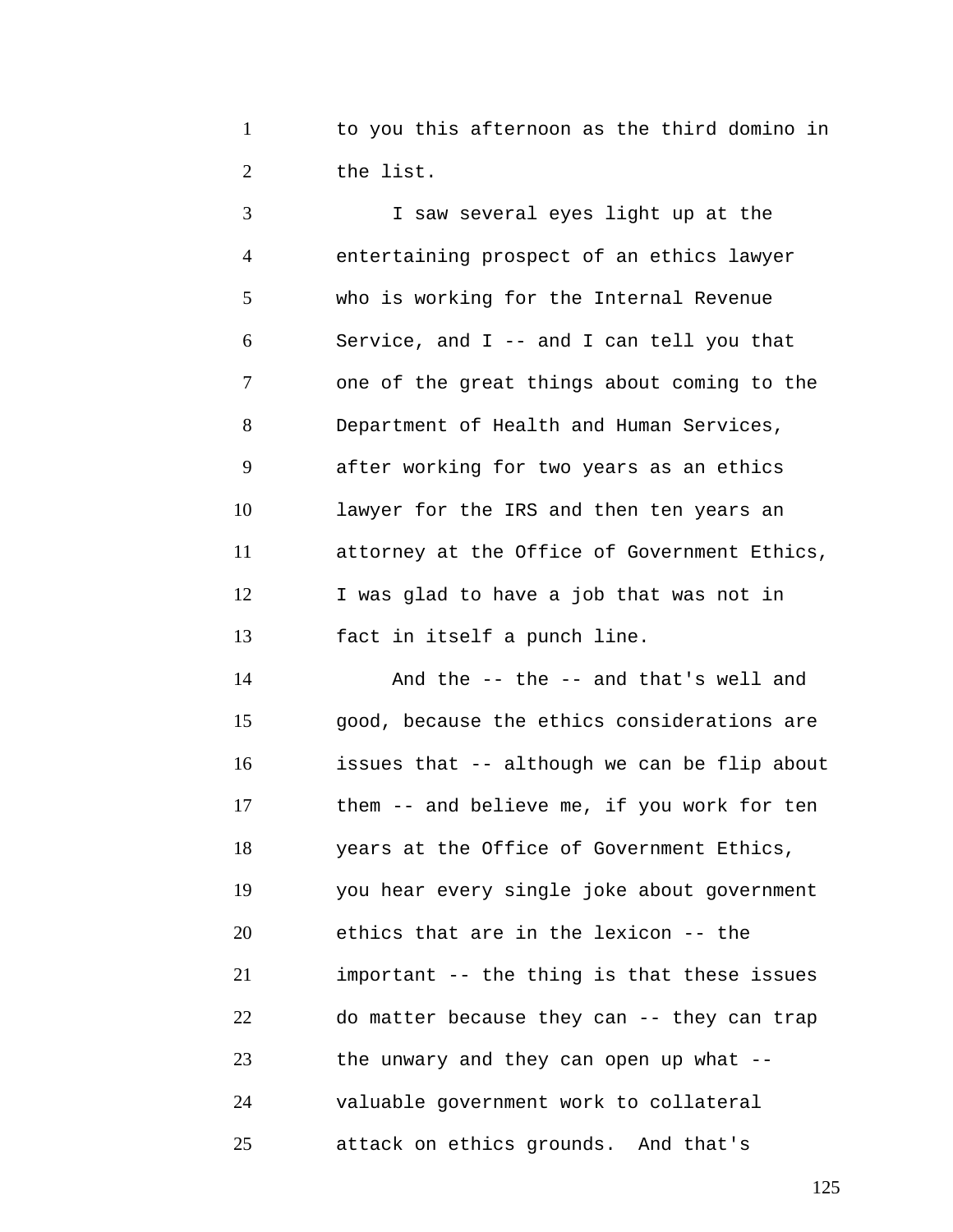to you this afternoon as the third domino in the list.

I saw several eyes light up at the entertaining prospect of an ethics lawyer who is working for the Internal Revenue Service, and I -- and I can tell you that one of the great things about coming to the Department of Health and Human Services, after working for two years as an ethics lawyer for the IRS and then ten years an attorney at the Office of Government Ethics, I was glad to have a job that was not in fact in itself a punch line.

And the -- the -- and that's well and good, because the ethics considerations are issues that -- although we can be flip about them -- and believe me, if you work for ten years at the Office of Government Ethics, you hear every single joke about government ethics that are in the lexicon -- the important -- the thing is that these issues do matter because they can -- they can trap the unwary and they can open up what -- valuable government work to collateral attack on ethics grounds. And that's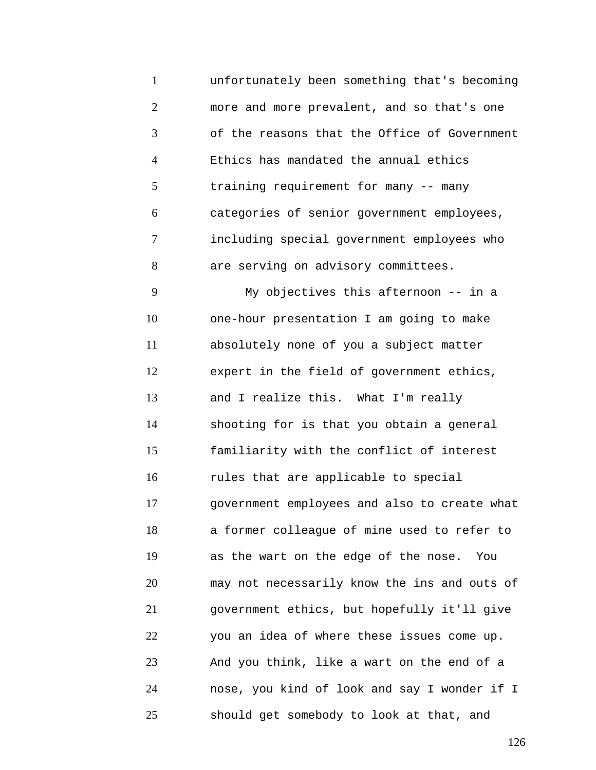unfortunately been something that's becoming more and more prevalent, and so that's one of the reasons that the Office of Government Ethics has mandated the annual ethics training requirement for many -- many categories of senior government employees, including special government employees who are serving on advisory committees.

My objectives this afternoon -- in a one-hour presentation I am going to make absolutely none of you a subject matter expert in the field of government ethics, and I realize this. What I'm really shooting for is that you obtain a general familiarity with the conflict of interest rules that are applicable to special government employees and also to create what a former colleague of mine used to refer to as the wart on the edge of the nose. You may not necessarily know the ins and outs of government ethics, but hopefully it'll give you an idea of where these issues come up. And you think, like a wart on the end of a nose, you kind of look and say I wonder if I should get somebody to look at that, and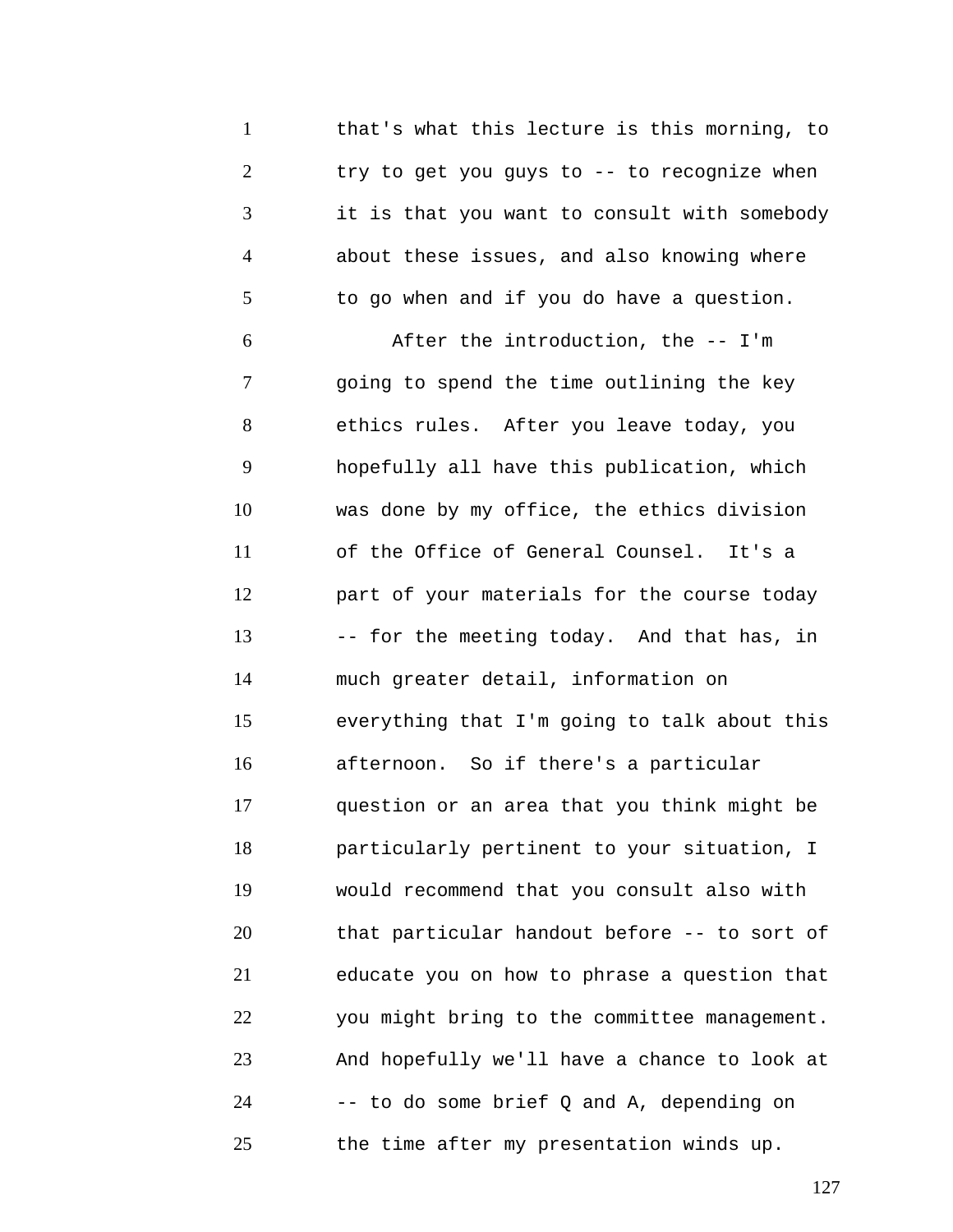that's what this lecture is this morning, to try to get you guys to -- to recognize when it is that you want to consult with somebody about these issues, and also knowing where to go when and if you do have a question.

After the introduction, the -- I'm going to spend the time outlining the key ethics rules. After you leave today, you hopefully all have this publication, which was done by my office, the ethics division of the Office of General Counsel. It's a part of your materials for the course today -- for the meeting today. And that has, in much greater detail, information on everything that I'm going to talk about this afternoon. So if there's a particular question or an area that you think might be particularly pertinent to your situation, I would recommend that you consult also with that particular handout before -- to sort of educate you on how to phrase a question that you might bring to the committee management. And hopefully we'll have a chance to look at -- to do some brief Q and A, depending on the time after my presentation winds up.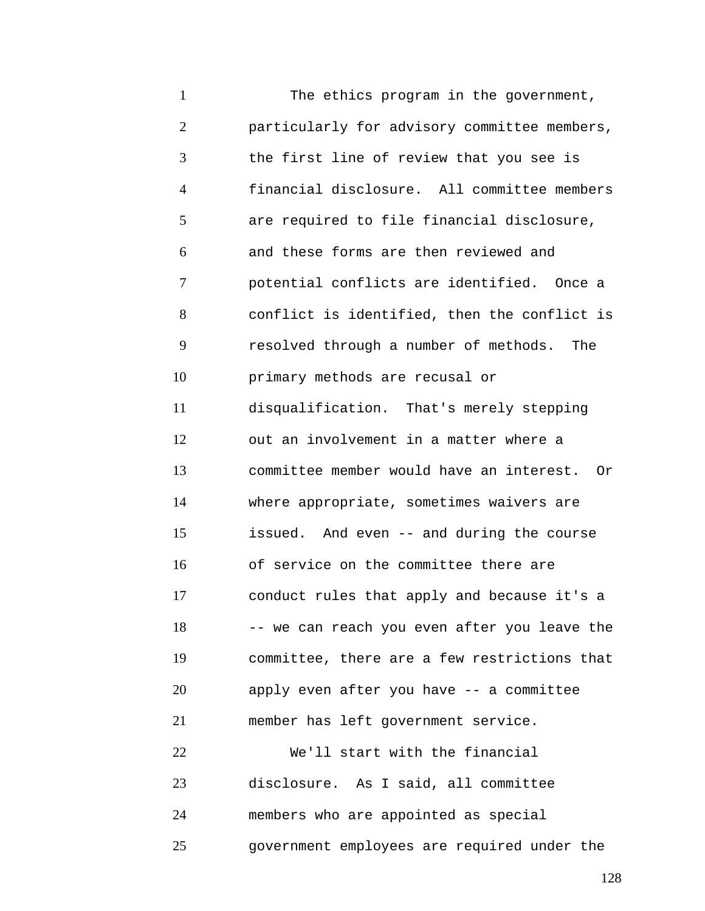The ethics program in the government, particularly for advisory committee members, the first line of review that you see is financial disclosure. All committee members are required to file financial disclosure, and these forms are then reviewed and potential conflicts are identified. Once a conflict is identified, then the conflict is resolved through a number of methods. The primary methods are recusal or disqualification. That's merely stepping out an involvement in a matter where a committee member would have an interest. Or where appropriate, sometimes waivers are issued. And even -- and during the course of service on the committee there are conduct rules that apply and because it's a -- we can reach you even after you leave the committee, there are a few restrictions that apply even after you have -- a committee member has left government service.

We'll start with the financial disclosure. As I said, all committee members who are appointed as special government employees are required under the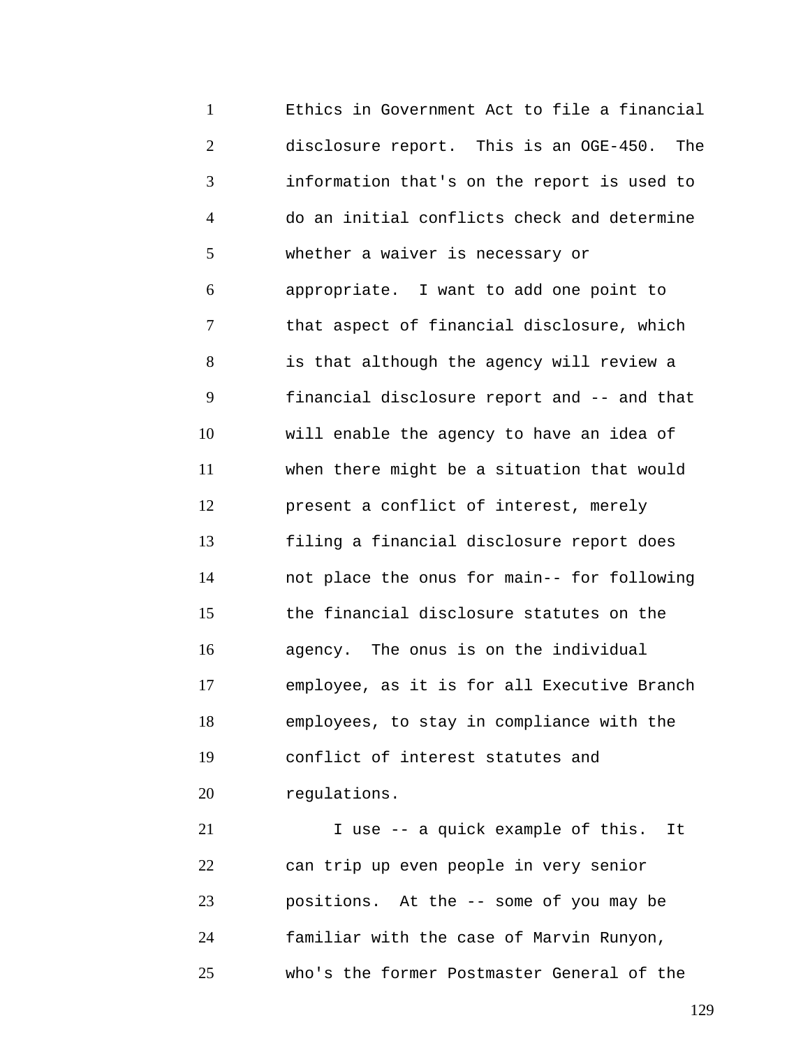Ethics in Government Act to file a financial disclosure report. This is an OGE-450. The information that's on the report is used to do an initial conflicts check and determine whether a waiver is necessary or appropriate. I want to add one point to that aspect of financial disclosure, which is that although the agency will review a financial disclosure report and -- and that will enable the agency to have an idea of when there might be a situation that would present a conflict of interest, merely filing a financial disclosure report does not place the onus for main-- for following the financial disclosure statutes on the agency. The onus is on the individual employee, as it is for all Executive Branch employees, to stay in compliance with the conflict of interest statutes and regulations.

I use -- a quick example of this. It can trip up even people in very senior positions. At the -- some of you may be familiar with the case of Marvin Runyon, who's the former Postmaster General of the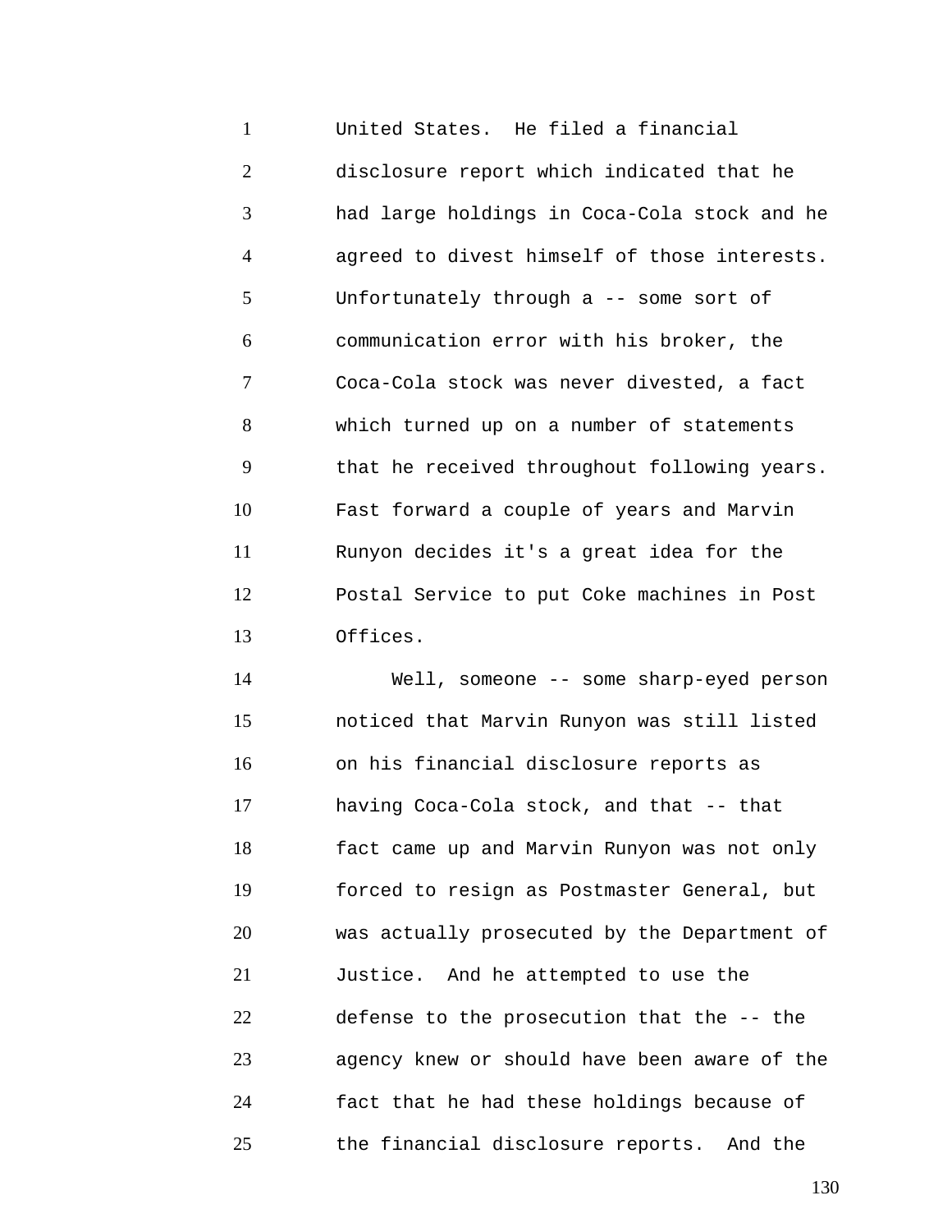United States. He filed a financial disclosure report which indicated that he had large holdings in Coca-Cola stock and he agreed to divest himself of those interests. Unfortunately through a -- some sort of communication error with his broker, the Coca-Cola stock was never divested, a fact which turned up on a number of statements that he received throughout following years. Fast forward a couple of years and Marvin Runyon decides it's a great idea for the Postal Service to put Coke machines in Post Offices.

Well, someone -- some sharp-eyed person noticed that Marvin Runyon was still listed on his financial disclosure reports as having Coca-Cola stock, and that -- that fact came up and Marvin Runyon was not only forced to resign as Postmaster General, but was actually prosecuted by the Department of Justice. And he attempted to use the defense to the prosecution that the -- the agency knew or should have been aware of the fact that he had these holdings because of the financial disclosure reports. And the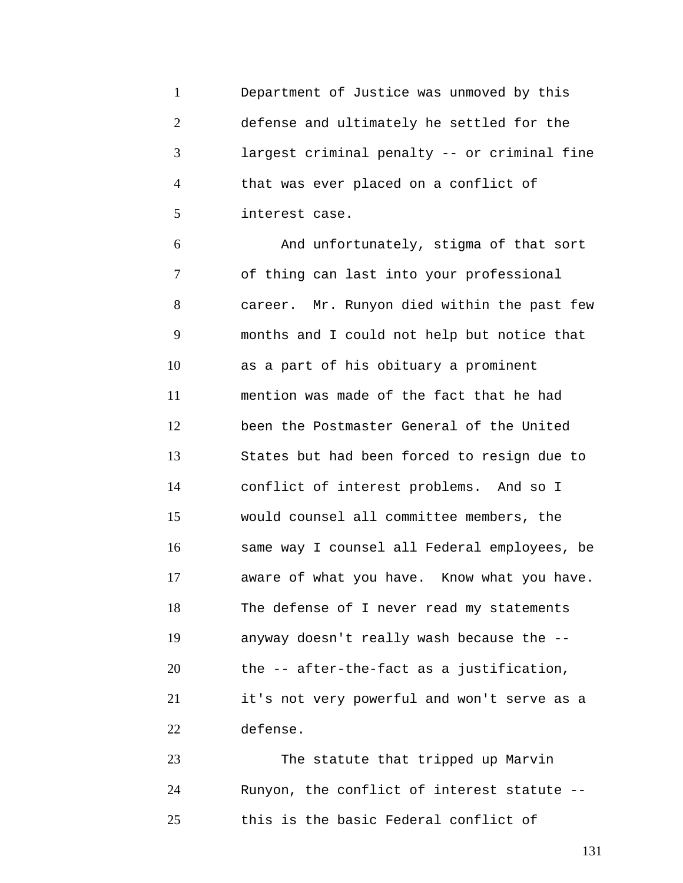Department of Justice was unmoved by this defense and ultimately he settled for the largest criminal penalty -- or criminal fine that was ever placed on a conflict of interest case.

And unfortunately, stigma of that sort of thing can last into your professional career. Mr. Runyon died within the past few months and I could not help but notice that as a part of his obituary a prominent mention was made of the fact that he had been the Postmaster General of the United States but had been forced to resign due to conflict of interest problems. And so I would counsel all committee members, the same way I counsel all Federal employees, be aware of what you have. Know what you have. The defense of I never read my statements anyway doesn't really wash because the -- the -- after-the-fact as a justification, it's not very powerful and won't serve as a defense.

The statute that tripped up Marvin Runyon, the conflict of interest statute -- this is the basic Federal conflict of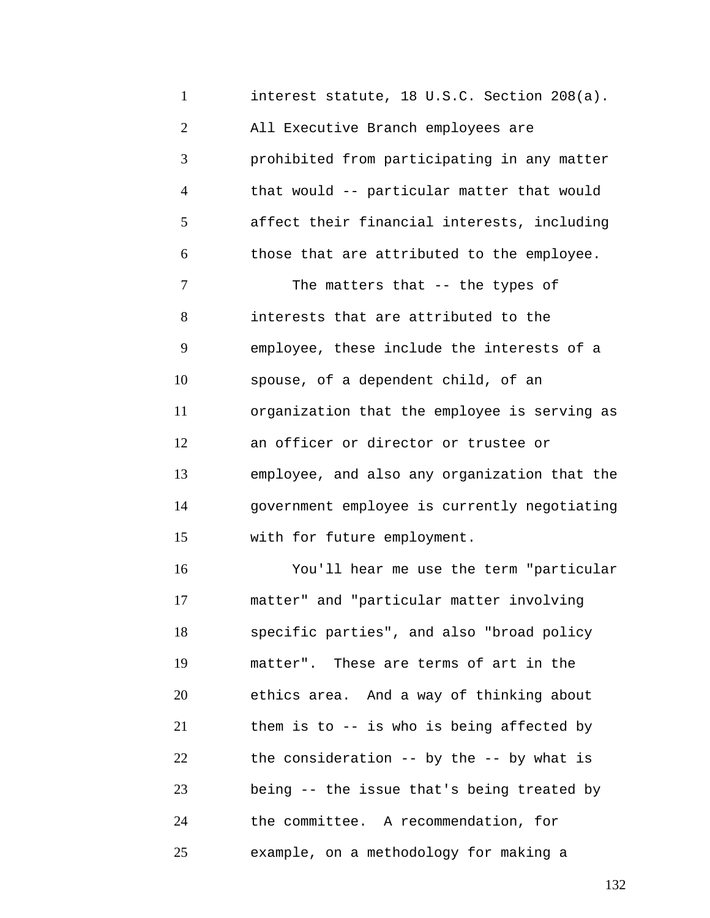interest statute, 18 U.S.C. Section 208(a). All Executive Branch employees are prohibited from participating in any matter that would -- particular matter that would affect their financial interests, including those that are attributed to the employee.

The matters that -- the types of interests that are attributed to the employee, these include the interests of a spouse, of a dependent child, of an organization that the employee is serving as an officer or director or trustee or employee, and also any organization that the government employee is currently negotiating with for future employment.

You'll hear me use the term "particular matter" and "particular matter involving specific parties", and also "broad policy matter". These are terms of art in the ethics area. And a way of thinking about them is to -- is who is being affected by the consideration -- by the -- by what is being -- the issue that's being treated by the committee. A recommendation, for example, on a methodology for making a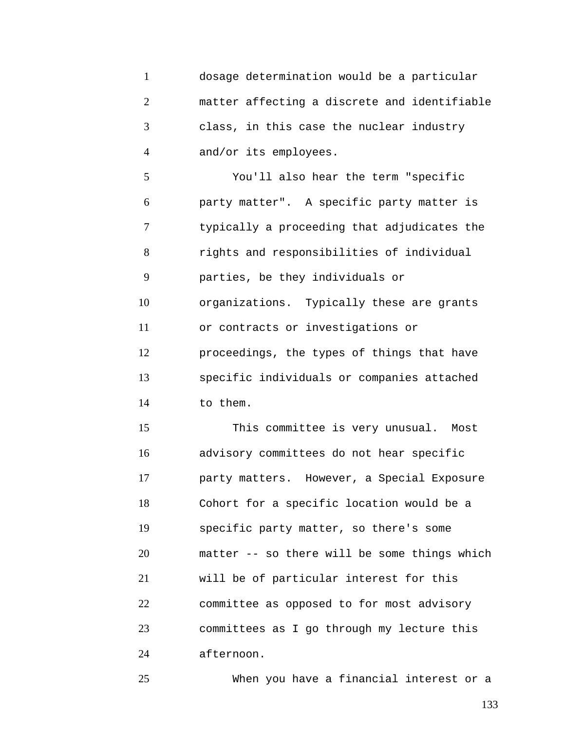dosage determination would be a particular matter affecting a discrete and identifiable class, in this case the nuclear industry and/or its employees.

You'll also hear the term "specific party matter". A specific party matter is typically a proceeding that adjudicates the rights and responsibilities of individual parties, be they individuals or organizations. Typically these are grants or contracts or investigations or proceedings, the types of things that have specific individuals or companies attached to them.

This committee is very unusual. Most advisory committees do not hear specific party matters. However, a Special Exposure Cohort for a specific location would be a specific party matter, so there's some matter -- so there will be some things which will be of particular interest for this committee as opposed to for most advisory committees as I go through my lecture this afternoon.

When you have a financial interest or a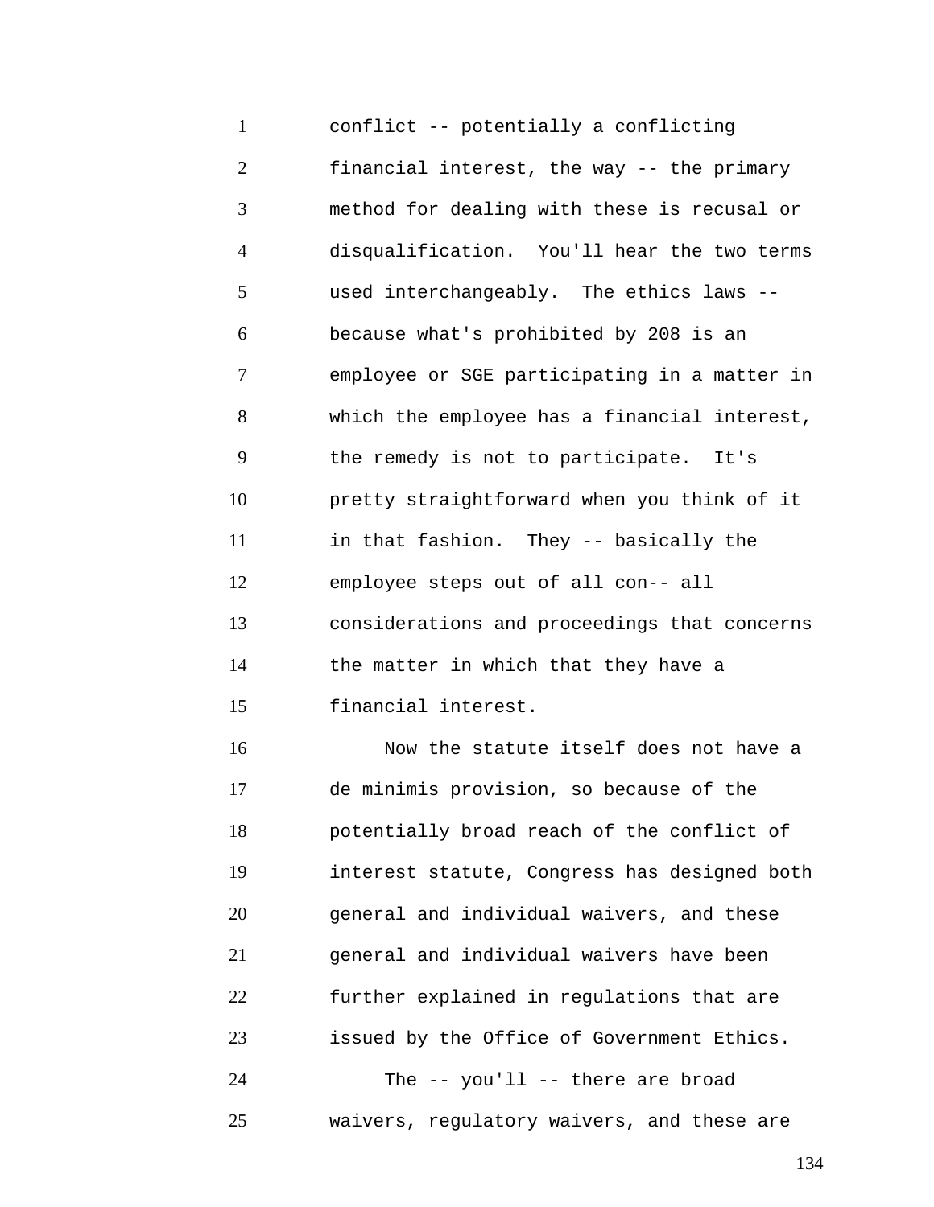conflict -- potentially a conflicting financial interest, the way -- the primary method for dealing with these is recusal or disqualification. You'll hear the two terms used interchangeably. The ethics laws -- because what's prohibited by 208 is an employee or SGE participating in a matter in which the employee has a financial interest, the remedy is not to participate. It's pretty straightforward when you think of it in that fashion. They -- basically the employee steps out of all con-- all considerations and proceedings that concerns the matter in which that they have a financial interest.

Now the statute itself does not have a de minimis provision, so because of the potentially broad reach of the conflict of interest statute, Congress has designed both general and individual waivers, and these general and individual waivers have been further explained in regulations that are issued by the Office of Government Ethics.

The -- you'll -- there are broad waivers, regulatory waivers, and these are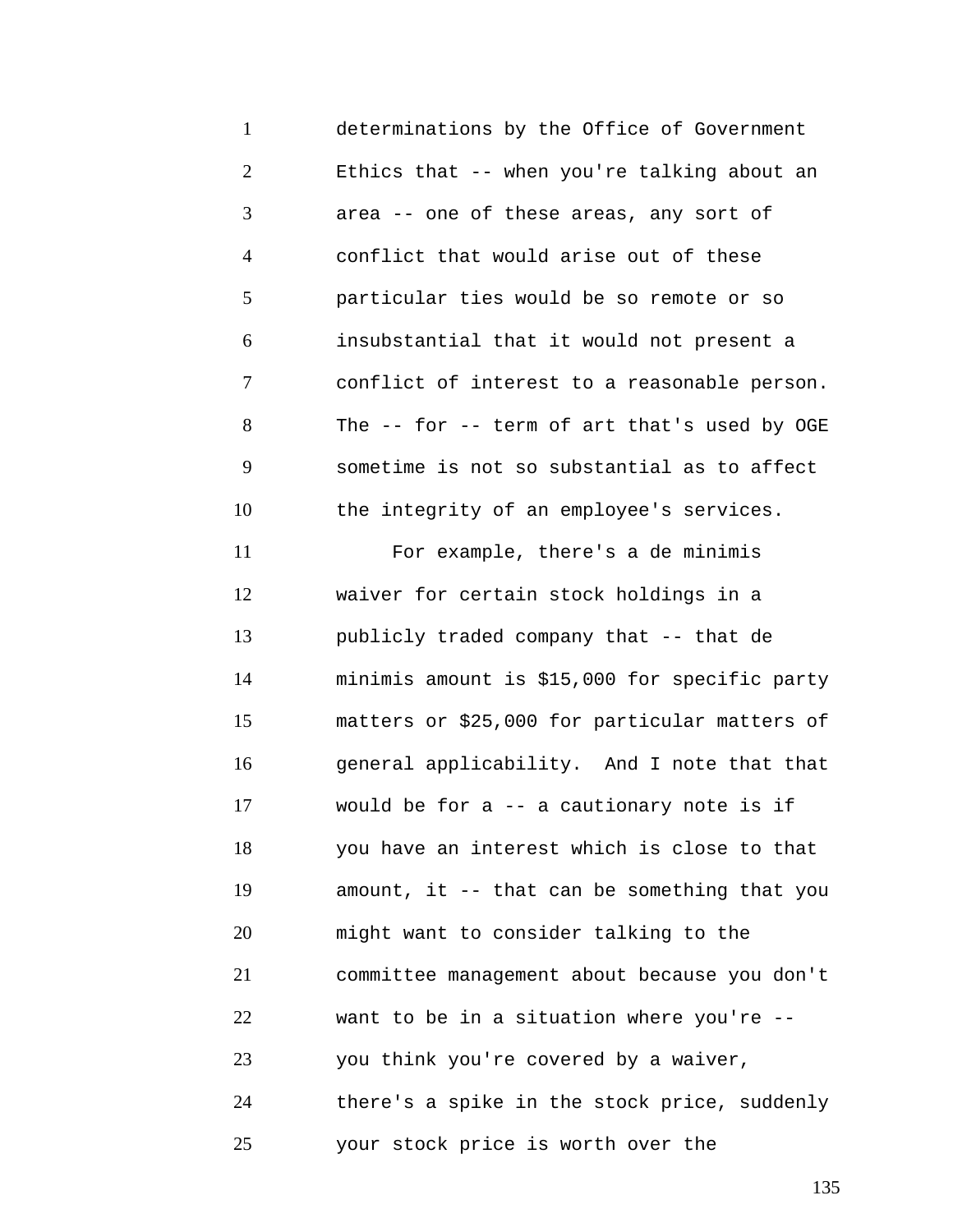determinations by the Office of Government Ethics that -- when you're talking about an area -- one of these areas, any sort of conflict that would arise out of these particular ties would be so remote or so insubstantial that it would not present a conflict of interest to a reasonable person. The -- for -- term of art that's used by OGE sometime is not so substantial as to affect the integrity of an employee's services.

For example, there's a de minimis waiver for certain stock holdings in a publicly traded company that -- that de minimis amount is $15,000 for specific party matters or $25,000 for particular matters of general applicability. And I note that that would be for a -- a cautionary note is if you have an interest which is close to that amount, it -- that can be something that you might want to consider talking to the committee management about because you don't want to be in a situation where you're -- you think you're covered by a waiver, there's a spike in the stock price, suddenly your stock price is worth over the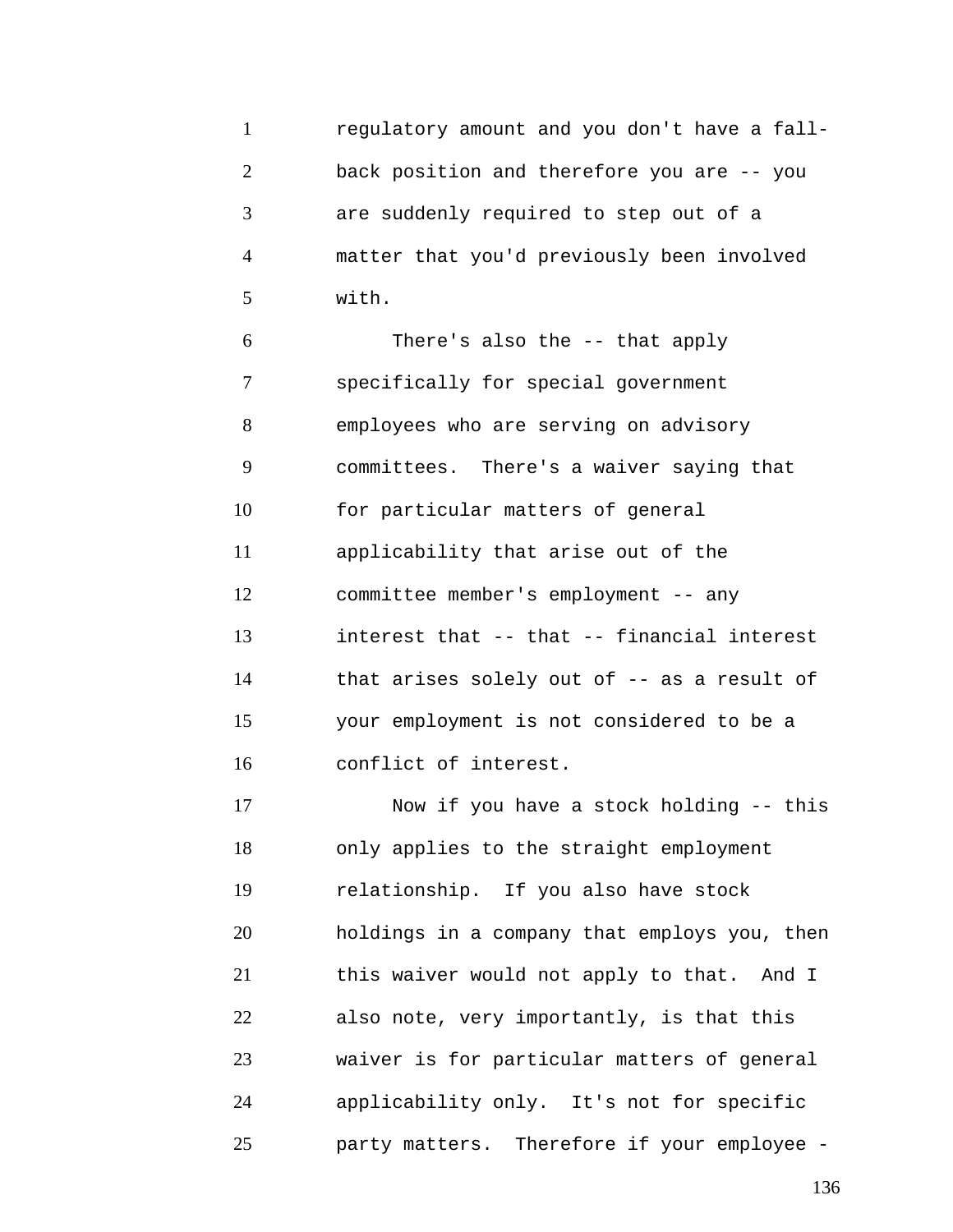regulatory amount and you don't have a fall-back position and therefore you are -- you are suddenly required to step out of a matter that you'd previously been involved with.

There's also the -- that apply specifically for special government employees who are serving on advisory committees. There's a waiver saying that for particular matters of general applicability that arise out of the committee member's employment -- any interest that -- that -- financial interest that arises solely out of -- as a result of your employment is not considered to be a conflict of interest.

Now if you have a stock holding -- this only applies to the straight employment relationship. If you also have stock holdings in a company that employs you, then this waiver would not apply to that. And I also note, very importantly, is that this waiver is for particular matters of general applicability only. It's not for specific party matters. Therefore if your employee -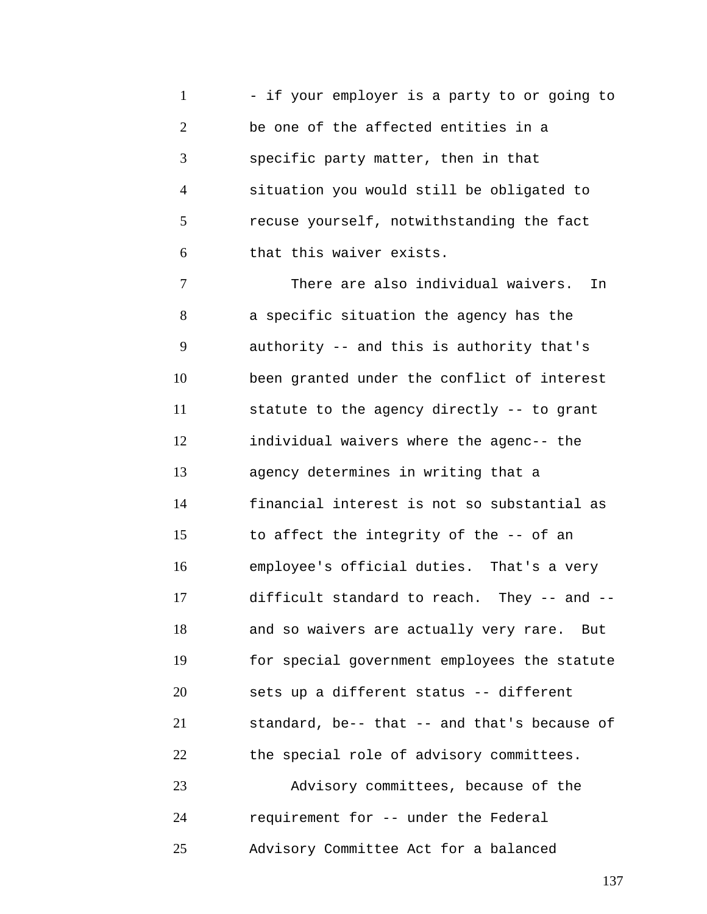- if your employer is a party to or going to be one of the affected entities in a specific party matter, then in that situation you would still be obligated to recuse yourself, notwithstanding the fact that this waiver exists.

There are also individual waivers. In a specific situation the agency has the authority -- and this is authority that's been granted under the conflict of interest statute to the agency directly -- to grant individual waivers where the agenc-- the agency determines in writing that a financial interest is not so substantial as to affect the integrity of the -- of an employee's official duties. That's a very difficult standard to reach. They -- and -- and so waivers are actually very rare. But for special government employees the statute sets up a different status -- different standard, be-- that -- and that's because of the special role of advisory committees.

Advisory committees, because of the requirement for -- under the Federal Advisory Committee Act for a balanced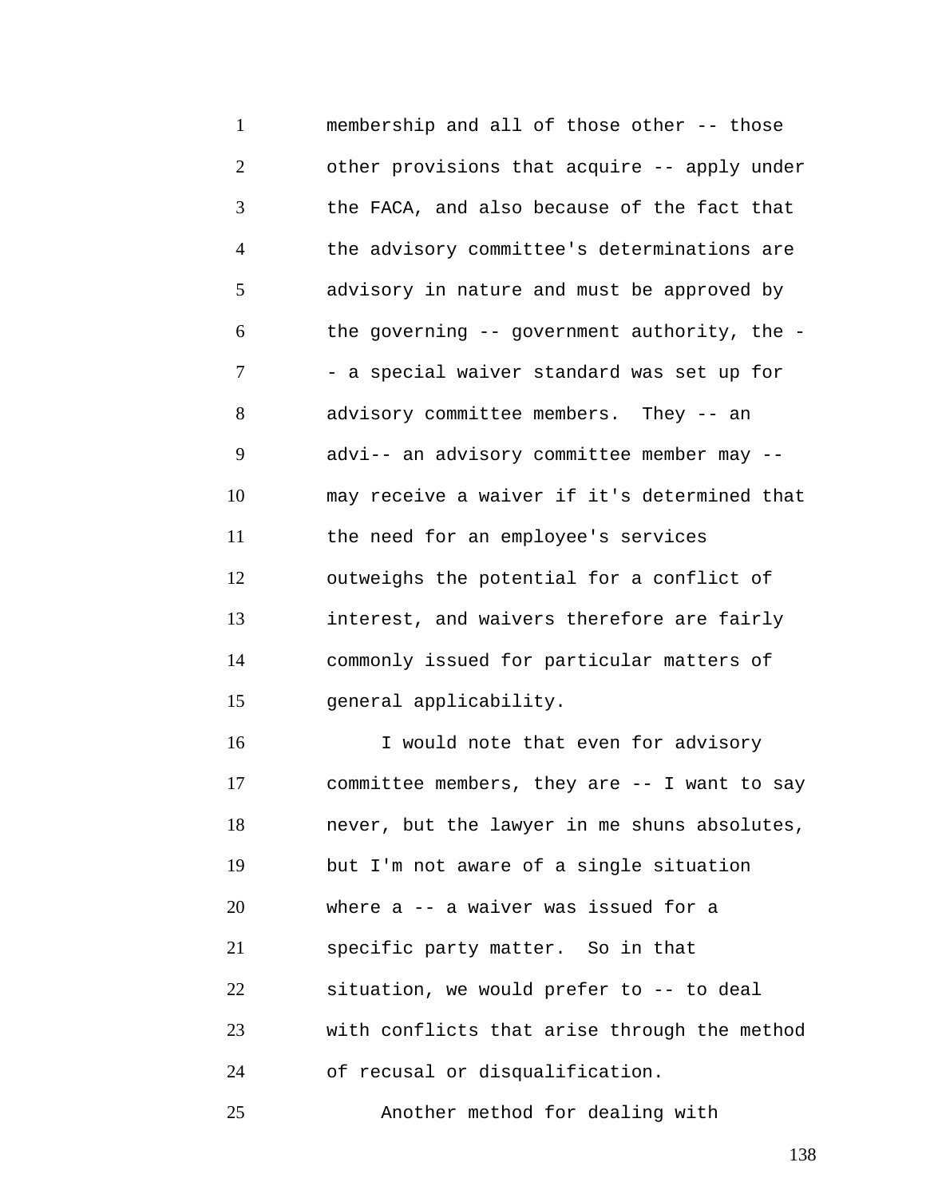membership and all of those other -- those other provisions that acquire -- apply under the FACA, and also because of the fact that the advisory committee's determinations are advisory in nature and must be approved by the governing -- government authority, the - - a special waiver standard was set up for advisory committee members. They -- an advi-- an advisory committee member may -- may receive a waiver if it's determined that the need for an employee's services outweighs the potential for a conflict of interest, and waivers therefore are fairly commonly issued for particular matters of general applicability.

I would note that even for advisory committee members, they are -- I want to say never, but the lawyer in me shuns absolutes, but I'm not aware of a single situation where a -- a waiver was issued for a specific party matter. So in that situation, we would prefer to -- to deal with conflicts that arise through the method of recusal or disqualification.

Another method for dealing with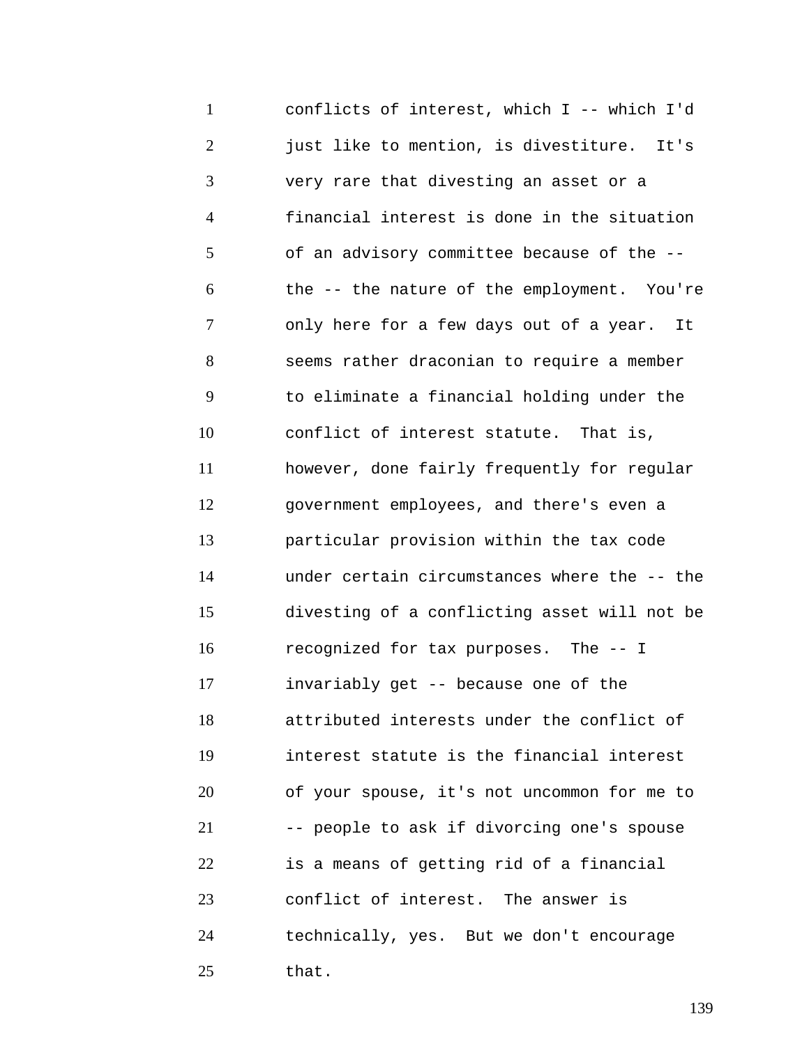conflicts of interest, which I -- which I'd just like to mention, is divestiture. It's very rare that divesting an asset or a financial interest is done in the situation of an advisory committee because of the -- the -- the nature of the employment. You're only here for a few days out of a year. It seems rather draconian to require a member to eliminate a financial holding under the conflict of interest statute. That is, however, done fairly frequently for regular government employees, and there's even a particular provision within the tax code under certain circumstances where the -- the divesting of a conflicting asset will not be recognized for tax purposes. The -- I invariably get -- because one of the attributed interests under the conflict of interest statute is the financial interest of your spouse, it's not uncommon for me to -- people to ask if divorcing one's spouse is a means of getting rid of a financial conflict of interest. The answer is technically, yes. But we don't encourage that.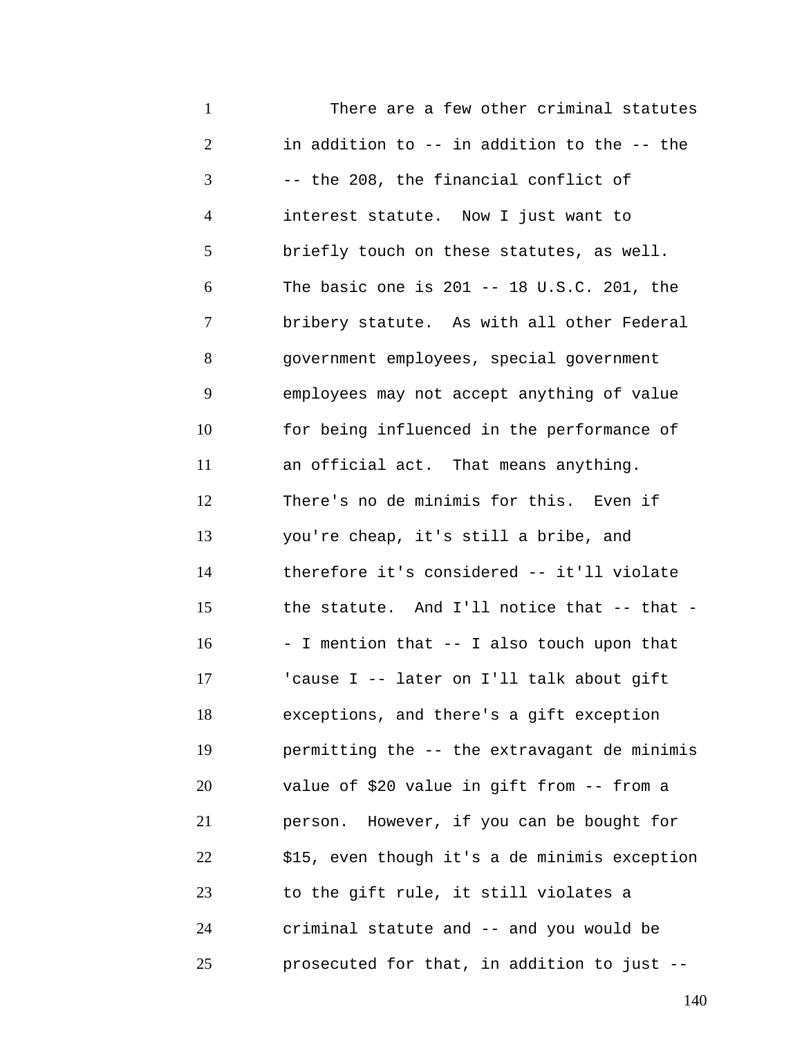There are a few other criminal statutes in addition to -- in addition to the -- the -- the 208, the financial conflict of interest statute. Now I just want to briefly touch on these statutes, as well. The basic one is 201 -- 18 U.S.C. 201, the bribery statute. As with all other Federal government employees, special government employees may not accept anything of value for being influenced in the performance of an official act. That means anything. There's no de minimis for this. Even if you're cheap, it's still a bribe, and therefore it's considered -- it'll violate the statute. And I'll notice that -- that -- I mention that -- I also touch upon that 'cause I -- later on I'll talk about gift exceptions, and there's a gift exception permitting the -- the extravagant de minimis value of $20 value in gift from -- from a person. However, if you can be bought for $15, even though it's a de minimis exception to the gift rule, it still violates a criminal statute and -- and you would be prosecuted for that, in addition to just --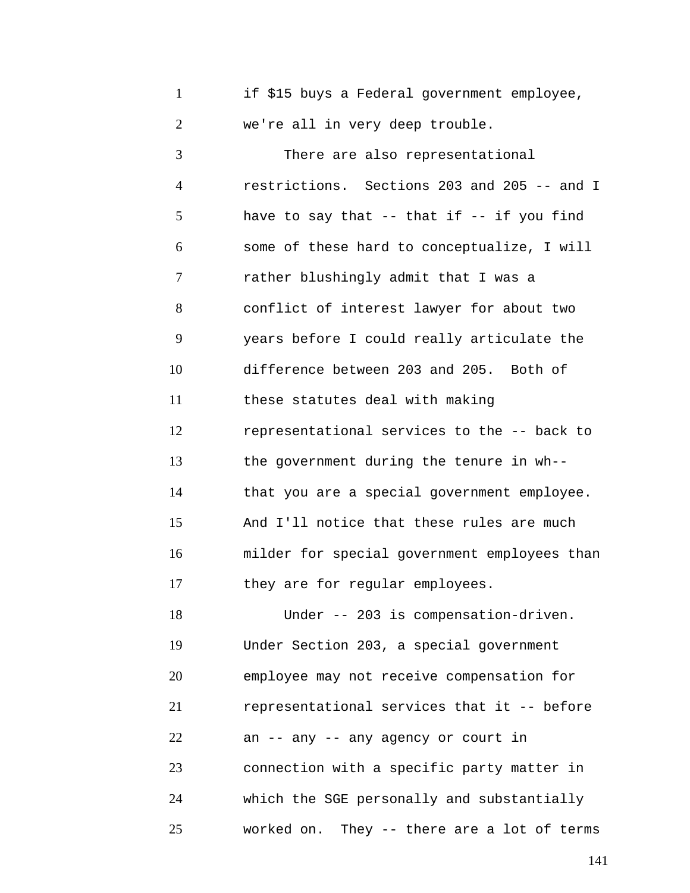if $15 buys a Federal government employee, we're all in very deep trouble.

There are also representational restrictions. Sections 203 and 205 -- and I have to say that -- that if -- if you find some of these hard to conceptualize, I will rather blushingly admit that I was a conflict of interest lawyer for about two years before I could really articulate the difference between 203 and 205. Both of these statutes deal with making representational services to the -- back to the government during the tenure in wh-- that you are a special government employee. And I'll notice that these rules are much milder for special government employees than they are for regular employees.

Under -- 203 is compensation-driven. Under Section 203, a special government employee may not receive compensation for representational services that it -- before an -- any -- any agency or court in connection with a specific party matter in which the SGE personally and substantially worked on. They -- there are a lot of terms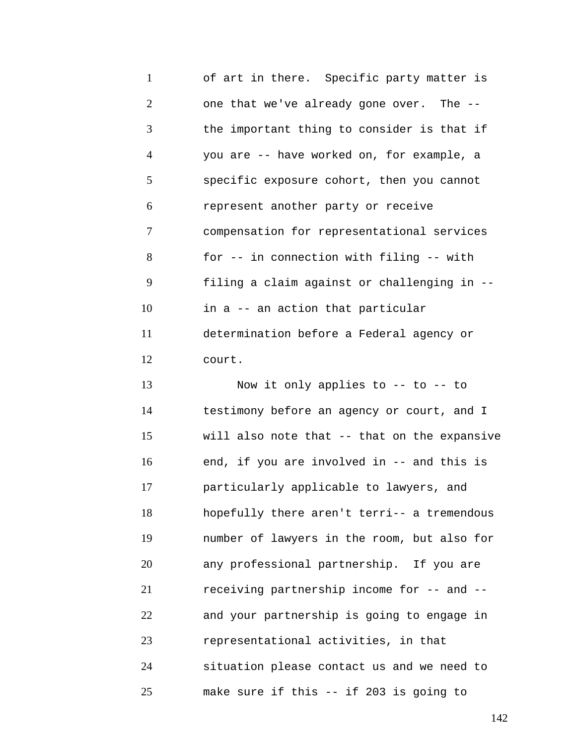of art in there. Specific party matter is one that we've already gone over. The -- the important thing to consider is that if you are -- have worked on, for example, a specific exposure cohort, then you cannot represent another party or receive compensation for representational services for -- in connection with filing -- with filing a claim against or challenging in -- in a -- an action that particular determination before a Federal agency or court.

Now it only applies to -- to -- to testimony before an agency or court, and I will also note that -- that on the expansive end, if you are involved in -- and this is particularly applicable to lawyers, and hopefully there aren't terri-- a tremendous number of lawyers in the room, but also for any professional partnership. If you are receiving partnership income for -- and -- and your partnership is going to engage in representational activities, in that situation please contact us and we need to make sure if this -- if 203 is going to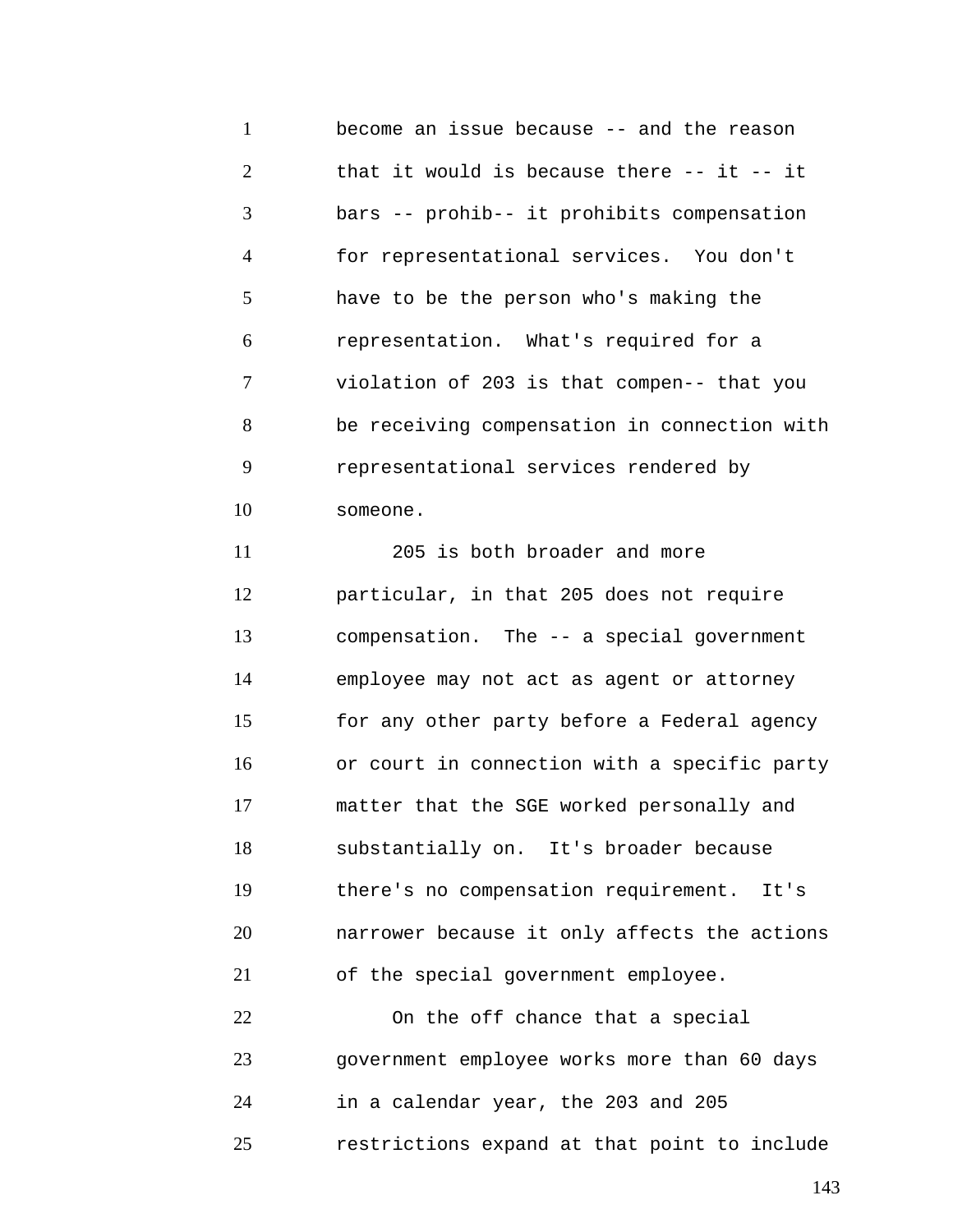become an issue because -- and the reason that it would is because there -- it -- it bars -- prohib-- it prohibits compensation for representational services. You don't have to be the person who's making the representation. What's required for a violation of 203 is that compen-- that you be receiving compensation in connection with representational services rendered by someone.

205 is both broader and more particular, in that 205 does not require compensation. The -- a special government employee may not act as agent or attorney for any other party before a Federal agency or court in connection with a specific party matter that the SGE worked personally and substantially on. It's broader because there's no compensation requirement. It's narrower because it only affects the actions of the special government employee.

On the off chance that a special government employee works more than 60 days in a calendar year, the 203 and 205 restrictions expand at that point to include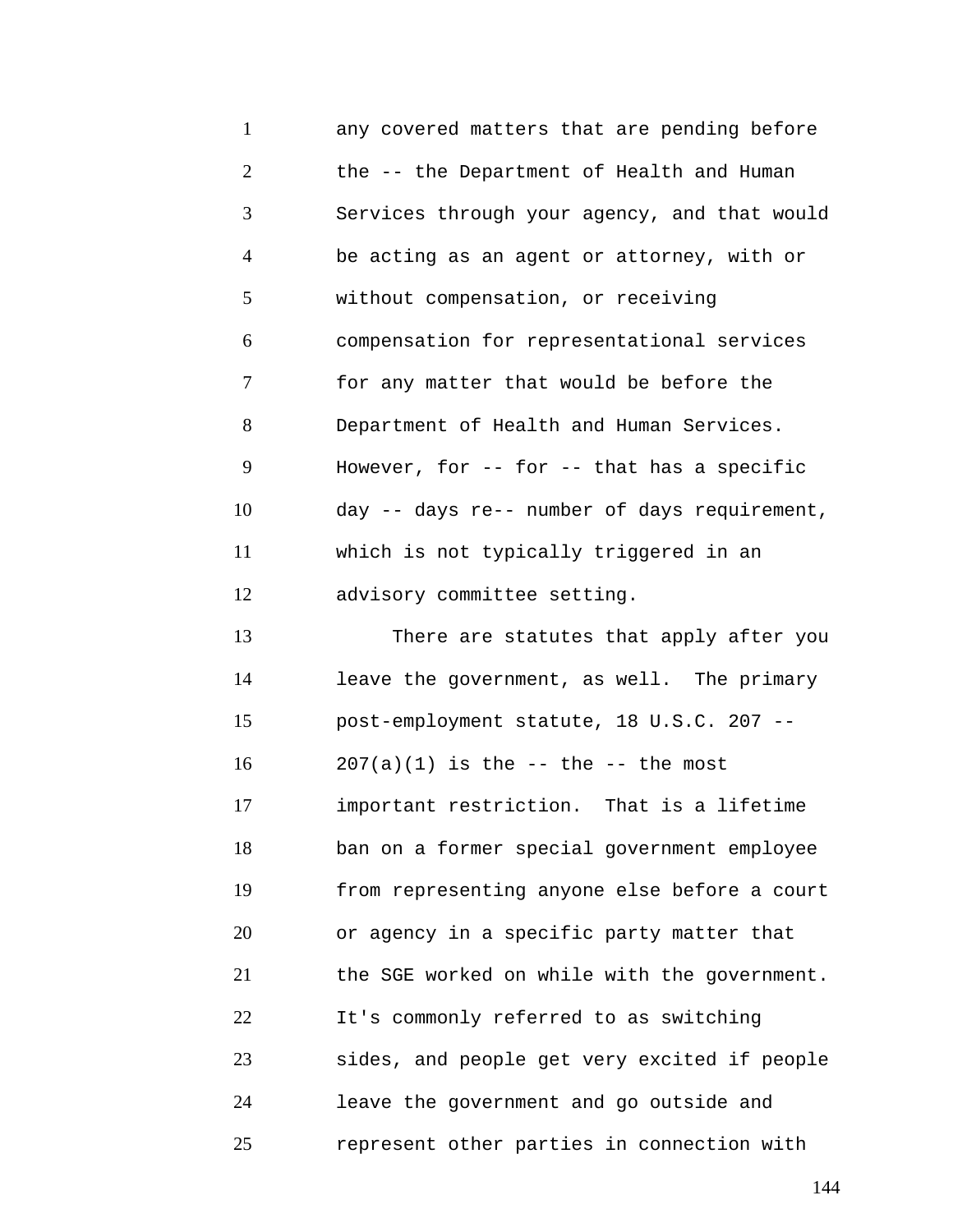any covered matters that are pending before the -- the Department of Health and Human Services through your agency, and that would be acting as an agent or attorney, with or without compensation, or receiving compensation for representational services for any matter that would be before the Department of Health and Human Services. However, for -- for -- that has a specific day -- days re-- number of days requirement, which is not typically triggered in an advisory committee setting.

There are statutes that apply after you leave the government, as well. The primary post-employment statute, 18 U.S.C. 207 -- 207(a)(1) is the -- the -- the most important restriction. That is a lifetime ban on a former special government employee from representing anyone else before a court or agency in a specific party matter that the SGE worked on while with the government. It's commonly referred to as switching sides, and people get very excited if people leave the government and go outside and represent other parties in connection with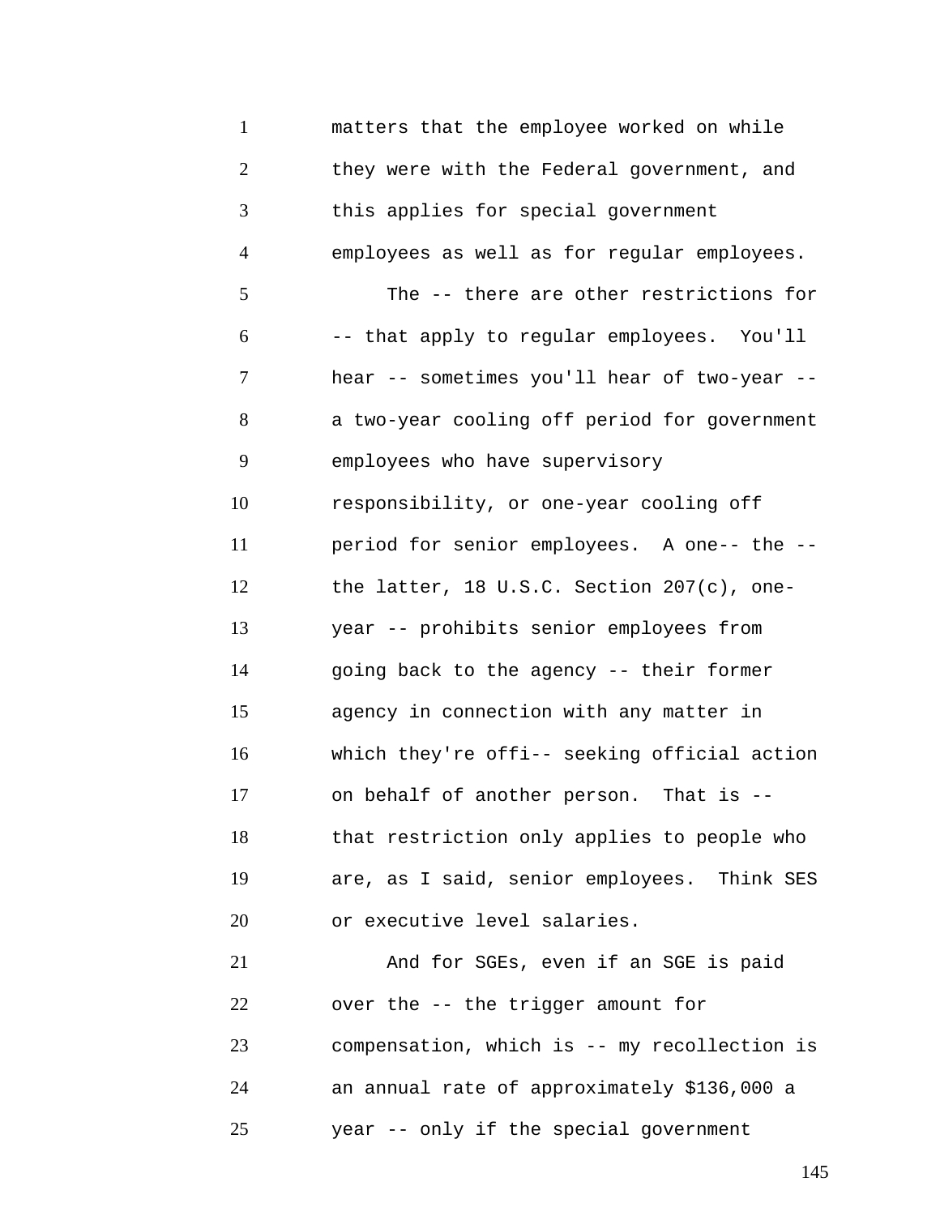matters that the employee worked on while they were with the Federal government, and this applies for special government employees as well as for regular employees.

The -- there are other restrictions for -- that apply to regular employees. You'll hear -- sometimes you'll hear of two-year -- a two-year cooling off period for government employees who have supervisory responsibility, or one-year cooling off period for senior employees. A one-- the -- the latter, 18 U.S.C. Section 207(c), one-year -- prohibits senior employees from going back to the agency -- their former agency in connection with any matter in which they're offi-- seeking official action on behalf of another person. That is -- that restriction only applies to people who are, as I said, senior employees. Think SES or executive level salaries.

And for SGEs, even if an SGE is paid over the -- the trigger amount for compensation, which is -- my recollection is an annual rate of approximately $136,000 a year -- only if the special government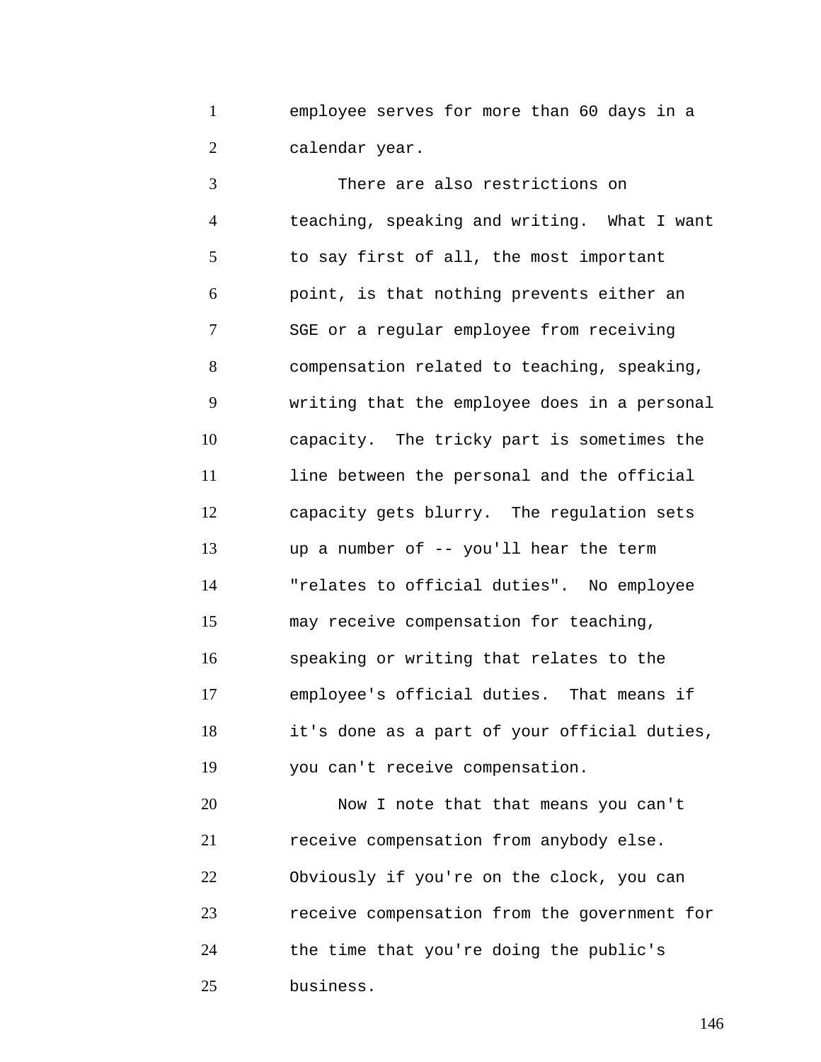employee serves for more than 60 days in a calendar year.

There are also restrictions on teaching, speaking and writing. What I want to say first of all, the most important point, is that nothing prevents either an SGE or a regular employee from receiving compensation related to teaching, speaking, writing that the employee does in a personal capacity. The tricky part is sometimes the line between the personal and the official capacity gets blurry. The regulation sets up a number of -- you'll hear the term "relates to official duties". No employee may receive compensation for teaching, speaking or writing that relates to the employee's official duties. That means if it's done as a part of your official duties, you can't receive compensation.

Now I note that that means you can't receive compensation from anybody else. Obviously if you're on the clock, you can receive compensation from the government for the time that you're doing the public's business.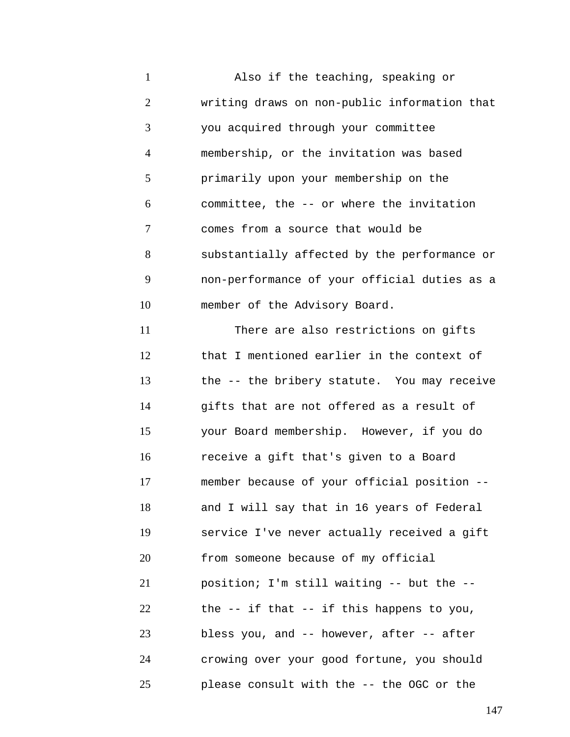Also if the teaching, speaking or writing draws on non-public information that you acquired through your committee membership, or the invitation was based primarily upon your membership on the committee, the -- or where the invitation comes from a source that would be substantially affected by the performance or non-performance of your official duties as a member of the Advisory Board.

There are also restrictions on gifts that I mentioned earlier in the context of the -- the bribery statute. You may receive gifts that are not offered as a result of your Board membership. However, if you do receive a gift that's given to a Board member because of your official position -- and I will say that in 16 years of Federal service I've never actually received a gift from someone because of my official position; I'm still waiting -- but the -- the -- if that -- if this happens to you, bless you, and -- however, after -- after crowing over your good fortune, you should please consult with the -- the OGC or the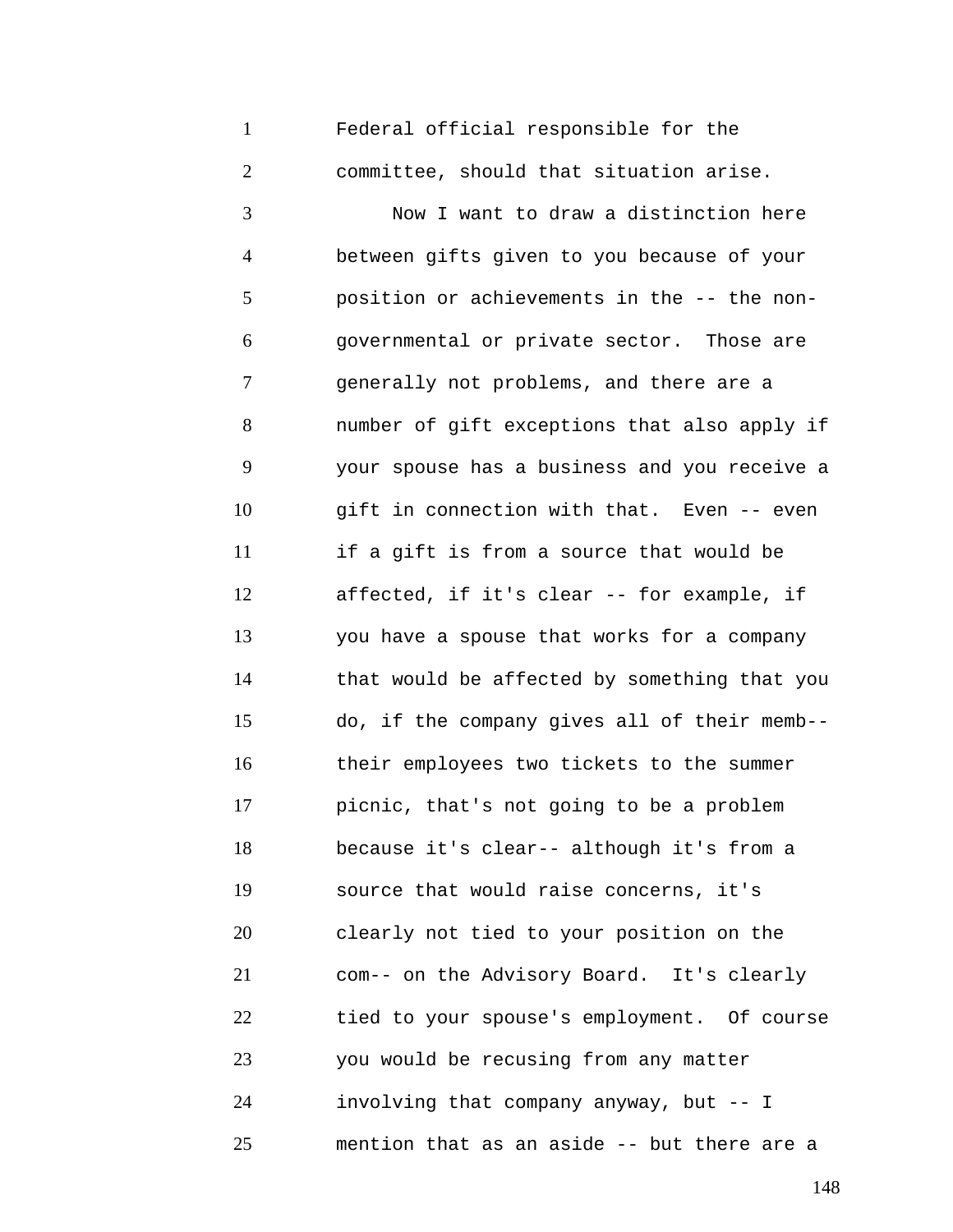Federal official responsible for the committee, should that situation arise.

Now I want to draw a distinction here between gifts given to you because of your position or achievements in the -- the non-governmental or private sector. Those are generally not problems, and there are a number of gift exceptions that also apply if your spouse has a business and you receive a gift in connection with that. Even -- even if a gift is from a source that would be affected, if it's clear -- for example, if you have a spouse that works for a company that would be affected by something that you do, if the company gives all of their memb-- their employees two tickets to the summer picnic, that's not going to be a problem because it's clear-- although it's from a source that would raise concerns, it's clearly not tied to your position on the com-- on the Advisory Board. It's clearly tied to your spouse's employment. Of course you would be recusing from any matter involving that company anyway, but -- I mention that as an aside -- but there are a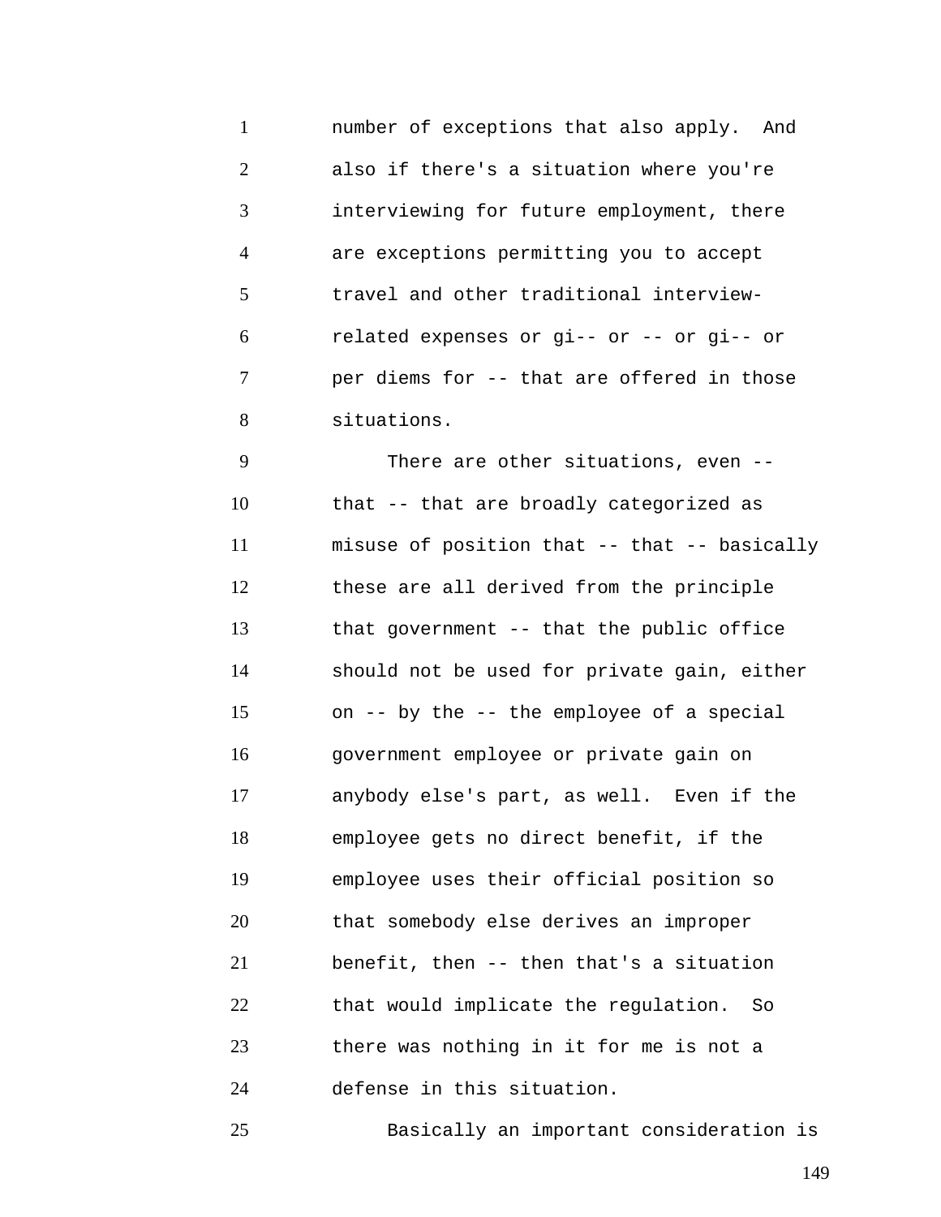number of exceptions that also apply. And also if there's a situation where you're interviewing for future employment, there are exceptions permitting you to accept travel and other traditional interview-related expenses or gi-- or -- or gi-- or per diems for -- that are offered in those situations.

There are other situations, even -- that -- that are broadly categorized as misuse of position that -- that -- basically these are all derived from the principle that government -- that the public office should not be used for private gain, either on -- by the -- the employee of a special government employee or private gain on anybody else's part, as well. Even if the employee gets no direct benefit, if the employee uses their official position so that somebody else derives an improper benefit, then -- then that's a situation that would implicate the regulation. So there was nothing in it for me is not a defense in this situation.

Basically an important consideration is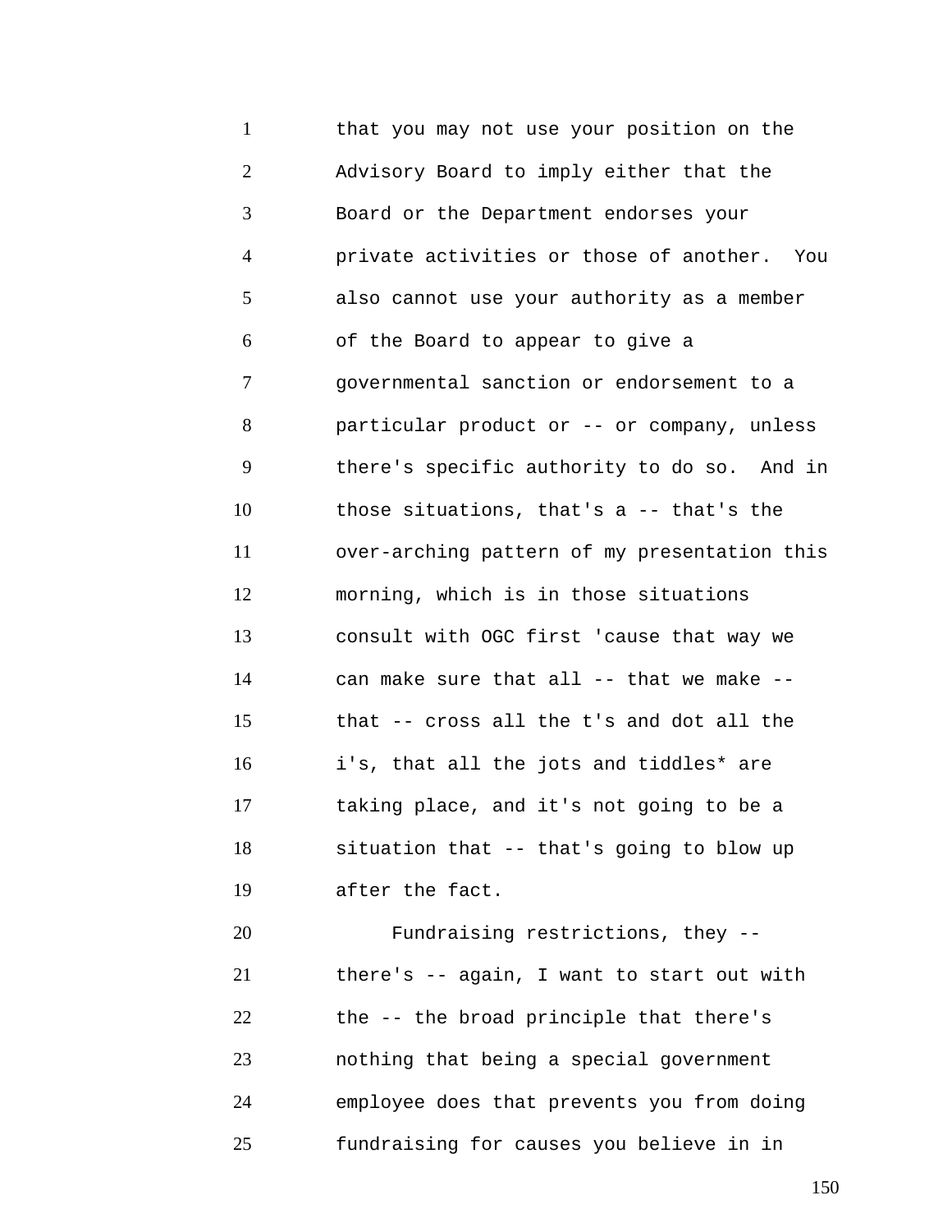that you may not use your position on the Advisory Board to imply either that the Board or the Department endorses your private activities or those of another. You also cannot use your authority as a member of the Board to appear to give a governmental sanction or endorsement to a particular product or -- or company, unless there's specific authority to do so. And in those situations, that's a -- that's the over-arching pattern of my presentation this morning, which is in those situations consult with OGC first 'cause that way we can make sure that all -- that we make -- that -- cross all the t's and dot all the i's, that all the jots and tiddles* are taking place, and it's not going to be a situation that -- that's going to blow up after the fact.

Fundraising restrictions, they -- there's -- again, I want to start out with the -- the broad principle that there's nothing that being a special government employee does that prevents you from doing fundraising for causes you believe in in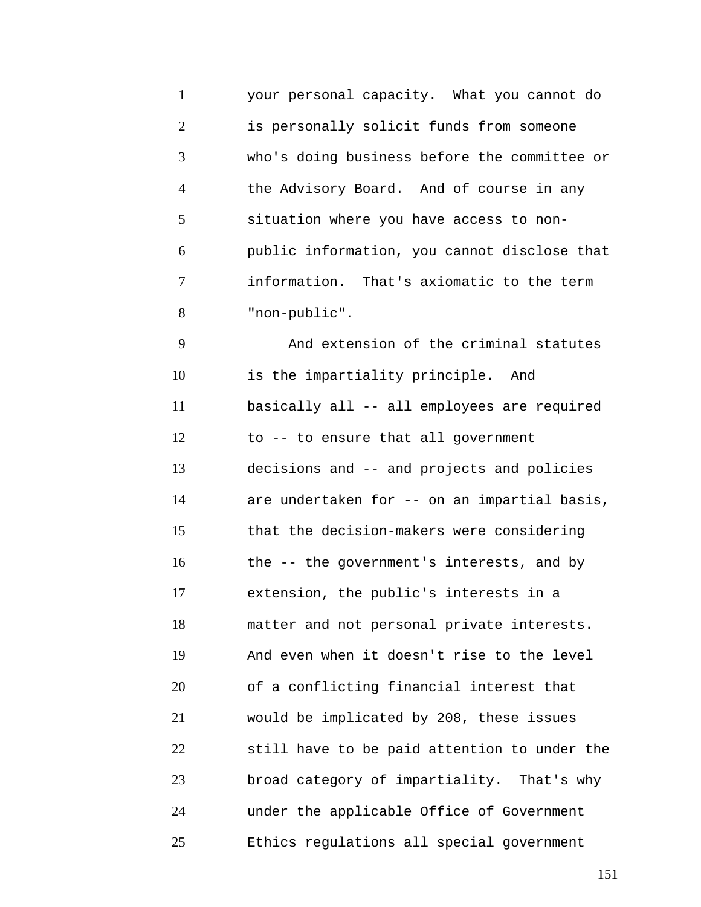your personal capacity. What you cannot do is personally solicit funds from someone who's doing business before the committee or the Advisory Board. And of course in any situation where you have access to non-public information, you cannot disclose that information. That's axiomatic to the term "non-public".

And extension of the criminal statutes is the impartiality principle. And basically all -- all employees are required to -- to ensure that all government decisions and -- and projects and policies are undertaken for -- on an impartial basis, that the decision-makers were considering the -- the government's interests, and by extension, the public's interests in a matter and not personal private interests. And even when it doesn't rise to the level of a conflicting financial interest that would be implicated by 208, these issues still have to be paid attention to under the broad category of impartiality. That's why under the applicable Office of Government Ethics regulations all special government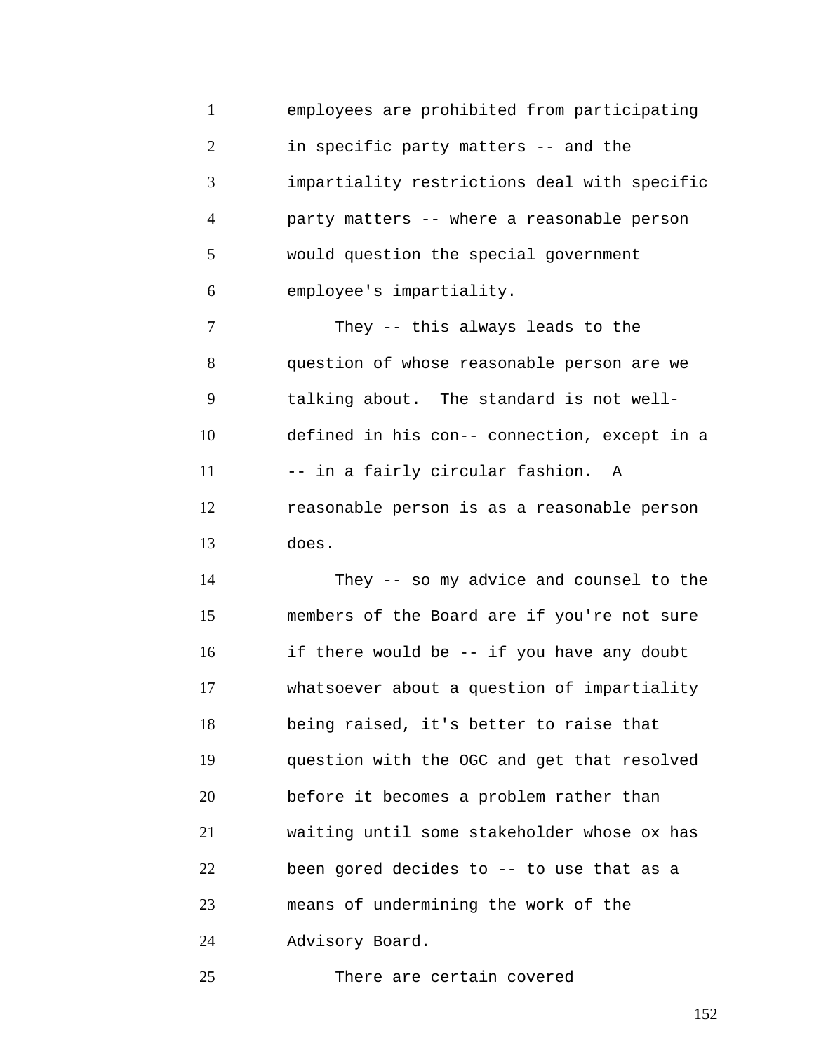employees are prohibited from participating in specific party matters -- and the impartiality restrictions deal with specific party matters -- where a reasonable person would question the special government employee's impartiality.

They -- this always leads to the question of whose reasonable person are we talking about. The standard is not well-defined in his con-- connection, except in a -- in a fairly circular fashion. A reasonable person is as a reasonable person does.

They -- so my advice and counsel to the members of the Board are if you're not sure if there would be -- if you have any doubt whatsoever about a question of impartiality being raised, it's better to raise that question with the OGC and get that resolved before it becomes a problem rather than waiting until some stakeholder whose ox has been gored decides to -- to use that as a means of undermining the work of the Advisory Board.

There are certain covered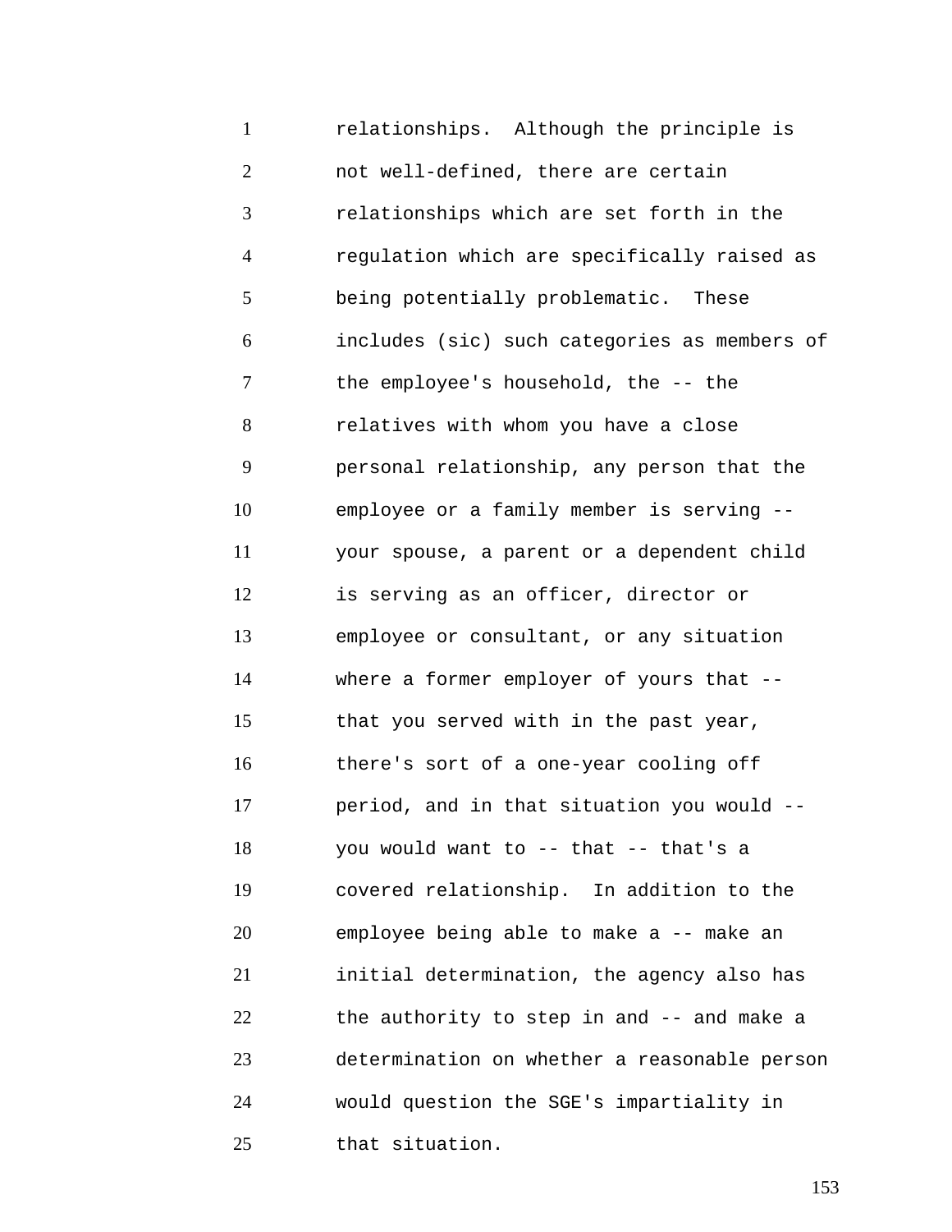relationships.  Although the principle is not well-defined, there are certain relationships which are set forth in the regulation which are specifically raised as being potentially problematic.  These includes (sic) such categories as members of the employee's household, the -- the relatives with whom you have a close personal relationship, any person that the employee or a family member is serving -- your spouse, a parent or a dependent child is serving as an officer, director or employee or consultant, or any situation where a former employer of yours that -- that you served with in the past year, there's sort of a one-year cooling off period, and in that situation you would -- you would want to -- that -- that's a covered relationship.  In addition to the employee being able to make a -- make an initial determination, the agency also has the authority to step in and -- and make a determination on whether a reasonable person would question the SGE's impartiality in that situation.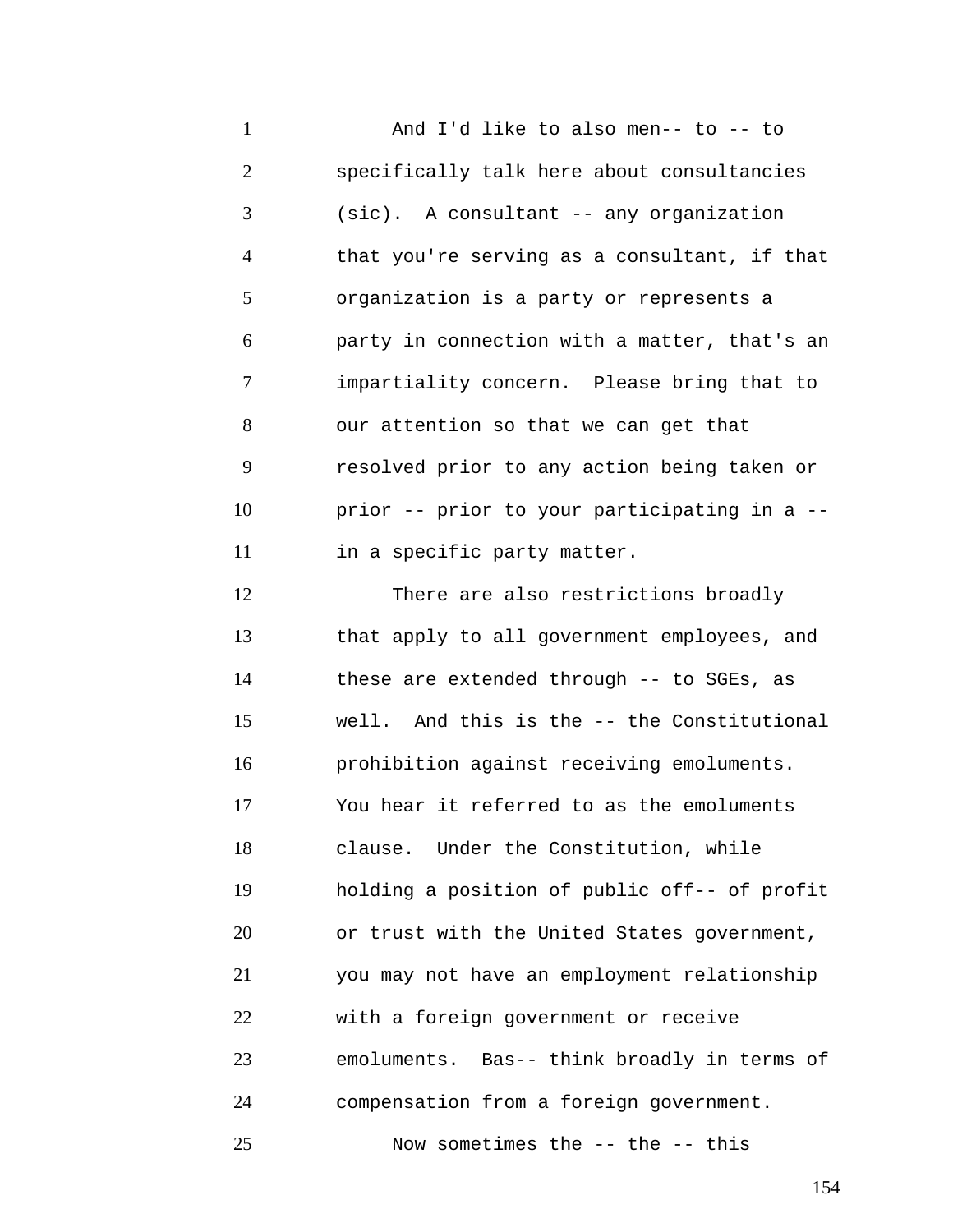And I'd like to also men-- to -- to specifically talk here about consultancies (sic). A consultant -- any organization that you're serving as a consultant, if that organization is a party or represents a party in connection with a matter, that's an impartiality concern. Please bring that to our attention so that we can get that resolved prior to any action being taken or prior -- prior to your participating in a -- in a specific party matter.

There are also restrictions broadly that apply to all government employees, and these are extended through -- to SGEs, as well. And this is the -- the Constitutional prohibition against receiving emoluments. You hear it referred to as the emoluments clause. Under the Constitution, while holding a position of public off-- of profit or trust with the United States government, you may not have an employment relationship with a foreign government or receive emoluments. Bas-- think broadly in terms of compensation from a foreign government.

Now sometimes the -- the -- this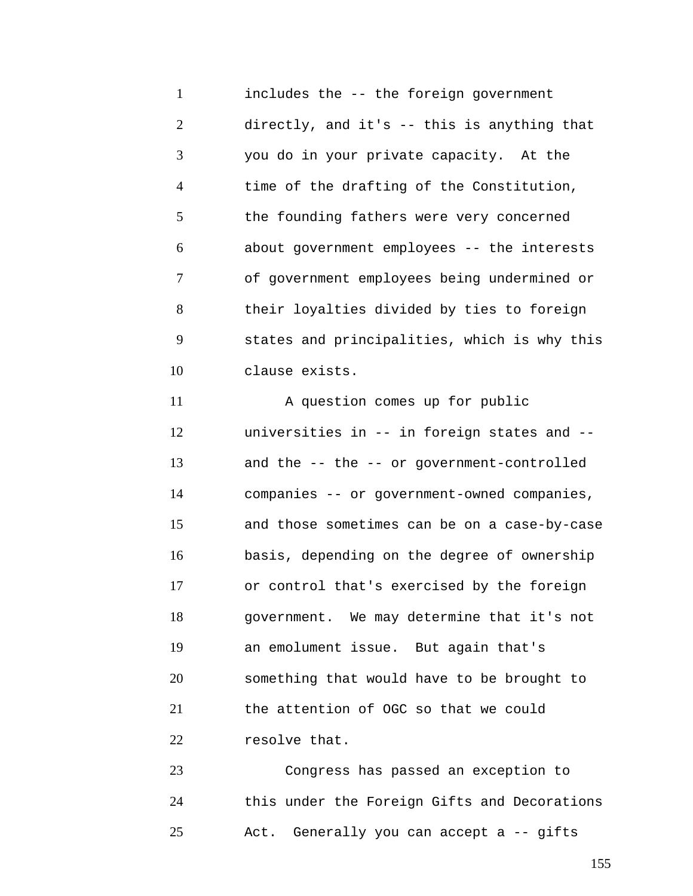includes the -- the foreign government directly, and it's -- this is anything that you do in your private capacity. At the time of the drafting of the Constitution, the founding fathers were very concerned about government employees -- the interests of government employees being undermined or their loyalties divided by ties to foreign states and principalities, which is why this clause exists.

A question comes up for public universities in -- in foreign states and -- and the -- the -- or government-controlled companies -- or government-owned companies, and those sometimes can be on a case-by-case basis, depending on the degree of ownership or control that's exercised by the foreign government. We may determine that it's not an emolument issue. But again that's something that would have to be brought to the attention of OGC so that we could resolve that.

Congress has passed an exception to this under the Foreign Gifts and Decorations Act. Generally you can accept a -- gifts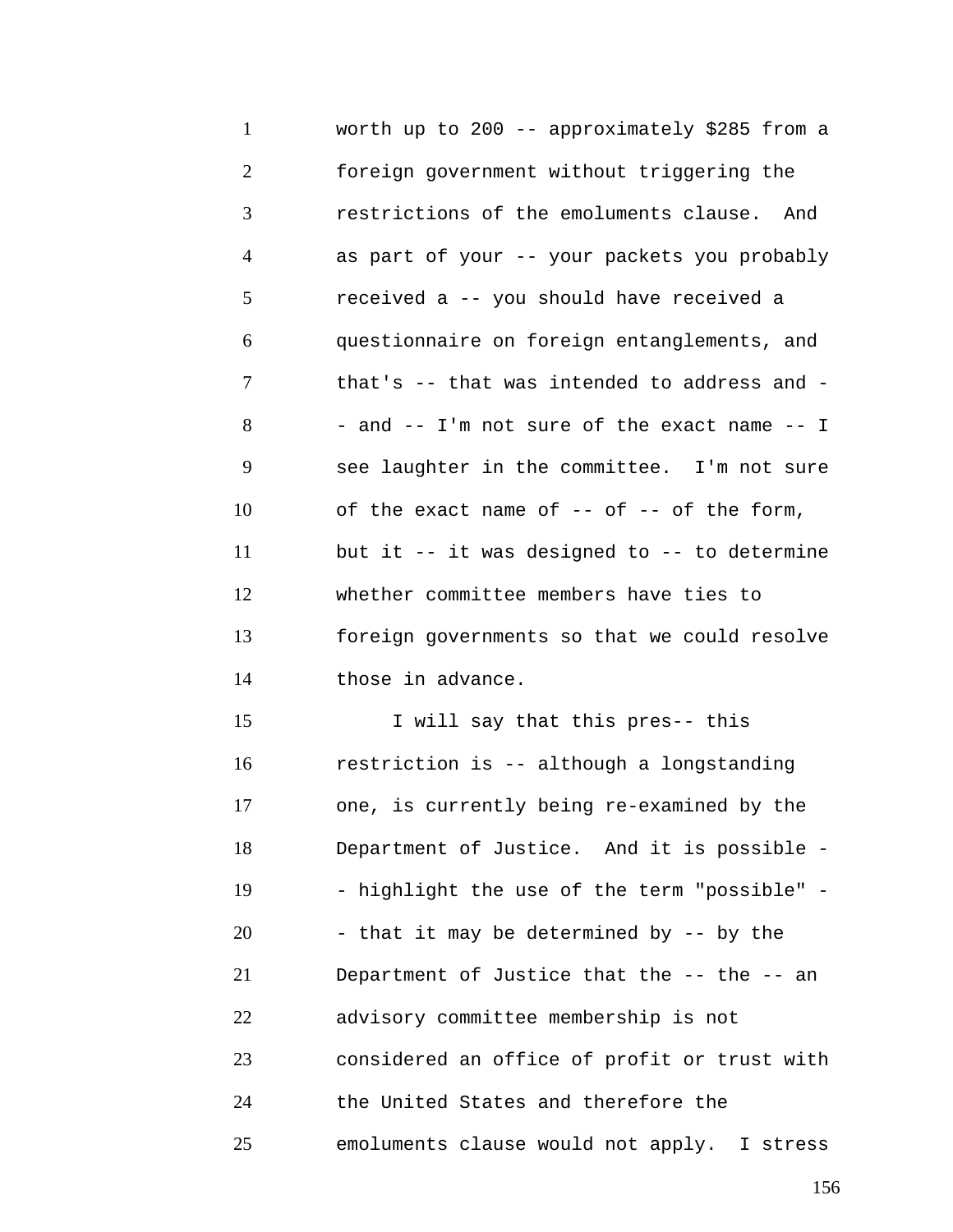worth up to 200 -- approximately $285 from a foreign government without triggering the restrictions of the emoluments clause. And as part of your -- your packets you probably received a -- you should have received a questionnaire on foreign entanglements, and that's -- that was intended to address and -- and -- I'm not sure of the exact name -- I see laughter in the committee. I'm not sure of the exact name of -- of -- of the form, but it -- it was designed to -- to determine whether committee members have ties to foreign governments so that we could resolve those in advance.

I will say that this pres-- this restriction is -- although a longstanding one, is currently being re-examined by the Department of Justice. And it is possible -- highlight the use of the term "possible" -- that it may be determined by -- by the Department of Justice that the -- the -- an advisory committee membership is not considered an office of profit or trust with the United States and therefore the emoluments clause would not apply. I stress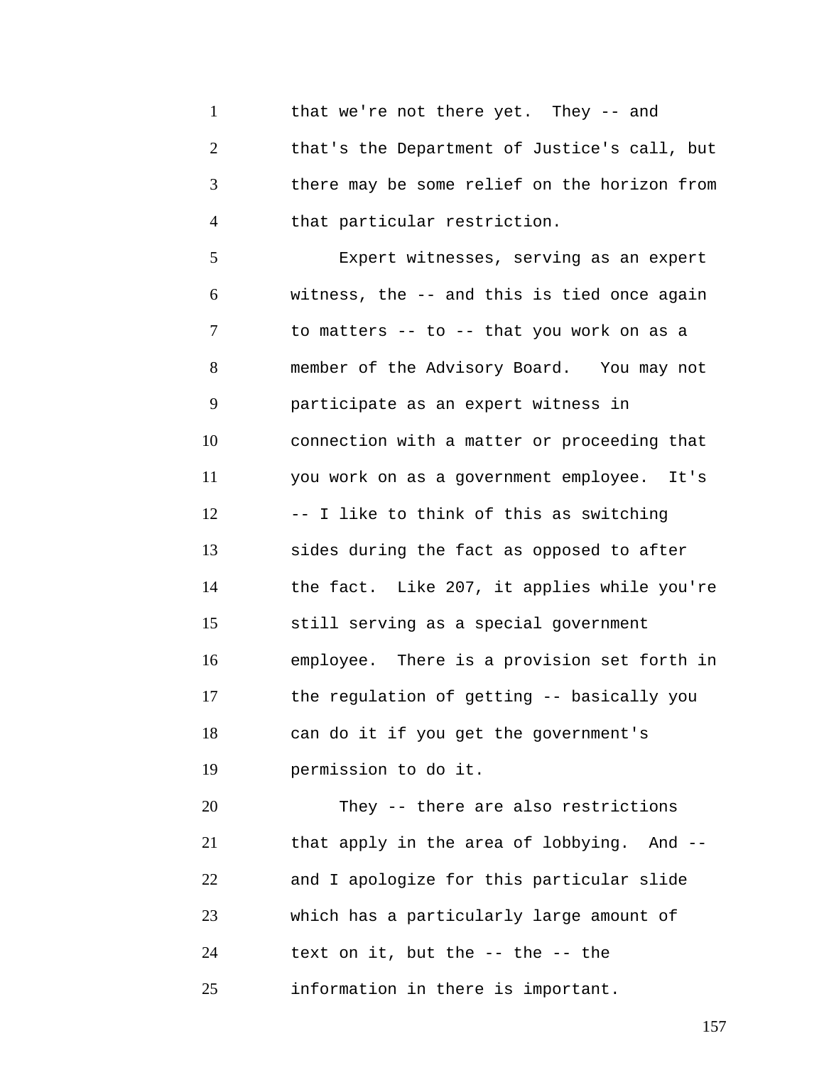that we're not there yet. They -- and that's the Department of Justice's call, but there may be some relief on the horizon from that particular restriction.

Expert witnesses, serving as an expert witness, the -- and this is tied once again to matters -- to -- that you work on as a member of the Advisory Board. You may not participate as an expert witness in connection with a matter or proceeding that you work on as a government employee. It's -- I like to think of this as switching sides during the fact as opposed to after the fact. Like 207, it applies while you're still serving as a special government employee. There is a provision set forth in the regulation of getting -- basically you can do it if you get the government's permission to do it.

They -- there are also restrictions that apply in the area of lobbying. And -- and I apologize for this particular slide which has a particularly large amount of text on it, but the -- the -- the information in there is important.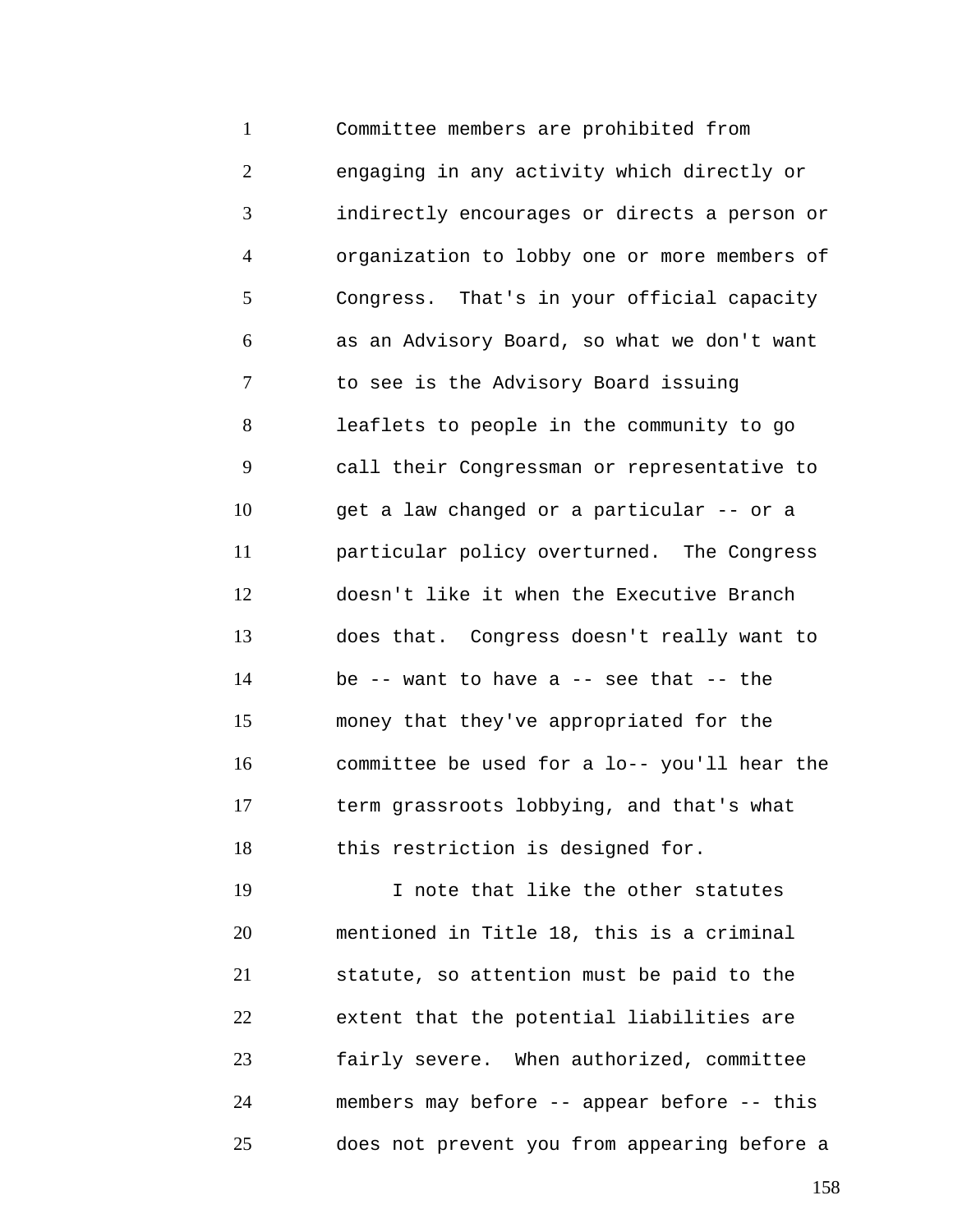Committee members are prohibited from engaging in any activity which directly or indirectly encourages or directs a person or organization to lobby one or more members of Congress. That's in your official capacity as an Advisory Board, so what we don't want to see is the Advisory Board issuing leaflets to people in the community to go call their Congressman or representative to get a law changed or a particular -- or a particular policy overturned. The Congress doesn't like it when the Executive Branch does that. Congress doesn't really want to be -- want to have a -- see that -- the money that they've appropriated for the committee be used for a lo-- you'll hear the term grassroots lobbying, and that's what this restriction is designed for.

I note that like the other statutes mentioned in Title 18, this is a criminal statute, so attention must be paid to the extent that the potential liabilities are fairly severe. When authorized, committee members may before -- appear before -- this does not prevent you from appearing before a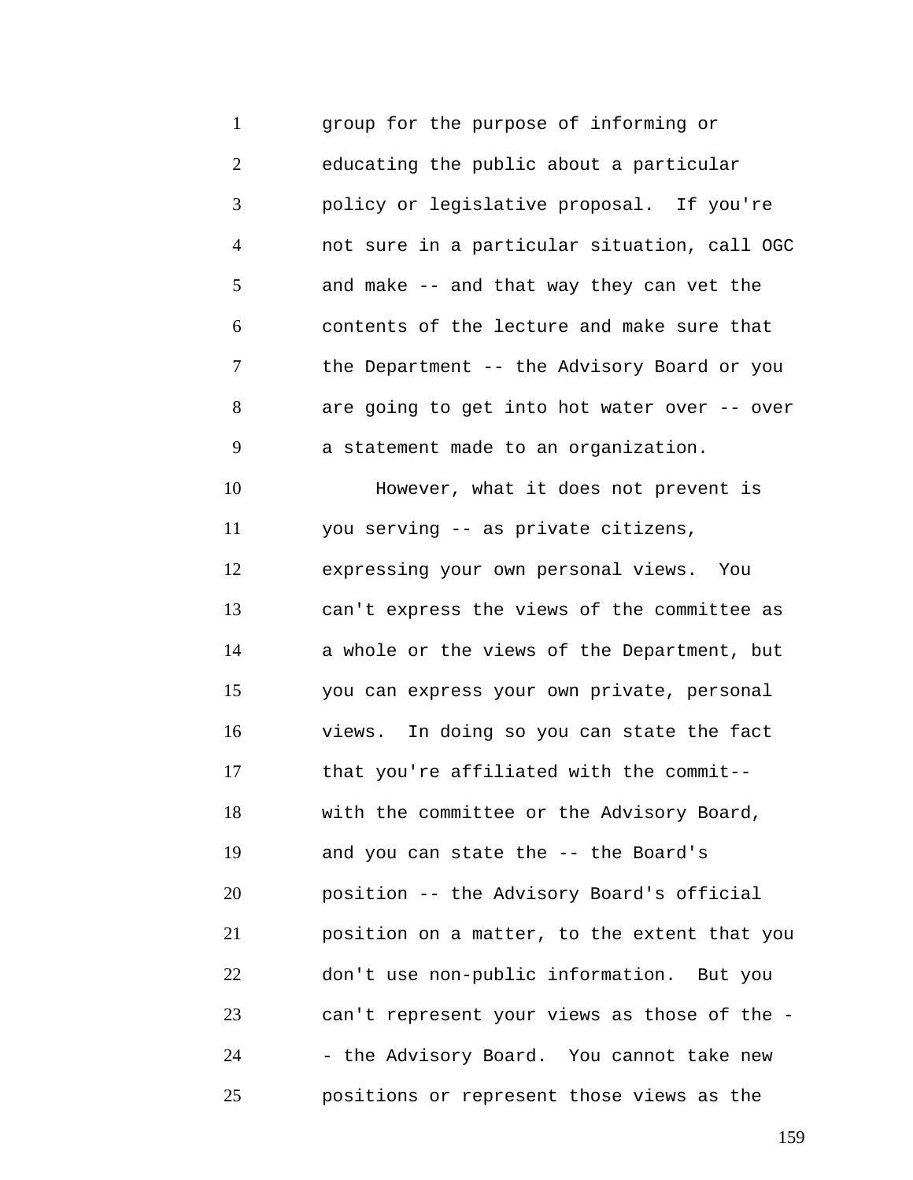group for the purpose of informing or educating the public about a particular policy or legislative proposal. If you're not sure in a particular situation, call OGC and make -- and that way they can vet the contents of the lecture and make sure that the Department -- the Advisory Board or you are going to get into hot water over -- over a statement made to an organization.

However, what it does not prevent is you serving -- as private citizens, expressing your own personal views. You can't express the views of the committee as a whole or the views of the Department, but you can express your own private, personal views. In doing so you can state the fact that you're affiliated with the commit-- with the committee or the Advisory Board, and you can state the -- the Board's position -- the Advisory Board's official position on a matter, to the extent that you don't use non-public information. But you can't represent your views as those of the -- the Advisory Board. You cannot take new positions or represent those views as the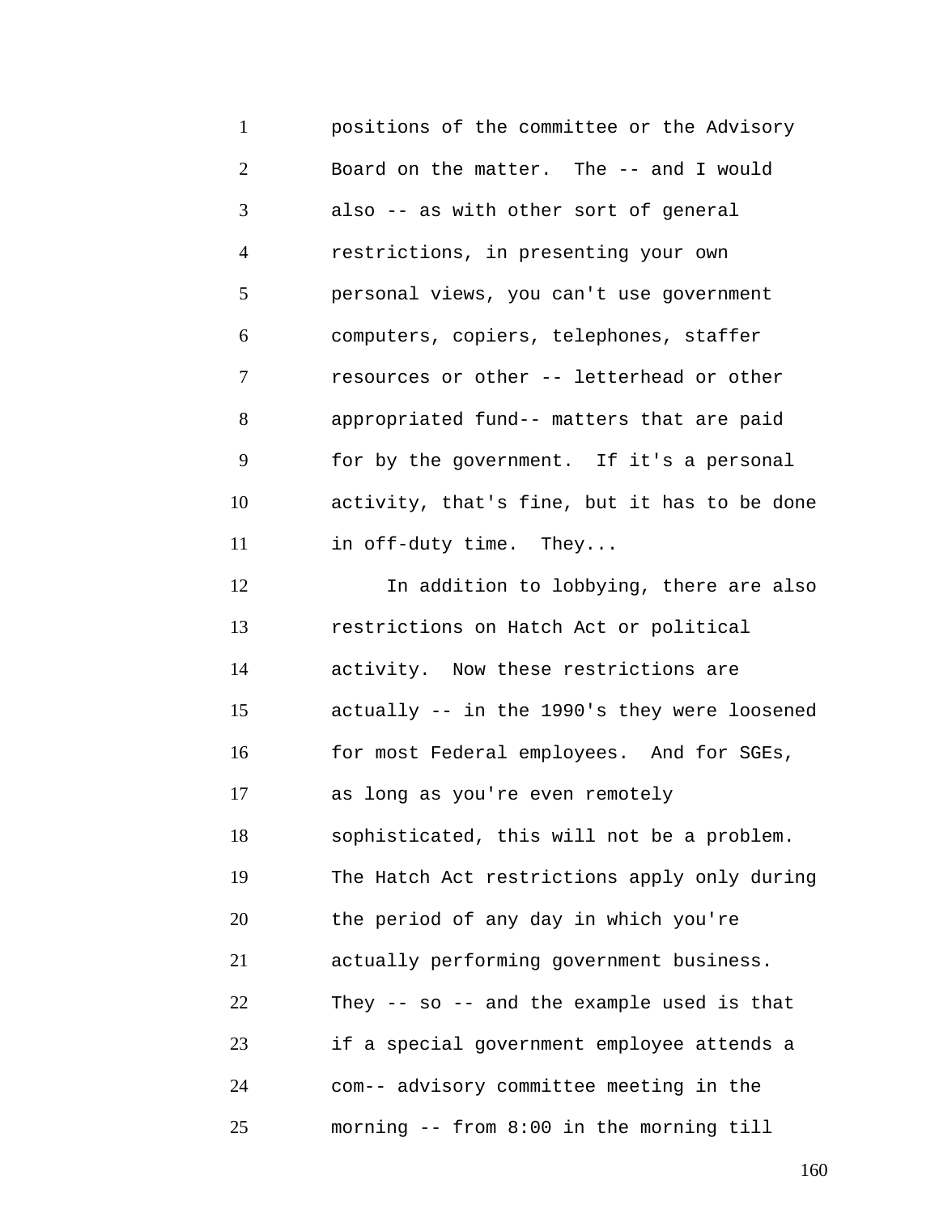positions of the committee or the Advisory Board on the matter. The -- and I would also -- as with other sort of general restrictions, in presenting your own personal views, you can't use government computers, copiers, telephones, staffer resources or other -- letterhead or other appropriated fund-- matters that are paid for by the government. If it's a personal activity, that's fine, but it has to be done in off-duty time. They...

In addition to lobbying, there are also restrictions on Hatch Act or political activity. Now these restrictions are actually -- in the 1990's they were loosened for most Federal employees. And for SGEs, as long as you're even remotely sophisticated, this will not be a problem. The Hatch Act restrictions apply only during the period of any day in which you're actually performing government business. They -- so -- and the example used is that if a special government employee attends a com-- advisory committee meeting in the morning -- from 8:00 in the morning till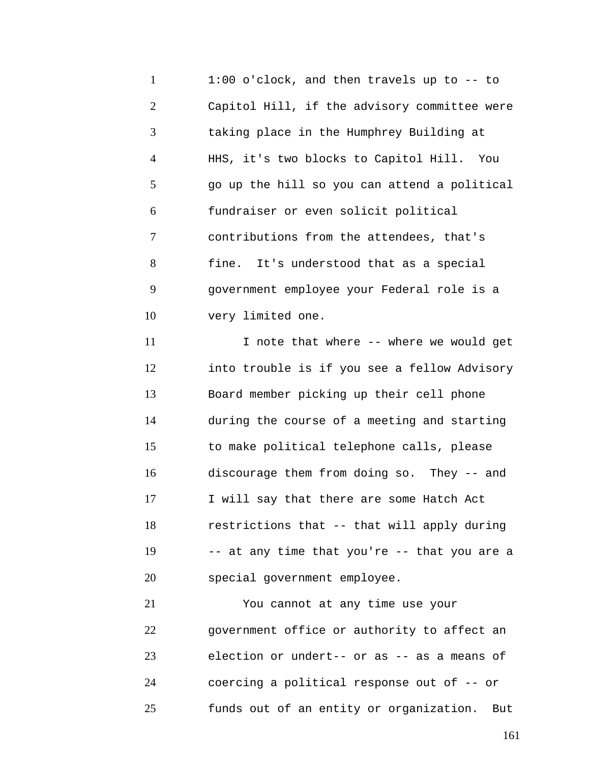1:00 o'clock, and then travels up to -- to Capitol Hill, if the advisory committee were taking place in the Humphrey Building at HHS, it's two blocks to Capitol Hill. You go up the hill so you can attend a political fundraiser or even solicit political contributions from the attendees, that's fine. It's understood that as a special government employee your Federal role is a very limited one.

I note that where -- where we would get into trouble is if you see a fellow Advisory Board member picking up their cell phone during the course of a meeting and starting to make political telephone calls, please discourage them from doing so. They -- and I will say that there are some Hatch Act restrictions that -- that will apply during -- at any time that you're -- that you are a special government employee.

You cannot at any time use your government office or authority to affect an election or undert-- or as -- as a means of coercing a political response out of -- or funds out of an entity or organization. But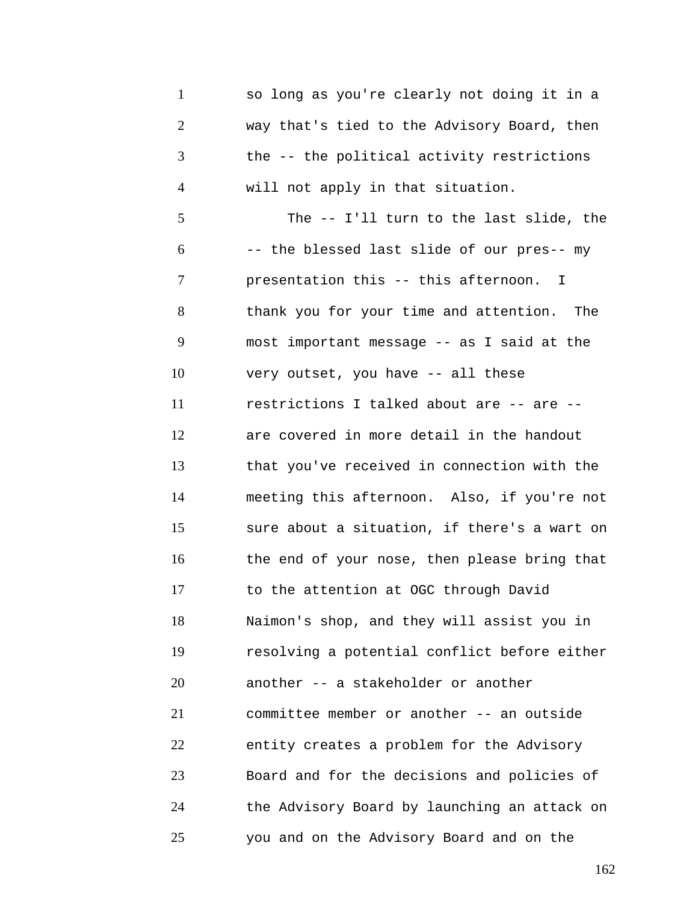so long as you're clearly not doing it in a way that's tied to the Advisory Board, then the -- the political activity restrictions will not apply in that situation.

The -- I'll turn to the last slide, the -- the blessed last slide of our pres-- my presentation this -- this afternoon. I thank you for your time and attention. The most important message -- as I said at the very outset, you have -- all these restrictions I talked about are -- are -- are covered in more detail in the handout that you've received in connection with the meeting this afternoon. Also, if you're not sure about a situation, if there's a wart on the end of your nose, then please bring that to the attention at OGC through David Naimon's shop, and they will assist you in resolving a potential conflict before either another -- a stakeholder or another committee member or another -- an outside entity creates a problem for the Advisory Board and for the decisions and policies of the Advisory Board by launching an attack on you and on the Advisory Board and on the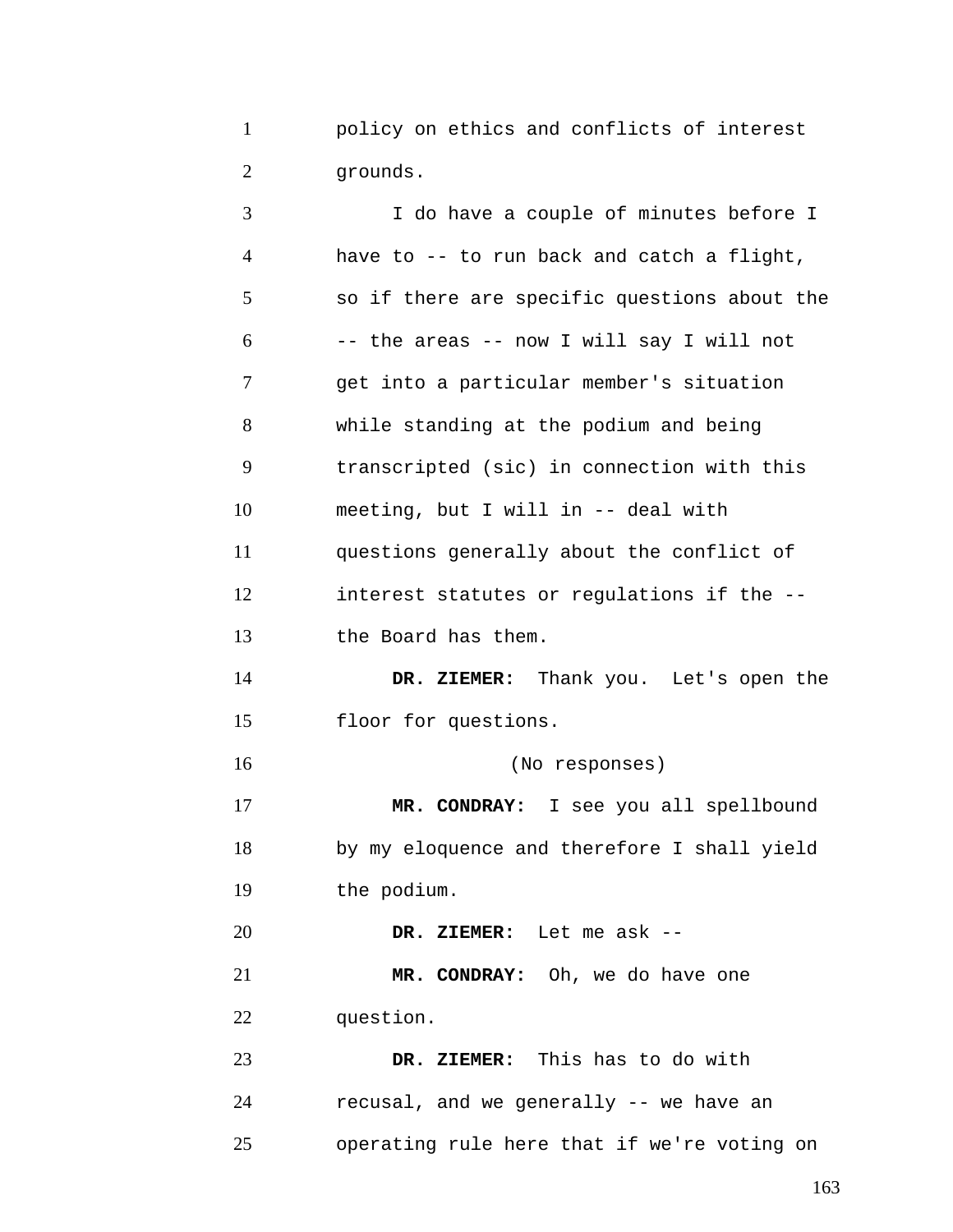policy on ethics and conflicts of interest grounds.

I do have a couple of minutes before I have to -- to run back and catch a flight, so if there are specific questions about the -- the areas -- now I will say I will not get into a particular member's situation while standing at the podium and being transcripted (sic) in connection with this meeting, but I will in -- deal with questions generally about the conflict of interest statutes or regulations if the -- the Board has them.

**DR. ZIEMER:** Thank you. Let's open the floor for questions.

(No responses)

**MR. CONDRAY:** I see you all spellbound by my eloquence and therefore I shall yield the podium.

**DR. ZIEMER:** Let me ask --

**MR. CONDRAY:** Oh, we do have one question.

**DR. ZIEMER:** This has to do with recusal, and we generally -- we have an operating rule here that if we're voting on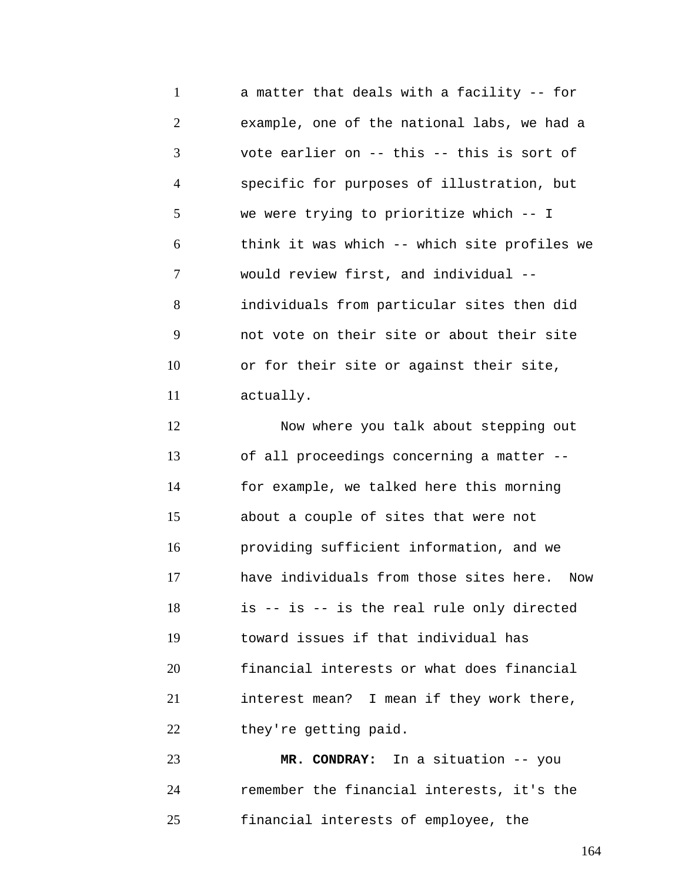a matter that deals with a facility -- for example, one of the national labs, we had a vote earlier on -- this -- this is sort of specific for purposes of illustration, but we were trying to prioritize which -- I think it was which -- which site profiles we would review first, and individual -- individuals from particular sites then did not vote on their site or about their site or for their site or against their site, actually.

Now where you talk about stepping out of all proceedings concerning a matter -- for example, we talked here this morning about a couple of sites that were not providing sufficient information, and we have individuals from those sites here. Now is -- is -- is the real rule only directed toward issues if that individual has financial interests or what does financial interest mean? I mean if they work there, they're getting paid.

**MR. CONDRAY:** In a situation -- you remember the financial interests, it's the financial interests of employee, the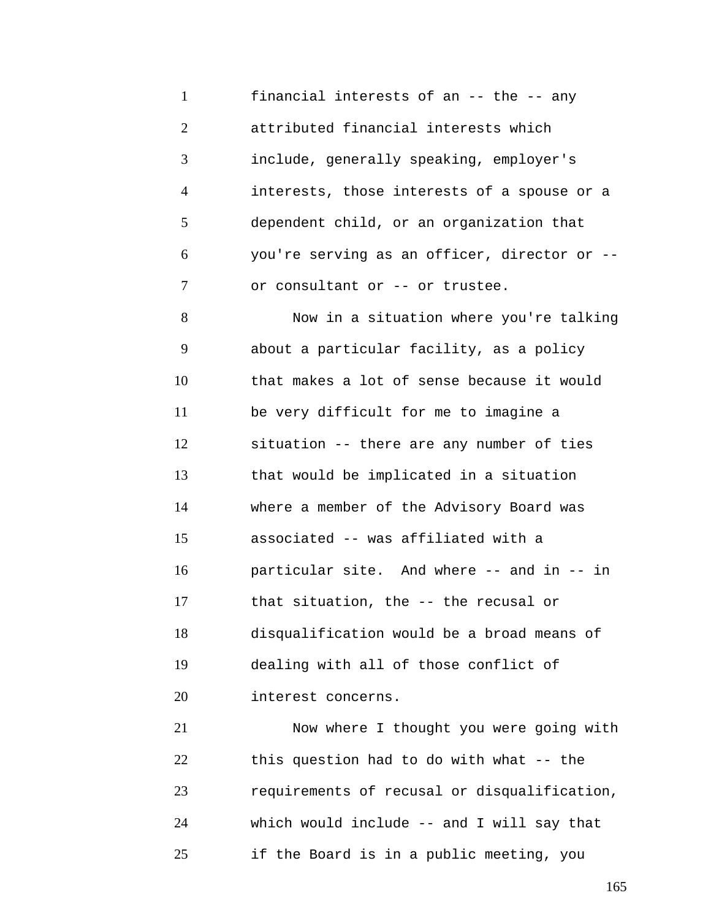financial interests of an -- the -- any attributed financial interests which include, generally speaking, employer's interests, those interests of a spouse or a dependent child, or an organization that you're serving as an officer, director or -- or consultant or -- or trustee.

Now in a situation where you're talking about a particular facility, as a policy that makes a lot of sense because it would be very difficult for me to imagine a situation -- there are any number of ties that would be implicated in a situation where a member of the Advisory Board was associated -- was affiliated with a particular site. And where -- and in -- in that situation, the -- the recusal or disqualification would be a broad means of dealing with all of those conflict of interest concerns.

Now where I thought you were going with this question had to do with what -- the requirements of recusal or disqualification, which would include -- and I will say that if the Board is in a public meeting, you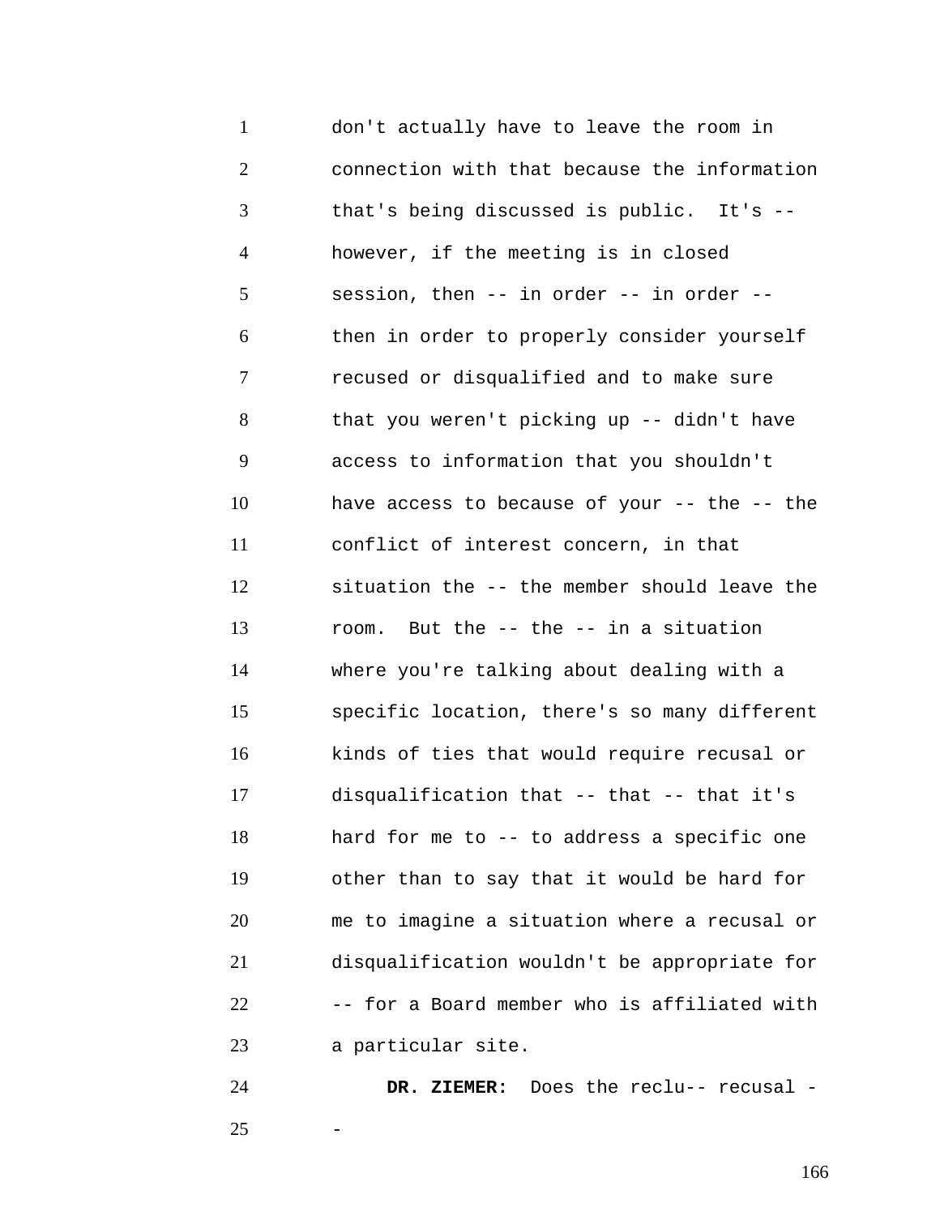don't actually have to leave the room in connection with that because the information that's being discussed is public. It's -- however, if the meeting is in closed session, then -- in order -- in order -- then in order to properly consider yourself recused or disqualified and to make sure that you weren't picking up -- didn't have access to information that you shouldn't have access to because of your -- the -- the conflict of interest concern, in that situation the -- the member should leave the room. But the -- the -- in a situation where you're talking about dealing with a specific location, there's so many different kinds of ties that would require recusal or disqualification that -- that -- that it's hard for me to -- to address a specific one other than to say that it would be hard for me to imagine a situation where a recusal or disqualification wouldn't be appropriate for -- for a Board member who is affiliated with a particular site.

**DR. ZIEMER:** Does the reclu-- recusal --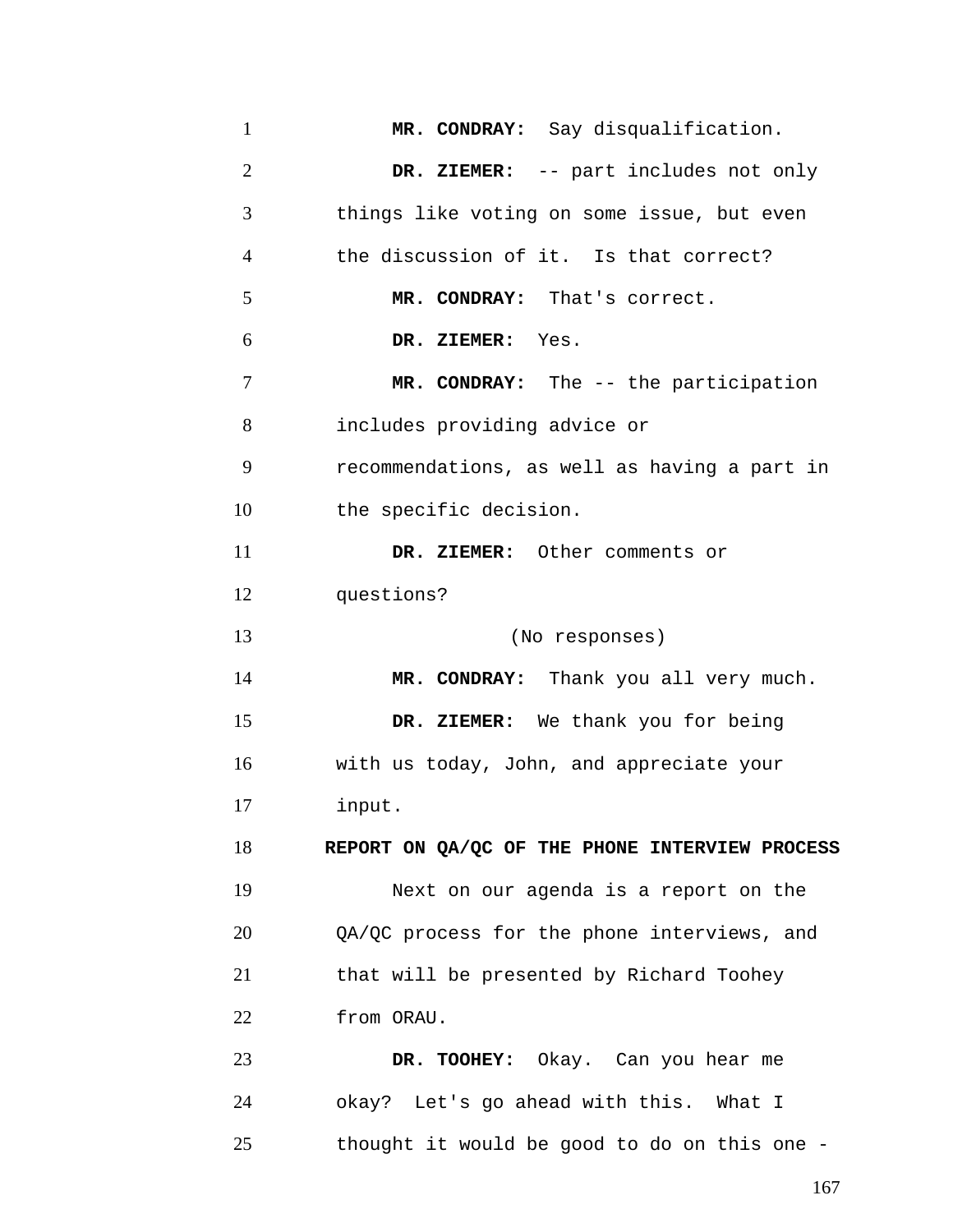**MR. CONDRAY:** Say disqualification.

**DR. ZIEMER:** -- part includes not only things like voting on some issue, but even the discussion of it. Is that correct?

**MR. CONDRAY:** That's correct.

**DR. ZIEMER:** Yes.

**MR. CONDRAY:** The -- the participation includes providing advice or recommendations, as well as having a part in the specific decision.

**DR. ZIEMER:** Other comments or questions?

(No responses)

**MR. CONDRAY:** Thank you all very much.

**DR. ZIEMER:** We thank you for being with us today, John, and appreciate your input.

## REPORT ON QA/QC OF THE PHONE INTERVIEW PROCESS

Next on our agenda is a report on the QA/QC process for the phone interviews, and that will be presented by Richard Toohey from ORAU.

**DR. TOOHEY:** Okay. Can you hear me okay? Let's go ahead with this. What I thought it would be good to do on this one -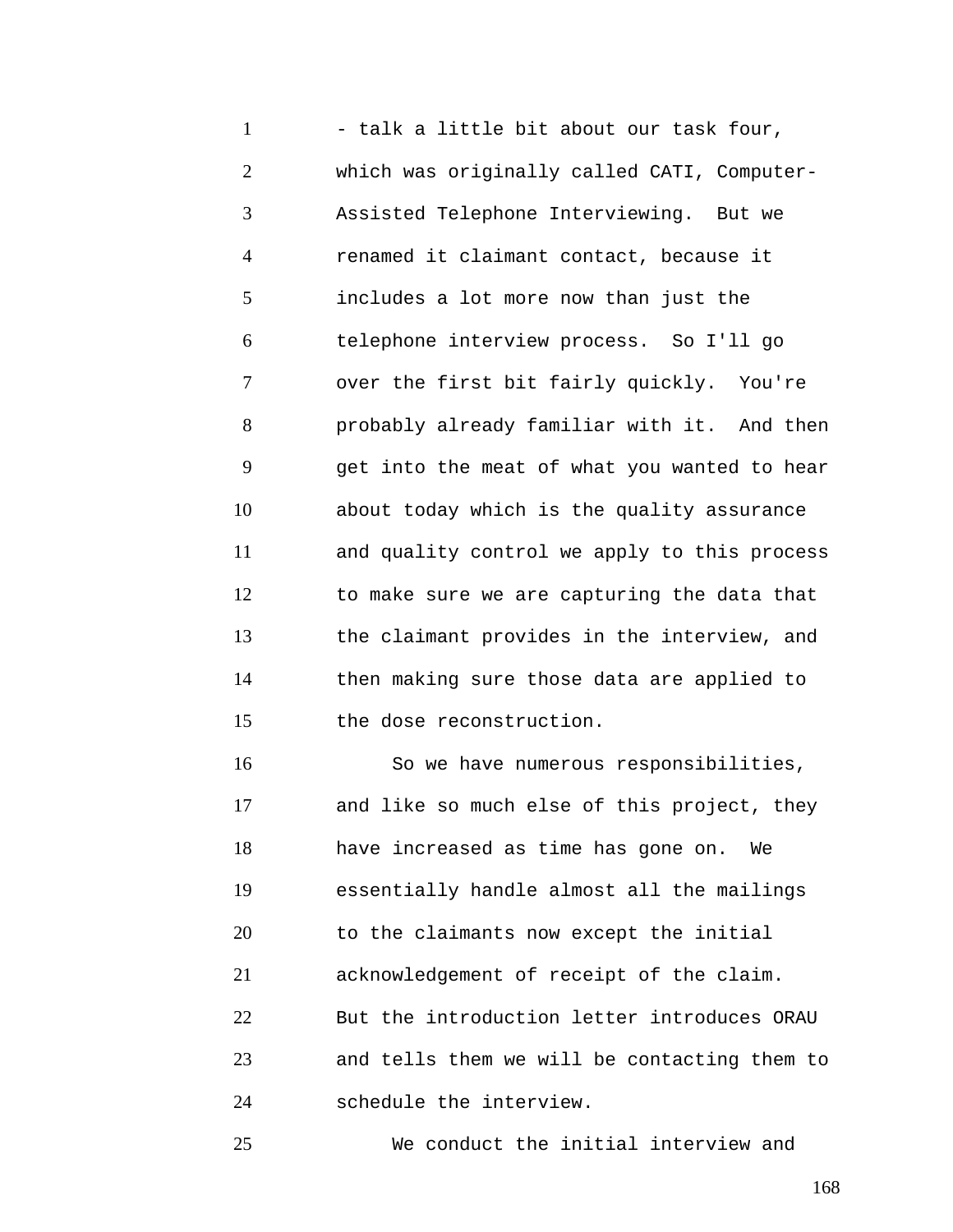- talk a little bit about our task four, which was originally called CATI, Computer-Assisted Telephone Interviewing. But we renamed it claimant contact, because it includes a lot more now than just the telephone interview process. So I'll go over the first bit fairly quickly. You're probably already familiar with it. And then get into the meat of what you wanted to hear about today which is the quality assurance and quality control we apply to this process to make sure we are capturing the data that the claimant provides in the interview, and then making sure those data are applied to the dose reconstruction.

So we have numerous responsibilities, and like so much else of this project, they have increased as time has gone on. We essentially handle almost all the mailings to the claimants now except the initial acknowledgement of receipt of the claim. But the introduction letter introduces ORAU and tells them we will be contacting them to schedule the interview.

We conduct the initial interview and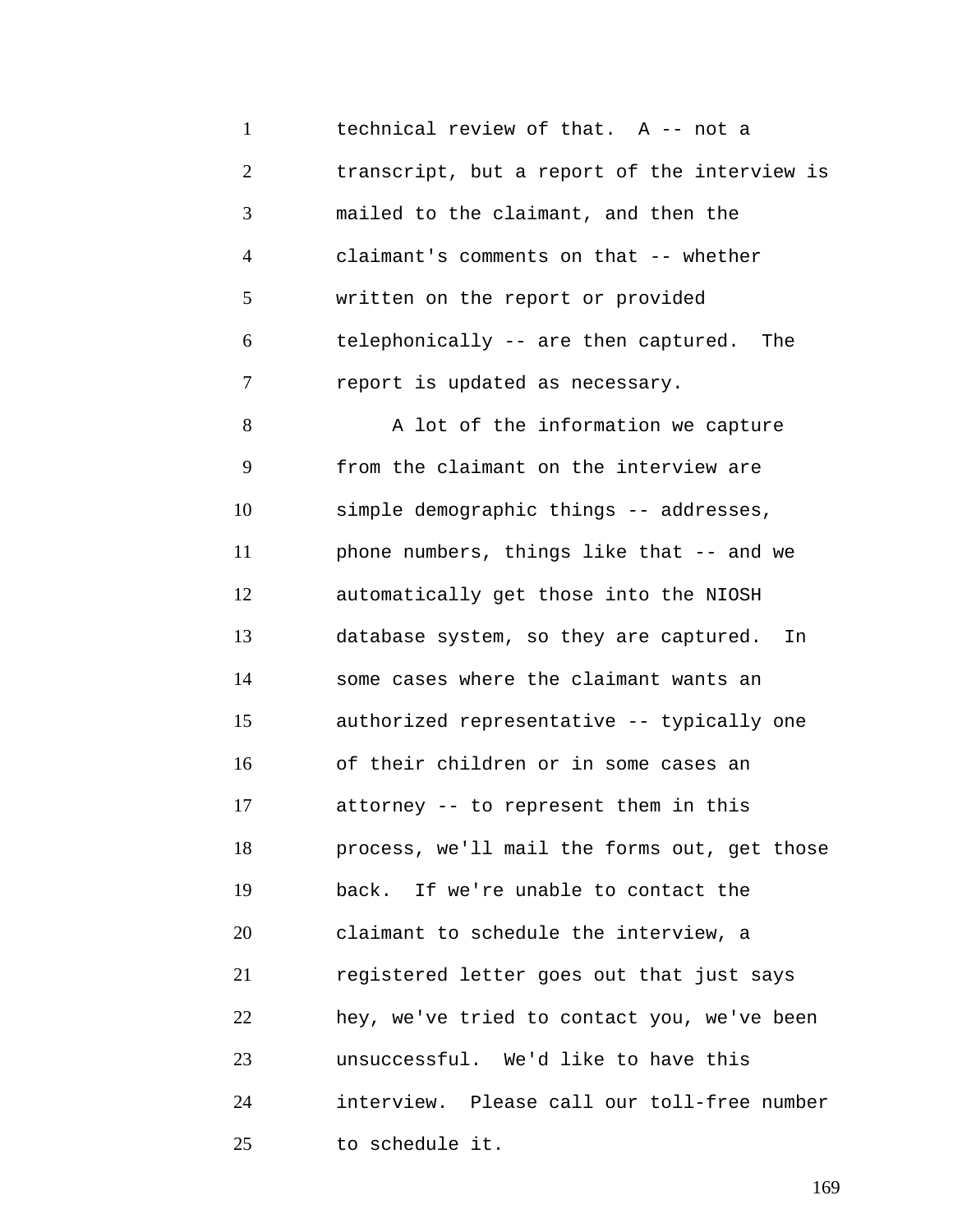technical review of that. A -- not a transcript, but a report of the interview is mailed to the claimant, and then the claimant's comments on that -- whether written on the report or provided telephonically -- are then captured. The report is updated as necessary.

A lot of the information we capture from the claimant on the interview are simple demographic things -- addresses, phone numbers, things like that -- and we automatically get those into the NIOSH database system, so they are captured. In some cases where the claimant wants an authorized representative -- typically one of their children or in some cases an attorney -- to represent them in this process, we'll mail the forms out, get those back. If we're unable to contact the claimant to schedule the interview, a registered letter goes out that just says hey, we've tried to contact you, we've been unsuccessful. We'd like to have this interview. Please call our toll-free number to schedule it.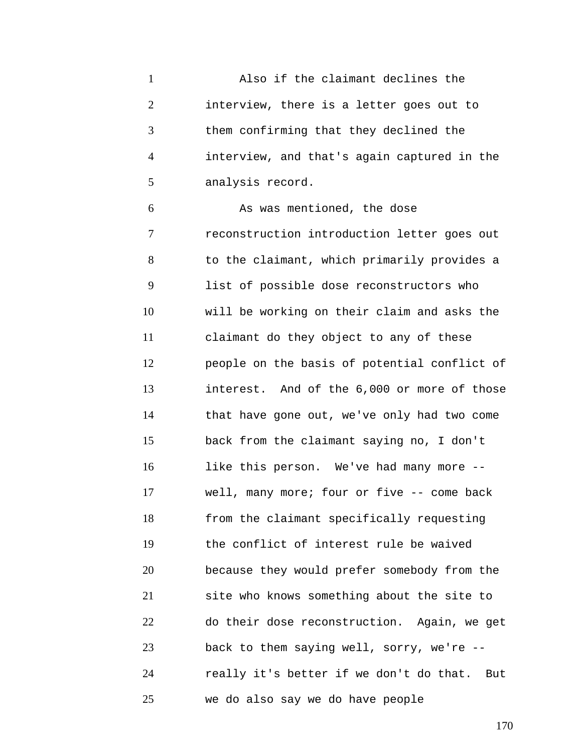Also if the claimant declines the interview, there is a letter goes out to them confirming that they declined the interview, and that's again captured in the analysis record.

As was mentioned, the dose reconstruction introduction letter goes out to the claimant, which primarily provides a list of possible dose reconstructors who will be working on their claim and asks the claimant do they object to any of these people on the basis of potential conflict of interest. And of the 6,000 or more of those that have gone out, we've only had two come back from the claimant saying no, I don't like this person. We've had many more -- well, many more; four or five -- come back from the claimant specifically requesting the conflict of interest rule be waived because they would prefer somebody from the site who knows something about the site to do their dose reconstruction. Again, we get back to them saying well, sorry, we're -- really it's better if we don't do that. But we do also say we do have people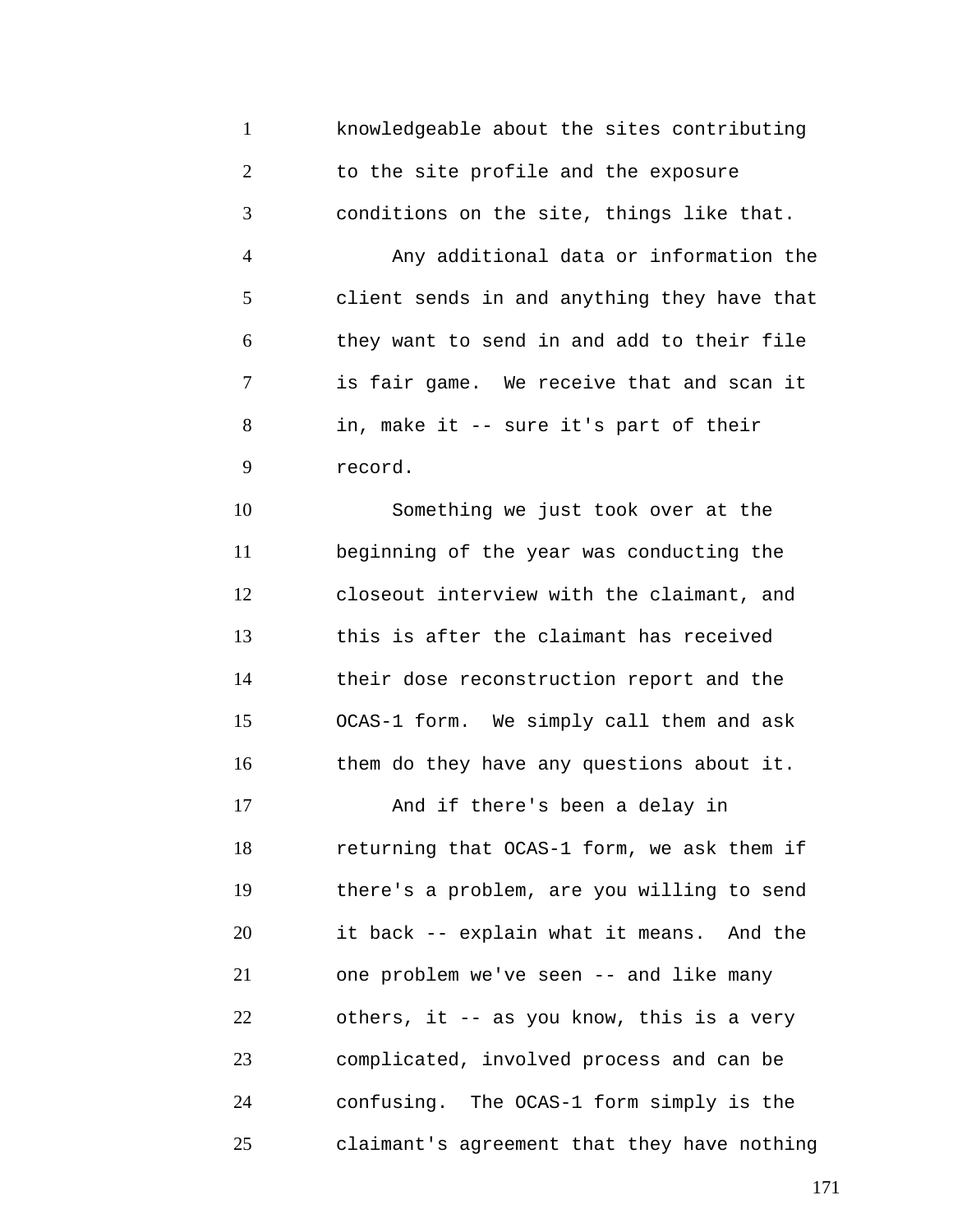knowledgeable about the sites contributing to the site profile and the exposure conditions on the site, things like that.

Any additional data or information the client sends in and anything they have that they want to send in and add to their file is fair game. We receive that and scan it in, make it -- sure it's part of their record.

Something we just took over at the beginning of the year was conducting the closeout interview with the claimant, and this is after the claimant has received their dose reconstruction report and the OCAS-1 form. We simply call them and ask them do they have any questions about it.

And if there's been a delay in returning that OCAS-1 form, we ask them if there's a problem, are you willing to send it back -- explain what it means. And the one problem we've seen -- and like many others, it -- as you know, this is a very complicated, involved process and can be confusing. The OCAS-1 form simply is the claimant's agreement that they have nothing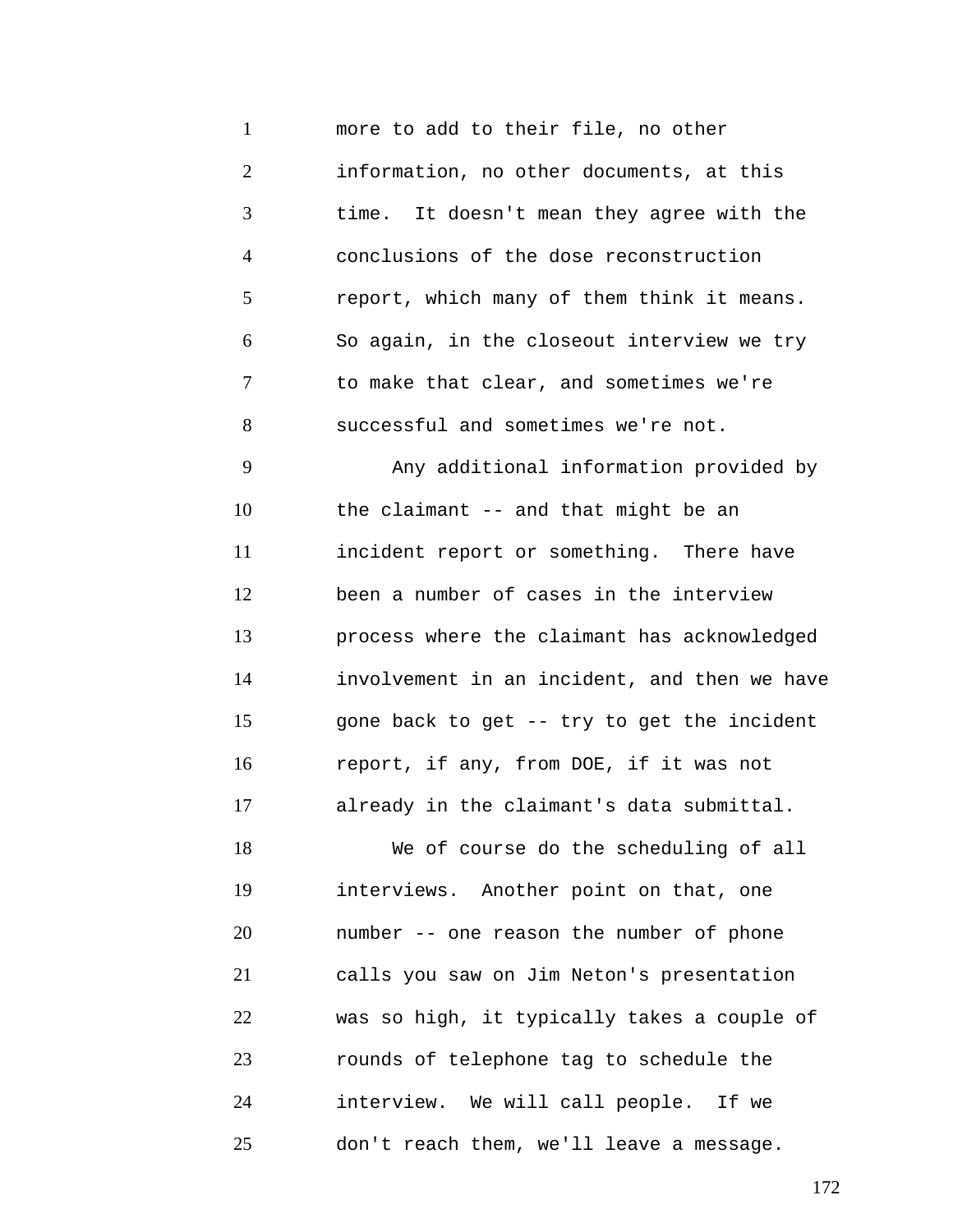more to add to their file, no other information, no other documents, at this time. It doesn't mean they agree with the conclusions of the dose reconstruction report, which many of them think it means. So again, in the closeout interview we try to make that clear, and sometimes we're successful and sometimes we're not.

Any additional information provided by the claimant -- and that might be an incident report or something. There have been a number of cases in the interview process where the claimant has acknowledged involvement in an incident, and then we have gone back to get -- try to get the incident report, if any, from DOE, if it was not already in the claimant's data submittal.

We of course do the scheduling of all interviews. Another point on that, one number -- one reason the number of phone calls you saw on Jim Neton's presentation was so high, it typically takes a couple of rounds of telephone tag to schedule the interview. We will call people. If we don't reach them, we'll leave a message.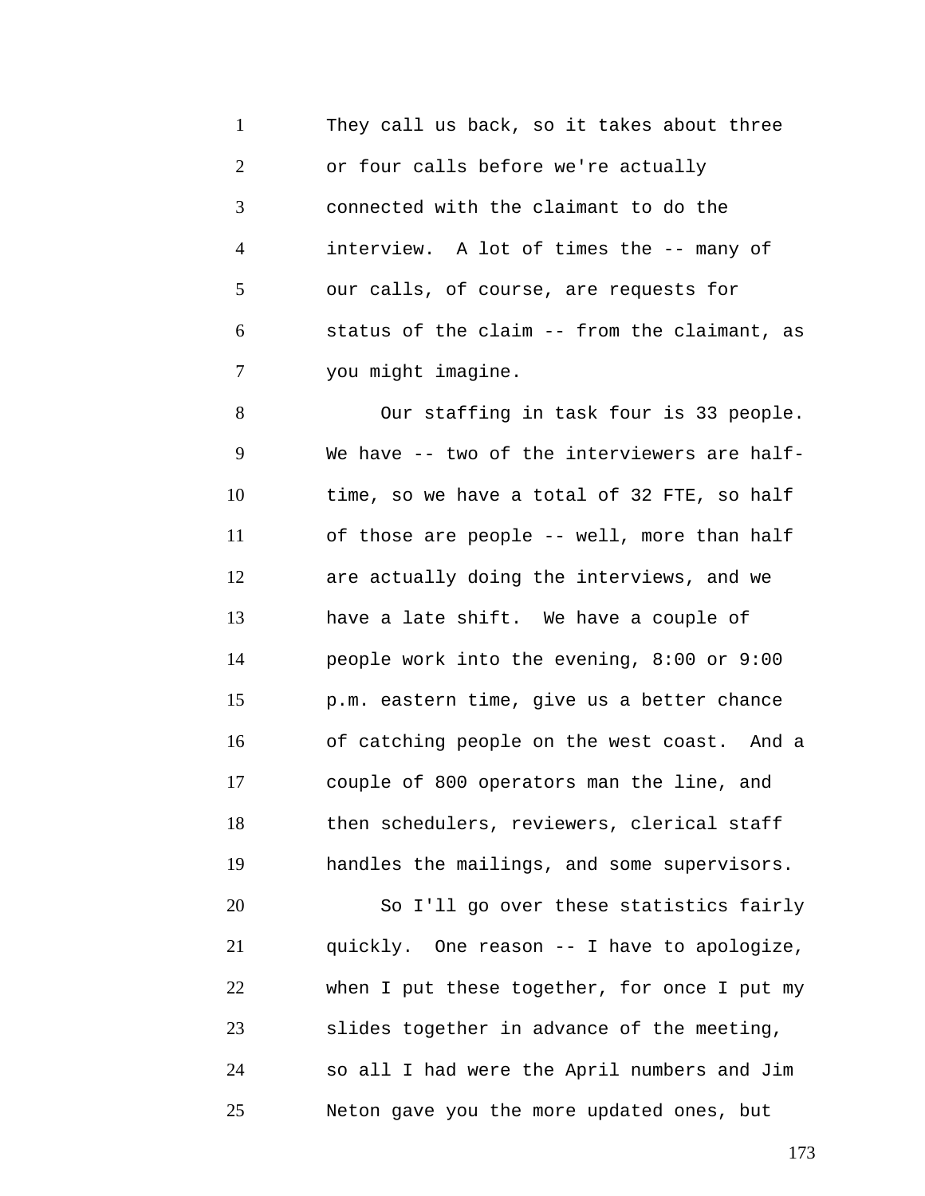They call us back, so it takes about three or four calls before we're actually connected with the claimant to do the interview. A lot of times the -- many of our calls, of course, are requests for status of the claim -- from the claimant, as you might imagine.

Our staffing in task four is 33 people. We have -- two of the interviewers are half-time, so we have a total of 32 FTE, so half of those are people -- well, more than half are actually doing the interviews, and we have a late shift. We have a couple of people work into the evening, 8:00 or 9:00 p.m. eastern time, give us a better chance of catching people on the west coast. And a couple of 800 operators man the line, and then schedulers, reviewers, clerical staff handles the mailings, and some supervisors.

So I'll go over these statistics fairly quickly. One reason -- I have to apologize, when I put these together, for once I put my slides together in advance of the meeting, so all I had were the April numbers and Jim Neton gave you the more updated ones, but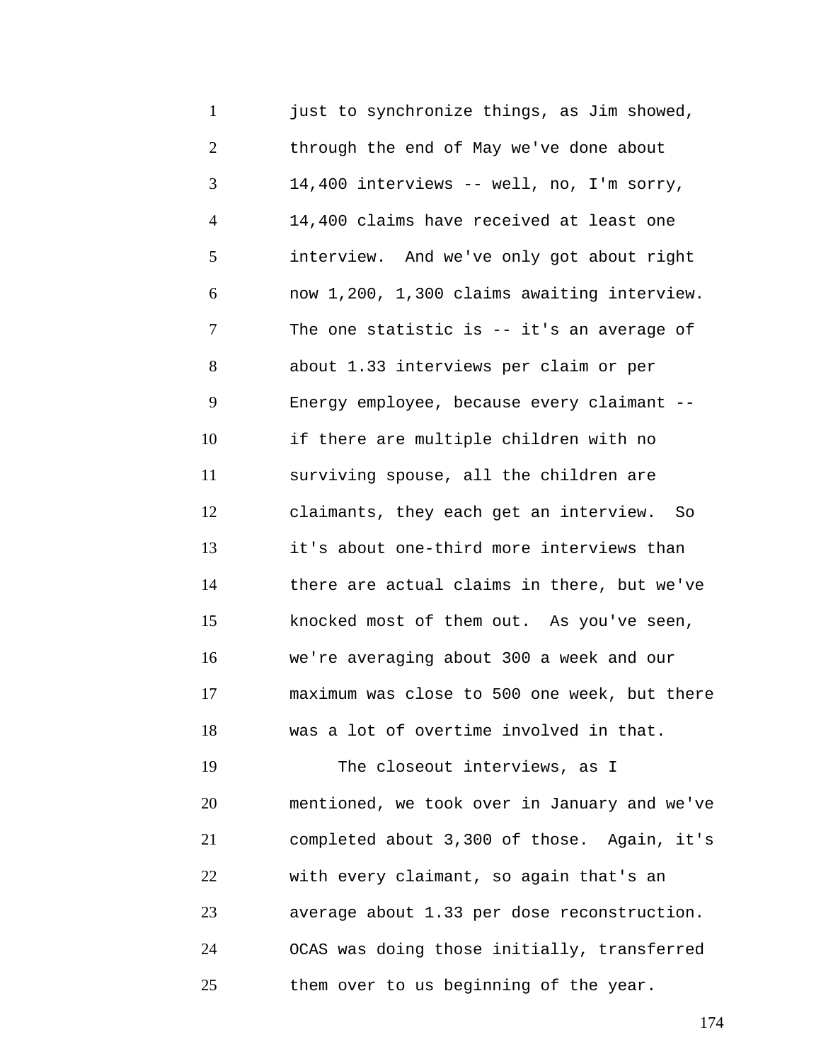just to synchronize things, as Jim showed, through the end of May we've done about 14,400 interviews -- well, no, I'm sorry, 14,400 claims have received at least one interview. And we've only got about right now 1,200, 1,300 claims awaiting interview. The one statistic is -- it's an average of about 1.33 interviews per claim or per Energy employee, because every claimant -- if there are multiple children with no surviving spouse, all the children are claimants, they each get an interview. So it's about one-third more interviews than there are actual claims in there, but we've knocked most of them out. As you've seen, we're averaging about 300 a week and our maximum was close to 500 one week, but there was a lot of overtime involved in that.

The closeout interviews, as I mentioned, we took over in January and we've completed about 3,300 of those. Again, it's with every claimant, so again that's an average about 1.33 per dose reconstruction. OCAS was doing those initially, transferred them over to us beginning of the year.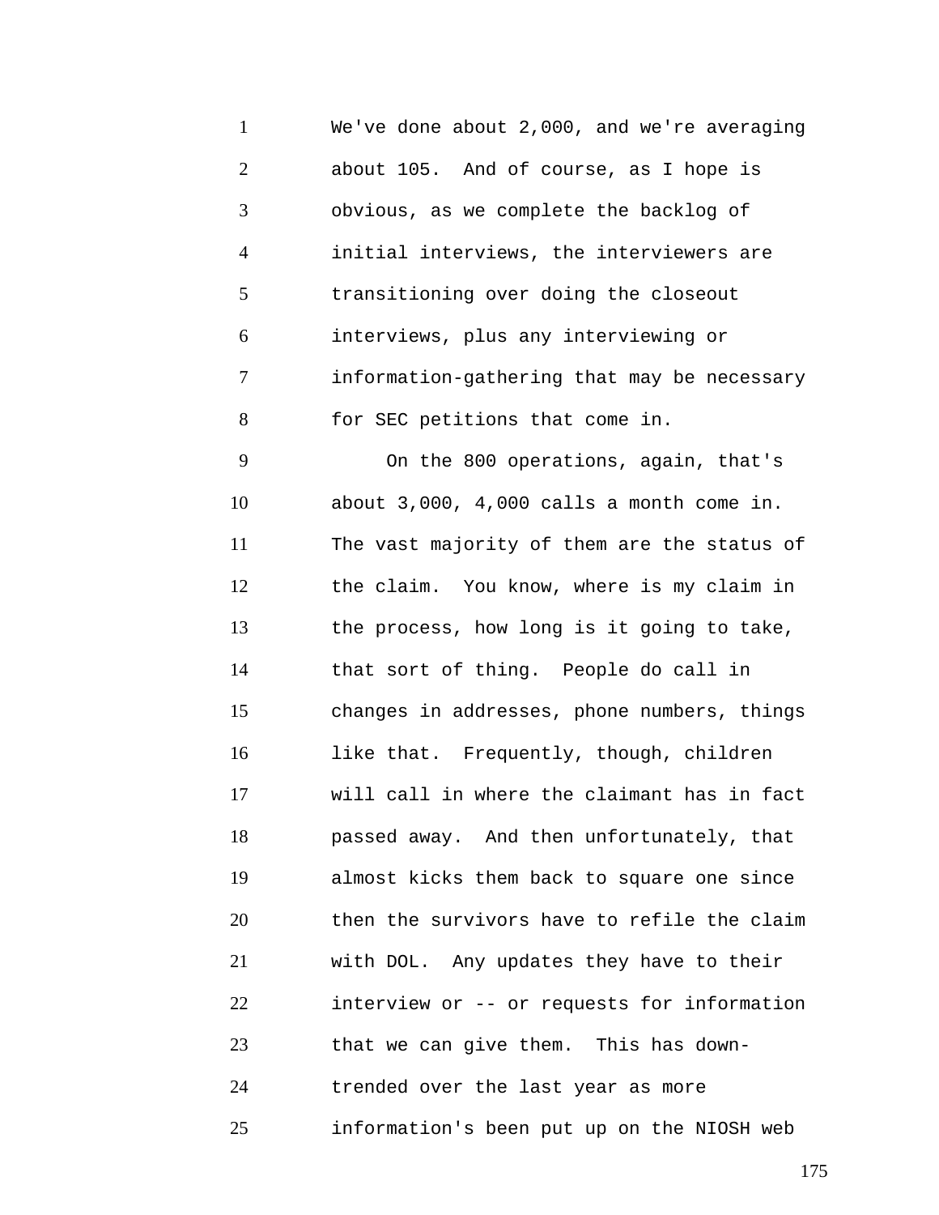We've done about 2,000, and we're averaging about 105. And of course, as I hope is obvious, as we complete the backlog of initial interviews, the interviewers are transitioning over doing the closeout interviews, plus any interviewing or information-gathering that may be necessary for SEC petitions that come in.

On the 800 operations, again, that's about 3,000, 4,000 calls a month come in. The vast majority of them are the status of the claim. You know, where is my claim in the process, how long is it going to take, that sort of thing. People do call in changes in addresses, phone numbers, things like that. Frequently, though, children will call in where the claimant has in fact passed away. And then unfortunately, that almost kicks them back to square one since then the survivors have to refile the claim with DOL. Any updates they have to their interview or -- or requests for information that we can give them. This has down-trended over the last year as more information's been put up on the NIOSH web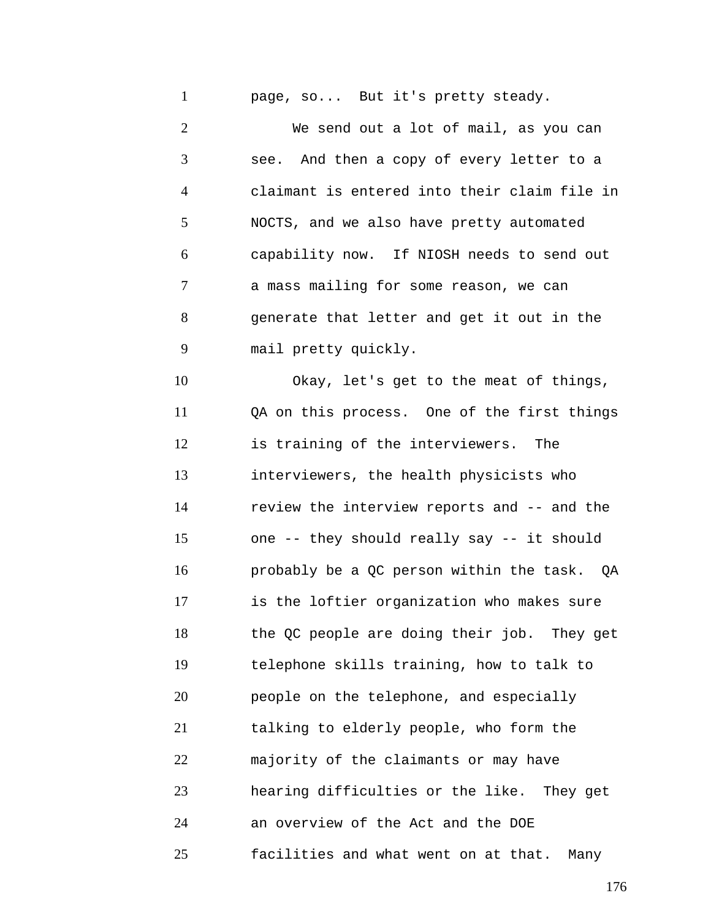page, so... But it's pretty steady.

We send out a lot of mail, as you can see. And then a copy of every letter to a claimant is entered into their claim file in NOCTS, and we also have pretty automated capability now. If NIOSH needs to send out a mass mailing for some reason, we can generate that letter and get it out in the mail pretty quickly.

Okay, let's get to the meat of things, QA on this process. One of the first things is training of the interviewers. The interviewers, the health physicists who review the interview reports and -- and the one -- they should really say -- it should probably be a QC person within the task. QA is the loftier organization who makes sure the QC people are doing their job. They get telephone skills training, how to talk to people on the telephone, and especially talking to elderly people, who form the majority of the claimants or may have hearing difficulties or the like. They get an overview of the Act and the DOE facilities and what went on at that. Many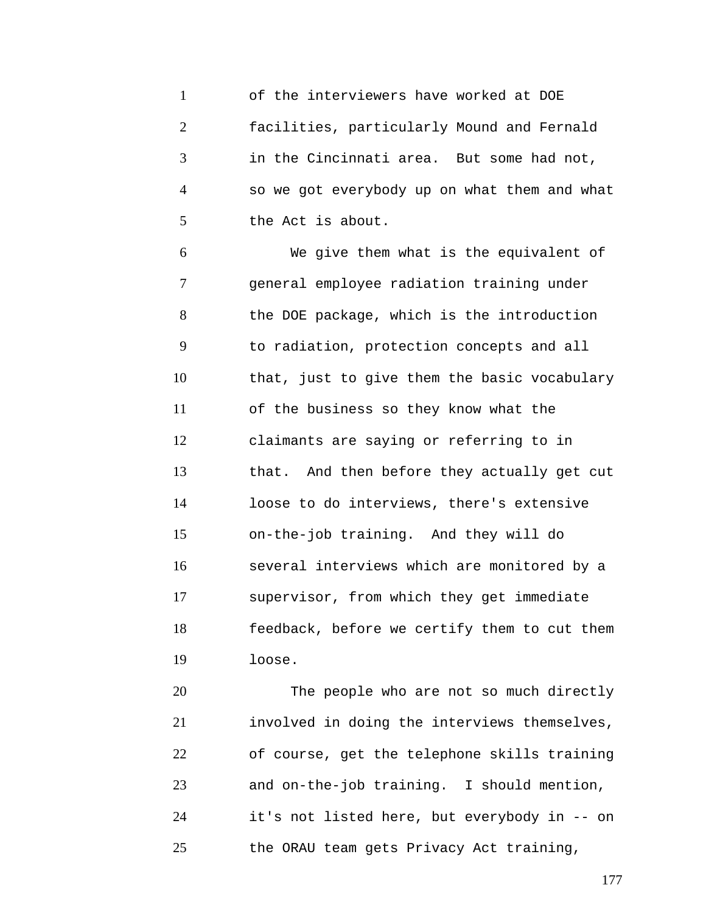of the interviewers have worked at DOE facilities, particularly Mound and Fernald in the Cincinnati area. But some had not, so we got everybody up on what them and what the Act is about.

We give them what is the equivalent of general employee radiation training under the DOE package, which is the introduction to radiation, protection concepts and all that, just to give them the basic vocabulary of the business so they know what the claimants are saying or referring to in that. And then before they actually get cut loose to do interviews, there's extensive on-the-job training. And they will do several interviews which are monitored by a supervisor, from which they get immediate feedback, before we certify them to cut them loose.

The people who are not so much directly involved in doing the interviews themselves, of course, get the telephone skills training and on-the-job training. I should mention, it's not listed here, but everybody in -- on the ORAU team gets Privacy Act training,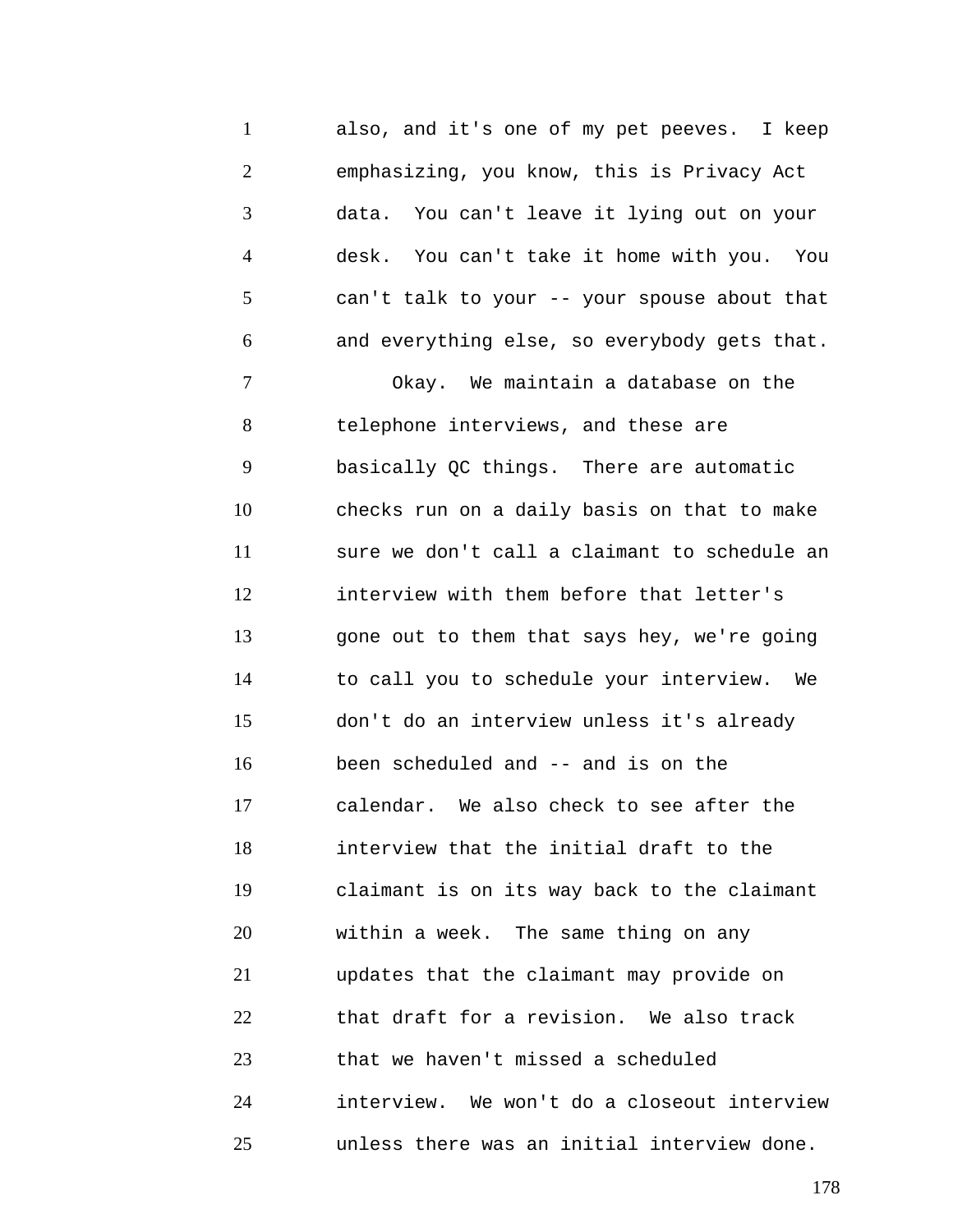also, and it's one of my pet peeves. I keep emphasizing, you know, this is Privacy Act data. You can't leave it lying out on your desk. You can't take it home with you. You can't talk to your -- your spouse about that and everything else, so everybody gets that.

Okay. We maintain a database on the telephone interviews, and these are basically QC things. There are automatic checks run on a daily basis on that to make sure we don't call a claimant to schedule an interview with them before that letter's gone out to them that says hey, we're going to call you to schedule your interview. We don't do an interview unless it's already been scheduled and -- and is on the calendar. We also check to see after the interview that the initial draft to the claimant is on its way back to the claimant within a week. The same thing on any updates that the claimant may provide on that draft for a revision. We also track that we haven't missed a scheduled interview. We won't do a closeout interview unless there was an initial interview done.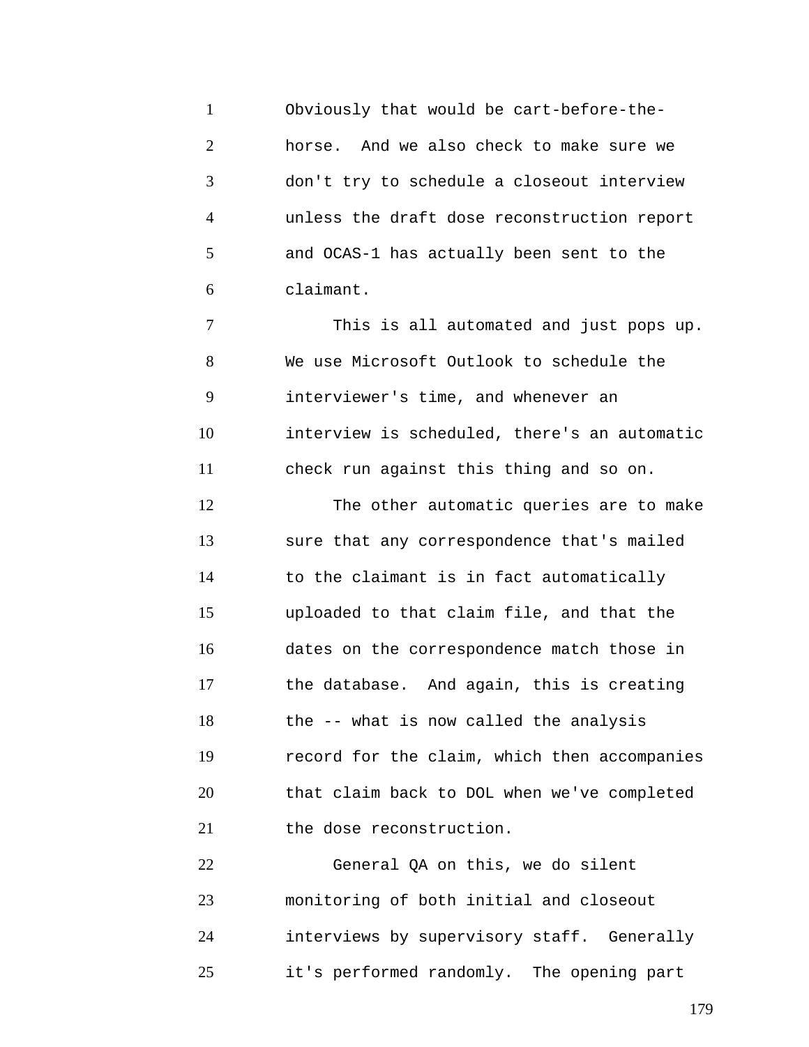Obviously that would be cart-before-the-horse. And we also check to make sure we don't try to schedule a closeout interview unless the draft dose reconstruction report and OCAS-1 has actually been sent to the claimant.

This is all automated and just pops up. We use Microsoft Outlook to schedule the interviewer's time, and whenever an interview is scheduled, there's an automatic check run against this thing and so on.

The other automatic queries are to make sure that any correspondence that's mailed to the claimant is in fact automatically uploaded to that claim file, and that the dates on the correspondence match those in the database. And again, this is creating the -- what is now called the analysis record for the claim, which then accompanies that claim back to DOL when we've completed the dose reconstruction.

General QA on this, we do silent monitoring of both initial and closeout interviews by supervisory staff. Generally it's performed randomly. The opening part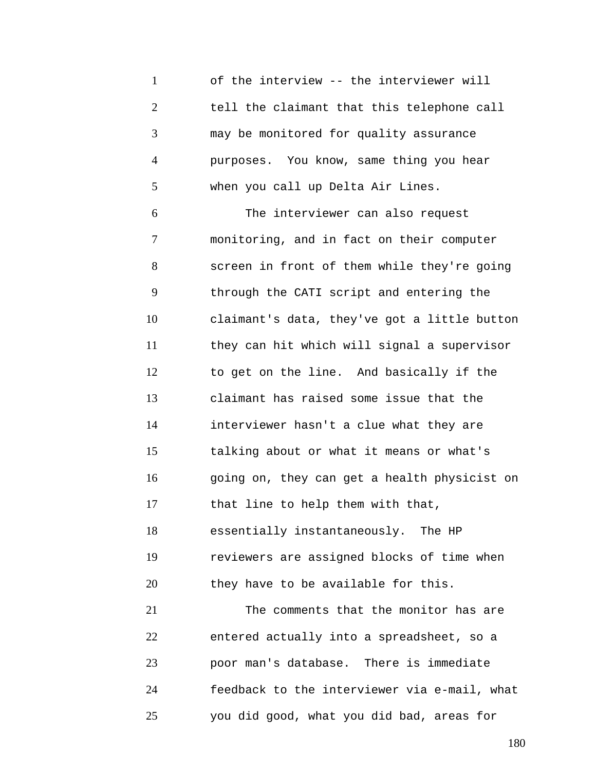of the interview -- the interviewer will tell the claimant that this telephone call may be monitored for quality assurance purposes. You know, same thing you hear when you call up Delta Air Lines.

The interviewer can also request monitoring, and in fact on their computer screen in front of them while they're going through the CATI script and entering the claimant's data, they've got a little button they can hit which will signal a supervisor to get on the line. And basically if the claimant has raised some issue that the interviewer hasn't a clue what they are talking about or what it means or what's going on, they can get a health physicist on that line to help them with that, essentially instantaneously. The HP reviewers are assigned blocks of time when they have to be available for this.

The comments that the monitor has are entered actually into a spreadsheet, so a poor man's database. There is immediate feedback to the interviewer via e-mail, what you did good, what you did bad, areas for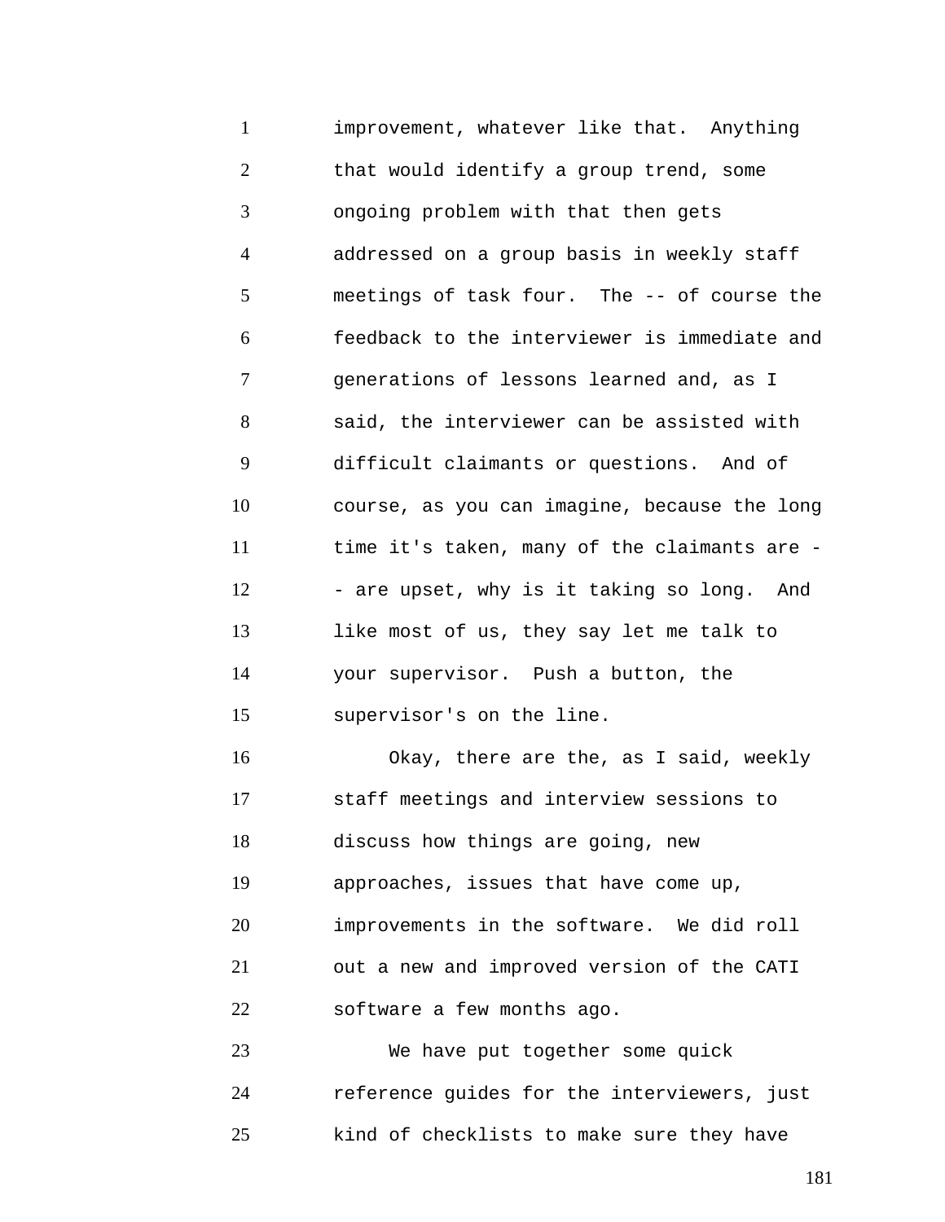improvement, whatever like that. Anything that would identify a group trend, some ongoing problem with that then gets addressed on a group basis in weekly staff meetings of task four. The -- of course the feedback to the interviewer is immediate and generations of lessons learned and, as I said, the interviewer can be assisted with difficult claimants or questions. And of course, as you can imagine, because the long time it's taken, many of the claimants are -- are upset, why is it taking so long. And like most of us, they say let me talk to your supervisor. Push a button, the supervisor's on the line.

Okay, there are the, as I said, weekly staff meetings and interview sessions to discuss how things are going, new approaches, issues that have come up, improvements in the software. We did roll out a new and improved version of the CATI software a few months ago.

We have put together some quick reference guides for the interviewers, just kind of checklists to make sure they have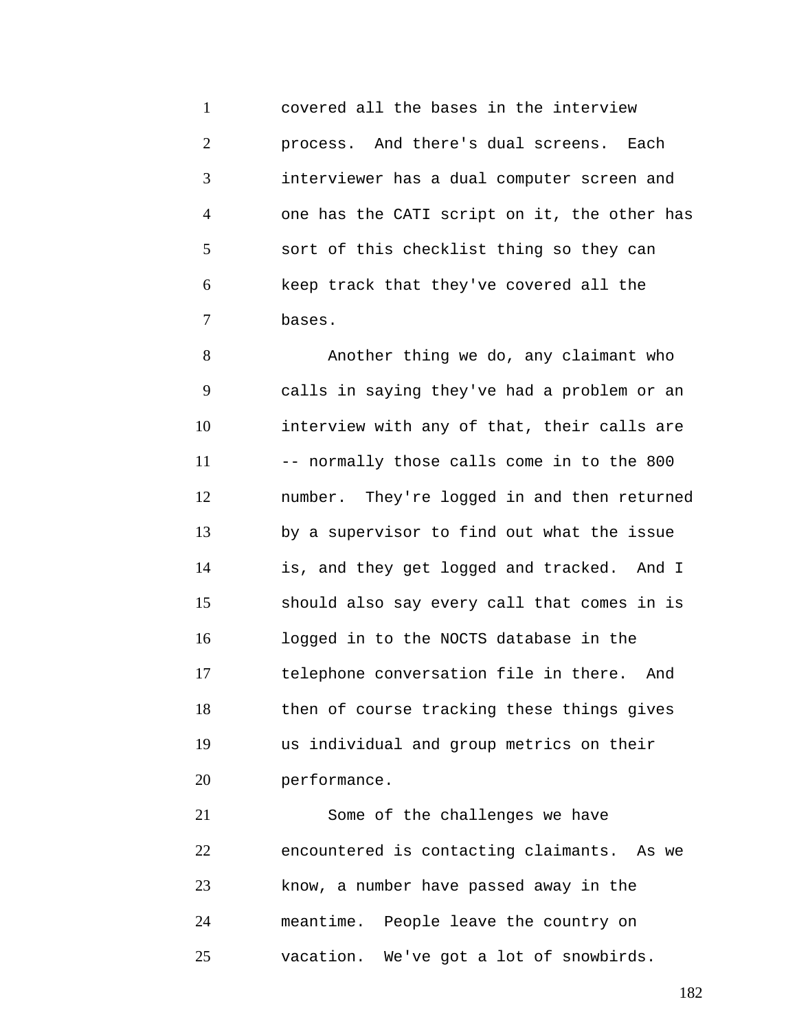covered all the bases in the interview process. And there's dual screens. Each interviewer has a dual computer screen and one has the CATI script on it, the other has sort of this checklist thing so they can keep track that they've covered all the bases.

Another thing we do, any claimant who calls in saying they've had a problem or an interview with any of that, their calls are -- normally those calls come in to the 800 number. They're logged in and then returned by a supervisor to find out what the issue is, and they get logged and tracked. And I should also say every call that comes in is logged in to the NOCTS database in the telephone conversation file in there. And then of course tracking these things gives us individual and group metrics on their performance.

Some of the challenges we have encountered is contacting claimants. As we know, a number have passed away in the meantime. People leave the country on vacation. We've got a lot of snowbirds.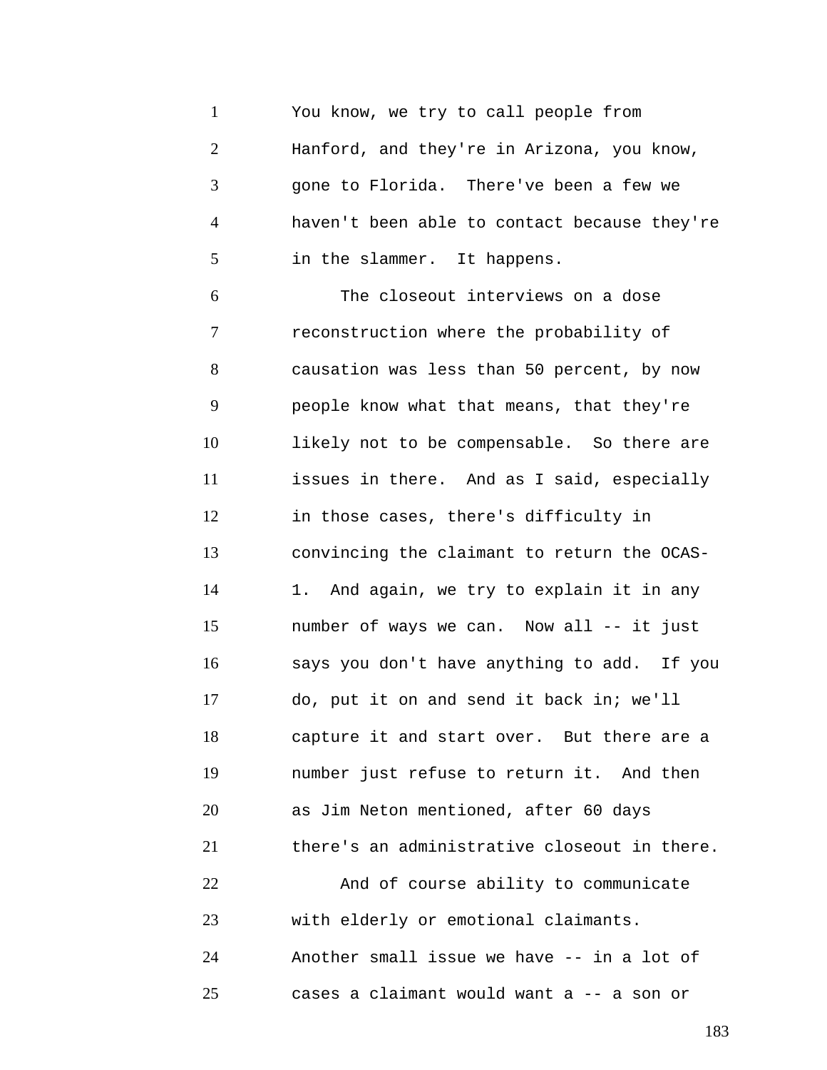You know, we try to call people from Hanford, and they're in Arizona, you know, gone to Florida. There've been a few we haven't been able to contact because they're in the slammer. It happens.

The closeout interviews on a dose reconstruction where the probability of causation was less than 50 percent, by now people know what that means, that they're likely not to be compensable. So there are issues in there. And as I said, especially in those cases, there's difficulty in convincing the claimant to return the OCAS-1. And again, we try to explain it in any number of ways we can. Now all -- it just says you don't have anything to add. If you do, put it on and send it back in; we'll capture it and start over. But there are a number just refuse to return it. And then as Jim Neton mentioned, after 60 days there's an administrative closeout in there.

And of course ability to communicate with elderly or emotional claimants. Another small issue we have -- in a lot of cases a claimant would want a -- a son or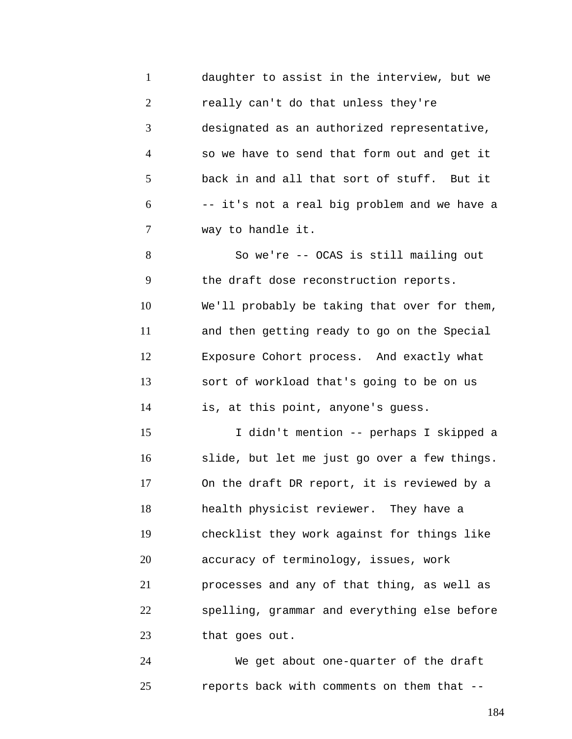daughter to assist in the interview, but we really can't do that unless they're designated as an authorized representative, so we have to send that form out and get it back in and all that sort of stuff. But it -- it's not a real big problem and we have a way to handle it.

So we're -- OCAS is still mailing out the draft dose reconstruction reports. We'll probably be taking that over for them, and then getting ready to go on the Special Exposure Cohort process. And exactly what sort of workload that's going to be on us is, at this point, anyone's guess.

I didn't mention -- perhaps I skipped a slide, but let me just go over a few things. On the draft DR report, it is reviewed by a health physicist reviewer. They have a checklist they work against for things like accuracy of terminology, issues, work processes and any of that thing, as well as spelling, grammar and everything else before that goes out.

We get about one-quarter of the draft reports back with comments on them that --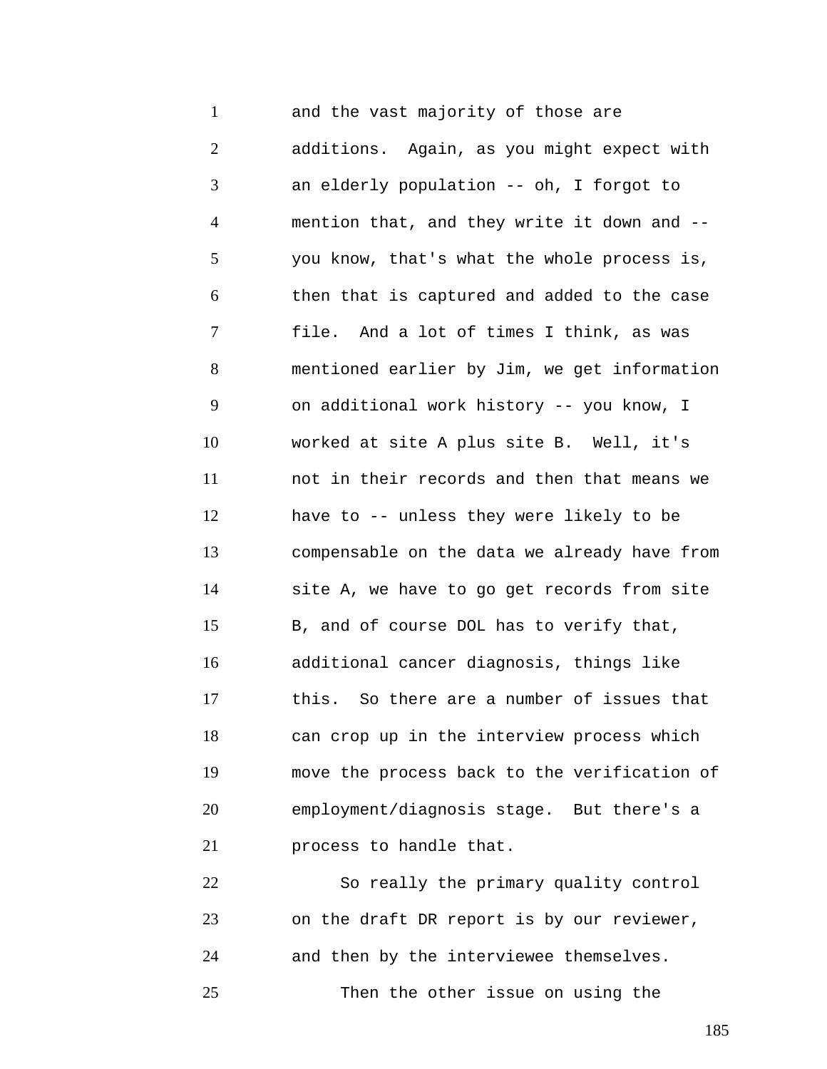and the vast majority of those are additions. Again, as you might expect with an elderly population -- oh, I forgot to mention that, and they write it down and -- you know, that's what the whole process is, then that is captured and added to the case file. And a lot of times I think, as was mentioned earlier by Jim, we get information on additional work history -- you know, I worked at site A plus site B. Well, it's not in their records and then that means we have to -- unless they were likely to be compensable on the data we already have from site A, we have to go get records from site B, and of course DOL has to verify that, additional cancer diagnosis, things like this. So there are a number of issues that can crop up in the interview process which move the process back to the verification of employment/diagnosis stage. But there's a process to handle that.

So really the primary quality control on the draft DR report is by our reviewer, and then by the interviewee themselves.

Then the other issue on using the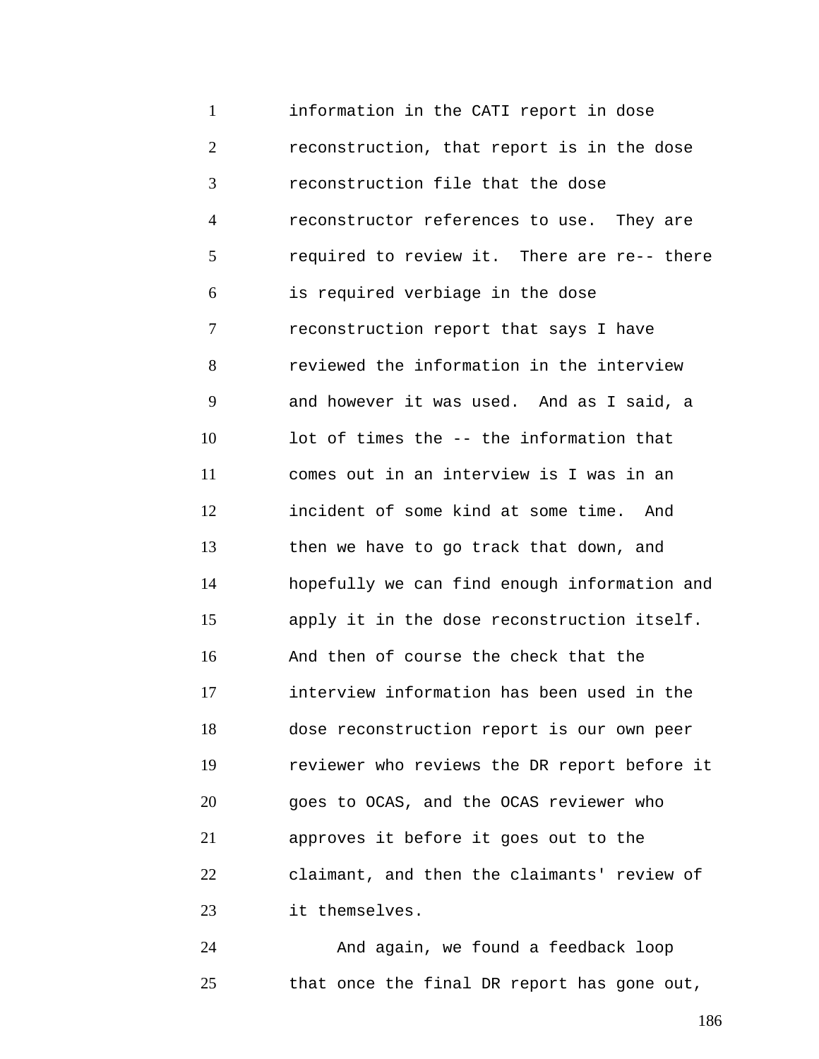information in the CATI report in dose reconstruction, that report is in the dose reconstruction file that the dose reconstructor references to use. They are required to review it. There are re-- there is required verbiage in the dose reconstruction report that says I have reviewed the information in the interview and however it was used. And as I said, a lot of times the -- the information that comes out in an interview is I was in an incident of some kind at some time. And then we have to go track that down, and hopefully we can find enough information and apply it in the dose reconstruction itself. And then of course the check that the interview information has been used in the dose reconstruction report is our own peer reviewer who reviews the DR report before it goes to OCAS, and the OCAS reviewer who approves it before it goes out to the claimant, and then the claimants' review of it themselves.

And again, we found a feedback loop that once the final DR report has gone out,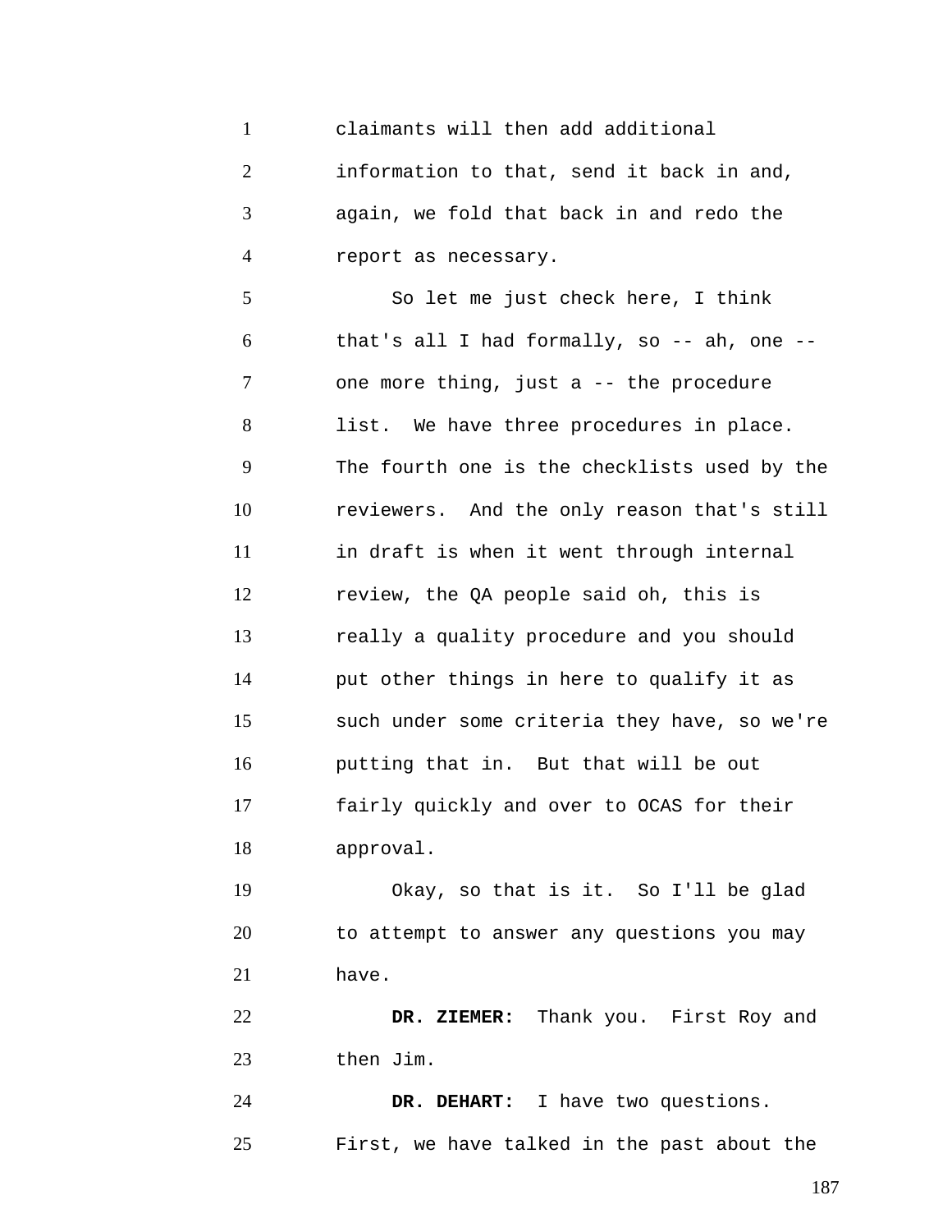claimants will then add additional information to that, send it back in and, again, we fold that back in and redo the report as necessary.

So let me just check here, I think that's all I had formally, so -- ah, one -- one more thing, just a -- the procedure list. We have three procedures in place. The fourth one is the checklists used by the reviewers. And the only reason that's still in draft is when it went through internal review, the QA people said oh, this is really a quality procedure and you should put other things in here to qualify it as such under some criteria they have, so we're putting that in. But that will be out fairly quickly and over to OCAS for their approval.

Okay, so that is it. So I'll be glad to attempt to answer any questions you may have.

**DR. ZIEMER:** Thank you. First Roy and then Jim.

**DR. DEHART:** I have two questions. First, we have talked in the past about the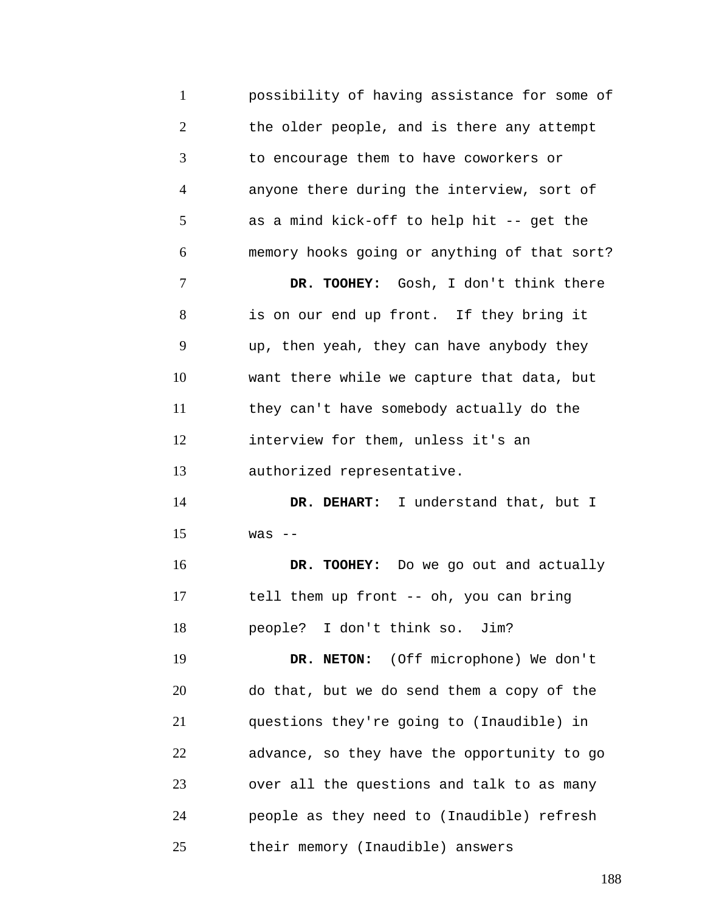possibility of having assistance for some of the older people, and is there any attempt to encourage them to have coworkers or anyone there during the interview, sort of as a mind kick-off to help hit -- get the memory hooks going or anything of that sort?

**DR. TOOHEY:** Gosh, I don't think there is on our end up front. If they bring it up, then yeah, they can have anybody they want there while we capture that data, but they can't have somebody actually do the interview for them, unless it's an authorized representative.

**DR. DEHART:** I understand that, but I was --

**DR. TOOHEY:** Do we go out and actually tell them up front -- oh, you can bring people? I don't think so. Jim?

**DR. NETON:** (Off microphone) We don't do that, but we do send them a copy of the questions they're going to (Inaudible) in advance, so they have the opportunity to go over all the questions and talk to as many people as they need to (Inaudible) refresh their memory (Inaudible) answers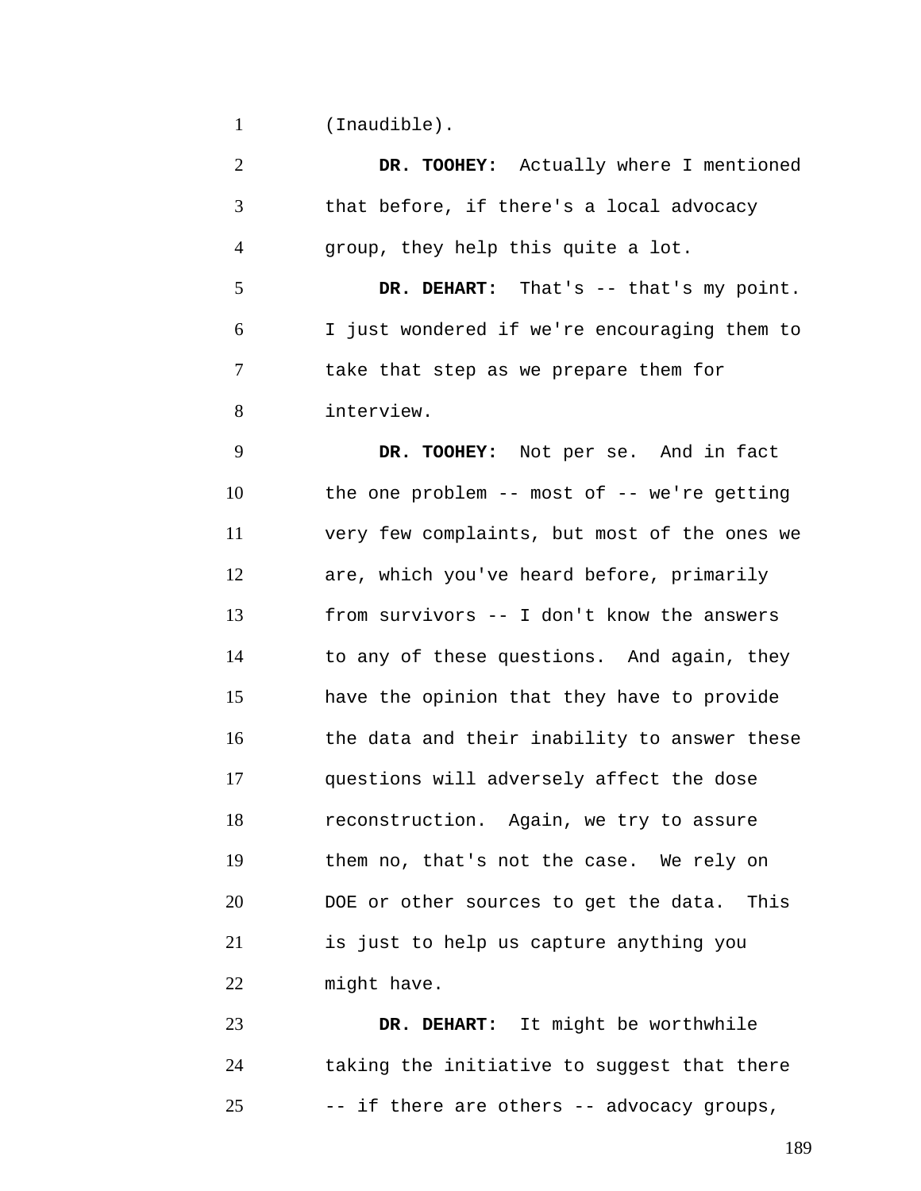(Inaudible).

**DR. TOOHEY:** Actually where I mentioned that before, if there's a local advocacy group, they help this quite a lot.

**DR. DEHART:** That's -- that's my point. I just wondered if we're encouraging them to take that step as we prepare them for interview.

**DR. TOOHEY:** Not per se. And in fact the one problem -- most of -- we're getting very few complaints, but most of the ones we are, which you've heard before, primarily from survivors -- I don't know the answers to any of these questions. And again, they have the opinion that they have to provide the data and their inability to answer these questions will adversely affect the dose reconstruction. Again, we try to assure them no, that's not the case. We rely on DOE or other sources to get the data. This is just to help us capture anything you might have.

**DR. DEHART:** It might be worthwhile taking the initiative to suggest that there -- if there are others -- advocacy groups,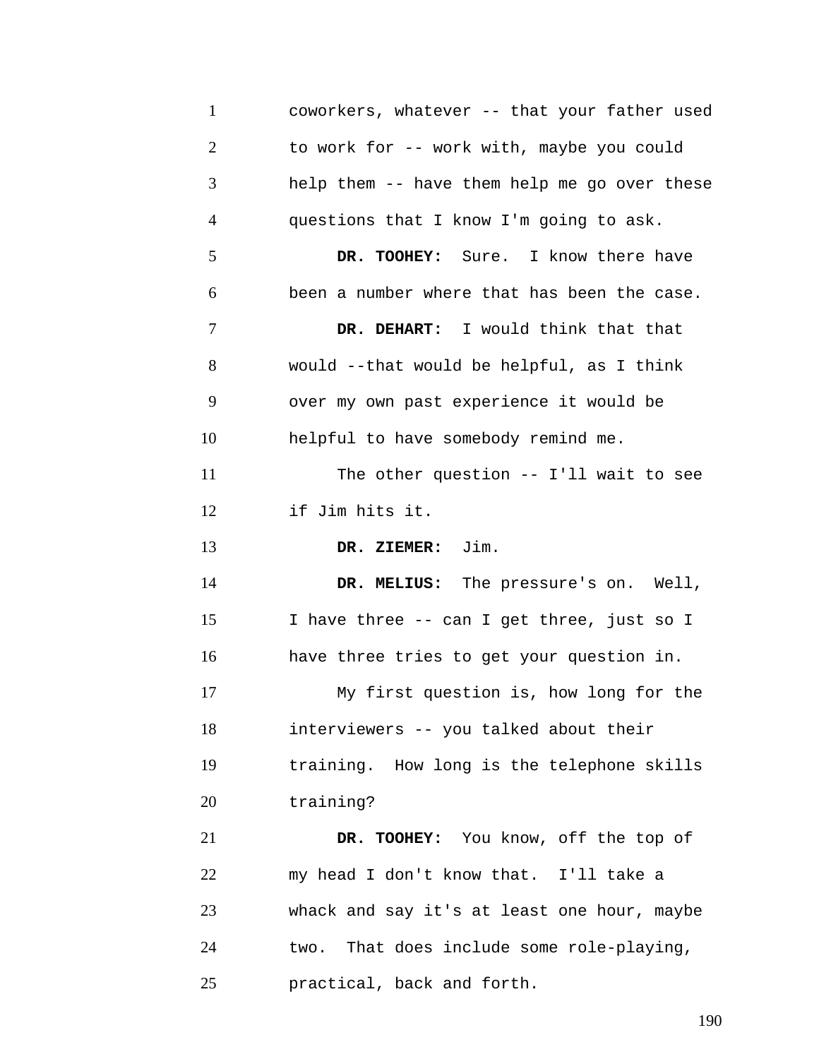coworkers, whatever -- that your father used to work for -- work with, maybe you could help them -- have them help me go over these questions that I know I'm going to ask.

**DR. TOOHEY:** Sure. I know there have been a number where that has been the case.

**DR. DEHART:** I would think that that would --that would be helpful, as I think over my own past experience it would be helpful to have somebody remind me.

The other question -- I'll wait to see if Jim hits it.

**DR. ZIEMER:** Jim.

**DR. MELIUS:** The pressure's on. Well, I have three -- can I get three, just so I have three tries to get your question in.

My first question is, how long for the interviewers -- you talked about their training. How long is the telephone skills training?

**DR. TOOHEY:** You know, off the top of my head I don't know that. I'll take a whack and say it's at least one hour, maybe two. That does include some role-playing, practical, back and forth.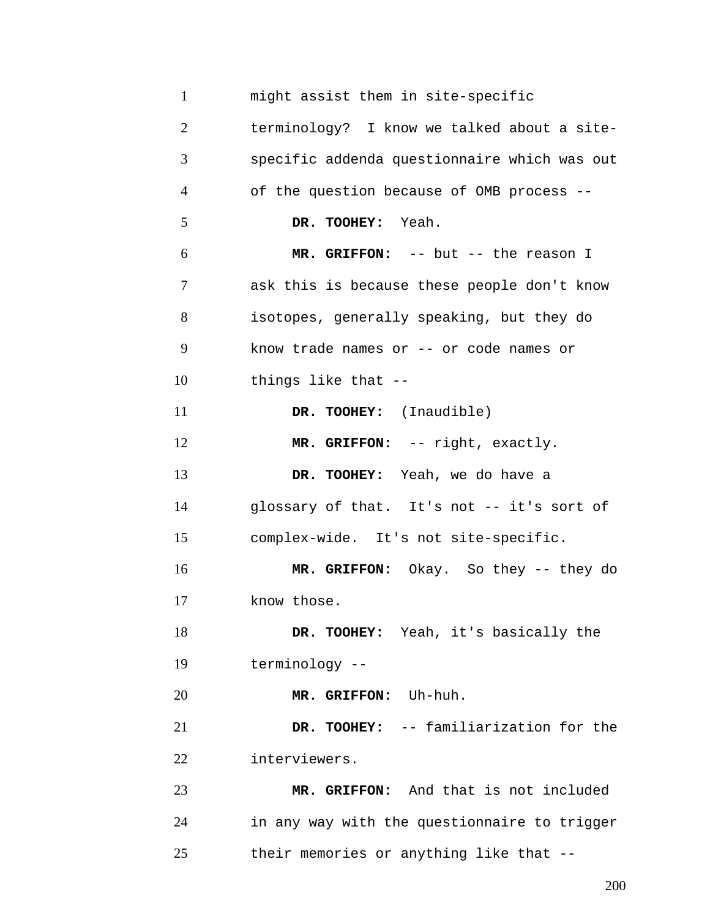might assist them in site-specific terminology? I know we talked about a site-specific addenda questionnaire which was out of the question because of OMB process --

**DR. TOOHEY:** Yeah.

**MR. GRIFFON:** -- but -- the reason I ask this is because these people don't know isotopes, generally speaking, but they do know trade names or -- or code names or things like that --

**DR. TOOHEY:** (Inaudible)

**MR. GRIFFON:** -- right, exactly.

**DR. TOOHEY:** Yeah, we do have a glossary of that. It's not -- it's sort of complex-wide. It's not site-specific.

**MR. GRIFFON:** Okay. So they -- they do know those.

**DR. TOOHEY:** Yeah, it's basically the terminology --

**MR. GRIFFON:** Uh-huh.

**DR. TOOHEY:** -- familiarization for the interviewers.

**MR. GRIFFON:** And that is not included in any way with the questionnaire to trigger their memories or anything like that --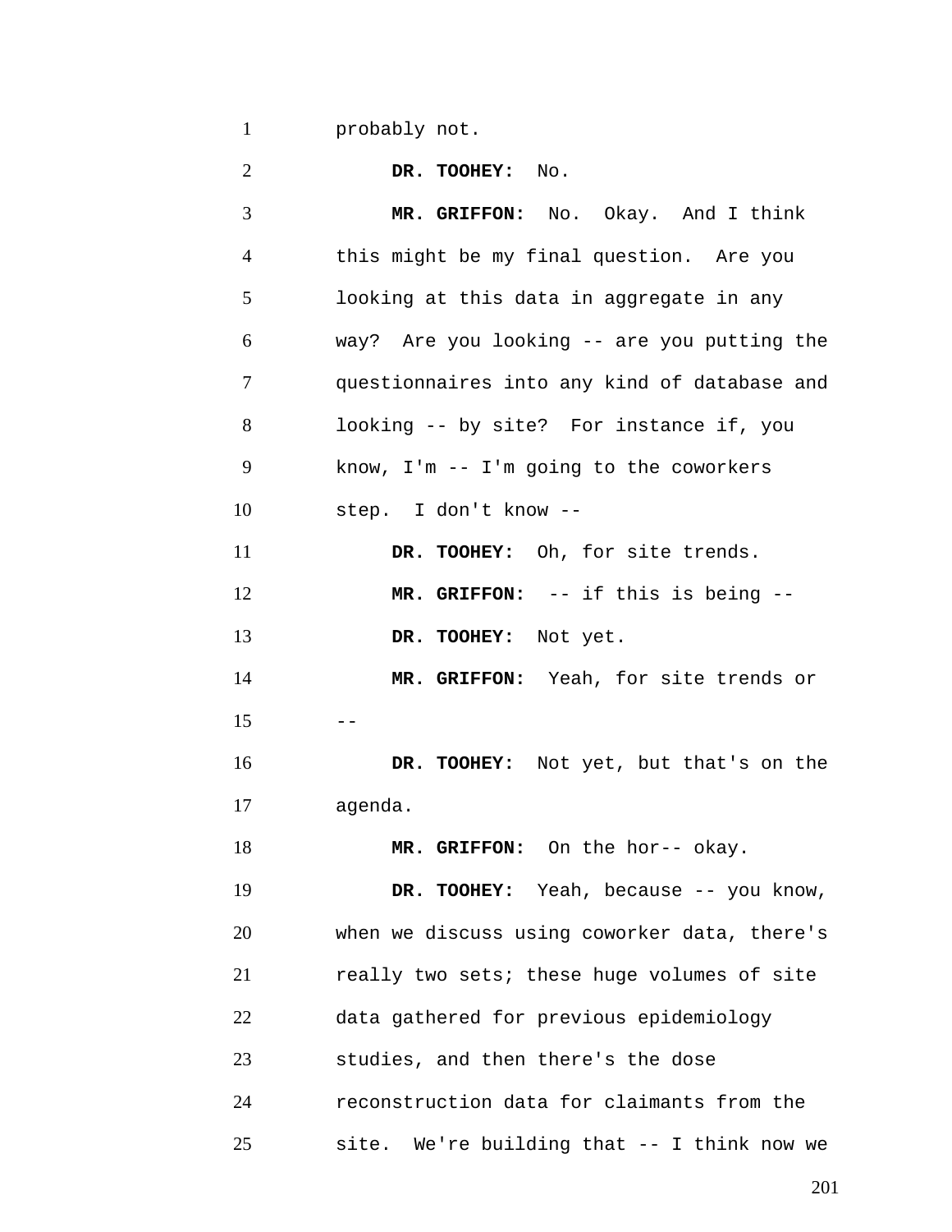probably not.

**DR. TOOHEY:** No.

**MR. GRIFFON:** No. Okay. And I think this might be my final question. Are you looking at this data in aggregate in any way? Are you looking -- are you putting the questionnaires into any kind of database and looking -- by site? For instance if, you know, I'm -- I'm going to the coworkers step. I don't know --

**DR. TOOHEY:** Oh, for site trends.

**MR. GRIFFON:** -- if this is being --

**DR. TOOHEY:** Not yet.

**MR. GRIFFON:** Yeah, for site trends or --

**DR. TOOHEY:** Not yet, but that's on the agenda.

**MR. GRIFFON:** On the hor-- okay.

**DR. TOOHEY:** Yeah, because -- you know, when we discuss using coworker data, there's really two sets; these huge volumes of site data gathered for previous epidemiology studies, and then there's the dose reconstruction data for claimants from the site. We're building that -- I think now we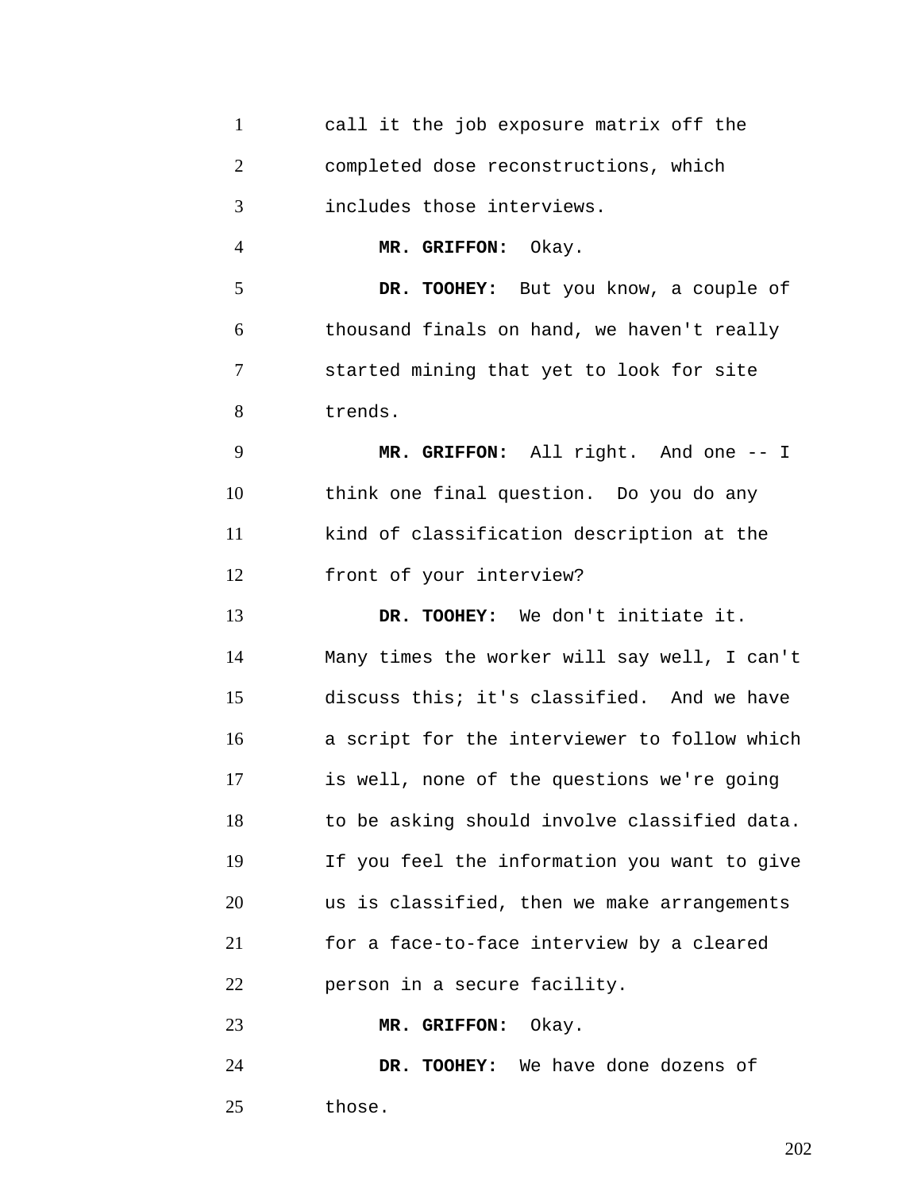call it the job exposure matrix off the completed dose reconstructions, which includes those interviews.

**MR. GRIFFON:** Okay.

**DR. TOOHEY:** But you know, a couple of thousand finals on hand, we haven't really started mining that yet to look for site trends.

**MR. GRIFFON:** All right. And one -- I think one final question. Do you do any kind of classification description at the front of your interview?

**DR. TOOHEY:** We don't initiate it. Many times the worker will say well, I can't discuss this; it's classified. And we have a script for the interviewer to follow which is well, none of the questions we're going to be asking should involve classified data. If you feel the information you want to give us is classified, then we make arrangements for a face-to-face interview by a cleared person in a secure facility.

**MR. GRIFFON:** Okay.

**DR. TOOHEY:** We have done dozens of those.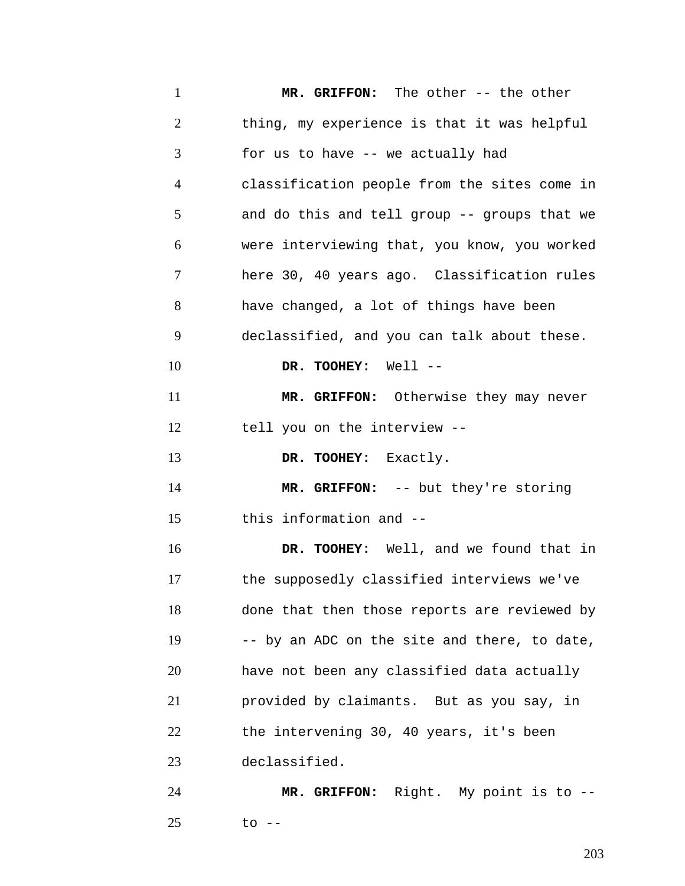**MR. GRIFFON:** The other -- the other thing, my experience is that it was helpful for us to have -- we actually had classification people from the sites come in and do this and tell group -- groups that we were interviewing that, you know, you worked here 30, 40 years ago. Classification rules have changed, a lot of things have been declassified, and you can talk about these.

**DR. TOOHEY:** Well --

**MR. GRIFFON:** Otherwise they may never tell you on the interview --

**DR. TOOHEY:** Exactly.

**MR. GRIFFON:** -- but they're storing this information and --

**DR. TOOHEY:** Well, and we found that in the supposedly classified interviews we've done that then those reports are reviewed by -- by an ADC on the site and there, to date, have not been any classified data actually provided by claimants. But as you say, in the intervening 30, 40 years, it's been declassified.

**MR. GRIFFON:** Right. My point is to -- to --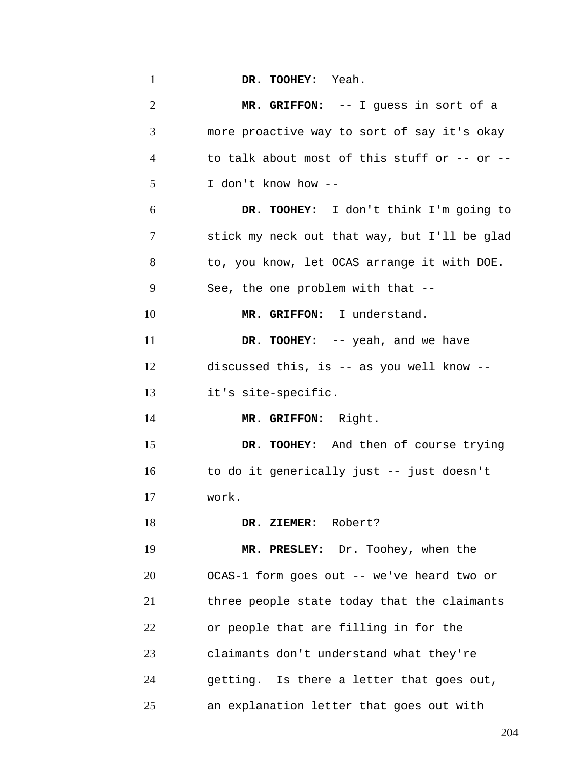**DR. TOOHEY:** Yeah.

**MR. GRIFFON:** -- I guess in sort of a more proactive way to sort of say it's okay to talk about most of this stuff or -- or -- I don't know how --

**DR. TOOHEY:** I don't think I'm going to stick my neck out that way, but I'll be glad to, you know, let OCAS arrange it with DOE. See, the one problem with that --

**MR. GRIFFON:** I understand.

**DR. TOOHEY:** -- yeah, and we have discussed this, is -- as you well know -- it's site-specific.

**MR. GRIFFON:** Right.

**DR. TOOHEY:** And then of course trying to do it generically just -- just doesn't work.

**DR. ZIEMER:** Robert?

**MR. PRESLEY:** Dr. Toohey, when the OCAS-1 form goes out -- we've heard two or three people state today that the claimants or people that are filling in for the claimants don't understand what they're getting. Is there a letter that goes out, an explanation letter that goes out with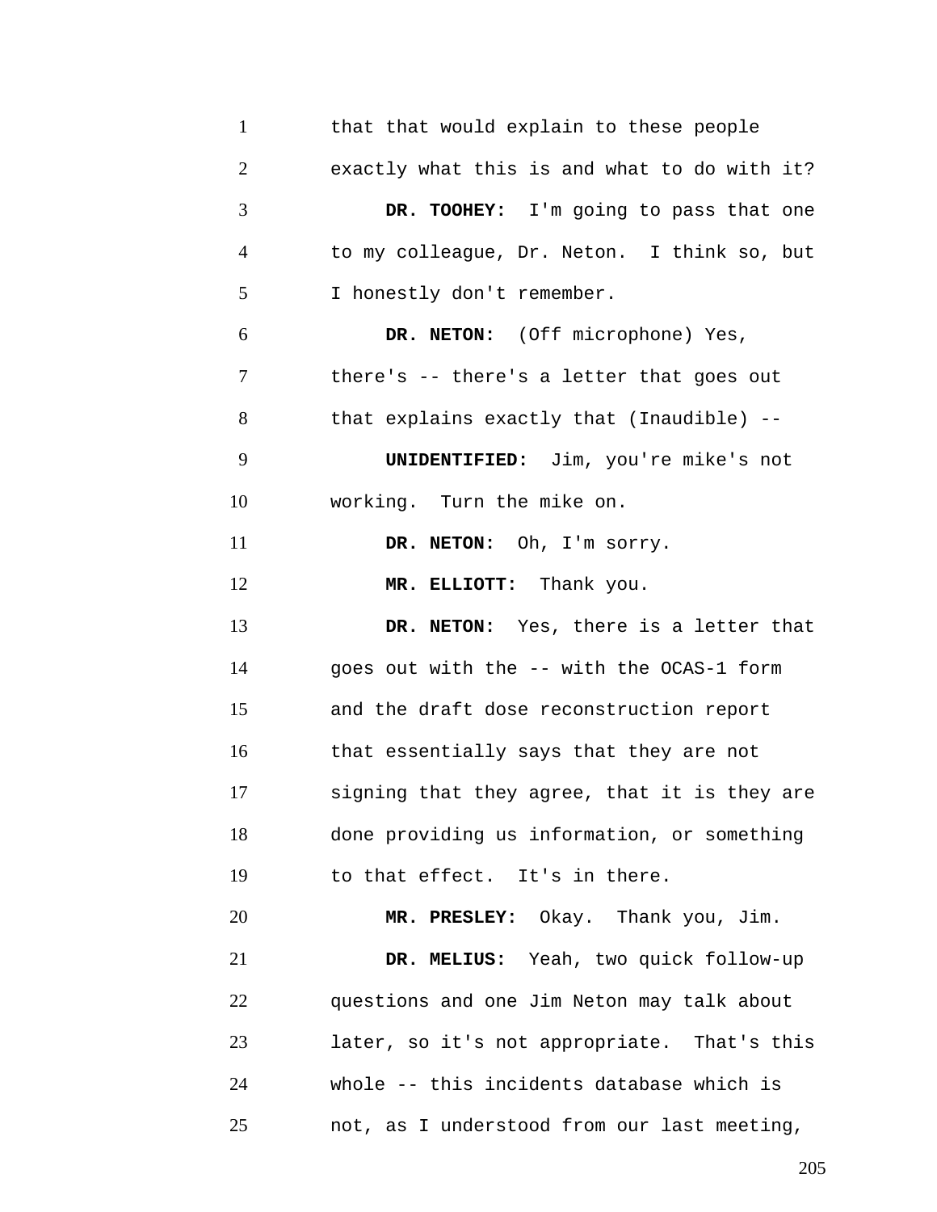that that would explain to these people exactly what this is and what to do with it?

**DR. TOOHEY:** I'm going to pass that one to my colleague, Dr. Neton. I think so, but I honestly don't remember.

**DR. NETON:** (Off microphone) Yes, there's -- there's a letter that goes out that explains exactly that (Inaudible) --

**UNIDENTIFIED:** Jim, you're mike's not working. Turn the mike on.

**DR. NETON:** Oh, I'm sorry.

**MR. ELLIOTT:** Thank you.

**DR. NETON:** Yes, there is a letter that goes out with the -- with the OCAS-1 form and the draft dose reconstruction report that essentially says that they are not signing that they agree, that it is they are done providing us information, or something to that effect. It's in there.

**MR. PRESLEY:** Okay. Thank you, Jim.

**DR. MELIUS:** Yeah, two quick follow-up questions and one Jim Neton may talk about later, so it's not appropriate. That's this whole -- this incidents database which is not, as I understood from our last meeting,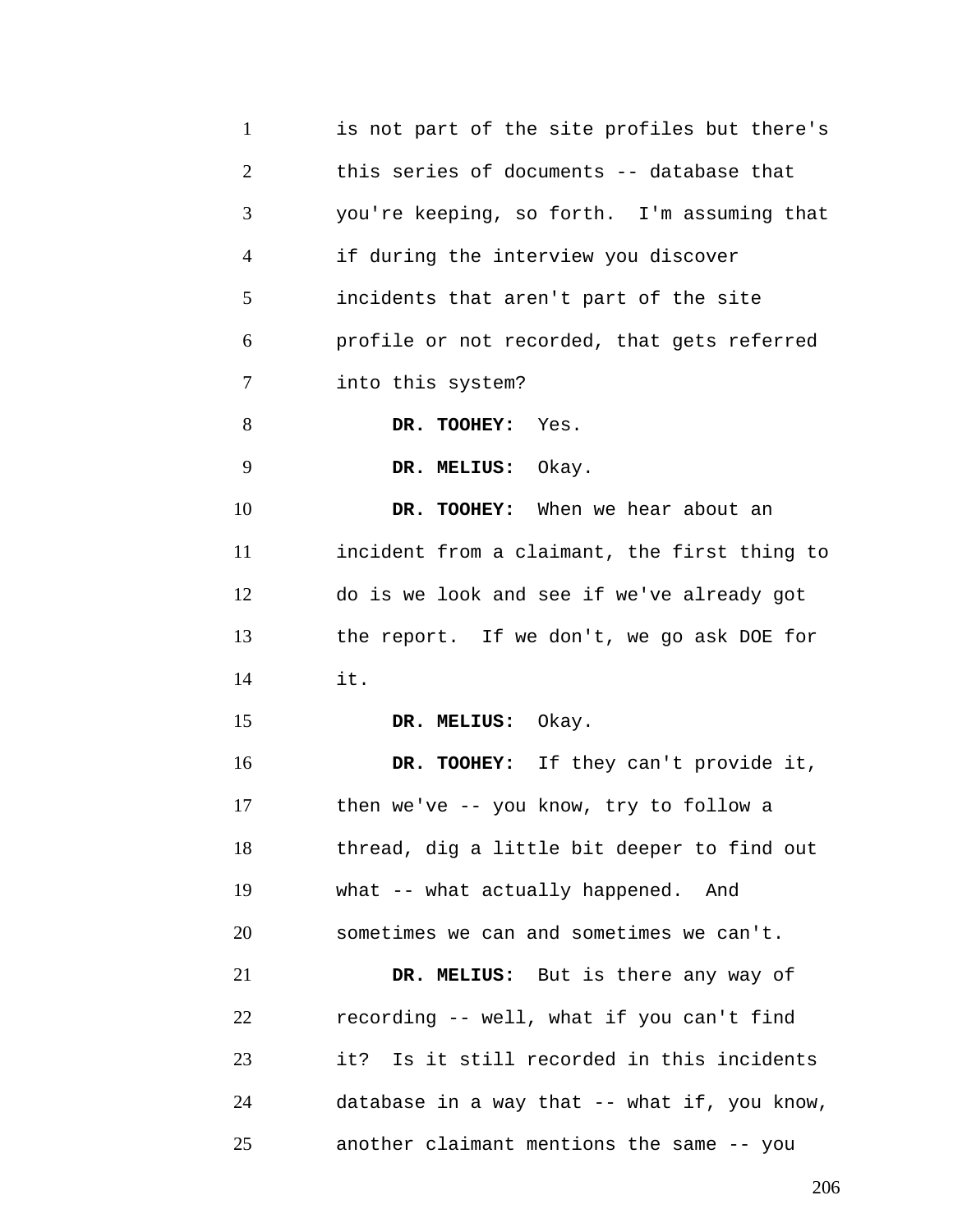is not part of the site profiles but there's this series of documents -- database that you're keeping, so forth. I'm assuming that if during the interview you discover incidents that aren't part of the site profile or not recorded, that gets referred into this system?

**DR. TOOHEY:** Yes.

**DR. MELIUS:** Okay.

**DR. TOOHEY:** When we hear about an incident from a claimant, the first thing to do is we look and see if we've already got the report. If we don't, we go ask DOE for it.

**DR. MELIUS:** Okay.

**DR. TOOHEY:** If they can't provide it, then we've -- you know, try to follow a thread, dig a little bit deeper to find out what -- what actually happened. And sometimes we can and sometimes we can't.

**DR. MELIUS:** But is there any way of recording -- well, what if you can't find it? Is it still recorded in this incidents database in a way that -- what if, you know, another claimant mentions the same -- you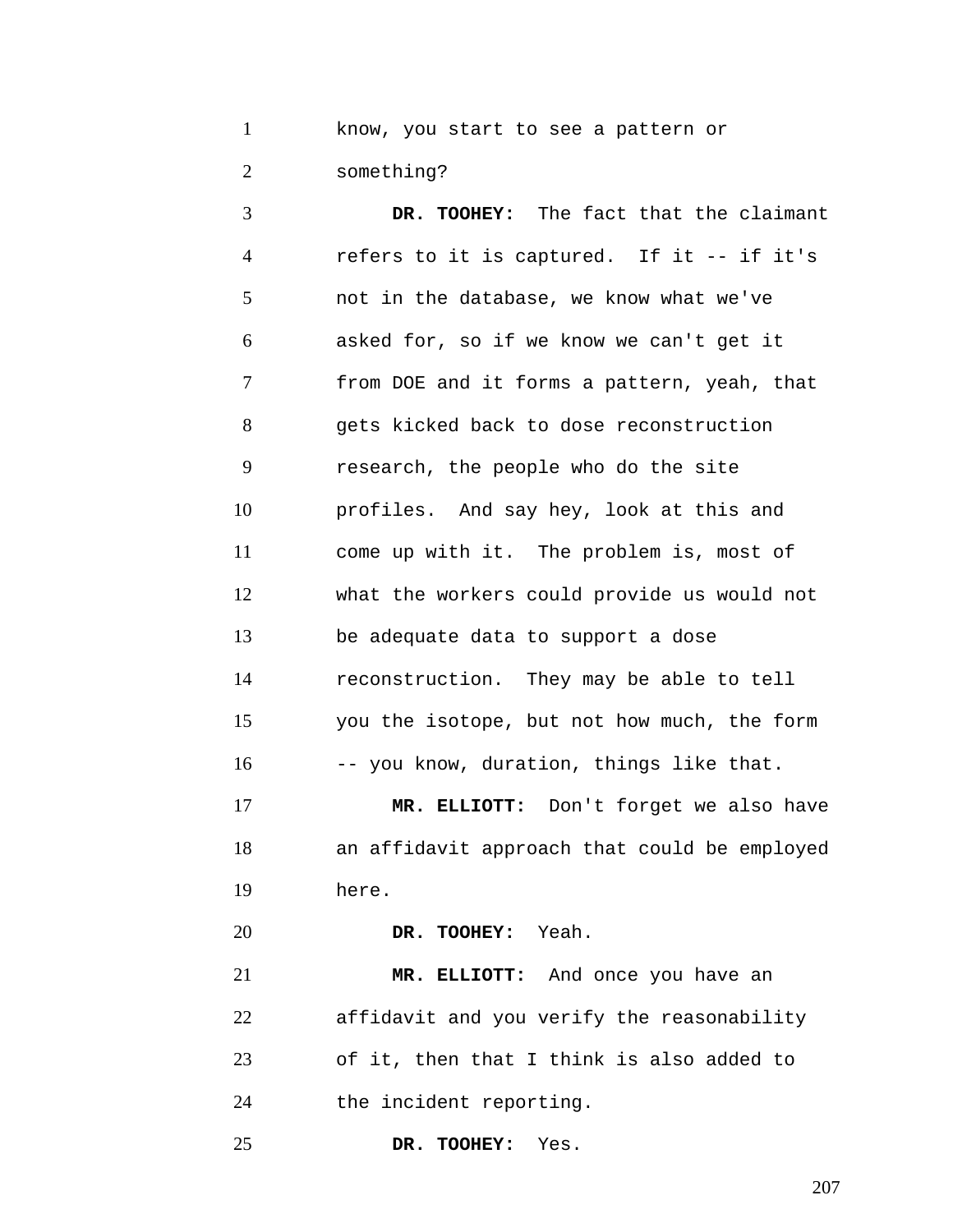know, you start to see a pattern or something?

**DR. TOOHEY:** The fact that the claimant refers to it is captured. If it -- if it's not in the database, we know what we've asked for, so if we know we can't get it from DOE and it forms a pattern, yeah, that gets kicked back to dose reconstruction research, the people who do the site profiles. And say hey, look at this and come up with it. The problem is, most of what the workers could provide us would not be adequate data to support a dose reconstruction. They may be able to tell you the isotope, but not how much, the form -- you know, duration, things like that.

**MR. ELLIOTT:** Don't forget we also have an affidavit approach that could be employed here.

**DR. TOOHEY:** Yeah.

**MR. ELLIOTT:** And once you have an affidavit and you verify the reasonability of it, then that I think is also added to the incident reporting.

**DR. TOOHEY:** Yes.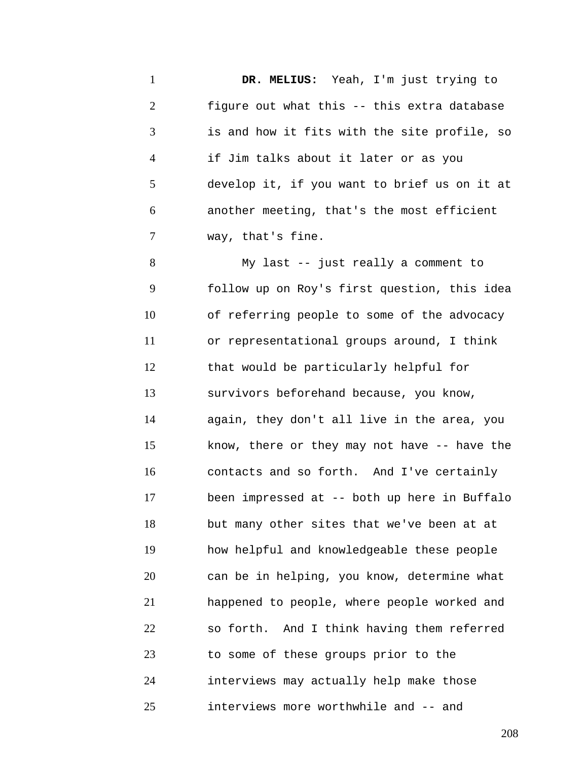**DR. MELIUS:** Yeah, I'm just trying to figure out what this -- this extra database is and how it fits with the site profile, so if Jim talks about it later or as you develop it, if you want to brief us on it at another meeting, that's the most efficient way, that's fine.

My last -- just really a comment to follow up on Roy's first question, this idea of referring people to some of the advocacy or representational groups around, I think that would be particularly helpful for survivors beforehand because, you know, again, they don't all live in the area, you know, there or they may not have -- have the contacts and so forth. And I've certainly been impressed at -- both up here in Buffalo but many other sites that we've been at at how helpful and knowledgeable these people can be in helping, you know, determine what happened to people, where people worked and so forth. And I think having them referred to some of these groups prior to the interviews may actually help make those interviews more worthwhile and -- and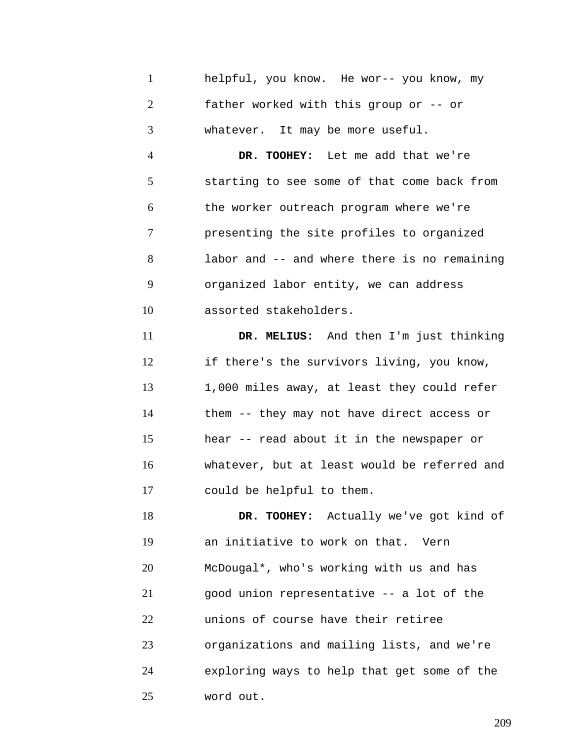helpful, you know. He wor-- you know, my father worked with this group or -- or whatever. It may be more useful.

**DR. TOOHEY:** Let me add that we're starting to see some of that come back from the worker outreach program where we're presenting the site profiles to organized labor and -- and where there is no remaining organized labor entity, we can address assorted stakeholders.

**DR. MELIUS:** And then I'm just thinking if there's the survivors living, you know, 1,000 miles away, at least they could refer them -- they may not have direct access or hear -- read about it in the newspaper or whatever, but at least would be referred and could be helpful to them.

**DR. TOOHEY:** Actually we've got kind of an initiative to work on that. Vern McDougal*, who's working with us and has good union representative -- a lot of the unions of course have their retiree organizations and mailing lists, and we're exploring ways to help that get some of the word out.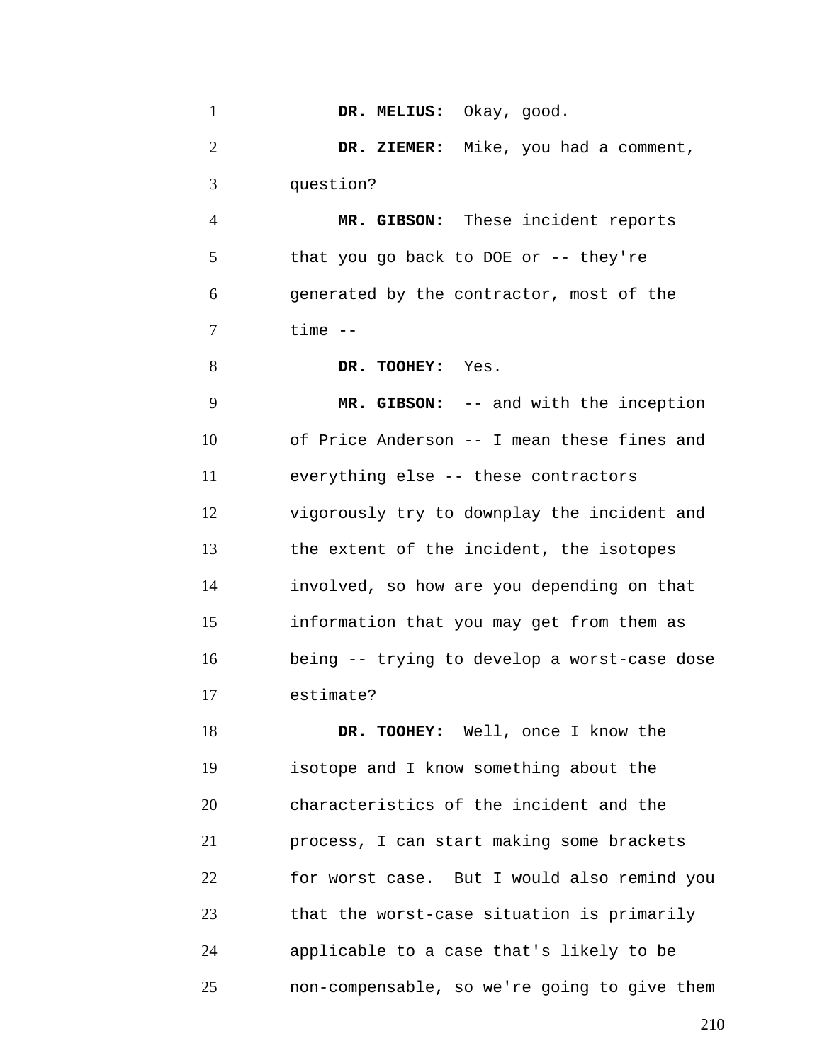**DR. MELIUS:** Okay, good.

**DR. ZIEMER:** Mike, you had a comment, question?

**MR. GIBSON:** These incident reports that you go back to DOE or -- they're generated by the contractor, most of the time --

**DR. TOOHEY:** Yes.

**MR. GIBSON:** -- and with the inception of Price Anderson -- I mean these fines and everything else -- these contractors vigorously try to downplay the incident and the extent of the incident, the isotopes involved, so how are you depending on that information that you may get from them as being -- trying to develop a worst-case dose estimate?

**DR. TOOHEY:** Well, once I know the isotope and I know something about the characteristics of the incident and the process, I can start making some brackets for worst case. But I would also remind you that the worst-case situation is primarily applicable to a case that's likely to be non-compensable, so we're going to give them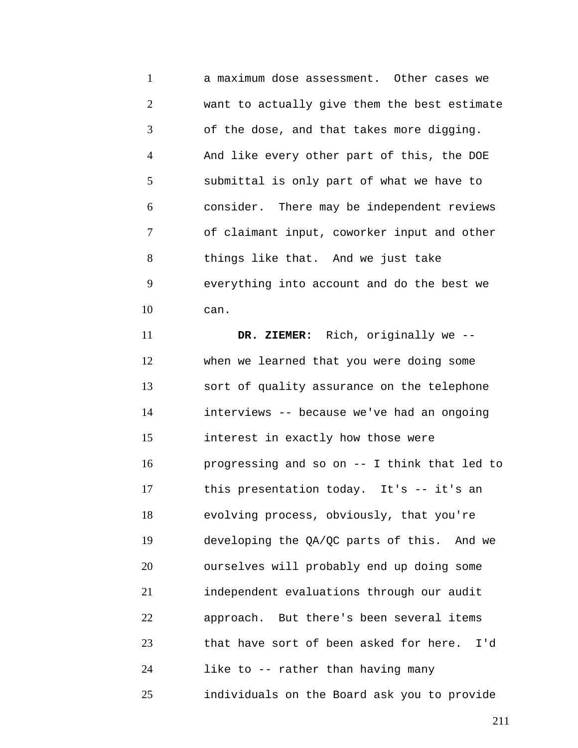a maximum dose assessment. Other cases we want to actually give them the best estimate of the dose, and that takes more digging. And like every other part of this, the DOE submittal is only part of what we have to consider. There may be independent reviews of claimant input, coworker input and other things like that. And we just take everything into account and do the best we can.

**DR. ZIEMER:** Rich, originally we -- when we learned that you were doing some sort of quality assurance on the telephone interviews -- because we've had an ongoing interest in exactly how those were progressing and so on -- I think that led to this presentation today. It's -- it's an evolving process, obviously, that you're developing the QA/QC parts of this. And we ourselves will probably end up doing some independent evaluations through our audit approach. But there's been several items that have sort of been asked for here. I'd like to -- rather than having many individuals on the Board ask you to provide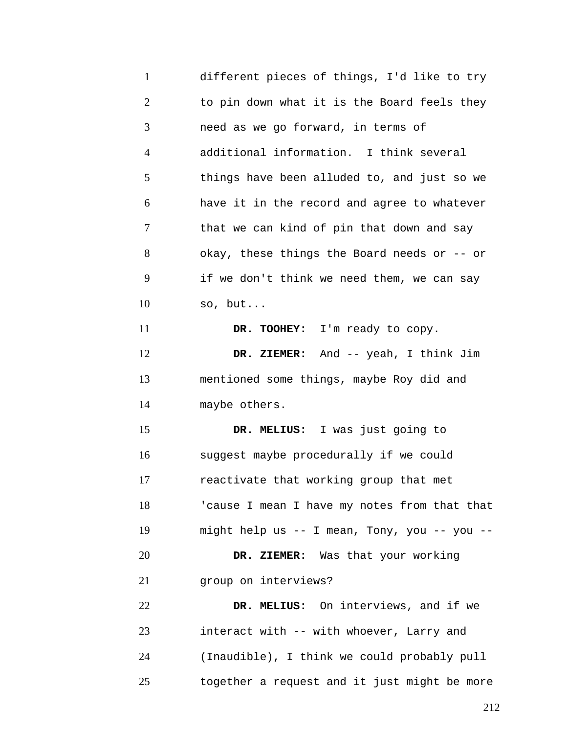different pieces of things, I'd like to try to pin down what it is the Board feels they need as we go forward, in terms of additional information. I think several things have been alluded to, and just so we have it in the record and agree to whatever that we can kind of pin that down and say okay, these things the Board needs or -- or if we don't think we need them, we can say so, but...

**DR. TOOHEY:** I'm ready to copy.

**DR. ZIEMER:** And -- yeah, I think Jim mentioned some things, maybe Roy did and maybe others.

**DR. MELIUS:** I was just going to suggest maybe procedurally if we could reactivate that working group that met 'cause I mean I have my notes from that that might help us -- I mean, Tony, you -- you --

**DR. ZIEMER:** Was that your working group on interviews?

**DR. MELIUS:** On interviews, and if we interact with -- with whoever, Larry and (Inaudible), I think we could probably pull together a request and it just might be more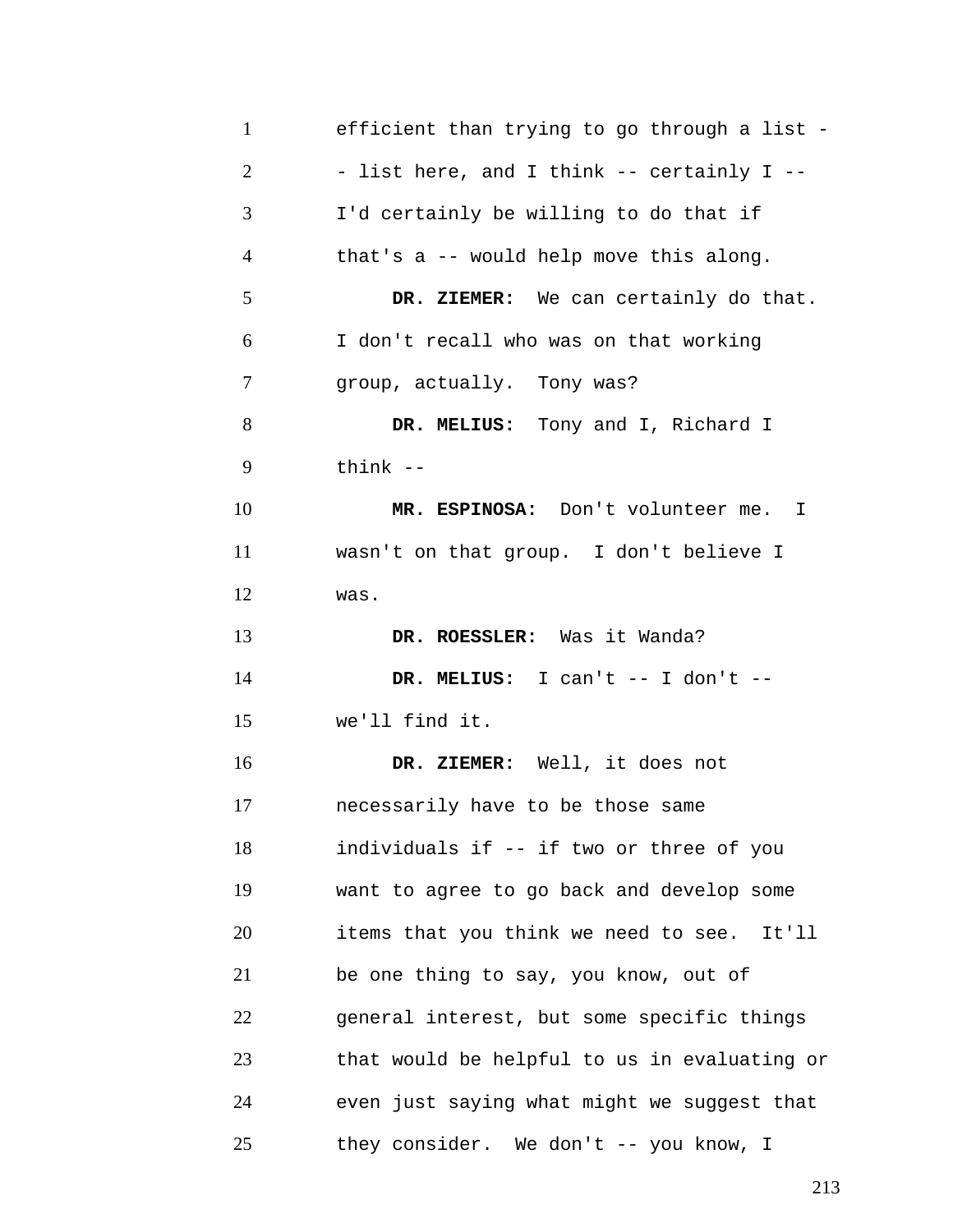efficient than trying to go through a list -- list here, and I think -- certainly I -- I'd certainly be willing to do that if that's a -- would help move this along.

**DR. ZIEMER:** We can certainly do that. I don't recall who was on that working group, actually. Tony was?

**DR. MELIUS:** Tony and I, Richard I think --

**MR. ESPINOSA:** Don't volunteer me. I wasn't on that group. I don't believe I was.

**DR. ROESSLER:** Was it Wanda?

**DR. MELIUS:** I can't -- I don't -- we'll find it.

**DR. ZIEMER:** Well, it does not necessarily have to be those same individuals if -- if two or three of you want to agree to go back and develop some items that you think we need to see. It'll be one thing to say, you know, out of general interest, but some specific things that would be helpful to us in evaluating or even just saying what might we suggest that they consider. We don't -- you know, I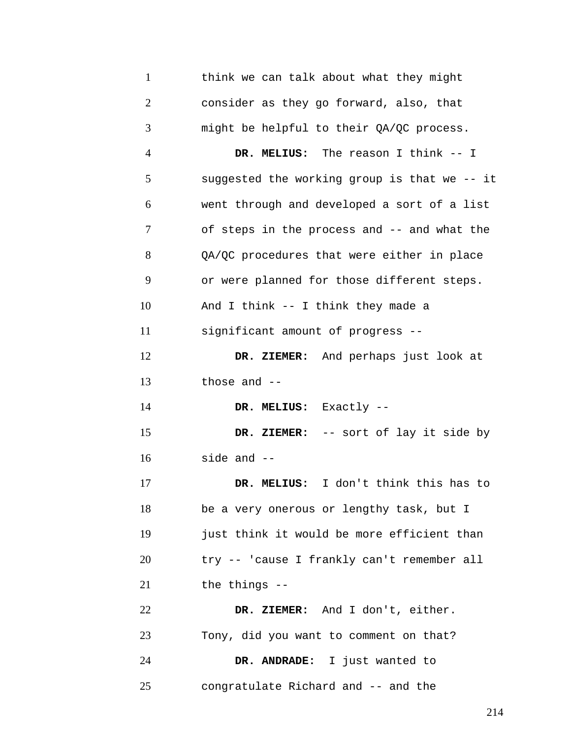think we can talk about what they might consider as they go forward, also, that might be helpful to their QA/QC process.

**DR. MELIUS:** The reason I think -- I suggested the working group is that we -- it went through and developed a sort of a list of steps in the process and -- and what the QA/QC procedures that were either in place or were planned for those different steps. And I think -- I think they made a significant amount of progress --

**DR. ZIEMER:** And perhaps just look at those and --

**DR. MELIUS:** Exactly --

**DR. ZIEMER:** -- sort of lay it side by side and --

**DR. MELIUS:** I don't think this has to be a very onerous or lengthy task, but I just think it would be more efficient than try -- 'cause I frankly can't remember all the things --

**DR. ZIEMER:** And I don't, either. Tony, did you want to comment on that?

**DR. ANDRADE:** I just wanted to congratulate Richard and -- and the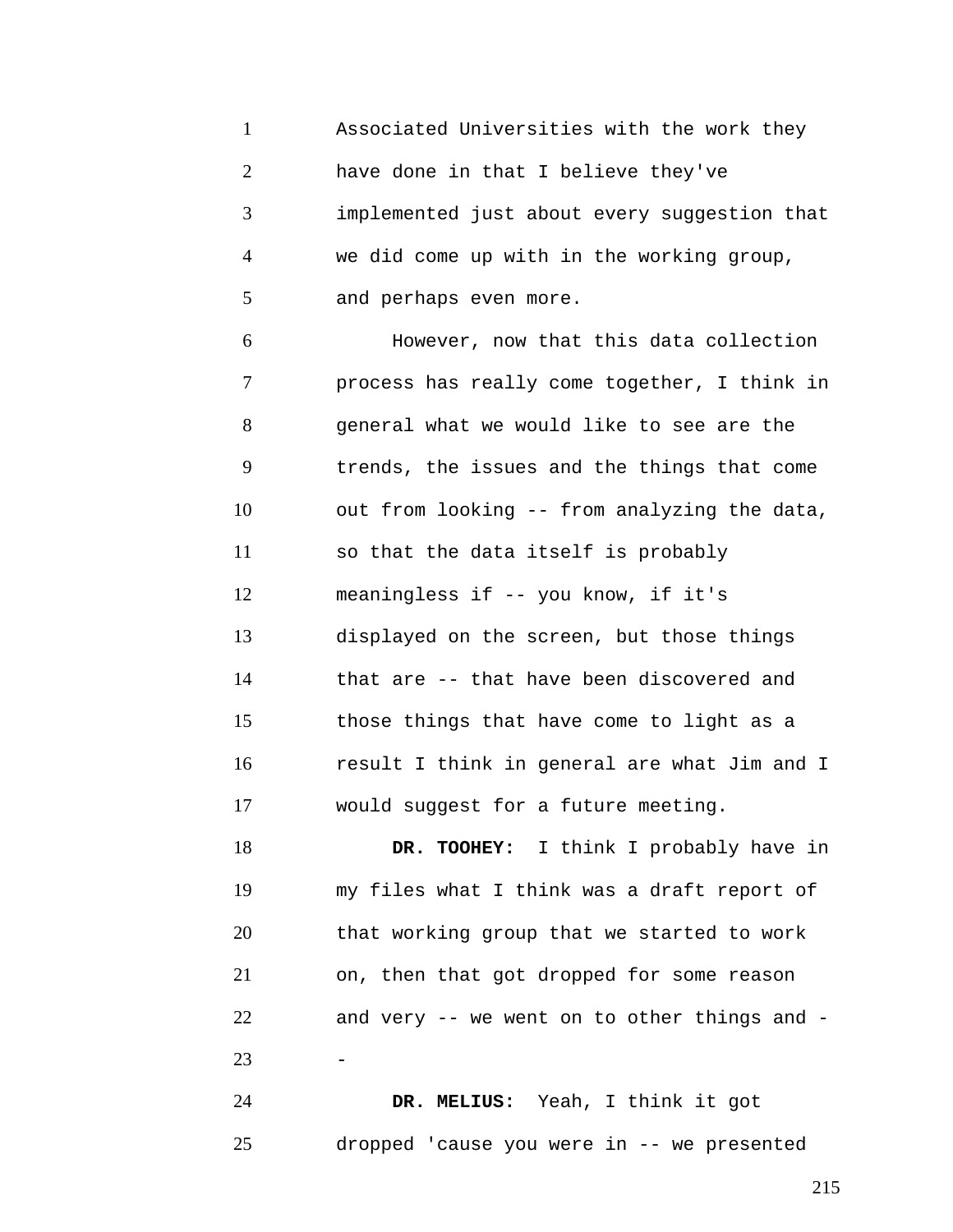Associated Universities with the work they have done in that I believe they've implemented just about every suggestion that we did come up with in the working group, and perhaps even more.

However, now that this data collection process has really come together, I think in general what we would like to see are the trends, the issues and the things that come out from looking -- from analyzing the data, so that the data itself is probably meaningless if -- you know, if it's displayed on the screen, but those things that are -- that have been discovered and those things that have come to light as a result I think in general are what Jim and I would suggest for a future meeting.

**DR. TOOHEY:** I think I probably have in my files what I think was a draft report of that working group that we started to work on, then that got dropped for some reason and very -- we went on to other things and --

**DR. MELIUS:** Yeah, I think it got dropped 'cause you were in -- we presented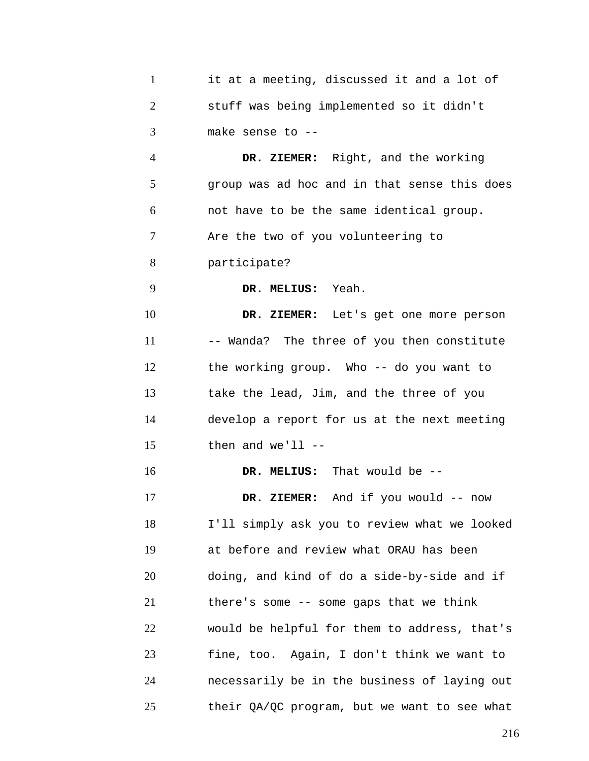it at a meeting, discussed it and a lot of stuff was being implemented so it didn't make sense to --

**DR. ZIEMER:** Right, and the working group was ad hoc and in that sense this does not have to be the same identical group. Are the two of you volunteering to participate?

**DR. MELIUS:** Yeah.

**DR. ZIEMER:** Let's get one more person -- Wanda? The three of you then constitute the working group. Who -- do you want to take the lead, Jim, and the three of you develop a report for us at the next meeting then and we'll --

**DR. MELIUS:** That would be --

**DR. ZIEMER:** And if you would -- now I'll simply ask you to review what we looked at before and review what ORAU has been doing, and kind of do a side-by-side and if there's some -- some gaps that we think would be helpful for them to address, that's fine, too. Again, I don't think we want to necessarily be in the business of laying out their QA/QC program, but we want to see what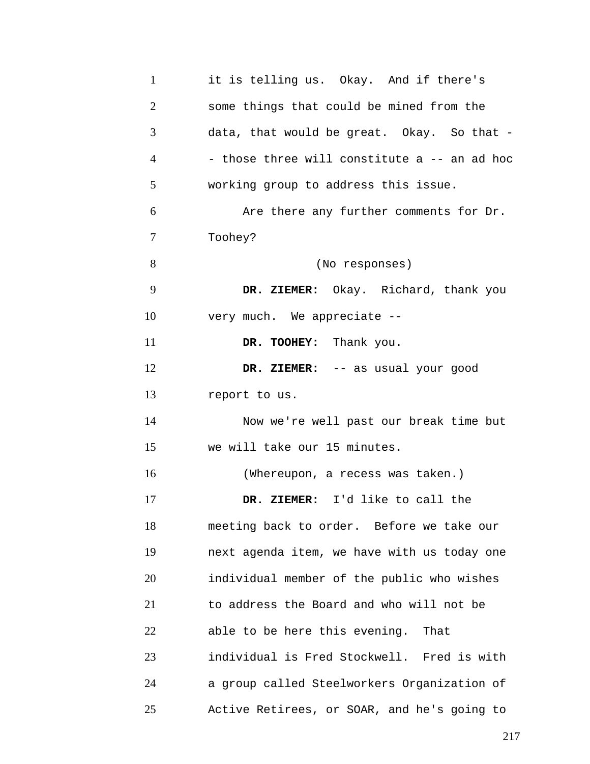it is telling us. Okay. And if there's some things that could be mined from the data, that would be great. Okay. So that -- those three will constitute a -- an ad hoc working group to address this issue.

Are there any further comments for Dr. Toohey?

(No responses)

**DR. ZIEMER:** Okay. Richard, thank you very much. We appreciate --

**DR. TOOHEY:** Thank you.

**DR. ZIEMER:** -- as usual your good report to us.

Now we're well past our break time but we will take our 15 minutes.

(Whereupon, a recess was taken.)

**DR. ZIEMER:** I'd like to call the meeting back to order. Before we take our next agenda item, we have with us today one individual member of the public who wishes to address the Board and who will not be able to be here this evening. That individual is Fred Stockwell. Fred is with a group called Steelworkers Organization of Active Retirees, or SOAR, and he's going to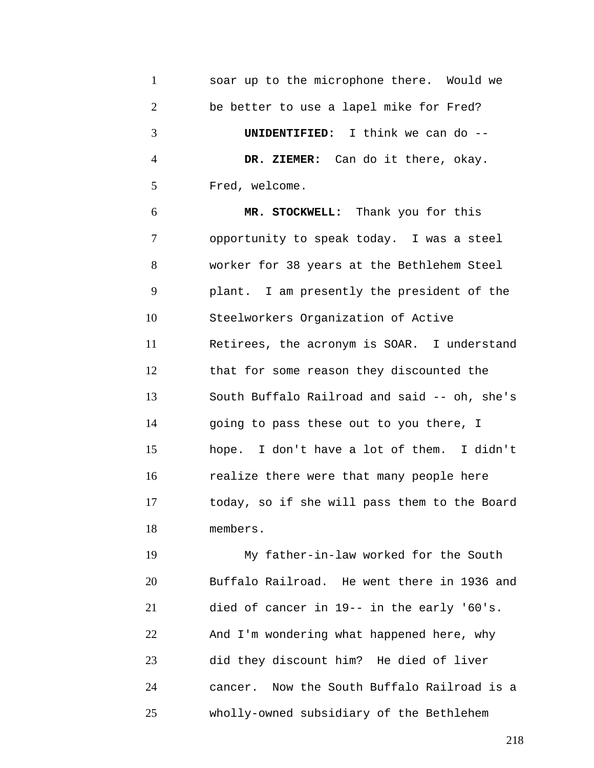soar up to the microphone there. Would we be better to use a lapel mike for Fred?

**UNIDENTIFIED:** I think we can do --

**DR. ZIEMER:** Can do it there, okay. Fred, welcome.

**MR. STOCKWELL:** Thank you for this opportunity to speak today. I was a steel worker for 38 years at the Bethlehem Steel plant. I am presently the president of the Steelworkers Organization of Active Retirees, the acronym is SOAR. I understand that for some reason they discounted the South Buffalo Railroad and said -- oh, she's going to pass these out to you there, I hope. I don't have a lot of them. I didn't realize there were that many people here today, so if she will pass them to the Board members.

My father-in-law worked for the South Buffalo Railroad. He went there in 1936 and died of cancer in 19-- in the early '60's. And I'm wondering what happened here, why did they discount him? He died of liver cancer. Now the South Buffalo Railroad is a wholly-owned subsidiary of the Bethlehem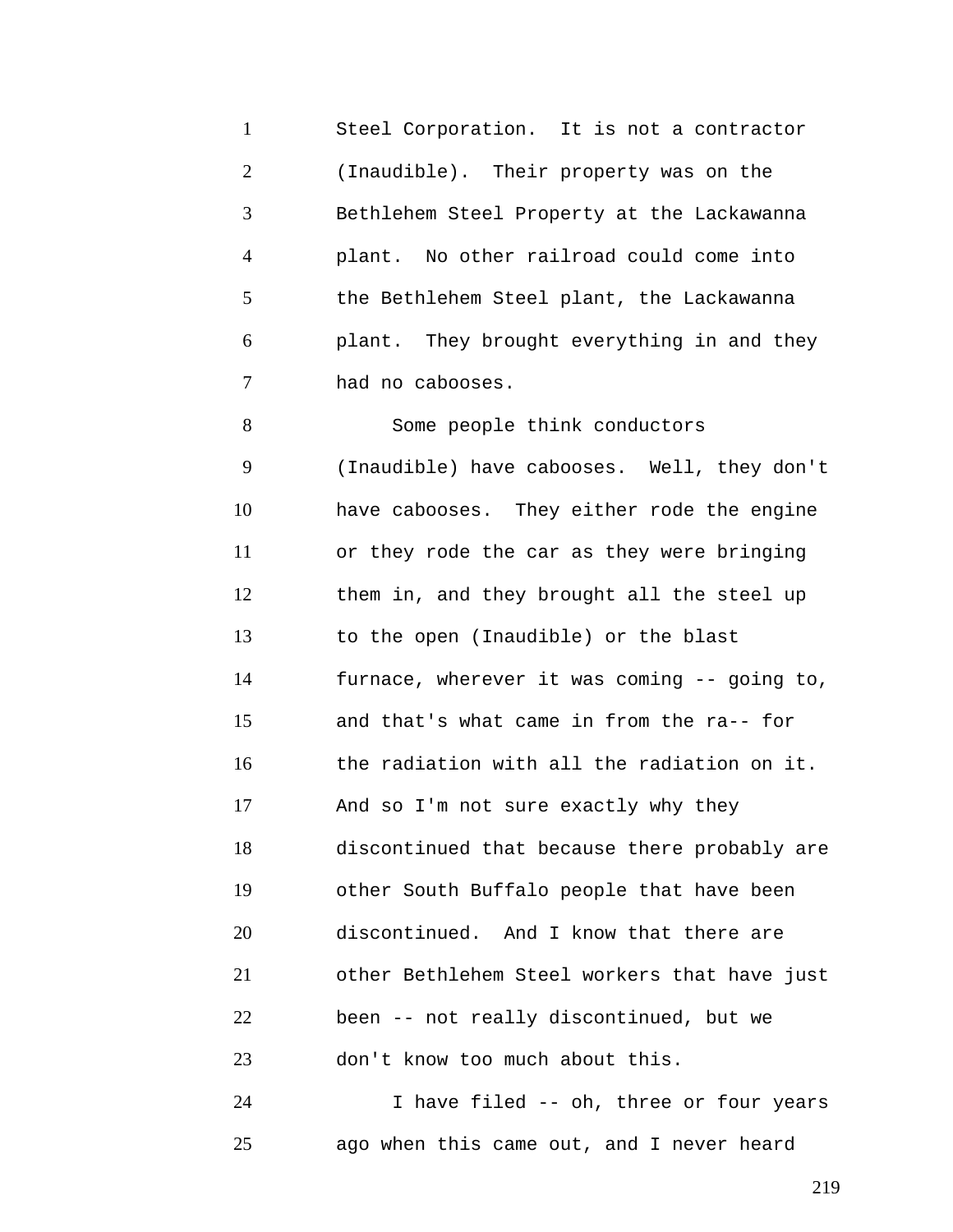Steel Corporation. It is not a contractor (Inaudible). Their property was on the Bethlehem Steel Property at the Lackawanna plant. No other railroad could come into the Bethlehem Steel plant, the Lackawanna plant. They brought everything in and they had no cabooses.

Some people think conductors (Inaudible) have cabooses. Well, they don't have cabooses. They either rode the engine or they rode the car as they were bringing them in, and they brought all the steel up to the open (Inaudible) or the blast furnace, wherever it was coming -- going to, and that's what came in from the ra-- for the radiation with all the radiation on it. And so I'm not sure exactly why they discontinued that because there probably are other South Buffalo people that have been discontinued. And I know that there are other Bethlehem Steel workers that have just been -- not really discontinued, but we don't know too much about this.

I have filed -- oh, three or four years ago when this came out, and I never heard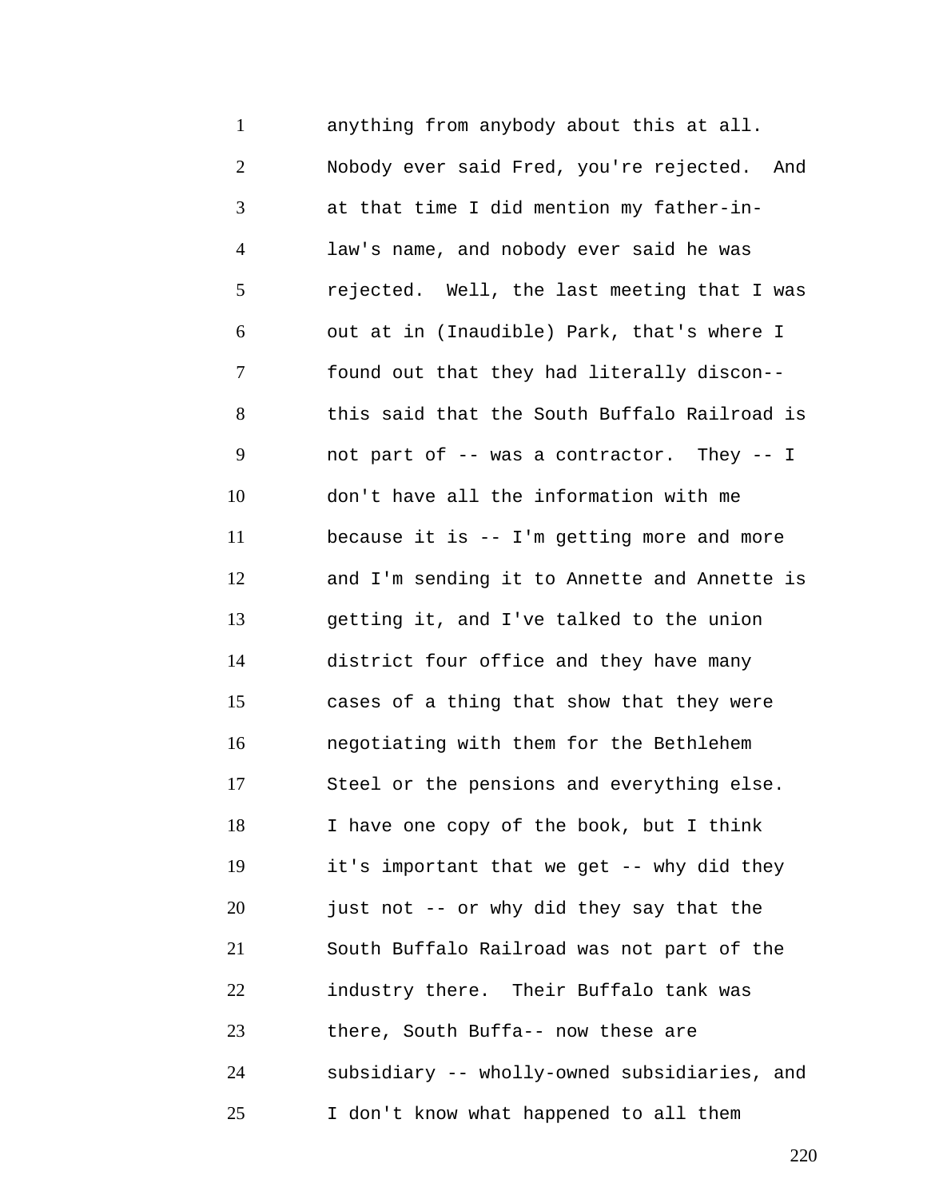anything from anybody about this at all.
Nobody ever said Fred, you're rejected. And
at that time I did mention my father-in-
law's name, and nobody ever said he was
rejected. Well, the last meeting that I was
out at in (Inaudible) Park, that's where I
found out that they had literally discon--
this said that the South Buffalo Railroad is
not part of -- was a contractor. They -- I
don't have all the information with me
because it is -- I'm getting more and more
and I'm sending it to Annette and Annette is
getting it, and I've talked to the union
district four office and they have many
cases of a thing that show that they were
negotiating with them for the Bethlehem
Steel or the pensions and everything else.
I have one copy of the book, but I think
it's important that we get -- why did they
just not -- or why did they say that the
South Buffalo Railroad was not part of the
industry there. Their Buffalo tank was
there, South Buffa-- now these are
subsidiary -- wholly-owned subsidiaries, and
I don't know what happened to all them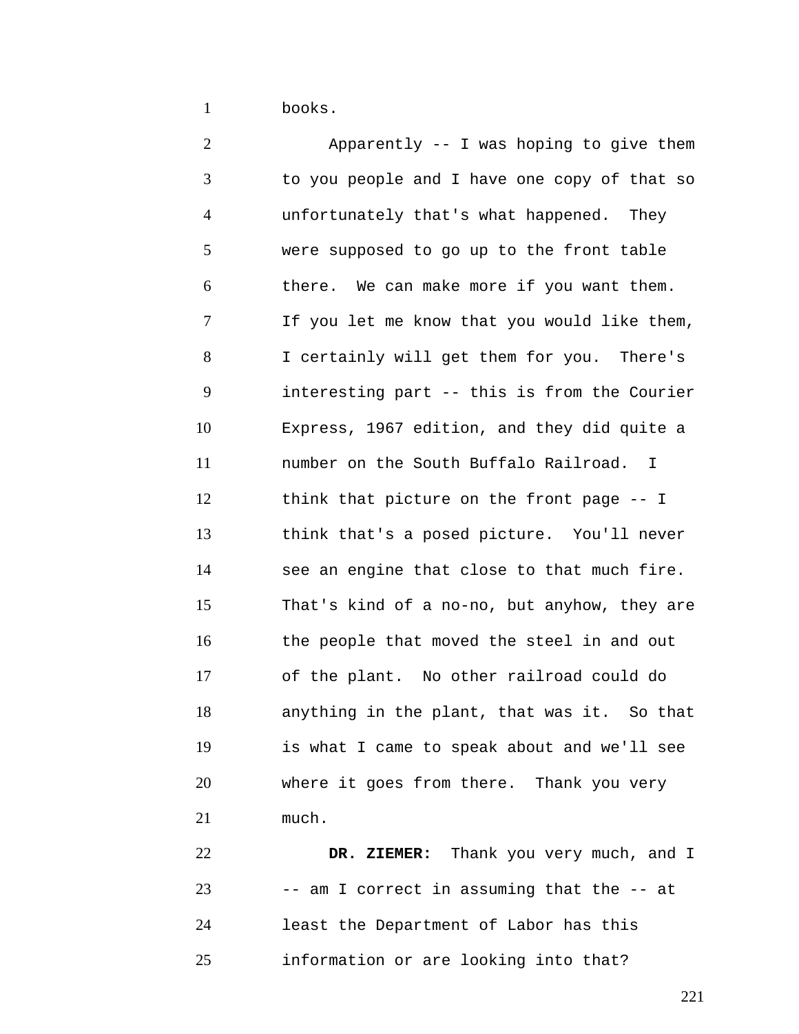books.

Apparently -- I was hoping to give them to you people and I have one copy of that so unfortunately that's what happened. They were supposed to go up to the front table there. We can make more if you want them. If you let me know that you would like them, I certainly will get them for you. There's interesting part -- this is from the Courier Express, 1967 edition, and they did quite a number on the South Buffalo Railroad. I think that picture on the front page -- I think that's a posed picture. You'll never see an engine that close to that much fire. That's kind of a no-no, but anyhow, they are the people that moved the steel in and out of the plant. No other railroad could do anything in the plant, that was it. So that is what I came to speak about and we'll see where it goes from there. Thank you very much.

**DR. ZIEMER:** Thank you very much, and I -- am I correct in assuming that the -- at least the Department of Labor has this information or are looking into that?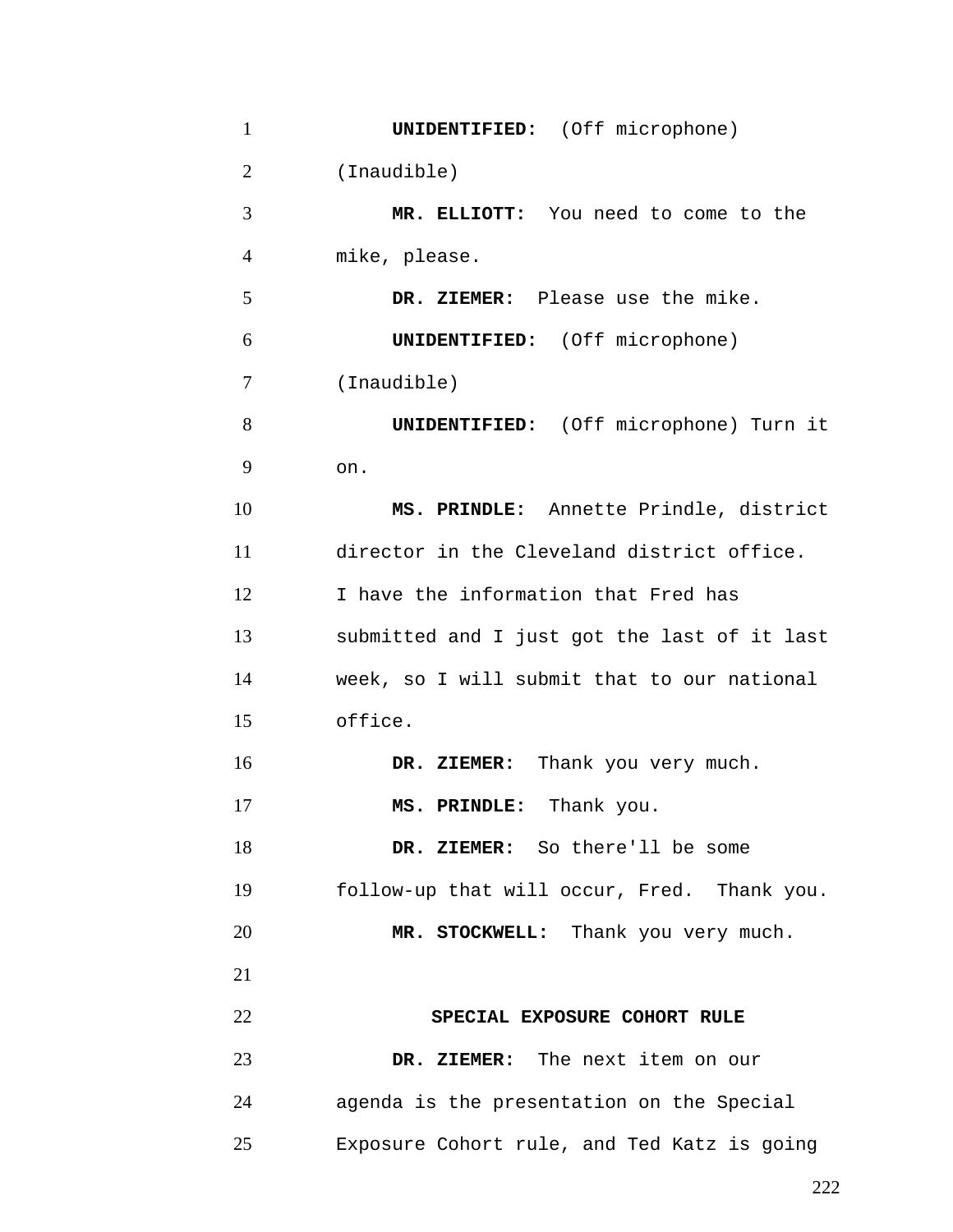**UNIDENTIFIED:** (Off microphone) (Inaudible)

**MR. ELLIOTT:** You need to come to the mike, please.

**DR. ZIEMER:** Please use the mike.

**UNIDENTIFIED:** (Off microphone) (Inaudible)

**UNIDENTIFIED:** (Off microphone) Turn it on.

**MS. PRINDLE:** Annette Prindle, district director in the Cleveland district office. I have the information that Fred has submitted and I just got the last of it last week, so I will submit that to our national office.

**DR. ZIEMER:** Thank you very much.

**MS. PRINDLE:** Thank you.

**DR. ZIEMER:** So there'll be some follow-up that will occur, Fred. Thank you.

**MR. STOCKWELL:** Thank you very much.

## SPECIAL EXPOSURE COHORT RULE

**DR. ZIEMER:** The next item on our agenda is the presentation on the Special Exposure Cohort rule, and Ted Katz is going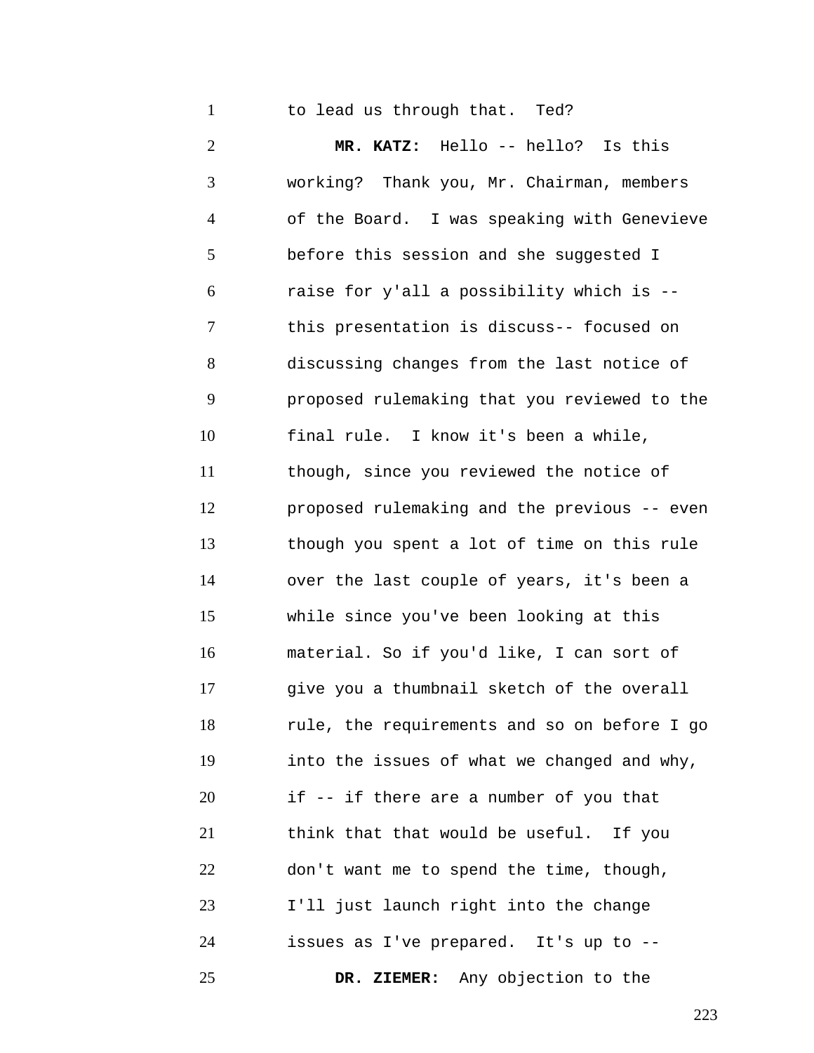to lead us through that. Ted?

**MR. KATZ:** Hello -- hello? Is this working? Thank you, Mr. Chairman, members of the Board. I was speaking with Genevieve before this session and she suggested I raise for y'all a possibility which is -- this presentation is discuss-- focused on discussing changes from the last notice of proposed rulemaking that you reviewed to the final rule. I know it's been a while, though, since you reviewed the notice of proposed rulemaking and the previous -- even though you spent a lot of time on this rule over the last couple of years, it's been a while since you've been looking at this material. So if you'd like, I can sort of give you a thumbnail sketch of the overall rule, the requirements and so on before I go into the issues of what we changed and why, if -- if there are a number of you that think that that would be useful. If you don't want me to spend the time, though, I'll just launch right into the change issues as I've prepared. It's up to --

**DR. ZIEMER:** Any objection to the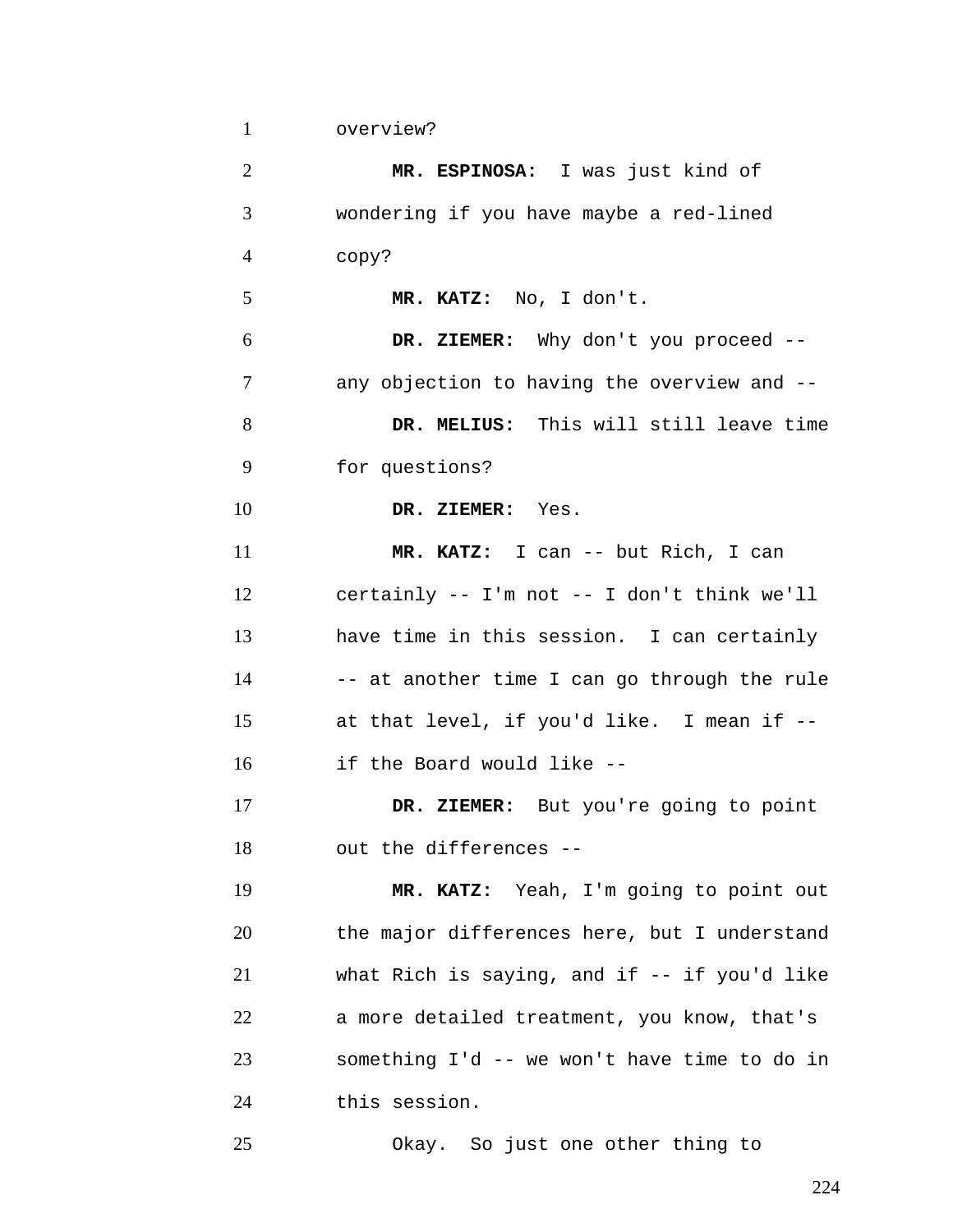overview?

**MR. ESPINOSA:** I was just kind of wondering if you have maybe a red-lined copy?

**MR. KATZ:** No, I don't.

**DR. ZIEMER:** Why don't you proceed -- any objection to having the overview and --

**DR. MELIUS:** This will still leave time for questions?

**DR. ZIEMER:** Yes.

**MR. KATZ:** I can -- but Rich, I can certainly -- I'm not -- I don't think we'll have time in this session. I can certainly -- at another time I can go through the rule at that level, if you'd like. I mean if -- if the Board would like --

**DR. ZIEMER:** But you're going to point out the differences --

**MR. KATZ:** Yeah, I'm going to point out the major differences here, but I understand what Rich is saying, and if -- if you'd like a more detailed treatment, you know, that's something I'd -- we won't have time to do in this session.

Okay. So just one other thing to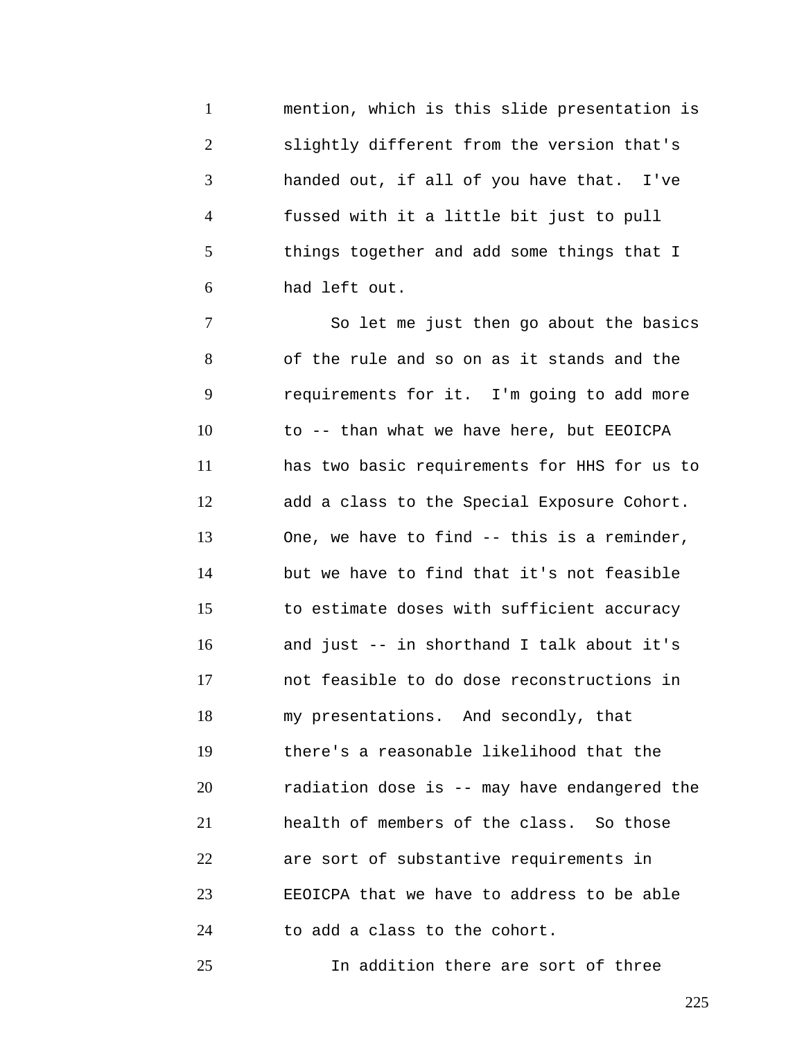mention, which is this slide presentation is slightly different from the version that's handed out, if all of you have that. I've fussed with it a little bit just to pull things together and add some things that I had left out.

So let me just then go about the basics of the rule and so on as it stands and the requirements for it. I'm going to add more to -- than what we have here, but EEOICPA has two basic requirements for HHS for us to add a class to the Special Exposure Cohort. One, we have to find -- this is a reminder, but we have to find that it's not feasible to estimate doses with sufficient accuracy and just -- in shorthand I talk about it's not feasible to do dose reconstructions in my presentations. And secondly, that there's a reasonable likelihood that the radiation dose is -- may have endangered the health of members of the class. So those are sort of substantive requirements in EEOICPA that we have to address to be able to add a class to the cohort.

In addition there are sort of three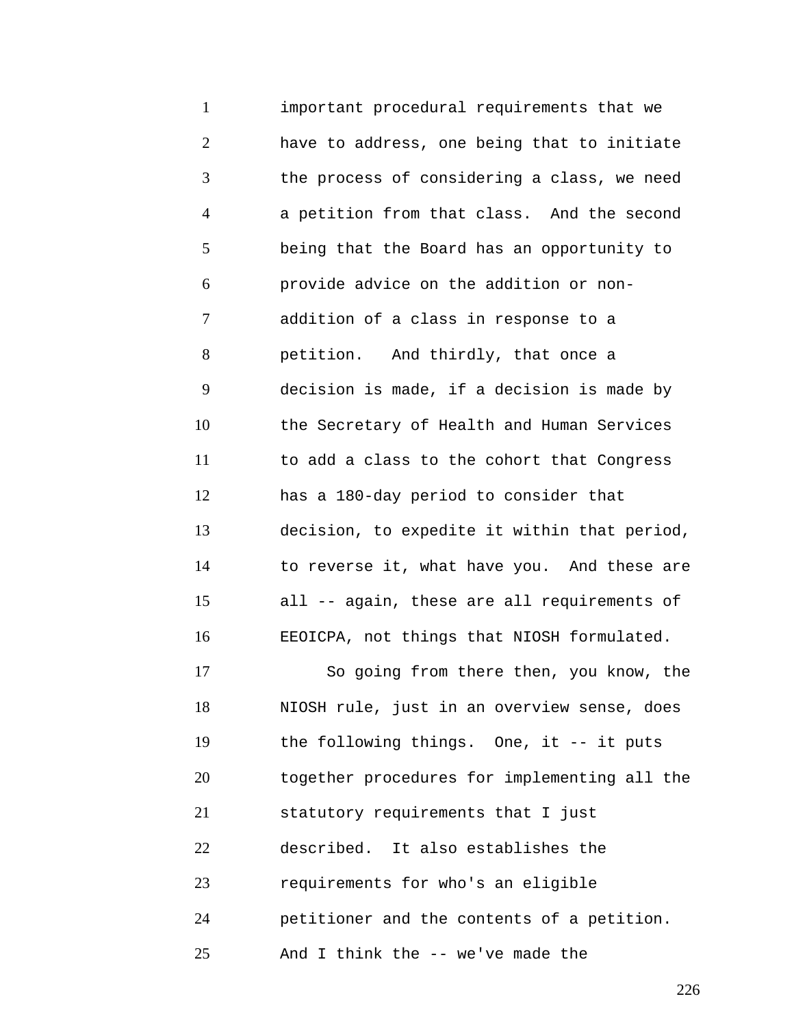important procedural requirements that we have to address, one being that to initiate the process of considering a class, we need a petition from that class. And the second being that the Board has an opportunity to provide advice on the addition or non-addition of a class in response to a petition. And thirdly, that once a decision is made, if a decision is made by the Secretary of Health and Human Services to add a class to the cohort that Congress has a 180-day period to consider that decision, to expedite it within that period, to reverse it, what have you. And these are all -- again, these are all requirements of EEOICPA, not things that NIOSH formulated.

So going from there then, you know, the NIOSH rule, just in an overview sense, does the following things. One, it -- it puts together procedures for implementing all the statutory requirements that I just described. It also establishes the requirements for who's an eligible petitioner and the contents of a petition. And I think the -- we've made the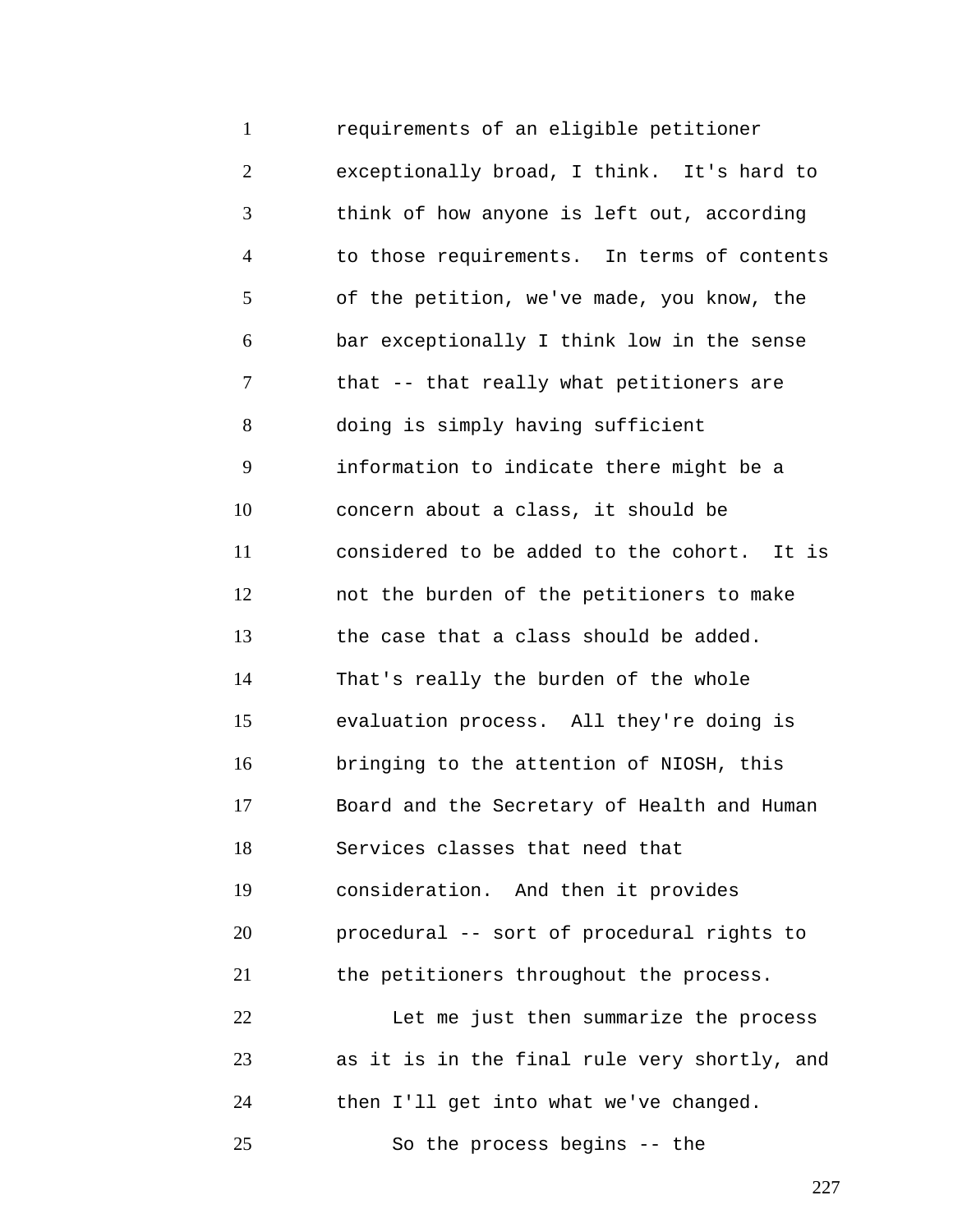requirements of an eligible petitioner exceptionally broad, I think. It's hard to think of how anyone is left out, according to those requirements. In terms of contents of the petition, we've made, you know, the bar exceptionally I think low in the sense that -- that really what petitioners are doing is simply having sufficient information to indicate there might be a concern about a class, it should be considered to be added to the cohort. It is not the burden of the petitioners to make the case that a class should be added. That's really the burden of the whole evaluation process. All they're doing is bringing to the attention of NIOSH, this Board and the Secretary of Health and Human Services classes that need that consideration. And then it provides procedural -- sort of procedural rights to the petitioners throughout the process.

Let me just then summarize the process as it is in the final rule very shortly, and then I'll get into what we've changed.

So the process begins -- the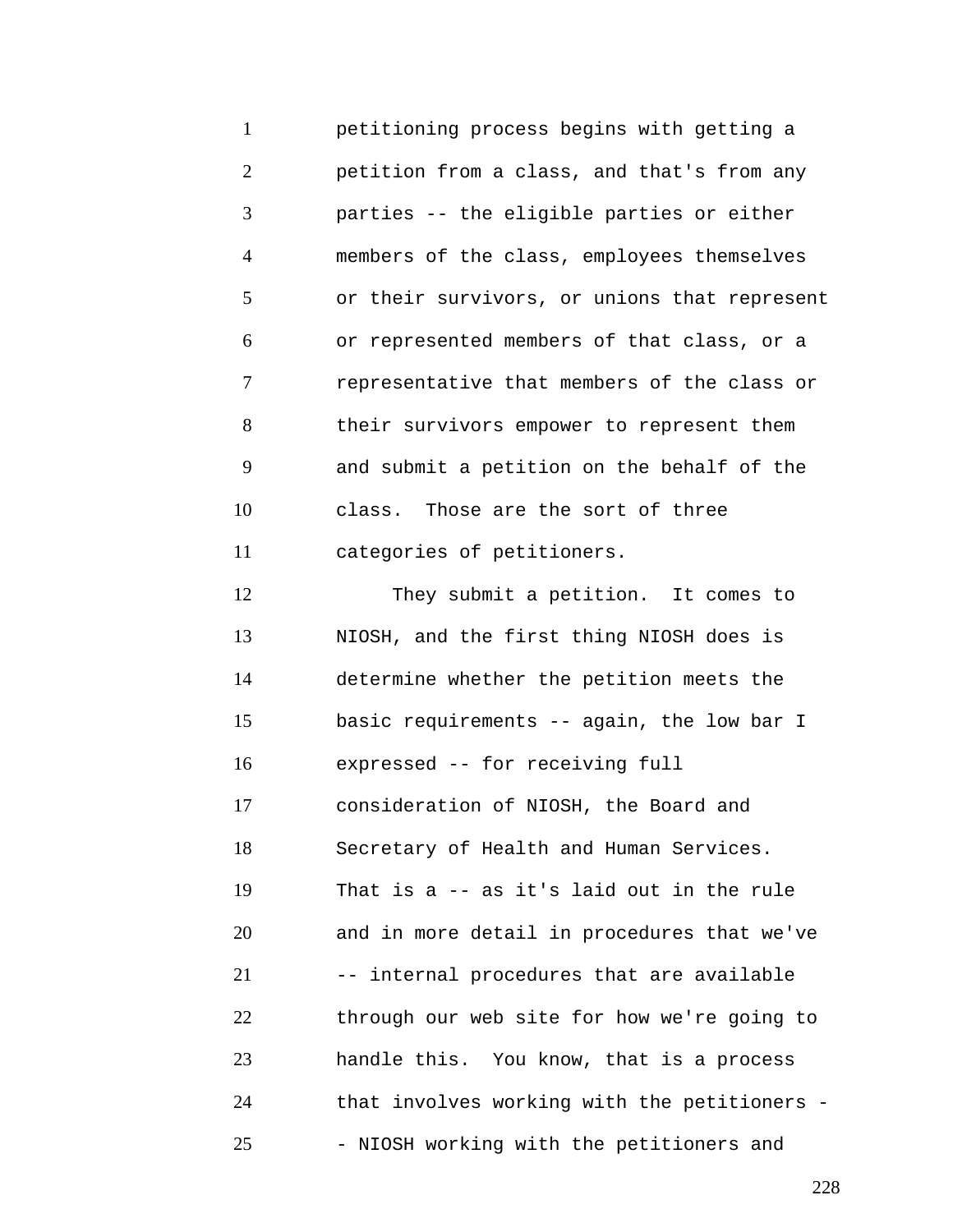petitioning process begins with getting a petition from a class, and that's from any parties -- the eligible parties or either members of the class, employees themselves or their survivors, or unions that represent or represented members of that class, or a representative that members of the class or their survivors empower to represent them and submit a petition on the behalf of the class. Those are the sort of three categories of petitioners.

They submit a petition. It comes to NIOSH, and the first thing NIOSH does is determine whether the petition meets the basic requirements -- again, the low bar I expressed -- for receiving full consideration of NIOSH, the Board and Secretary of Health and Human Services. That is a -- as it's laid out in the rule and in more detail in procedures that we've -- internal procedures that are available through our web site for how we're going to handle this. You know, that is a process that involves working with the petitioners -- NIOSH working with the petitioners and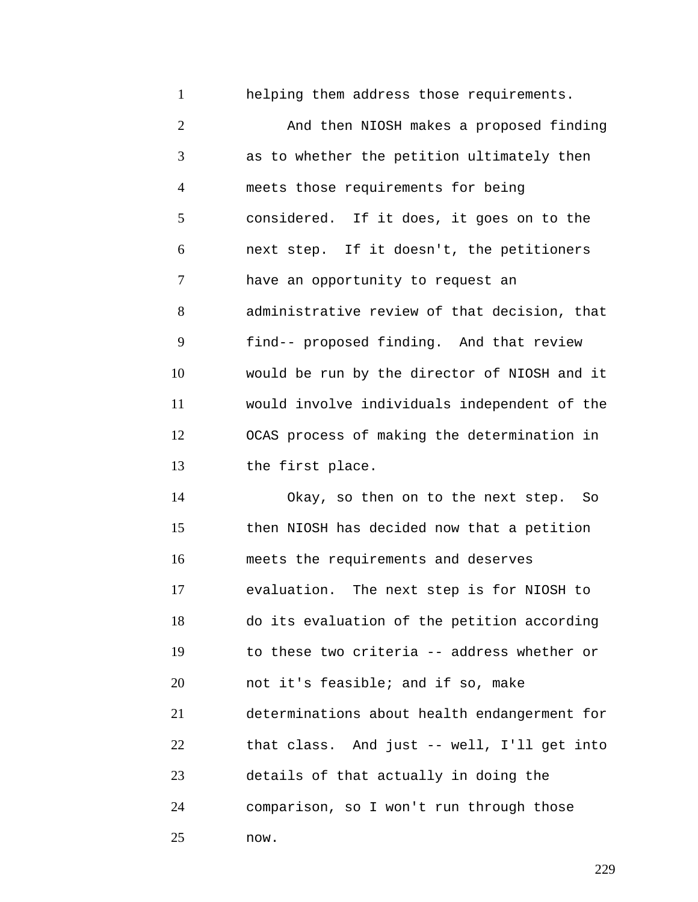helping them address those requirements.

And then NIOSH makes a proposed finding as to whether the petition ultimately then meets those requirements for being considered. If it does, it goes on to the next step. If it doesn't, the petitioners have an opportunity to request an administrative review of that decision, that find-- proposed finding. And that review would be run by the director of NIOSH and it would involve individuals independent of the OCAS process of making the determination in the first place.

Okay, so then on to the next step. So then NIOSH has decided now that a petition meets the requirements and deserves evaluation. The next step is for NIOSH to do its evaluation of the petition according to these two criteria -- address whether or not it's feasible; and if so, make determinations about health endangerment for that class. And just -- well, I'll get into details of that actually in doing the comparison, so I won't run through those now.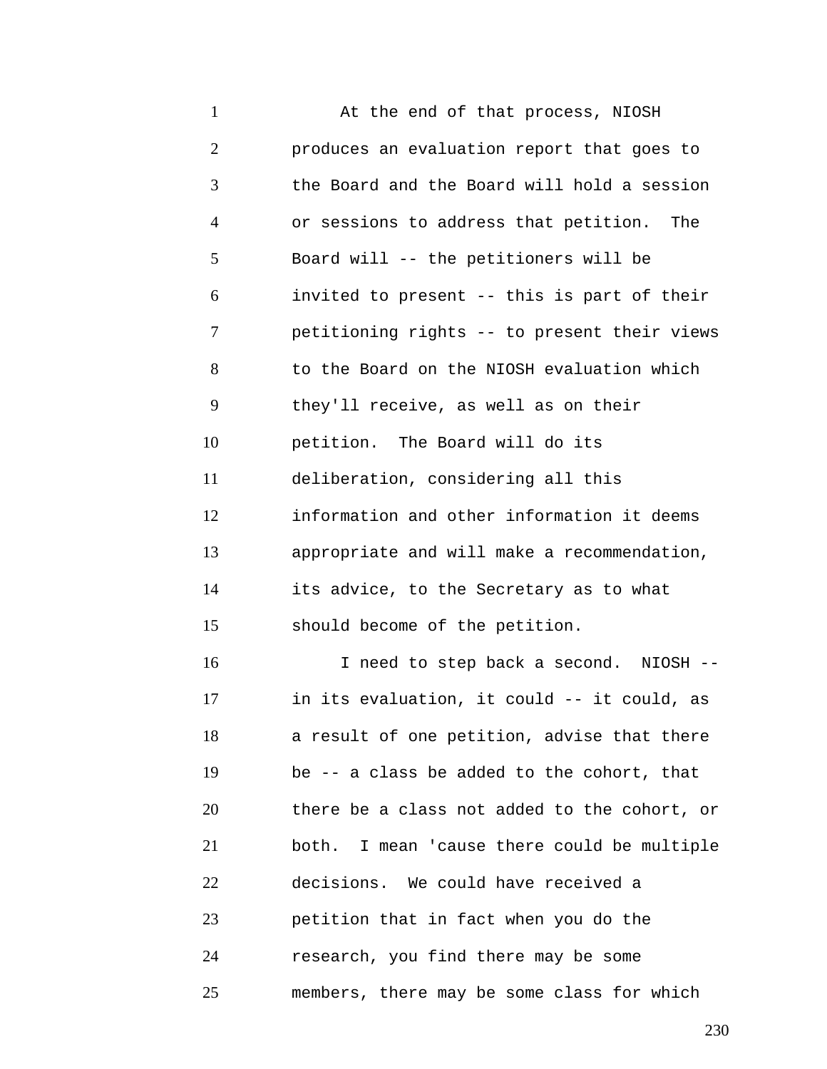At the end of that process, NIOSH produces an evaluation report that goes to the Board and the Board will hold a session or sessions to address that petition. The Board will -- the petitioners will be invited to present -- this is part of their petitioning rights -- to present their views to the Board on the NIOSH evaluation which they'll receive, as well as on their petition. The Board will do its deliberation, considering all this information and other information it deems appropriate and will make a recommendation, its advice, to the Secretary as to what should become of the petition.

I need to step back a second. NIOSH -- in its evaluation, it could -- it could, as a result of one petition, advise that there be -- a class be added to the cohort, that there be a class not added to the cohort, or both. I mean 'cause there could be multiple decisions. We could have received a petition that in fact when you do the research, you find there may be some members, there may be some class for which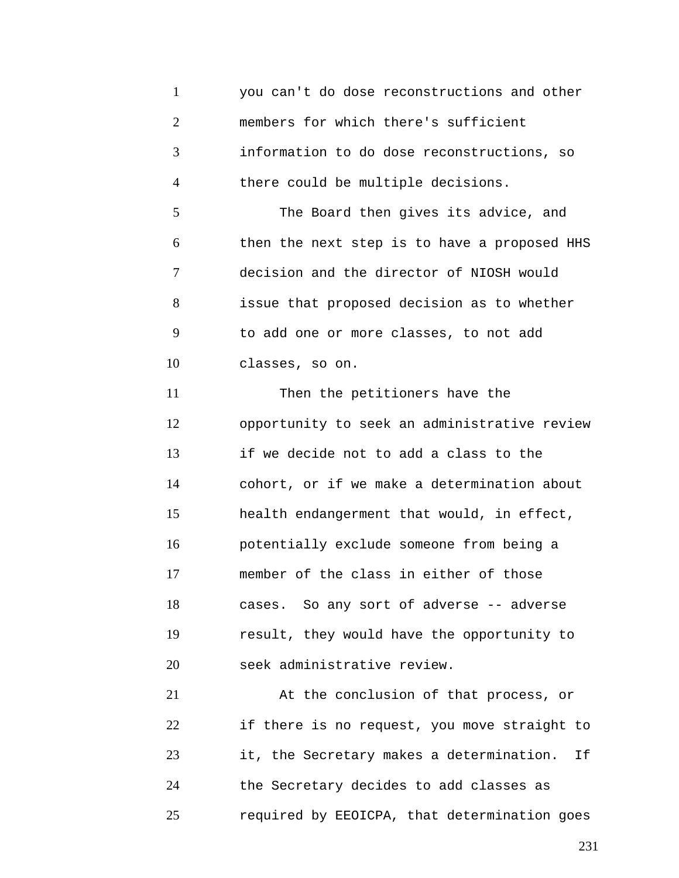you can't do dose reconstructions and other members for which there's sufficient information to do dose reconstructions, so there could be multiple decisions.

The Board then gives its advice, and then the next step is to have a proposed HHS decision and the director of NIOSH would issue that proposed decision as to whether to add one or more classes, to not add classes, so on.

Then the petitioners have the opportunity to seek an administrative review if we decide not to add a class to the cohort, or if we make a determination about health endangerment that would, in effect, potentially exclude someone from being a member of the class in either of those cases. So any sort of adverse -- adverse result, they would have the opportunity to seek administrative review.

At the conclusion of that process, or if there is no request, you move straight to it, the Secretary makes a determination. If the Secretary decides to add classes as required by EEOICPA, that determination goes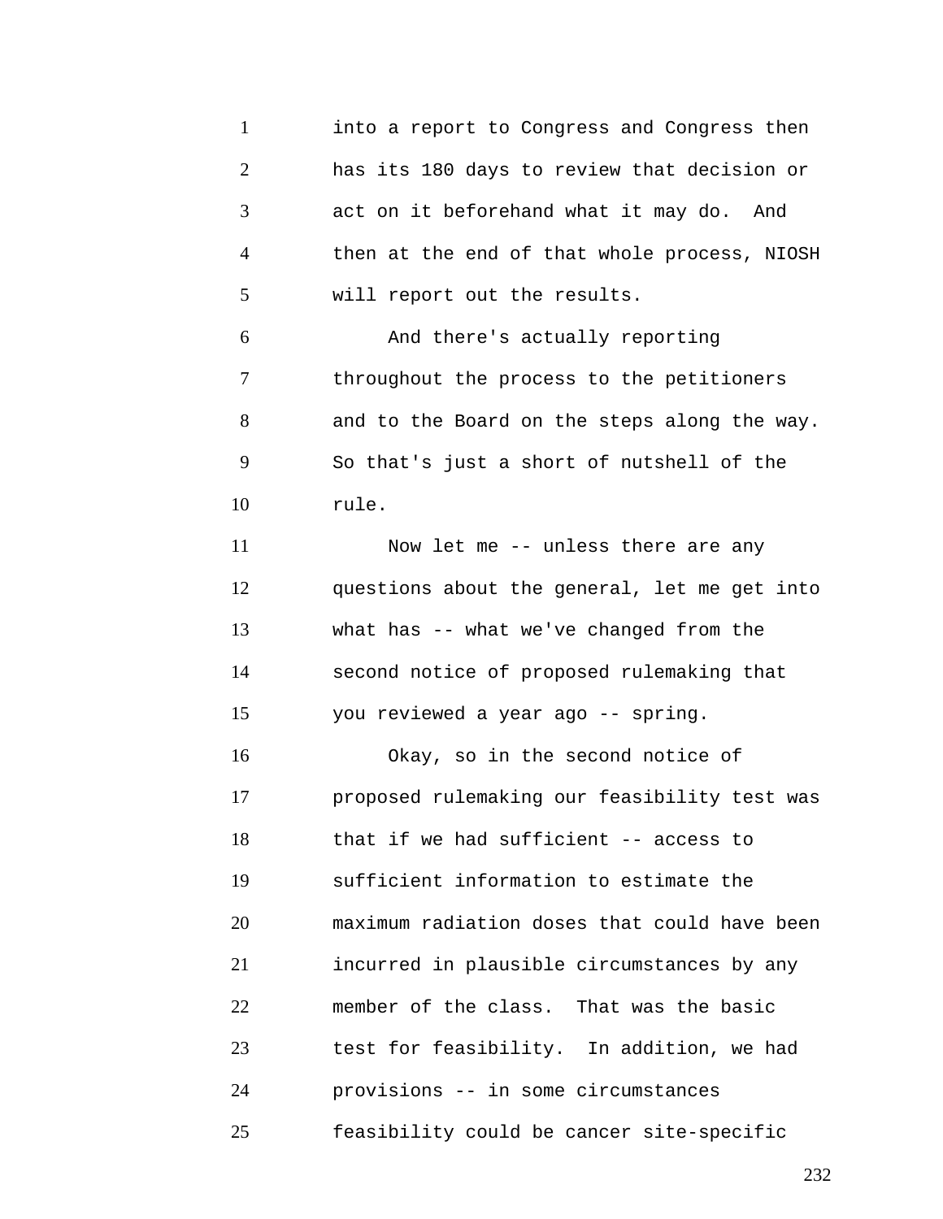into a report to Congress and Congress then has its 180 days to review that decision or act on it beforehand what it may do. And then at the end of that whole process, NIOSH will report out the results.

And there's actually reporting throughout the process to the petitioners and to the Board on the steps along the way. So that's just a short of nutshell of the rule.

Now let me -- unless there are any questions about the general, let me get into what has -- what we've changed from the second notice of proposed rulemaking that you reviewed a year ago -- spring.

Okay, so in the second notice of proposed rulemaking our feasibility test was that if we had sufficient -- access to sufficient information to estimate the maximum radiation doses that could have been incurred in plausible circumstances by any member of the class. That was the basic test for feasibility. In addition, we had provisions -- in some circumstances feasibility could be cancer site-specific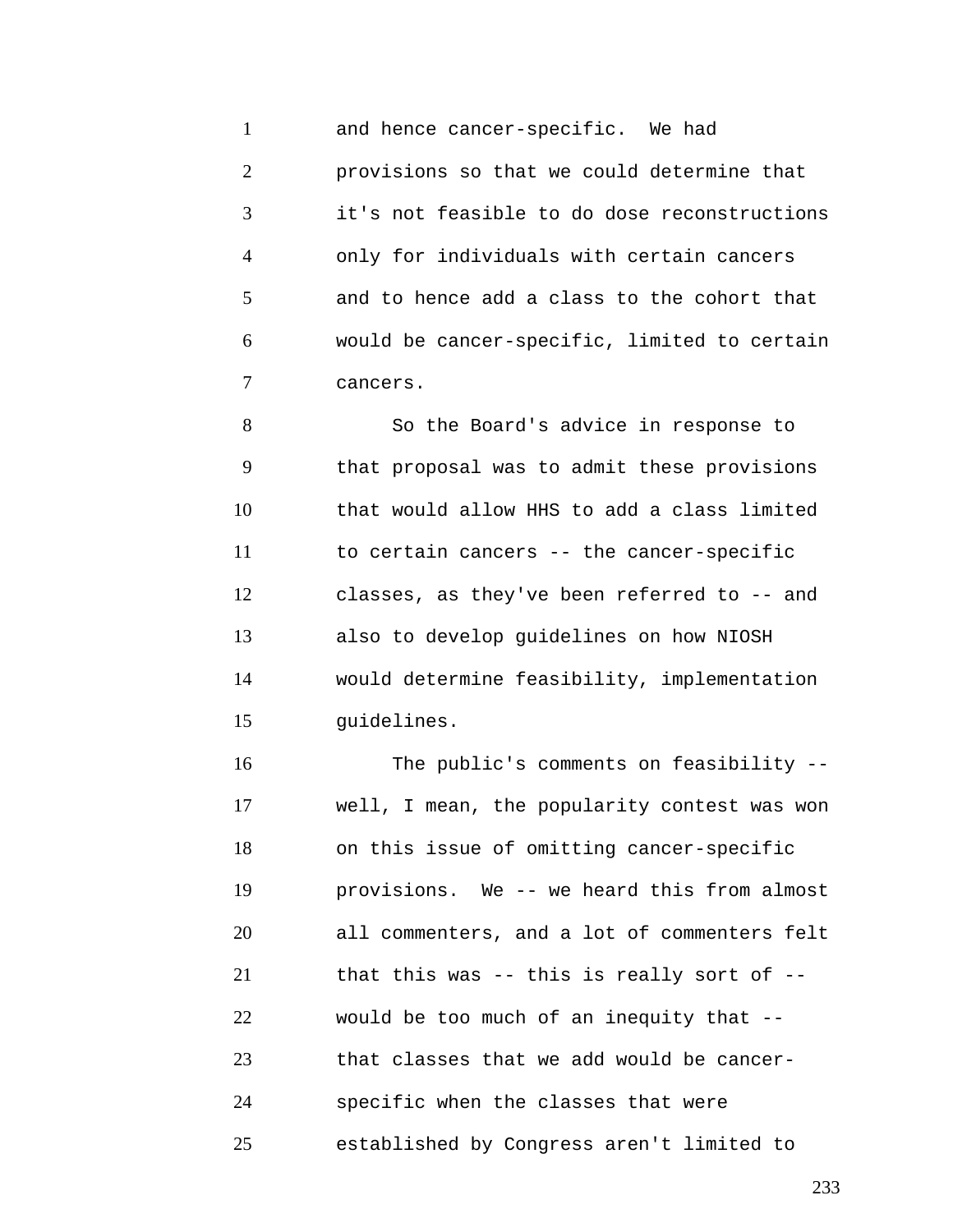and hence cancer-specific. We had provisions so that we could determine that it's not feasible to do dose reconstructions only for individuals with certain cancers and to hence add a class to the cohort that would be cancer-specific, limited to certain cancers.

So the Board's advice in response to that proposal was to admit these provisions that would allow HHS to add a class limited to certain cancers -- the cancer-specific classes, as they've been referred to -- and also to develop guidelines on how NIOSH would determine feasibility, implementation guidelines.

The public's comments on feasibility -- well, I mean, the popularity contest was won on this issue of omitting cancer-specific provisions. We -- we heard this from almost all commenters, and a lot of commenters felt that this was -- this is really sort of -- would be too much of an inequity that -- that classes that we add would be cancer-specific when the classes that were established by Congress aren't limited to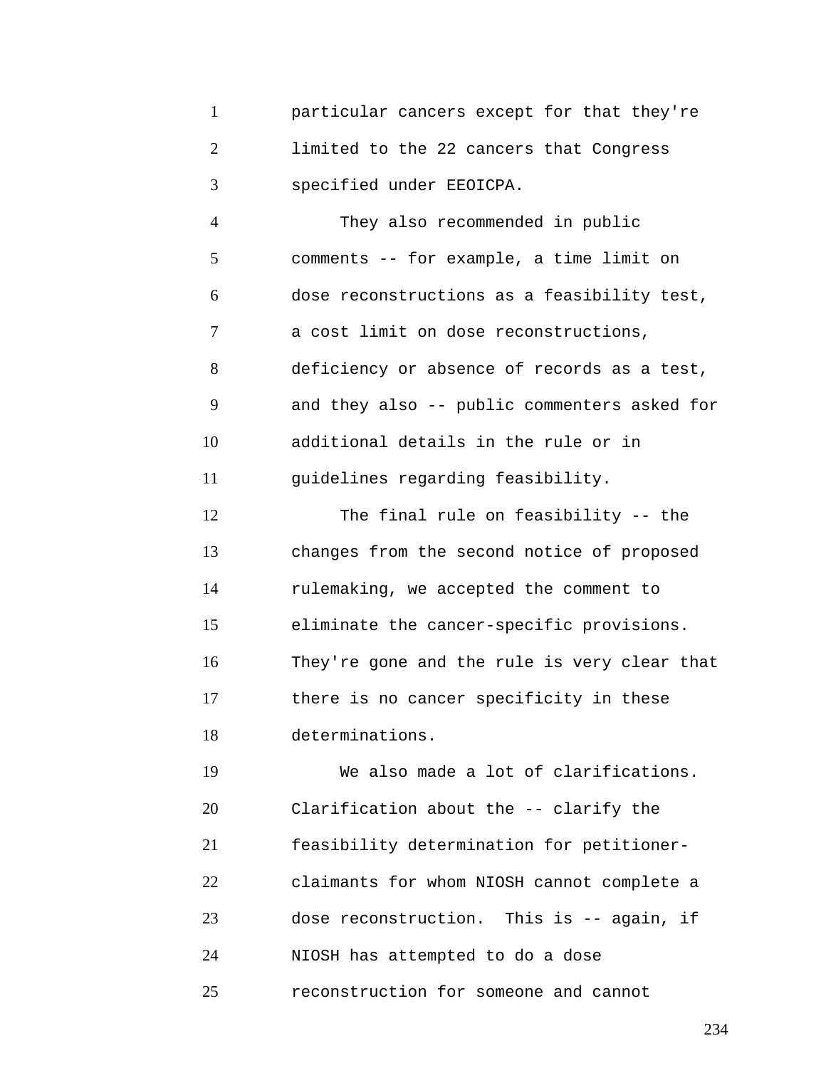particular cancers except for that they're limited to the 22 cancers that Congress specified under EEOICPA.

They also recommended in public comments -- for example, a time limit on dose reconstructions as a feasibility test, a cost limit on dose reconstructions, deficiency or absence of records as a test, and they also -- public commenters asked for additional details in the rule or in guidelines regarding feasibility.

The final rule on feasibility -- the changes from the second notice of proposed rulemaking, we accepted the comment to eliminate the cancer-specific provisions. They're gone and the rule is very clear that there is no cancer specificity in these determinations.

We also made a lot of clarifications. Clarification about the -- clarify the feasibility determination for petitioner-claimants for whom NIOSH cannot complete a dose reconstruction. This is -- again, if NIOSH has attempted to do a dose reconstruction for someone and cannot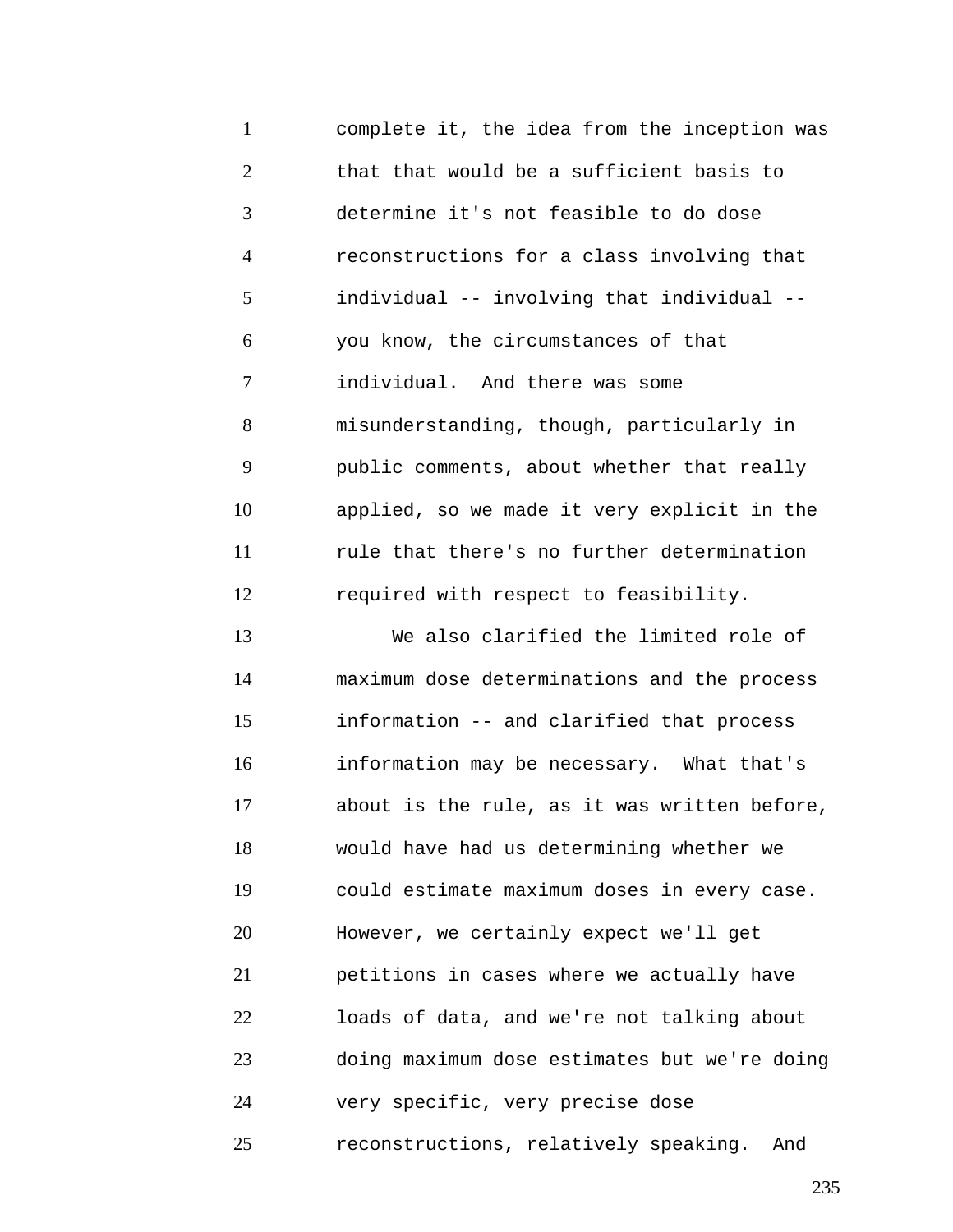complete it, the idea from the inception was that that would be a sufficient basis to determine it's not feasible to do dose reconstructions for a class involving that individual -- involving that individual -- you know, the circumstances of that individual. And there was some misunderstanding, though, particularly in public comments, about whether that really applied, so we made it very explicit in the rule that there's no further determination required with respect to feasibility.

We also clarified the limited role of maximum dose determinations and the process information -- and clarified that process information may be necessary. What that's about is the rule, as it was written before, would have had us determining whether we could estimate maximum doses in every case. However, we certainly expect we'll get petitions in cases where we actually have loads of data, and we're not talking about doing maximum dose estimates but we're doing very specific, very precise dose reconstructions, relatively speaking. And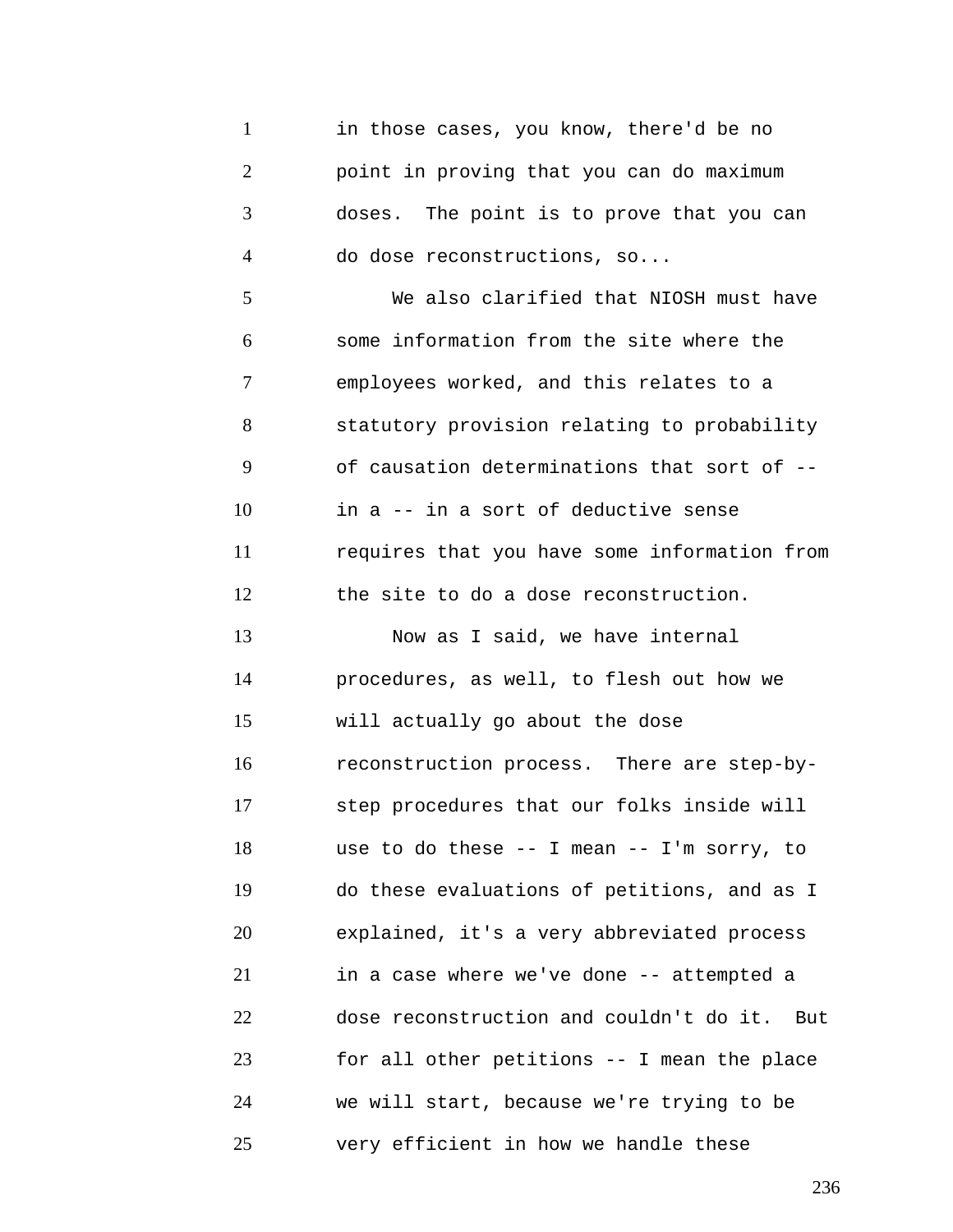in those cases, you know, there'd be no point in proving that you can do maximum doses. The point is to prove that you can do dose reconstructions, so...

We also clarified that NIOSH must have some information from the site where the employees worked, and this relates to a statutory provision relating to probability of causation determinations that sort of -- in a -- in a sort of deductive sense requires that you have some information from the site to do a dose reconstruction.

Now as I said, we have internal procedures, as well, to flesh out how we will actually go about the dose reconstruction process. There are step-by-step procedures that our folks inside will use to do these -- I mean -- I'm sorry, to do these evaluations of petitions, and as I explained, it's a very abbreviated process in a case where we've done -- attempted a dose reconstruction and couldn't do it. But for all other petitions -- I mean the place we will start, because we're trying to be very efficient in how we handle these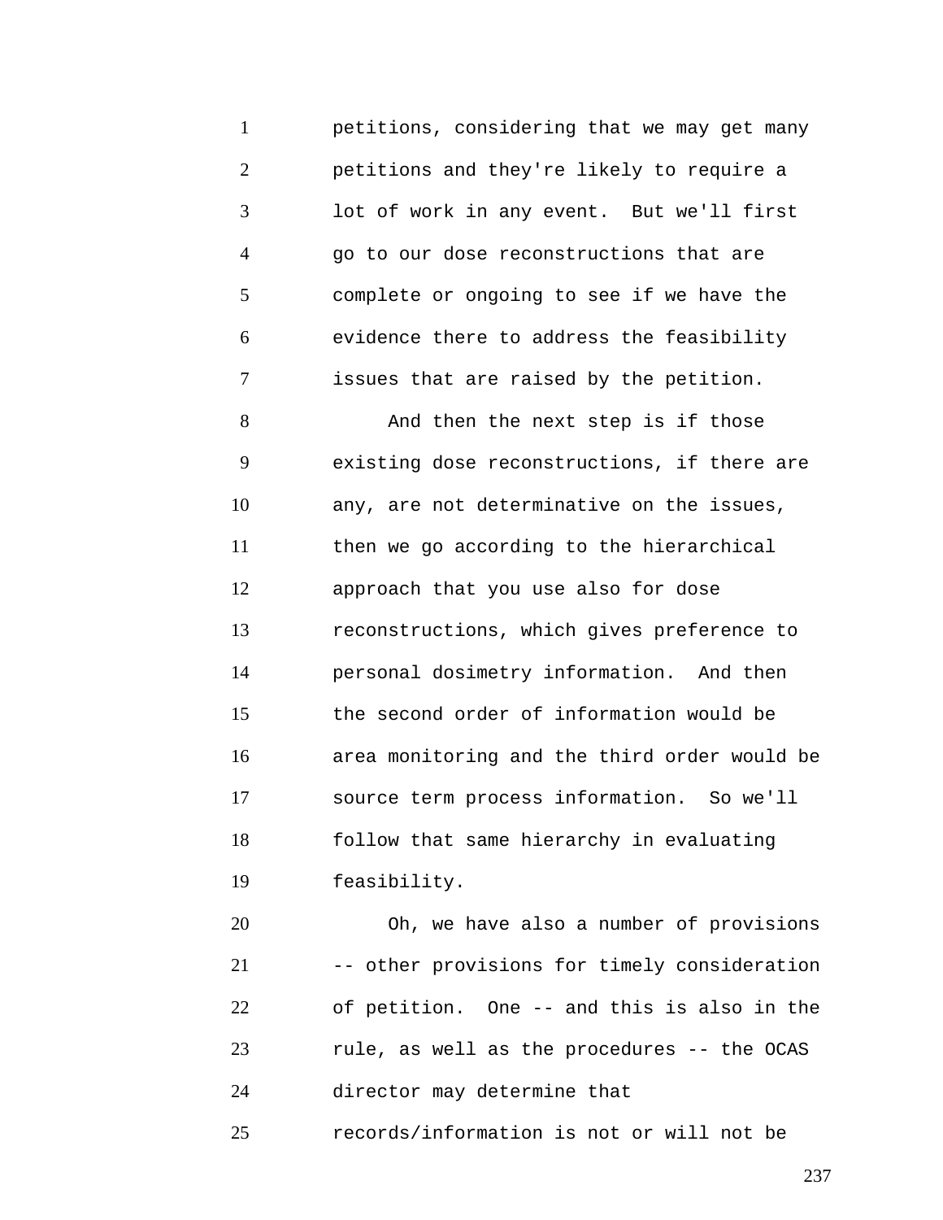petitions, considering that we may get many petitions and they're likely to require a lot of work in any event. But we'll first go to our dose reconstructions that are complete or ongoing to see if we have the evidence there to address the feasibility issues that are raised by the petition.

And then the next step is if those existing dose reconstructions, if there are any, are not determinative on the issues, then we go according to the hierarchical approach that you use also for dose reconstructions, which gives preference to personal dosimetry information. And then the second order of information would be area monitoring and the third order would be source term process information. So we'll follow that same hierarchy in evaluating feasibility.

Oh, we have also a number of provisions -- other provisions for timely consideration of petition. One -- and this is also in the rule, as well as the procedures -- the OCAS director may determine that records/information is not or will not be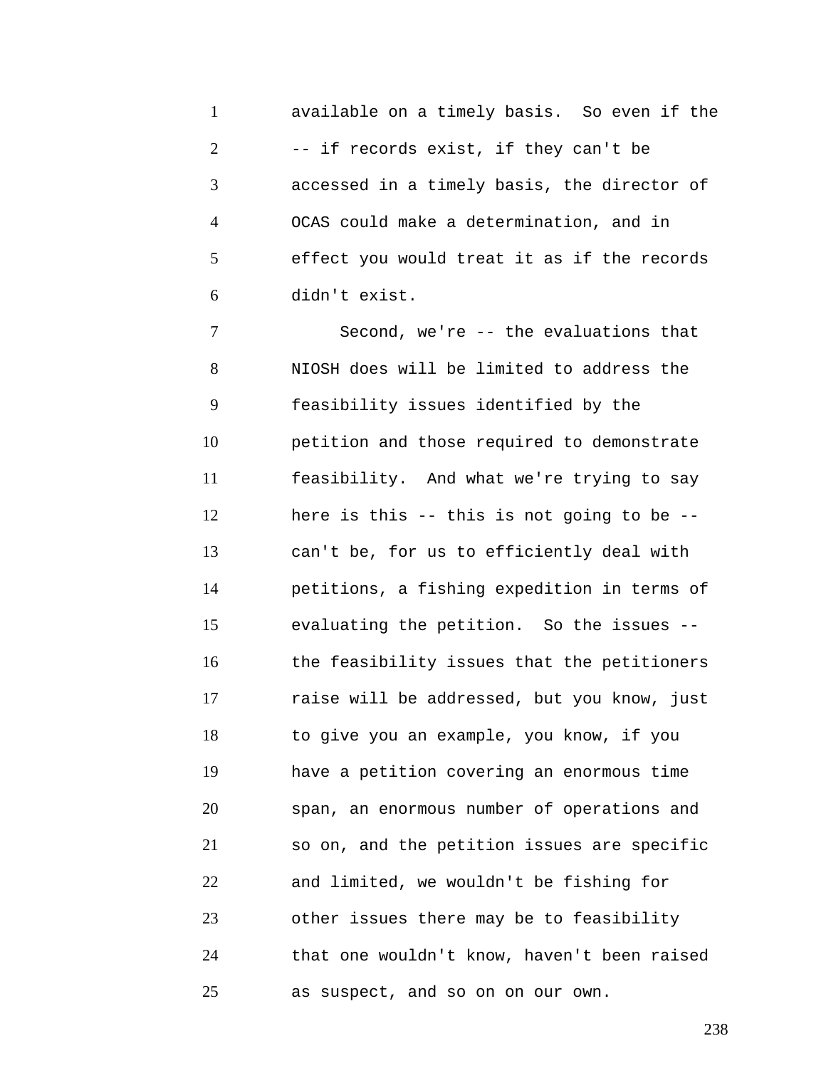available on a timely basis. So even if the -- if records exist, if they can't be accessed in a timely basis, the director of OCAS could make a determination, and in effect you would treat it as if the records didn't exist.

Second, we're -- the evaluations that NIOSH does will be limited to address the feasibility issues identified by the petition and those required to demonstrate feasibility. And what we're trying to say here is this -- this is not going to be -- can't be, for us to efficiently deal with petitions, a fishing expedition in terms of evaluating the petition. So the issues -- the feasibility issues that the petitioners raise will be addressed, but you know, just to give you an example, you know, if you have a petition covering an enormous time span, an enormous number of operations and so on, and the petition issues are specific and limited, we wouldn't be fishing for other issues there may be to feasibility that one wouldn't know, haven't been raised as suspect, and so on on our own.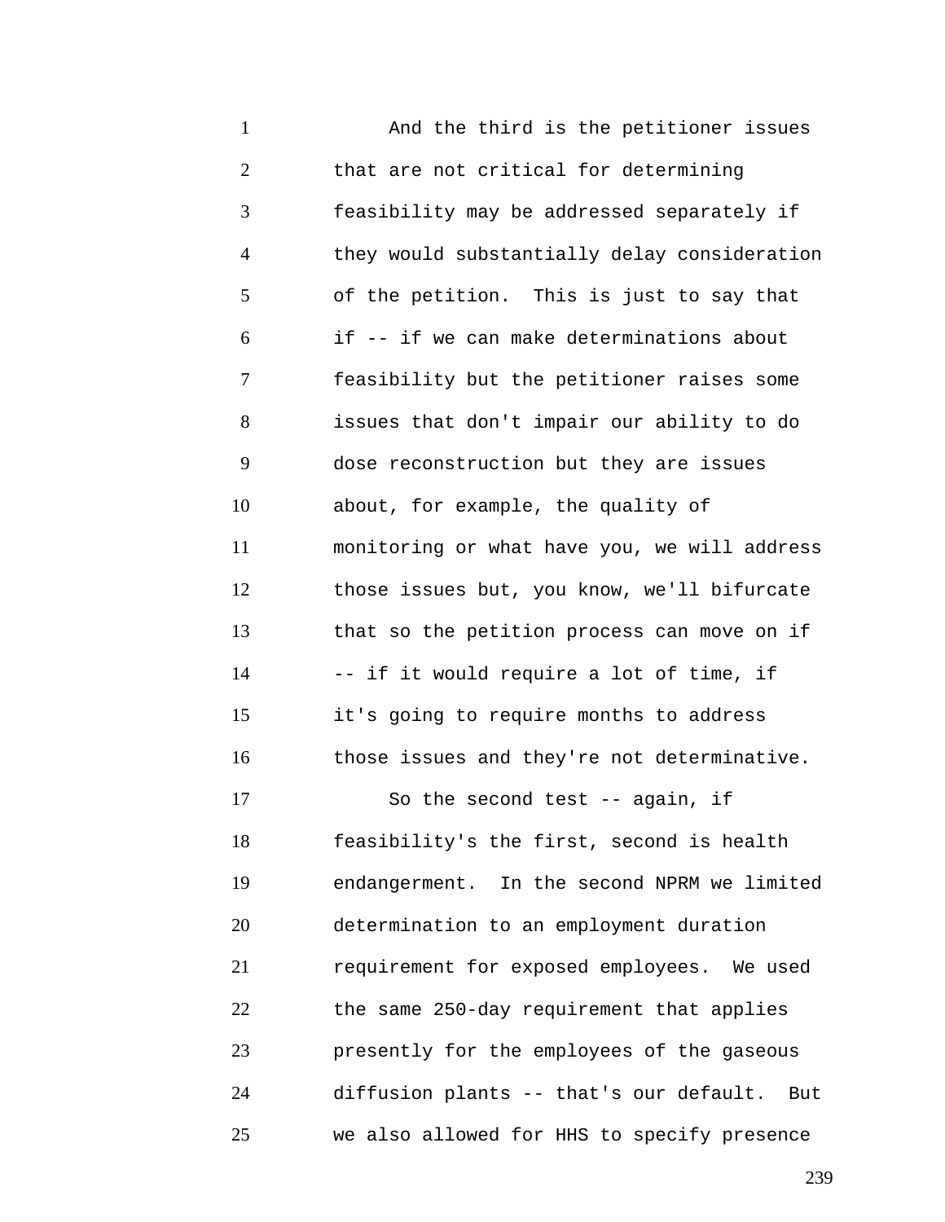And the third is the petitioner issues that are not critical for determining feasibility may be addressed separately if they would substantially delay consideration of the petition. This is just to say that if -- if we can make determinations about feasibility but the petitioner raises some issues that don't impair our ability to do dose reconstruction but they are issues about, for example, the quality of monitoring or what have you, we will address those issues but, you know, we'll bifurcate that so the petition process can move on if -- if it would require a lot of time, if it's going to require months to address those issues and they're not determinative.

So the second test -- again, if feasibility's the first, second is health endangerment. In the second NPRM we limited determination to an employment duration requirement for exposed employees. We used the same 250-day requirement that applies presently for the employees of the gaseous diffusion plants -- that's our default. But we also allowed for HHS to specify presence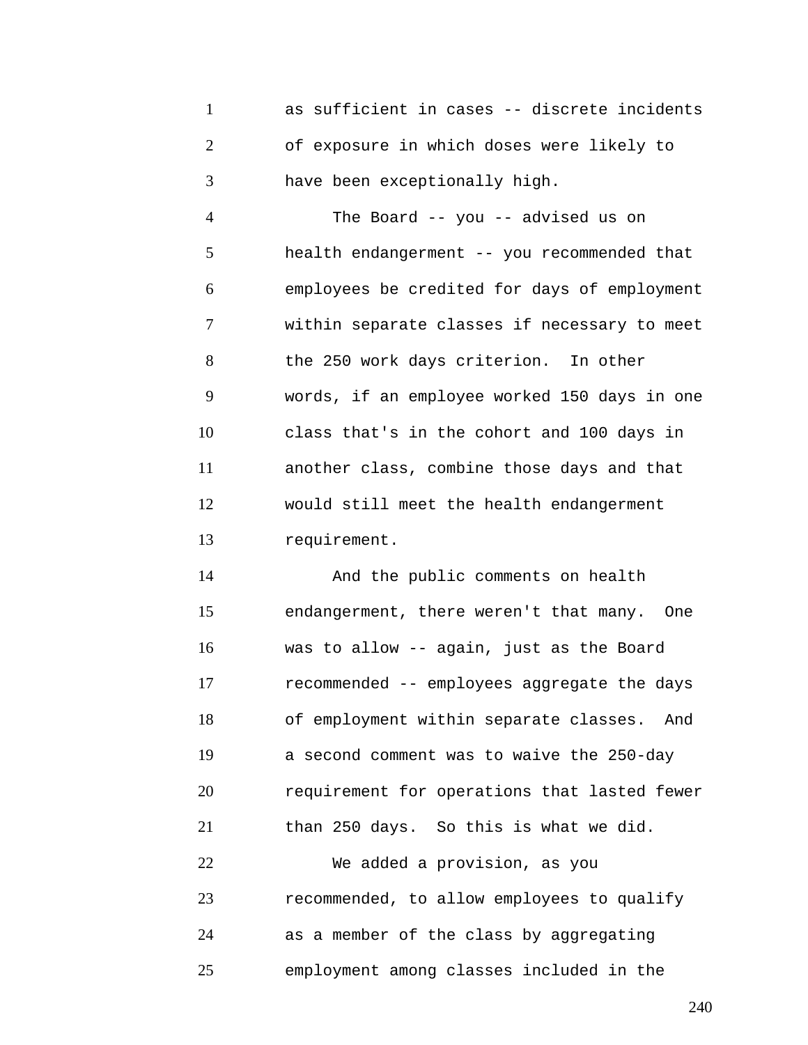as sufficient in cases -- discrete incidents of exposure in which doses were likely to have been exceptionally high.

The Board -- you -- advised us on health endangerment -- you recommended that employees be credited for days of employment within separate classes if necessary to meet the 250 work days criterion. In other words, if an employee worked 150 days in one class that's in the cohort and 100 days in another class, combine those days and that would still meet the health endangerment requirement.

And the public comments on health endangerment, there weren't that many. One was to allow -- again, just as the Board recommended -- employees aggregate the days of employment within separate classes. And a second comment was to waive the 250-day requirement for operations that lasted fewer than 250 days. So this is what we did.

We added a provision, as you recommended, to allow employees to qualify as a member of the class by aggregating employment among classes included in the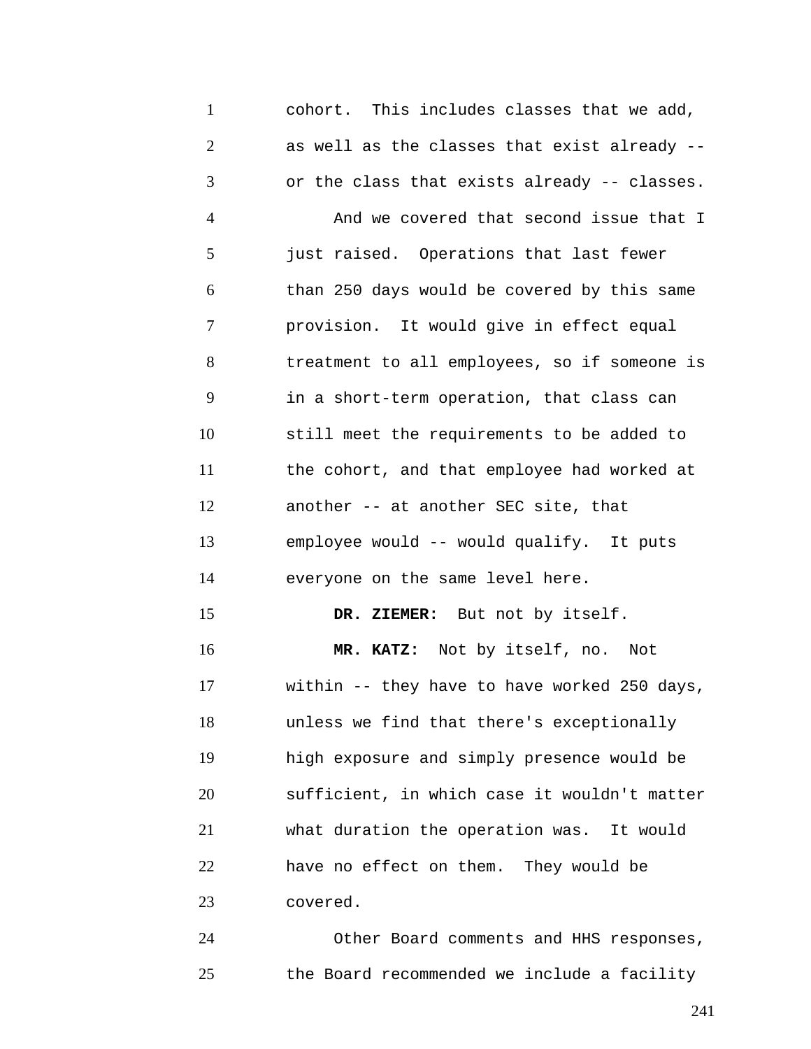cohort. This includes classes that we add, as well as the classes that exist already -- or the class that exists already -- classes.

And we covered that second issue that I just raised. Operations that last fewer than 250 days would be covered by this same provision. It would give in effect equal treatment to all employees, so if someone is in a short-term operation, that class can still meet the requirements to be added to the cohort, and that employee had worked at another -- at another SEC site, that employee would -- would qualify. It puts everyone on the same level here.

**DR. ZIEMER:** But not by itself.

**MR. KATZ:** Not by itself, no. Not within -- they have to have worked 250 days, unless we find that there's exceptionally high exposure and simply presence would be sufficient, in which case it wouldn't matter what duration the operation was. It would have no effect on them. They would be covered.

Other Board comments and HHS responses, the Board recommended we include a facility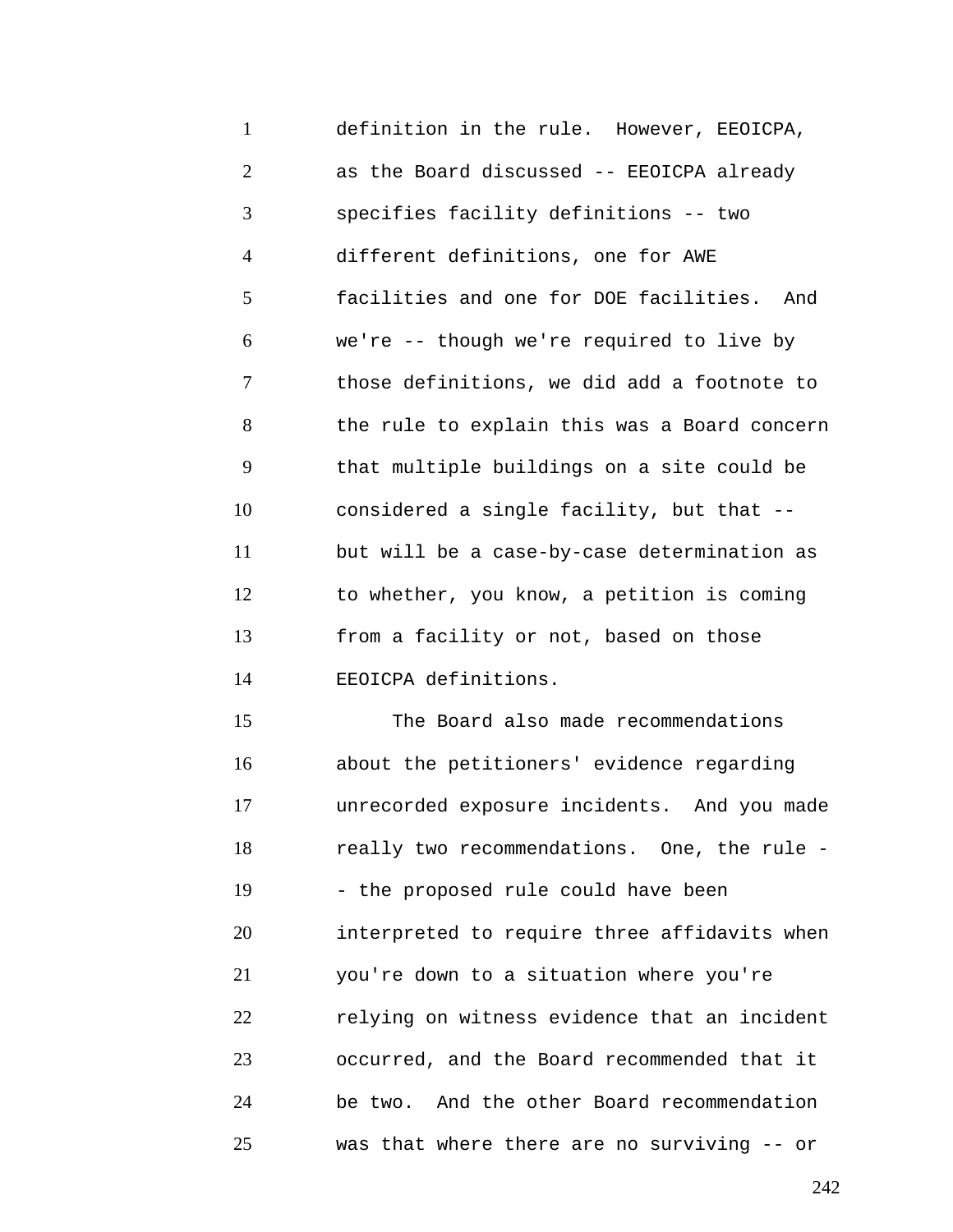definition in the rule. However, EEOICPA, as the Board discussed -- EEOICPA already specifies facility definitions -- two different definitions, one for AWE facilities and one for DOE facilities. And we're -- though we're required to live by those definitions, we did add a footnote to the rule to explain this was a Board concern that multiple buildings on a site could be considered a single facility, but that -- but will be a case-by-case determination as to whether, you know, a petition is coming from a facility or not, based on those EEOICPA definitions.

The Board also made recommendations about the petitioners' evidence regarding unrecorded exposure incidents. And you made really two recommendations. One, the rule -- the proposed rule could have been interpreted to require three affidavits when you're down to a situation where you're relying on witness evidence that an incident occurred, and the Board recommended that it be two. And the other Board recommendation was that where there are no surviving -- or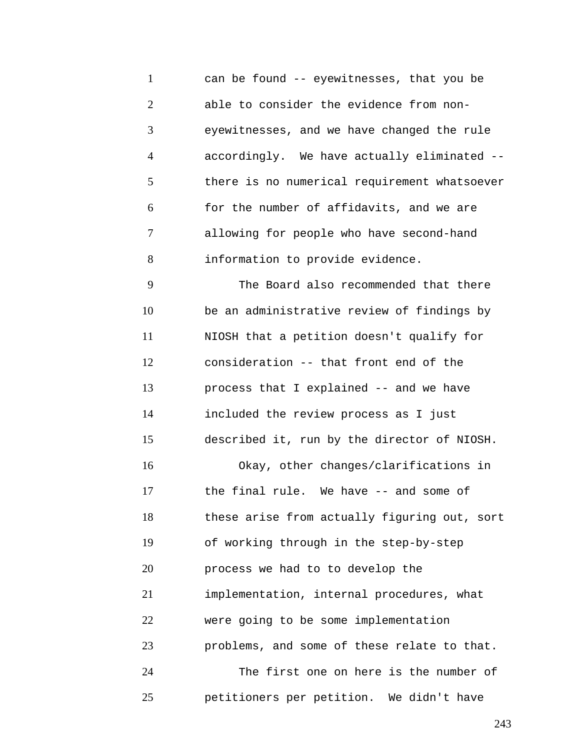can be found -- eyewitnesses, that you be able to consider the evidence from non-eyewitnesses, and we have changed the rule accordingly. We have actually eliminated -- there is no numerical requirement whatsoever for the number of affidavits, and we are allowing for people who have second-hand information to provide evidence.

The Board also recommended that there be an administrative review of findings by NIOSH that a petition doesn't qualify for consideration -- that front end of the process that I explained -- and we have included the review process as I just described it, run by the director of NIOSH.

Okay, other changes/clarifications in the final rule. We have -- and some of these arise from actually figuring out, sort of working through in the step-by-step process we had to to develop the implementation, internal procedures, what were going to be some implementation problems, and some of these relate to that.

The first one on here is the number of petitioners per petition. We didn't have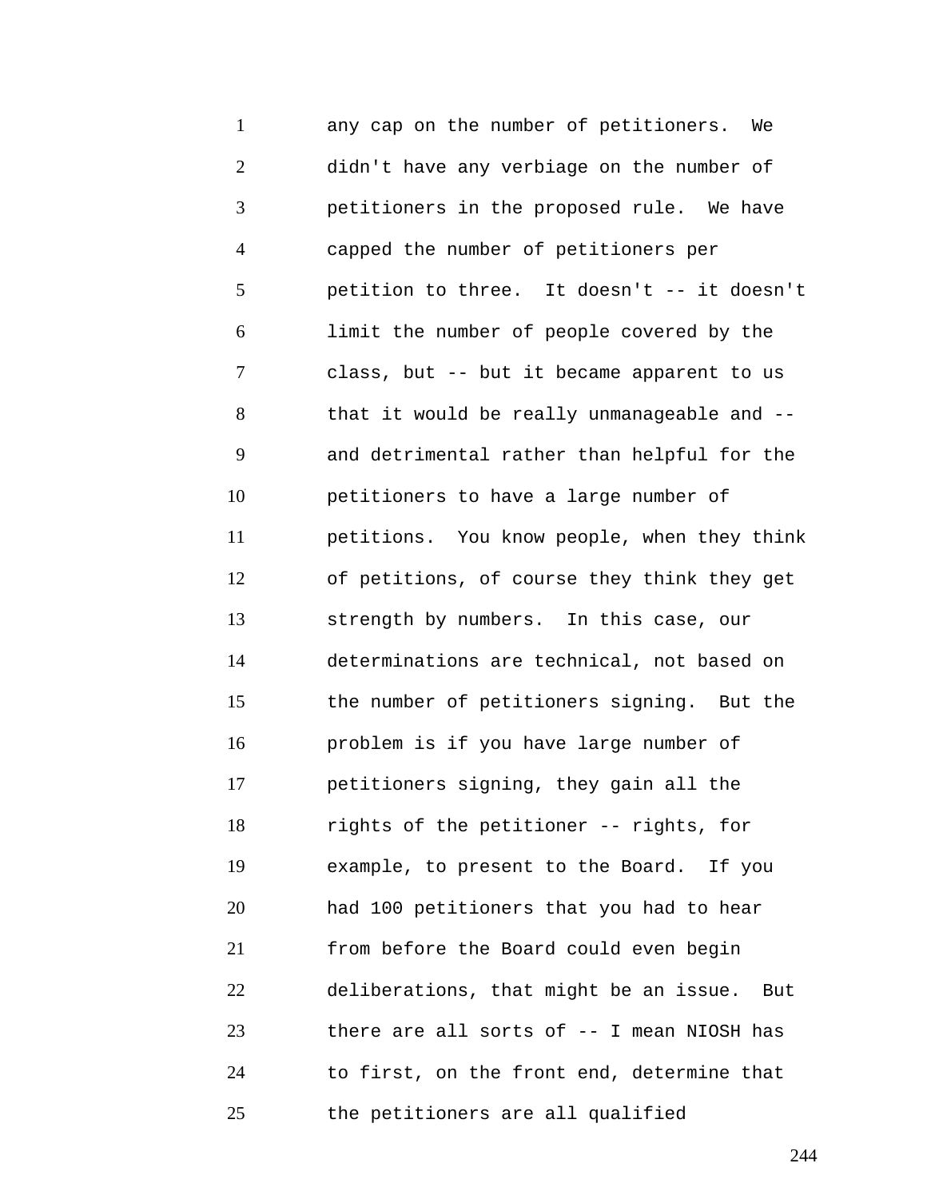any cap on the number of petitioners. We didn't have any verbiage on the number of petitioners in the proposed rule. We have capped the number of petitioners per petition to three. It doesn't -- it doesn't limit the number of people covered by the class, but -- but it became apparent to us that it would be really unmanageable and -- and detrimental rather than helpful for the petitioners to have a large number of petitions. You know people, when they think of petitions, of course they think they get strength by numbers. In this case, our determinations are technical, not based on the number of petitioners signing. But the problem is if you have large number of petitioners signing, they gain all the rights of the petitioner -- rights, for example, to present to the Board. If you had 100 petitioners that you had to hear from before the Board could even begin deliberations, that might be an issue. But there are all sorts of -- I mean NIOSH has to first, on the front end, determine that the petitioners are all qualified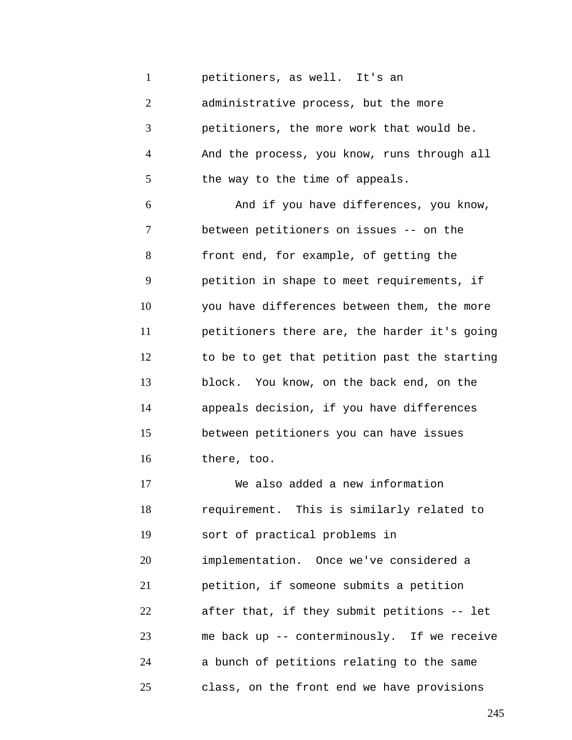petitioners, as well. It's an administrative process, but the more petitioners, the more work that would be. And the process, you know, runs through all the way to the time of appeals.

And if you have differences, you know, between petitioners on issues -- on the front end, for example, of getting the petition in shape to meet requirements, if you have differences between them, the more petitioners there are, the harder it's going to be to get that petition past the starting block. You know, on the back end, on the appeals decision, if you have differences between petitioners you can have issues there, too.

We also added a new information requirement. This is similarly related to sort of practical problems in implementation. Once we've considered a petition, if someone submits a petition after that, if they submit petitions -- let me back up -- conterminously. If we receive a bunch of petitions relating to the same class, on the front end we have provisions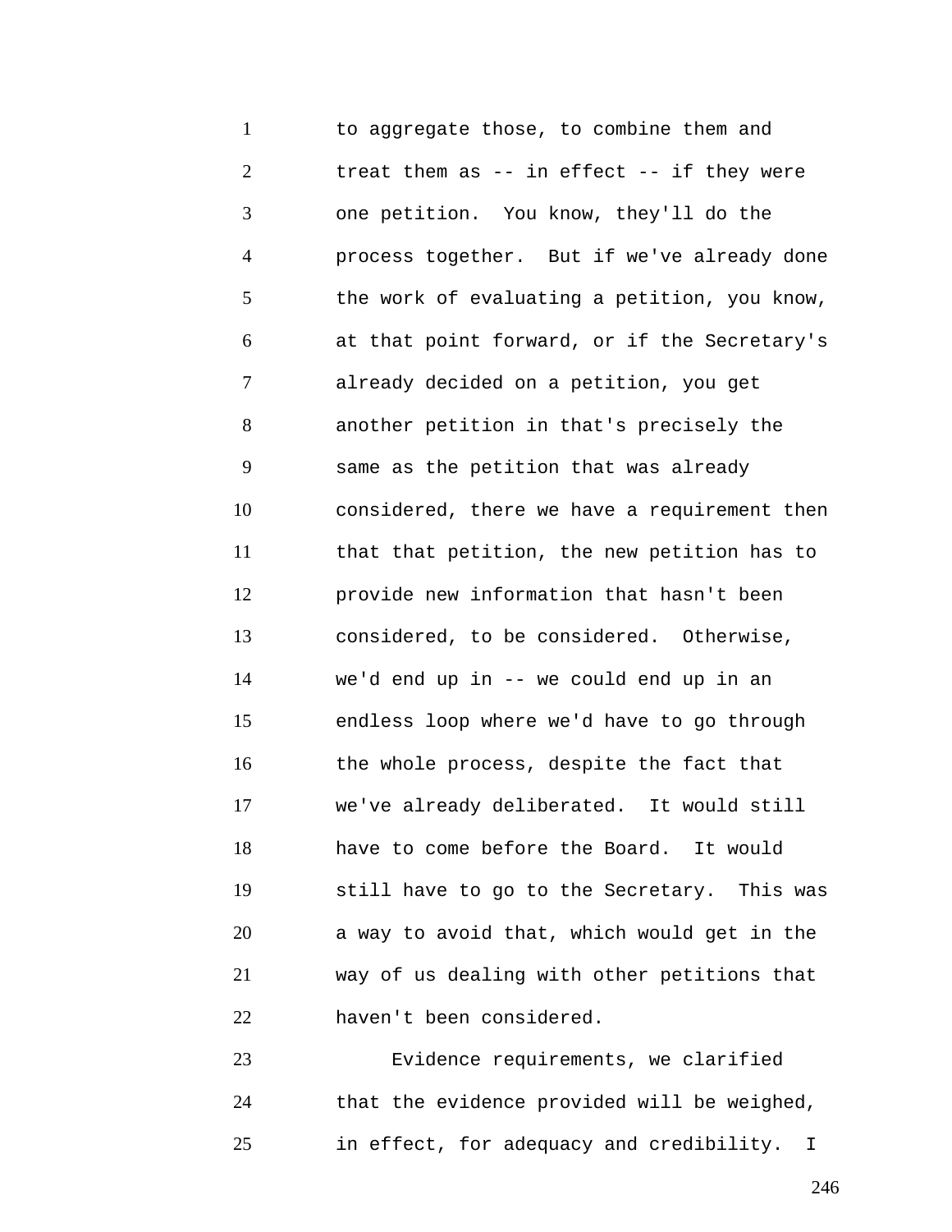to aggregate those, to combine them and treat them as -- in effect -- if they were one petition. You know, they'll do the process together. But if we've already done the work of evaluating a petition, you know, at that point forward, or if the Secretary's already decided on a petition, you get another petition in that's precisely the same as the petition that was already considered, there we have a requirement then that that petition, the new petition has to provide new information that hasn't been considered, to be considered. Otherwise, we'd end up in -- we could end up in an endless loop where we'd have to go through the whole process, despite the fact that we've already deliberated. It would still have to come before the Board. It would still have to go to the Secretary. This was a way to avoid that, which would get in the way of us dealing with other petitions that haven't been considered.

Evidence requirements, we clarified that the evidence provided will be weighed, in effect, for adequacy and credibility. I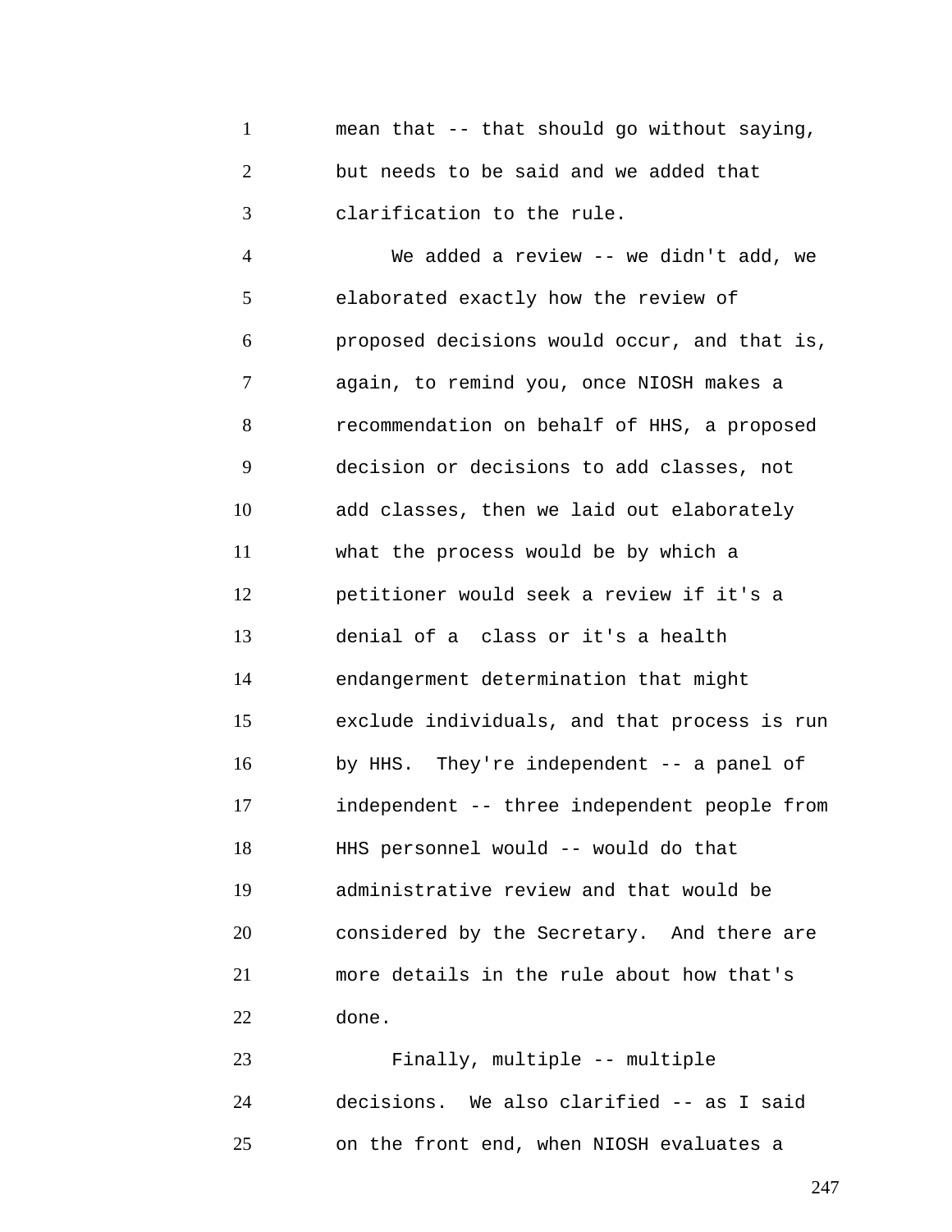mean that -- that should go without saying, but needs to be said and we added that clarification to the rule.

We added a review -- we didn't add, we elaborated exactly how the review of proposed decisions would occur, and that is, again, to remind you, once NIOSH makes a recommendation on behalf of HHS, a proposed decision or decisions to add classes, not add classes, then we laid out elaborately what the process would be by which a petitioner would seek a review if it's a denial of a class or it's a health endangerment determination that might exclude individuals, and that process is run by HHS. They're independent -- a panel of independent -- three independent people from HHS personnel would -- would do that administrative review and that would be considered by the Secretary. And there are more details in the rule about how that's done.

Finally, multiple -- multiple decisions. We also clarified -- as I said on the front end, when NIOSH evaluates a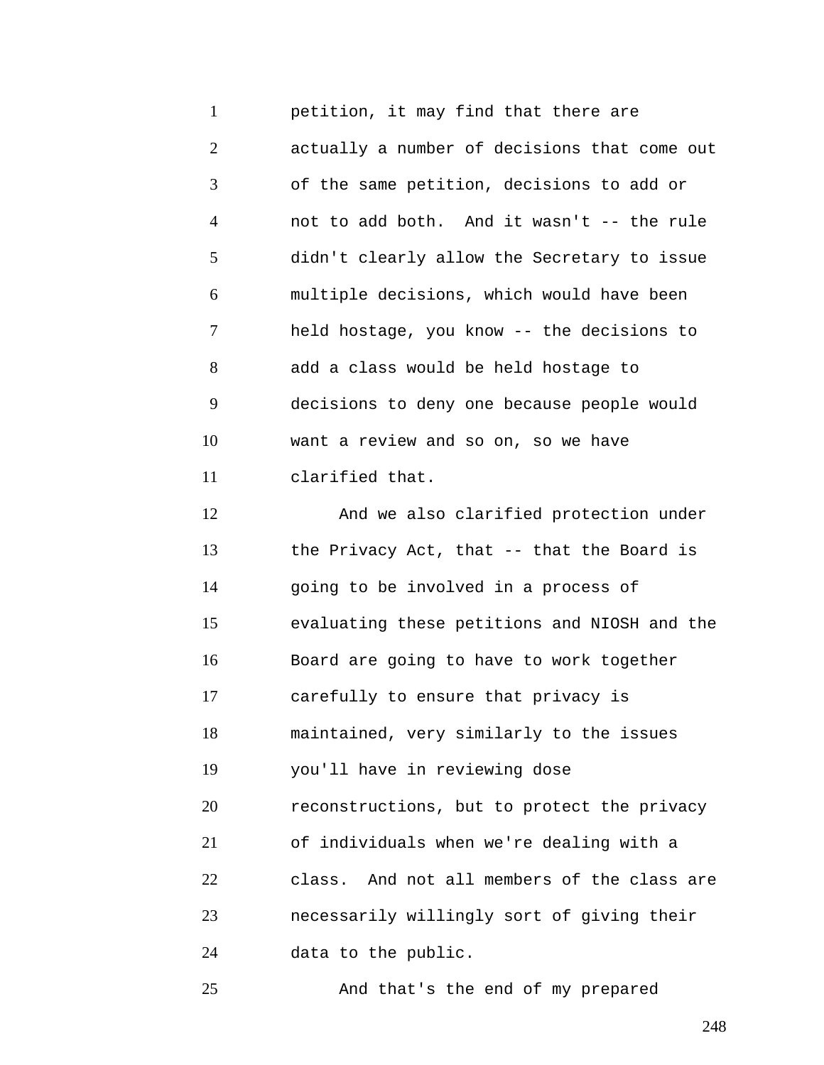petition, it may find that there are actually a number of decisions that come out of the same petition, decisions to add or not to add both. And it wasn't -- the rule didn't clearly allow the Secretary to issue multiple decisions, which would have been held hostage, you know -- the decisions to add a class would be held hostage to decisions to deny one because people would want a review and so on, so we have clarified that.

And we also clarified protection under the Privacy Act, that -- that the Board is going to be involved in a process of evaluating these petitions and NIOSH and the Board are going to have to work together carefully to ensure that privacy is maintained, very similarly to the issues you'll have in reviewing dose reconstructions, but to protect the privacy of individuals when we're dealing with a class. And not all members of the class are necessarily willingly sort of giving their data to the public.

And that's the end of my prepared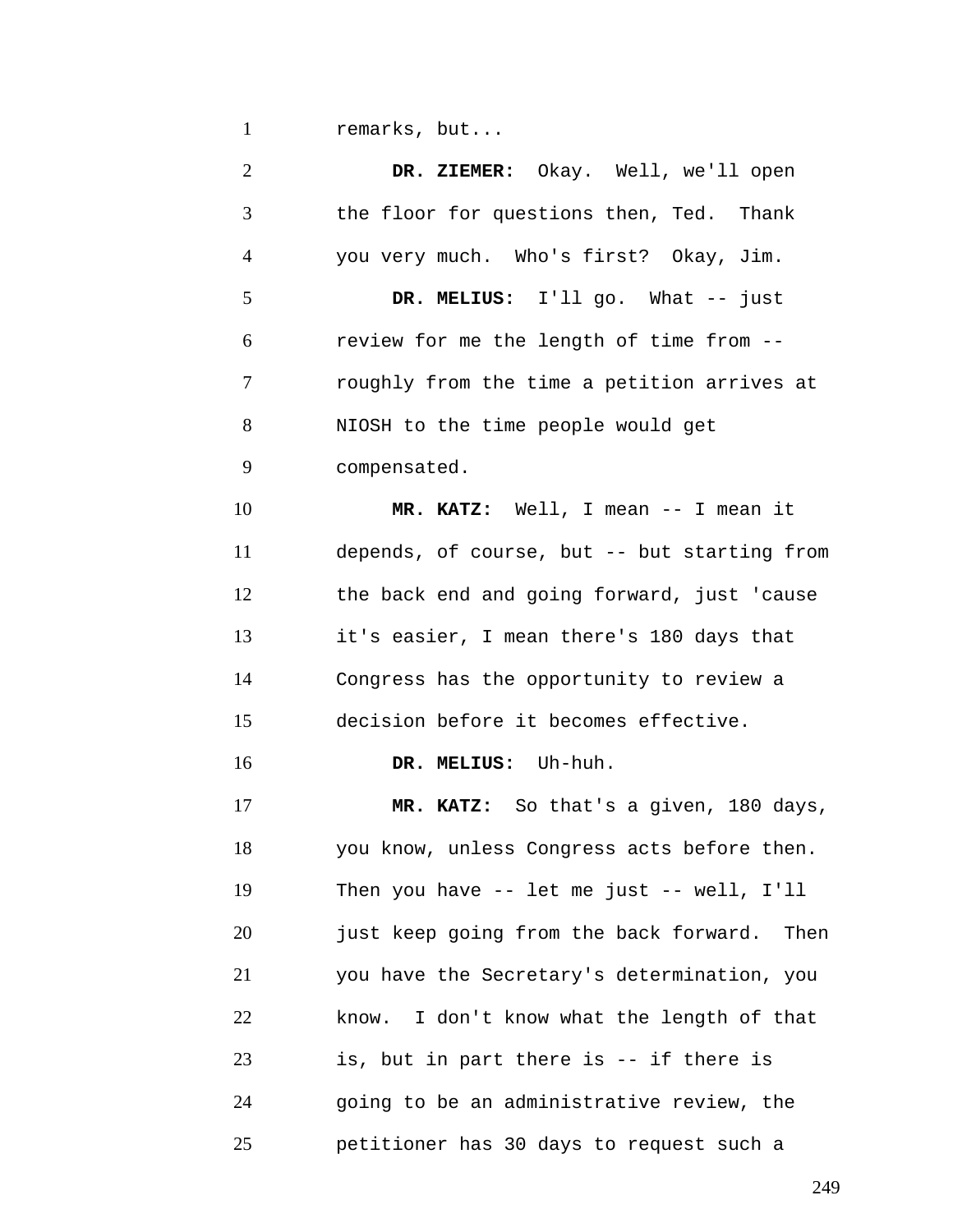remarks, but...

**DR. ZIEMER:** Okay. Well, we'll open the floor for questions then, Ted. Thank you very much. Who's first? Okay, Jim.

**DR. MELIUS:** I'll go. What -- just review for me the length of time from -- roughly from the time a petition arrives at NIOSH to the time people would get compensated.

**MR. KATZ:** Well, I mean -- I mean it depends, of course, but -- but starting from the back end and going forward, just 'cause it's easier, I mean there's 180 days that Congress has the opportunity to review a decision before it becomes effective.

**DR. MELIUS:** Uh-huh.

**MR. KATZ:** So that's a given, 180 days, you know, unless Congress acts before then. Then you have -- let me just -- well, I'll just keep going from the back forward. Then you have the Secretary's determination, you know. I don't know what the length of that is, but in part there is -- if there is going to be an administrative review, the petitioner has 30 days to request such a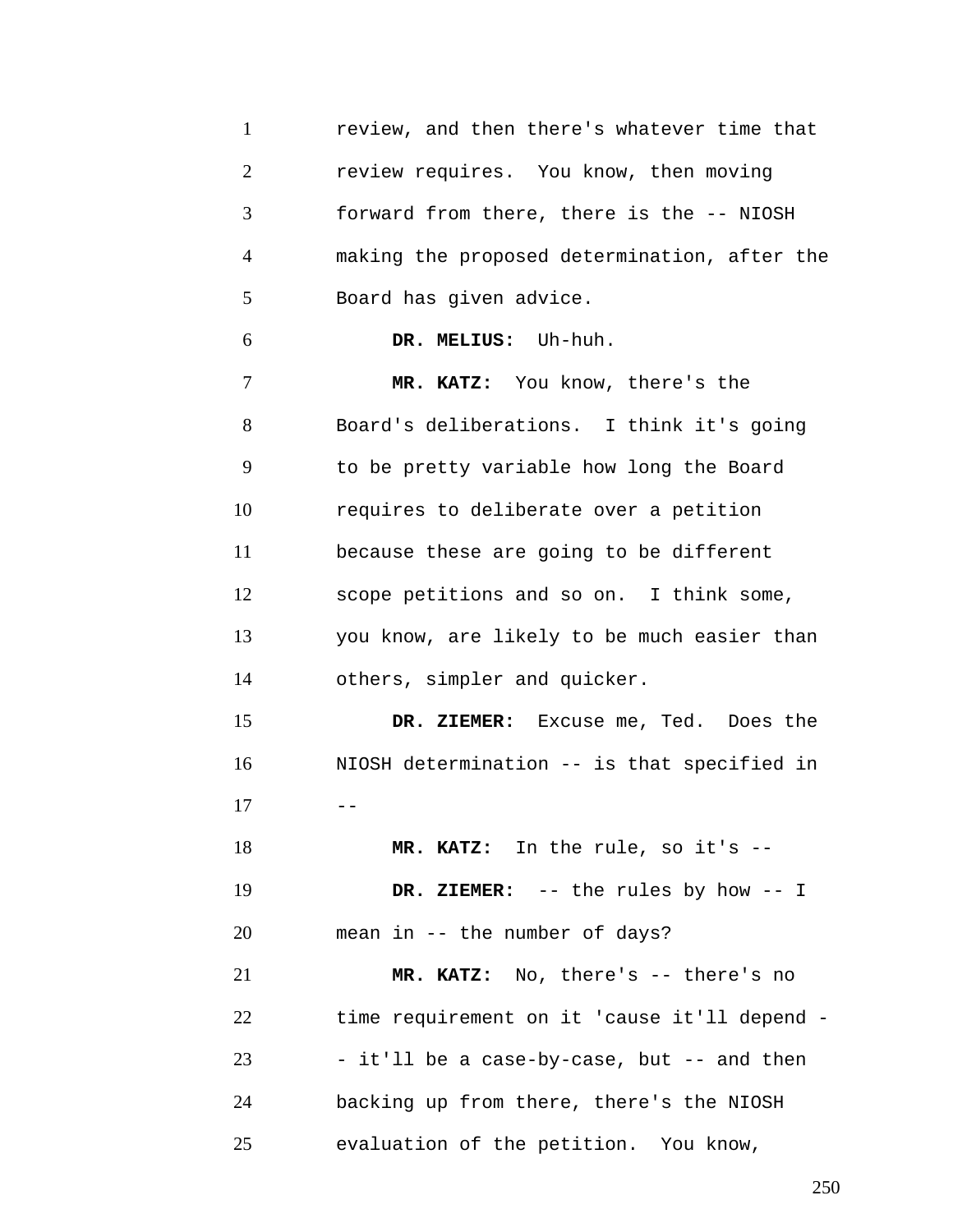review, and then there's whatever time that review requires. You know, then moving forward from there, there is the -- NIOSH making the proposed determination, after the Board has given advice.

**DR. MELIUS:** Uh-huh.

**MR. KATZ:** You know, there's the Board's deliberations. I think it's going to be pretty variable how long the Board requires to deliberate over a petition because these are going to be different scope petitions and so on. I think some, you know, are likely to be much easier than others, simpler and quicker.

**DR. ZIEMER:** Excuse me, Ted. Does the NIOSH determination -- is that specified in --

**MR. KATZ:** In the rule, so it's --

**DR. ZIEMER:** -- the rules by how -- I mean in -- the number of days?

**MR. KATZ:** No, there's -- there's no time requirement on it 'cause it'll depend -- it'll be a case-by-case, but -- and then backing up from there, there's the NIOSH evaluation of the petition. You know,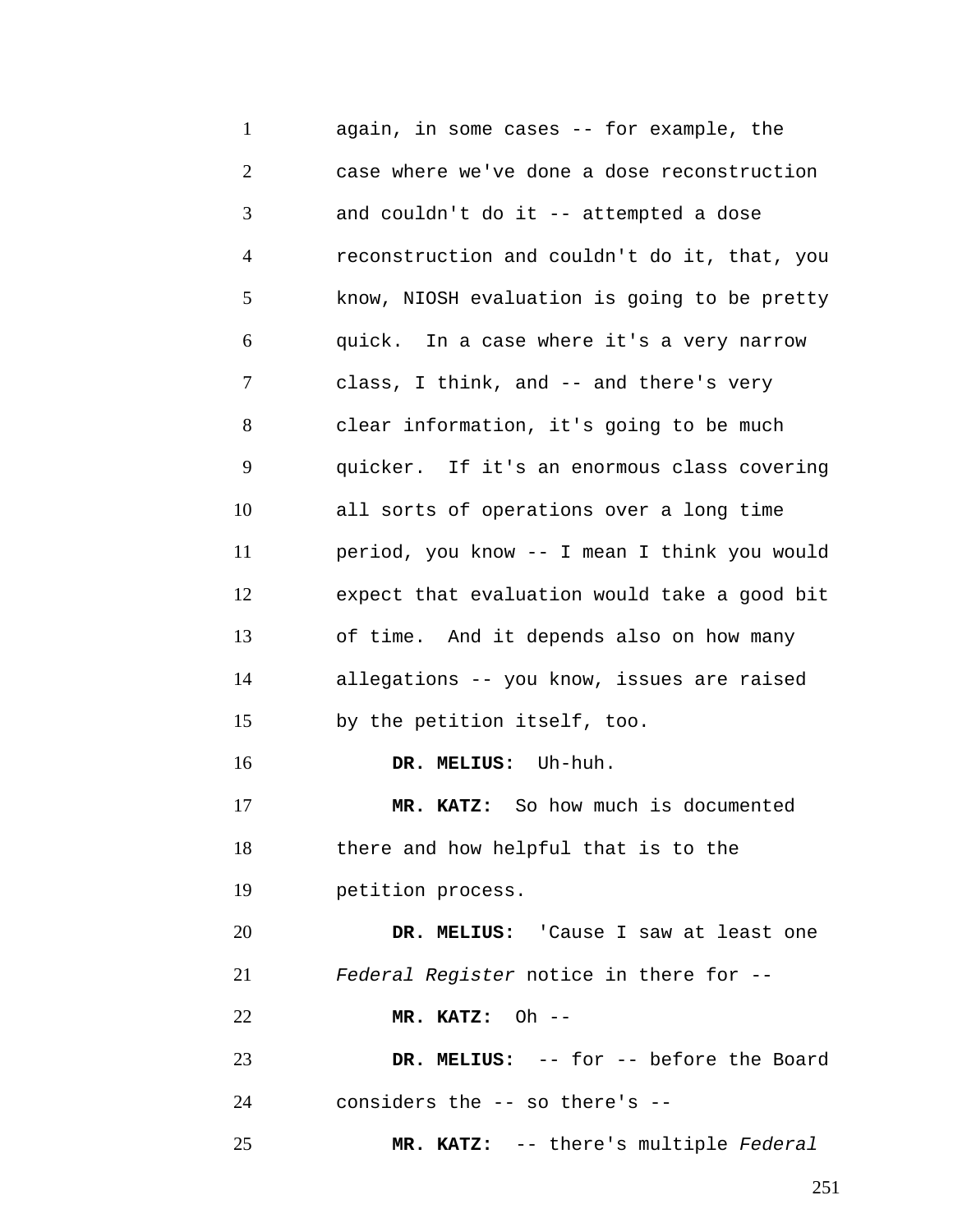again, in some cases -- for example, the case where we've done a dose reconstruction and couldn't do it -- attempted a dose reconstruction and couldn't do it, that, you know, NIOSH evaluation is going to be pretty quick. In a case where it's a very narrow class, I think, and -- and there's very clear information, it's going to be much quicker. If it's an enormous class covering all sorts of operations over a long time period, you know -- I mean I think you would expect that evaluation would take a good bit of time. And it depends also on how many allegations -- you know, issues are raised by the petition itself, too.

**DR. MELIUS:** Uh-huh.

**MR. KATZ:** So how much is documented there and how helpful that is to the petition process.

**DR. MELIUS:** 'Cause I saw at least one *Federal Register* notice in there for --

**MR. KATZ:** Oh --

**DR. MELIUS:** -- for -- before the Board considers the -- so there's --

**MR. KATZ:** -- there's multiple *Federal*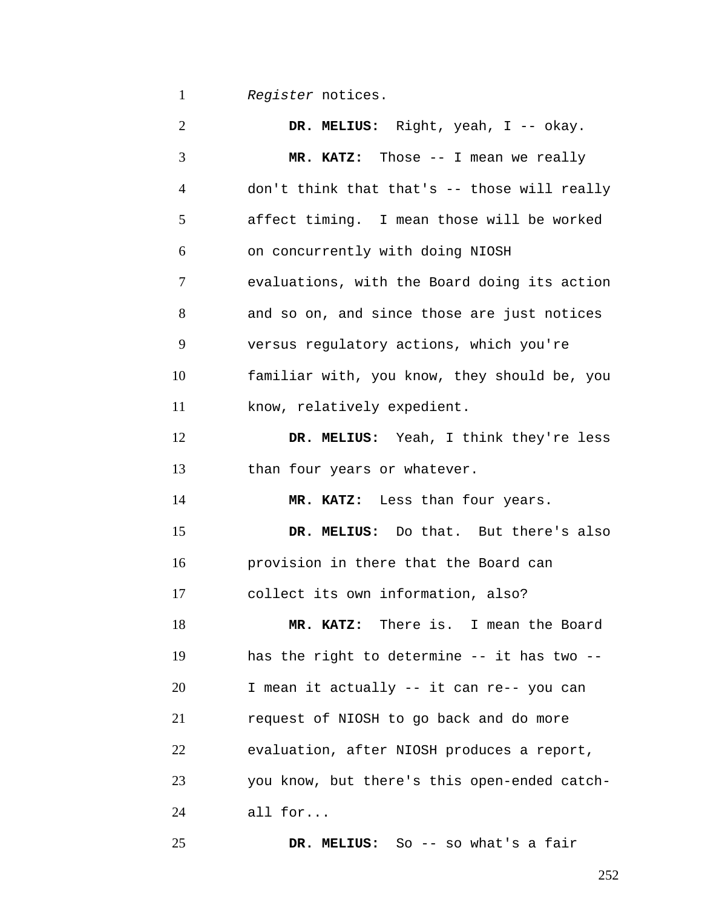*Register* notices.

**DR. MELIUS:** Right, yeah, I -- okay.

**MR. KATZ:** Those -- I mean we really don't think that that's -- those will really affect timing. I mean those will be worked on concurrently with doing NIOSH evaluations, with the Board doing its action and so on, and since those are just notices versus regulatory actions, which you're familiar with, you know, they should be, you know, relatively expedient.

**DR. MELIUS:** Yeah, I think they're less than four years or whatever.

**MR. KATZ:** Less than four years.

**DR. MELIUS:** Do that. But there's also provision in there that the Board can collect its own information, also?

**MR. KATZ:** There is. I mean the Board has the right to determine -- it has two -- I mean it actually -- it can re-- you can request of NIOSH to go back and do more evaluation, after NIOSH produces a report, you know, but there's this open-ended catch-all for...

**DR. MELIUS:** So -- so what's a fair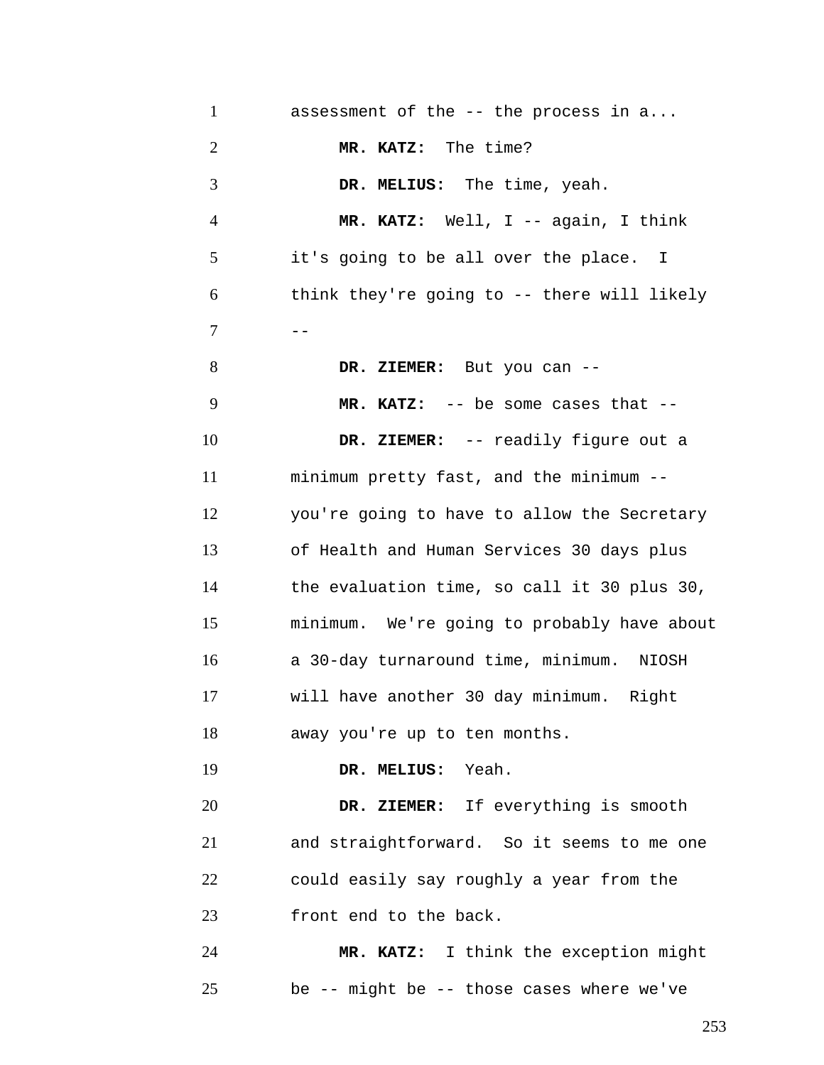assessment of the -- the process in a...

**MR. KATZ:** The time?

**DR. MELIUS:** The time, yeah.

**MR. KATZ:** Well, I -- again, I think it's going to be all over the place. I think they're going to -- there will likely --

**DR. ZIEMER:** But you can --

**MR. KATZ:** -- be some cases that --

**DR. ZIEMER:** -- readily figure out a minimum pretty fast, and the minimum -- you're going to have to allow the Secretary of Health and Human Services 30 days plus the evaluation time, so call it 30 plus 30, minimum. We're going to probably have about a 30-day turnaround time, minimum. NIOSH will have another 30 day minimum. Right away you're up to ten months.

**DR. MELIUS:** Yeah.

**DR. ZIEMER:** If everything is smooth and straightforward. So it seems to me one could easily say roughly a year from the front end to the back.

**MR. KATZ:** I think the exception might be -- might be -- those cases where we've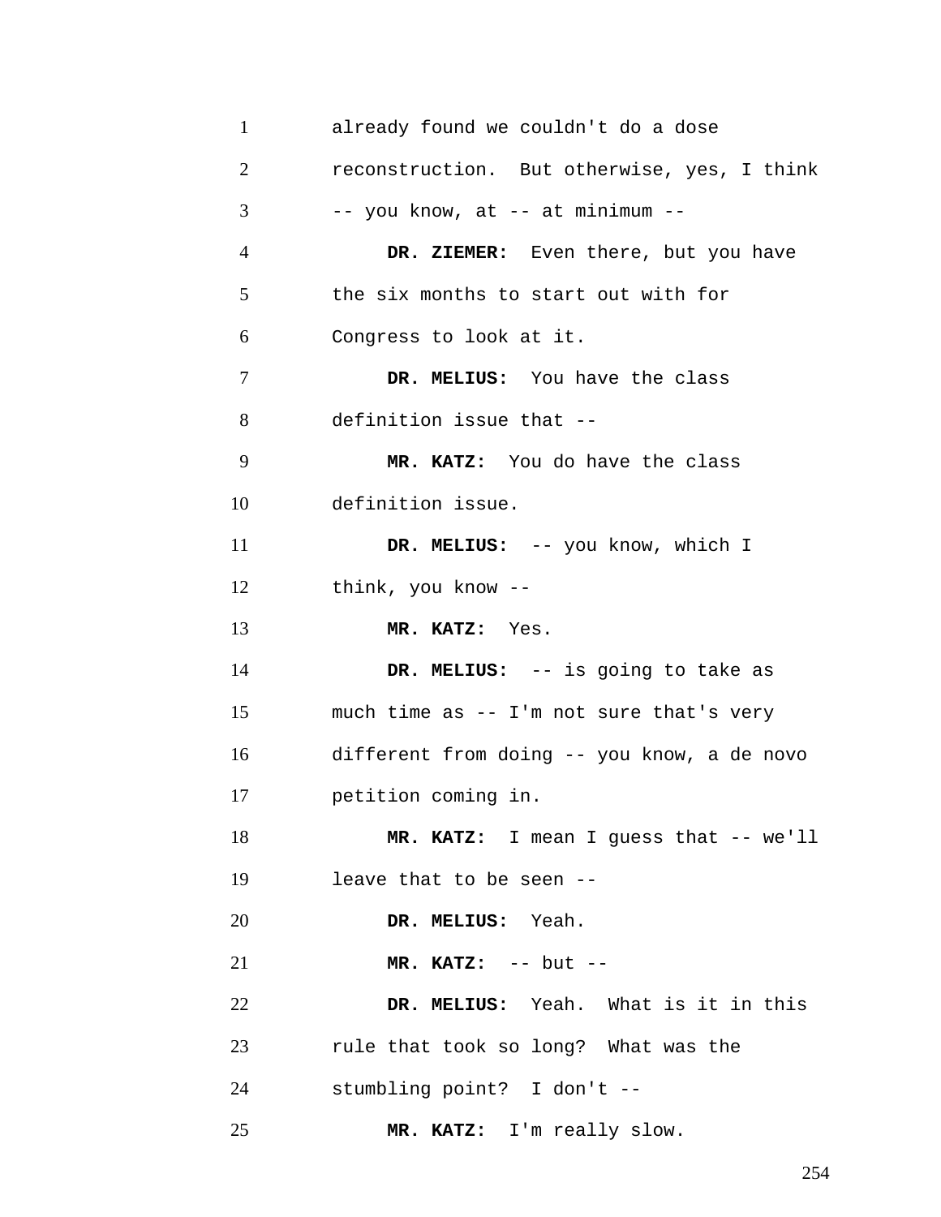already found we couldn't do a dose reconstruction. But otherwise, yes, I think -- you know, at -- at minimum --

**DR. ZIEMER:** Even there, but you have the six months to start out with for Congress to look at it.

**DR. MELIUS:** You have the class definition issue that --

**MR. KATZ:** You do have the class definition issue.

**DR. MELIUS:** -- you know, which I think, you know --

**MR. KATZ:** Yes.

**DR. MELIUS:** -- is going to take as much time as -- I'm not sure that's very different from doing -- you know, a de novo petition coming in.

**MR. KATZ:** I mean I guess that -- we'll leave that to be seen --

**DR. MELIUS:** Yeah.

**MR. KATZ:** -- but --

**DR. MELIUS:** Yeah. What is it in this rule that took so long? What was the stumbling point? I don't --

**MR. KATZ:** I'm really slow.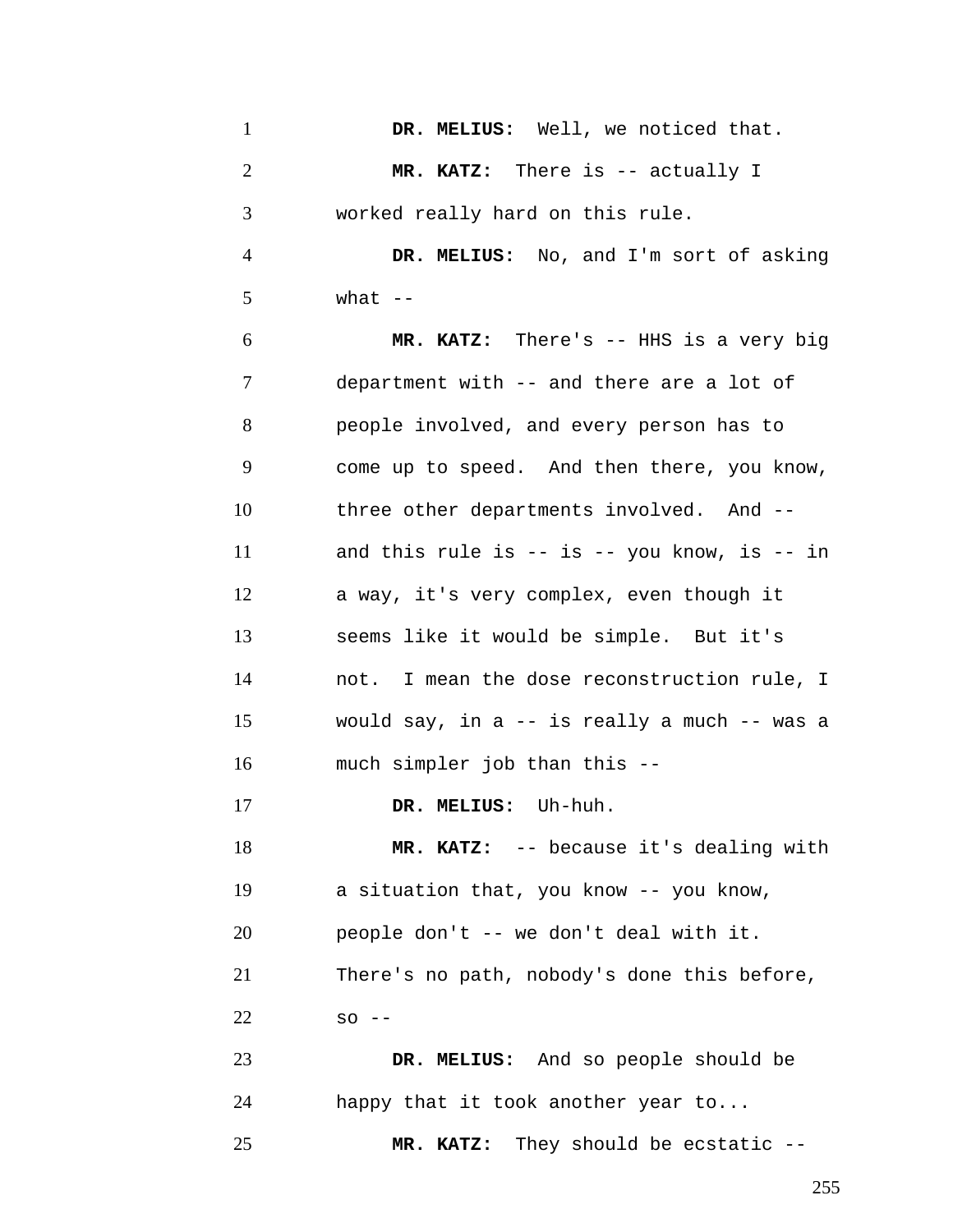**DR. MELIUS:** Well, we noticed that.

**MR. KATZ:** There is -- actually I worked really hard on this rule.

**DR. MELIUS:** No, and I'm sort of asking what --

**MR. KATZ:** There's -- HHS is a very big department with -- and there are a lot of people involved, and every person has to come up to speed. And then there, you know, three other departments involved. And -- and this rule is -- is -- you know, is -- in a way, it's very complex, even though it seems like it would be simple. But it's not. I mean the dose reconstruction rule, I would say, in a -- is really a much -- was a much simpler job than this --

**DR. MELIUS:** Uh-huh.

**MR. KATZ:** -- because it's dealing with a situation that, you know -- you know, people don't -- we don't deal with it. There's no path, nobody's done this before, so --

**DR. MELIUS:** And so people should be happy that it took another year to...

**MR. KATZ:** They should be ecstatic --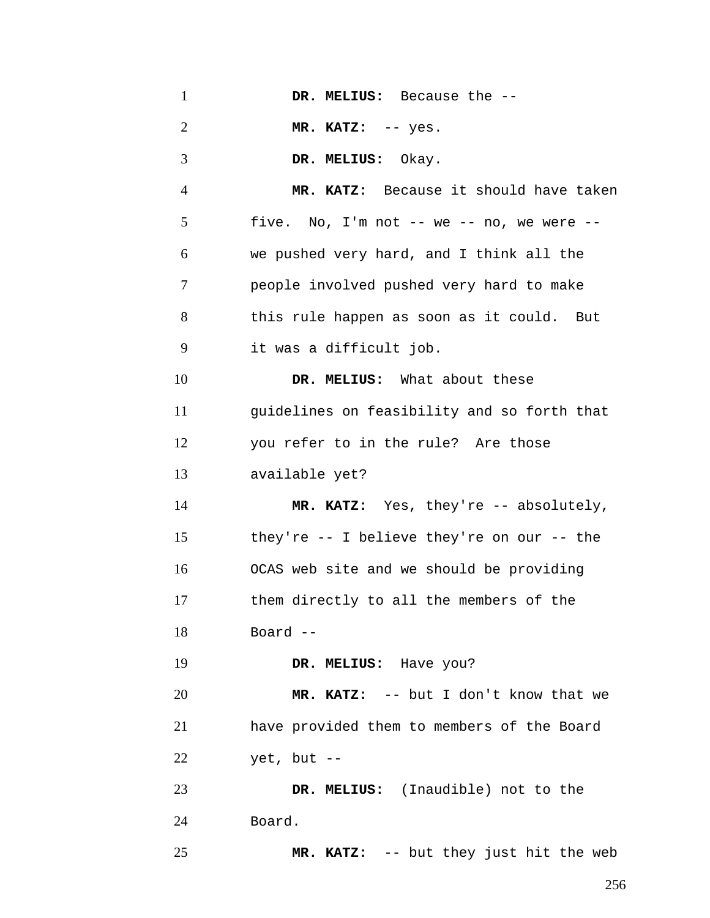**DR. MELIUS:** Because the --

**MR. KATZ:** -- yes.

**DR. MELIUS:** Okay.

**MR. KATZ:** Because it should have taken five. No, I'm not -- we -- no, we were -- we pushed very hard, and I think all the people involved pushed very hard to make this rule happen as soon as it could. But it was a difficult job.

**DR. MELIUS:** What about these guidelines on feasibility and so forth that you refer to in the rule? Are those available yet?

**MR. KATZ:** Yes, they're -- absolutely, they're -- I believe they're on our -- the OCAS web site and we should be providing them directly to all the members of the Board --

**DR. MELIUS:** Have you?

**MR. KATZ:** -- but I don't know that we have provided them to members of the Board yet, but --

**DR. MELIUS:** (Inaudible) not to the Board.

**MR. KATZ:** -- but they just hit the web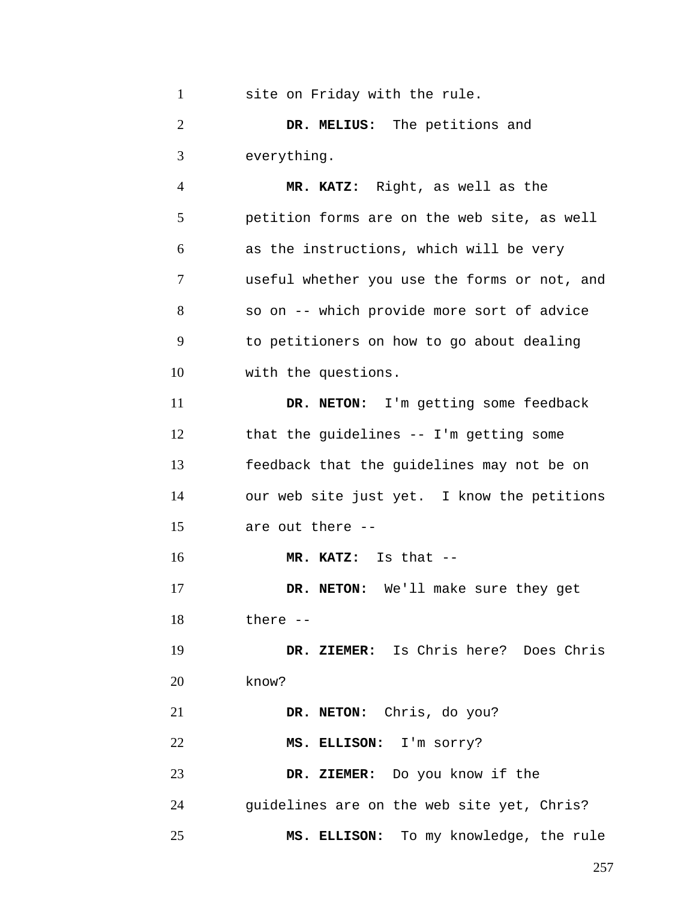site on Friday with the rule.

**DR. MELIUS:** The petitions and everything.

**MR. KATZ:** Right, as well as the petition forms are on the web site, as well as the instructions, which will be very useful whether you use the forms or not, and so on -- which provide more sort of advice to petitioners on how to go about dealing with the questions.

**DR. NETON:** I'm getting some feedback that the guidelines -- I'm getting some feedback that the guidelines may not be on our web site just yet. I know the petitions are out there --

**MR. KATZ:** Is that --

**DR. NETON:** We'll make sure they get there --

**DR. ZIEMER:** Is Chris here? Does Chris know?

**DR. NETON:** Chris, do you?

**MS. ELLISON:** I'm sorry?

**DR. ZIEMER:** Do you know if the guidelines are on the web site yet, Chris?

**MS. ELLISON:** To my knowledge, the rule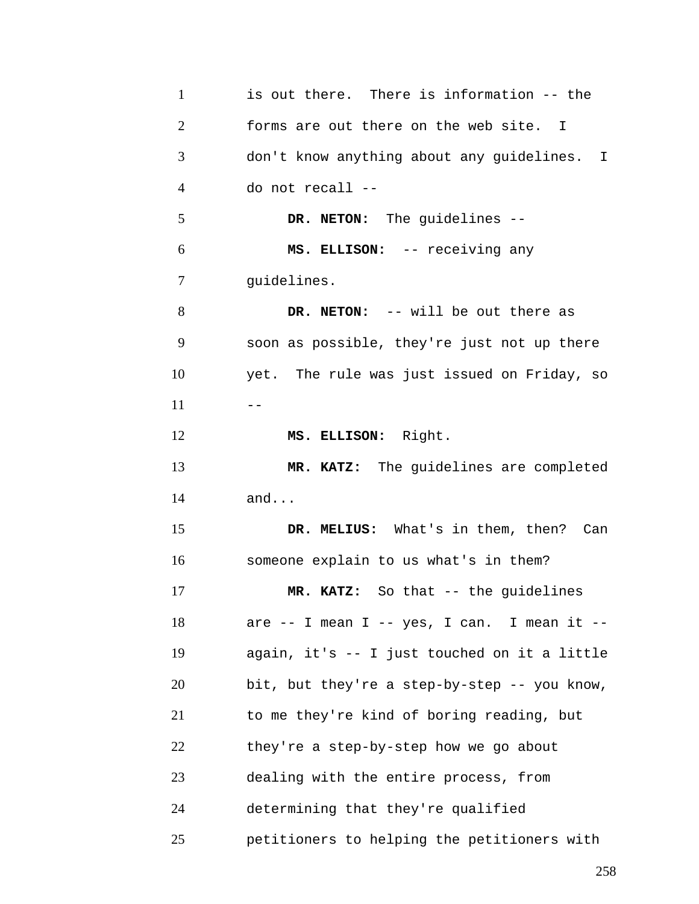is out there. There is information -- the forms are out there on the web site. I don't know anything about any guidelines. I do not recall --

**DR. NETON:** The guidelines --

**MS. ELLISON:** -- receiving any guidelines.

**DR. NETON:** -- will be out there as soon as possible, they're just not up there yet. The rule was just issued on Friday, so --

**MS. ELLISON:** Right.

**MR. KATZ:** The guidelines are completed and...

**DR. MELIUS:** What's in them, then? Can someone explain to us what's in them?

**MR. KATZ:** So that -- the guidelines are -- I mean I -- yes, I can. I mean it -- again, it's -- I just touched on it a little bit, but they're a step-by-step -- you know, to me they're kind of boring reading, but they're a step-by-step how we go about dealing with the entire process, from determining that they're qualified petitioners to helping the petitioners with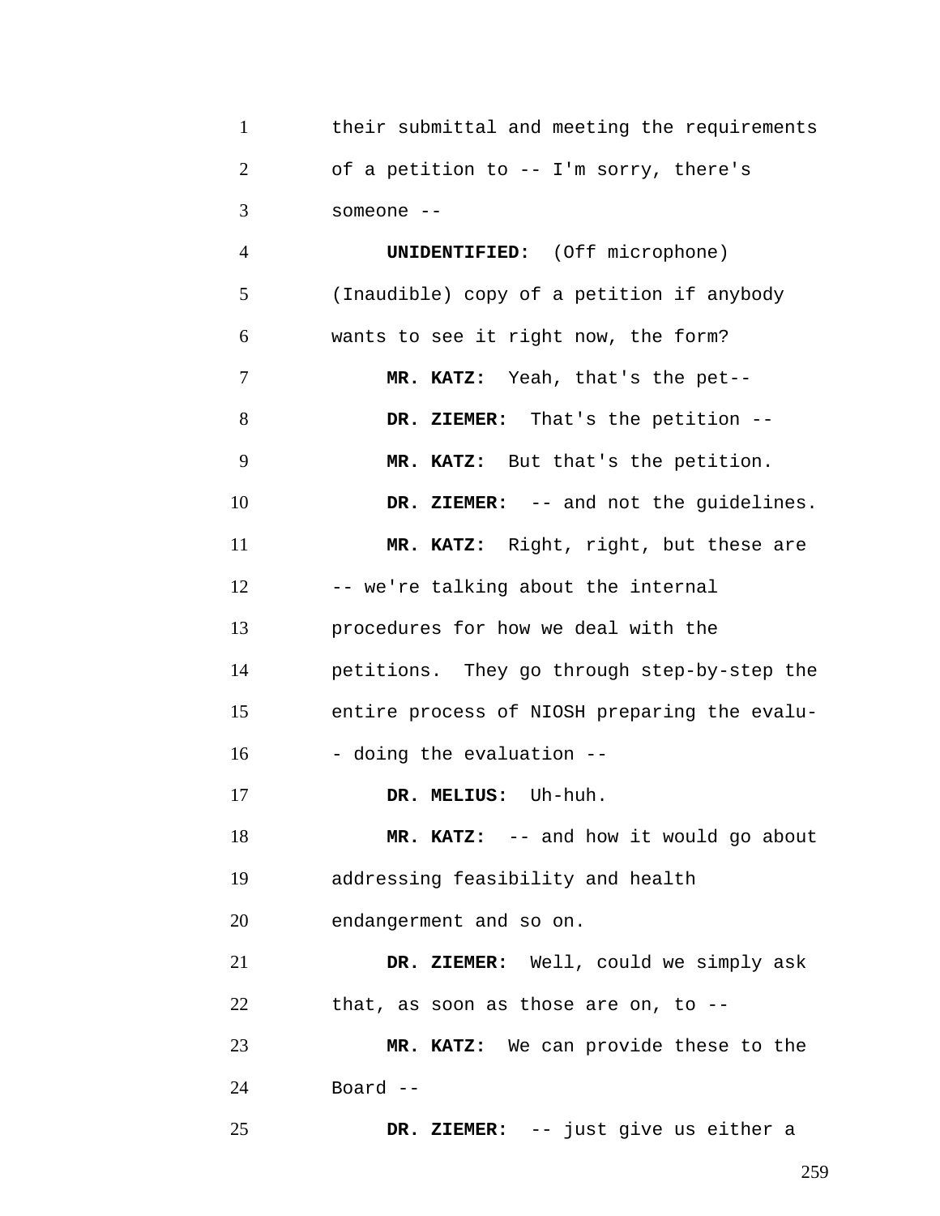their submittal and meeting the requirements of a petition to -- I'm sorry, there's someone --

**UNIDENTIFIED:** (Off microphone) (Inaudible) copy of a petition if anybody wants to see it right now, the form?

**MR. KATZ:** Yeah, that's the pet--

**DR. ZIEMER:** That's the petition --

**MR. KATZ:** But that's the petition.

**DR. ZIEMER:** -- and not the guidelines.

**MR. KATZ:** Right, right, but these are -- we're talking about the internal procedures for how we deal with the petitions. They go through step-by-step the entire process of NIOSH preparing the evalu- - doing the evaluation --

**DR. MELIUS:** Uh-huh.

**MR. KATZ:** -- and how it would go about addressing feasibility and health endangerment and so on.

**DR. ZIEMER:** Well, could we simply ask that, as soon as those are on, to --

**MR. KATZ:** We can provide these to the Board --

**DR. ZIEMER:** -- just give us either a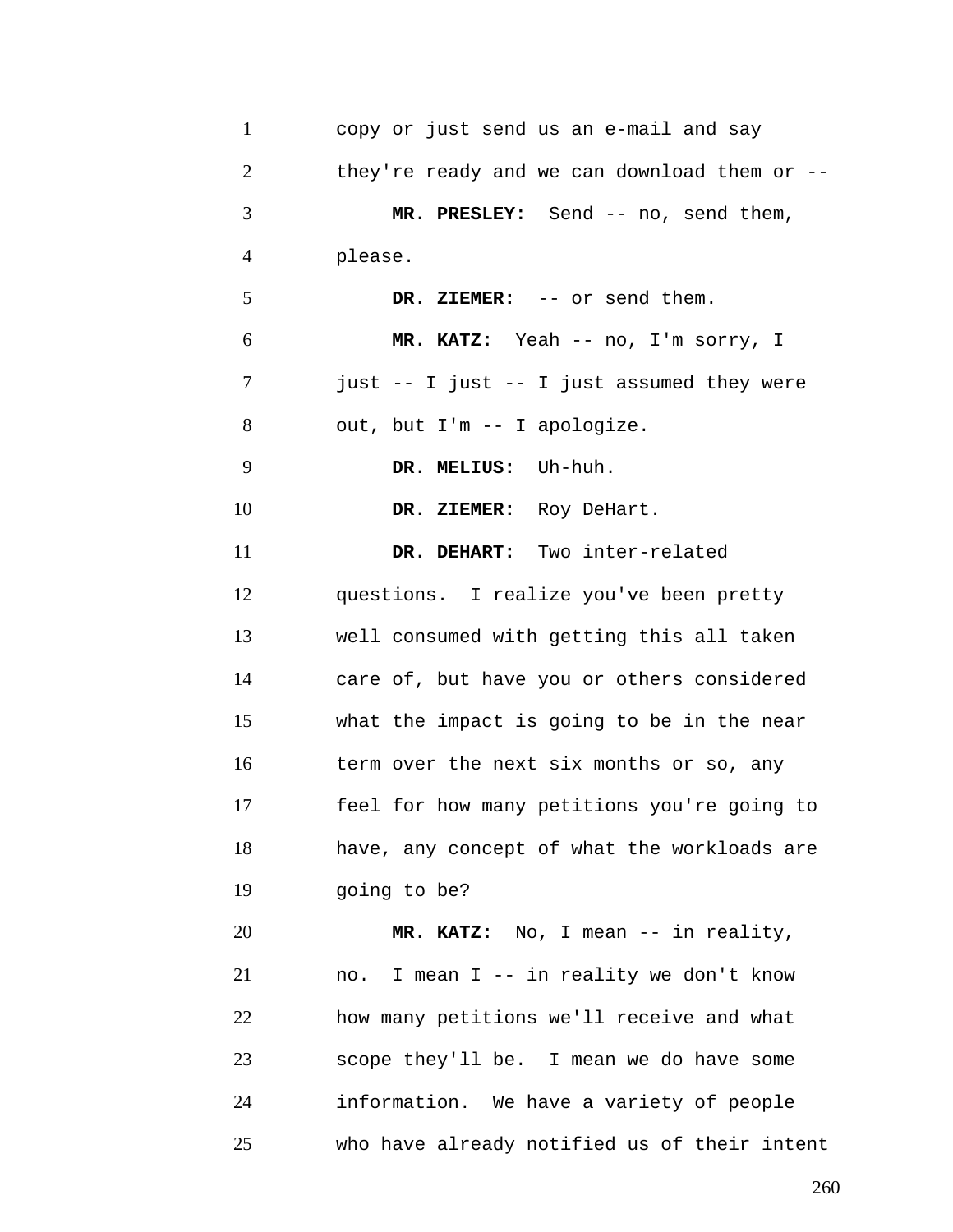copy or just send us an e-mail and say they're ready and we can download them or --

**MR. PRESLEY:** Send -- no, send them, please.

**DR. ZIEMER:** -- or send them.

**MR. KATZ:** Yeah -- no, I'm sorry, I just -- I just -- I just assumed they were out, but I'm -- I apologize.

**DR. MELIUS:** Uh-huh.

**DR. ZIEMER:** Roy DeHart.

**DR. DEHART:** Two inter-related questions. I realize you've been pretty well consumed with getting this all taken care of, but have you or others considered what the impact is going to be in the near term over the next six months or so, any feel for how many petitions you're going to have, any concept of what the workloads are going to be?

**MR. KATZ:** No, I mean -- in reality, no. I mean I -- in reality we don't know how many petitions we'll receive and what scope they'll be. I mean we do have some information. We have a variety of people who have already notified us of their intent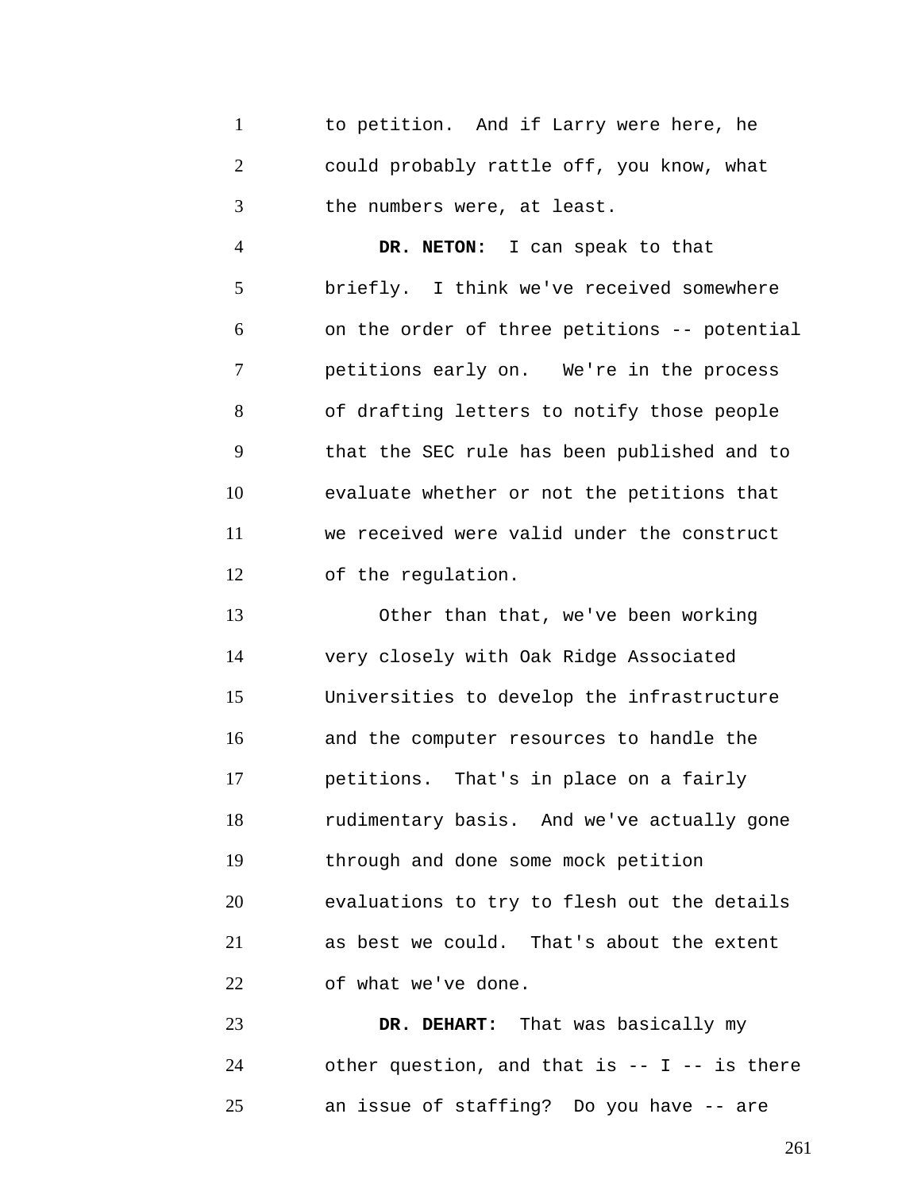to petition. And if Larry were here, he could probably rattle off, you know, what the numbers were, at least.

**DR. NETON:** I can speak to that briefly. I think we've received somewhere on the order of three petitions -- potential petitions early on. We're in the process of drafting letters to notify those people that the SEC rule has been published and to evaluate whether or not the petitions that we received were valid under the construct of the regulation.

Other than that, we've been working very closely with Oak Ridge Associated Universities to develop the infrastructure and the computer resources to handle the petitions. That's in place on a fairly rudimentary basis. And we've actually gone through and done some mock petition evaluations to try to flesh out the details as best we could. That's about the extent of what we've done.

**DR. DEHART:** That was basically my other question, and that is -- I -- is there an issue of staffing? Do you have -- are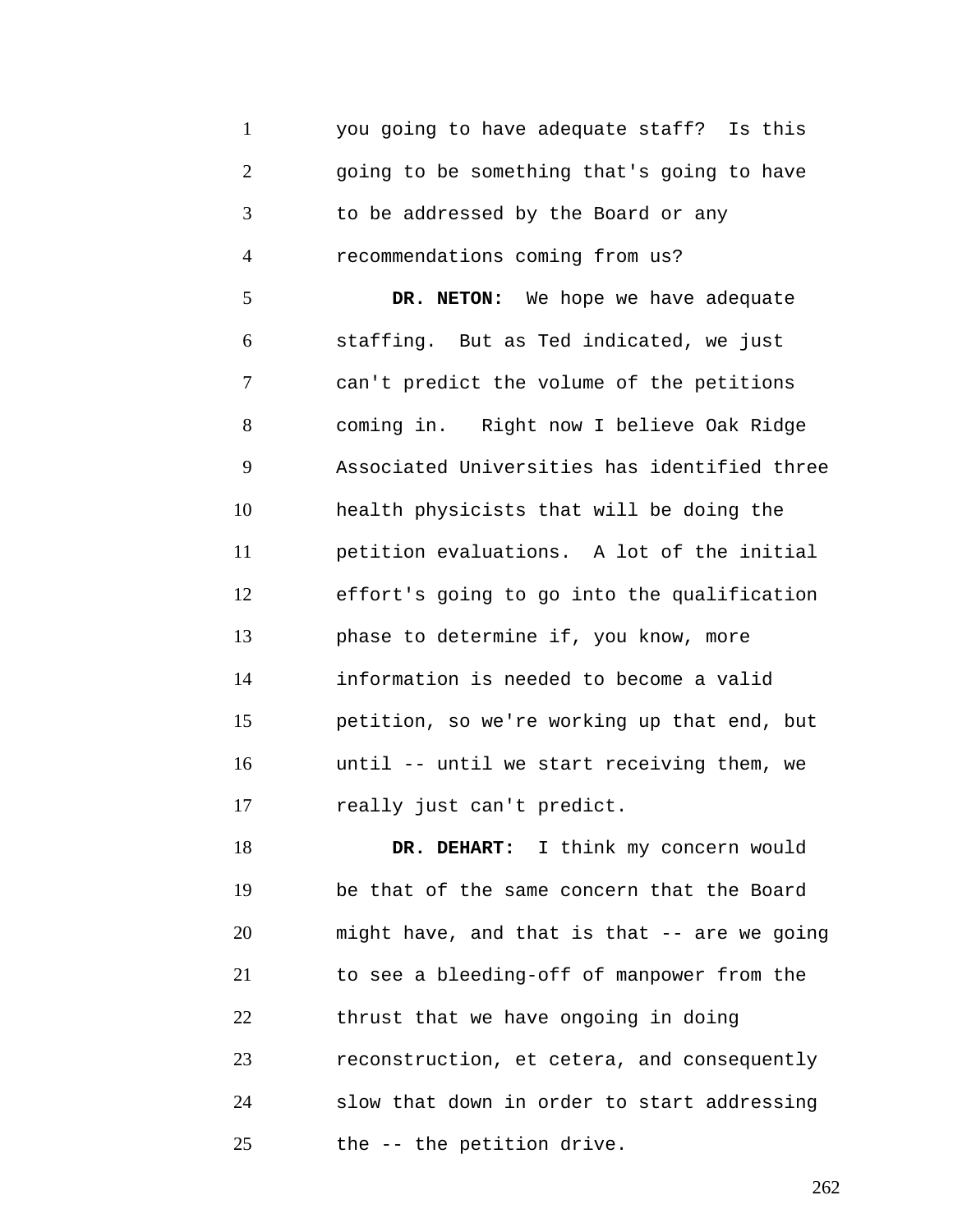you going to have adequate staff? Is this going to be something that's going to have to be addressed by the Board or any recommendations coming from us?

**DR. NETON:** We hope we have adequate staffing. But as Ted indicated, we just can't predict the volume of the petitions coming in. Right now I believe Oak Ridge Associated Universities has identified three health physicists that will be doing the petition evaluations. A lot of the initial effort's going to go into the qualification phase to determine if, you know, more information is needed to become a valid petition, so we're working up that end, but until -- until we start receiving them, we really just can't predict.

**DR. DEHART:** I think my concern would be that of the same concern that the Board might have, and that is that -- are we going to see a bleeding-off of manpower from the thrust that we have ongoing in doing reconstruction, et cetera, and consequently slow that down in order to start addressing the -- the petition drive.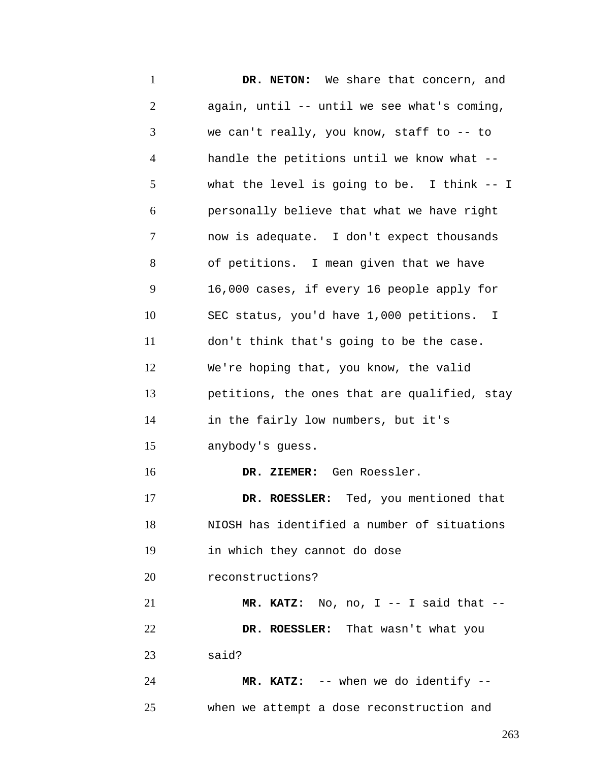**DR. NETON:** We share that concern, and again, until -- until we see what's coming, we can't really, you know, staff to -- to handle the petitions until we know what -- what the level is going to be. I think -- I personally believe that what we have right now is adequate. I don't expect thousands of petitions. I mean given that we have 16,000 cases, if every 16 people apply for SEC status, you'd have 1,000 petitions. I don't think that's going to be the case. We're hoping that, you know, the valid petitions, the ones that are qualified, stay in the fairly low numbers, but it's anybody's guess.

**DR. ZIEMER:** Gen Roessler.

**DR. ROESSLER:** Ted, you mentioned that NIOSH has identified a number of situations in which they cannot do dose reconstructions?

**MR. KATZ:** No, no, I -- I said that --

**DR. ROESSLER:** That wasn't what you said?

**MR. KATZ:** -- when we do identify -- when we attempt a dose reconstruction and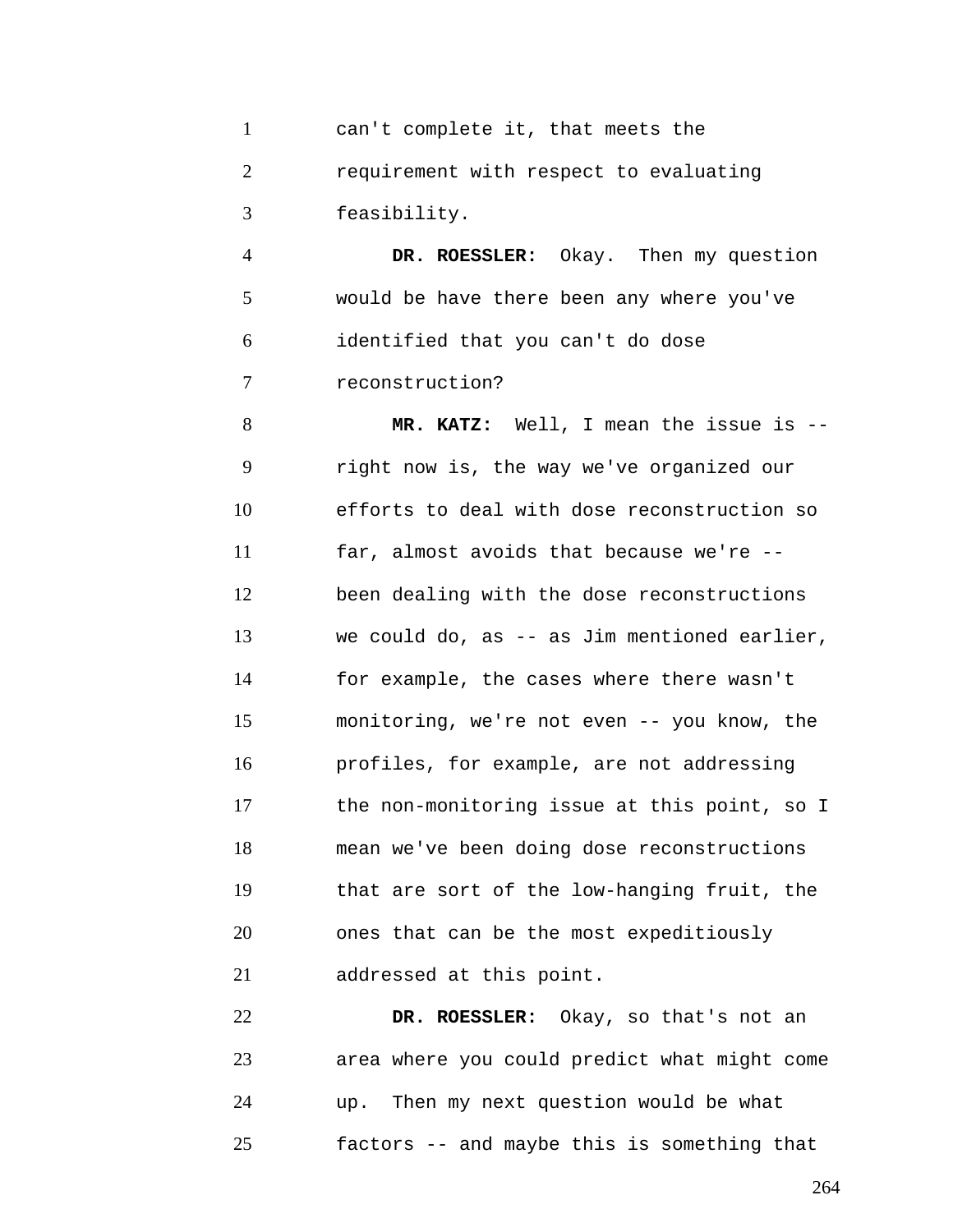can't complete it, that meets the requirement with respect to evaluating feasibility.

**DR. ROESSLER:** Okay. Then my question would be have there been any where you've identified that you can't do dose reconstruction?

**MR. KATZ:** Well, I mean the issue is -- right now is, the way we've organized our efforts to deal with dose reconstruction so far, almost avoids that because we're -- been dealing with the dose reconstructions we could do, as -- as Jim mentioned earlier, for example, the cases where there wasn't monitoring, we're not even -- you know, the profiles, for example, are not addressing the non-monitoring issue at this point, so I mean we've been doing dose reconstructions that are sort of the low-hanging fruit, the ones that can be the most expeditiously addressed at this point.

**DR. ROESSLER:** Okay, so that's not an area where you could predict what might come up. Then my next question would be what factors -- and maybe this is something that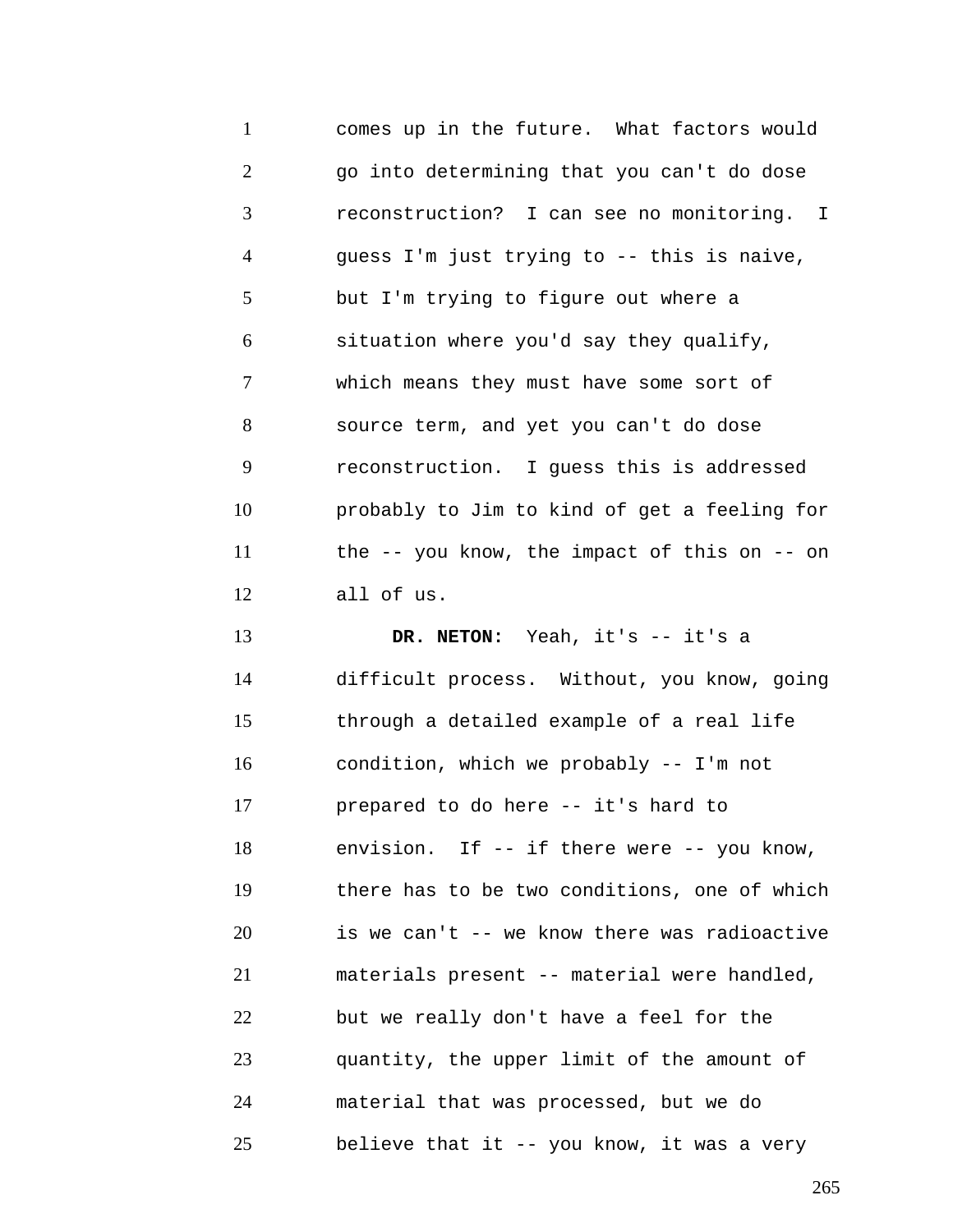comes up in the future. What factors would go into determining that you can't do dose reconstruction? I can see no monitoring. I guess I'm just trying to -- this is naive, but I'm trying to figure out where a situation where you'd say they qualify, which means they must have some sort of source term, and yet you can't do dose reconstruction. I guess this is addressed probably to Jim to kind of get a feeling for the -- you know, the impact of this on -- on all of us.

**DR. NETON:** Yeah, it's -- it's a difficult process. Without, you know, going through a detailed example of a real life condition, which we probably -- I'm not prepared to do here -- it's hard to envision. If -- if there were -- you know, there has to be two conditions, one of which is we can't -- we know there was radioactive materials present -- material were handled, but we really don't have a feel for the quantity, the upper limit of the amount of material that was processed, but we do believe that it -- you know, it was a very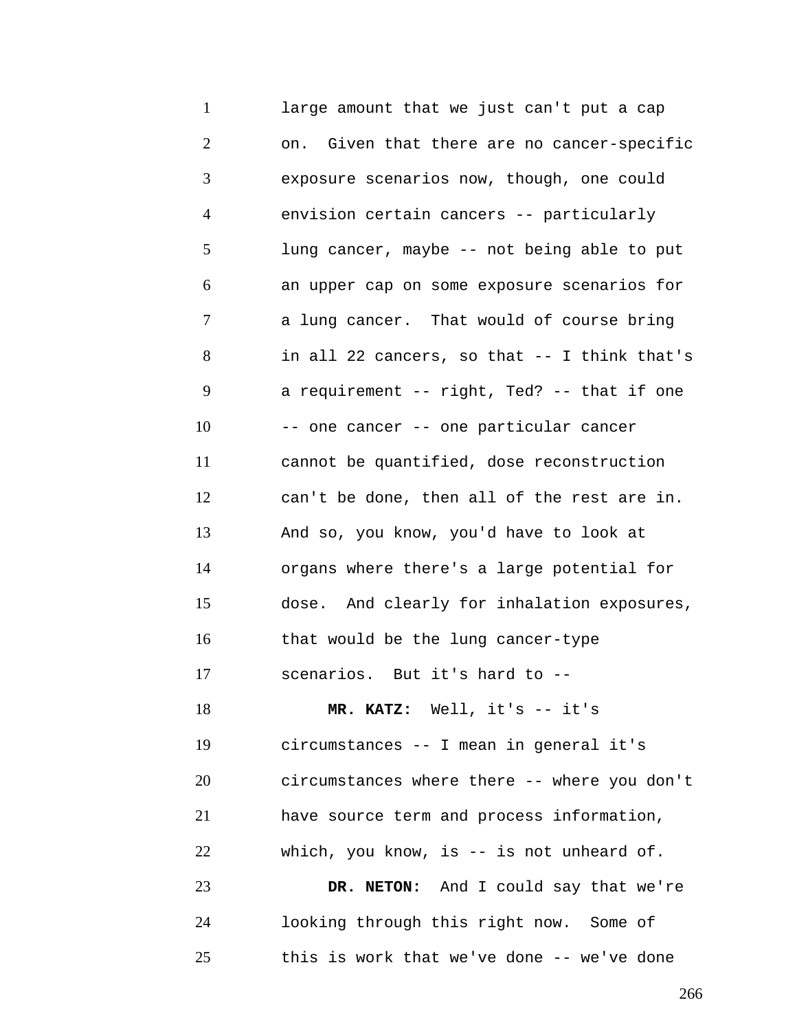large amount that we just can't put a cap on. Given that there are no cancer-specific exposure scenarios now, though, one could envision certain cancers -- particularly lung cancer, maybe -- not being able to put an upper cap on some exposure scenarios for a lung cancer. That would of course bring in all 22 cancers, so that -- I think that's a requirement -- right, Ted? -- that if one -- one cancer -- one particular cancer cannot be quantified, dose reconstruction can't be done, then all of the rest are in. And so, you know, you'd have to look at organs where there's a large potential for dose. And clearly for inhalation exposures, that would be the lung cancer-type scenarios. But it's hard to --

**MR. KATZ:** Well, it's -- it's circumstances -- I mean in general it's circumstances where there -- where you don't have source term and process information, which, you know, is -- is not unheard of.

**DR. NETON:** And I could say that we're looking through this right now. Some of this is work that we've done -- we've done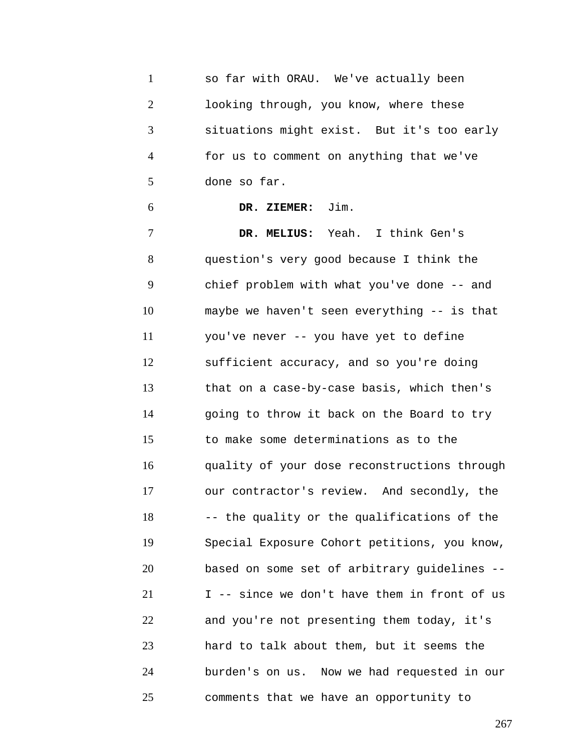so far with ORAU. We've actually been looking through, you know, where these situations might exist. But it's too early for us to comment on anything that we've done so far.

**DR. ZIEMER:** Jim.

**DR. MELIUS:** Yeah. I think Gen's question's very good because I think the chief problem with what you've done -- and maybe we haven't seen everything -- is that you've never -- you have yet to define sufficient accuracy, and so you're doing that on a case-by-case basis, which then's going to throw it back on the Board to try to make some determinations as to the quality of your dose reconstructions through our contractor's review. And secondly, the -- the quality or the qualifications of the Special Exposure Cohort petitions, you know, based on some set of arbitrary guidelines -- I -- since we don't have them in front of us and you're not presenting them today, it's hard to talk about them, but it seems the burden's on us. Now we had requested in our comments that we have an opportunity to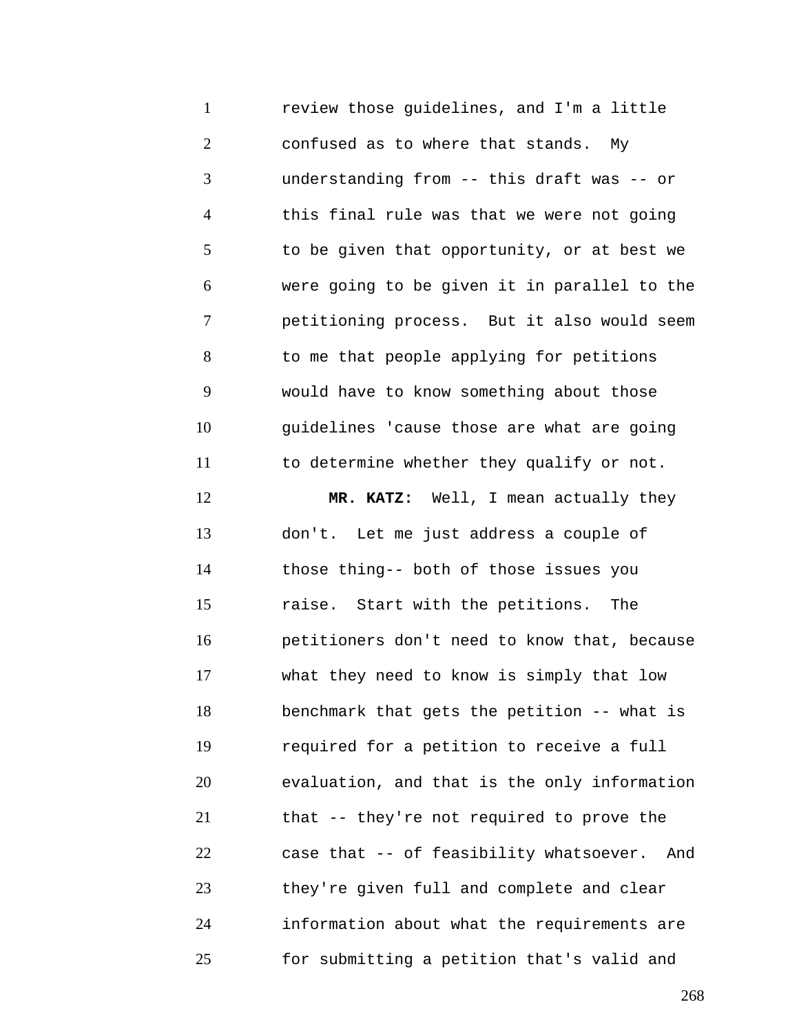review those guidelines, and I'm a little confused as to where that stands. My understanding from -- this draft was -- or this final rule was that we were not going to be given that opportunity, or at best we were going to be given it in parallel to the petitioning process. But it also would seem to me that people applying for petitions would have to know something about those guidelines 'cause those are what are going to determine whether they qualify or not.

**MR. KATZ:** Well, I mean actually they don't. Let me just address a couple of those thing-- both of those issues you raise. Start with the petitions. The petitioners don't need to know that, because what they need to know is simply that low benchmark that gets the petition -- what is required for a petition to receive a full evaluation, and that is the only information that -- they're not required to prove the case that -- of feasibility whatsoever. And they're given full and complete and clear information about what the requirements are for submitting a petition that's valid and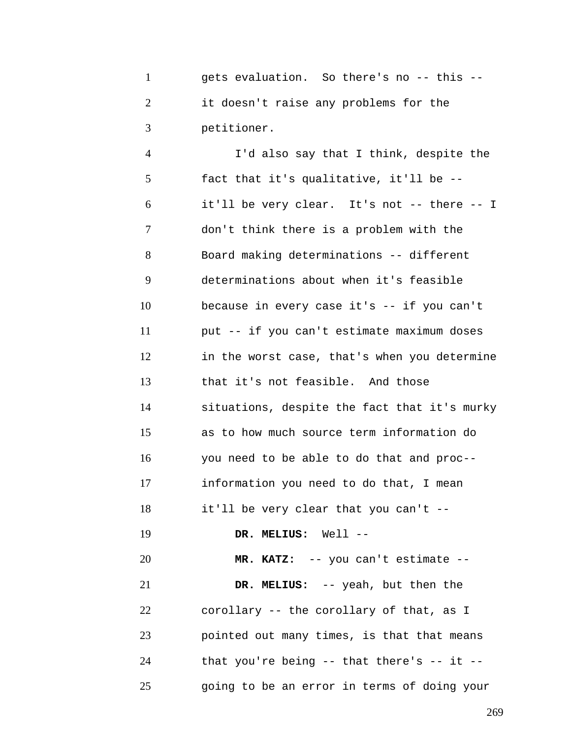gets evaluation. So there's no -- this -- it doesn't raise any problems for the petitioner.

I'd also say that I think, despite the fact that it's qualitative, it'll be -- it'll be very clear. It's not -- there -- I don't think there is a problem with the Board making determinations -- different determinations about when it's feasible because in every case it's -- if you can't put -- if you can't estimate maximum doses in the worst case, that's when you determine that it's not feasible. And those situations, despite the fact that it's murky as to how much source term information do you need to be able to do that and proc-- information you need to do that, I mean it'll be very clear that you can't --

**DR. MELIUS:** Well --

**MR. KATZ:** -- you can't estimate --

**DR. MELIUS:** -- yeah, but then the corollary -- the corollary of that, as I pointed out many times, is that that means that you're being -- that there's -- it -- going to be an error in terms of doing your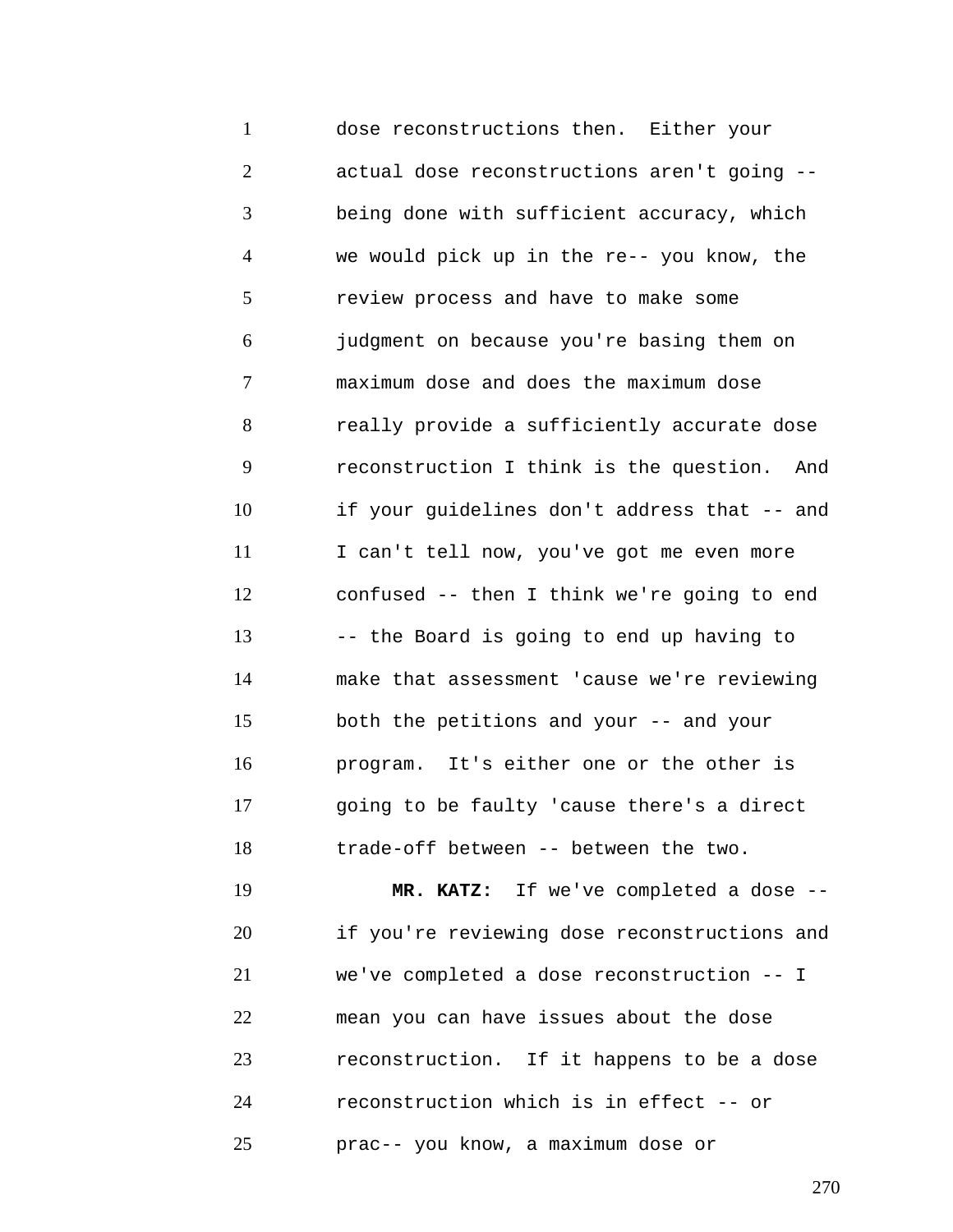dose reconstructions then. Either your actual dose reconstructions aren't going -- being done with sufficient accuracy, which we would pick up in the re-- you know, the review process and have to make some judgment on because you're basing them on maximum dose and does the maximum dose really provide a sufficiently accurate dose reconstruction I think is the question. And if your guidelines don't address that -- and I can't tell now, you've got me even more confused -- then I think we're going to end -- the Board is going to end up having to make that assessment 'cause we're reviewing both the petitions and your -- and your program. It's either one or the other is going to be faulty 'cause there's a direct trade-off between -- between the two.

**MR. KATZ:** If we've completed a dose -- if you're reviewing dose reconstructions and we've completed a dose reconstruction -- I mean you can have issues about the dose reconstruction. If it happens to be a dose reconstruction which is in effect -- or prac-- you know, a maximum dose or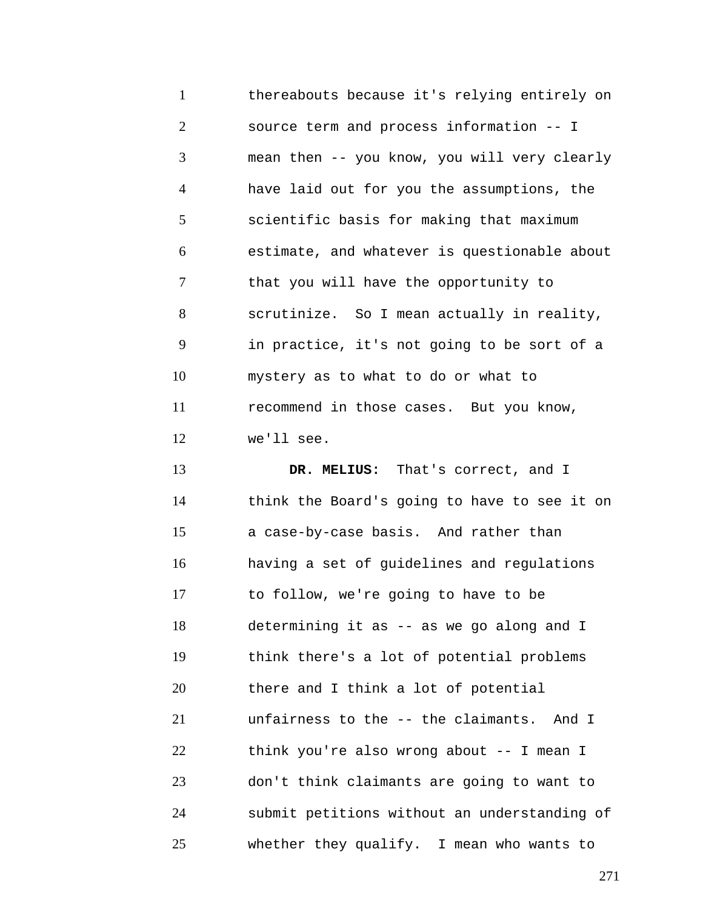thereabouts because it's relying entirely on source term and process information -- I mean then -- you know, you will very clearly have laid out for you the assumptions, the scientific basis for making that maximum estimate, and whatever is questionable about that you will have the opportunity to scrutinize. So I mean actually in reality, in practice, it's not going to be sort of a mystery as to what to do or what to recommend in those cases. But you know, we'll see.

**DR. MELIUS:** That's correct, and I think the Board's going to have to see it on a case-by-case basis. And rather than having a set of guidelines and regulations to follow, we're going to have to be determining it as -- as we go along and I think there's a lot of potential problems there and I think a lot of potential unfairness to the -- the claimants. And I think you're also wrong about -- I mean I don't think claimants are going to want to submit petitions without an understanding of whether they qualify. I mean who wants to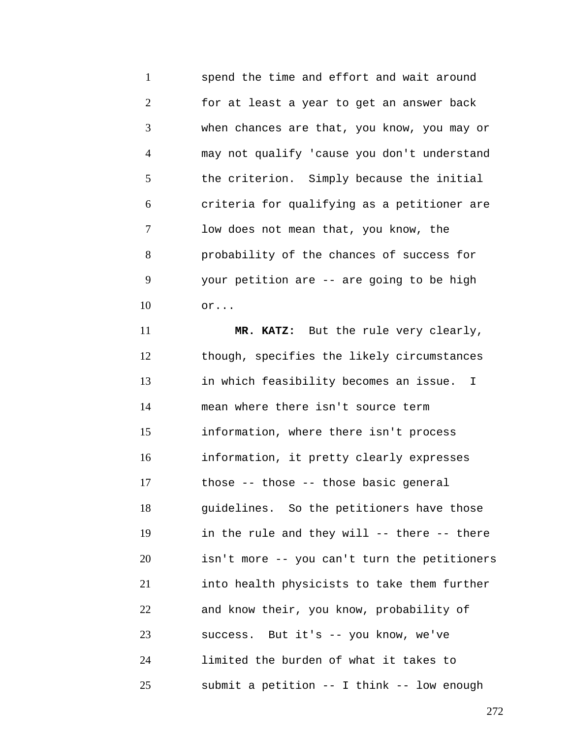spend the time and effort and wait around for at least a year to get an answer back when chances are that, you know, you may or may not qualify 'cause you don't understand the criterion. Simply because the initial criteria for qualifying as a petitioner are low does not mean that, you know, the probability of the chances of success for your petition are -- are going to be high or...

**MR. KATZ:** But the rule very clearly, though, specifies the likely circumstances in which feasibility becomes an issue. I mean where there isn't source term information, where there isn't process information, it pretty clearly expresses those -- those -- those basic general guidelines. So the petitioners have those in the rule and they will -- there -- there isn't more -- you can't turn the petitioners into health physicists to take them further and know their, you know, probability of success. But it's -- you know, we've limited the burden of what it takes to submit a petition -- I think -- low enough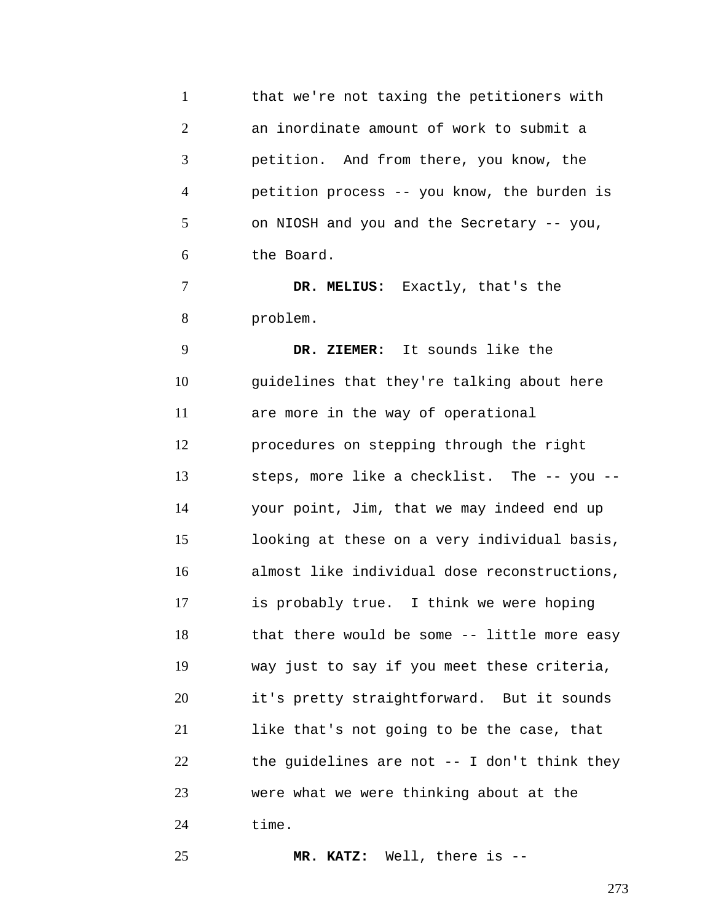that we're not taxing the petitioners with an inordinate amount of work to submit a petition. And from there, you know, the petition process -- you know, the burden is on NIOSH and you and the Secretary -- you, the Board.

**DR. MELIUS:** Exactly, that's the problem.

**DR. ZIEMER:** It sounds like the guidelines that they're talking about here are more in the way of operational procedures on stepping through the right steps, more like a checklist. The -- you -- your point, Jim, that we may indeed end up looking at these on a very individual basis, almost like individual dose reconstructions, is probably true. I think we were hoping that there would be some -- little more easy way just to say if you meet these criteria, it's pretty straightforward. But it sounds like that's not going to be the case, that the guidelines are not -- I don't think they were what we were thinking about at the time.

**MR. KATZ:** Well, there is --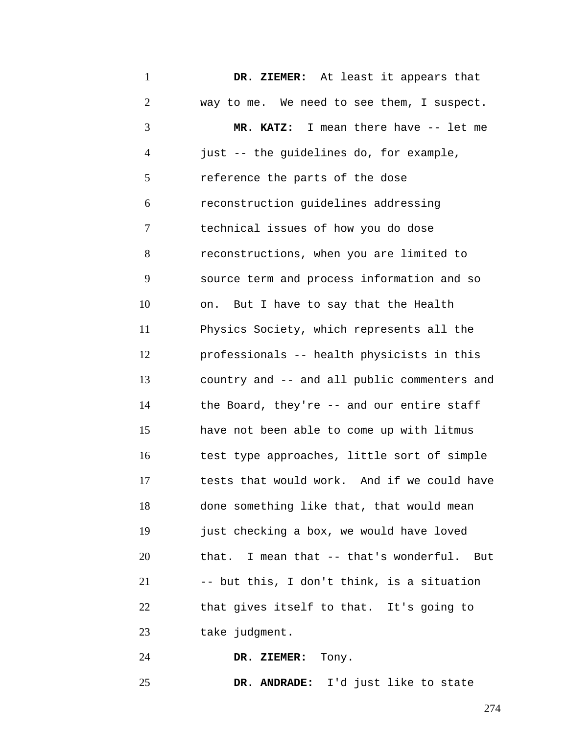**DR. ZIEMER:** At least it appears that way to me. We need to see them, I suspect.

**MR. KATZ:** I mean there have -- let me just -- the guidelines do, for example, reference the parts of the dose reconstruction guidelines addressing technical issues of how you do dose reconstructions, when you are limited to source term and process information and so on. But I have to say that the Health Physics Society, which represents all the professionals -- health physicists in this country and -- and all public commenters and the Board, they're -- and our entire staff have not been able to come up with litmus test type approaches, little sort of simple tests that would work. And if we could have done something like that, that would mean just checking a box, we would have loved that. I mean that -- that's wonderful. But -- but this, I don't think, is a situation that gives itself to that. It's going to take judgment.

**DR. ZIEMER:** Tony.

**DR. ANDRADE:** I'd just like to state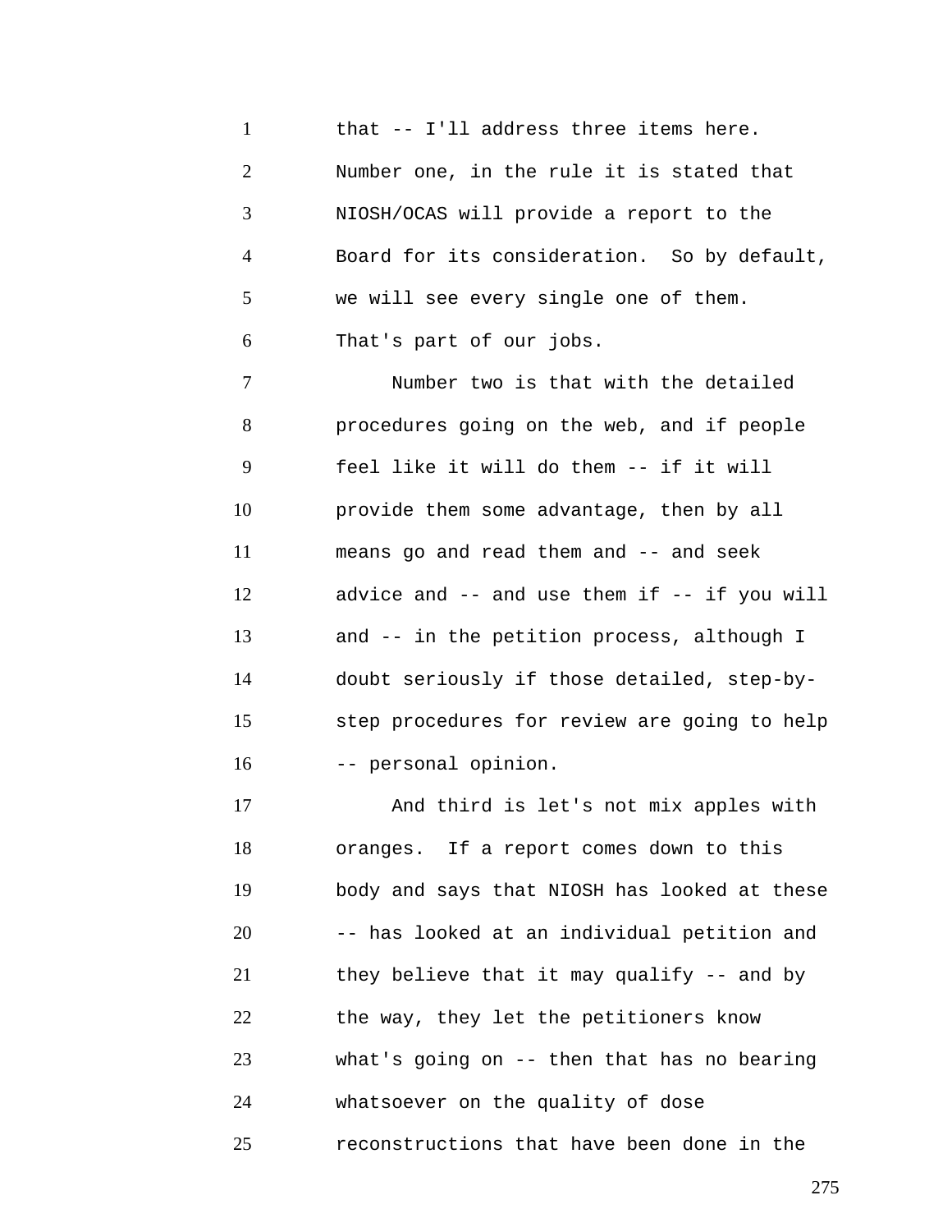that -- I'll address three items here. Number one, in the rule it is stated that NIOSH/OCAS will provide a report to the Board for its consideration. So by default, we will see every single one of them. That's part of our jobs.

Number two is that with the detailed procedures going on the web, and if people feel like it will do them -- if it will provide them some advantage, then by all means go and read them and -- and seek advice and -- and use them if -- if you will and -- in the petition process, although I doubt seriously if those detailed, step-by-step procedures for review are going to help -- personal opinion.

And third is let's not mix apples with oranges. If a report comes down to this body and says that NIOSH has looked at these -- has looked at an individual petition and they believe that it may qualify -- and by the way, they let the petitioners know what's going on -- then that has no bearing whatsoever on the quality of dose reconstructions that have been done in the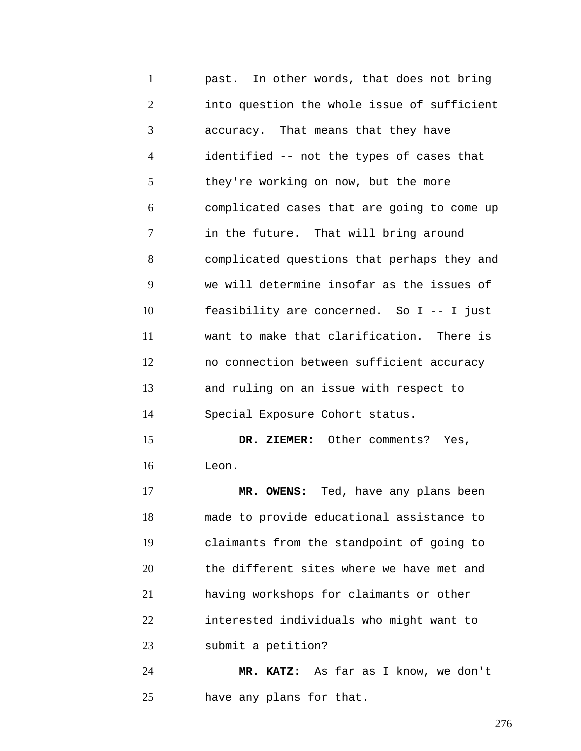past. In other words, that does not bring into question the whole issue of sufficient accuracy. That means that they have identified -- not the types of cases that they're working on now, but the more complicated cases that are going to come up in the future. That will bring around complicated questions that perhaps they and we will determine insofar as the issues of feasibility are concerned. So I -- I just want to make that clarification. There is no connection between sufficient accuracy and ruling on an issue with respect to Special Exposure Cohort status.

**DR. ZIEMER:** Other comments? Yes, Leon.

**MR. OWENS:** Ted, have any plans been made to provide educational assistance to claimants from the standpoint of going to the different sites where we have met and having workshops for claimants or other interested individuals who might want to submit a petition?

**MR. KATZ:** As far as I know, we don't have any plans for that.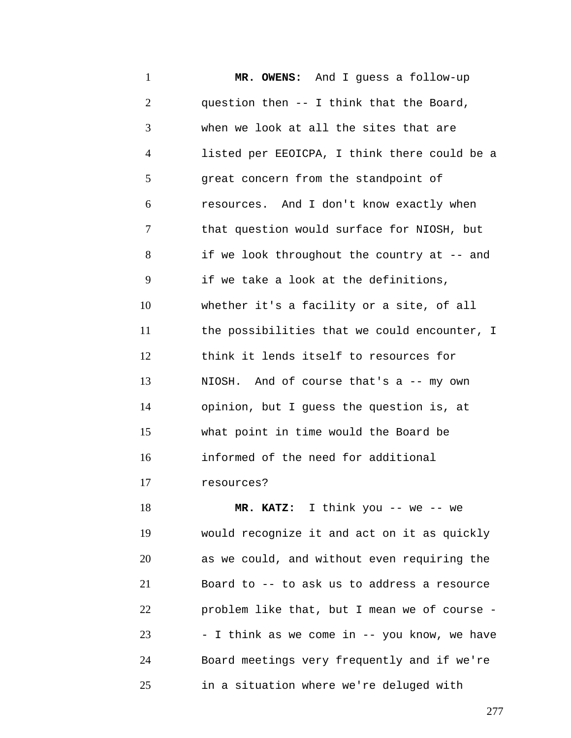**MR. OWENS:** And I guess a follow-up question then -- I think that the Board, when we look at all the sites that are listed per EEOICPA, I think there could be a great concern from the standpoint of resources. And I don't know exactly when that question would surface for NIOSH, but if we look throughout the country at -- and if we take a look at the definitions, whether it's a facility or a site, of all the possibilities that we could encounter, I think it lends itself to resources for NIOSH. And of course that's a -- my own opinion, but I guess the question is, at what point in time would the Board be informed of the need for additional resources?

**MR. KATZ:** I think you -- we -- we would recognize it and act on it as quickly as we could, and without even requiring the Board to -- to ask us to address a resource problem like that, but I mean we of course -- I think as we come in -- you know, we have Board meetings very frequently and if we're in a situation where we're deluged with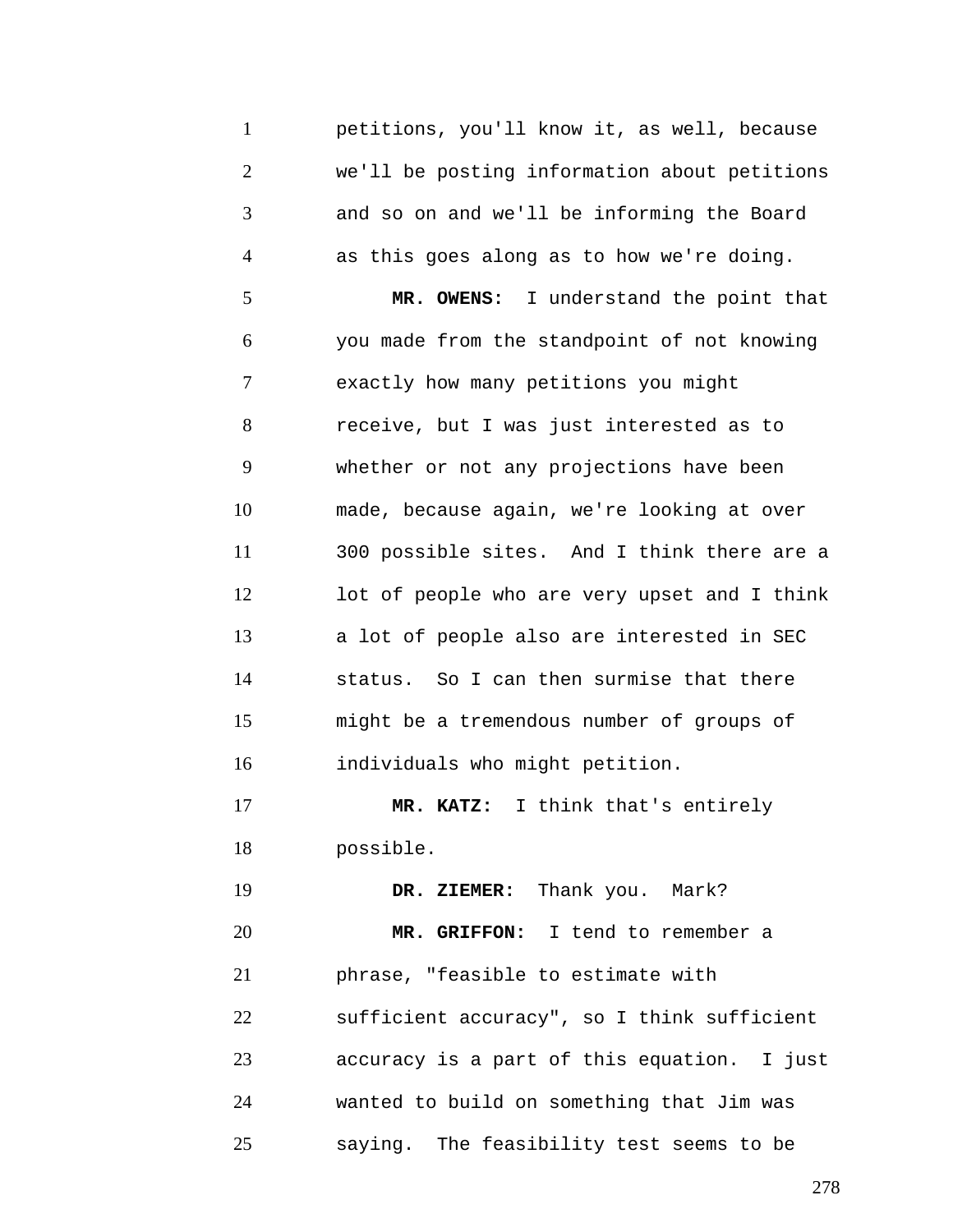petitions, you'll know it, as well, because we'll be posting information about petitions and so on and we'll be informing the Board as this goes along as to how we're doing.

**MR. OWENS:** I understand the point that you made from the standpoint of not knowing exactly how many petitions you might receive, but I was just interested as to whether or not any projections have been made, because again, we're looking at over 300 possible sites. And I think there are a lot of people who are very upset and I think a lot of people also are interested in SEC status. So I can then surmise that there might be a tremendous number of groups of individuals who might petition.

**MR. KATZ:** I think that's entirely possible.

**DR. ZIEMER:** Thank you. Mark?

**MR. GRIFFON:** I tend to remember a phrase, "feasible to estimate with sufficient accuracy", so I think sufficient accuracy is a part of this equation. I just wanted to build on something that Jim was saying. The feasibility test seems to be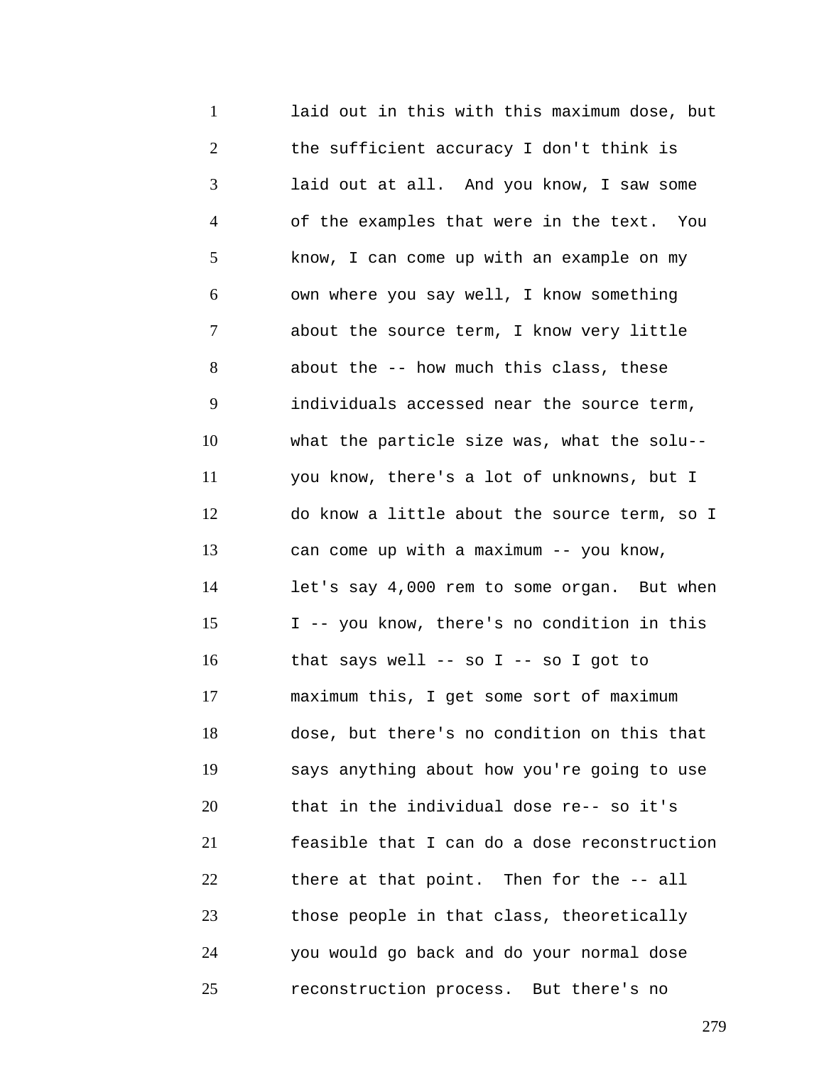laid out in this with this maximum dose, but the sufficient accuracy I don't think is laid out at all. And you know, I saw some of the examples that were in the text. You know, I can come up with an example on my own where you say well, I know something about the source term, I know very little about the -- how much this class, these individuals accessed near the source term, what the particle size was, what the solu-- you know, there's a lot of unknowns, but I do know a little about the source term, so I can come up with a maximum -- you know, let's say 4,000 rem to some organ. But when I -- you know, there's no condition in this that says well -- so I -- so I got to maximum this, I get some sort of maximum dose, but there's no condition on this that says anything about how you're going to use that in the individual dose re-- so it's feasible that I can do a dose reconstruction there at that point. Then for the -- all those people in that class, theoretically you would go back and do your normal dose reconstruction process. But there's no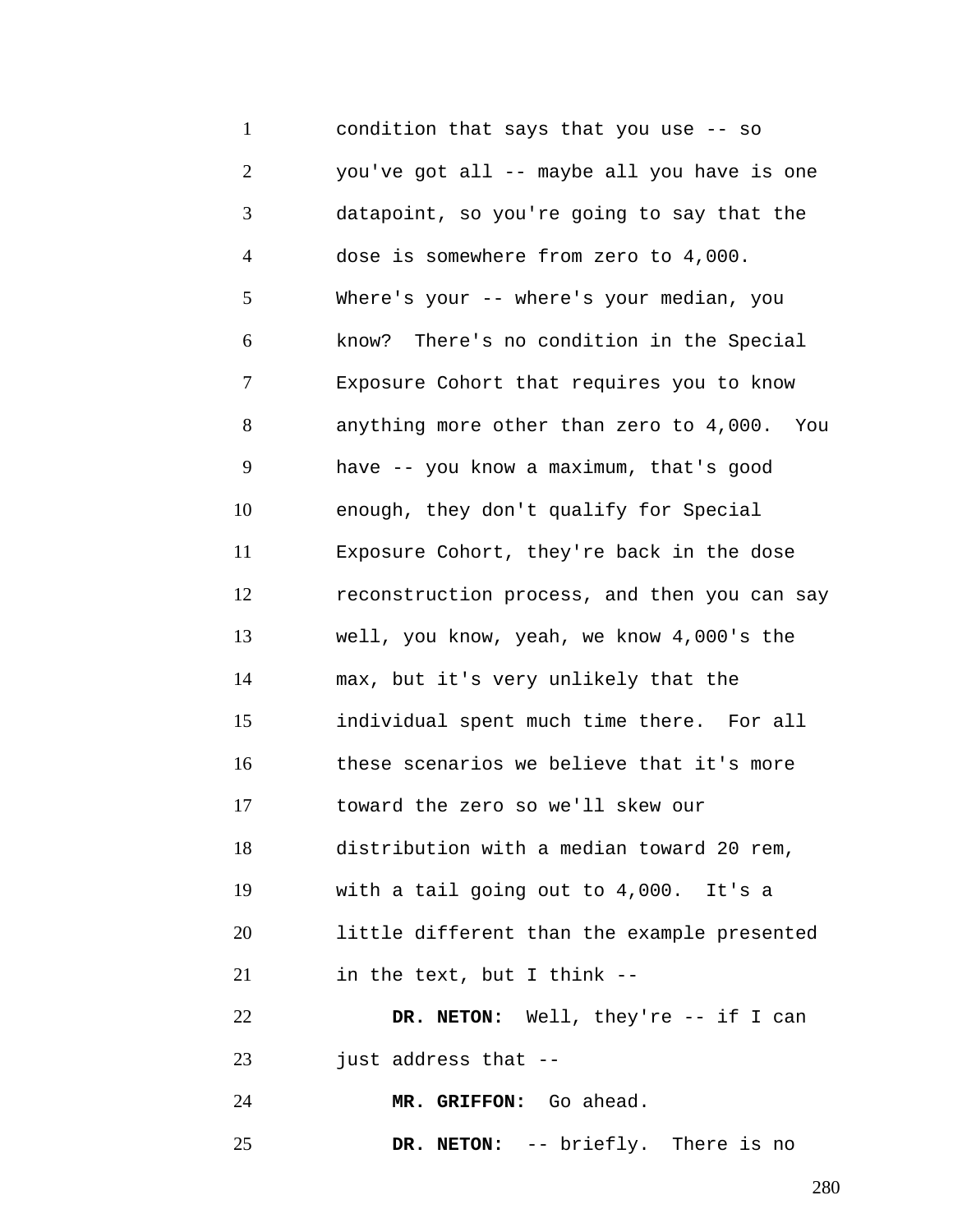condition that says that you use -- so you've got all -- maybe all you have is one datapoint, so you're going to say that the dose is somewhere from zero to 4,000. Where's your -- where's your median, you know? There's no condition in the Special Exposure Cohort that requires you to know anything more other than zero to 4,000. You have -- you know a maximum, that's good enough, they don't qualify for Special Exposure Cohort, they're back in the dose reconstruction process, and then you can say well, you know, yeah, we know 4,000's the max, but it's very unlikely that the individual spent much time there. For all these scenarios we believe that it's more toward the zero so we'll skew our distribution with a median toward 20 rem, with a tail going out to 4,000. It's a little different than the example presented in the text, but I think --

**DR. NETON:** Well, they're -- if I can just address that --

**MR. GRIFFON:** Go ahead.

**DR. NETON:** -- briefly. There is no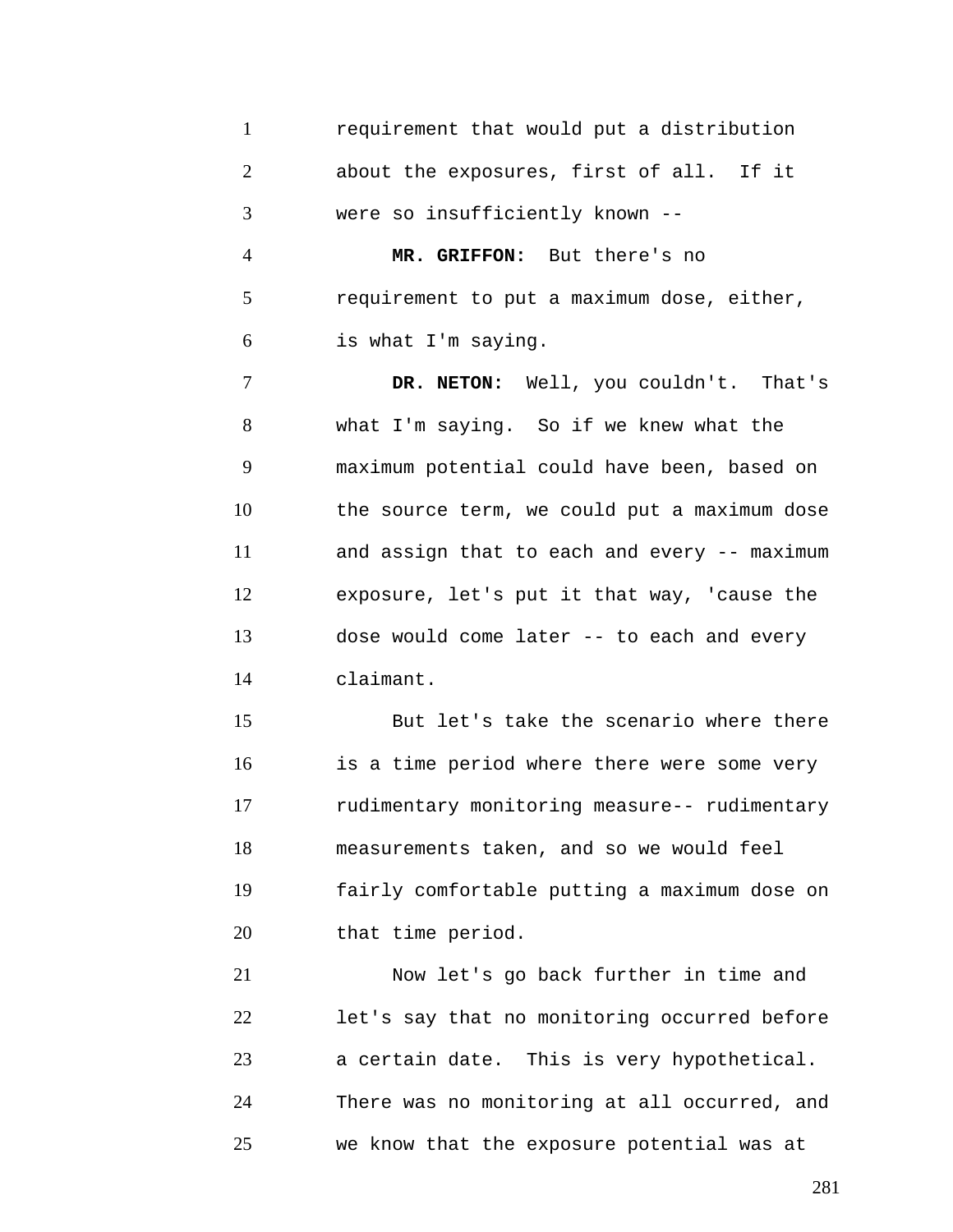requirement that would put a distribution about the exposures, first of all. If it were so insufficiently known --

**MR. GRIFFON:** But there's no requirement to put a maximum dose, either, is what I'm saying.

**DR. NETON:** Well, you couldn't. That's what I'm saying. So if we knew what the maximum potential could have been, based on the source term, we could put a maximum dose and assign that to each and every -- maximum exposure, let's put it that way, 'cause the dose would come later -- to each and every claimant.

But let's take the scenario where there is a time period where there were some very rudimentary monitoring measure-- rudimentary measurements taken, and so we would feel fairly comfortable putting a maximum dose on that time period.

Now let's go back further in time and let's say that no monitoring occurred before a certain date. This is very hypothetical. There was no monitoring at all occurred, and we know that the exposure potential was at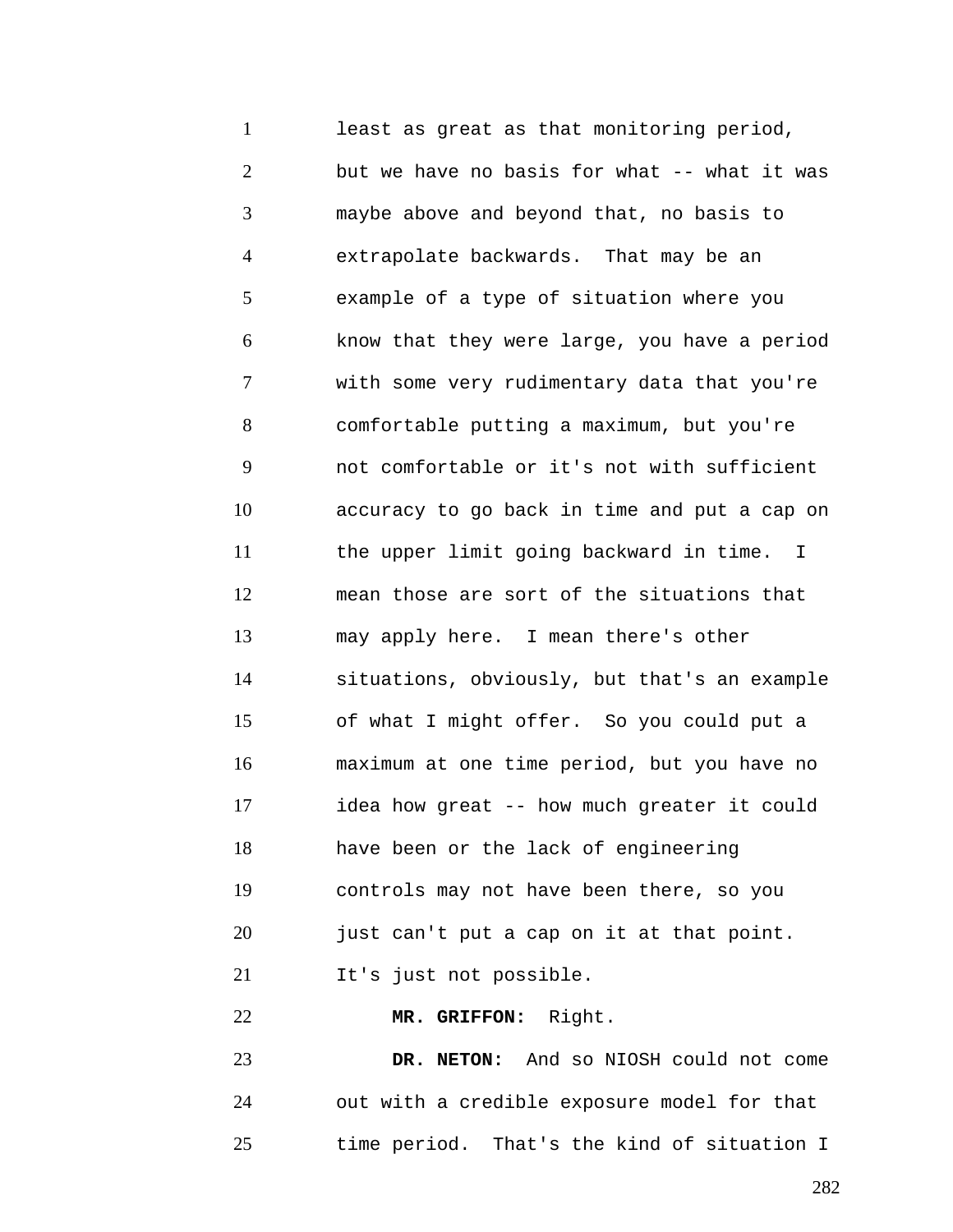least as great as that monitoring period, but we have no basis for what -- what it was maybe above and beyond that, no basis to extrapolate backwards. That may be an example of a type of situation where you know that they were large, you have a period with some very rudimentary data that you're comfortable putting a maximum, but you're not comfortable or it's not with sufficient accuracy to go back in time and put a cap on the upper limit going backward in time. I mean those are sort of the situations that may apply here. I mean there's other situations, obviously, but that's an example of what I might offer. So you could put a maximum at one time period, but you have no idea how great -- how much greater it could have been or the lack of engineering controls may not have been there, so you just can't put a cap on it at that point. It's just not possible.

**MR. GRIFFON:** Right.

**DR. NETON:** And so NIOSH could not come out with a credible exposure model for that time period. That's the kind of situation I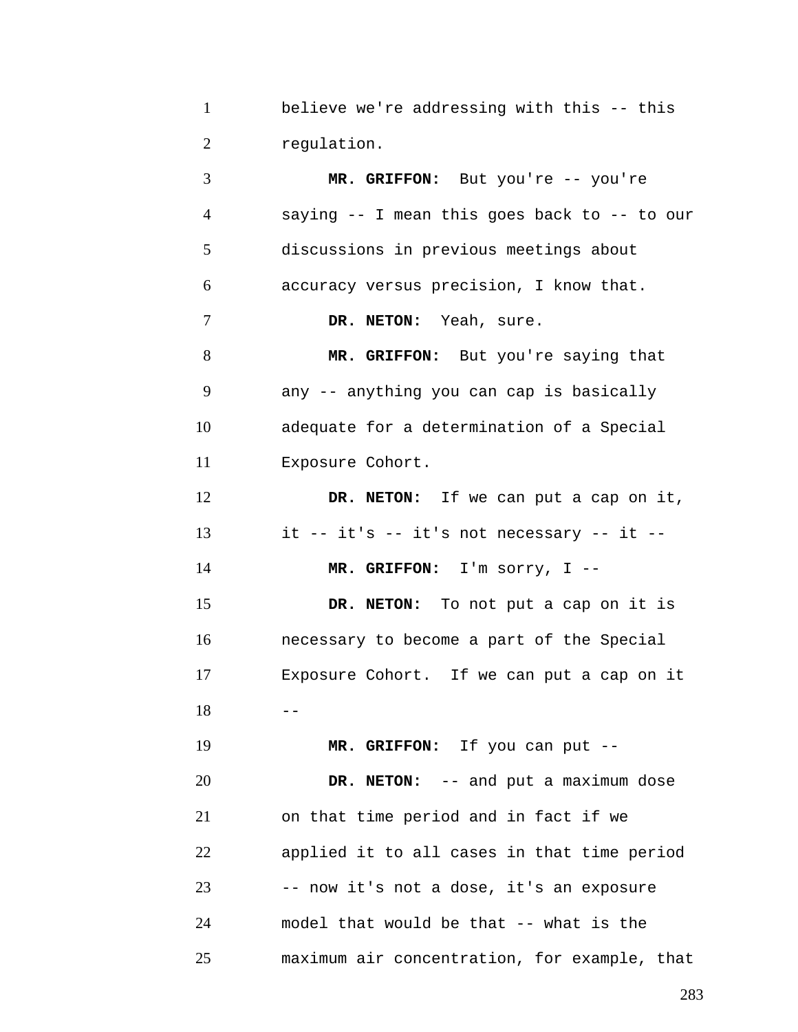believe we're addressing with this -- this regulation.

**MR. GRIFFON:** But you're -- you're saying -- I mean this goes back to -- to our discussions in previous meetings about accuracy versus precision, I know that.

**DR. NETON:** Yeah, sure.

**MR. GRIFFON:** But you're saying that any -- anything you can cap is basically adequate for a determination of a Special Exposure Cohort.

**DR. NETON:** If we can put a cap on it, it -- it's -- it's not necessary -- it --

**MR. GRIFFON:** I'm sorry, I --

**DR. NETON:** To not put a cap on it is necessary to become a part of the Special Exposure Cohort. If we can put a cap on it --

**MR. GRIFFON:** If you can put --

**DR. NETON:** -- and put a maximum dose on that time period and in fact if we applied it to all cases in that time period -- now it's not a dose, it's an exposure model that would be that -- what is the maximum air concentration, for example, that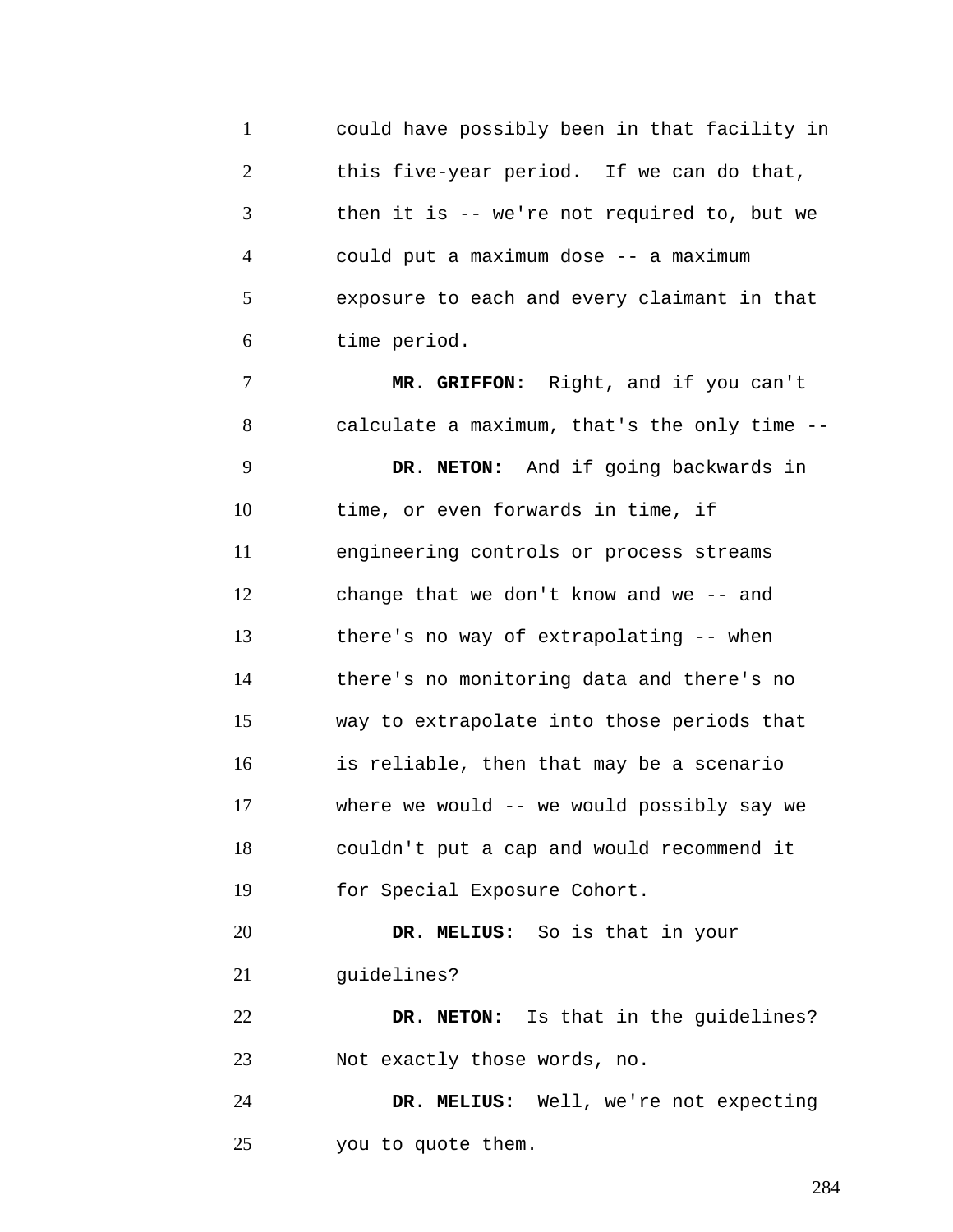could have possibly been in that facility in this five-year period. If we can do that, then it is -- we're not required to, but we could put a maximum dose -- a maximum exposure to each and every claimant in that time period.

**MR. GRIFFON:** Right, and if you can't calculate a maximum, that's the only time --

**DR. NETON:** And if going backwards in time, or even forwards in time, if engineering controls or process streams change that we don't know and we -- and there's no way of extrapolating -- when there's no monitoring data and there's no way to extrapolate into those periods that is reliable, then that may be a scenario where we would -- we would possibly say we couldn't put a cap and would recommend it for Special Exposure Cohort.

**DR. MELIUS:** So is that in your guidelines?

**DR. NETON:** Is that in the guidelines? Not exactly those words, no.

**DR. MELIUS:** Well, we're not expecting you to quote them.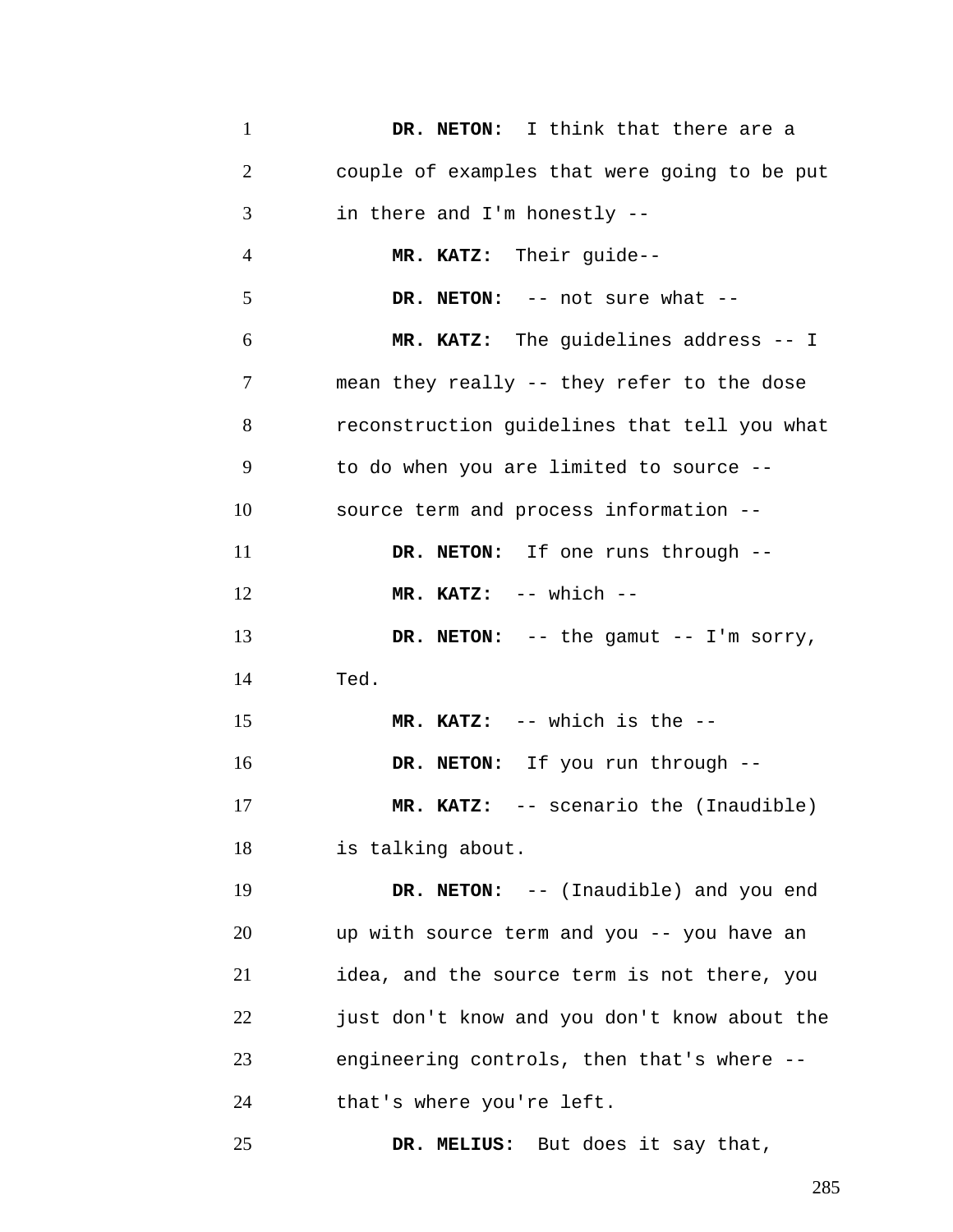**DR. NETON:** I think that there are a couple of examples that were going to be put in there and I'm honestly --

**MR. KATZ:** Their guide--

**DR. NETON:** -- not sure what --

**MR. KATZ:** The guidelines address -- I mean they really -- they refer to the dose reconstruction guidelines that tell you what to do when you are limited to source -- source term and process information --

**DR. NETON:** If one runs through --

**MR. KATZ:** -- which --

**DR. NETON:** -- the gamut -- I'm sorry, Ted.

**MR. KATZ:** -- which is the --

**DR. NETON:** If you run through --

**MR. KATZ:** -- scenario the (Inaudible) is talking about.

**DR. NETON:** -- (Inaudible) and you end up with source term and you -- you have an idea, and the source term is not there, you just don't know and you don't know about the engineering controls, then that's where -- that's where you're left.

**DR. MELIUS:** But does it say that,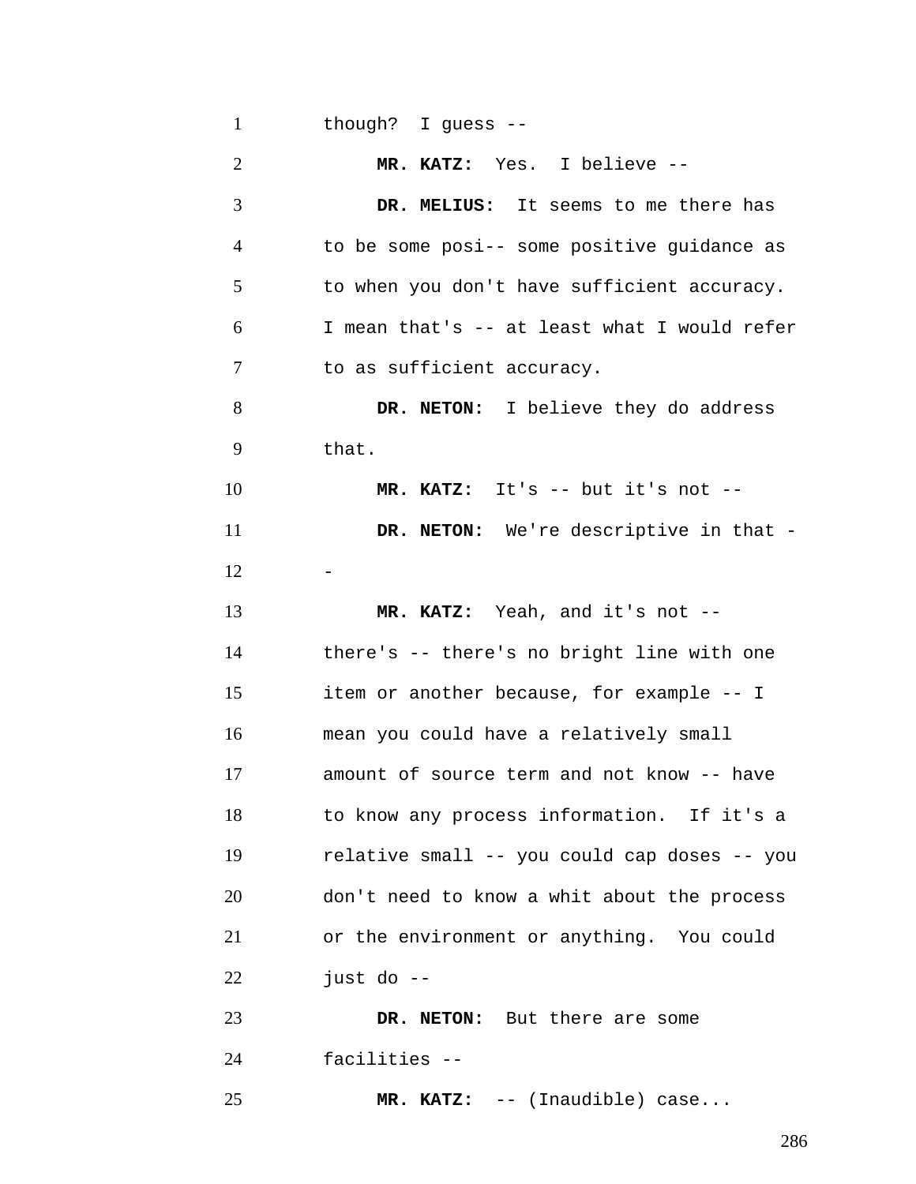though? I guess --

**MR. KATZ:** Yes. I believe --

**DR. MELIUS:** It seems to me there has to be some posi-- some positive guidance as to when you don't have sufficient accuracy. I mean that's -- at least what I would refer to as sufficient accuracy.

**DR. NETON:** I believe they do address that.

**MR. KATZ:** It's -- but it's not --

**DR. NETON:** We're descriptive in that --

**MR. KATZ:** Yeah, and it's not -- there's -- there's no bright line with one item or another because, for example -- I mean you could have a relatively small amount of source term and not know -- have to know any process information. If it's a relative small -- you could cap doses -- you don't need to know a whit about the process or the environment or anything. You could just do --

**DR. NETON:** But there are some facilities --

**MR. KATZ:** -- (Inaudible) case...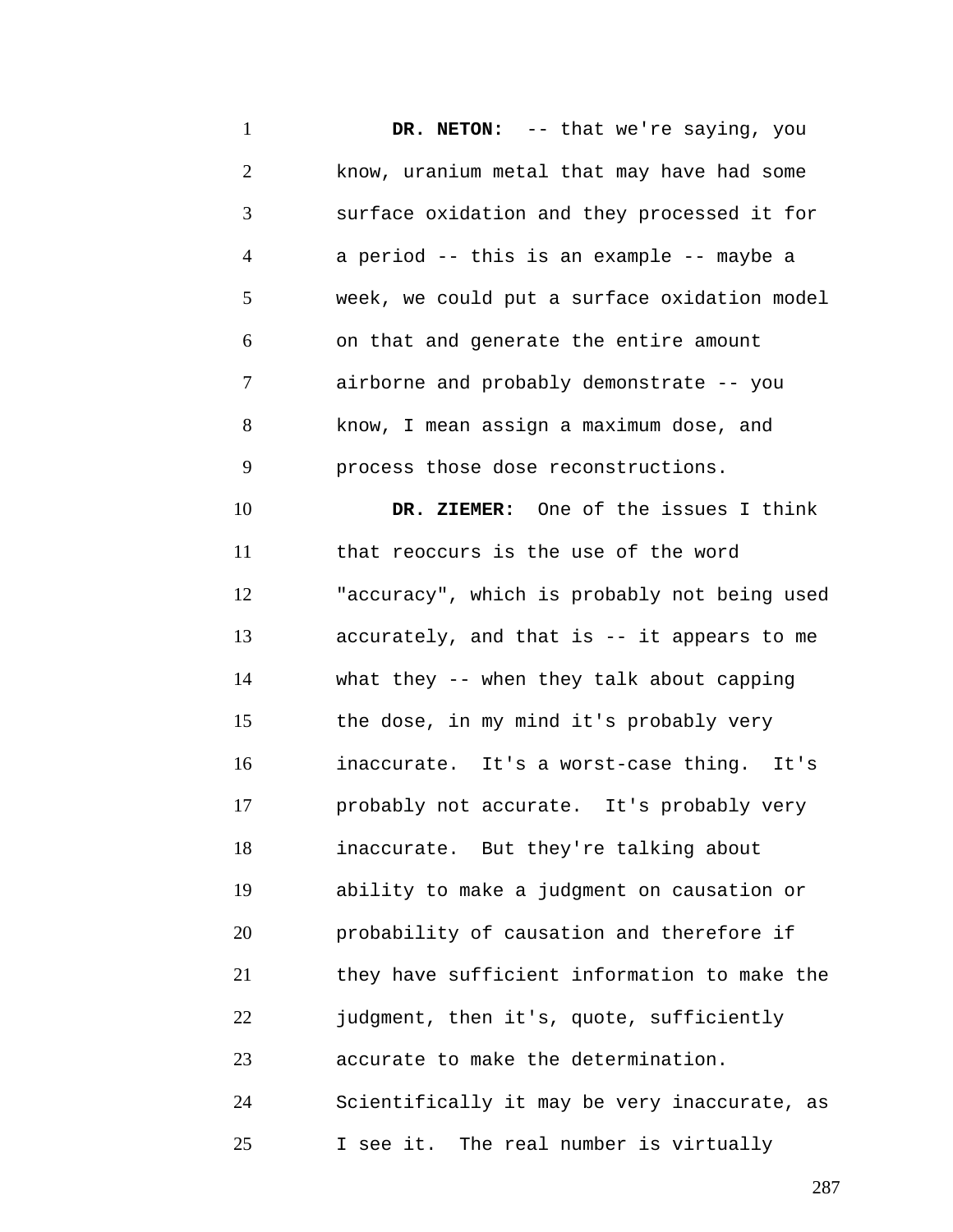**DR. NETON:** -- that we're saying, you know, uranium metal that may have had some surface oxidation and they processed it for a period -- this is an example -- maybe a week, we could put a surface oxidation model on that and generate the entire amount airborne and probably demonstrate -- you know, I mean assign a maximum dose, and process those dose reconstructions.

**DR. ZIEMER:** One of the issues I think that reoccurs is the use of the word "accuracy", which is probably not being used accurately, and that is -- it appears to me what they -- when they talk about capping the dose, in my mind it's probably very inaccurate. It's a worst-case thing. It's probably not accurate. It's probably very inaccurate. But they're talking about ability to make a judgment on causation or probability of causation and therefore if they have sufficient information to make the judgment, then it's, quote, sufficiently accurate to make the determination. Scientifically it may be very inaccurate, as I see it. The real number is virtually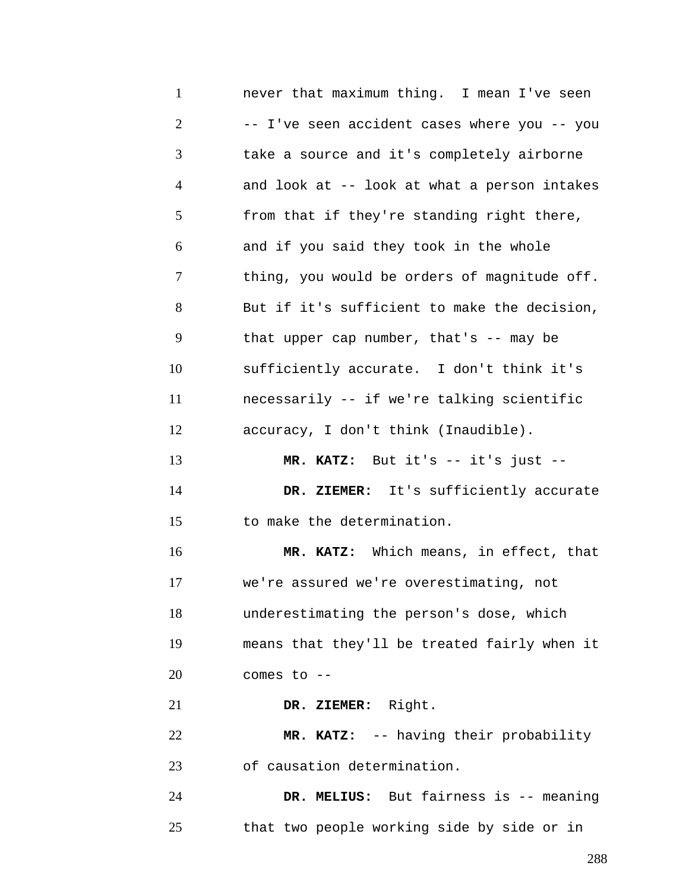never that maximum thing. I mean I've seen -- I've seen accident cases where you -- you take a source and it's completely airborne and look at -- look at what a person intakes from that if they're standing right there, and if you said they took in the whole thing, you would be orders of magnitude off. But if it's sufficient to make the decision, that upper cap number, that's -- may be sufficiently accurate. I don't think it's necessarily -- if we're talking scientific accuracy, I don't think (Inaudible).

**MR. KATZ:** But it's -- it's just --

**DR. ZIEMER:** It's sufficiently accurate to make the determination.

**MR. KATZ:** Which means, in effect, that we're assured we're overestimating, not underestimating the person's dose, which means that they'll be treated fairly when it comes to --

**DR. ZIEMER:** Right.

**MR. KATZ:** -- having their probability of causation determination.

**DR. MELIUS:** But fairness is -- meaning that two people working side by side or in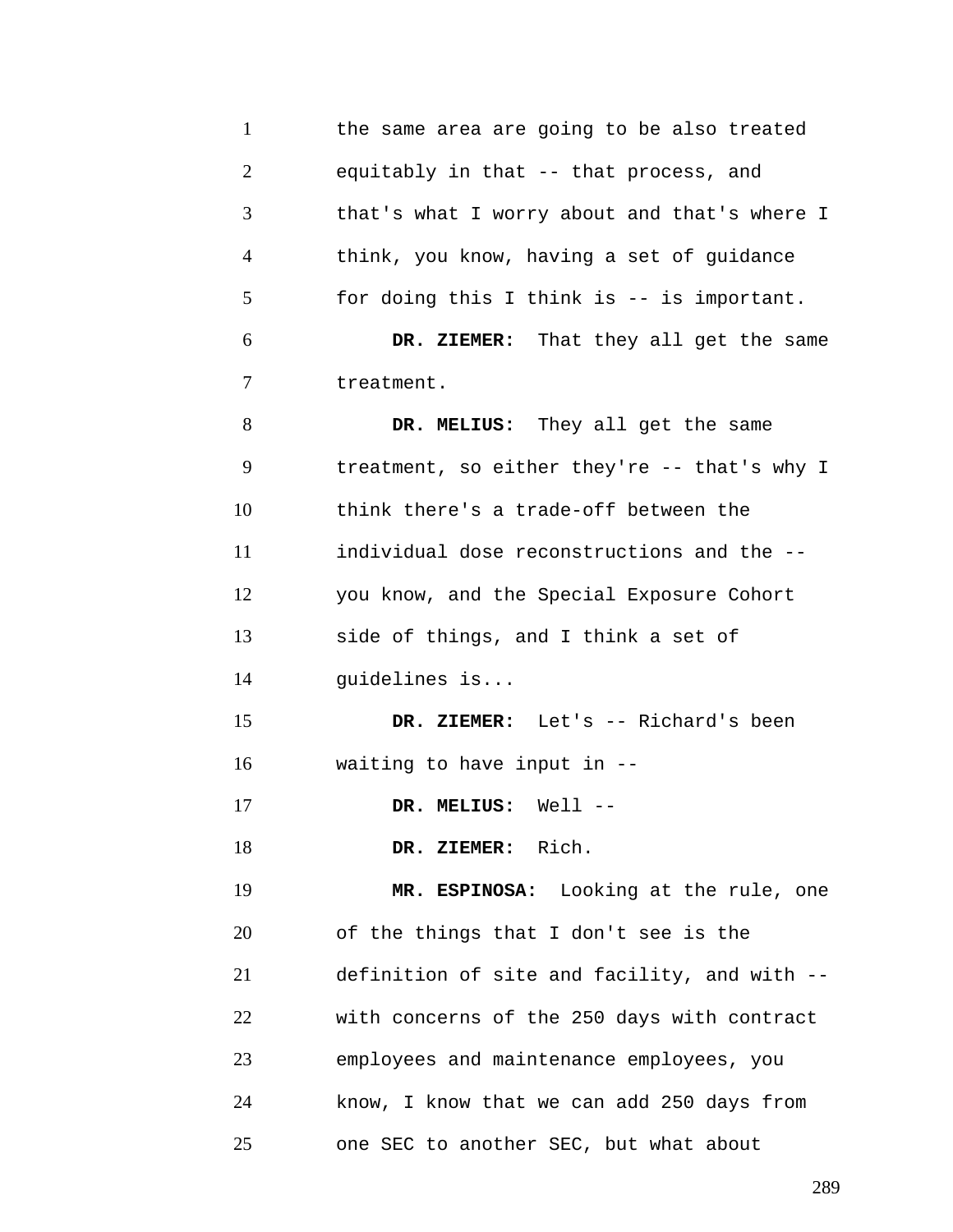the same area are going to be also treated equitably in that -- that process, and that's what I worry about and that's where I think, you know, having a set of guidance for doing this I think is -- is important.

**DR. ZIEMER:** That they all get the same treatment.

**DR. MELIUS:** They all get the same treatment, so either they're -- that's why I think there's a trade-off between the individual dose reconstructions and the -- you know, and the Special Exposure Cohort side of things, and I think a set of guidelines is...

**DR. ZIEMER:** Let's -- Richard's been waiting to have input in --

**DR. MELIUS:** Well --

**DR. ZIEMER:** Rich.

**MR. ESPINOSA:** Looking at the rule, one of the things that I don't see is the definition of site and facility, and with -- with concerns of the 250 days with contract employees and maintenance employees, you know, I know that we can add 250 days from one SEC to another SEC, but what about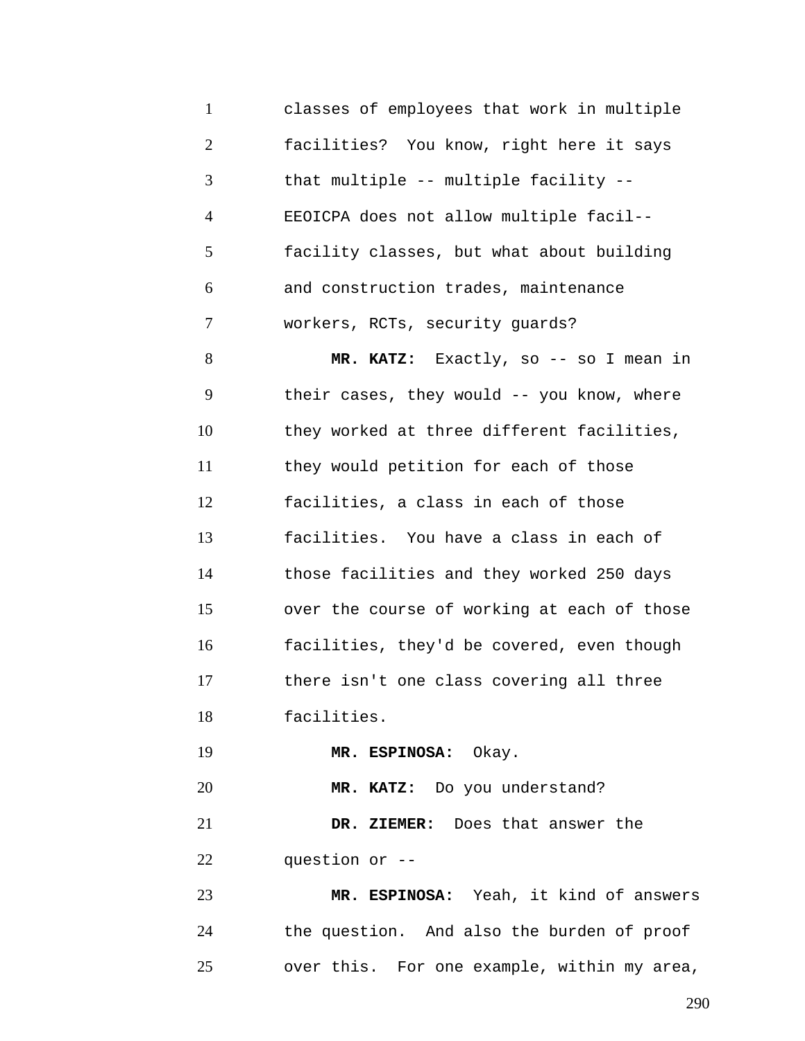classes of employees that work in multiple facilities? You know, right here it says that multiple -- multiple facility -- EEOICPA does not allow multiple facil-- facility classes, but what about building and construction trades, maintenance workers, RCTs, security guards?

**MR. KATZ:** Exactly, so -- so I mean in their cases, they would -- you know, where they worked at three different facilities, they would petition for each of those facilities, a class in each of those facilities. You have a class in each of those facilities and they worked 250 days over the course of working at each of those facilities, they'd be covered, even though there isn't one class covering all three facilities.

**MR. ESPINOSA:** Okay.

**MR. KATZ:** Do you understand?

**DR. ZIEMER:** Does that answer the question or --

**MR. ESPINOSA:** Yeah, it kind of answers the question. And also the burden of proof over this. For one example, within my area,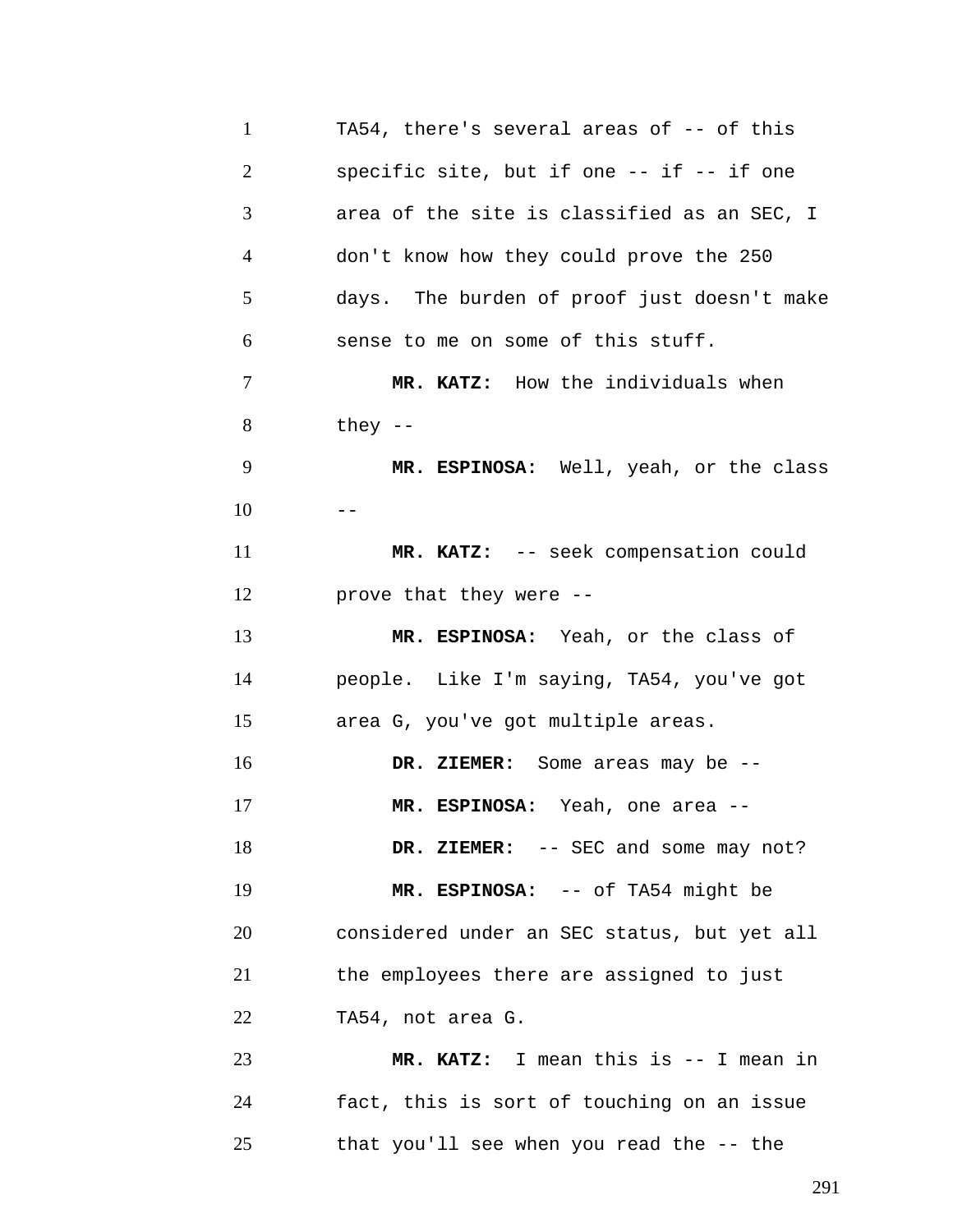TA54, there's several areas of -- of this specific site, but if one -- if -- if one area of the site is classified as an SEC, I don't know how they could prove the 250 days. The burden of proof just doesn't make sense to me on some of this stuff.

**MR. KATZ:** How the individuals when they --

**MR. ESPINOSA:** Well, yeah, or the class --

**MR. KATZ:** -- seek compensation could prove that they were --

**MR. ESPINOSA:** Yeah, or the class of people. Like I'm saying, TA54, you've got area G, you've got multiple areas.

**DR. ZIEMER:** Some areas may be --

**MR. ESPINOSA:** Yeah, one area --

**DR. ZIEMER:** -- SEC and some may not?

**MR. ESPINOSA:** -- of TA54 might be considered under an SEC status, but yet all the employees there are assigned to just TA54, not area G.

**MR. KATZ:** I mean this is -- I mean in fact, this is sort of touching on an issue that you'll see when you read the -- the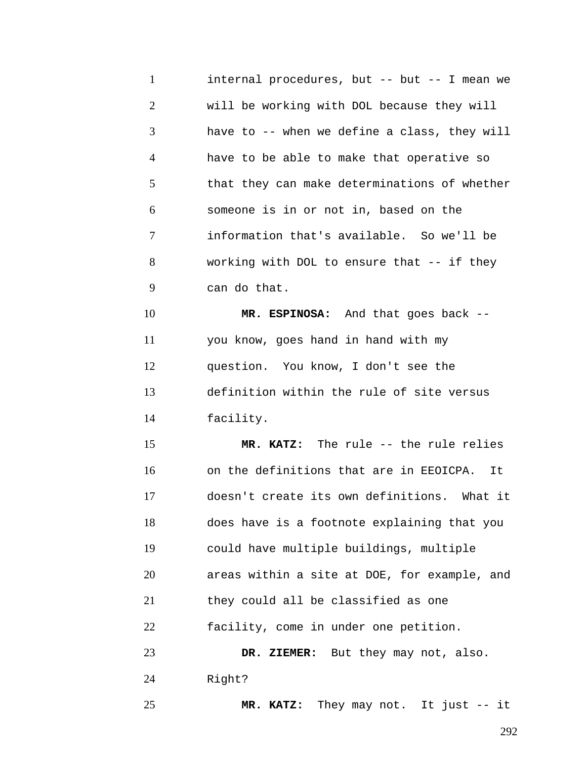internal procedures, but -- but -- I mean we will be working with DOL because they will have to -- when we define a class, they will have to be able to make that operative so that they can make determinations of whether someone is in or not in, based on the information that's available. So we'll be working with DOL to ensure that -- if they can do that.

**MR. ESPINOSA:** And that goes back -- you know, goes hand in hand with my question. You know, I don't see the definition within the rule of site versus facility.

**MR. KATZ:** The rule -- the rule relies on the definitions that are in EEOICPA. It doesn't create its own definitions. What it does have is a footnote explaining that you could have multiple buildings, multiple areas within a site at DOE, for example, and they could all be classified as one facility, come in under one petition.

**DR. ZIEMER:** But they may not, also. Right?

**MR. KATZ:** They may not. It just -- it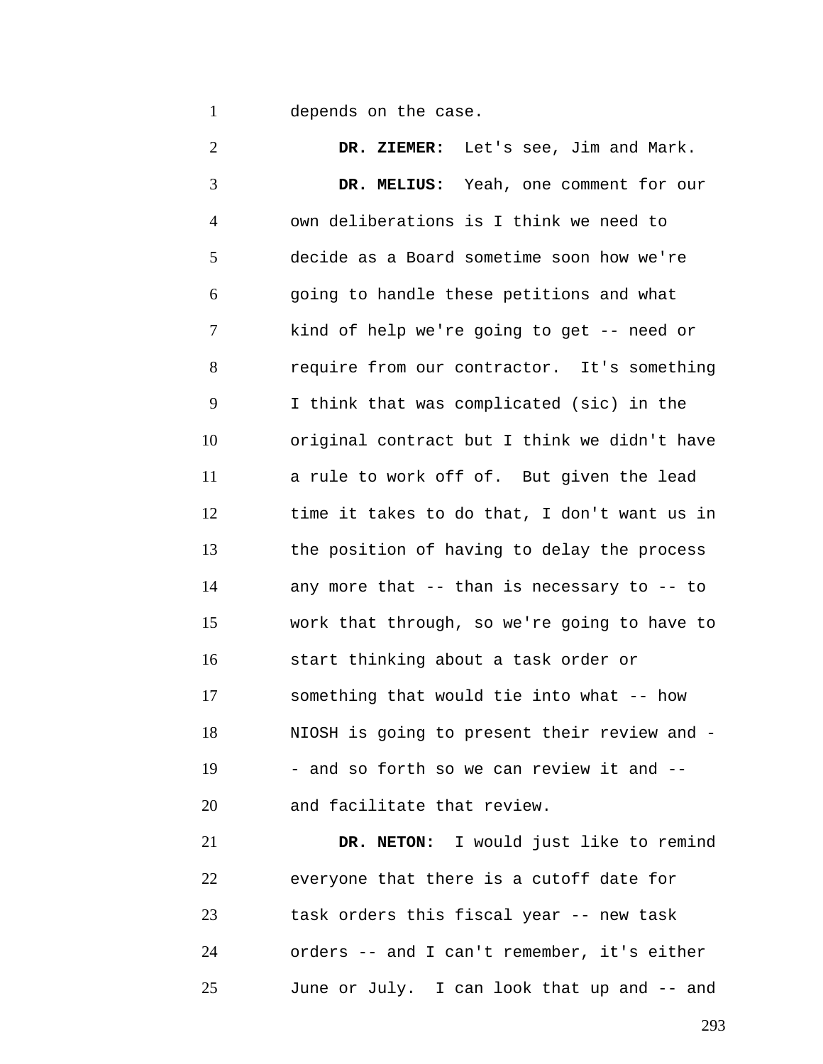depends on the case.

**DR. ZIEMER:** Let's see, Jim and Mark.

**DR. MELIUS:** Yeah, one comment for our own deliberations is I think we need to decide as a Board sometime soon how we're going to handle these petitions and what kind of help we're going to get -- need or require from our contractor. It's something I think that was complicated (sic) in the original contract but I think we didn't have a rule to work off of. But given the lead time it takes to do that, I don't want us in the position of having to delay the process any more that -- than is necessary to -- to work that through, so we're going to have to start thinking about a task order or something that would tie into what -- how NIOSH is going to present their review and -- and so forth so we can review it and -- and facilitate that review.

**DR. NETON:** I would just like to remind everyone that there is a cutoff date for task orders this fiscal year -- new task orders -- and I can't remember, it's either June or July. I can look that up and -- and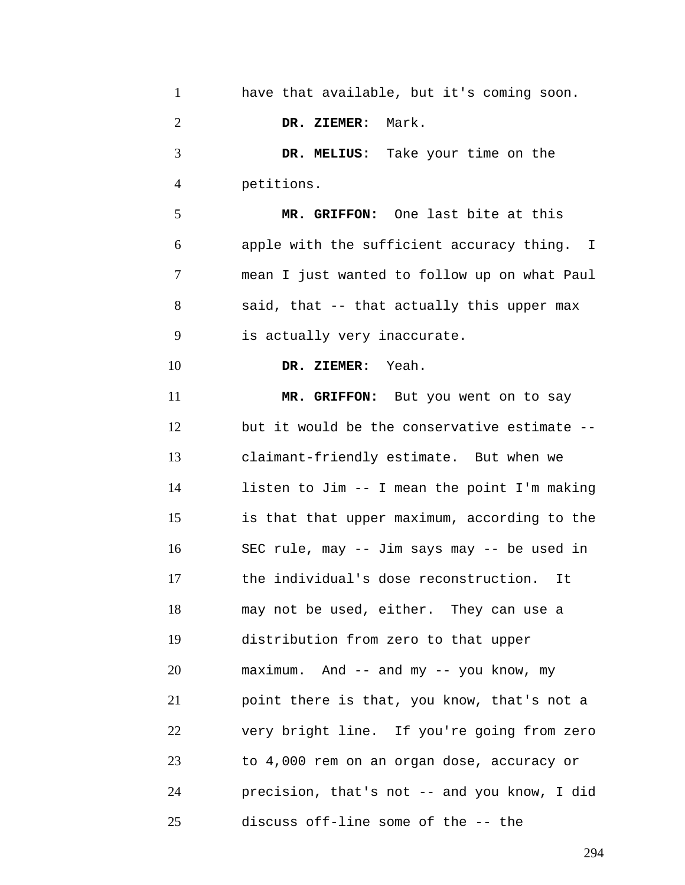have that available, but it's coming soon.

**DR. ZIEMER:** Mark.

**DR. MELIUS:** Take your time on the petitions.

**MR. GRIFFON:** One last bite at this apple with the sufficient accuracy thing. I mean I just wanted to follow up on what Paul said, that -- that actually this upper max is actually very inaccurate.

**DR. ZIEMER:** Yeah.

**MR. GRIFFON:** But you went on to say but it would be the conservative estimate -- claimant-friendly estimate. But when we listen to Jim -- I mean the point I'm making is that that upper maximum, according to the SEC rule, may -- Jim says may -- be used in the individual's dose reconstruction. It may not be used, either. They can use a distribution from zero to that upper maximum. And -- and my -- you know, my point there is that, you know, that's not a very bright line. If you're going from zero to 4,000 rem on an organ dose, accuracy or precision, that's not -- and you know, I did discuss off-line some of the -- the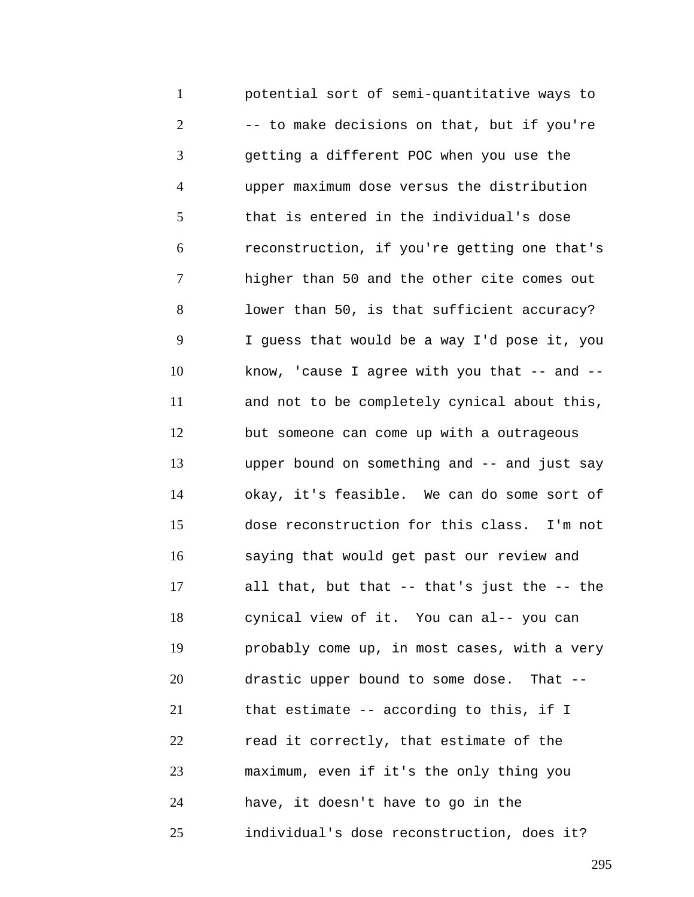potential sort of semi-quantitative ways to -- to make decisions on that, but if you're getting a different POC when you use the upper maximum dose versus the distribution that is entered in the individual's dose reconstruction, if you're getting one that's higher than 50 and the other cite comes out lower than 50, is that sufficient accuracy? I guess that would be a way I'd pose it, you know, 'cause I agree with you that -- and -- and not to be completely cynical about this, but someone can come up with a outrageous upper bound on something and -- and just say okay, it's feasible. We can do some sort of dose reconstruction for this class. I'm not saying that would get past our review and all that, but that -- that's just the -- the cynical view of it. You can al-- you can probably come up, in most cases, with a very drastic upper bound to some dose. That -- that estimate -- according to this, if I read it correctly, that estimate of the maximum, even if it's the only thing you have, it doesn't have to go in the individual's dose reconstruction, does it?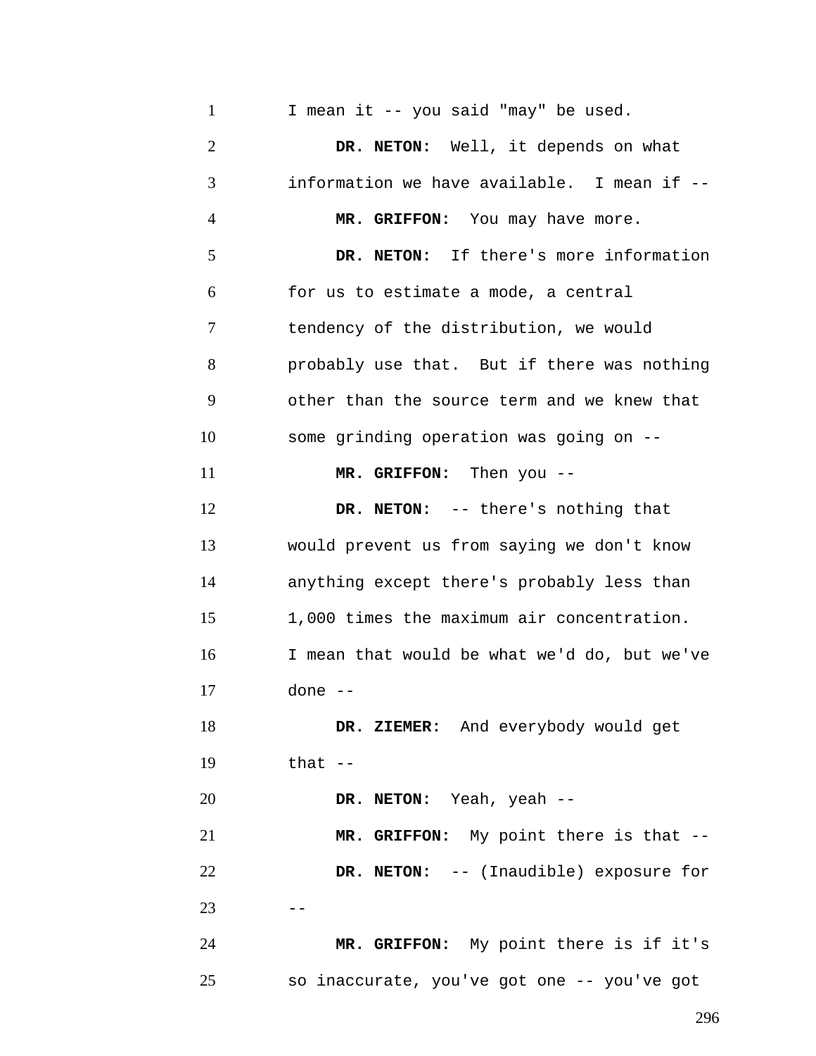I mean it -- you said "may" be used.

**DR. NETON:** Well, it depends on what information we have available. I mean if --

**MR. GRIFFON:** You may have more.

**DR. NETON:** If there's more information for us to estimate a mode, a central tendency of the distribution, we would probably use that. But if there was nothing other than the source term and we knew that some grinding operation was going on --

**MR. GRIFFON:** Then you --

**DR. NETON:** -- there's nothing that would prevent us from saying we don't know anything except there's probably less than 1,000 times the maximum air concentration. I mean that would be what we'd do, but we've done --

**DR. ZIEMER:** And everybody would get that --

**DR. NETON:** Yeah, yeah --

**MR. GRIFFON:** My point there is that --

**DR. NETON:** -- (Inaudible) exposure for --

**MR. GRIFFON:** My point there is if it's so inaccurate, you've got one -- you've got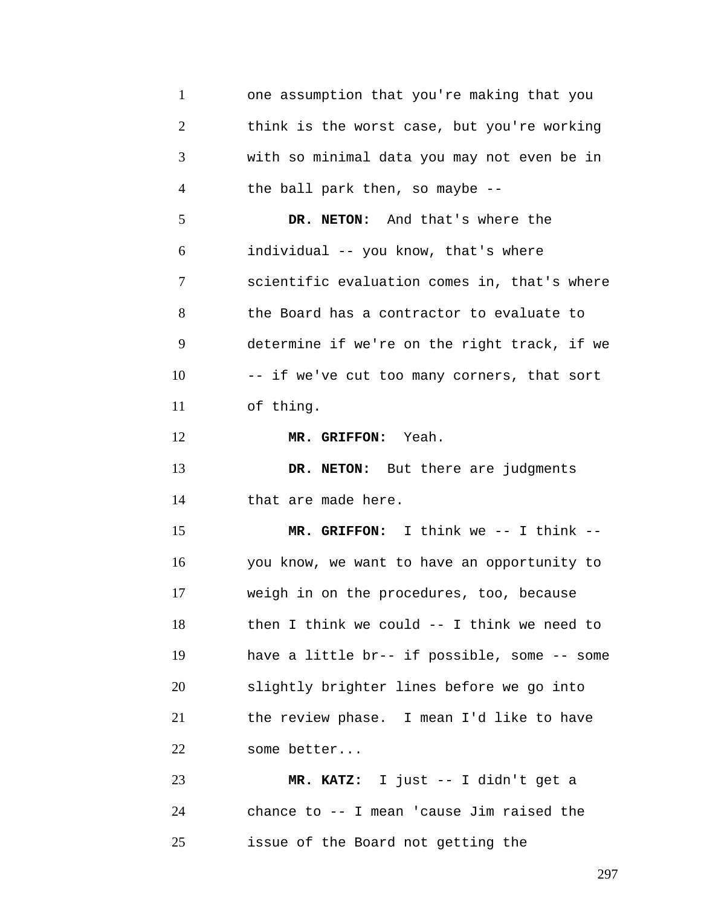one assumption that you're making that you think is the worst case, but you're working with so minimal data you may not even be in the ball park then, so maybe --

**DR. NETON:** And that's where the individual -- you know, that's where scientific evaluation comes in, that's where the Board has a contractor to evaluate to determine if we're on the right track, if we -- if we've cut too many corners, that sort of thing.

**MR. GRIFFON:** Yeah.

**DR. NETON:** But there are judgments that are made here.

**MR. GRIFFON:** I think we -- I think -- you know, we want to have an opportunity to weigh in on the procedures, too, because then I think we could -- I think we need to have a little br-- if possible, some -- some slightly brighter lines before we go into the review phase. I mean I'd like to have some better...

**MR. KATZ:** I just -- I didn't get a chance to -- I mean 'cause Jim raised the issue of the Board not getting the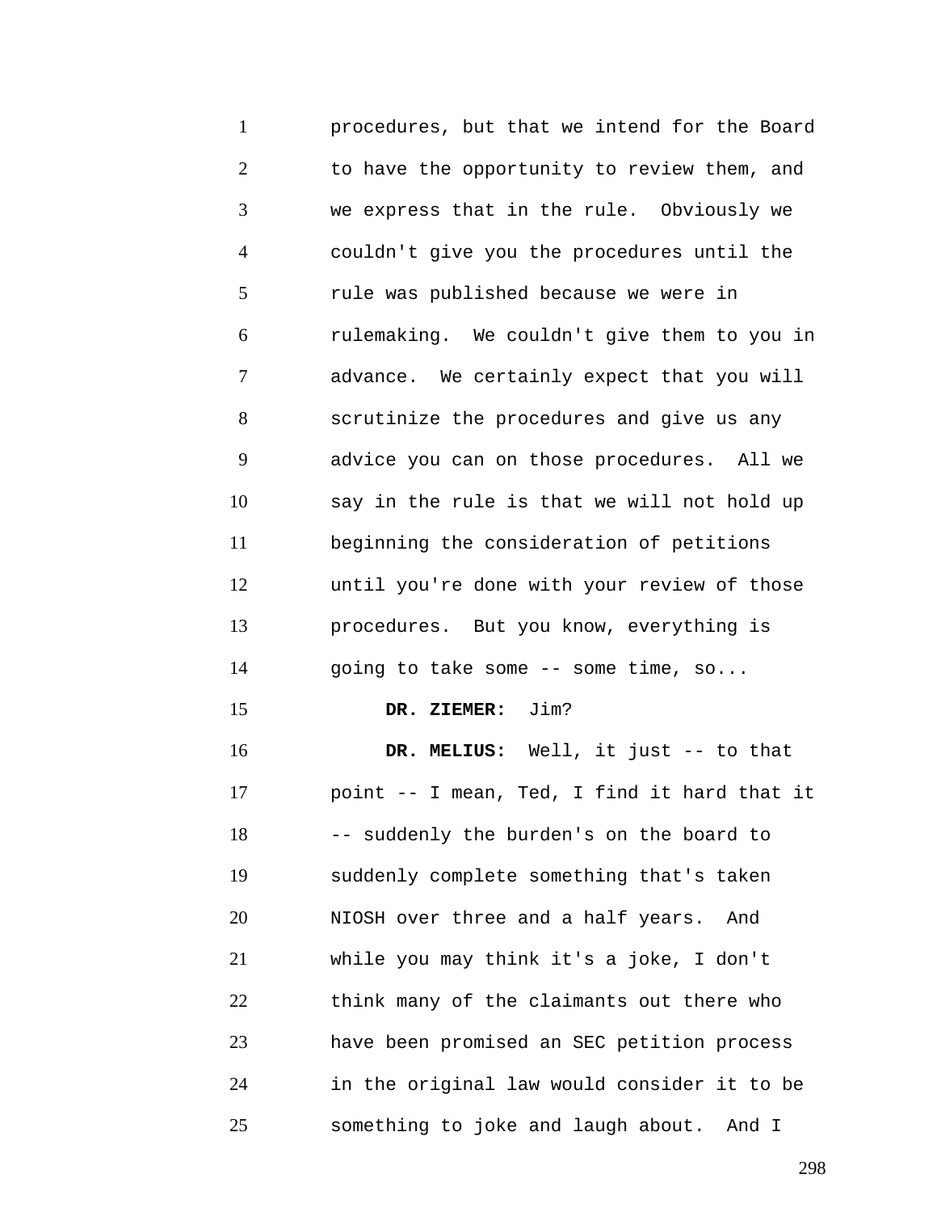procedures, but that we intend for the Board to have the opportunity to review them, and we express that in the rule. Obviously we couldn't give you the procedures until the rule was published because we were in rulemaking. We couldn't give them to you in advance. We certainly expect that you will scrutinize the procedures and give us any advice you can on those procedures. All we say in the rule is that we will not hold up beginning the consideration of petitions until you're done with your review of those procedures. But you know, everything is going to take some -- some time, so...

**DR. ZIEMER:** Jim?

**DR. MELIUS:** Well, it just -- to that point -- I mean, Ted, I find it hard that it -- suddenly the burden's on the board to suddenly complete something that's taken NIOSH over three and a half years. And while you may think it's a joke, I don't think many of the claimants out there who have been promised an SEC petition process in the original law would consider it to be something to joke and laugh about. And I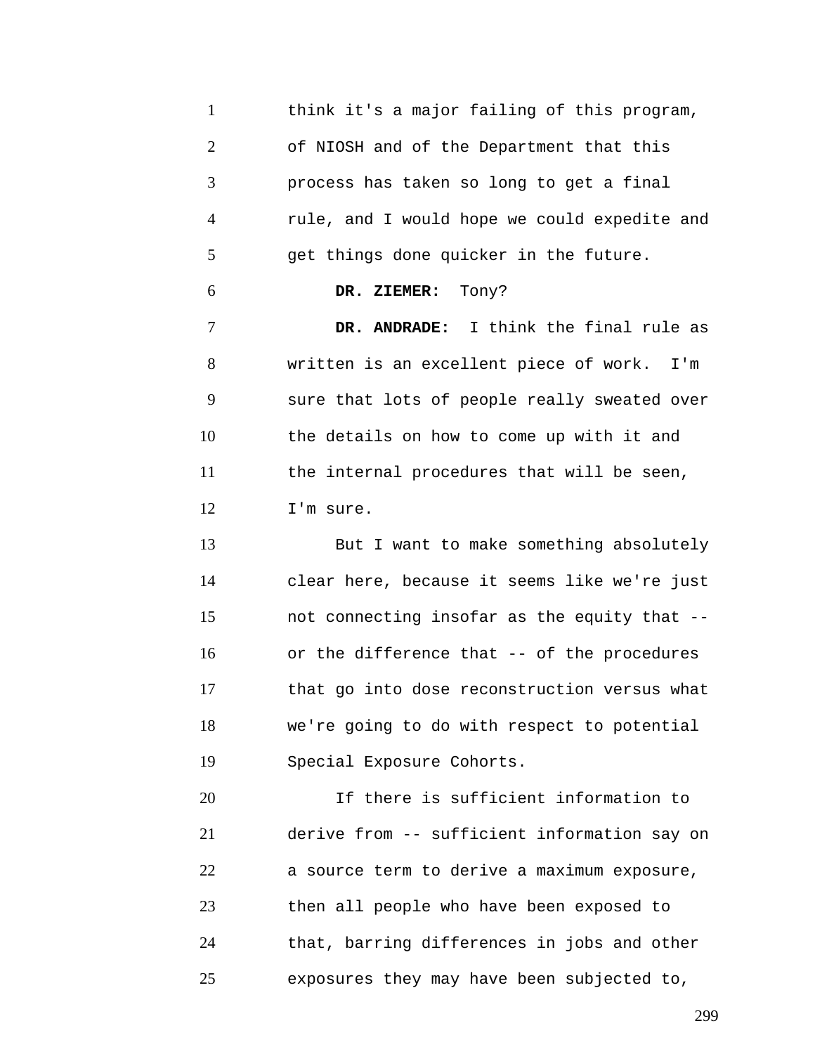think it's a major failing of this program, of NIOSH and of the Department that this process has taken so long to get a final rule, and I would hope we could expedite and get things done quicker in the future.

**DR. ZIEMER:** Tony?

**DR. ANDRADE:** I think the final rule as written is an excellent piece of work. I'm sure that lots of people really sweated over the details on how to come up with it and the internal procedures that will be seen, I'm sure.

But I want to make something absolutely clear here, because it seems like we're just not connecting insofar as the equity that -- or the difference that -- of the procedures that go into dose reconstruction versus what we're going to do with respect to potential Special Exposure Cohorts.

If there is sufficient information to derive from -- sufficient information say on a source term to derive a maximum exposure, then all people who have been exposed to that, barring differences in jobs and other exposures they may have been subjected to,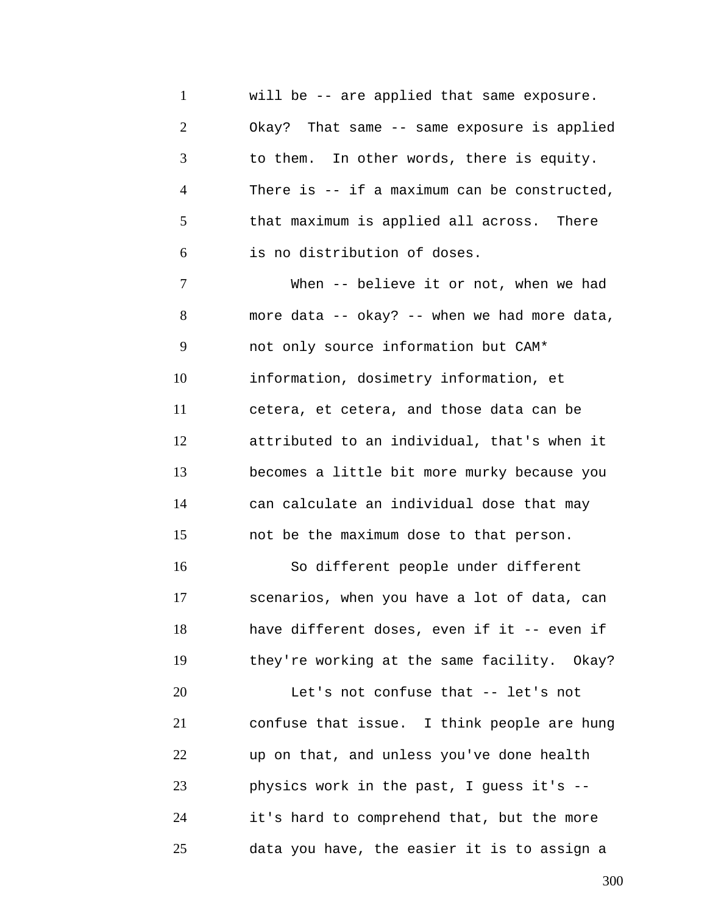will be -- are applied that same exposure. Okay? That same -- same exposure is applied to them. In other words, there is equity. There is -- if a maximum can be constructed, that maximum is applied all across. There is no distribution of doses.

When -- believe it or not, when we had more data -- okay? -- when we had more data, not only source information but CAM* information, dosimetry information, et cetera, et cetera, and those data can be attributed to an individual, that's when it becomes a little bit more murky because you can calculate an individual dose that may not be the maximum dose to that person.

So different people under different scenarios, when you have a lot of data, can have different doses, even if it -- even if they're working at the same facility. Okay?

Let's not confuse that -- let's not confuse that issue. I think people are hung up on that, and unless you've done health physics work in the past, I guess it's -- it's hard to comprehend that, but the more data you have, the easier it is to assign a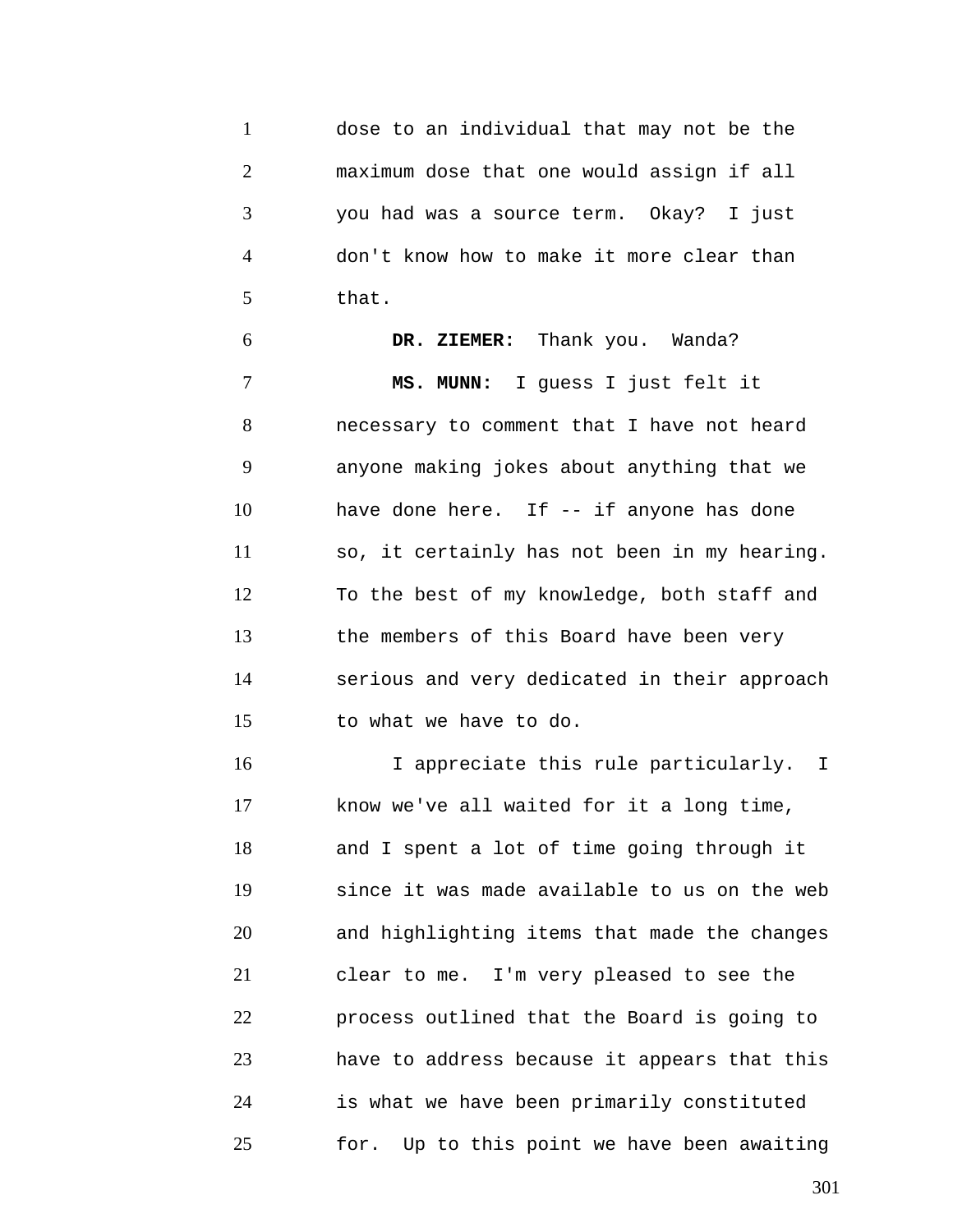dose to an individual that may not be the maximum dose that one would assign if all you had was a source term. Okay? I just don't know how to make it more clear than that.

**DR. ZIEMER:** Thank you. Wanda?

**MS. MUNN:** I guess I just felt it necessary to comment that I have not heard anyone making jokes about anything that we have done here. If -- if anyone has done so, it certainly has not been in my hearing. To the best of my knowledge, both staff and the members of this Board have been very serious and very dedicated in their approach to what we have to do.

I appreciate this rule particularly. I know we've all waited for it a long time, and I spent a lot of time going through it since it was made available to us on the web and highlighting items that made the changes clear to me. I'm very pleased to see the process outlined that the Board is going to have to address because it appears that this is what we have been primarily constituted for. Up to this point we have been awaiting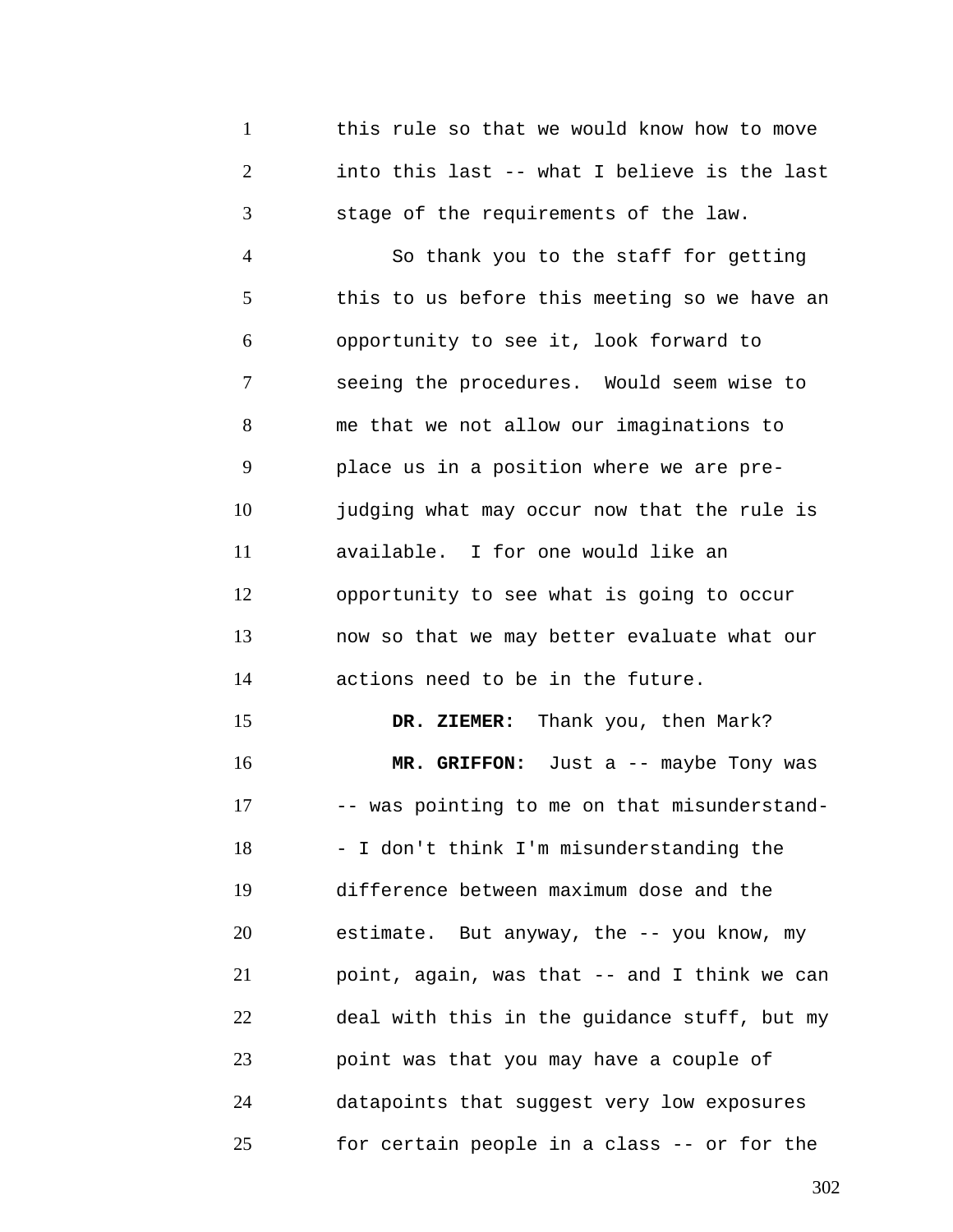this rule so that we would know how to move into this last -- what I believe is the last stage of the requirements of the law.

So thank you to the staff for getting this to us before this meeting so we have an opportunity to see it, look forward to seeing the procedures. Would seem wise to me that we not allow our imaginations to place us in a position where we are pre-judging what may occur now that the rule is available. I for one would like an opportunity to see what is going to occur now so that we may better evaluate what our actions need to be in the future.

**DR. ZIEMER:** Thank you, then Mark?

**MR. GRIFFON:** Just a -- maybe Tony was -- was pointing to me on that misunderstand-- I don't think I'm misunderstanding the difference between maximum dose and the estimate. But anyway, the -- you know, my point, again, was that -- and I think we can deal with this in the guidance stuff, but my point was that you may have a couple of datapoints that suggest very low exposures for certain people in a class -- or for the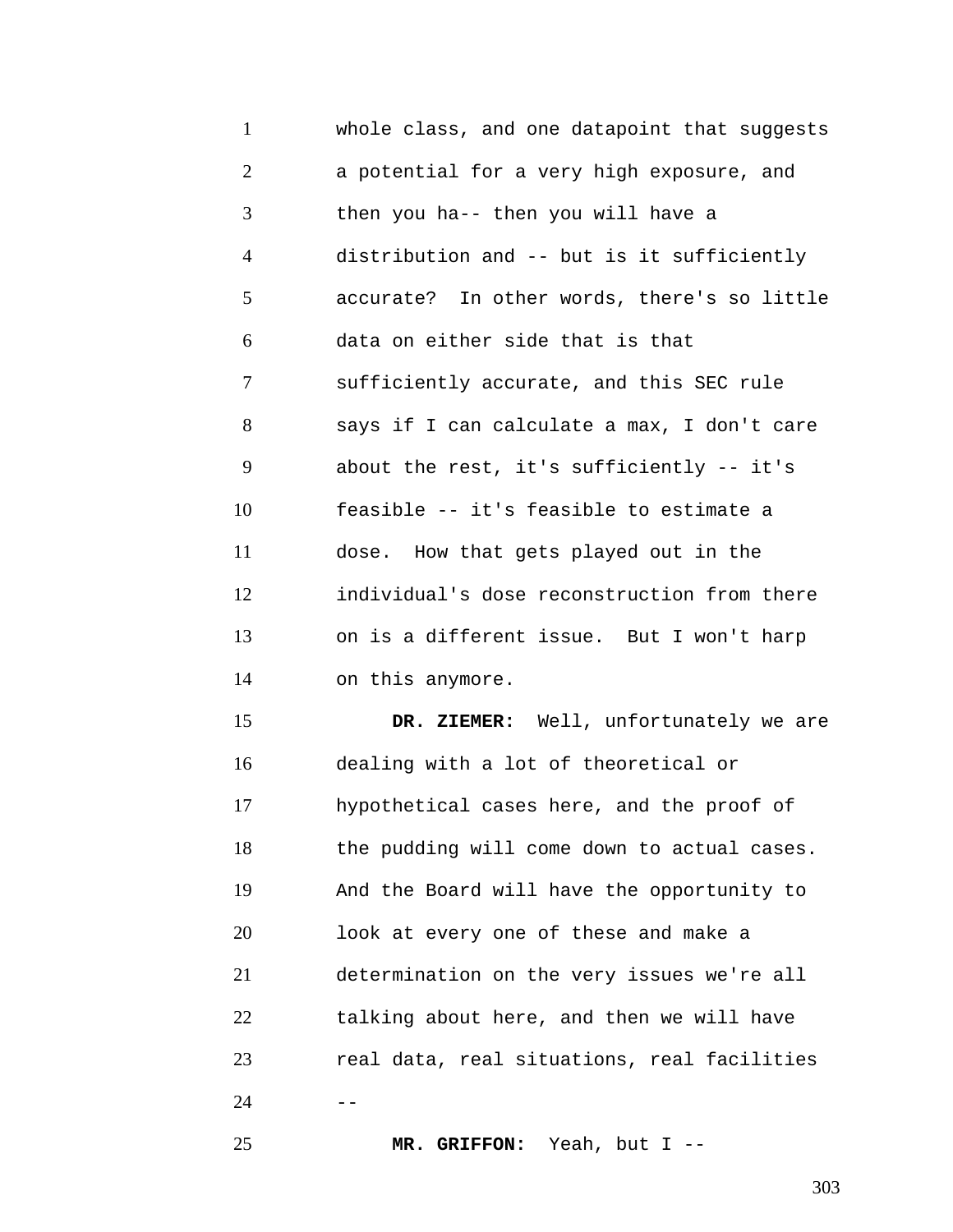whole class, and one datapoint that suggests a potential for a very high exposure, and then you ha-- then you will have a distribution and -- but is it sufficiently accurate? In other words, there's so little data on either side that is that sufficiently accurate, and this SEC rule says if I can calculate a max, I don't care about the rest, it's sufficiently -- it's feasible -- it's feasible to estimate a dose. How that gets played out in the individual's dose reconstruction from there on is a different issue. But I won't harp on this anymore.

**DR. ZIEMER:** Well, unfortunately we are dealing with a lot of theoretical or hypothetical cases here, and the proof of the pudding will come down to actual cases. And the Board will have the opportunity to look at every one of these and make a determination on the very issues we're all talking about here, and then we will have real data, real situations, real facilities --

**MR. GRIFFON:** Yeah, but I --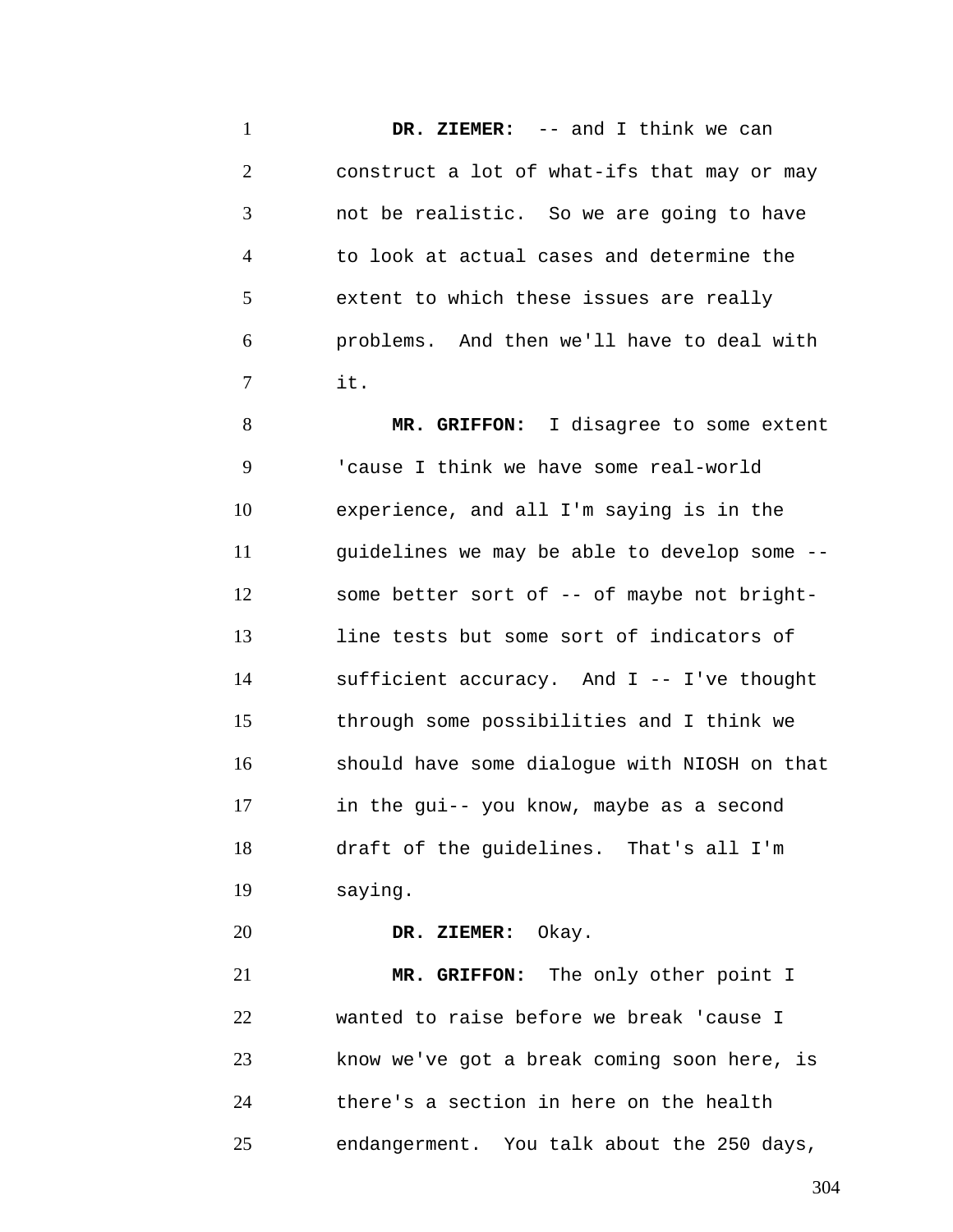**DR. ZIEMER:** -- and I think we can construct a lot of what-ifs that may or may not be realistic. So we are going to have to look at actual cases and determine the extent to which these issues are really problems. And then we'll have to deal with it.

**MR. GRIFFON:** I disagree to some extent 'cause I think we have some real-world experience, and all I'm saying is in the guidelines we may be able to develop some -- some better sort of -- of maybe not bright-line tests but some sort of indicators of sufficient accuracy. And I -- I've thought through some possibilities and I think we should have some dialogue with NIOSH on that in the gui-- you know, maybe as a second draft of the guidelines. That's all I'm saying.

**DR. ZIEMER:** Okay.

**MR. GRIFFON:** The only other point I wanted to raise before we break 'cause I know we've got a break coming soon here, is there's a section in here on the health endangerment. You talk about the 250 days,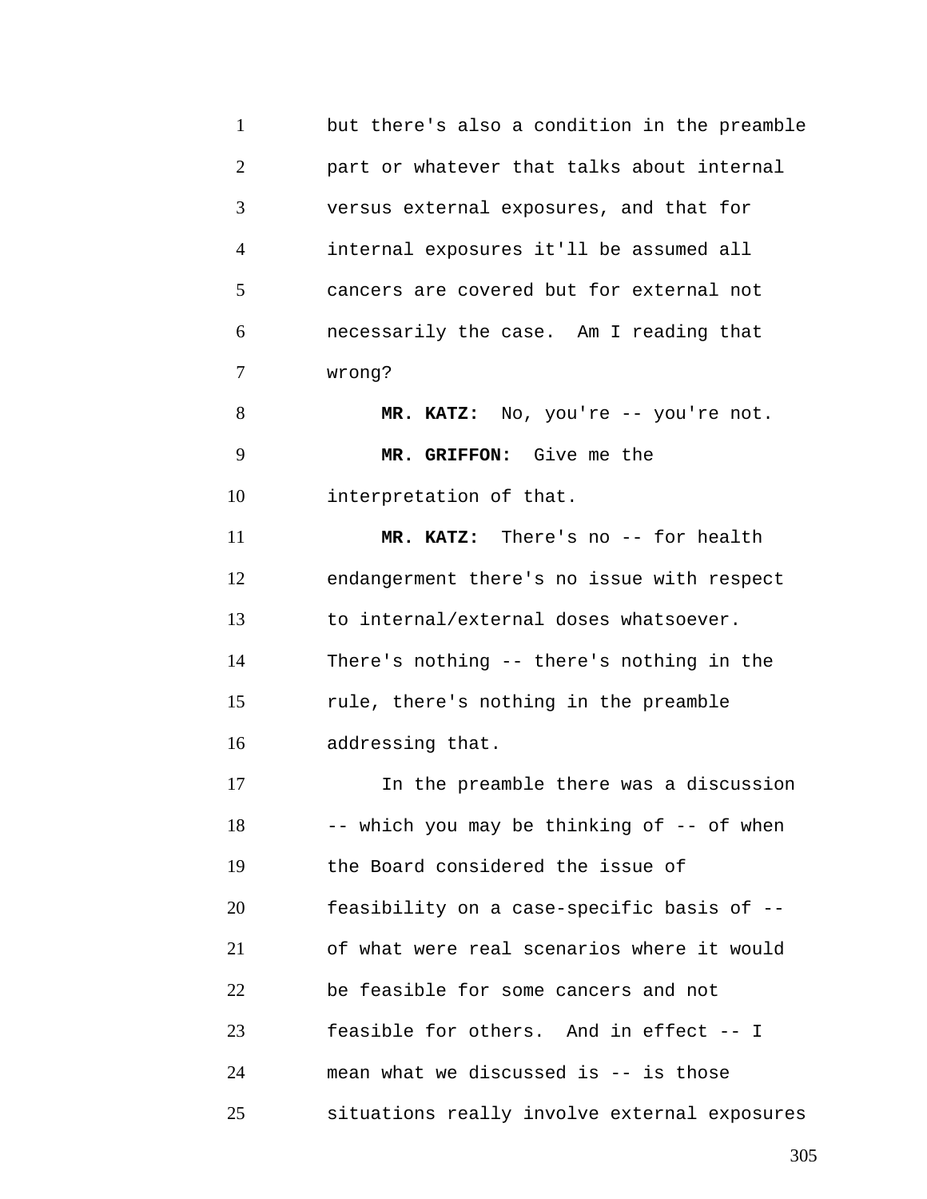but there's also a condition in the preamble part or whatever that talks about internal versus external exposures, and that for internal exposures it'll be assumed all cancers are covered but for external not necessarily the case. Am I reading that wrong?

**MR. KATZ:** No, you're -- you're not.

**MR. GRIFFON:** Give me the interpretation of that.

**MR. KATZ:** There's no -- for health endangerment there's no issue with respect to internal/external doses whatsoever. There's nothing -- there's nothing in the rule, there's nothing in the preamble addressing that.

In the preamble there was a discussion -- which you may be thinking of -- of when the Board considered the issue of feasibility on a case-specific basis of -- of what were real scenarios where it would be feasible for some cancers and not feasible for others. And in effect -- I mean what we discussed is -- is those situations really involve external exposures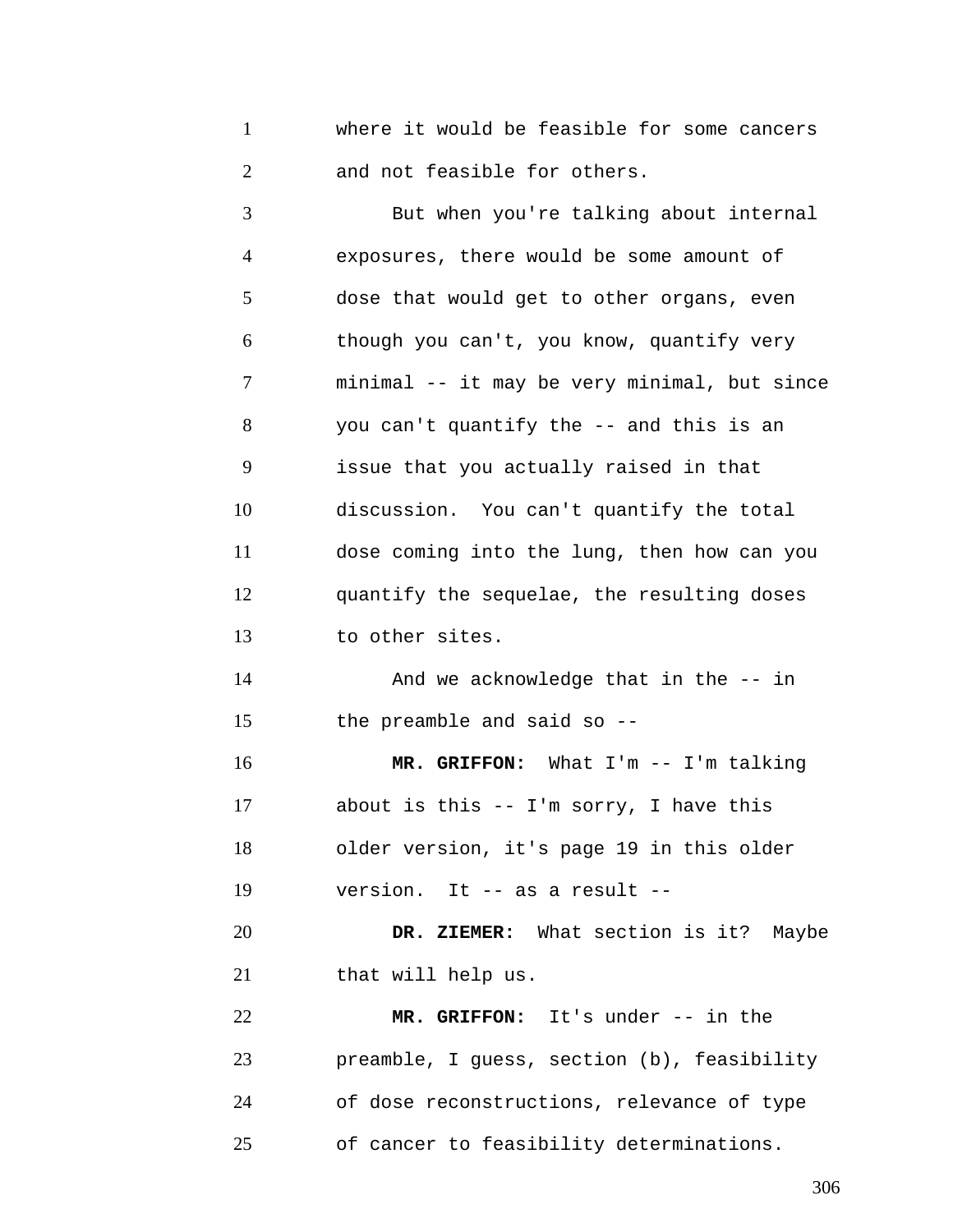where it would be feasible for some cancers and not feasible for others.

But when you're talking about internal exposures, there would be some amount of dose that would get to other organs, even though you can't, you know, quantify very minimal -- it may be very minimal, but since you can't quantify the -- and this is an issue that you actually raised in that discussion. You can't quantify the total dose coming into the lung, then how can you quantify the sequelae, the resulting doses to other sites.

And we acknowledge that in the -- in the preamble and said so --

**MR. GRIFFON:** What I'm -- I'm talking about is this -- I'm sorry, I have this older version, it's page 19 in this older version. It -- as a result --

**DR. ZIEMER:** What section is it? Maybe that will help us.

**MR. GRIFFON:** It's under -- in the preamble, I guess, section (b), feasibility of dose reconstructions, relevance of type of cancer to feasibility determinations.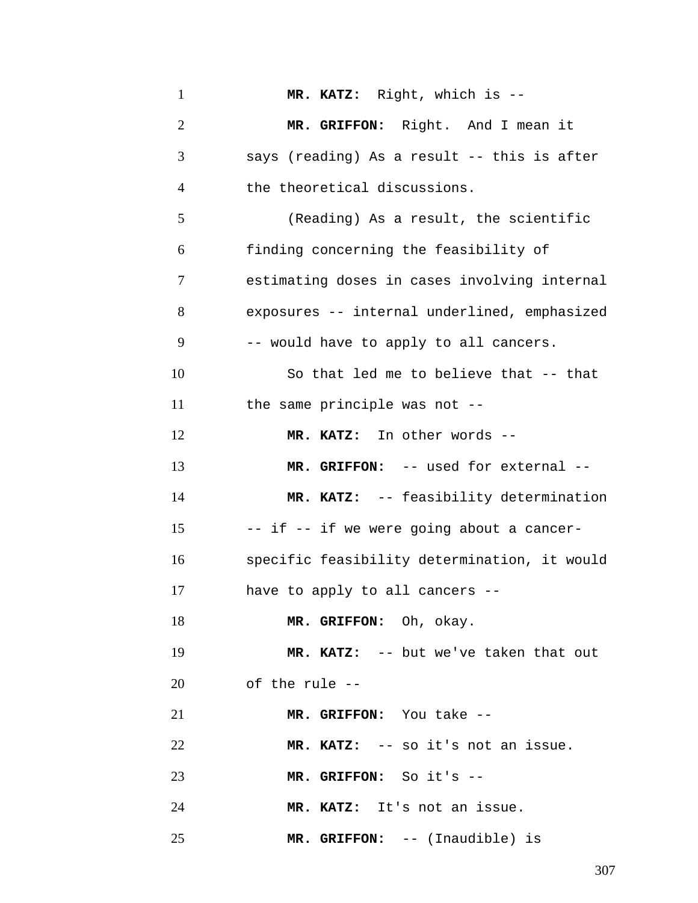**MR. KATZ:** Right, which is --

**MR. GRIFFON:** Right. And I mean it says (reading) As a result -- this is after the theoretical discussions.

(Reading) As a result, the scientific finding concerning the feasibility of estimating doses in cases involving internal exposures -- internal underlined, emphasized -- would have to apply to all cancers.

So that led me to believe that -- that the same principle was not --

**MR. KATZ:** In other words --

**MR. GRIFFON:** -- used for external --

**MR. KATZ:** -- feasibility determination -- if -- if we were going about a cancer-specific feasibility determination, it would have to apply to all cancers --

**MR. GRIFFON:** Oh, okay.

**MR. KATZ:** -- but we've taken that out of the rule --

**MR. GRIFFON:** You take --

**MR. KATZ:** -- so it's not an issue.

**MR. GRIFFON:** So it's --

**MR. KATZ:** It's not an issue.

**MR. GRIFFON:** -- (Inaudible) is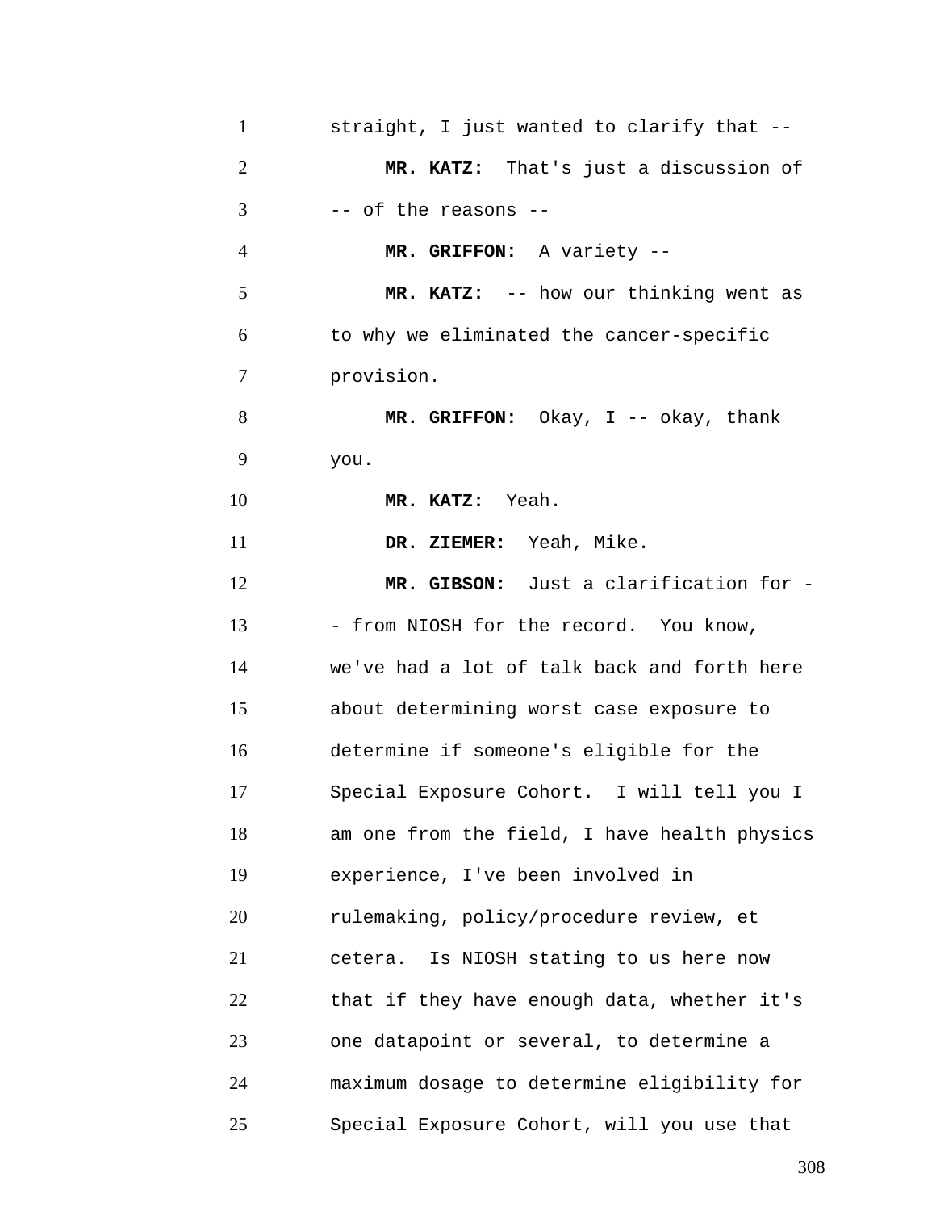straight, I just wanted to clarify that --

**MR. KATZ:** That's just a discussion of -- of the reasons --

**MR. GRIFFON:** A variety --

**MR. KATZ:** -- how our thinking went as to why we eliminated the cancer-specific provision.

**MR. GRIFFON:** Okay, I -- okay, thank you.

**MR. KATZ:** Yeah.

**DR. ZIEMER:** Yeah, Mike.

**MR. GIBSON:** Just a clarification for -- from NIOSH for the record. You know, we've had a lot of talk back and forth here about determining worst case exposure to determine if someone's eligible for the Special Exposure Cohort. I will tell you I am one from the field, I have health physics experience, I've been involved in rulemaking, policy/procedure review, et cetera. Is NIOSH stating to us here now that if they have enough data, whether it's one datapoint or several, to determine a maximum dosage to determine eligibility for Special Exposure Cohort, will you use that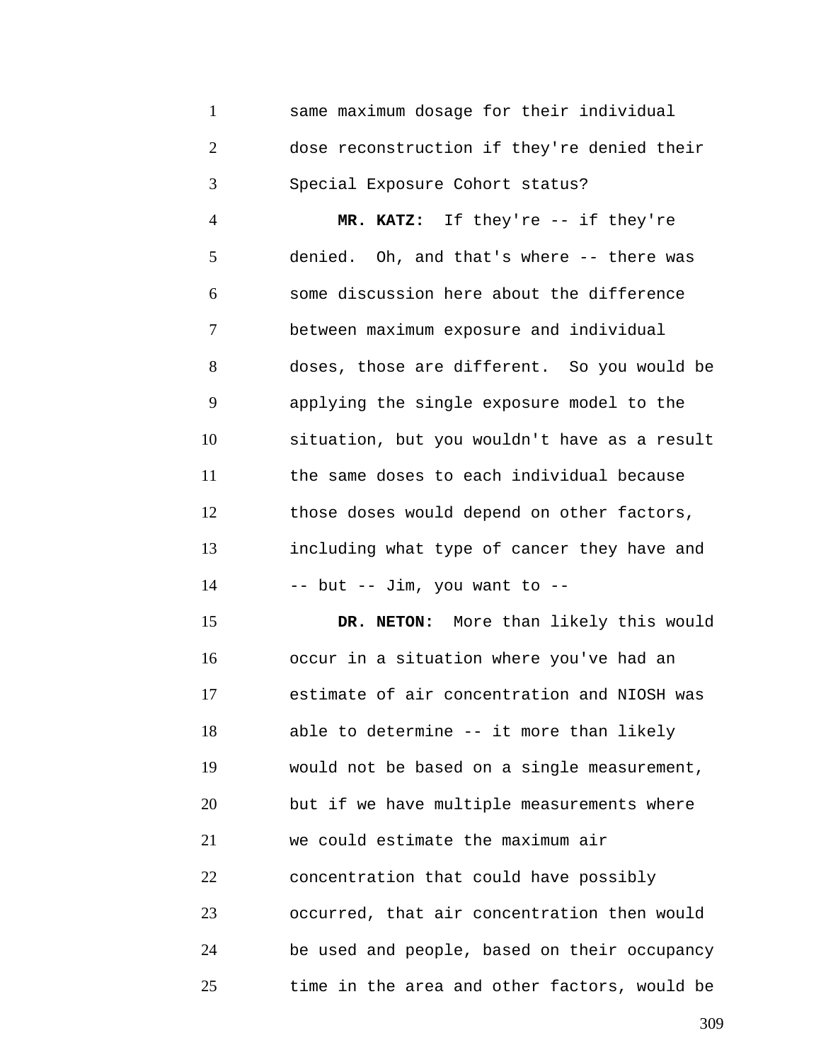same maximum dosage for their individual dose reconstruction if they're denied their Special Exposure Cohort status?

**MR. KATZ:** If they're -- if they're denied. Oh, and that's where -- there was some discussion here about the difference between maximum exposure and individual doses, those are different. So you would be applying the single exposure model to the situation, but you wouldn't have as a result the same doses to each individual because those doses would depend on other factors, including what type of cancer they have and -- but -- Jim, you want to --

**DR. NETON:** More than likely this would occur in a situation where you've had an estimate of air concentration and NIOSH was able to determine -- it more than likely would not be based on a single measurement, but if we have multiple measurements where we could estimate the maximum air concentration that could have possibly occurred, that air concentration then would be used and people, based on their occupancy time in the area and other factors, would be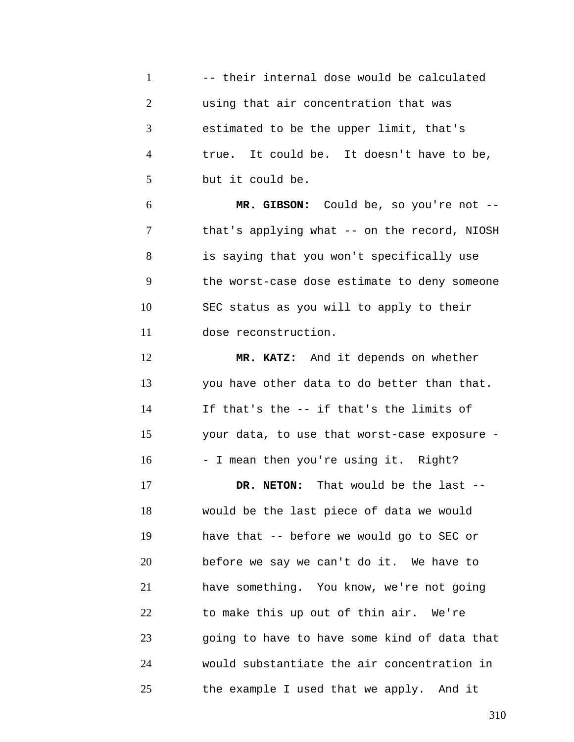-- their internal dose would be calculated using that air concentration that was estimated to be the upper limit, that's true. It could be. It doesn't have to be, but it could be.

**MR. GIBSON:** Could be, so you're not -- that's applying what -- on the record, NIOSH is saying that you won't specifically use the worst-case dose estimate to deny someone SEC status as you will to apply to their dose reconstruction.

**MR. KATZ:** And it depends on whether you have other data to do better than that. If that's the -- if that's the limits of your data, to use that worst-case exposure -- I mean then you're using it. Right?

**DR. NETON:** That would be the last -- would be the last piece of data we would have that -- before we would go to SEC or before we say we can't do it. We have to have something. You know, we're not going to make this up out of thin air. We're going to have to have some kind of data that would substantiate the air concentration in the example I used that we apply. And it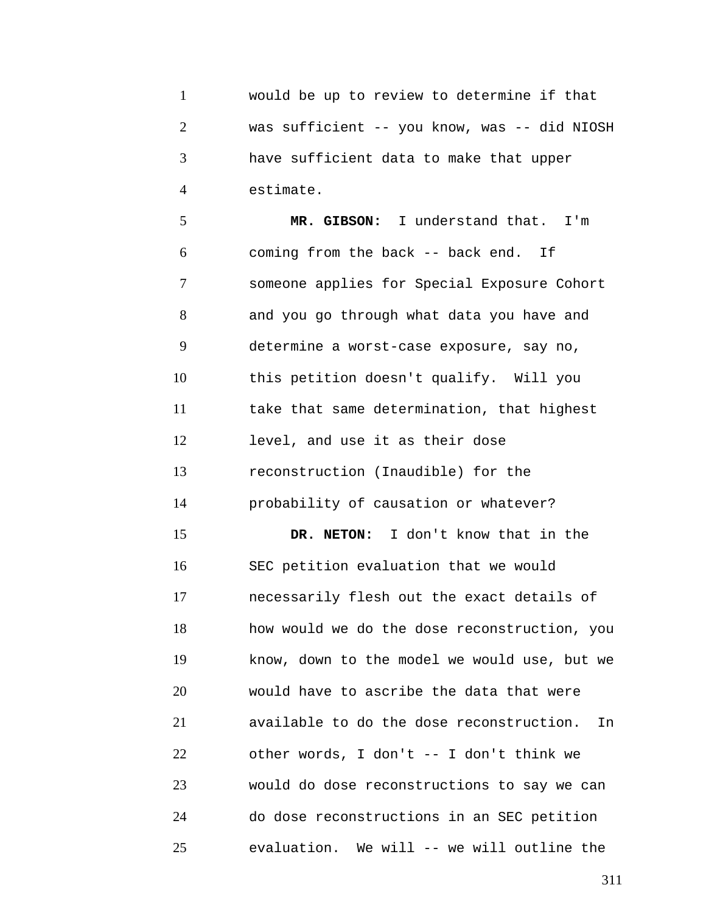would be up to review to determine if that was sufficient -- you know, was -- did NIOSH have sufficient data to make that upper estimate.

**MR. GIBSON:** I understand that. I'm coming from the back -- back end. If someone applies for Special Exposure Cohort and you go through what data you have and determine a worst-case exposure, say no, this petition doesn't qualify. Will you take that same determination, that highest level, and use it as their dose reconstruction (Inaudible) for the probability of causation or whatever?

**DR. NETON:** I don't know that in the SEC petition evaluation that we would necessarily flesh out the exact details of how would we do the dose reconstruction, you know, down to the model we would use, but we would have to ascribe the data that were available to do the dose reconstruction. In other words, I don't -- I don't think we would do dose reconstructions to say we can do dose reconstructions in an SEC petition evaluation. We will -- we will outline the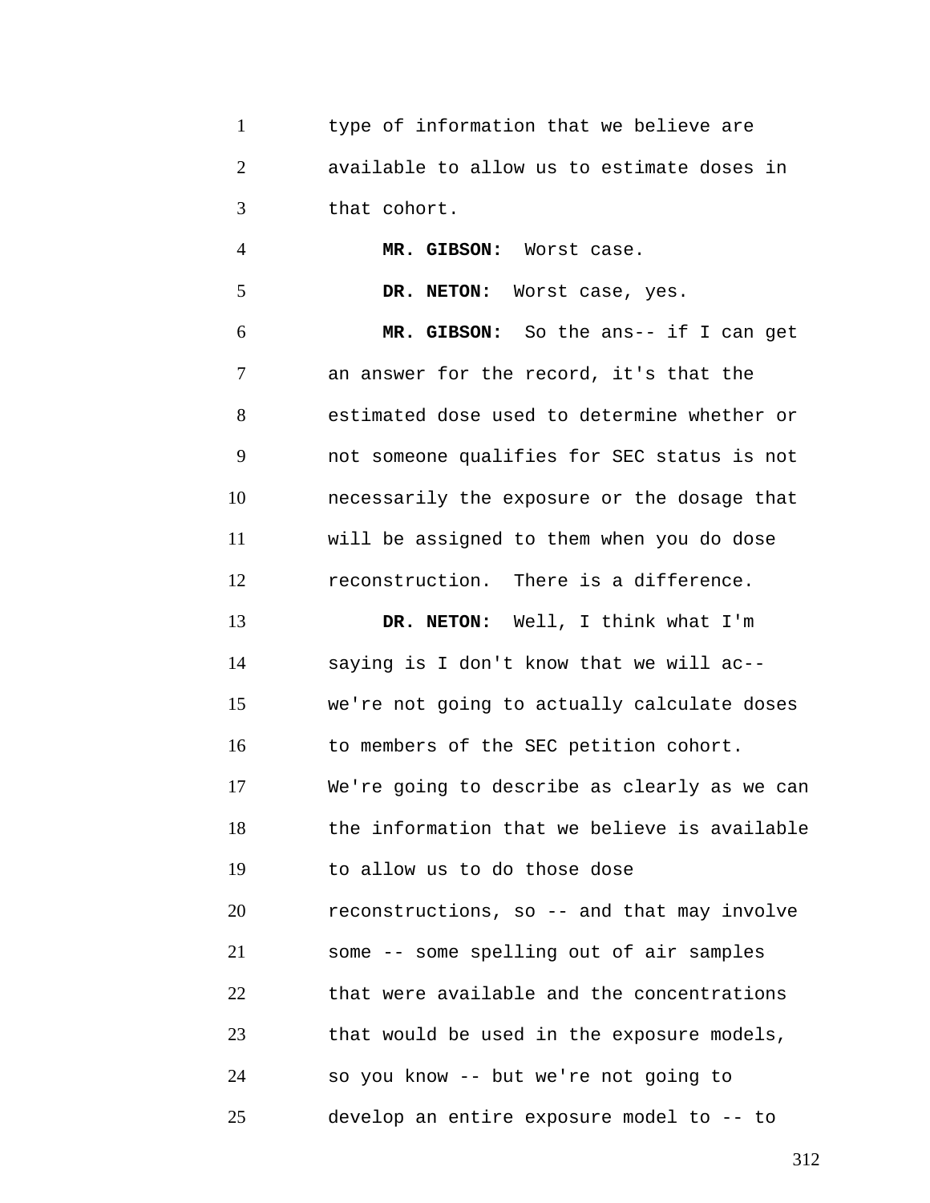type of information that we believe are available to allow us to estimate doses in that cohort.

**MR. GIBSON:** Worst case.

**DR. NETON:** Worst case, yes.

**MR. GIBSON:** So the ans-- if I can get an answer for the record, it's that the estimated dose used to determine whether or not someone qualifies for SEC status is not necessarily the exposure or the dosage that will be assigned to them when you do dose reconstruction. There is a difference.

**DR. NETON:** Well, I think what I'm saying is I don't know that we will ac-- we're not going to actually calculate doses to members of the SEC petition cohort. We're going to describe as clearly as we can the information that we believe is available to allow us to do those dose reconstructions, so -- and that may involve some -- some spelling out of air samples that were available and the concentrations that would be used in the exposure models, so you know -- but we're not going to develop an entire exposure model to -- to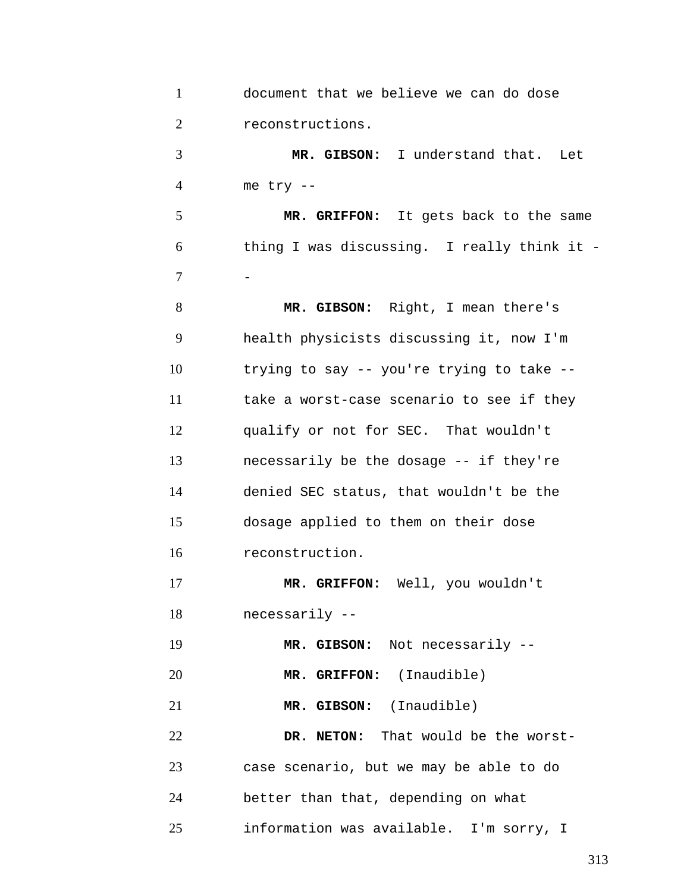document that we believe we can do dose reconstructions.

**MR. GIBSON:** I understand that. Let me try --

**MR. GRIFFON:** It gets back to the same thing I was discussing. I really think it --

**MR. GIBSON:** Right, I mean there's health physicists discussing it, now I'm trying to say -- you're trying to take -- take a worst-case scenario to see if they qualify or not for SEC. That wouldn't necessarily be the dosage -- if they're denied SEC status, that wouldn't be the dosage applied to them on their dose reconstruction.

**MR. GRIFFON:** Well, you wouldn't necessarily --

**MR. GIBSON:** Not necessarily --

**MR. GRIFFON:** (Inaudible)

**MR. GIBSON:** (Inaudible)

**DR. NETON:** That would be the worst-case scenario, but we may be able to do better than that, depending on what information was available. I'm sorry, I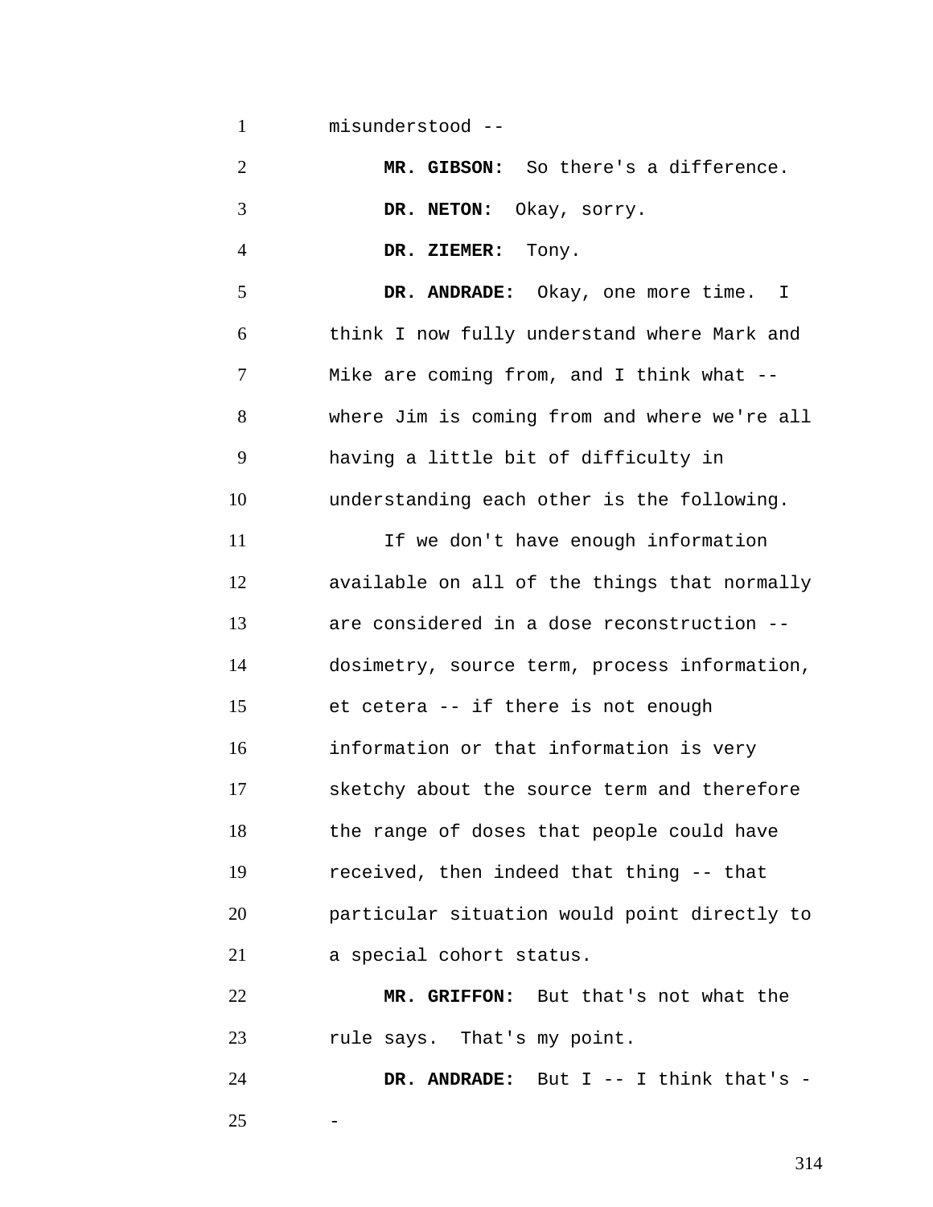misunderstood --

**MR. GIBSON:** So there's a difference.

**DR. NETON:** Okay, sorry.

**DR. ZIEMER:** Tony.

**DR. ANDRADE:** Okay, one more time. I think I now fully understand where Mark and Mike are coming from, and I think what -- where Jim is coming from and where we're all having a little bit of difficulty in understanding each other is the following.

If we don't have enough information available on all of the things that normally are considered in a dose reconstruction -- dosimetry, source term, process information, et cetera -- if there is not enough information or that information is very sketchy about the source term and therefore the range of doses that people could have received, then indeed that thing -- that particular situation would point directly to a special cohort status.

**MR. GRIFFON:** But that's not what the rule says. That's my point.

**DR. ANDRADE:** But I -- I think that's --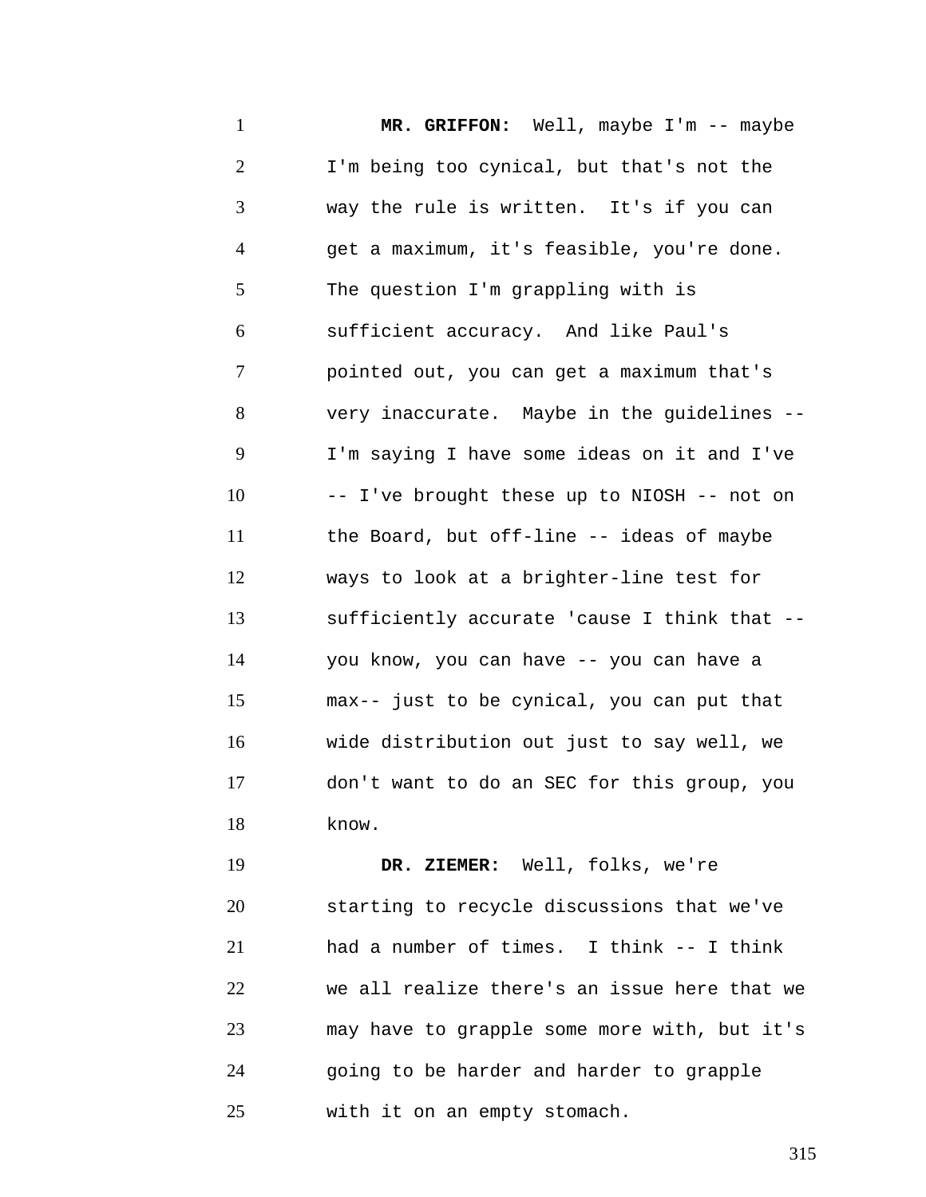**MR. GRIFFON:** Well, maybe I'm -- maybe I'm being too cynical, but that's not the way the rule is written. It's if you can get a maximum, it's feasible, you're done. The question I'm grappling with is sufficient accuracy. And like Paul's pointed out, you can get a maximum that's very inaccurate. Maybe in the guidelines -- I'm saying I have some ideas on it and I've -- I've brought these up to NIOSH -- not on the Board, but off-line -- ideas of maybe ways to look at a brighter-line test for sufficiently accurate 'cause I think that -- you know, you can have -- you can have a max-- just to be cynical, you can put that wide distribution out just to say well, we don't want to do an SEC for this group, you know.

**DR. ZIEMER:** Well, folks, we're starting to recycle discussions that we've had a number of times. I think -- I think we all realize there's an issue here that we may have to grapple some more with, but it's going to be harder and harder to grapple with it on an empty stomach.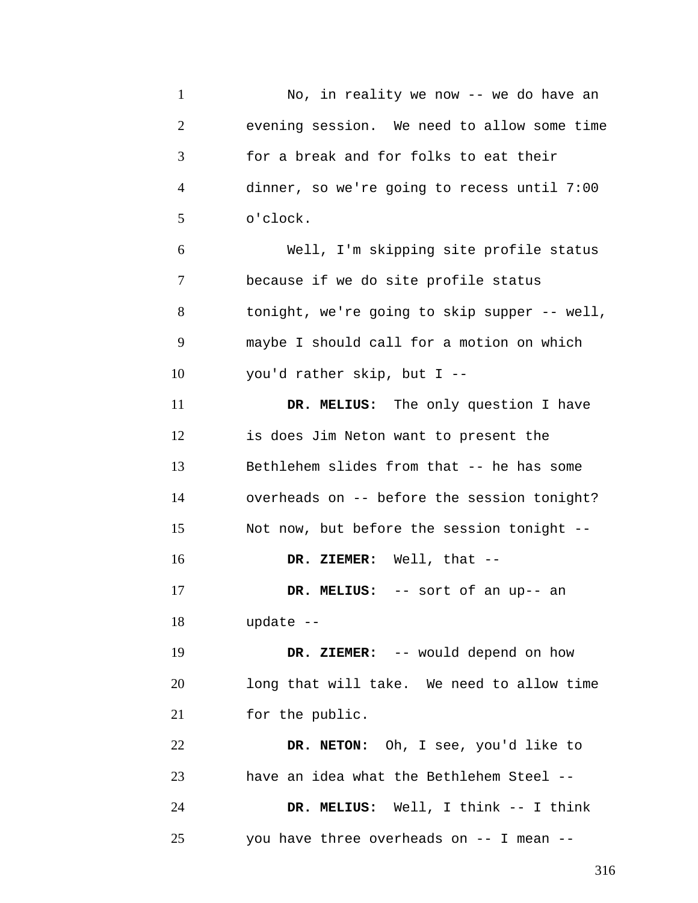No, in reality we now -- we do have an evening session. We need to allow some time for a break and for folks to eat their dinner, so we're going to recess until 7:00 o'clock.

Well, I'm skipping site profile status because if we do site profile status tonight, we're going to skip supper -- well, maybe I should call for a motion on which you'd rather skip, but I --

**DR. MELIUS:** The only question I have is does Jim Neton want to present the Bethlehem slides from that -- he has some overheads on -- before the session tonight? Not now, but before the session tonight --

**DR. ZIEMER:** Well, that --

**DR. MELIUS:** -- sort of an up-- an update --

**DR. ZIEMER:** -- would depend on how long that will take. We need to allow time for the public.

**DR. NETON:** Oh, I see, you'd like to have an idea what the Bethlehem Steel --

**DR. MELIUS:** Well, I think -- I think you have three overheads on -- I mean --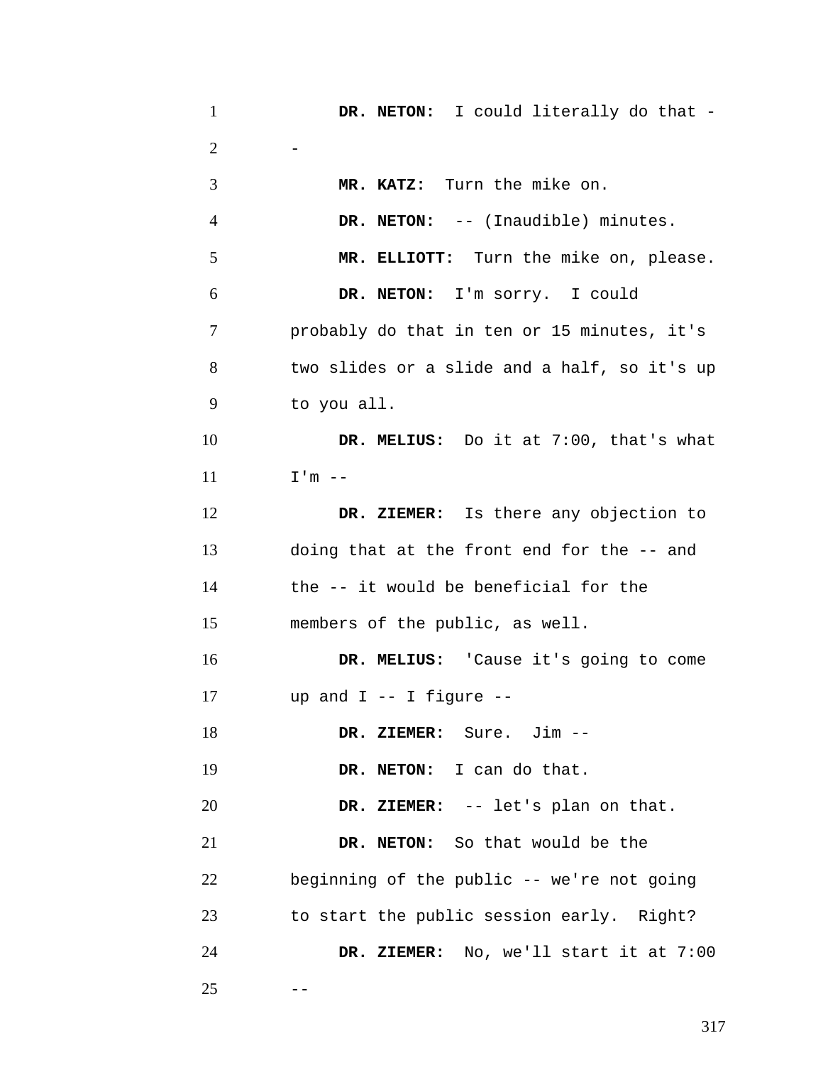**DR. NETON:** I could literally do that --

**MR. KATZ:** Turn the mike on.

**DR. NETON:** -- (Inaudible) minutes.

**MR. ELLIOTT:** Turn the mike on, please.

**DR. NETON:** I'm sorry. I could probably do that in ten or 15 minutes, it's two slides or a slide and a half, so it's up to you all.

**DR. MELIUS:** Do it at 7:00, that's what I'm --

**DR. ZIEMER:** Is there any objection to doing that at the front end for the -- and the -- it would be beneficial for the members of the public, as well.

**DR. MELIUS:** 'Cause it's going to come up and I -- I figure --

**DR. ZIEMER:** Sure. Jim --

**DR. NETON:** I can do that.

**DR. ZIEMER:** -- let's plan on that.

**DR. NETON:** So that would be the beginning of the public -- we're not going to start the public session early. Right?

**DR. ZIEMER:** No, we'll start it at 7:00 --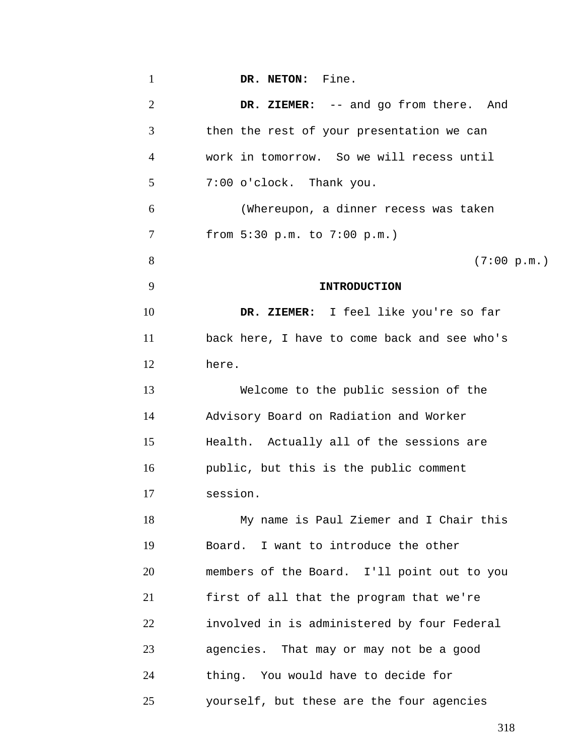**DR. NETON:** Fine.

**DR. ZIEMER:** -- and go from there. And then the rest of your presentation we can work in tomorrow. So we will recess until 7:00 o'clock. Thank you.

(Whereupon, a dinner recess was taken from 5:30 p.m. to 7:00 p.m.)

(7:00 p.m.)

**INTRODUCTION**

**DR. ZIEMER:** I feel like you're so far back here, I have to come back and see who's here.

Welcome to the public session of the Advisory Board on Radiation and Worker Health. Actually all of the sessions are public, but this is the public comment session.

My name is Paul Ziemer and I Chair this Board. I want to introduce the other members of the Board. I'll point out to you first of all that the program that we're involved in is administered by four Federal agencies. That may or may not be a good thing. You would have to decide for yourself, but these are the four agencies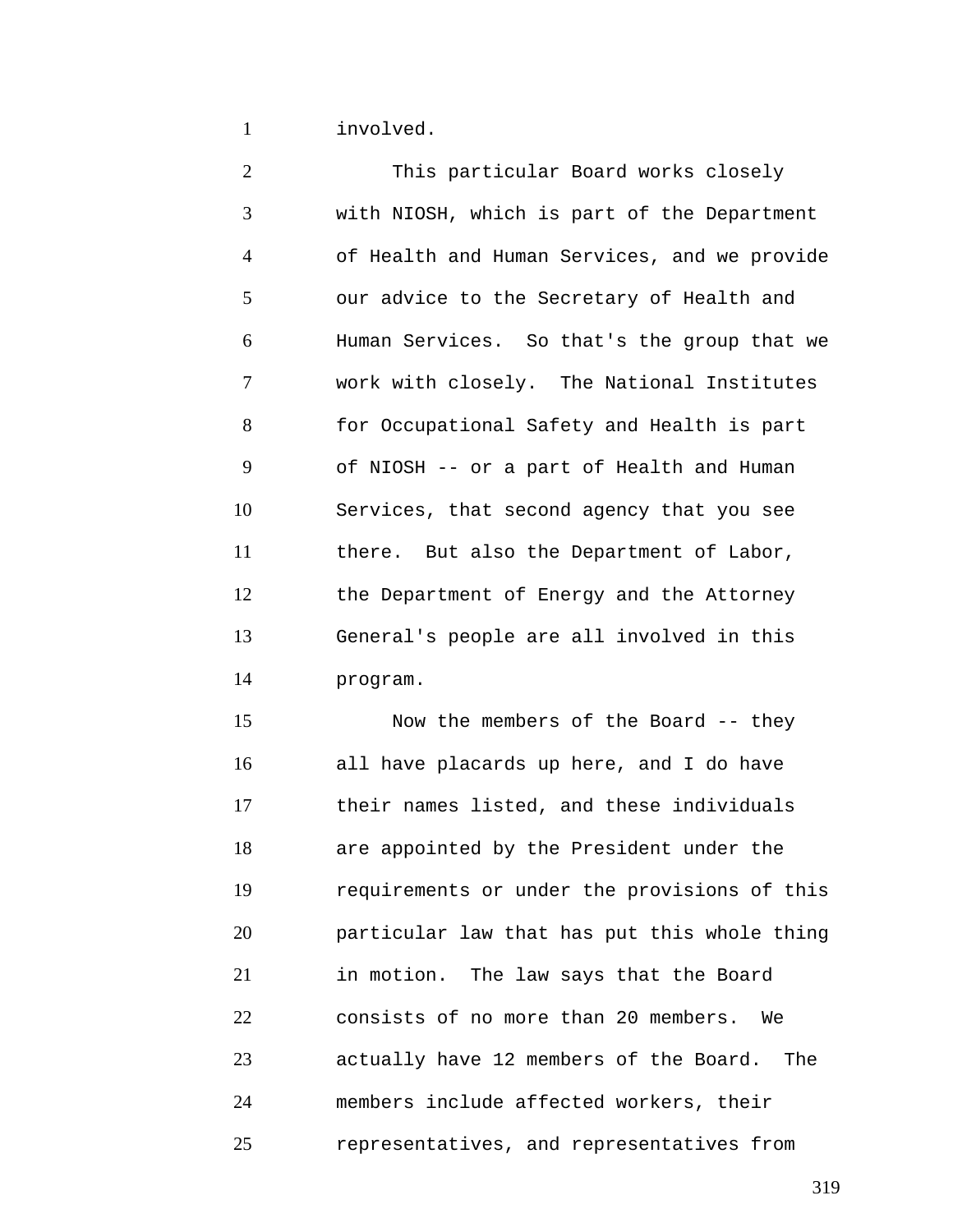involved.

This particular Board works closely with NIOSH, which is part of the Department of Health and Human Services, and we provide our advice to the Secretary of Health and Human Services. So that's the group that we work with closely. The National Institutes for Occupational Safety and Health is part of NIOSH -- or a part of Health and Human Services, that second agency that you see there. But also the Department of Labor, the Department of Energy and the Attorney General's people are all involved in this program.

Now the members of the Board -- they all have placards up here, and I do have their names listed, and these individuals are appointed by the President under the requirements or under the provisions of this particular law that has put this whole thing in motion. The law says that the Board consists of no more than 20 members. We actually have 12 members of the Board. The members include affected workers, their representatives, and representatives from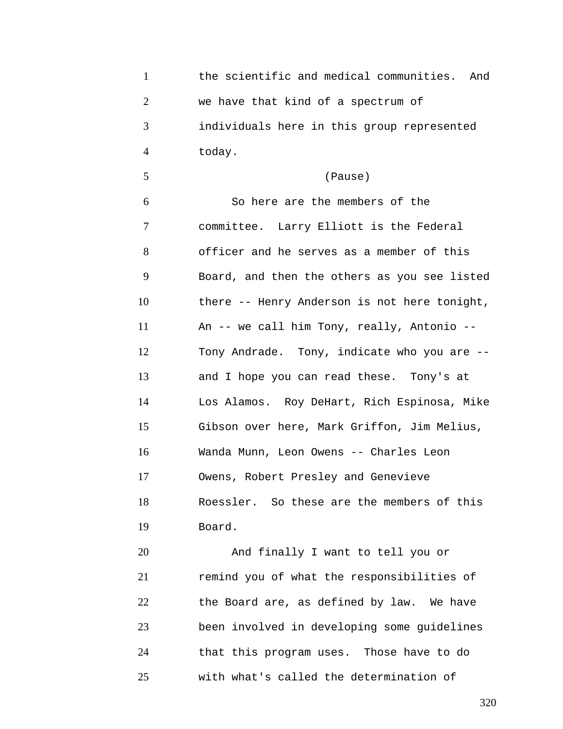the scientific and medical communities. And we have that kind of a spectrum of individuals here in this group represented today.

(Pause)

So here are the members of the committee. Larry Elliott is the Federal officer and he serves as a member of this Board, and then the others as you see listed there -- Henry Anderson is not here tonight, An -- we call him Tony, really, Antonio -- Tony Andrade. Tony, indicate who you are -- and I hope you can read these. Tony's at Los Alamos. Roy DeHart, Rich Espinosa, Mike Gibson over here, Mark Griffon, Jim Melius, Wanda Munn, Leon Owens -- Charles Leon Owens, Robert Presley and Genevieve Roessler. So these are the members of this Board.

And finally I want to tell you or remind you of what the responsibilities of the Board are, as defined by law. We have been involved in developing some guidelines that this program uses. Those have to do with what's called the determination of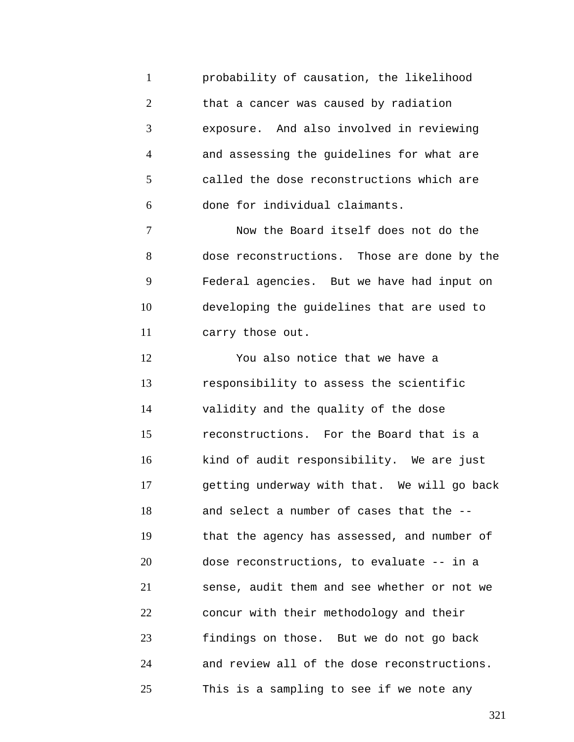probability of causation, the likelihood that a cancer was caused by radiation exposure. And also involved in reviewing and assessing the guidelines for what are called the dose reconstructions which are done for individual claimants.

Now the Board itself does not do the dose reconstructions. Those are done by the Federal agencies. But we have had input on developing the guidelines that are used to carry those out.

You also notice that we have a responsibility to assess the scientific validity and the quality of the dose reconstructions. For the Board that is a kind of audit responsibility. We are just getting underway with that. We will go back and select a number of cases that the -- that the agency has assessed, and number of dose reconstructions, to evaluate -- in a sense, audit them and see whether or not we concur with their methodology and their findings on those. But we do not go back and review all of the dose reconstructions. This is a sampling to see if we note any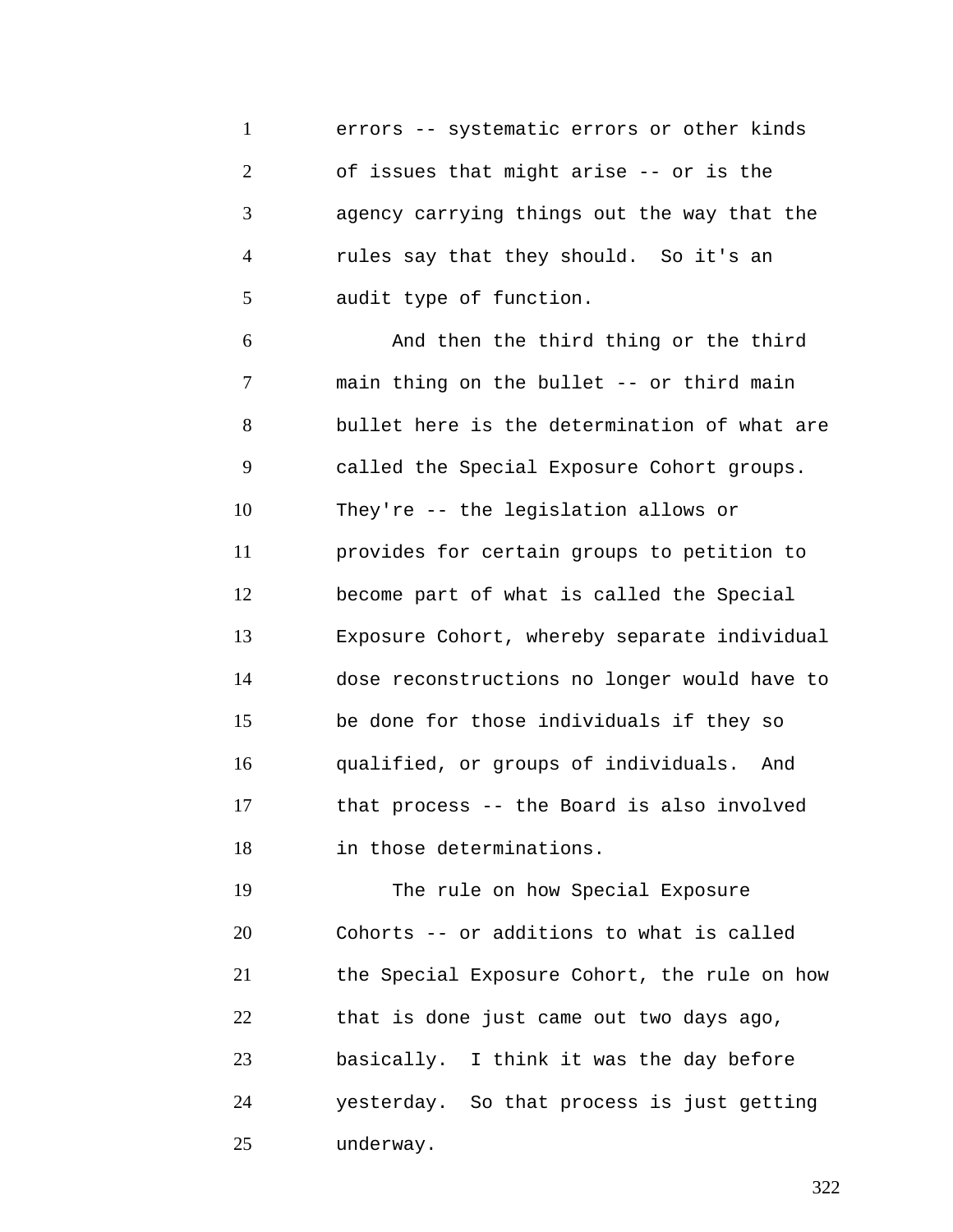errors -- systematic errors or other kinds of issues that might arise -- or is the agency carrying things out the way that the rules say that they should. So it's an audit type of function.

And then the third thing or the third main thing on the bullet -- or third main bullet here is the determination of what are called the Special Exposure Cohort groups. They're -- the legislation allows or provides for certain groups to petition to become part of what is called the Special Exposure Cohort, whereby separate individual dose reconstructions no longer would have to be done for those individuals if they so qualified, or groups of individuals. And that process -- the Board is also involved in those determinations.

The rule on how Special Exposure Cohorts -- or additions to what is called the Special Exposure Cohort, the rule on how that is done just came out two days ago, basically. I think it was the day before yesterday. So that process is just getting underway.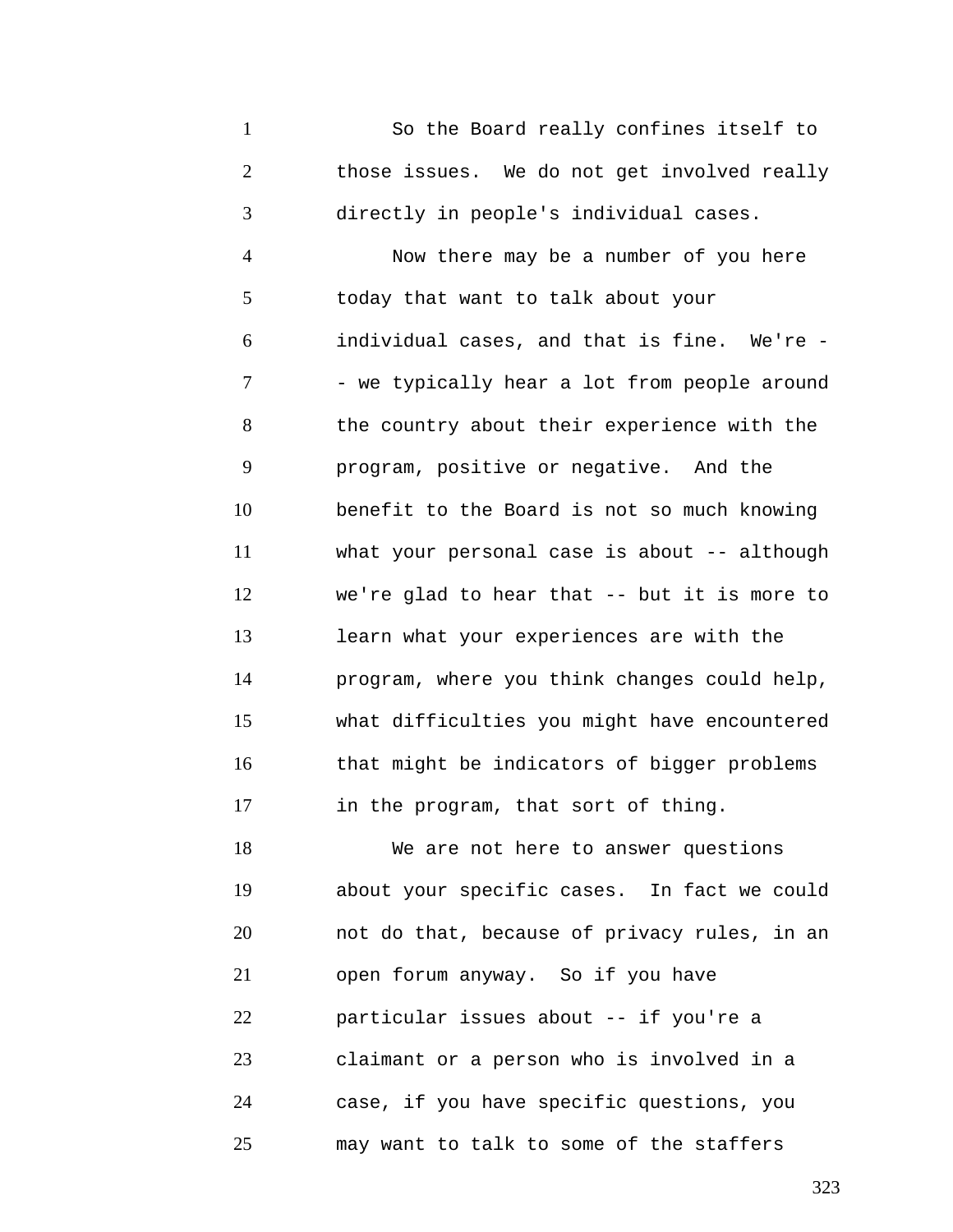So the Board really confines itself to those issues. We do not get involved really directly in people's individual cases.

Now there may be a number of you here today that want to talk about your individual cases, and that is fine. We're -- we typically hear a lot from people around the country about their experience with the program, positive or negative. And the benefit to the Board is not so much knowing what your personal case is about -- although we're glad to hear that -- but it is more to learn what your experiences are with the program, where you think changes could help, what difficulties you might have encountered that might be indicators of bigger problems in the program, that sort of thing.

We are not here to answer questions about your specific cases. In fact we could not do that, because of privacy rules, in an open forum anyway. So if you have particular issues about -- if you're a claimant or a person who is involved in a case, if you have specific questions, you may want to talk to some of the staffers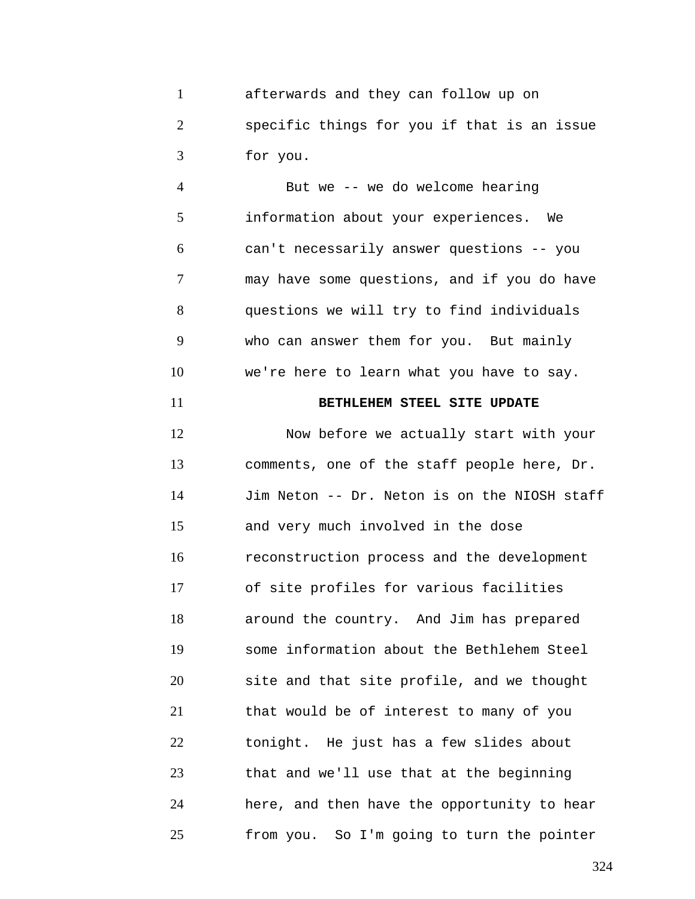afterwards and they can follow up on specific things for you if that is an issue for you.

But we -- we do welcome hearing information about your experiences. We can't necessarily answer questions -- you may have some questions, and if you do have questions we will try to find individuals who can answer them for you. But mainly we're here to learn what you have to say.

**BETHLEHEM STEEL SITE UPDATE**

Now before we actually start with your comments, one of the staff people here, Dr. Jim Neton -- Dr. Neton is on the NIOSH staff and very much involved in the dose reconstruction process and the development of site profiles for various facilities around the country. And Jim has prepared some information about the Bethlehem Steel site and that site profile, and we thought that would be of interest to many of you tonight. He just has a few slides about that and we'll use that at the beginning here, and then have the opportunity to hear from you. So I'm going to turn the pointer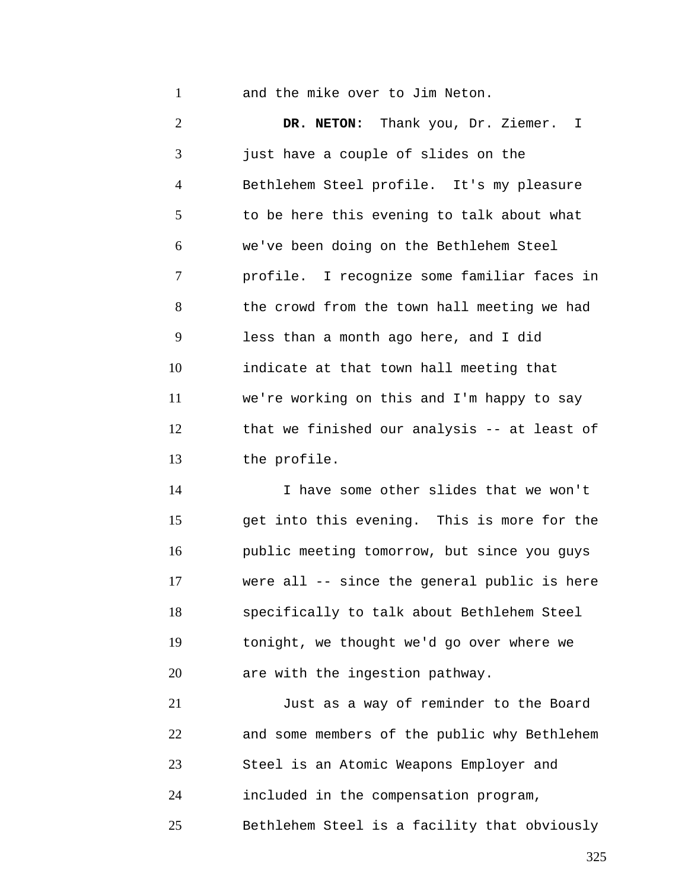and the mike over to Jim Neton.

**DR. NETON:** Thank you, Dr. Ziemer. I just have a couple of slides on the Bethlehem Steel profile. It's my pleasure to be here this evening to talk about what we've been doing on the Bethlehem Steel profile. I recognize some familiar faces in the crowd from the town hall meeting we had less than a month ago here, and I did indicate at that town hall meeting that we're working on this and I'm happy to say that we finished our analysis -- at least of the profile.

I have some other slides that we won't get into this evening. This is more for the public meeting tomorrow, but since you guys were all -- since the general public is here specifically to talk about Bethlehem Steel tonight, we thought we'd go over where we are with the ingestion pathway.

Just as a way of reminder to the Board and some members of the public why Bethlehem Steel is an Atomic Weapons Employer and included in the compensation program, Bethlehem Steel is a facility that obviously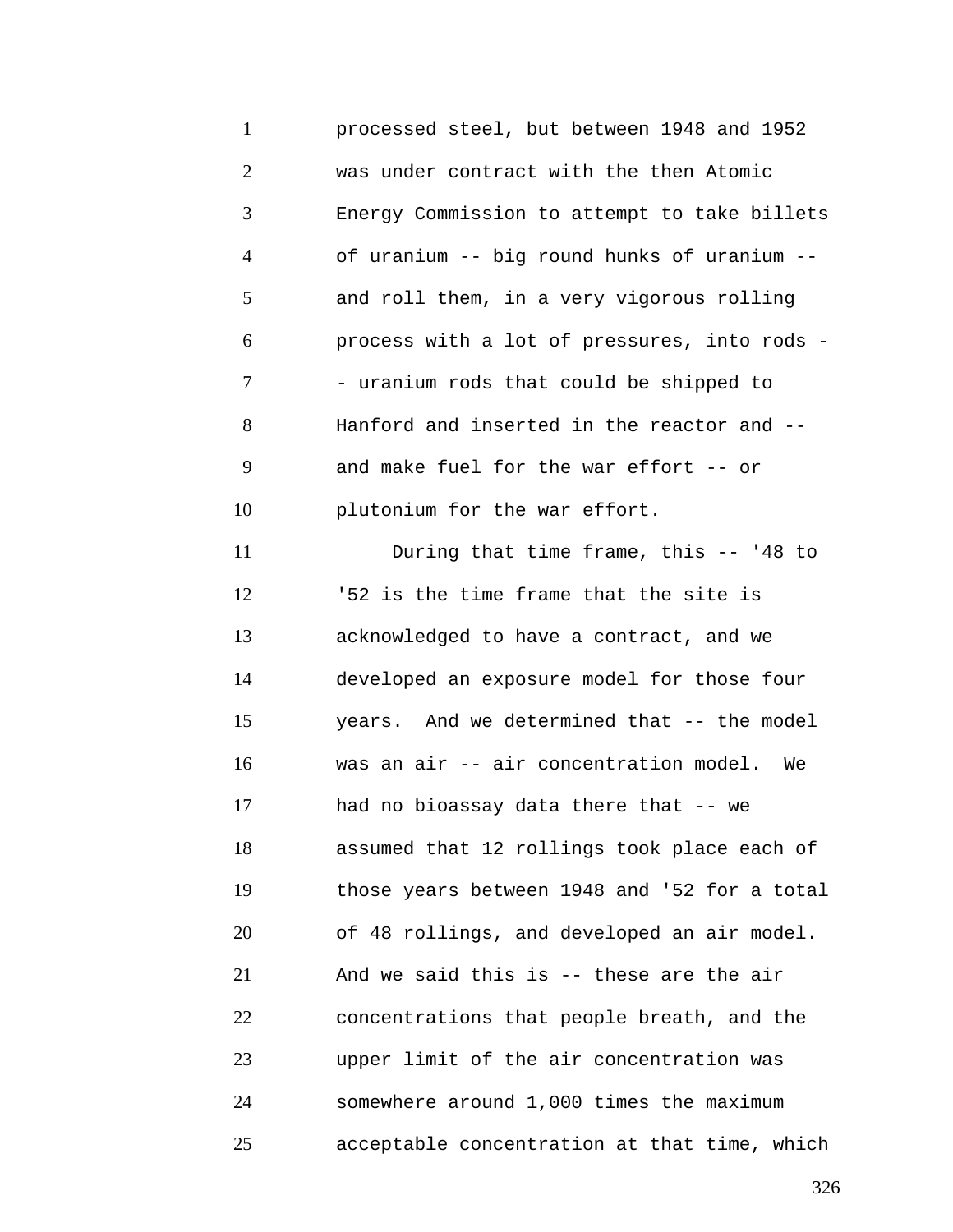processed steel, but between 1948 and 1952 was under contract with the then Atomic Energy Commission to attempt to take billets of uranium -- big round hunks of uranium -- and roll them, in a very vigorous rolling process with a lot of pressures, into rods -- uranium rods that could be shipped to Hanford and inserted in the reactor and -- and make fuel for the war effort -- or plutonium for the war effort.

During that time frame, this -- '48 to '52 is the time frame that the site is acknowledged to have a contract, and we developed an exposure model for those four years. And we determined that -- the model was an air -- air concentration model. We had no bioassay data there that -- we assumed that 12 rollings took place each of those years between 1948 and '52 for a total of 48 rollings, and developed an air model. And we said this is -- these are the air concentrations that people breath, and the upper limit of the air concentration was somewhere around 1,000 times the maximum acceptable concentration at that time, which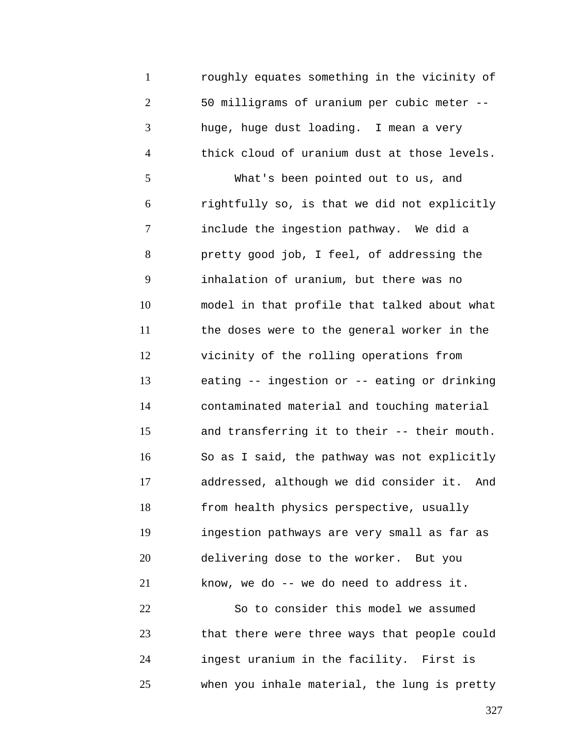roughly equates something in the vicinity of 50 milligrams of uranium per cubic meter -- huge, huge dust loading. I mean a very thick cloud of uranium dust at those levels.

What's been pointed out to us, and rightfully so, is that we did not explicitly include the ingestion pathway. We did a pretty good job, I feel, of addressing the inhalation of uranium, but there was no model in that profile that talked about what the doses were to the general worker in the vicinity of the rolling operations from eating -- ingestion or -- eating or drinking contaminated material and touching material and transferring it to their -- their mouth. So as I said, the pathway was not explicitly addressed, although we did consider it. And from health physics perspective, usually ingestion pathways are very small as far as delivering dose to the worker. But you know, we do -- we do need to address it.

So to consider this model we assumed that there were three ways that people could ingest uranium in the facility. First is when you inhale material, the lung is pretty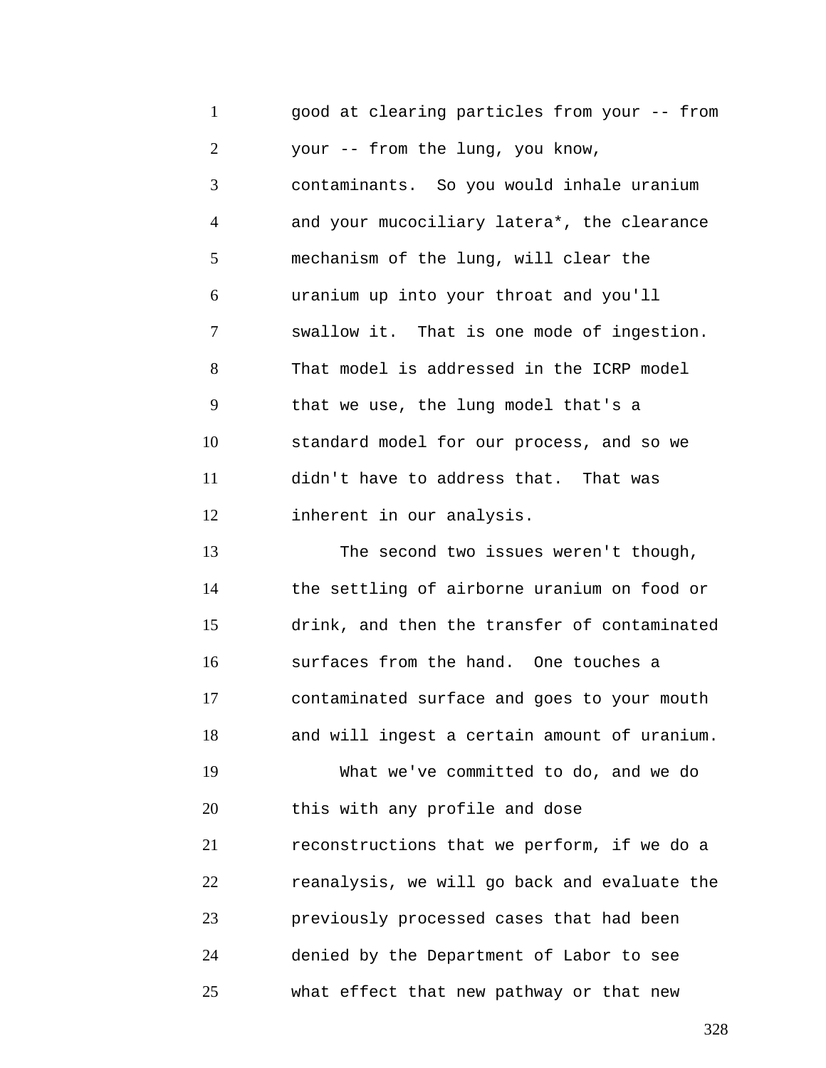good at clearing particles from your -- from your -- from the lung, you know, contaminants. So you would inhale uranium and your mucociliary latera*, the clearance mechanism of the lung, will clear the uranium up into your throat and you'll swallow it. That is one mode of ingestion. That model is addressed in the ICRP model that we use, the lung model that's a standard model for our process, and so we didn't have to address that. That was inherent in our analysis.

The second two issues weren't though, the settling of airborne uranium on food or drink, and then the transfer of contaminated surfaces from the hand. One touches a contaminated surface and goes to your mouth and will ingest a certain amount of uranium.

What we've committed to do, and we do this with any profile and dose reconstructions that we perform, if we do a reanalysis, we will go back and evaluate the previously processed cases that had been denied by the Department of Labor to see what effect that new pathway or that new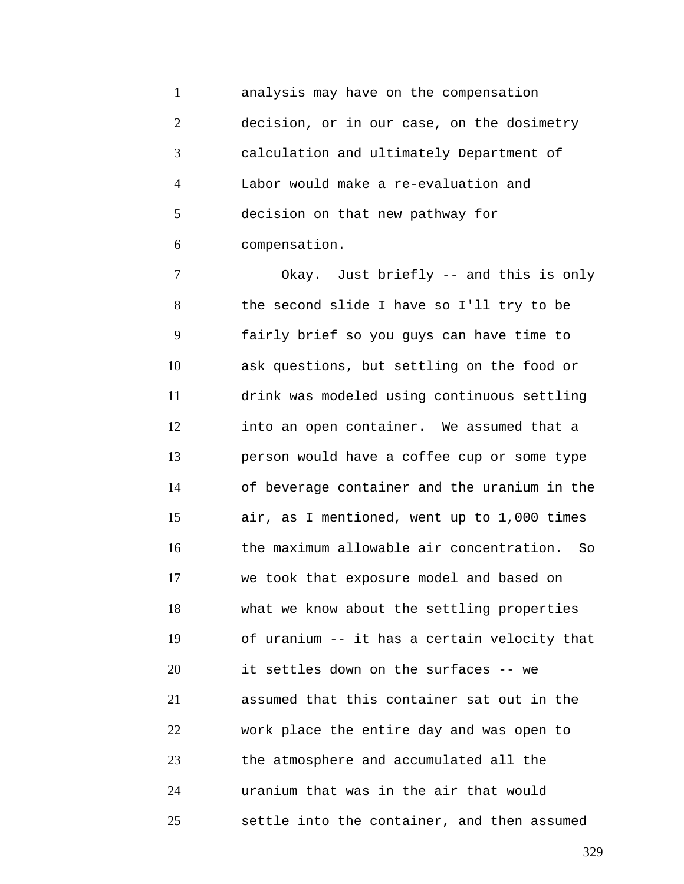analysis may have on the compensation decision, or in our case, on the dosimetry calculation and ultimately Department of Labor would make a re-evaluation and decision on that new pathway for compensation.

Okay. Just briefly -- and this is only the second slide I have so I'll try to be fairly brief so you guys can have time to ask questions, but settling on the food or drink was modeled using continuous settling into an open container. We assumed that a person would have a coffee cup or some type of beverage container and the uranium in the air, as I mentioned, went up to 1,000 times the maximum allowable air concentration. So we took that exposure model and based on what we know about the settling properties of uranium -- it has a certain velocity that it settles down on the surfaces -- we assumed that this container sat out in the work place the entire day and was open to the atmosphere and accumulated all the uranium that was in the air that would settle into the container, and then assumed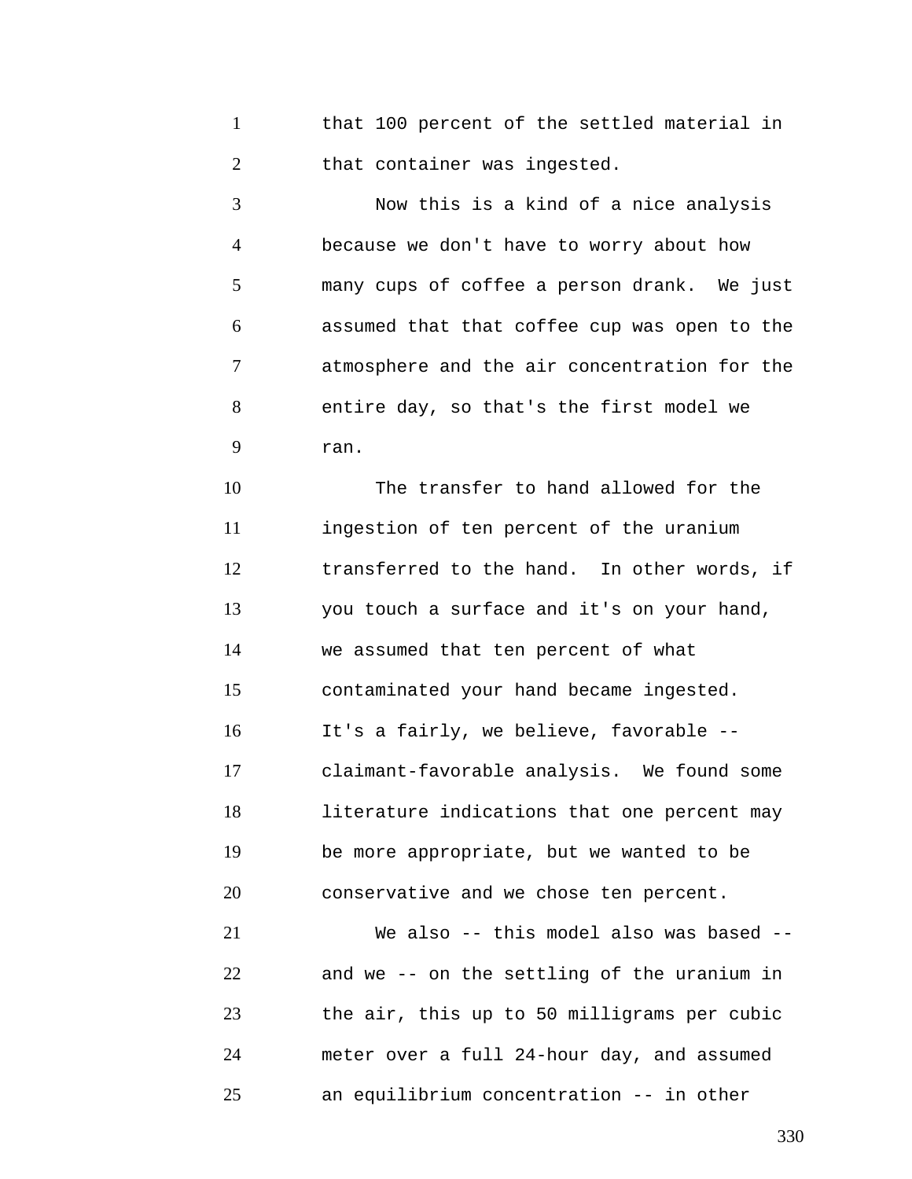that 100 percent of the settled material in that container was ingested.

Now this is a kind of a nice analysis because we don't have to worry about how many cups of coffee a person drank. We just assumed that that coffee cup was open to the atmosphere and the air concentration for the entire day, so that's the first model we ran.

The transfer to hand allowed for the ingestion of ten percent of the uranium transferred to the hand. In other words, if you touch a surface and it's on your hand, we assumed that ten percent of what contaminated your hand became ingested. It's a fairly, we believe, favorable -- claimant-favorable analysis. We found some literature indications that one percent may be more appropriate, but we wanted to be conservative and we chose ten percent.

We also -- this model also was based -- and we -- on the settling of the uranium in the air, this up to 50 milligrams per cubic meter over a full 24-hour day, and assumed an equilibrium concentration -- in other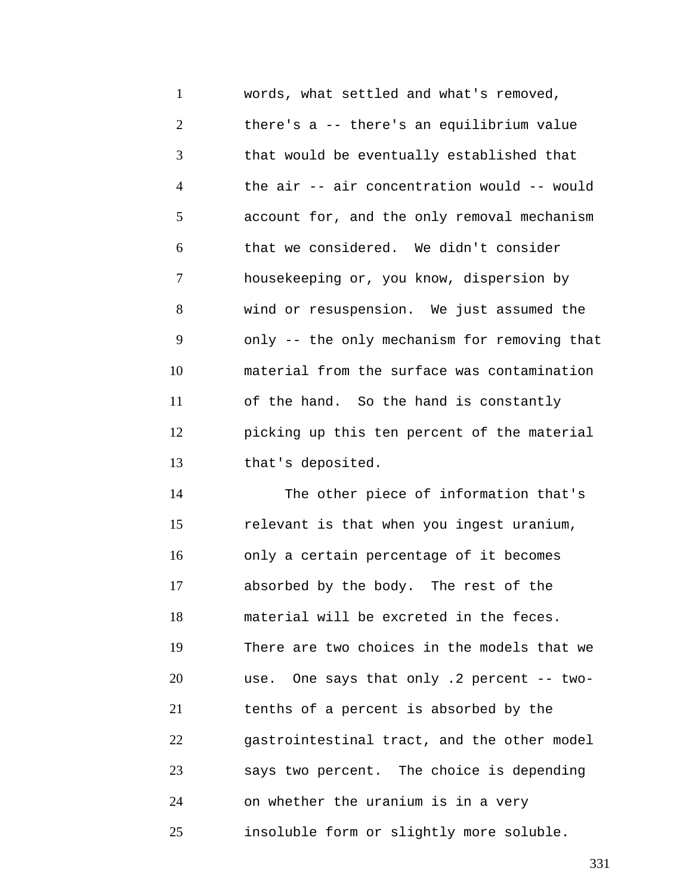words, what settled and what's removed, there's a -- there's an equilibrium value that would be eventually established that the air -- air concentration would -- would account for, and the only removal mechanism that we considered. We didn't consider housekeeping or, you know, dispersion by wind or resuspension. We just assumed the only -- the only mechanism for removing that material from the surface was contamination of the hand. So the hand is constantly picking up this ten percent of the material that's deposited.

The other piece of information that's relevant is that when you ingest uranium, only a certain percentage of it becomes absorbed by the body. The rest of the material will be excreted in the feces. There are two choices in the models that we use. One says that only .2 percent -- two-tenths of a percent is absorbed by the gastrointestinal tract, and the other model says two percent. The choice is depending on whether the uranium is in a very insoluble form or slightly more soluble.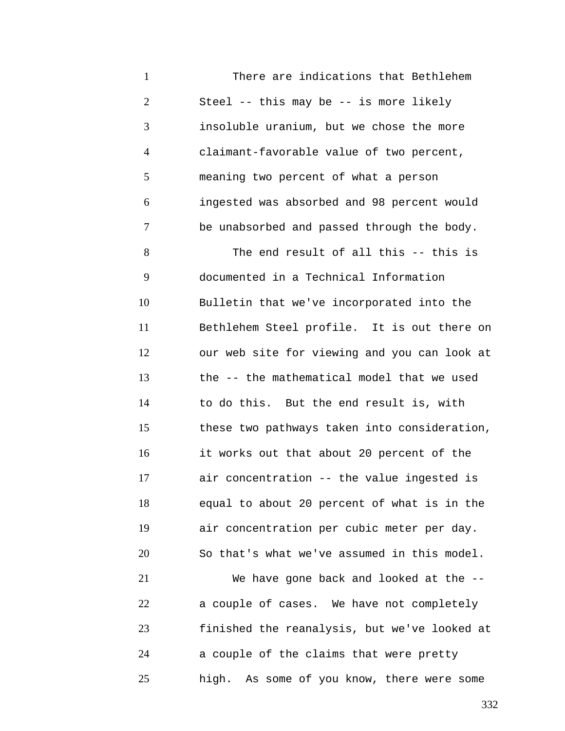There are indications that Bethlehem Steel -- this may be -- is more likely insoluble uranium, but we chose the more claimant-favorable value of two percent, meaning two percent of what a person ingested was absorbed and 98 percent would be unabsorbed and passed through the body.

The end result of all this -- this is documented in a Technical Information Bulletin that we've incorporated into the Bethlehem Steel profile. It is out there on our web site for viewing and you can look at the -- the mathematical model that we used to do this. But the end result is, with these two pathways taken into consideration, it works out that about 20 percent of the air concentration -- the value ingested is equal to about 20 percent of what is in the air concentration per cubic meter per day. So that's what we've assumed in this model.

We have gone back and looked at the -- a couple of cases. We have not completely finished the reanalysis, but we've looked at a couple of the claims that were pretty high. As some of you know, there were some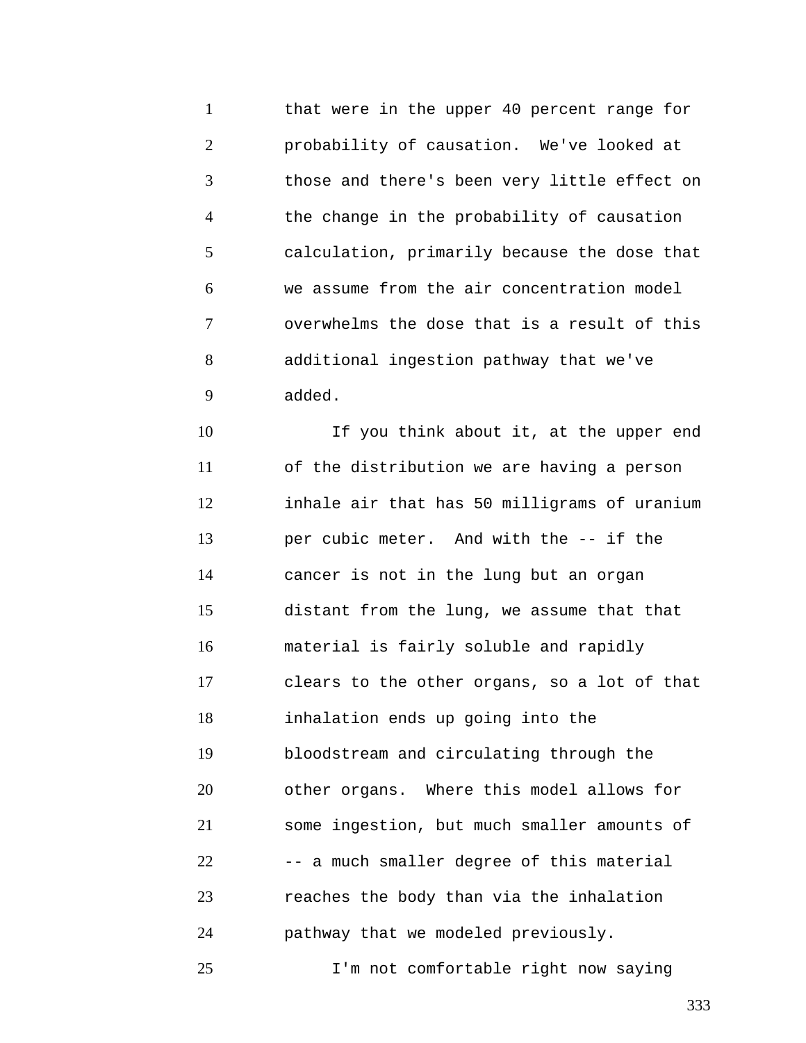that were in the upper 40 percent range for probability of causation. We've looked at those and there's been very little effect on the change in the probability of causation calculation, primarily because the dose that we assume from the air concentration model overwhelms the dose that is a result of this additional ingestion pathway that we've added.

If you think about it, at the upper end of the distribution we are having a person inhale air that has 50 milligrams of uranium per cubic meter. And with the -- if the cancer is not in the lung but an organ distant from the lung, we assume that that material is fairly soluble and rapidly clears to the other organs, so a lot of that inhalation ends up going into the bloodstream and circulating through the other organs. Where this model allows for some ingestion, but much smaller amounts of -- a much smaller degree of this material reaches the body than via the inhalation pathway that we modeled previously.

I'm not comfortable right now saying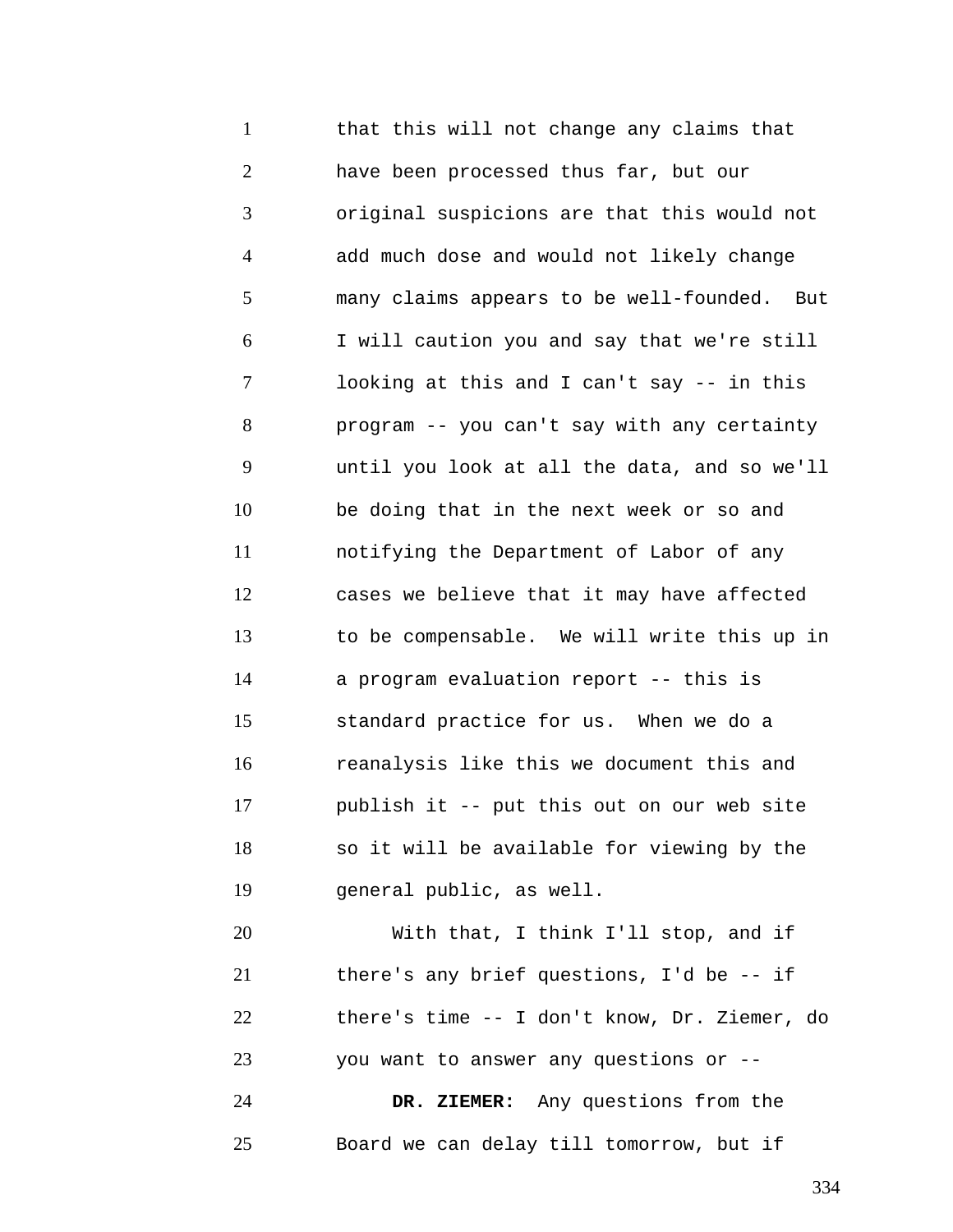that this will not change any claims that have been processed thus far, but our original suspicions are that this would not add much dose and would not likely change many claims appears to be well-founded. But I will caution you and say that we're still looking at this and I can't say -- in this program -- you can't say with any certainty until you look at all the data, and so we'll be doing that in the next week or so and notifying the Department of Labor of any cases we believe that it may have affected to be compensable. We will write this up in a program evaluation report -- this is standard practice for us. When we do a reanalysis like this we document this and publish it -- put this out on our web site so it will be available for viewing by the general public, as well.

With that, I think I'll stop, and if there's any brief questions, I'd be -- if there's time -- I don't know, Dr. Ziemer, do you want to answer any questions or --

**DR. ZIEMER:** Any questions from the Board we can delay till tomorrow, but if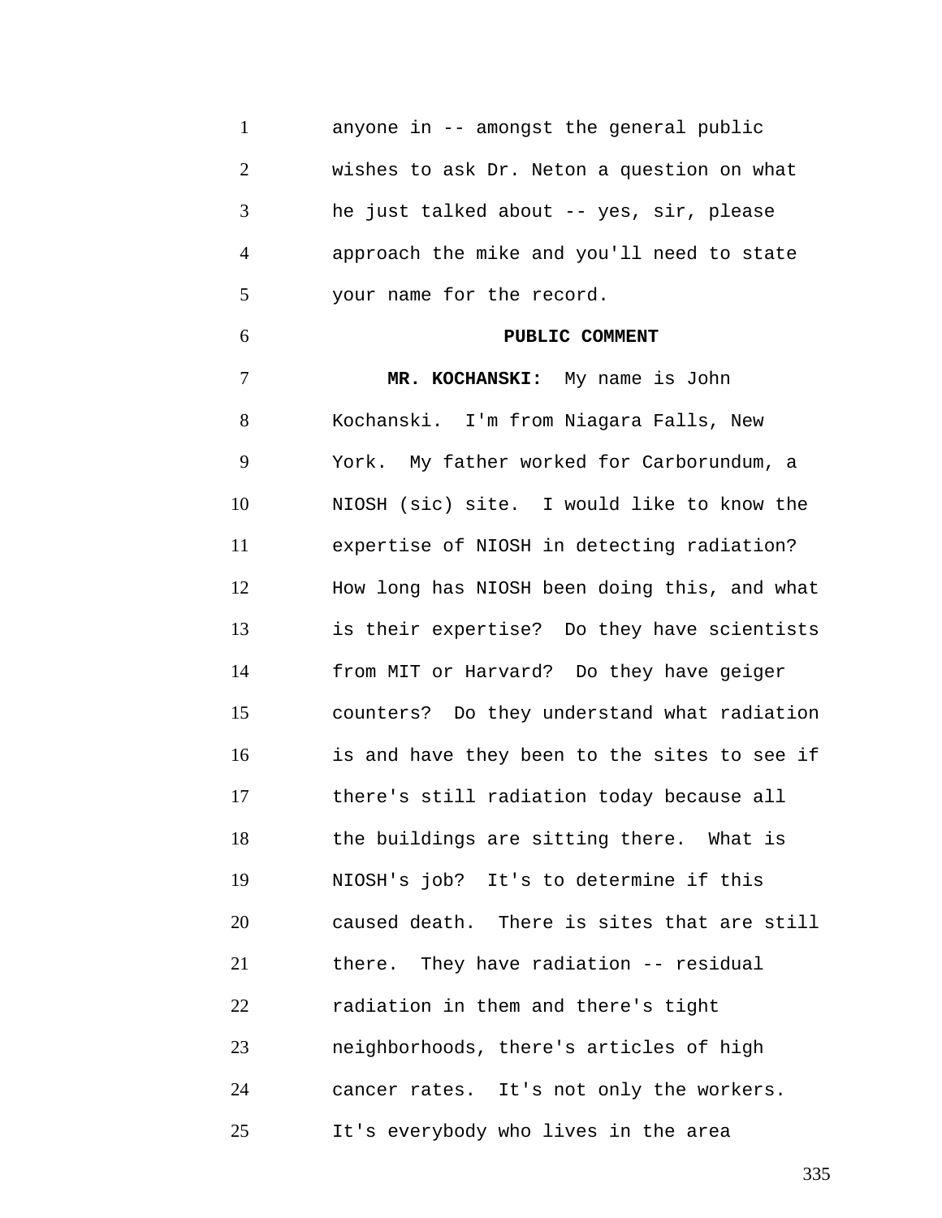anyone in -- amongst the general public wishes to ask Dr. Neton a question on what he just talked about -- yes, sir, please approach the mike and you'll need to state your name for the record.

## PUBLIC COMMENT

**MR. KOCHANSKI:** My name is John Kochanski. I'm from Niagara Falls, New York. My father worked for Carborundum, a NIOSH (sic) site. I would like to know the expertise of NIOSH in detecting radiation? How long has NIOSH been doing this, and what is their expertise? Do they have scientists from MIT or Harvard? Do they have geiger counters? Do they understand what radiation is and have they been to the sites to see if there's still radiation today because all the buildings are sitting there. What is NIOSH's job? It's to determine if this caused death. There is sites that are still there. They have radiation -- residual radiation in them and there's tight neighborhoods, there's articles of high cancer rates. It's not only the workers. It's everybody who lives in the area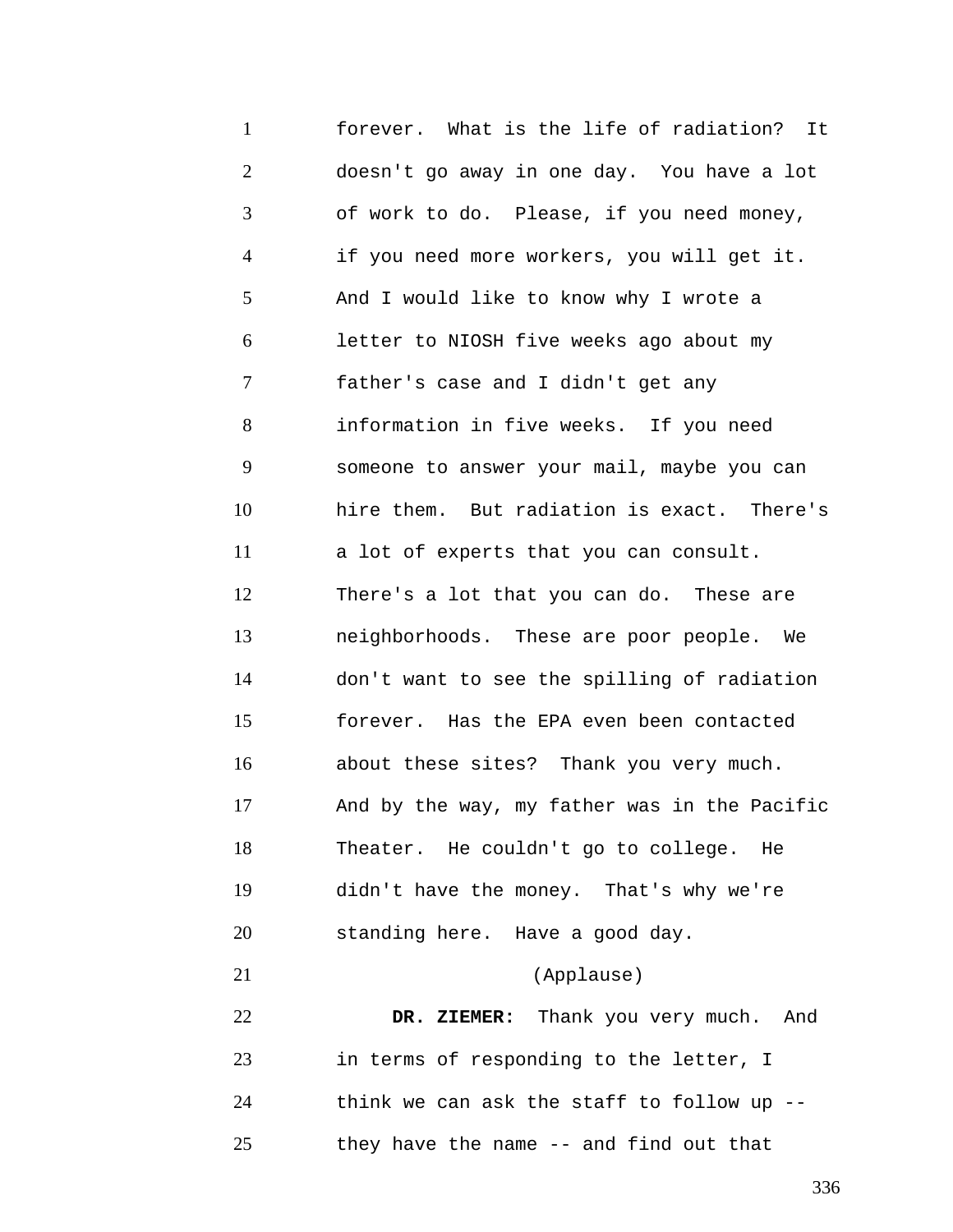forever. What is the life of radiation? It doesn't go away in one day. You have a lot of work to do. Please, if you need money, if you need more workers, you will get it. And I would like to know why I wrote a letter to NIOSH five weeks ago about my father's case and I didn't get any information in five weeks. If you need someone to answer your mail, maybe you can hire them. But radiation is exact. There's a lot of experts that you can consult. There's a lot that you can do. These are neighborhoods. These are poor people. We don't want to see the spilling of radiation forever. Has the EPA even been contacted about these sites? Thank you very much. And by the way, my father was in the Pacific Theater. He couldn't go to college. He didn't have the money. That's why we're standing here. Have a good day.

(Applause)

**DR. ZIEMER:** Thank you very much. And in terms of responding to the letter, I think we can ask the staff to follow up -- they have the name -- and find out that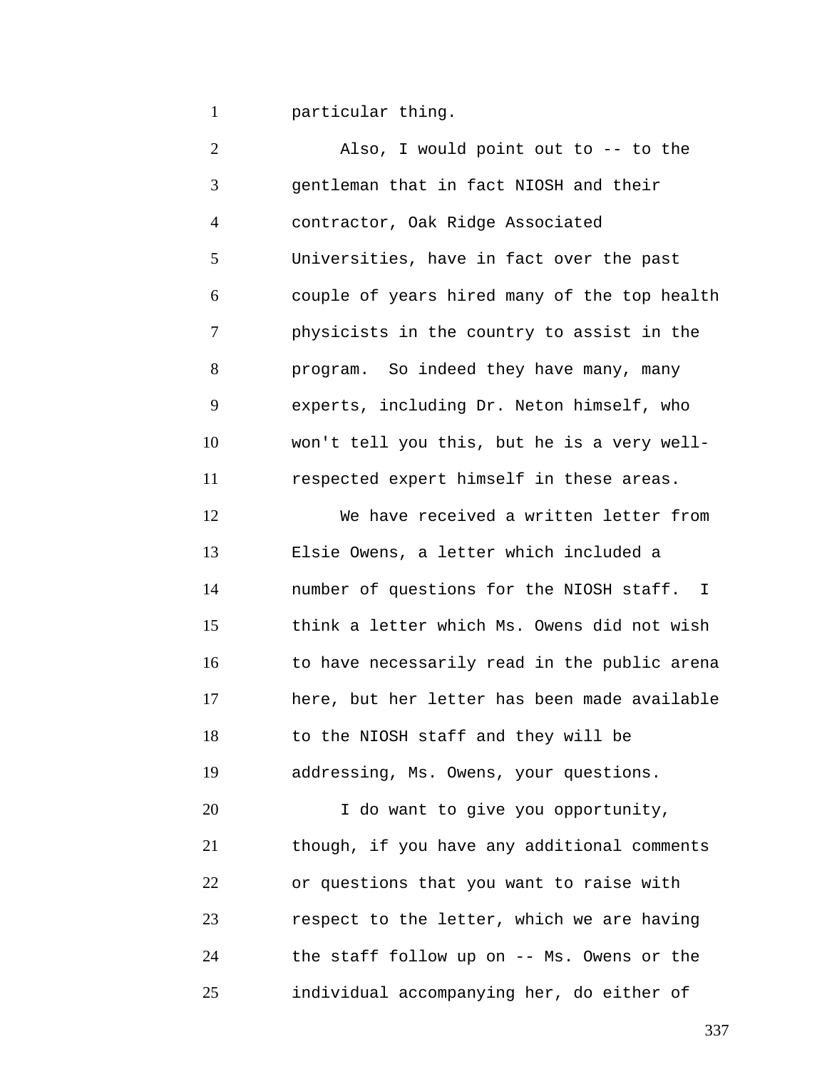particular thing.

Also, I would point out to -- to the gentleman that in fact NIOSH and their contractor, Oak Ridge Associated Universities, have in fact over the past couple of years hired many of the top health physicists in the country to assist in the program. So indeed they have many, many experts, including Dr. Neton himself, who won't tell you this, but he is a very well-respected expert himself in these areas.

We have received a written letter from Elsie Owens, a letter which included a number of questions for the NIOSH staff. I think a letter which Ms. Owens did not wish to have necessarily read in the public arena here, but her letter has been made available to the NIOSH staff and they will be addressing, Ms. Owens, your questions.

I do want to give you opportunity, though, if you have any additional comments or questions that you want to raise with respect to the letter, which we are having the staff follow up on -- Ms. Owens or the individual accompanying her, do either of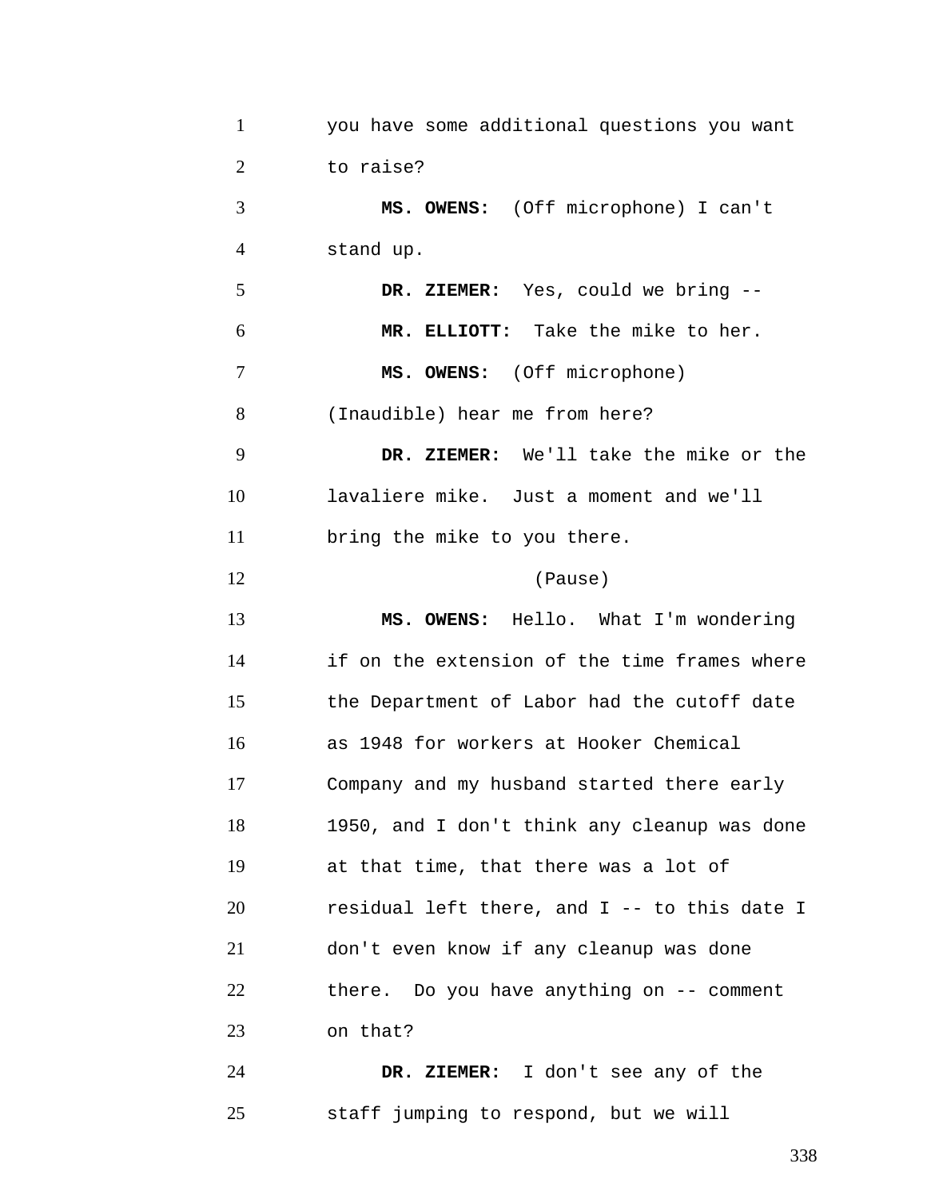you have some additional questions you want to raise?

**MS. OWENS:** (Off microphone) I can't stand up.

**DR. ZIEMER:** Yes, could we bring --

**MR. ELLIOTT:** Take the mike to her.

**MS. OWENS:** (Off microphone) (Inaudible) hear me from here?

**DR. ZIEMER:** We'll take the mike or the lavaliere mike. Just a moment and we'll bring the mike to you there.

(Pause)

**MS. OWENS:** Hello. What I'm wondering if on the extension of the time frames where the Department of Labor had the cutoff date as 1948 for workers at Hooker Chemical Company and my husband started there early 1950, and I don't think any cleanup was done at that time, that there was a lot of residual left there, and I -- to this date I don't even know if any cleanup was done there. Do you have anything on -- comment on that?

**DR. ZIEMER:** I don't see any of the staff jumping to respond, but we will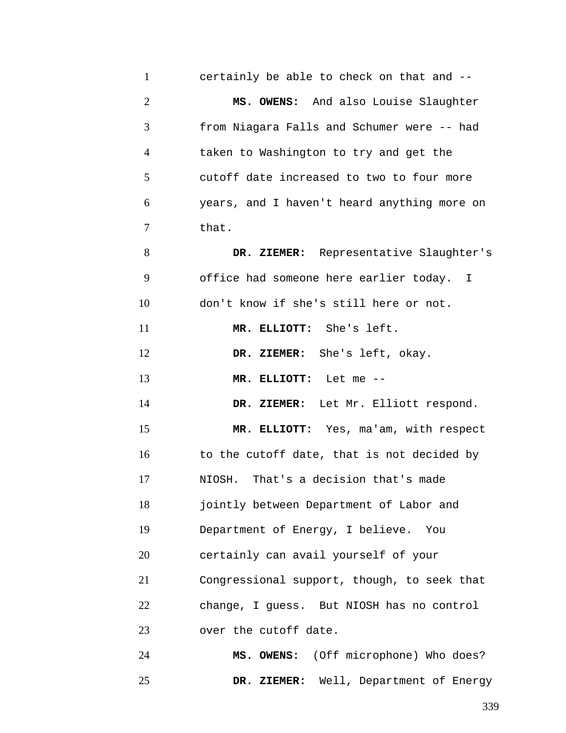certainly be able to check on that and --

**MS. OWENS:** And also Louise Slaughter from Niagara Falls and Schumer were -- had taken to Washington to try and get the cutoff date increased to two to four more years, and I haven't heard anything more on that.

**DR. ZIEMER:** Representative Slaughter's office had someone here earlier today. I don't know if she's still here or not.

**MR. ELLIOTT:** She's left.

**DR. ZIEMER:** She's left, okay.

**MR. ELLIOTT:** Let me --

**DR. ZIEMER:** Let Mr. Elliott respond.

**MR. ELLIOTT:** Yes, ma'am, with respect to the cutoff date, that is not decided by NIOSH. That's a decision that's made jointly between Department of Labor and Department of Energy, I believe. You certainly can avail yourself of your Congressional support, though, to seek that change, I guess. But NIOSH has no control over the cutoff date.

**MS. OWENS:** (Off microphone) Who does?

**DR. ZIEMER:** Well, Department of Energy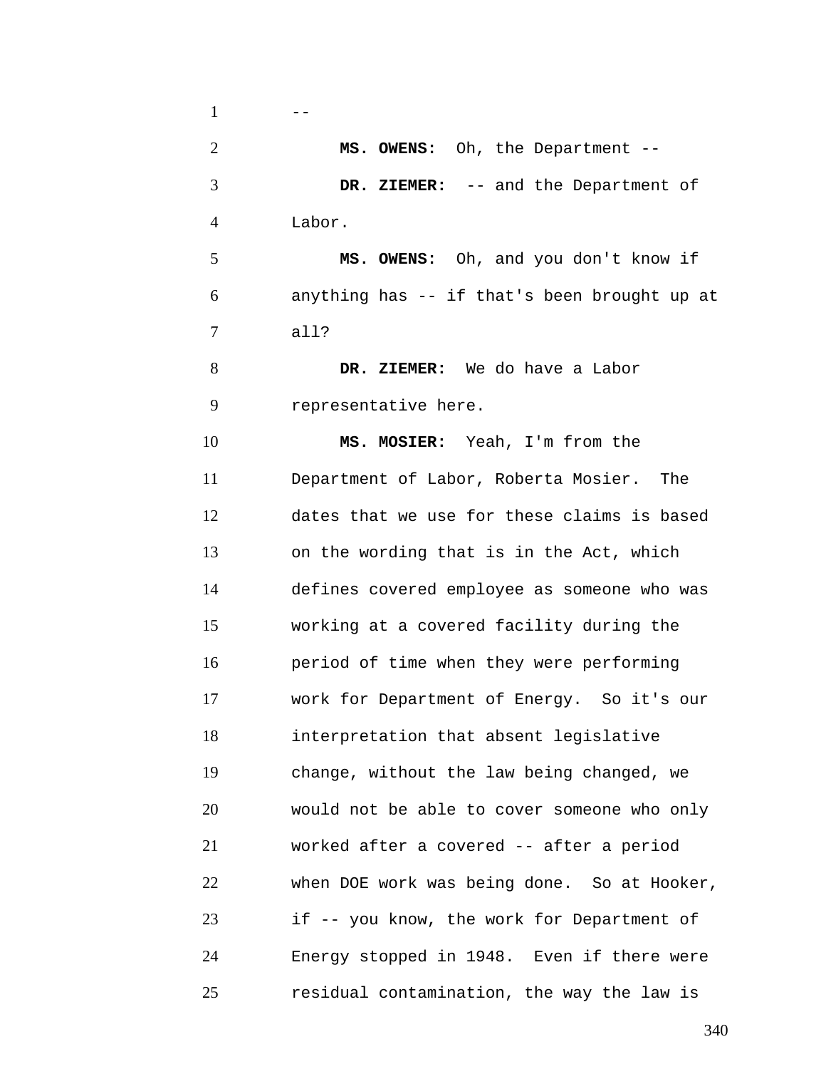--

**MS. OWENS:** Oh, the Department --

**DR. ZIEMER:** -- and the Department of Labor.

**MS. OWENS:** Oh, and you don't know if anything has -- if that's been brought up at all?

**DR. ZIEMER:** We do have a Labor representative here.

**MS. MOSIER:** Yeah, I'm from the Department of Labor, Roberta Mosier. The dates that we use for these claims is based on the wording that is in the Act, which defines covered employee as someone who was working at a covered facility during the period of time when they were performing work for Department of Energy. So it's our interpretation that absent legislative change, without the law being changed, we would not be able to cover someone who only worked after a covered -- after a period when DOE work was being done. So at Hooker, if -- you know, the work for Department of Energy stopped in 1948. Even if there were residual contamination, the way the law is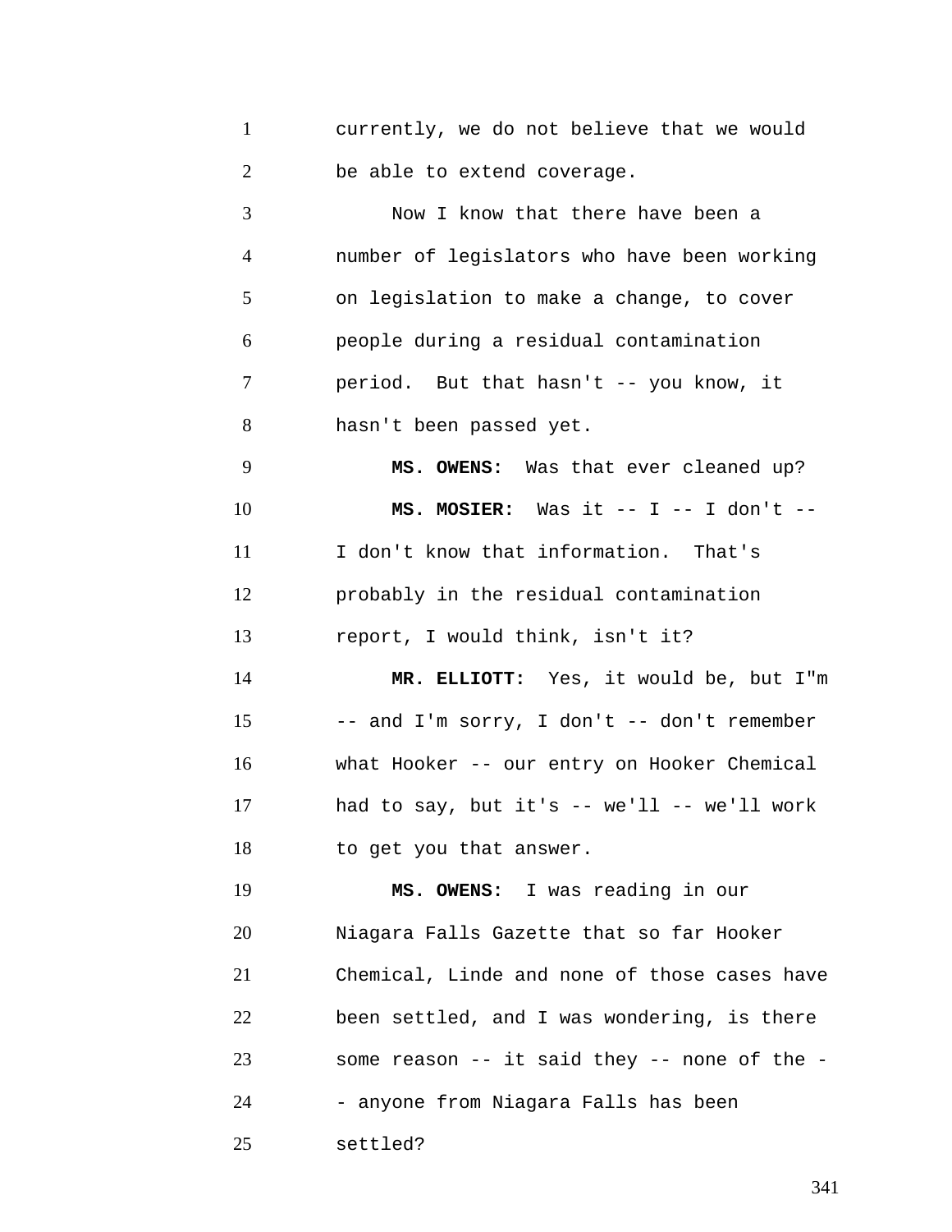currently, we do not believe that we would be able to extend coverage.

Now I know that there have been a number of legislators who have been working on legislation to make a change, to cover people during a residual contamination period. But that hasn't -- you know, it hasn't been passed yet.

**MS. OWENS:** Was that ever cleaned up?

**MS. MOSIER:** Was it -- I -- I don't -- I don't know that information. That's probably in the residual contamination report, I would think, isn't it?

**MR. ELLIOTT:** Yes, it would be, but I"m -- and I'm sorry, I don't -- don't remember what Hooker -- our entry on Hooker Chemical had to say, but it's -- we'll -- we'll work to get you that answer.

**MS. OWENS:** I was reading in our Niagara Falls Gazette that so far Hooker Chemical, Linde and none of those cases have been settled, and I was wondering, is there some reason -- it said they -- none of the -- anyone from Niagara Falls has been settled?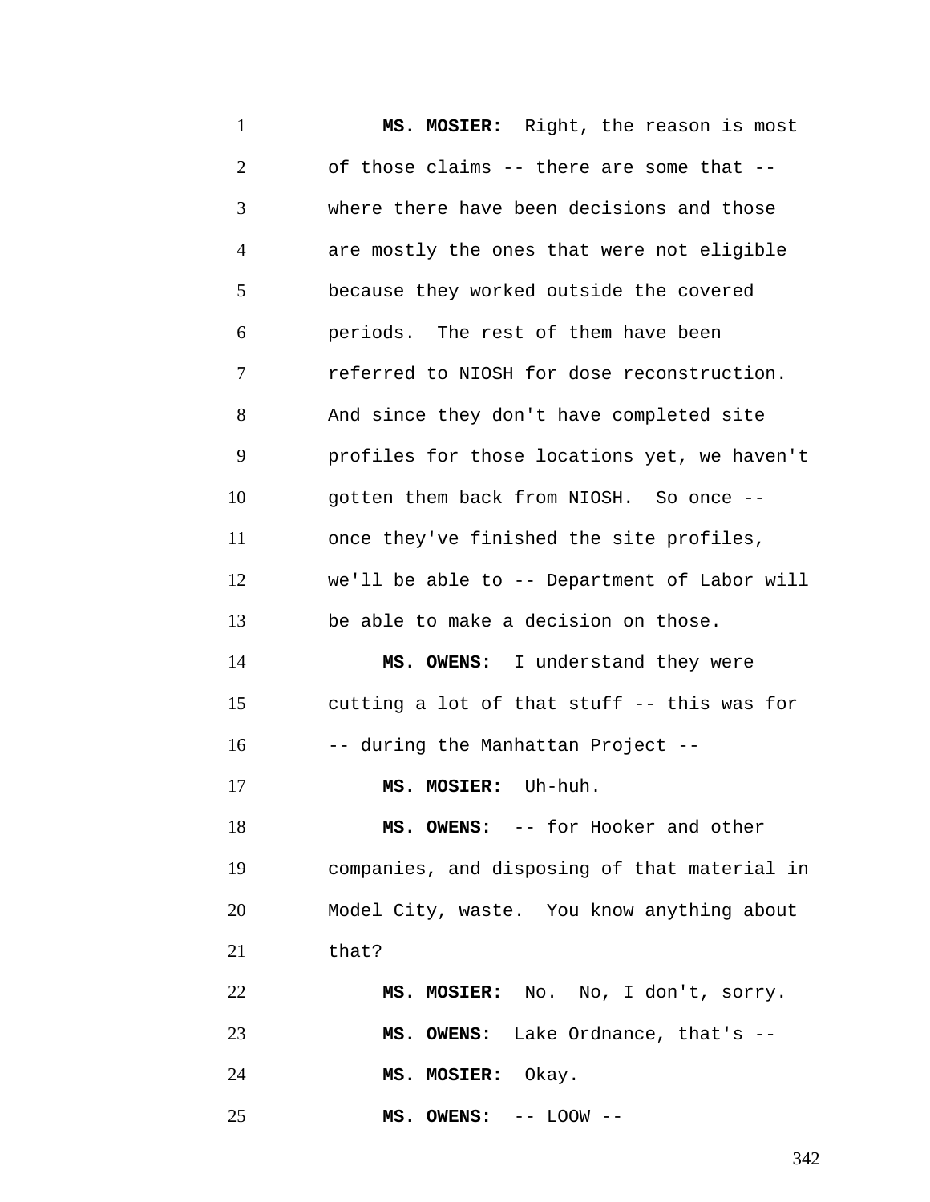**MS. MOSIER:** Right, the reason is most of those claims -- there are some that -- where there have been decisions and those are mostly the ones that were not eligible because they worked outside the covered periods. The rest of them have been referred to NIOSH for dose reconstruction. And since they don't have completed site profiles for those locations yet, we haven't gotten them back from NIOSH. So once -- once they've finished the site profiles, we'll be able to -- Department of Labor will be able to make a decision on those.

**MS. OWENS:** I understand they were cutting a lot of that stuff -- this was for -- during the Manhattan Project --

**MS. MOSIER:** Uh-huh.

**MS. OWENS:** -- for Hooker and other companies, and disposing of that material in Model City, waste. You know anything about that?

**MS. MOSIER:** No. No, I don't, sorry.

**MS. OWENS:** Lake Ordnance, that's --

**MS. MOSIER:** Okay.

**MS. OWENS:** -- LOOW --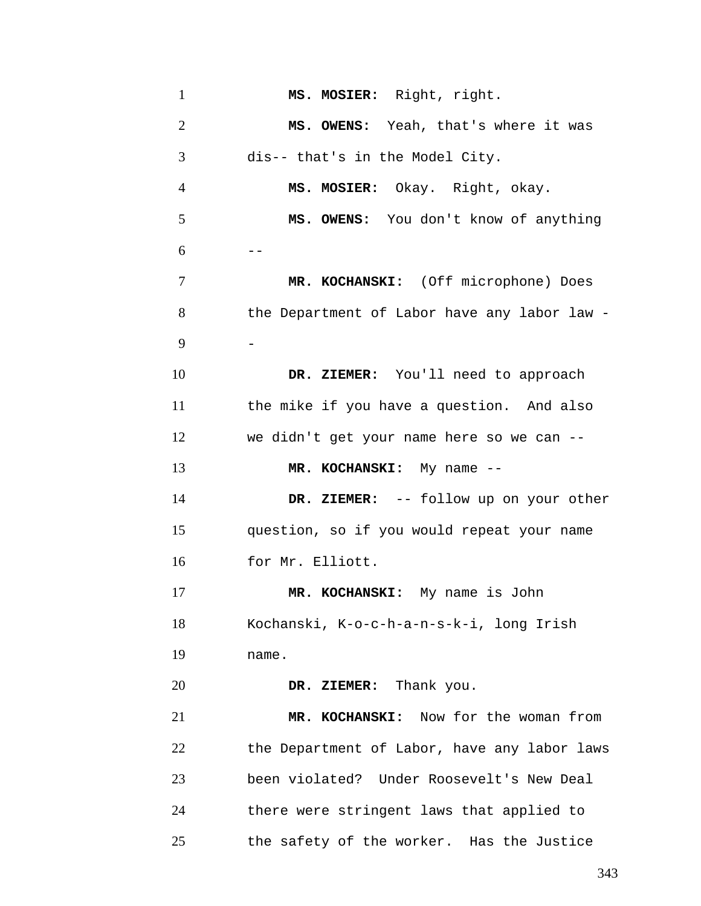**MS. MOSIER:** Right, right.

**MS. OWENS:** Yeah, that's where it was dis-- that's in the Model City.

**MS. MOSIER:** Okay. Right, okay.

**MS. OWENS:** You don't know of anything --

**MR. KOCHANSKI:** (Off microphone) Does the Department of Labor have any labor law --

**DR. ZIEMER:** You'll need to approach the mike if you have a question. And also we didn't get your name here so we can --

**MR. KOCHANSKI:** My name --

**DR. ZIEMER:** -- follow up on your other question, so if you would repeat your name for Mr. Elliott.

**MR. KOCHANSKI:** My name is John Kochanski, K-o-c-h-a-n-s-k-i, long Irish name.

**DR. ZIEMER:** Thank you.

**MR. KOCHANSKI:** Now for the woman from the Department of Labor, have any labor laws been violated? Under Roosevelt's New Deal there were stringent laws that applied to the safety of the worker. Has the Justice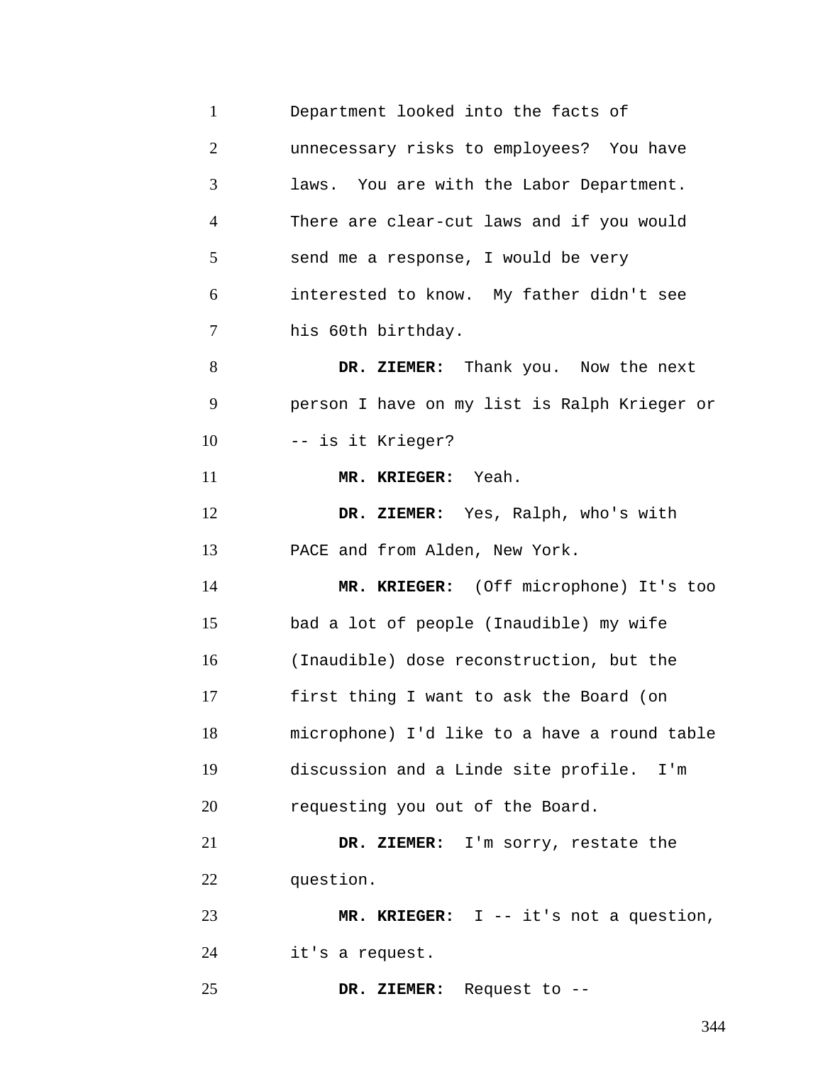Department looked into the facts of unnecessary risks to employees? You have laws. You are with the Labor Department. There are clear-cut laws and if you would send me a response, I would be very interested to know. My father didn't see his 60th birthday.

**DR. ZIEMER:** Thank you. Now the next person I have on my list is Ralph Krieger or -- is it Krieger?

**MR. KRIEGER:** Yeah.

**DR. ZIEMER:** Yes, Ralph, who's with PACE and from Alden, New York.

**MR. KRIEGER:** (Off microphone) It's too bad a lot of people (Inaudible) my wife (Inaudible) dose reconstruction, but the first thing I want to ask the Board (on microphone) I'd like to a have a round table discussion and a Linde site profile. I'm requesting you out of the Board.

**DR. ZIEMER:** I'm sorry, restate the question.

**MR. KRIEGER:** I -- it's not a question, it's a request.

**DR. ZIEMER:** Request to --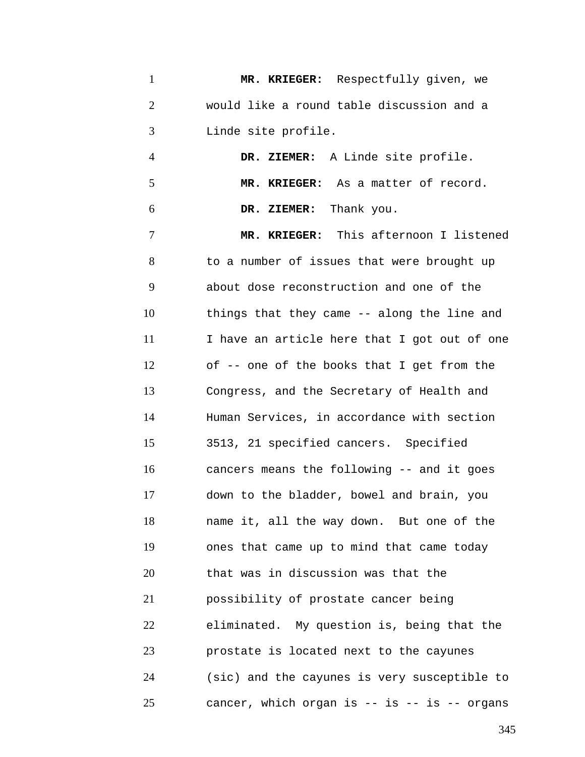**MR. KRIEGER:** Respectfully given, we would like a round table discussion and a Linde site profile.

**DR. ZIEMER:** A Linde site profile.

**MR. KRIEGER:** As a matter of record.

**DR. ZIEMER:** Thank you.

**MR. KRIEGER:** This afternoon I listened to a number of issues that were brought up about dose reconstruction and one of the things that they came -- along the line and I have an article here that I got out of one of -- one of the books that I get from the Congress, and the Secretary of Health and Human Services, in accordance with section 3513, 21 specified cancers. Specified cancers means the following -- and it goes down to the bladder, bowel and brain, you name it, all the way down. But one of the ones that came up to mind that came today that was in discussion was that the possibility of prostate cancer being eliminated. My question is, being that the prostate is located next to the cayunes (sic) and the cayunes is very susceptible to cancer, which organ is -- is -- is -- organs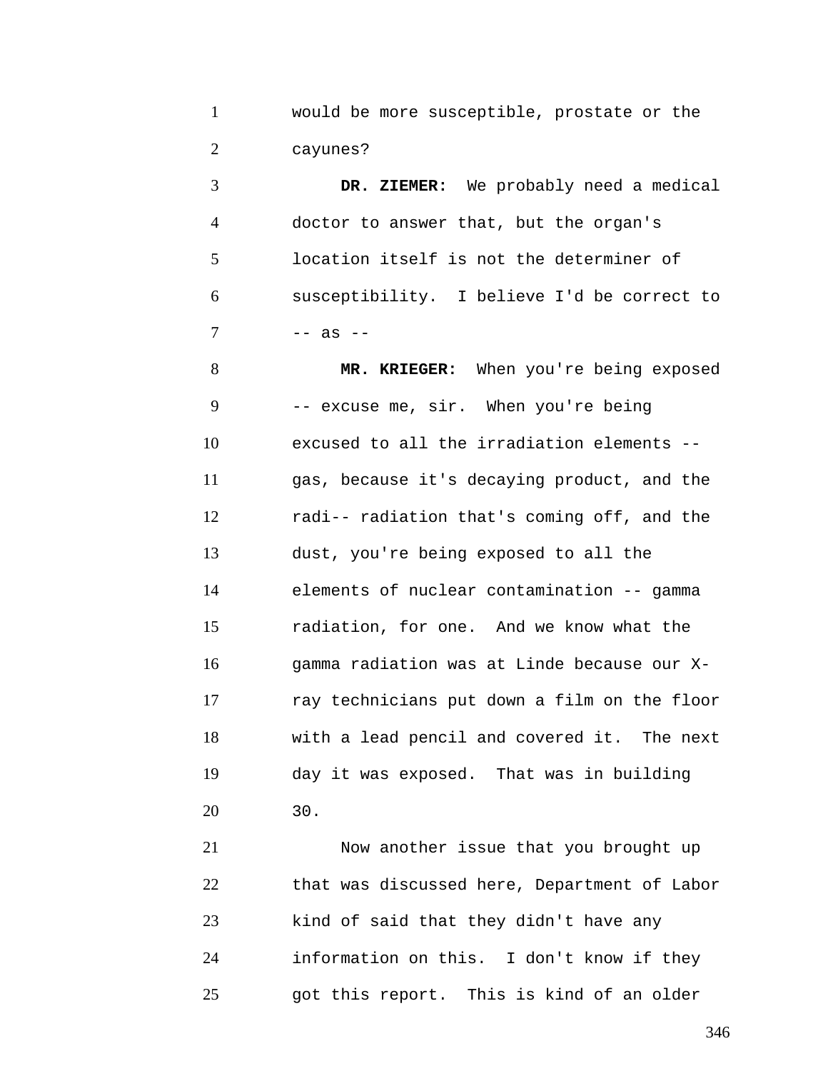would be more susceptible, prostate or the cayunes?

**DR. ZIEMER:** We probably need a medical doctor to answer that, but the organ's location itself is not the determiner of susceptibility. I believe I'd be correct to -- as --

**MR. KRIEGER:** When you're being exposed -- excuse me, sir. When you're being excused to all the irradiation elements -- gas, because it's decaying product, and the radi-- radiation that's coming off, and the dust, you're being exposed to all the elements of nuclear contamination -- gamma radiation, for one. And we know what the gamma radiation was at Linde because our X-ray technicians put down a film on the floor with a lead pencil and covered it. The next day it was exposed. That was in building 30.

Now another issue that you brought up that was discussed here, Department of Labor kind of said that they didn't have any information on this. I don't know if they got this report. This is kind of an older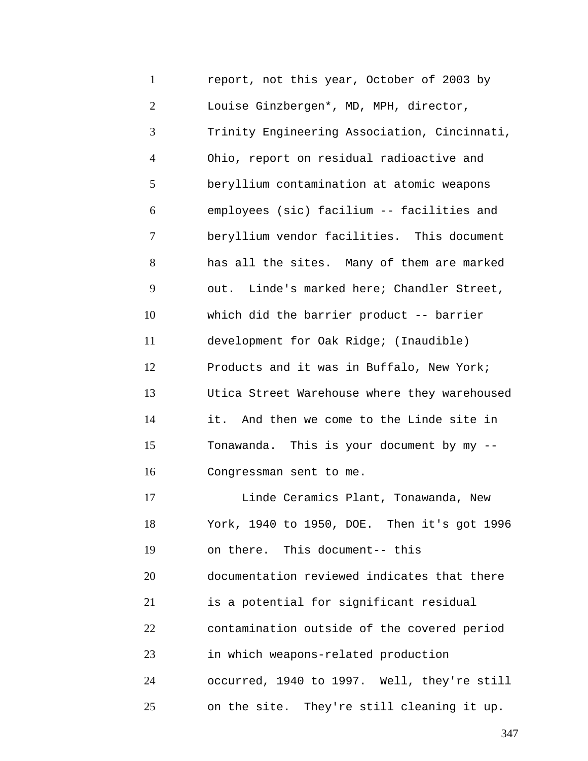report, not this year, October of 2003 by Louise Ginzbergen*, MD, MPH, director, Trinity Engineering Association, Cincinnati, Ohio, report on residual radioactive and beryllium contamination at atomic weapons employees (sic) facilium -- facilities and beryllium vendor facilities. This document has all the sites. Many of them are marked out. Linde's marked here; Chandler Street, which did the barrier product -- barrier development for Oak Ridge; (Inaudible) Products and it was in Buffalo, New York; Utica Street Warehouse where they warehoused it. And then we come to the Linde site in Tonawanda. This is your document by my -- Congressman sent to me.

Linde Ceramics Plant, Tonawanda, New York, 1940 to 1950, DOE. Then it's got 1996 on there. This document-- this documentation reviewed indicates that there is a potential for significant residual contamination outside of the covered period in which weapons-related production occurred, 1940 to 1997. Well, they're still on the site. They're still cleaning it up.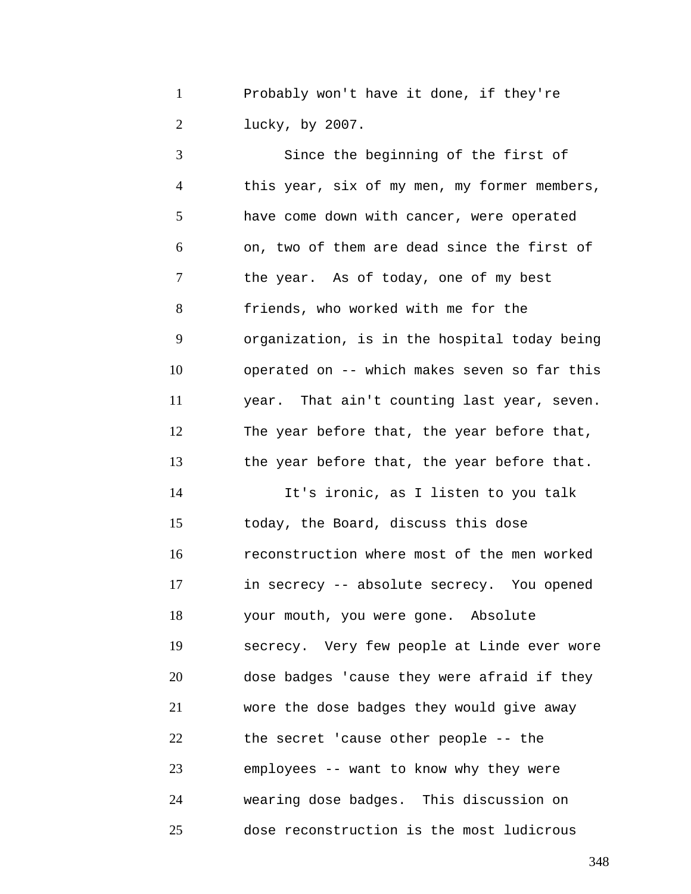Probably won't have it done, if they're lucky, by 2007.

Since the beginning of the first of this year, six of my men, my former members, have come down with cancer, were operated on, two of them are dead since the first of the year. As of today, one of my best friends, who worked with me for the organization, is in the hospital today being operated on -- which makes seven so far this year. That ain't counting last year, seven. The year before that, the year before that, the year before that, the year before that.

It's ironic, as I listen to you talk today, the Board, discuss this dose reconstruction where most of the men worked in secrecy -- absolute secrecy. You opened your mouth, you were gone. Absolute secrecy. Very few people at Linde ever wore dose badges 'cause they were afraid if they wore the dose badges they would give away the secret 'cause other people -- the employees -- want to know why they were wearing dose badges. This discussion on dose reconstruction is the most ludicrous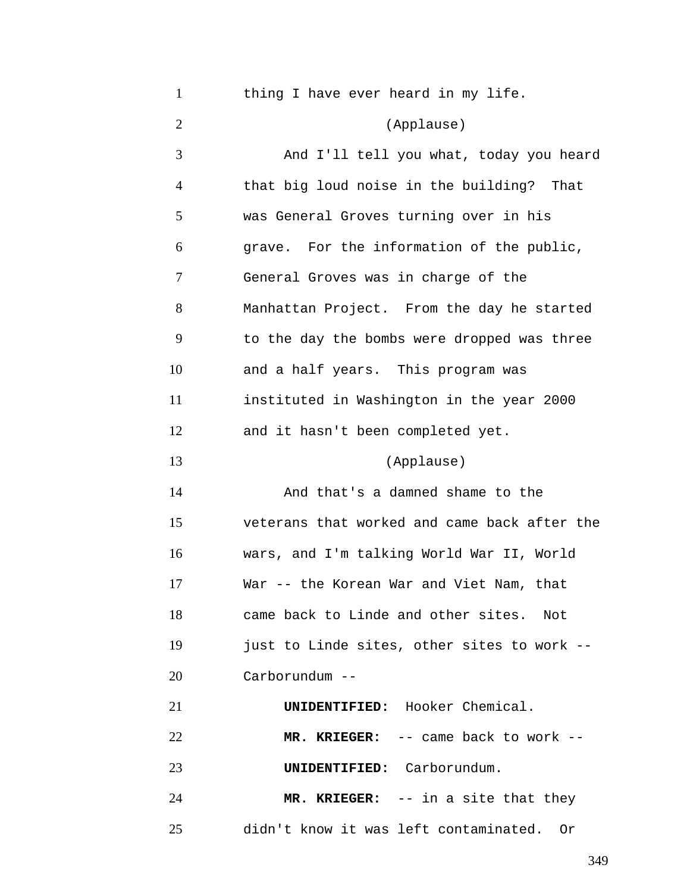thing I have ever heard in my life.

(Applause)

And I'll tell you what, today you heard that big loud noise in the building? That was General Groves turning over in his grave. For the information of the public, General Groves was in charge of the Manhattan Project. From the day he started to the day the bombs were dropped was three and a half years. This program was instituted in Washington in the year 2000 and it hasn't been completed yet.

(Applause)

And that's a damned shame to the veterans that worked and came back after the wars, and I'm talking World War II, World War -- the Korean War and Viet Nam, that came back to Linde and other sites. Not just to Linde sites, other sites to work -- Carborundum --

**UNIDENTIFIED:** Hooker Chemical.

**MR. KRIEGER:** -- came back to work --

**UNIDENTIFIED:** Carborundum.

**MR. KRIEGER:** -- in a site that they didn't know it was left contaminated. Or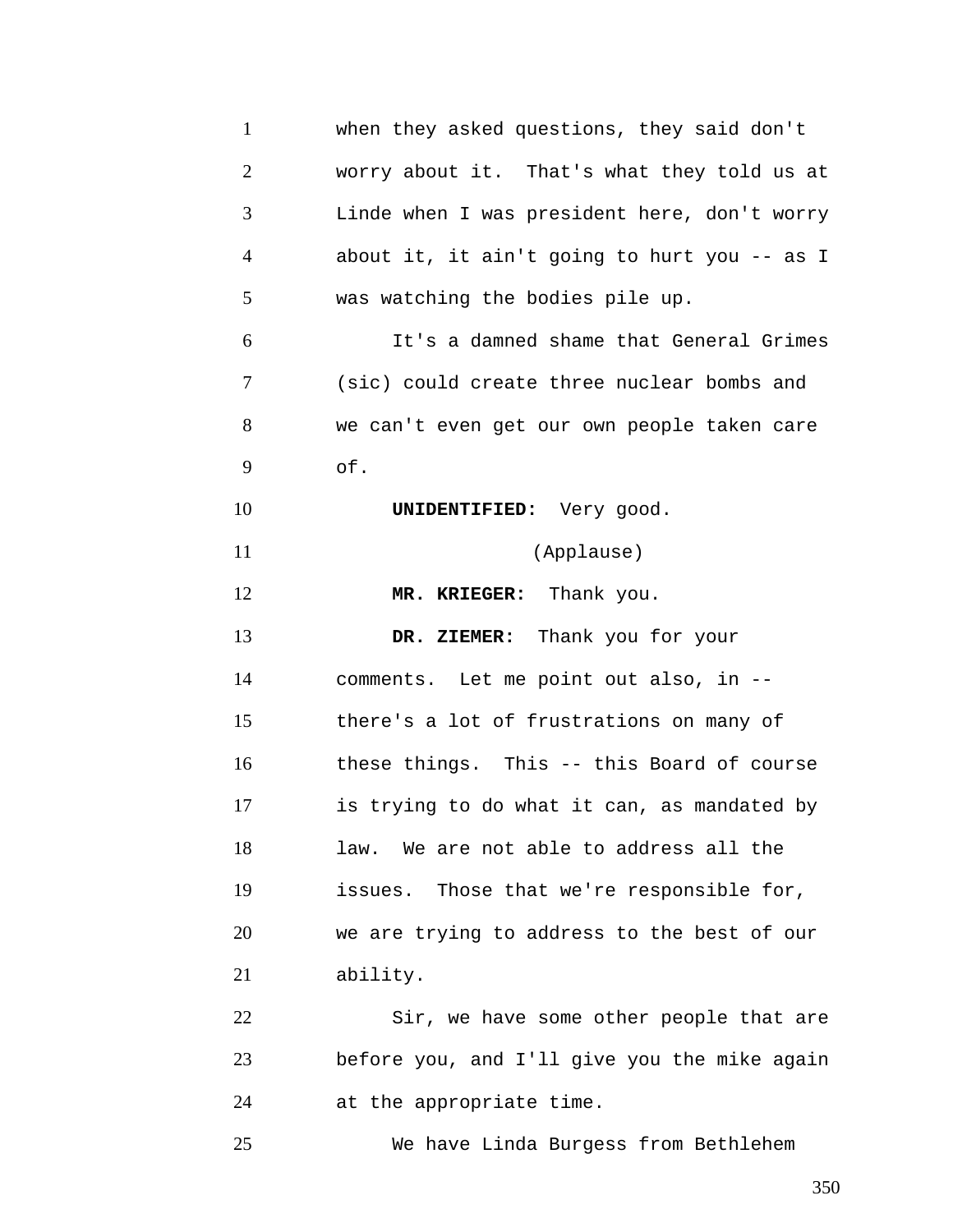when they asked questions, they said don't worry about it. That's what they told us at Linde when I was president here, don't worry about it, it ain't going to hurt you -- as I was watching the bodies pile up.

It's a damned shame that General Grimes (sic) could create three nuclear bombs and we can't even get our own people taken care of.

**UNIDENTIFIED:** Very good.

(Applause)

**MR. KRIEGER:** Thank you.

**DR. ZIEMER:** Thank you for your comments. Let me point out also, in -- there's a lot of frustrations on many of these things. This -- this Board of course is trying to do what it can, as mandated by law. We are not able to address all the issues. Those that we're responsible for, we are trying to address to the best of our ability.

Sir, we have some other people that are before you, and I'll give you the mike again at the appropriate time.

We have Linda Burgess from Bethlehem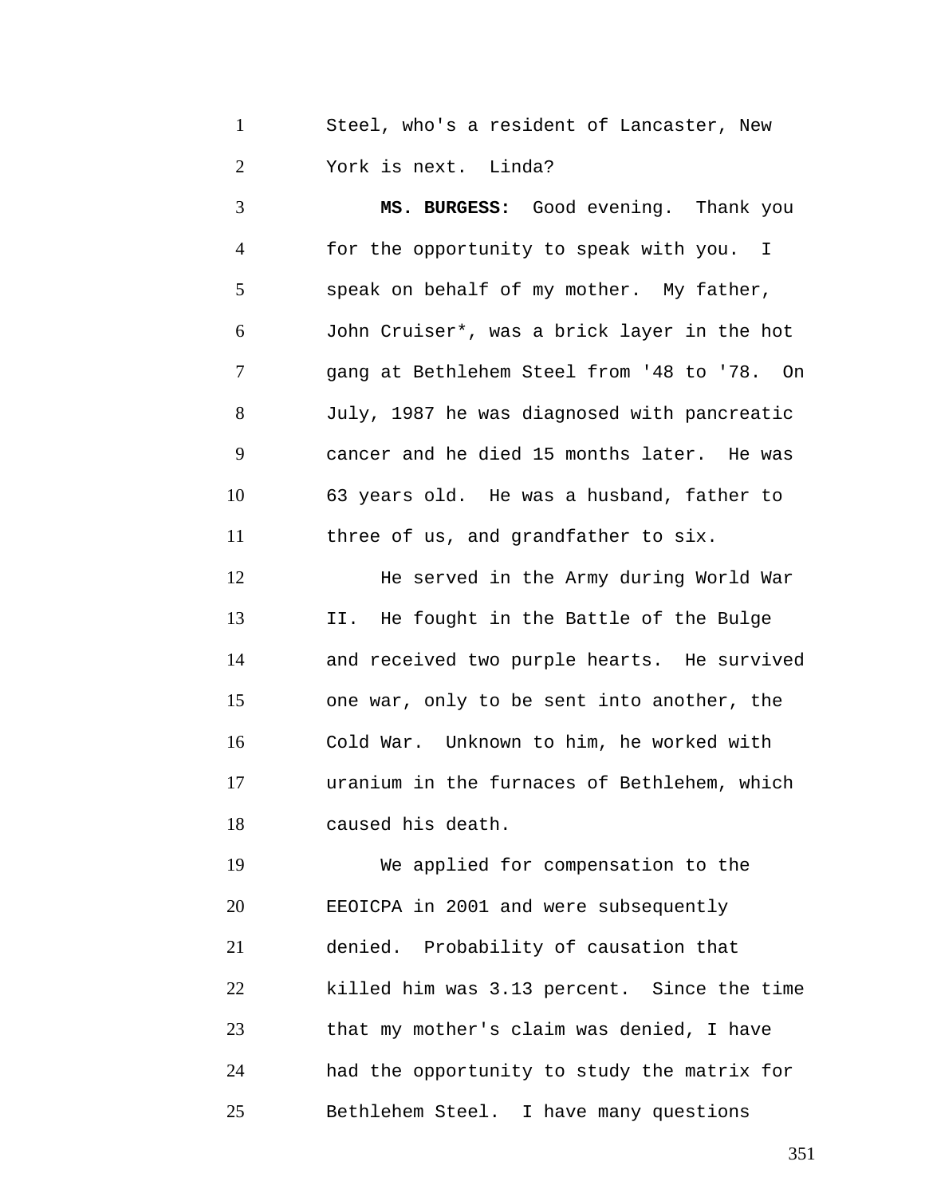Steel, who's a resident of Lancaster, New York is next. Linda?

**MS. BURGESS:** Good evening. Thank you for the opportunity to speak with you. I speak on behalf of my mother. My father, John Cruiser*, was a brick layer in the hot gang at Bethlehem Steel from '48 to '78. On July, 1987 he was diagnosed with pancreatic cancer and he died 15 months later. He was 63 years old. He was a husband, father to three of us, and grandfather to six.

He served in the Army during World War II. He fought in the Battle of the Bulge and received two purple hearts. He survived one war, only to be sent into another, the Cold War. Unknown to him, he worked with uranium in the furnaces of Bethlehem, which caused his death.

We applied for compensation to the EEOICPA in 2001 and were subsequently denied. Probability of causation that killed him was 3.13 percent. Since the time that my mother's claim was denied, I have had the opportunity to study the matrix for Bethlehem Steel. I have many questions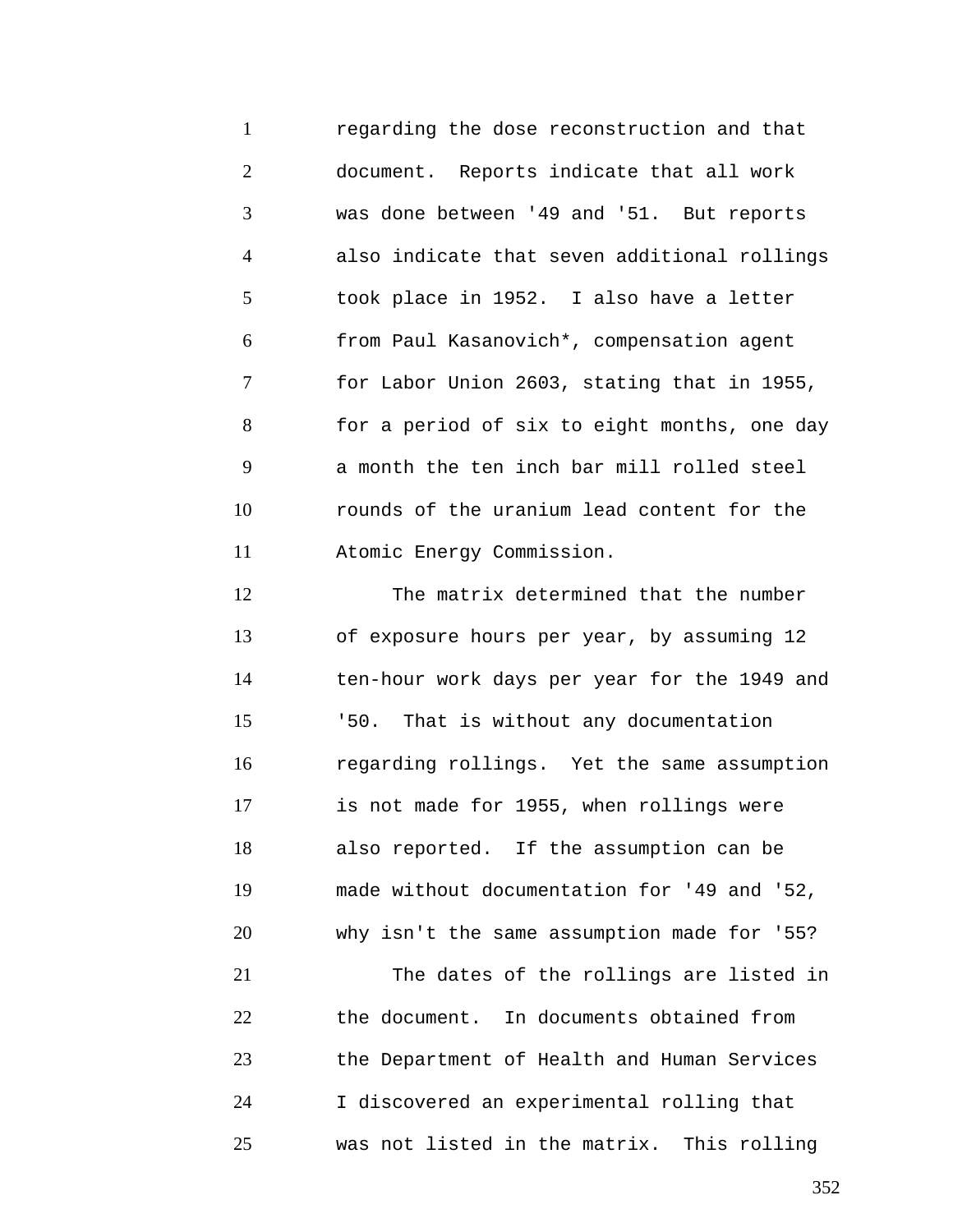regarding the dose reconstruction and that document. Reports indicate that all work was done between '49 and '51. But reports also indicate that seven additional rollings took place in 1952. I also have a letter from Paul Kasanovich*, compensation agent for Labor Union 2603, stating that in 1955, for a period of six to eight months, one day a month the ten inch bar mill rolled steel rounds of the uranium lead content for the Atomic Energy Commission.

The matrix determined that the number of exposure hours per year, by assuming 12 ten-hour work days per year for the 1949 and '50. That is without any documentation regarding rollings. Yet the same assumption is not made for 1955, when rollings were also reported. If the assumption can be made without documentation for '49 and '52, why isn't the same assumption made for '55?

The dates of the rollings are listed in the document. In documents obtained from the Department of Health and Human Services I discovered an experimental rolling that was not listed in the matrix. This rolling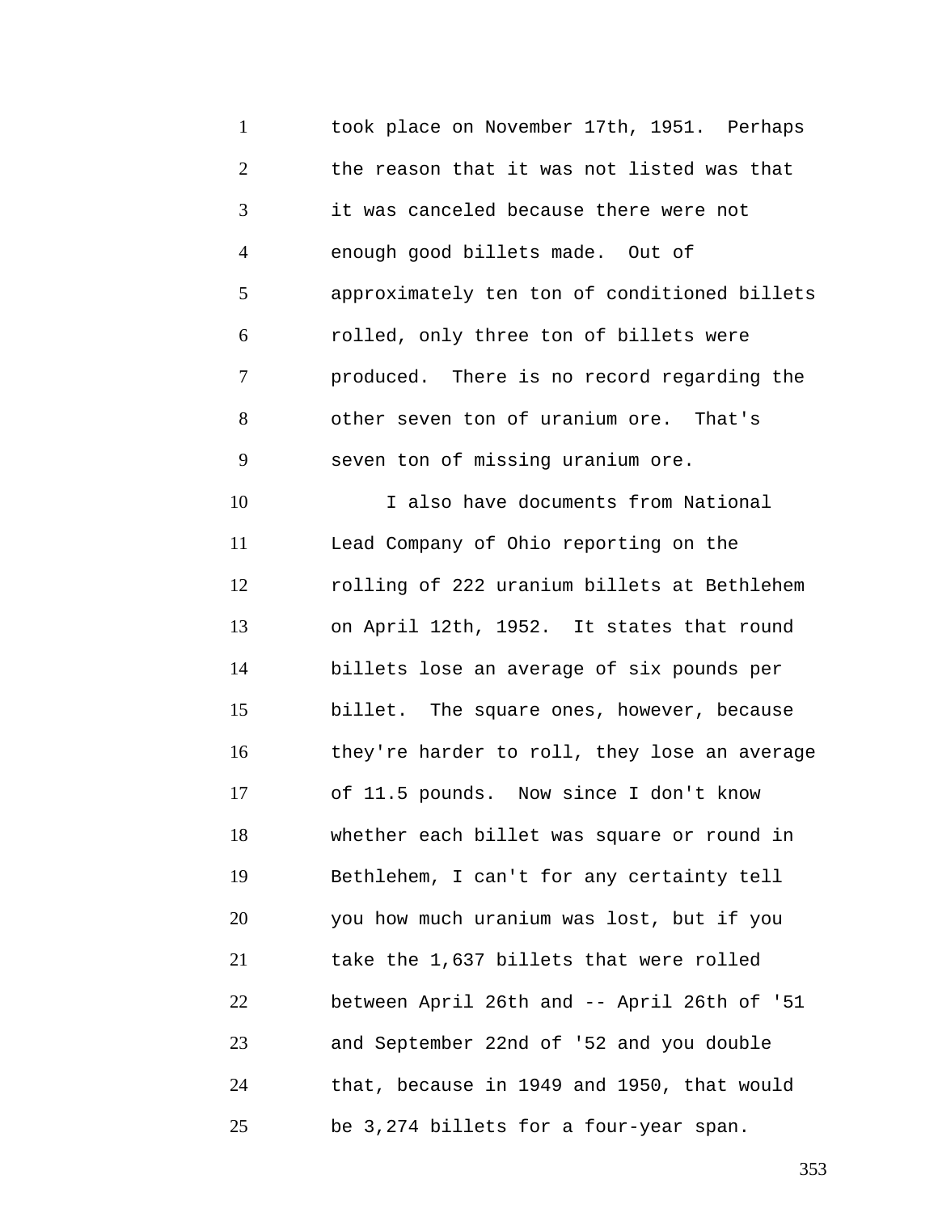took place on November 17th, 1951. Perhaps the reason that it was not listed was that it was canceled because there were not enough good billets made. Out of approximately ten ton of conditioned billets rolled, only three ton of billets were produced. There is no record regarding the other seven ton of uranium ore. That's seven ton of missing uranium ore.

I also have documents from National Lead Company of Ohio reporting on the rolling of 222 uranium billets at Bethlehem on April 12th, 1952. It states that round billets lose an average of six pounds per billet. The square ones, however, because they're harder to roll, they lose an average of 11.5 pounds. Now since I don't know whether each billet was square or round in Bethlehem, I can't for any certainty tell you how much uranium was lost, but if you take the 1,637 billets that were rolled between April 26th and -- April 26th of '51 and September 22nd of '52 and you double that, because in 1949 and 1950, that would be 3,274 billets for a four-year span.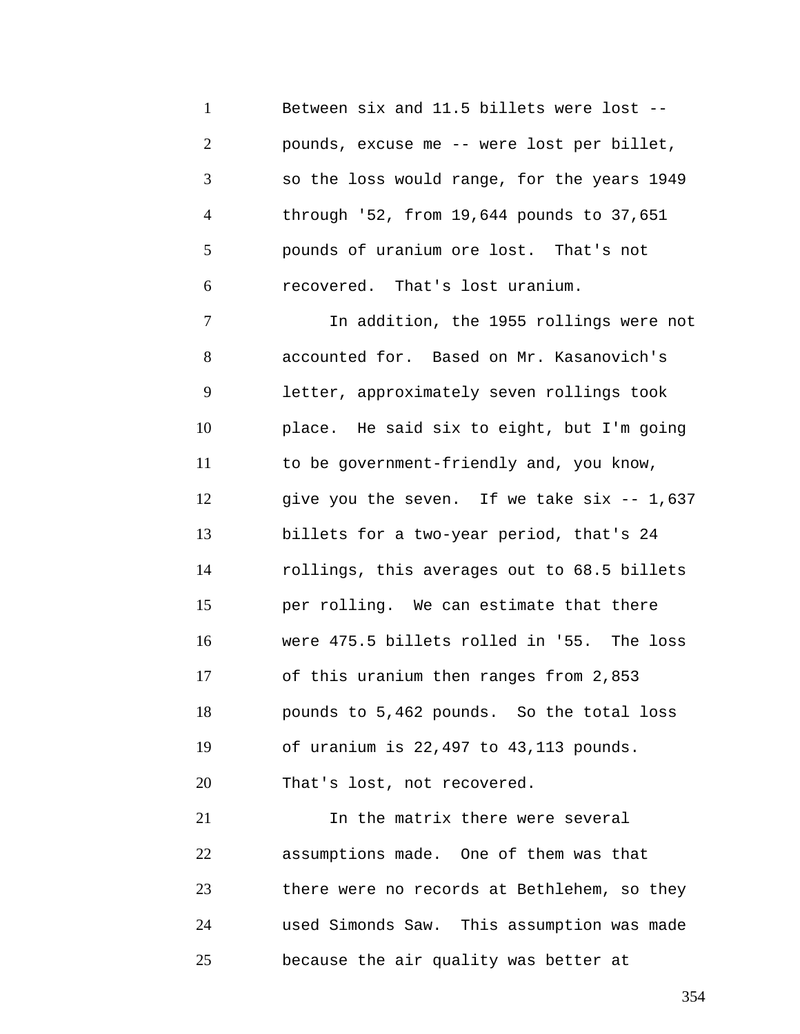Between six and 11.5 billets were lost -- pounds, excuse me -- were lost per billet, so the loss would range, for the years 1949 through '52, from 19,644 pounds to 37,651 pounds of uranium ore lost. That's not recovered. That's lost uranium.

In addition, the 1955 rollings were not accounted for. Based on Mr. Kasanovich's letter, approximately seven rollings took place. He said six to eight, but I'm going to be government-friendly and, you know, give you the seven. If we take six -- 1,637 billets for a two-year period, that's 24 rollings, this averages out to 68.5 billets per rolling. We can estimate that there were 475.5 billets rolled in '55. The loss of this uranium then ranges from 2,853 pounds to 5,462 pounds. So the total loss of uranium is 22,497 to 43,113 pounds. That's lost, not recovered.

In the matrix there were several assumptions made. One of them was that there were no records at Bethlehem, so they used Simonds Saw. This assumption was made because the air quality was better at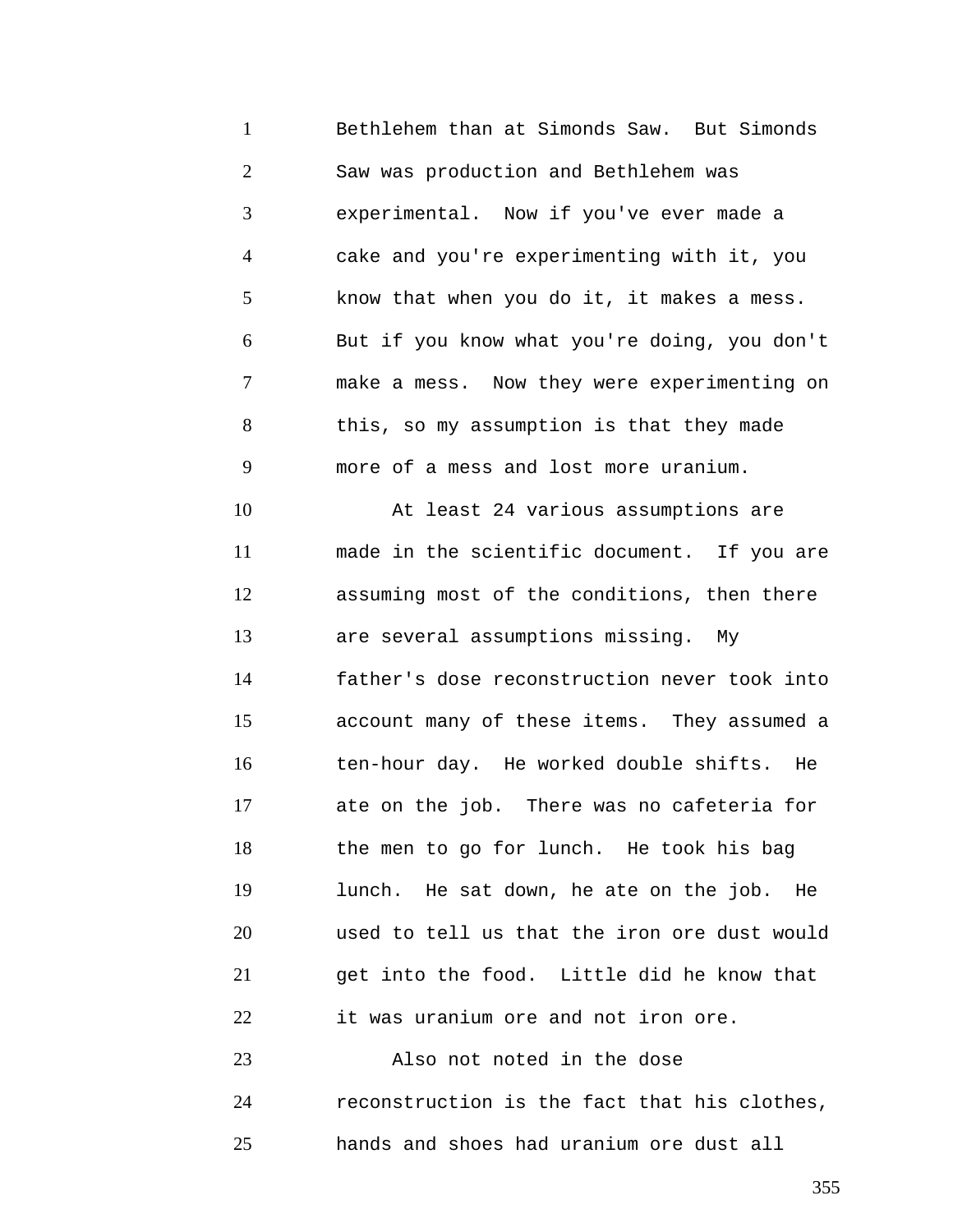Bethlehem than at Simonds Saw. But Simonds Saw was production and Bethlehem was experimental. Now if you've ever made a cake and you're experimenting with it, you know that when you do it, it makes a mess. But if you know what you're doing, you don't make a mess. Now they were experimenting on this, so my assumption is that they made more of a mess and lost more uranium.

At least 24 various assumptions are made in the scientific document. If you are assuming most of the conditions, then there are several assumptions missing. My father's dose reconstruction never took into account many of these items. They assumed a ten-hour day. He worked double shifts. He ate on the job. There was no cafeteria for the men to go for lunch. He took his bag lunch. He sat down, he ate on the job. He used to tell us that the iron ore dust would get into the food. Little did he know that it was uranium ore and not iron ore.

Also not noted in the dose reconstruction is the fact that his clothes, hands and shoes had uranium ore dust all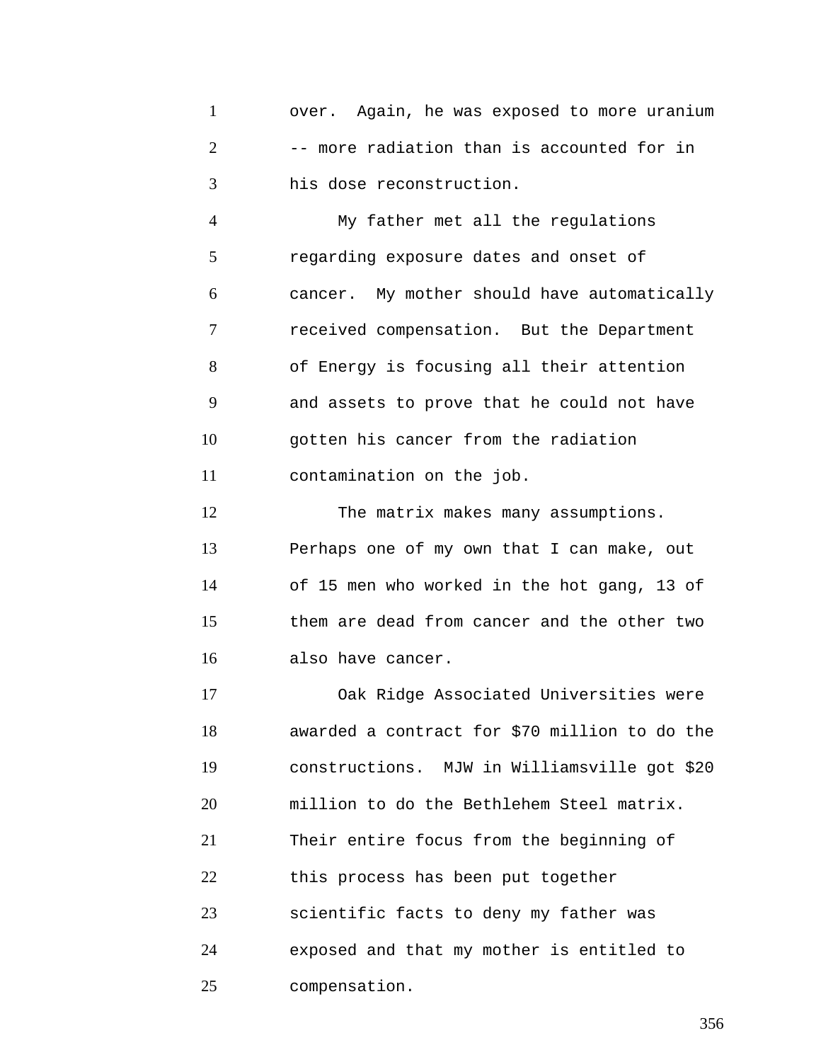over. Again, he was exposed to more uranium -- more radiation than is accounted for in his dose reconstruction.

My father met all the regulations regarding exposure dates and onset of cancer. My mother should have automatically received compensation. But the Department of Energy is focusing all their attention and assets to prove that he could not have gotten his cancer from the radiation contamination on the job.

The matrix makes many assumptions. Perhaps one of my own that I can make, out of 15 men who worked in the hot gang, 13 of them are dead from cancer and the other two also have cancer.

Oak Ridge Associated Universities were awarded a contract for $70 million to do the constructions. MJW in Williamsville got $20 million to do the Bethlehem Steel matrix. Their entire focus from the beginning of this process has been put together scientific facts to deny my father was exposed and that my mother is entitled to compensation.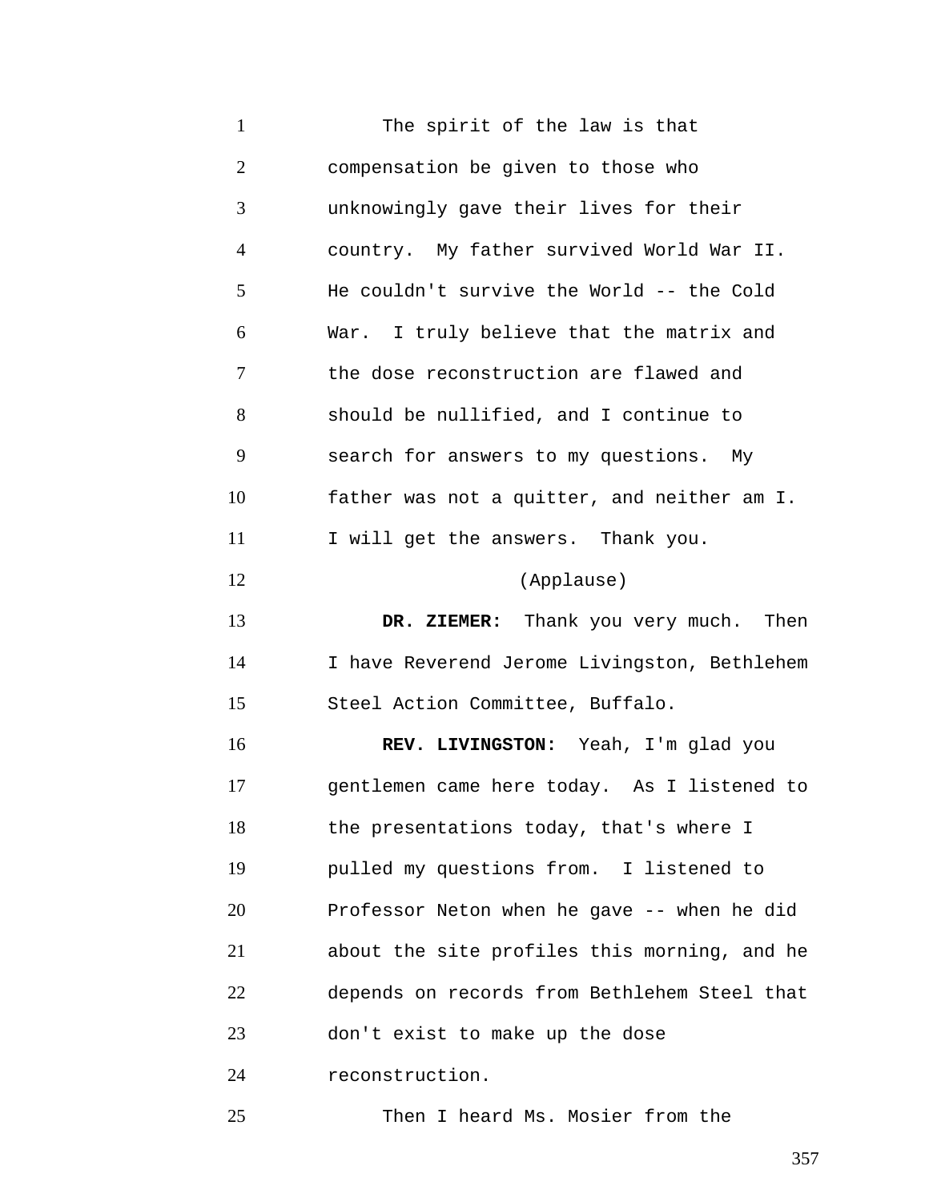The spirit of the law is that compensation be given to those who unknowingly gave their lives for their country. My father survived World War II. He couldn't survive the World -- the Cold War. I truly believe that the matrix and the dose reconstruction are flawed and should be nullified, and I continue to search for answers to my questions. My father was not a quitter, and neither am I. I will get the answers. Thank you.

(Applause)

**DR. ZIEMER:** Thank you very much. Then I have Reverend Jerome Livingston, Bethlehem Steel Action Committee, Buffalo.

**REV. LIVINGSTON:** Yeah, I'm glad you gentlemen came here today. As I listened to the presentations today, that's where I pulled my questions from. I listened to Professor Neton when he gave -- when he did about the site profiles this morning, and he depends on records from Bethlehem Steel that don't exist to make up the dose reconstruction.

Then I heard Ms. Mosier from the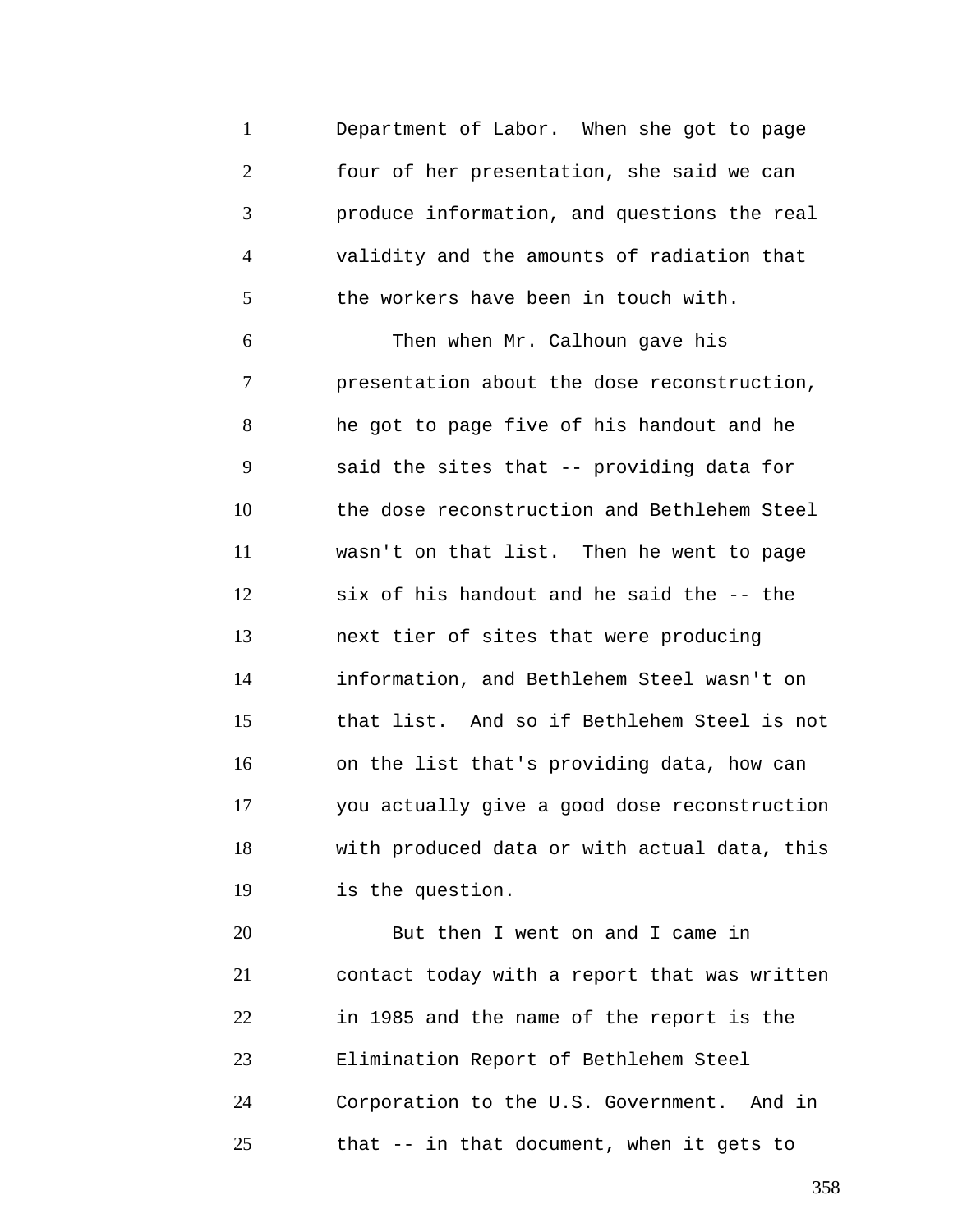Department of Labor. When she got to page four of her presentation, she said we can produce information, and questions the real validity and the amounts of radiation that the workers have been in touch with.

Then when Mr. Calhoun gave his presentation about the dose reconstruction, he got to page five of his handout and he said the sites that -- providing data for the dose reconstruction and Bethlehem Steel wasn't on that list. Then he went to page six of his handout and he said the -- the next tier of sites that were producing information, and Bethlehem Steel wasn't on that list. And so if Bethlehem Steel is not on the list that's providing data, how can you actually give a good dose reconstruction with produced data or with actual data, this is the question.

But then I went on and I came in contact today with a report that was written in 1985 and the name of the report is the Elimination Report of Bethlehem Steel Corporation to the U.S. Government. And in that -- in that document, when it gets to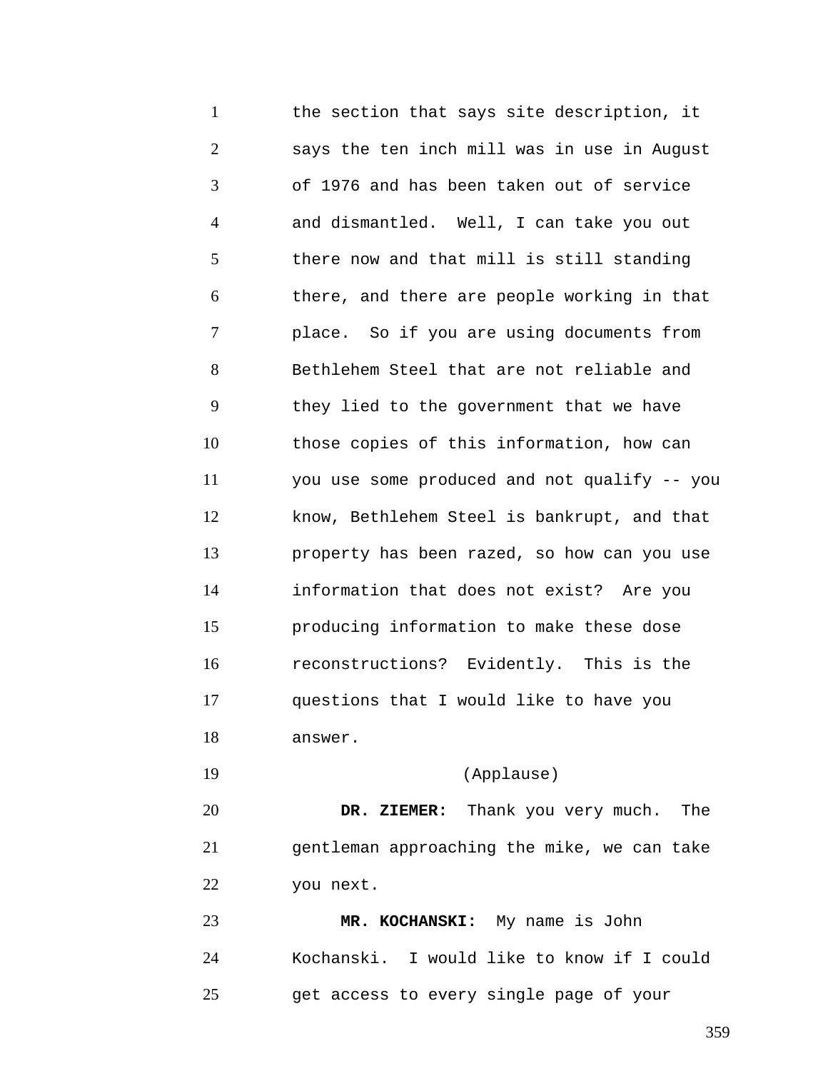the section that says site description, it says the ten inch mill was in use in August of 1976 and has been taken out of service and dismantled. Well, I can take you out there now and that mill is still standing there, and there are people working in that place. So if you are using documents from Bethlehem Steel that are not reliable and they lied to the government that we have those copies of this information, how can you use some produced and not qualify -- you know, Bethlehem Steel is bankrupt, and that property has been razed, so how can you use information that does not exist? Are you producing information to make these dose reconstructions? Evidently. This is the questions that I would like to have you answer.

(Applause)

**DR. ZIEMER:** Thank you very much. The gentleman approaching the mike, we can take you next.

**MR. KOCHANSKI:** My name is John Kochanski. I would like to know if I could get access to every single page of your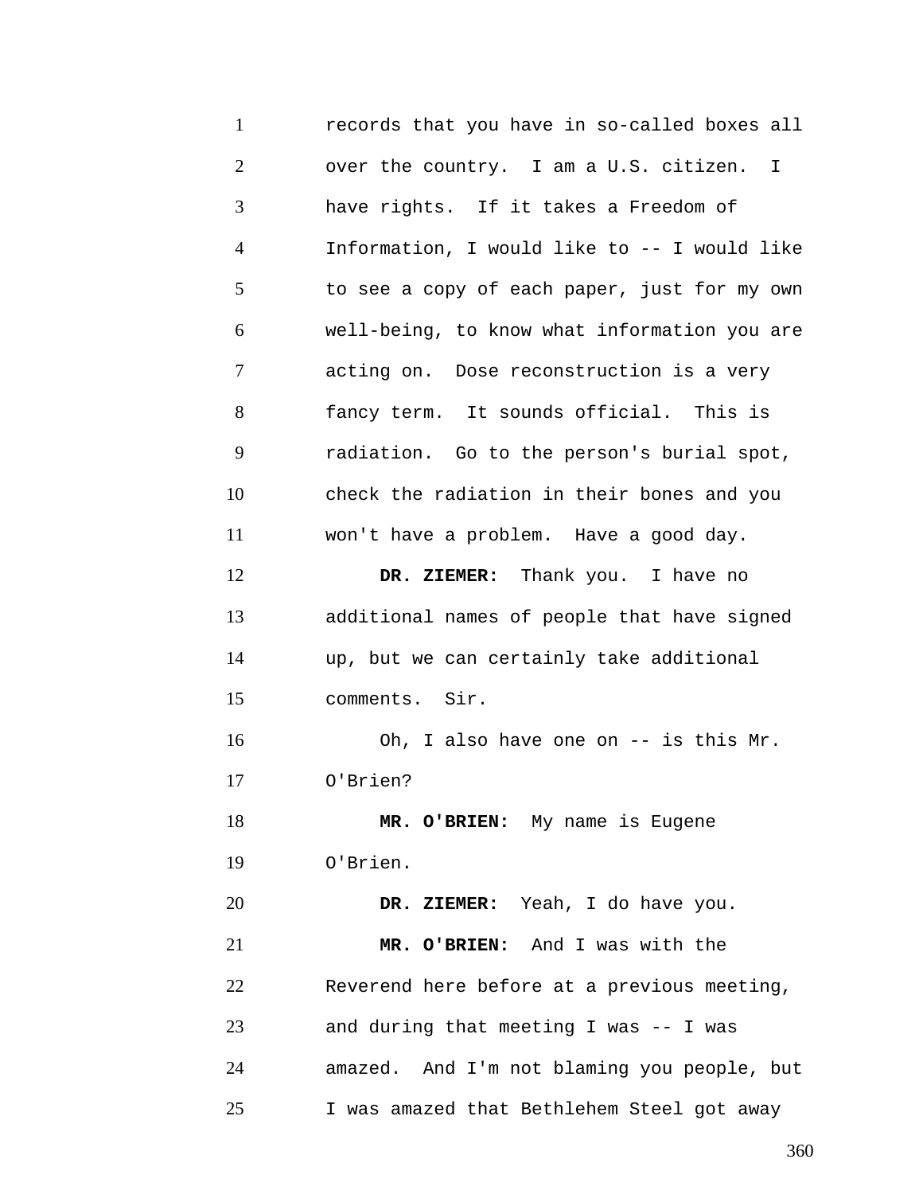records that you have in so-called boxes all over the country. I am a U.S. citizen. I have rights. If it takes a Freedom of Information, I would like to -- I would like to see a copy of each paper, just for my own well-being, to know what information you are acting on. Dose reconstruction is a very fancy term. It sounds official. This is radiation. Go to the person's burial spot, check the radiation in their bones and you won't have a problem. Have a good day.

**DR. ZIEMER:** Thank you. I have no additional names of people that have signed up, but we can certainly take additional comments. Sir.

Oh, I also have one on -- is this Mr. O'Brien?

**MR. O'BRIEN:** My name is Eugene O'Brien.

**DR. ZIEMER:** Yeah, I do have you.

**MR. O'BRIEN:** And I was with the Reverend here before at a previous meeting, and during that meeting I was -- I was amazed. And I'm not blaming you people, but I was amazed that Bethlehem Steel got away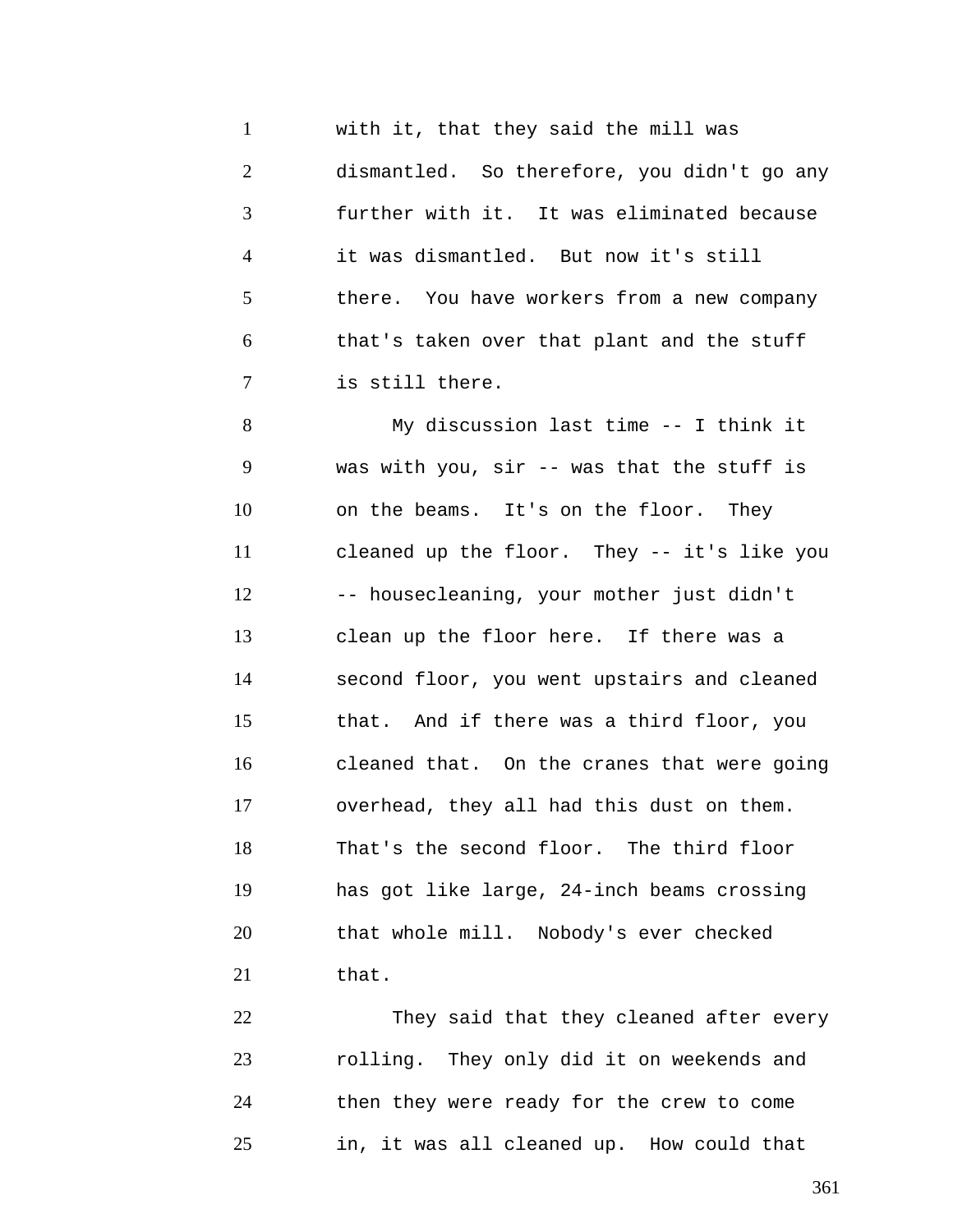with it, that they said the mill was dismantled. So therefore, you didn't go any further with it. It was eliminated because it was dismantled. But now it's still there. You have workers from a new company that's taken over that plant and the stuff is still there.

My discussion last time -- I think it was with you, sir -- was that the stuff is on the beams. It's on the floor. They cleaned up the floor. They -- it's like you -- housecleaning, your mother just didn't clean up the floor here. If there was a second floor, you went upstairs and cleaned that. And if there was a third floor, you cleaned that. On the cranes that were going overhead, they all had this dust on them. That's the second floor. The third floor has got like large, 24-inch beams crossing that whole mill. Nobody's ever checked that.

They said that they cleaned after every rolling. They only did it on weekends and then they were ready for the crew to come in, it was all cleaned up. How could that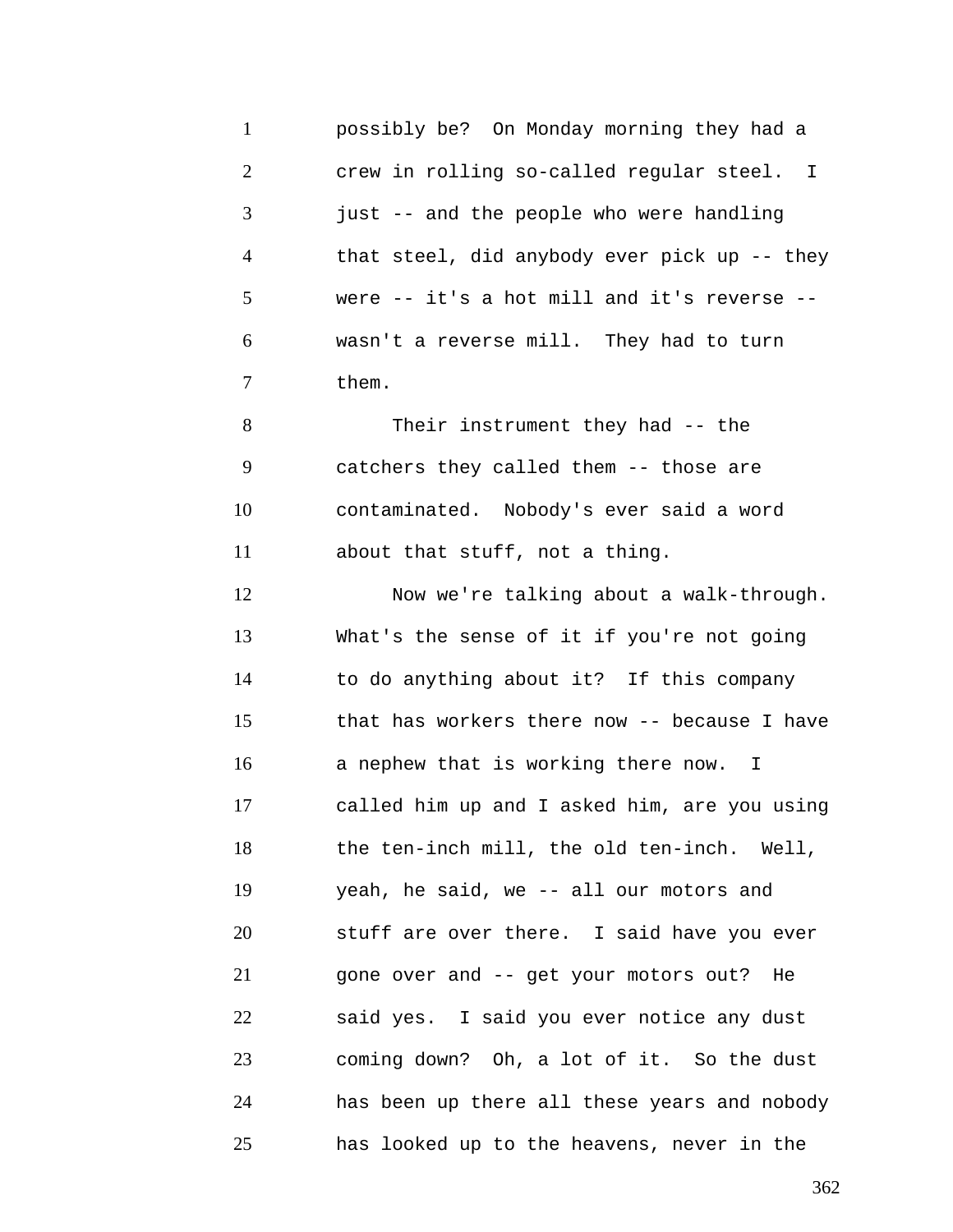possibly be? On Monday morning they had a crew in rolling so-called regular steel. I just -- and the people who were handling that steel, did anybody ever pick up -- they were -- it's a hot mill and it's reverse -- wasn't a reverse mill. They had to turn them.

Their instrument they had -- the catchers they called them -- those are contaminated. Nobody's ever said a word about that stuff, not a thing.

Now we're talking about a walk-through. What's the sense of it if you're not going to do anything about it? If this company that has workers there now -- because I have a nephew that is working there now. I called him up and I asked him, are you using the ten-inch mill, the old ten-inch. Well, yeah, he said, we -- all our motors and stuff are over there. I said have you ever gone over and -- get your motors out? He said yes. I said you ever notice any dust coming down? Oh, a lot of it. So the dust has been up there all these years and nobody has looked up to the heavens, never in the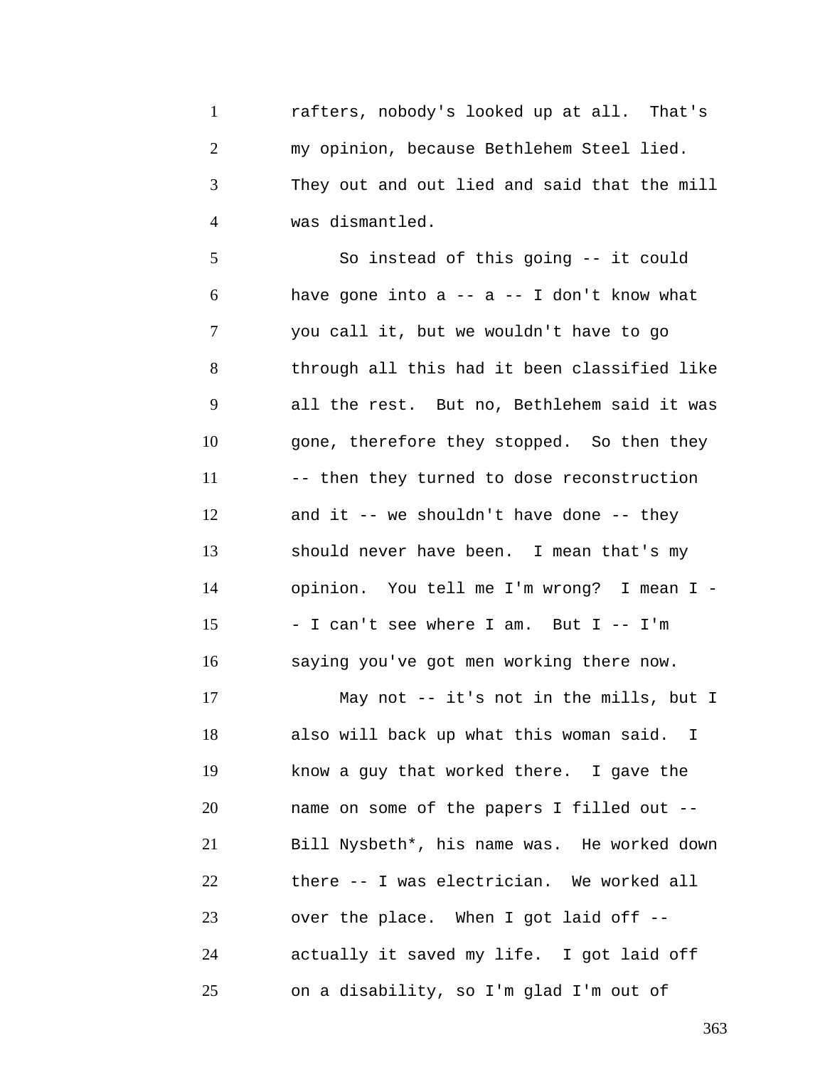rafters, nobody's looked up at all. That's my opinion, because Bethlehem Steel lied. They out and out lied and said that the mill was dismantled.

So instead of this going -- it could have gone into a -- a -- I don't know what you call it, but we wouldn't have to go through all this had it been classified like all the rest. But no, Bethlehem said it was gone, therefore they stopped. So then they -- then they turned to dose reconstruction and it -- we shouldn't have done -- they should never have been. I mean that's my opinion. You tell me I'm wrong? I mean I -- I can't see where I am. But I -- I'm saying you've got men working there now.

May not -- it's not in the mills, but I also will back up what this woman said. I know a guy that worked there. I gave the name on some of the papers I filled out -- Bill Nysbeth*, his name was. He worked down there -- I was electrician. We worked all over the place. When I got laid off -- actually it saved my life. I got laid off on a disability, so I'm glad I'm out of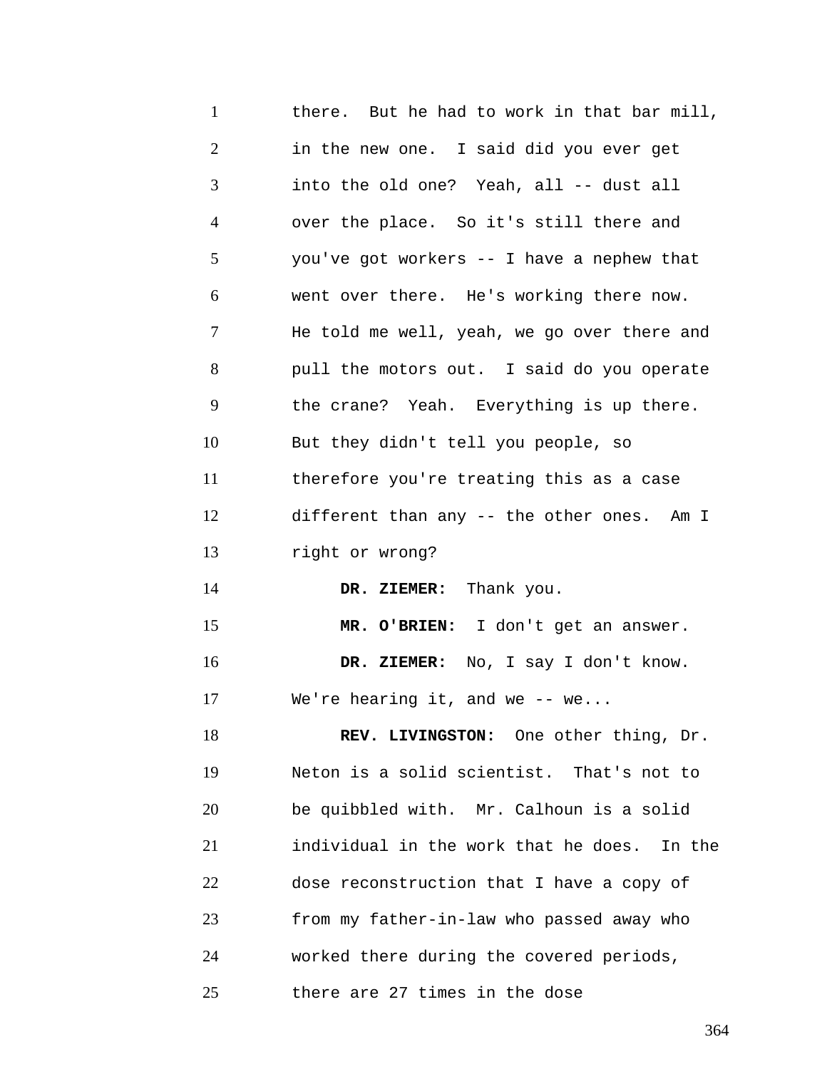there. But he had to work in that bar mill, in the new one. I said did you ever get into the old one? Yeah, all -- dust all over the place. So it's still there and you've got workers -- I have a nephew that went over there. He's working there now. He told me well, yeah, we go over there and pull the motors out. I said do you operate the crane? Yeah. Everything is up there. But they didn't tell you people, so therefore you're treating this as a case different than any -- the other ones. Am I right or wrong?

**DR. ZIEMER:** Thank you.

**MR. O'BRIEN:** I don't get an answer.

**DR. ZIEMER:** No, I say I don't know. We're hearing it, and we -- we...

**REV. LIVINGSTON:** One other thing, Dr. Neton is a solid scientist. That's not to be quibbled with. Mr. Calhoun is a solid individual in the work that he does. In the dose reconstruction that I have a copy of from my father-in-law who passed away who worked there during the covered periods, there are 27 times in the dose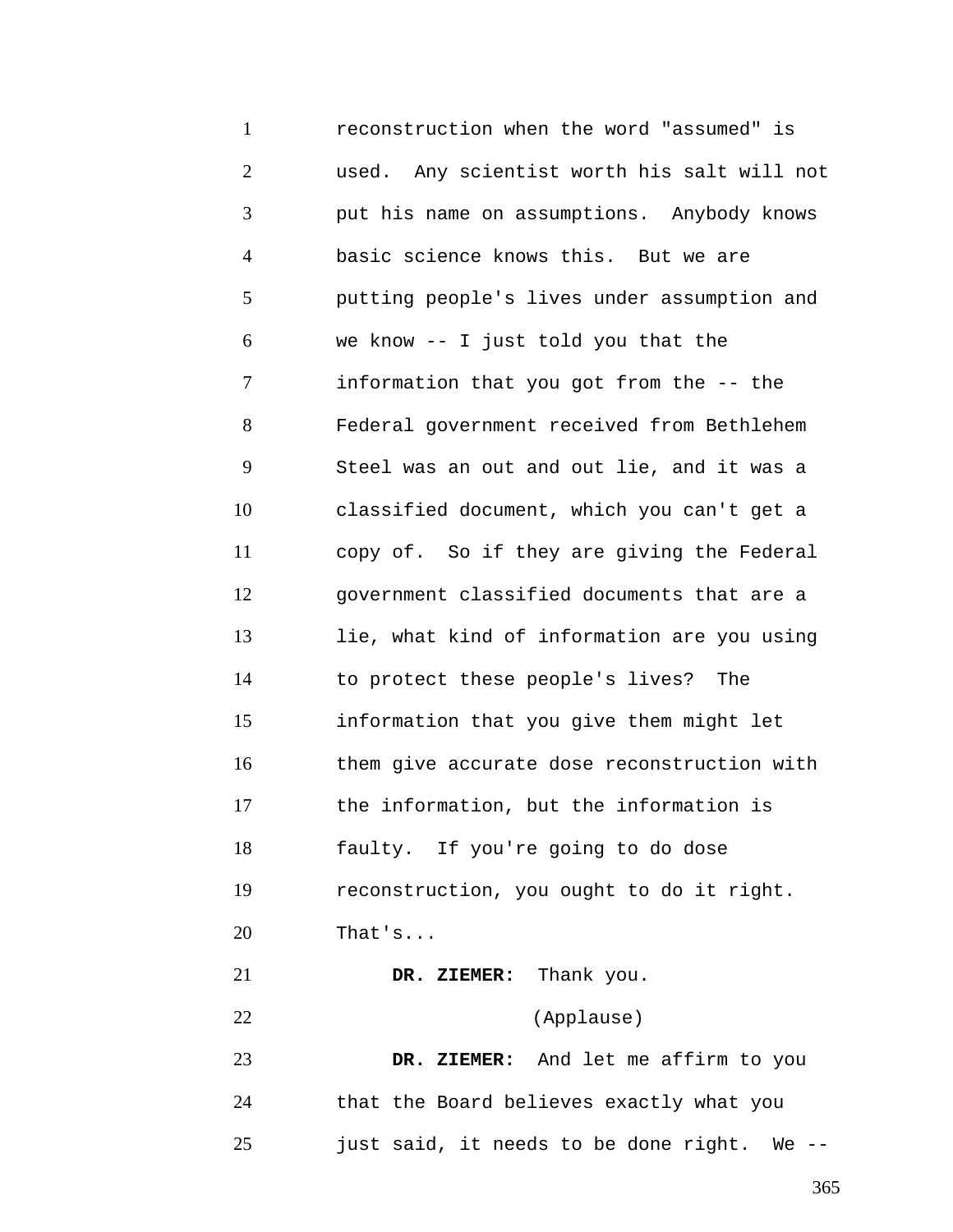reconstruction when the word "assumed" is used. Any scientist worth his salt will not put his name on assumptions. Anybody knows basic science knows this. But we are putting people's lives under assumption and we know -- I just told you that the information that you got from the -- the Federal government received from Bethlehem Steel was an out and out lie, and it was a classified document, which you can't get a copy of. So if they are giving the Federal government classified documents that are a lie, what kind of information are you using to protect these people's lives? The information that you give them might let them give accurate dose reconstruction with the information, but the information is faulty. If you're going to do dose reconstruction, you ought to do it right. That's...

**DR. ZIEMER:** Thank you.

(Applause)

**DR. ZIEMER:** And let me affirm to you that the Board believes exactly what you just said, it needs to be done right. We --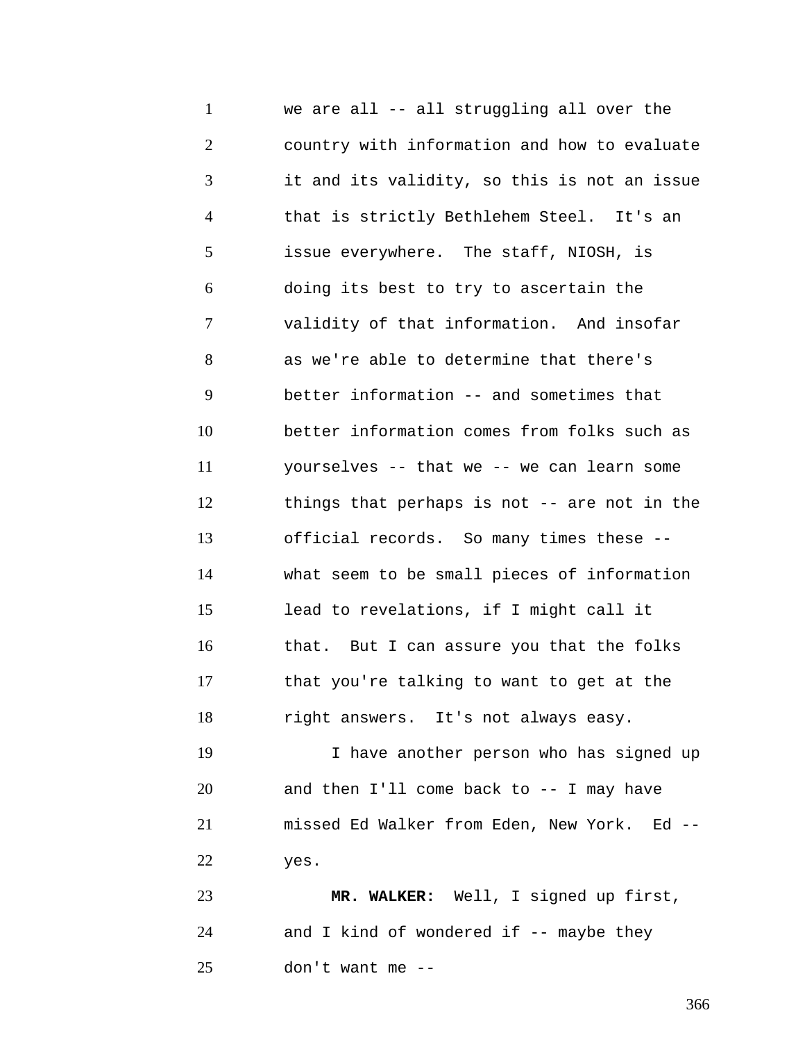we are all -- all struggling all over the country with information and how to evaluate it and its validity, so this is not an issue that is strictly Bethlehem Steel. It's an issue everywhere. The staff, NIOSH, is doing its best to try to ascertain the validity of that information. And insofar as we're able to determine that there's better information -- and sometimes that better information comes from folks such as yourselves -- that we -- we can learn some things that perhaps is not -- are not in the official records. So many times these -- what seem to be small pieces of information lead to revelations, if I might call it that. But I can assure you that the folks that you're talking to want to get at the right answers. It's not always easy.

I have another person who has signed up and then I'll come back to -- I may have missed Ed Walker from Eden, New York. Ed -- yes.

**MR. WALKER:** Well, I signed up first, and I kind of wondered if -- maybe they don't want me --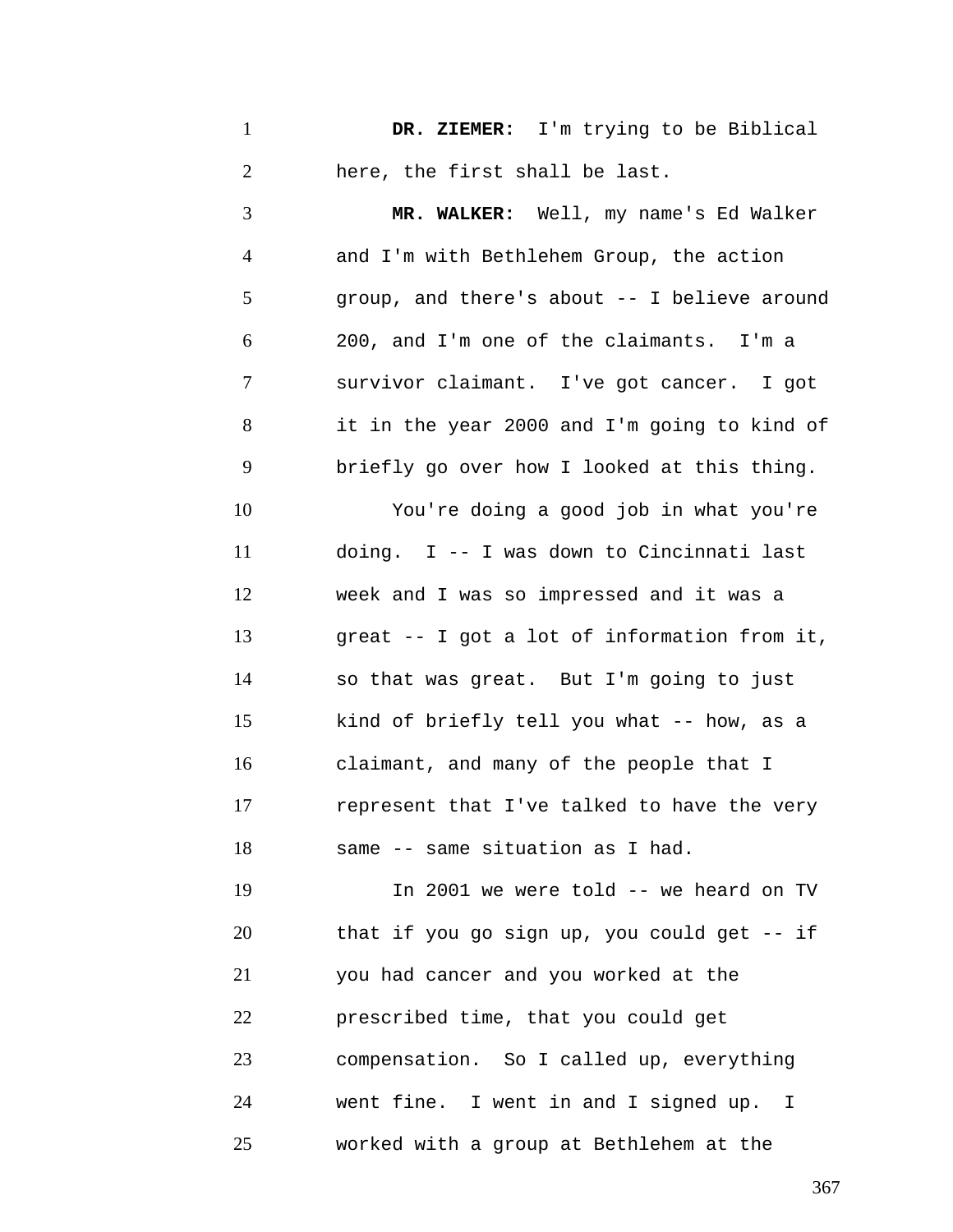**DR. ZIEMER:** I'm trying to be Biblical here, the first shall be last.

**MR. WALKER:** Well, my name's Ed Walker and I'm with Bethlehem Group, the action group, and there's about -- I believe around 200, and I'm one of the claimants. I'm a survivor claimant. I've got cancer. I got it in the year 2000 and I'm going to kind of briefly go over how I looked at this thing.

You're doing a good job in what you're doing. I -- I was down to Cincinnati last week and I was so impressed and it was a great -- I got a lot of information from it, so that was great. But I'm going to just kind of briefly tell you what -- how, as a claimant, and many of the people that I represent that I've talked to have the very same -- same situation as I had.

In 2001 we were told -- we heard on TV that if you go sign up, you could get -- if you had cancer and you worked at the prescribed time, that you could get compensation. So I called up, everything went fine. I went in and I signed up. I worked with a group at Bethlehem at the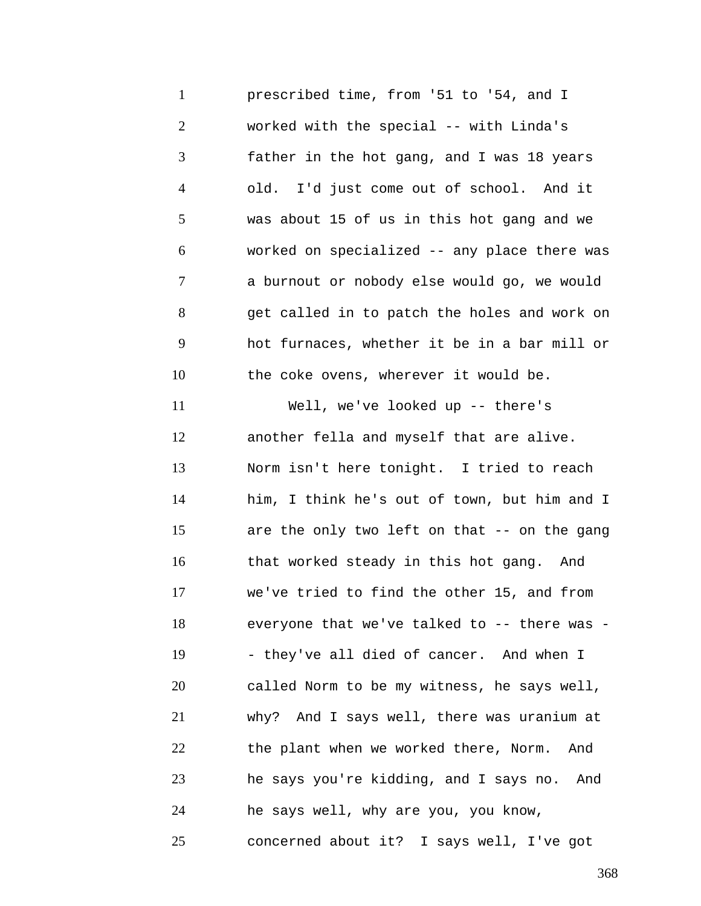prescribed time, from '51 to '54, and I worked with the special -- with Linda's father in the hot gang, and I was 18 years old. I'd just come out of school. And it was about 15 of us in this hot gang and we worked on specialized -- any place there was a burnout or nobody else would go, we would get called in to patch the holes and work on hot furnaces, whether it be in a bar mill or the coke ovens, wherever it would be.

Well, we've looked up -- there's another fella and myself that are alive. Norm isn't here tonight. I tried to reach him, I think he's out of town, but him and I are the only two left on that -- on the gang that worked steady in this hot gang. And we've tried to find the other 15, and from everyone that we've talked to -- there was -- they've all died of cancer. And when I called Norm to be my witness, he says well, why? And I says well, there was uranium at the plant when we worked there, Norm. And he says you're kidding, and I says no. And he says well, why are you, you know, concerned about it? I says well, I've got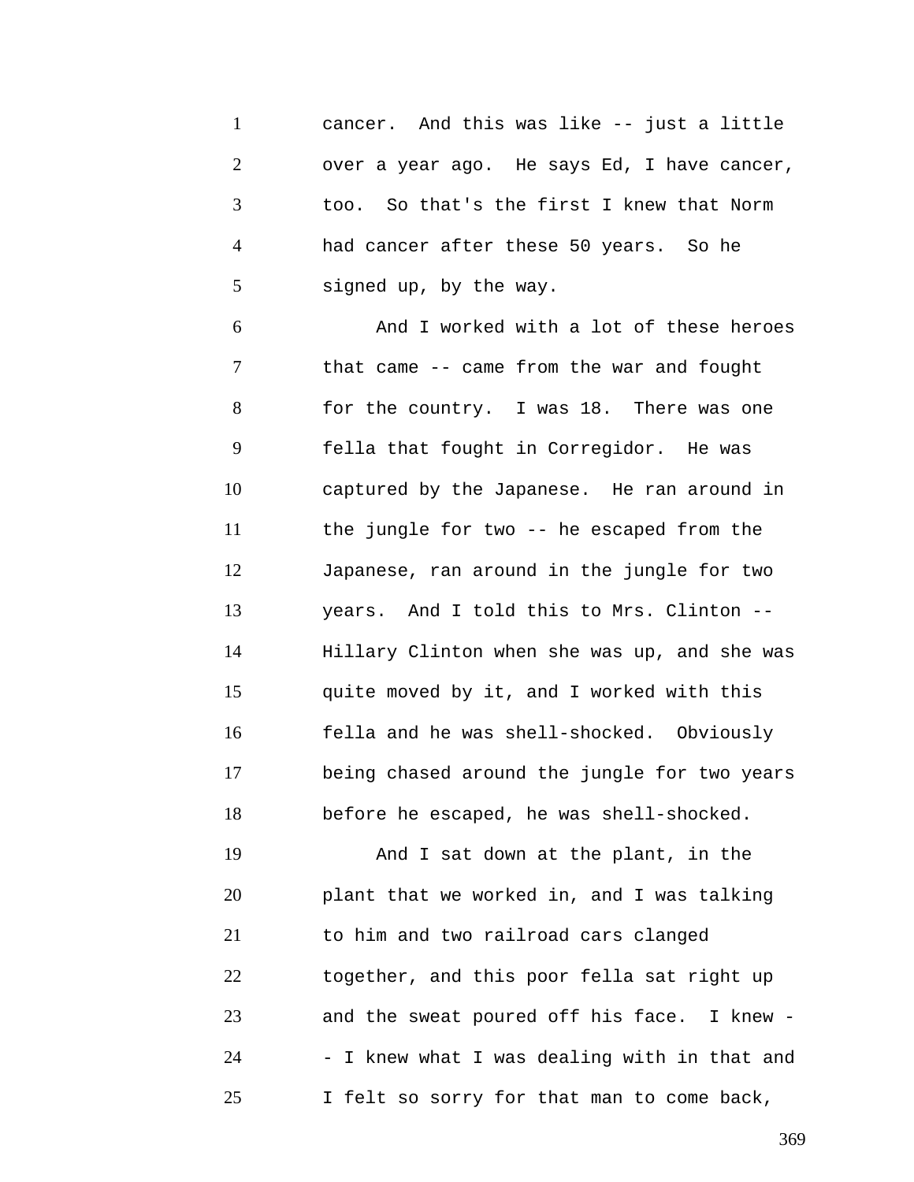cancer. And this was like -- just a little over a year ago. He says Ed, I have cancer, too. So that's the first I knew that Norm had cancer after these 50 years. So he signed up, by the way.

And I worked with a lot of these heroes that came -- came from the war and fought for the country. I was 18. There was one fella that fought in Corregidor. He was captured by the Japanese. He ran around in the jungle for two -- he escaped from the Japanese, ran around in the jungle for two years. And I told this to Mrs. Clinton -- Hillary Clinton when she was up, and she was quite moved by it, and I worked with this fella and he was shell-shocked. Obviously being chased around the jungle for two years before he escaped, he was shell-shocked.

And I sat down at the plant, in the plant that we worked in, and I was talking to him and two railroad cars clanged together, and this poor fella sat right up and the sweat poured off his face. I knew -- I knew what I was dealing with in that and I felt so sorry for that man to come back,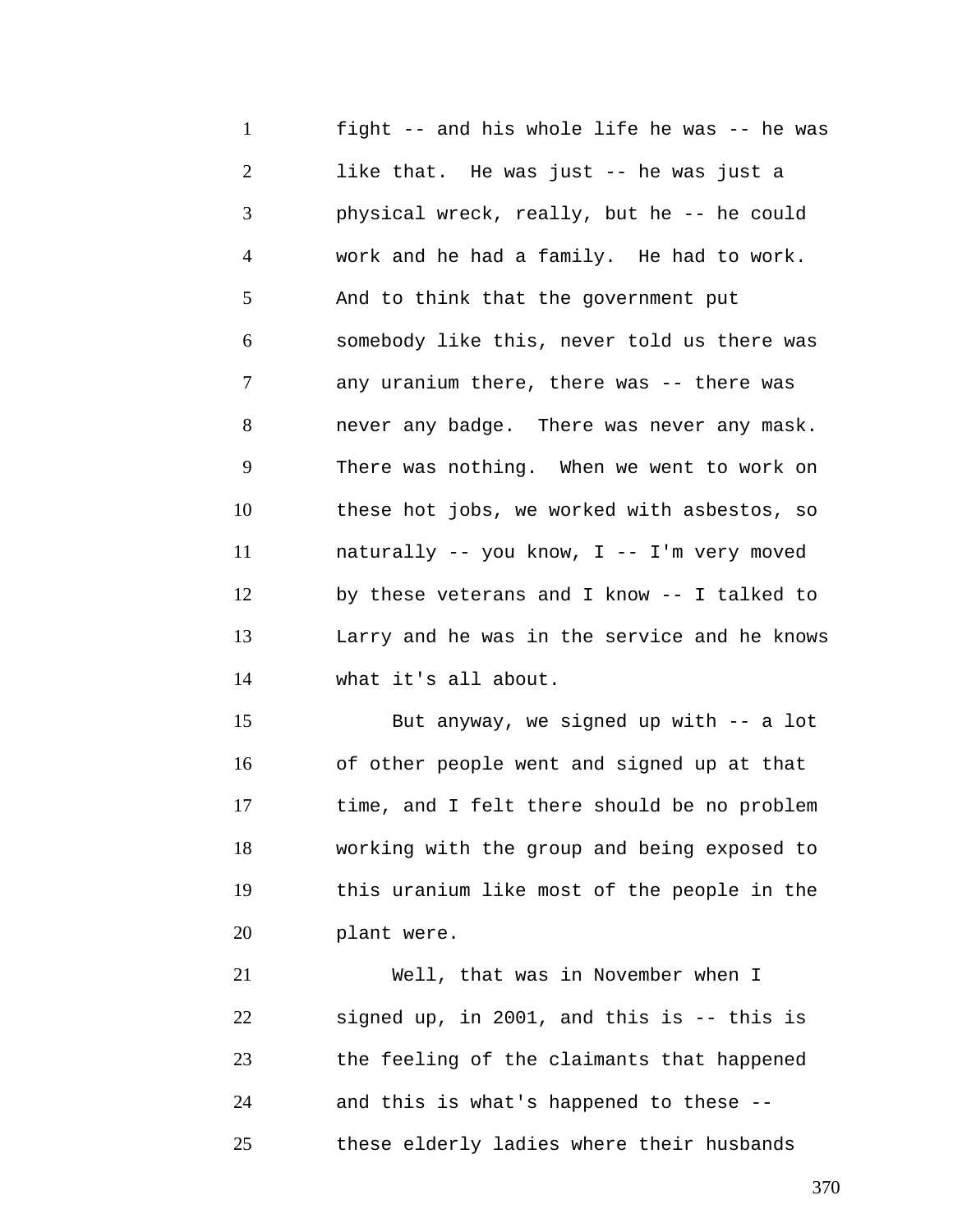fight -- and his whole life he was -- he was like that. He was just -- he was just a physical wreck, really, but he -- he could work and he had a family. He had to work. And to think that the government put somebody like this, never told us there was any uranium there, there was -- there was never any badge. There was never any mask. There was nothing. When we went to work on these hot jobs, we worked with asbestos, so naturally -- you know, I -- I'm very moved by these veterans and I know -- I talked to Larry and he was in the service and he knows what it's all about.

But anyway, we signed up with -- a lot of other people went and signed up at that time, and I felt there should be no problem working with the group and being exposed to this uranium like most of the people in the plant were.

Well, that was in November when I signed up, in 2001, and this is -- this is the feeling of the claimants that happened and this is what's happened to these -- these elderly ladies where their husbands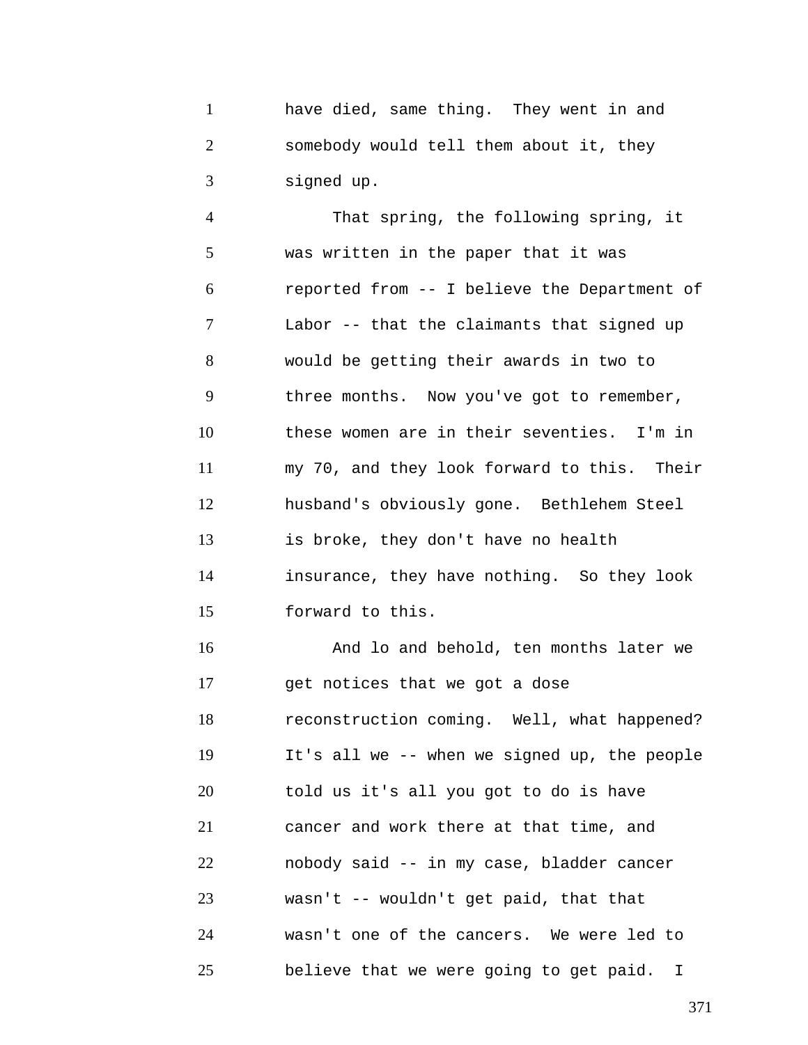have died, same thing. They went in and somebody would tell them about it, they signed up.

That spring, the following spring, it was written in the paper that it was reported from -- I believe the Department of Labor -- that the claimants that signed up would be getting their awards in two to three months. Now you've got to remember, these women are in their seventies. I'm in my 70, and they look forward to this. Their husband's obviously gone. Bethlehem Steel is broke, they don't have no health insurance, they have nothing. So they look forward to this.

And lo and behold, ten months later we get notices that we got a dose reconstruction coming. Well, what happened? It's all we -- when we signed up, the people told us it's all you got to do is have cancer and work there at that time, and nobody said -- in my case, bladder cancer wasn't -- wouldn't get paid, that that wasn't one of the cancers. We were led to believe that we were going to get paid. I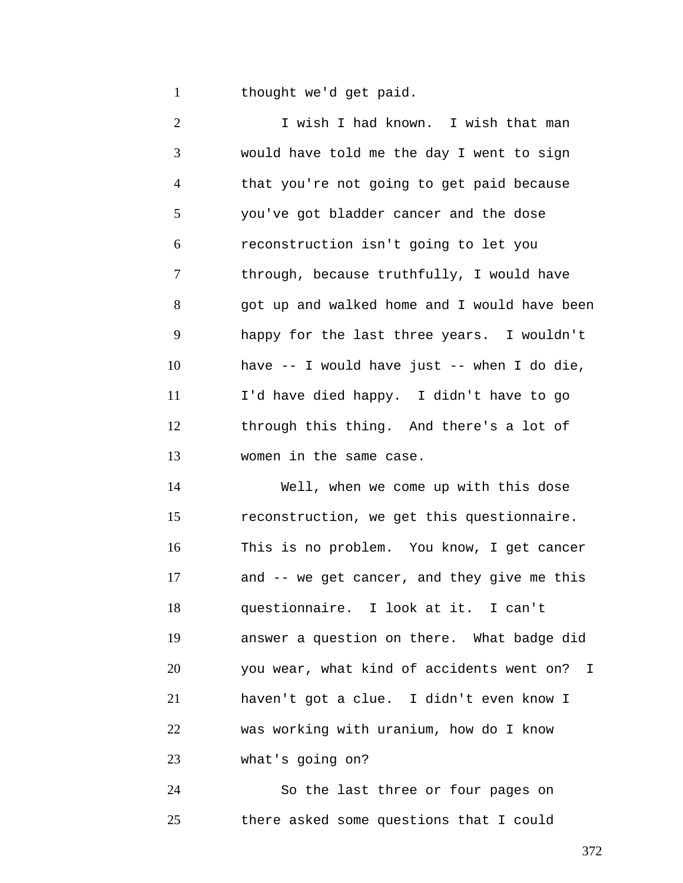thought we'd get paid.

I wish I had known. I wish that man would have told me the day I went to sign that you're not going to get paid because you've got bladder cancer and the dose reconstruction isn't going to let you through, because truthfully, I would have got up and walked home and I would have been happy for the last three years. I wouldn't have -- I would have just -- when I do die, I'd have died happy. I didn't have to go through this thing. And there's a lot of women in the same case.

Well, when we come up with this dose reconstruction, we get this questionnaire. This is no problem. You know, I get cancer and -- we get cancer, and they give me this questionnaire. I look at it. I can't answer a question on there. What badge did you wear, what kind of accidents went on? I haven't got a clue. I didn't even know I was working with uranium, how do I know what's going on?

So the last three or four pages on there asked some questions that I could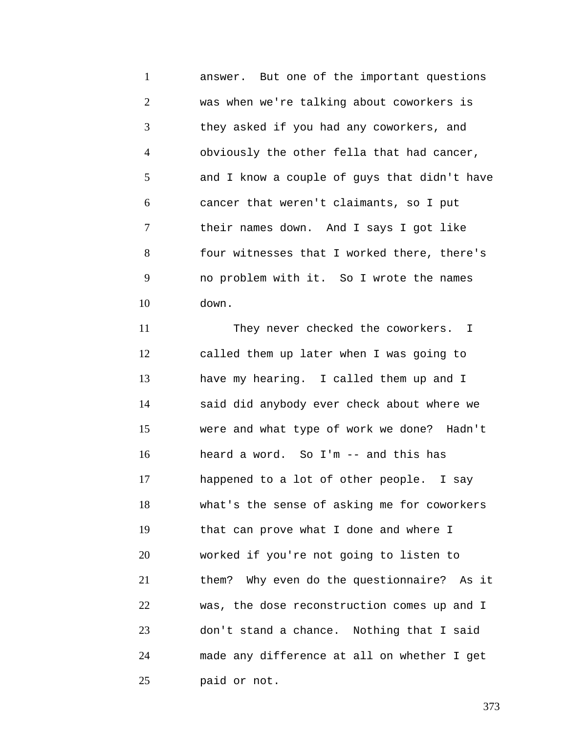answer. But one of the important questions was when we're talking about coworkers is they asked if you had any coworkers, and obviously the other fella that had cancer, and I know a couple of guys that didn't have cancer that weren't claimants, so I put their names down. And I says I got like four witnesses that I worked there, there's no problem with it. So I wrote the names down.

They never checked the coworkers. I called them up later when I was going to have my hearing. I called them up and I said did anybody ever check about where we were and what type of work we done? Hadn't heard a word. So I'm -- and this has happened to a lot of other people. I say what's the sense of asking me for coworkers that can prove what I done and where I worked if you're not going to listen to them? Why even do the questionnaire? As it was, the dose reconstruction comes up and I don't stand a chance. Nothing that I said made any difference at all on whether I get paid or not.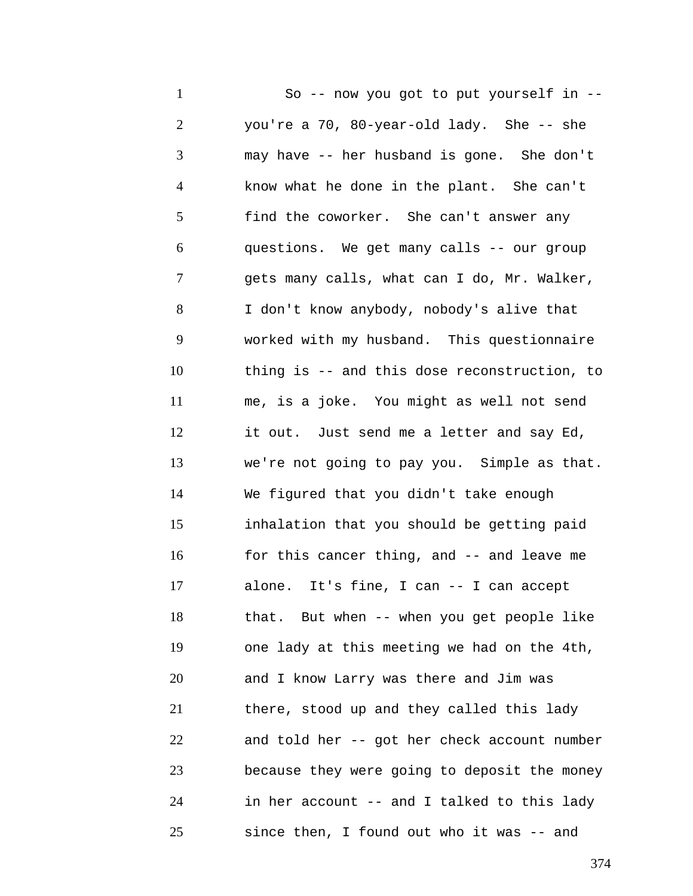So -- now you got to put yourself in -- you're a 70, 80-year-old lady. She -- she may have -- her husband is gone. She don't know what he done in the plant. She can't find the coworker. She can't answer any questions. We get many calls -- our group gets many calls, what can I do, Mr. Walker, I don't know anybody, nobody's alive that worked with my husband. This questionnaire thing is -- and this dose reconstruction, to me, is a joke. You might as well not send it out. Just send me a letter and say Ed, we're not going to pay you. Simple as that. We figured that you didn't take enough inhalation that you should be getting paid for this cancer thing, and -- and leave me alone. It's fine, I can -- I can accept that. But when -- when you get people like one lady at this meeting we had on the 4th, and I know Larry was there and Jim was there, stood up and they called this lady and told her -- got her check account number because they were going to deposit the money in her account -- and I talked to this lady since then, I found out who it was -- and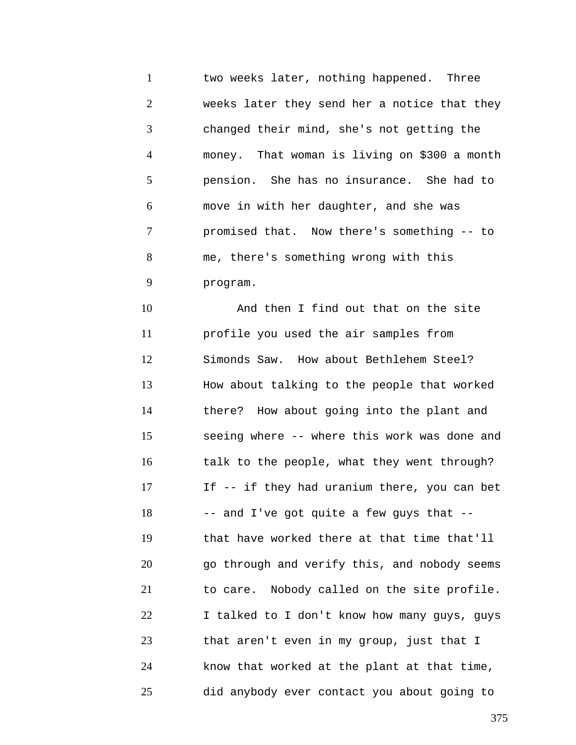two weeks later, nothing happened. Three weeks later they send her a notice that they changed their mind, she's not getting the money. That woman is living on $300 a month pension. She has no insurance. She had to move in with her daughter, and she was promised that. Now there's something -- to me, there's something wrong with this program.

And then I find out that on the site profile you used the air samples from Simonds Saw. How about Bethlehem Steel? How about talking to the people that worked there? How about going into the plant and seeing where -- where this work was done and talk to the people, what they went through? If -- if they had uranium there, you can bet -- and I've got quite a few guys that -- that have worked there at that time that'll go through and verify this, and nobody seems to care. Nobody called on the site profile. I talked to I don't know how many guys, guys that aren't even in my group, just that I know that worked at the plant at that time, did anybody ever contact you about going to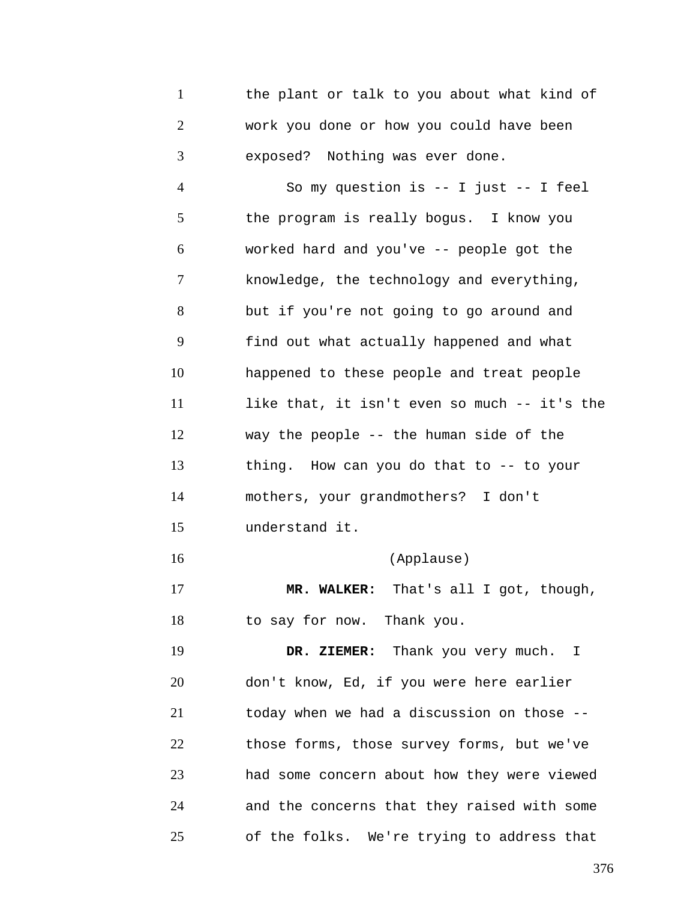the plant or talk to you about what kind of work you done or how you could have been exposed? Nothing was ever done.

So my question is -- I just -- I feel the program is really bogus. I know you worked hard and you've -- people got the knowledge, the technology and everything, but if you're not going to go around and find out what actually happened and what happened to these people and treat people like that, it isn't even so much -- it's the way the people -- the human side of the thing. How can you do that to -- to your mothers, your grandmothers? I don't understand it.

(Applause)

**MR. WALKER:** That's all I got, though, to say for now. Thank you.

**DR. ZIEMER:** Thank you very much. I don't know, Ed, if you were here earlier today when we had a discussion on those -- those forms, those survey forms, but we've had some concern about how they were viewed and the concerns that they raised with some of the folks. We're trying to address that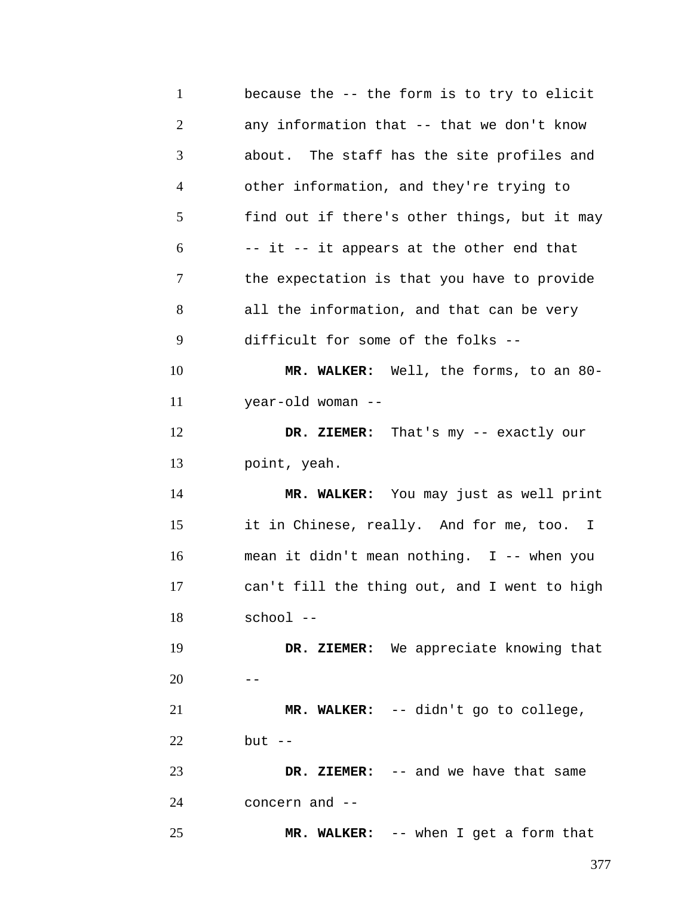because the -- the form is to try to elicit any information that -- that we don't know about. The staff has the site profiles and other information, and they're trying to find out if there's other things, but it may -- it -- it appears at the other end that the expectation is that you have to provide all the information, and that can be very difficult for some of the folks --

**MR. WALKER:** Well, the forms, to an 80-year-old woman --

**DR. ZIEMER:** That's my -- exactly our point, yeah.

**MR. WALKER:** You may just as well print it in Chinese, really. And for me, too. I mean it didn't mean nothing. I -- when you can't fill the thing out, and I went to high school --

**DR. ZIEMER:** We appreciate knowing that --

**MR. WALKER:** -- didn't go to college, but --

**DR. ZIEMER:** -- and we have that same concern and --

**MR. WALKER:** -- when I get a form that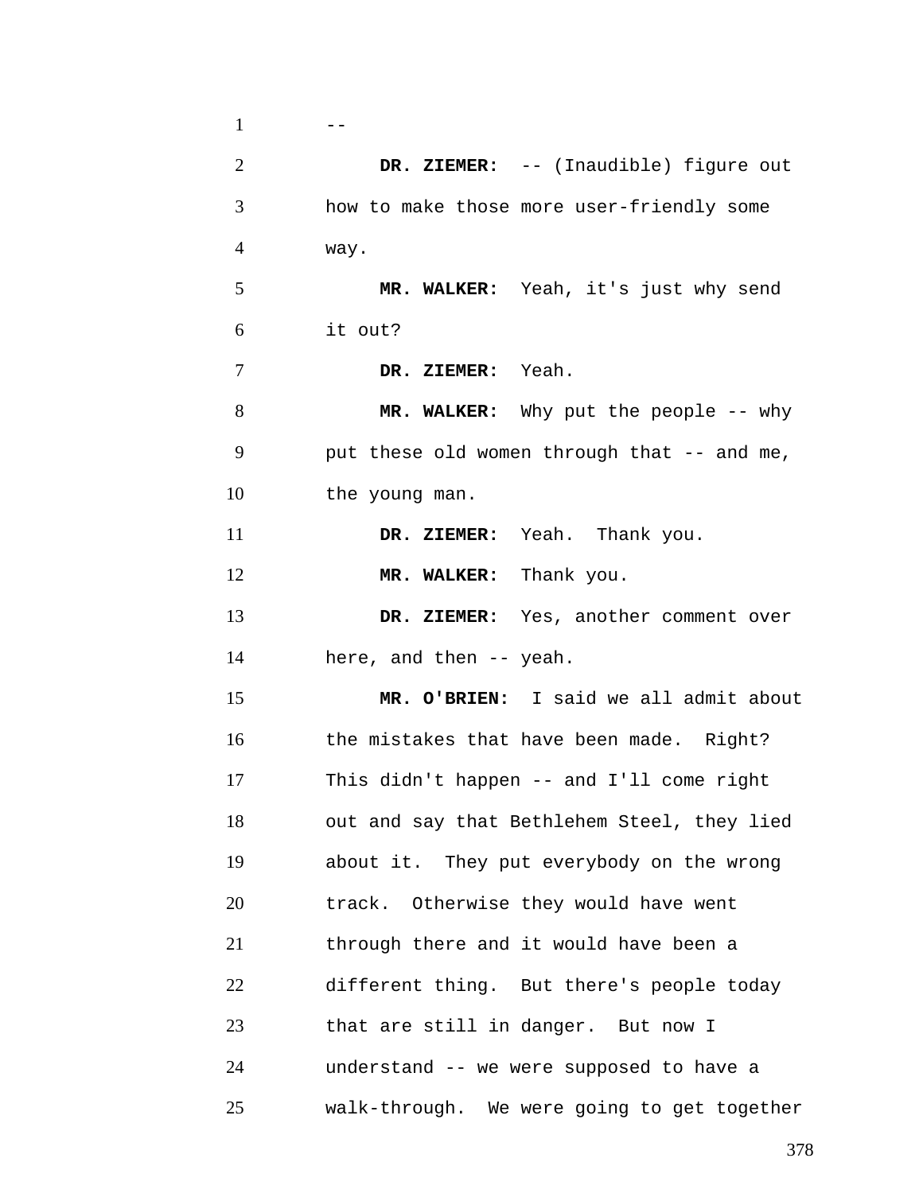--

**DR. ZIEMER:** -- (Inaudible) figure out how to make those more user-friendly some way.

**MR. WALKER:** Yeah, it's just why send it out?

**DR. ZIEMER:** Yeah.

**MR. WALKER:** Why put the people -- why put these old women through that -- and me, the young man.

**DR. ZIEMER:** Yeah. Thank you.

**MR. WALKER:** Thank you.

**DR. ZIEMER:** Yes, another comment over here, and then -- yeah.

**MR. O'BRIEN:** I said we all admit about the mistakes that have been made. Right? This didn't happen -- and I'll come right out and say that Bethlehem Steel, they lied about it. They put everybody on the wrong track. Otherwise they would have went through there and it would have been a different thing. But there's people today that are still in danger. But now I understand -- we were supposed to have a walk-through. We were going to get together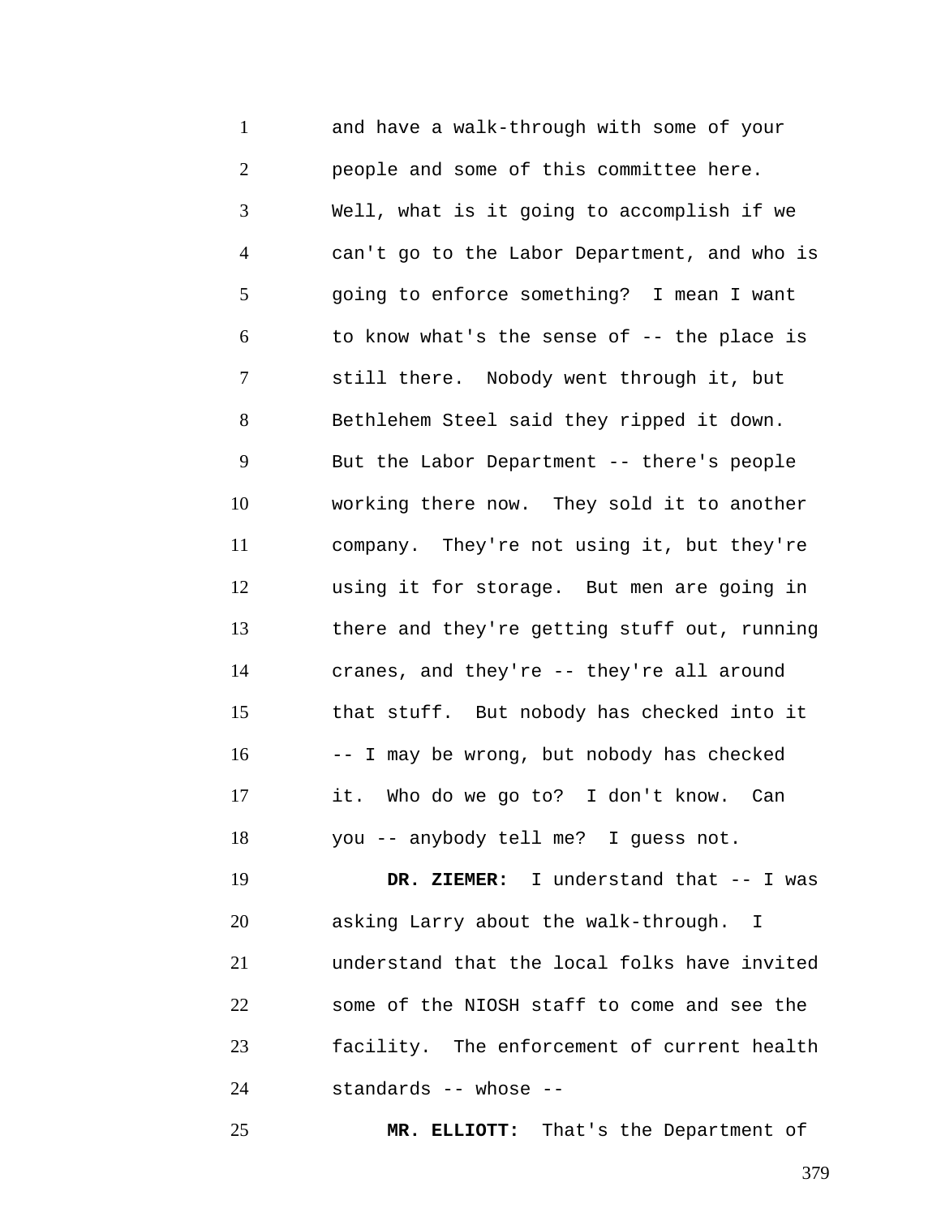and have a walk-through with some of your people and some of this committee here. Well, what is it going to accomplish if we can't go to the Labor Department, and who is going to enforce something? I mean I want to know what's the sense of -- the place is still there. Nobody went through it, but Bethlehem Steel said they ripped it down. But the Labor Department -- there's people working there now. They sold it to another company. They're not using it, but they're using it for storage. But men are going in there and they're getting stuff out, running cranes, and they're -- they're all around that stuff. But nobody has checked into it -- I may be wrong, but nobody has checked it. Who do we go to? I don't know. Can you -- anybody tell me? I guess not.

**DR. ZIEMER:** I understand that -- I was asking Larry about the walk-through. I understand that the local folks have invited some of the NIOSH staff to come and see the facility. The enforcement of current health standards -- whose --

**MR. ELLIOTT:** That's the Department of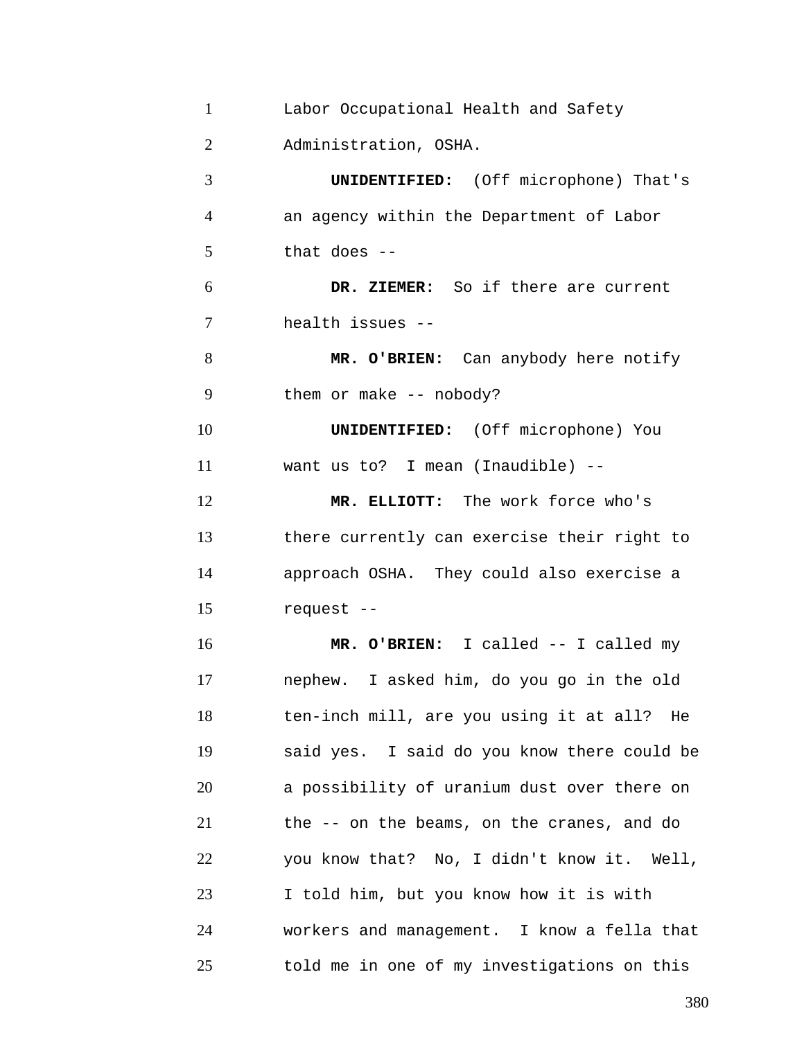Labor Occupational Health and Safety Administration, OSHA.

**UNIDENTIFIED:** (Off microphone) That's an agency within the Department of Labor that does --

**DR. ZIEMER:** So if there are current health issues --

**MR. O'BRIEN:** Can anybody here notify them or make -- nobody?

**UNIDENTIFIED:** (Off microphone) You want us to? I mean (Inaudible) --

**MR. ELLIOTT:** The work force who's there currently can exercise their right to approach OSHA. They could also exercise a request --

**MR. O'BRIEN:** I called -- I called my nephew. I asked him, do you go in the old ten-inch mill, are you using it at all? He said yes. I said do you know there could be a possibility of uranium dust over there on the -- on the beams, on the cranes, and do you know that? No, I didn't know it. Well, I told him, but you know how it is with workers and management. I know a fella that told me in one of my investigations on this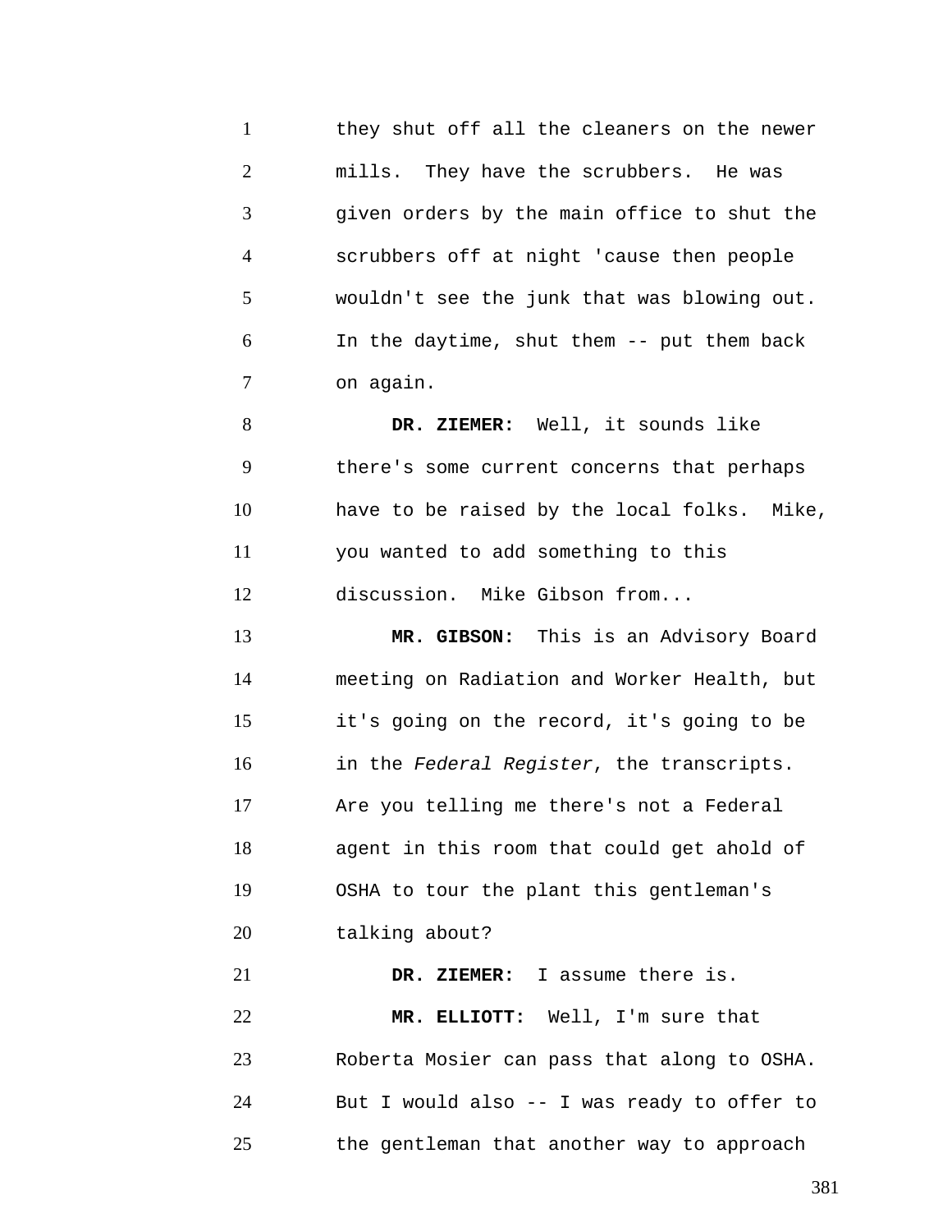they shut off all the cleaners on the newer mills. They have the scrubbers. He was given orders by the main office to shut the scrubbers off at night 'cause then people wouldn't see the junk that was blowing out. In the daytime, shut them -- put them back on again.

**DR. ZIEMER:** Well, it sounds like there's some current concerns that perhaps have to be raised by the local folks. Mike, you wanted to add something to this discussion. Mike Gibson from...

**MR. GIBSON:** This is an Advisory Board meeting on Radiation and Worker Health, but it's going on the record, it's going to be in the *Federal Register*, the transcripts. Are you telling me there's not a Federal agent in this room that could get ahold of OSHA to tour the plant this gentleman's talking about?

**DR. ZIEMER:** I assume there is.

**MR. ELLIOTT:** Well, I'm sure that Roberta Mosier can pass that along to OSHA. But I would also -- I was ready to offer to the gentleman that another way to approach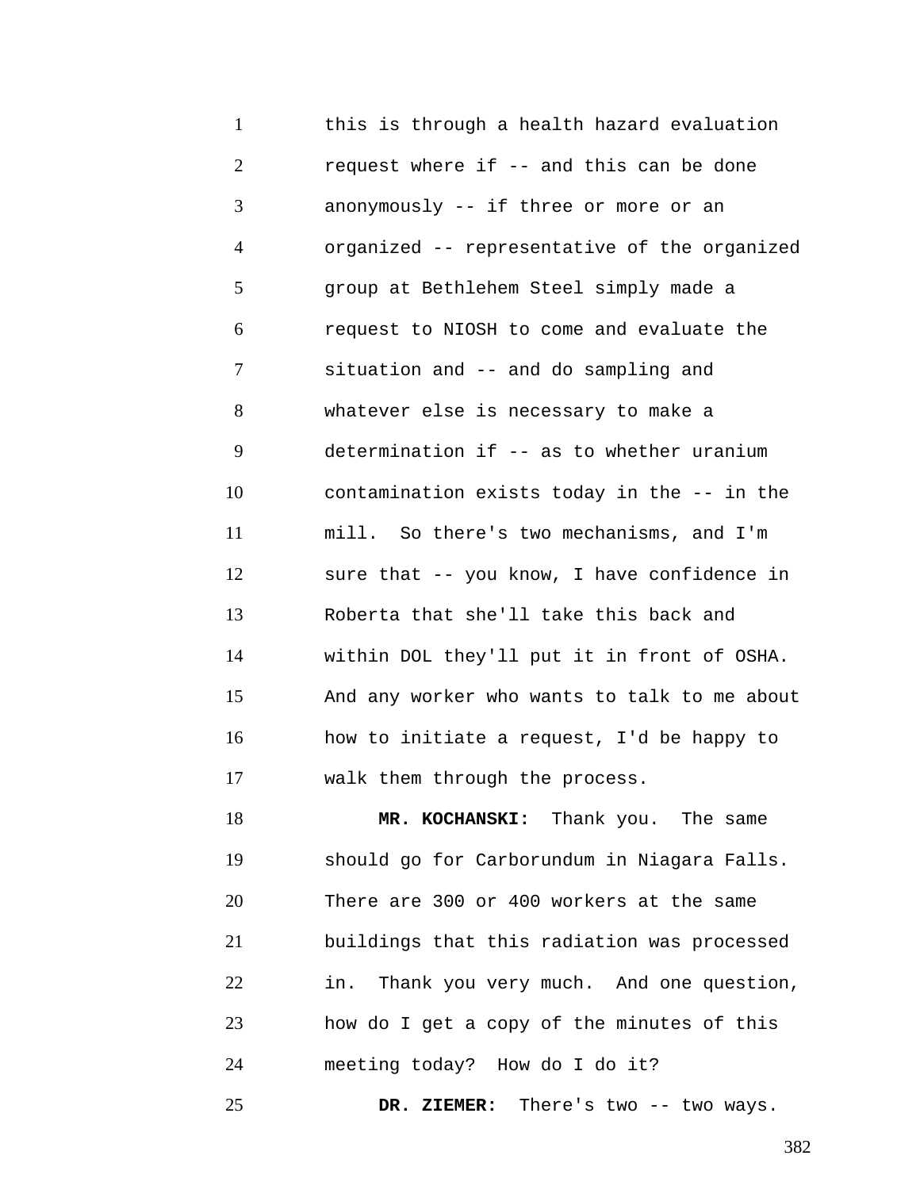this is through a health hazard evaluation request where if -- and this can be done anonymously -- if three or more or an organized -- representative of the organized group at Bethlehem Steel simply made a request to NIOSH to come and evaluate the situation and -- and do sampling and whatever else is necessary to make a determination if -- as to whether uranium contamination exists today in the -- in the mill. So there's two mechanisms, and I'm sure that -- you know, I have confidence in Roberta that she'll take this back and within DOL they'll put it in front of OSHA. And any worker who wants to talk to me about how to initiate a request, I'd be happy to walk them through the process.

**MR. KOCHANSKI:** Thank you. The same should go for Carborundum in Niagara Falls. There are 300 or 400 workers at the same buildings that this radiation was processed in. Thank you very much. And one question, how do I get a copy of the minutes of this meeting today? How do I do it?

**DR. ZIEMER:** There's two -- two ways.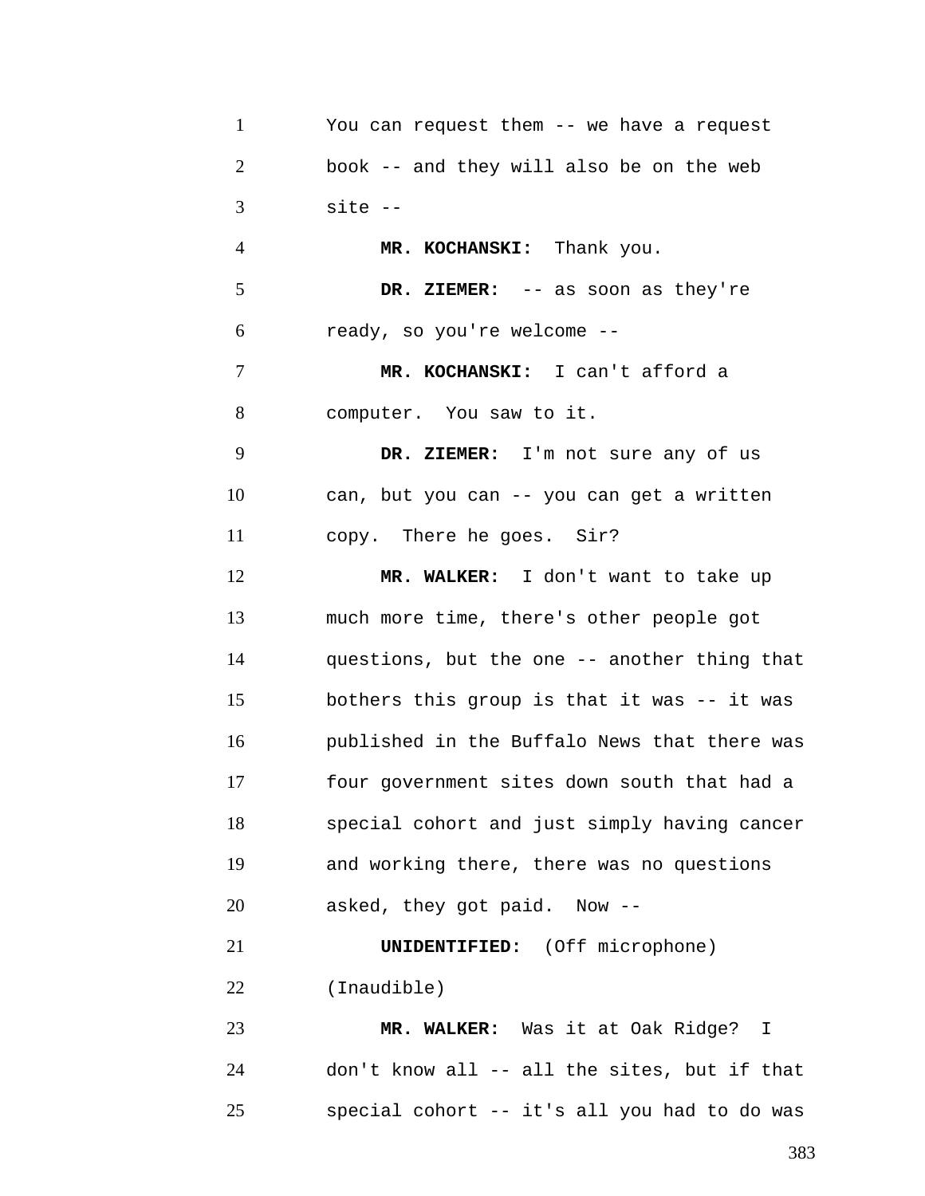You can request them -- we have a request book -- and they will also be on the web site --

**MR. KOCHANSKI:** Thank you.

**DR. ZIEMER:** -- as soon as they're ready, so you're welcome --

**MR. KOCHANSKI:** I can't afford a computer. You saw to it.

**DR. ZIEMER:** I'm not sure any of us can, but you can -- you can get a written copy. There he goes. Sir?

**MR. WALKER:** I don't want to take up much more time, there's other people got questions, but the one -- another thing that bothers this group is that it was -- it was published in the Buffalo News that there was four government sites down south that had a special cohort and just simply having cancer and working there, there was no questions asked, they got paid. Now --

**UNIDENTIFIED:** (Off microphone) (Inaudible)

**MR. WALKER:** Was it at Oak Ridge? I don't know all -- all the sites, but if that special cohort -- it's all you had to do was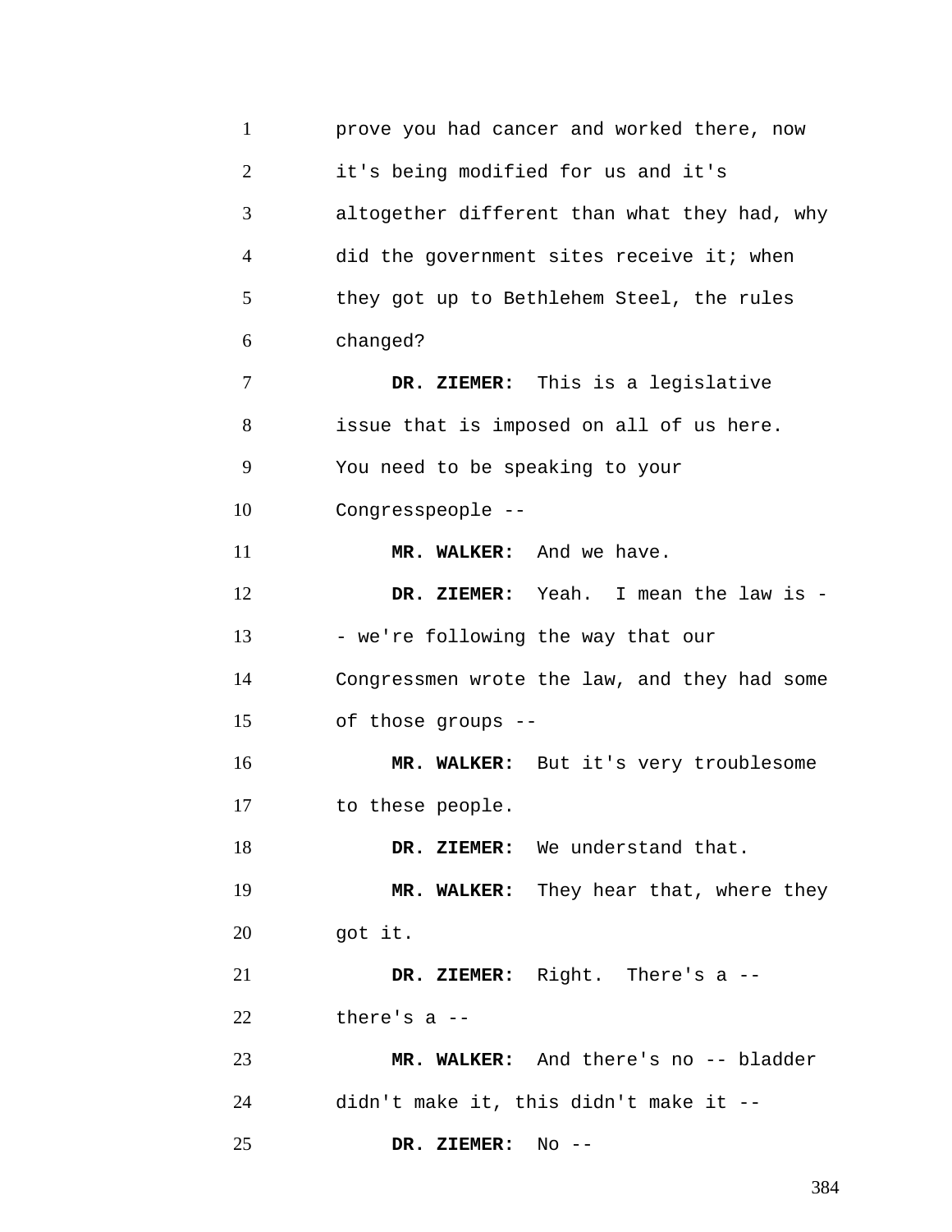prove you had cancer and worked there, now it's being modified for us and it's altogether different than what they had, why did the government sites receive it; when they got up to Bethlehem Steel, the rules changed?

**DR. ZIEMER:** This is a legislative issue that is imposed on all of us here. You need to be speaking to your Congresspeople --

**MR. WALKER:** And we have.

**DR. ZIEMER:** Yeah. I mean the law is -- we're following the way that our Congressmen wrote the law, and they had some of those groups --

**MR. WALKER:** But it's very troublesome to these people.

**DR. ZIEMER:** We understand that.

**MR. WALKER:** They hear that, where they got it.

**DR. ZIEMER:** Right. There's a -- there's a --

**MR. WALKER:** And there's no -- bladder didn't make it, this didn't make it --

**DR. ZIEMER:** No --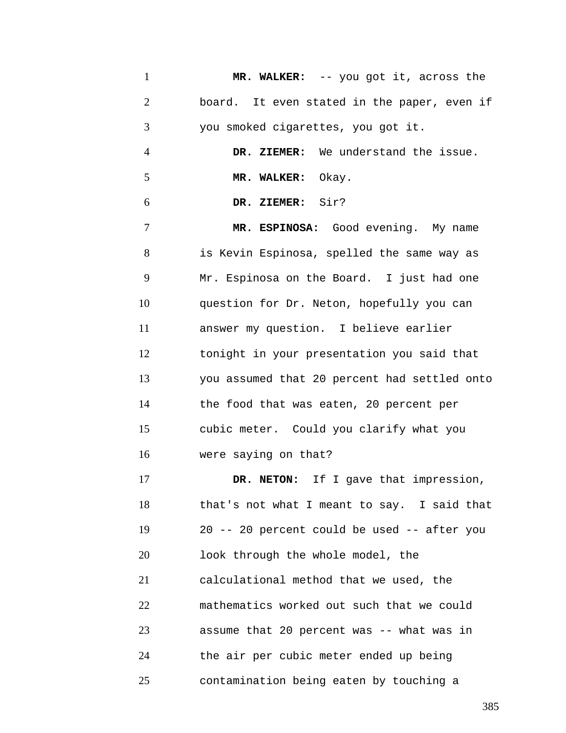**MR. WALKER:** -- you got it, across the board. It even stated in the paper, even if you smoked cigarettes, you got it.

**DR. ZIEMER:** We understand the issue.

**MR. WALKER:** Okay.

**DR. ZIEMER:** Sir?

**MR. ESPINOSA:** Good evening. My name is Kevin Espinosa, spelled the same way as Mr. Espinosa on the Board. I just had one question for Dr. Neton, hopefully you can answer my question. I believe earlier tonight in your presentation you said that you assumed that 20 percent had settled onto the food that was eaten, 20 percent per cubic meter. Could you clarify what you were saying on that?

**DR. NETON:** If I gave that impression, that's not what I meant to say. I said that 20 -- 20 percent could be used -- after you look through the whole model, the calculational method that we used, the mathematics worked out such that we could assume that 20 percent was -- what was in the air per cubic meter ended up being contamination being eaten by touching a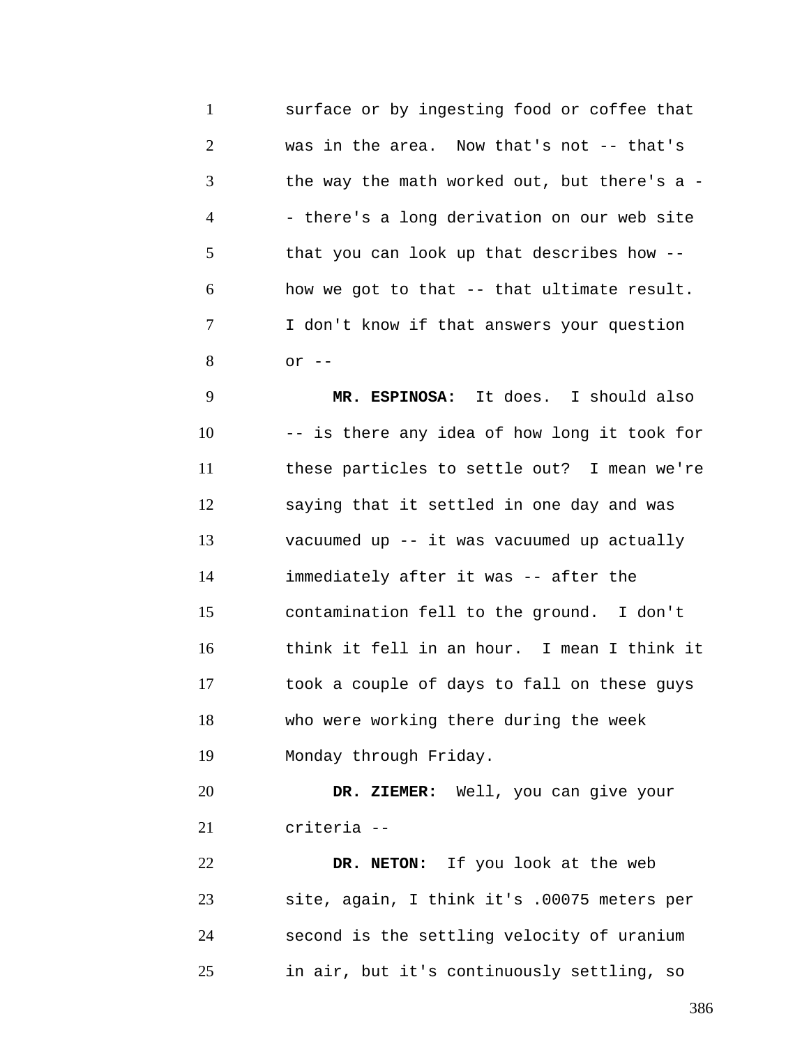surface or by ingesting food or coffee that was in the area. Now that's not -- that's the way the math worked out, but there's a -- there's a long derivation on our web site that you can look up that describes how -- how we got to that -- that ultimate result. I don't know if that answers your question or --

**MR. ESPINOSA:** It does. I should also -- is there any idea of how long it took for these particles to settle out? I mean we're saying that it settled in one day and was vacuumed up -- it was vacuumed up actually immediately after it was -- after the contamination fell to the ground. I don't think it fell in an hour. I mean I think it took a couple of days to fall on these guys who were working there during the week Monday through Friday.

**DR. ZIEMER:** Well, you can give your criteria --

**DR. NETON:** If you look at the web site, again, I think it's .00075 meters per second is the settling velocity of uranium in air, but it's continuously settling, so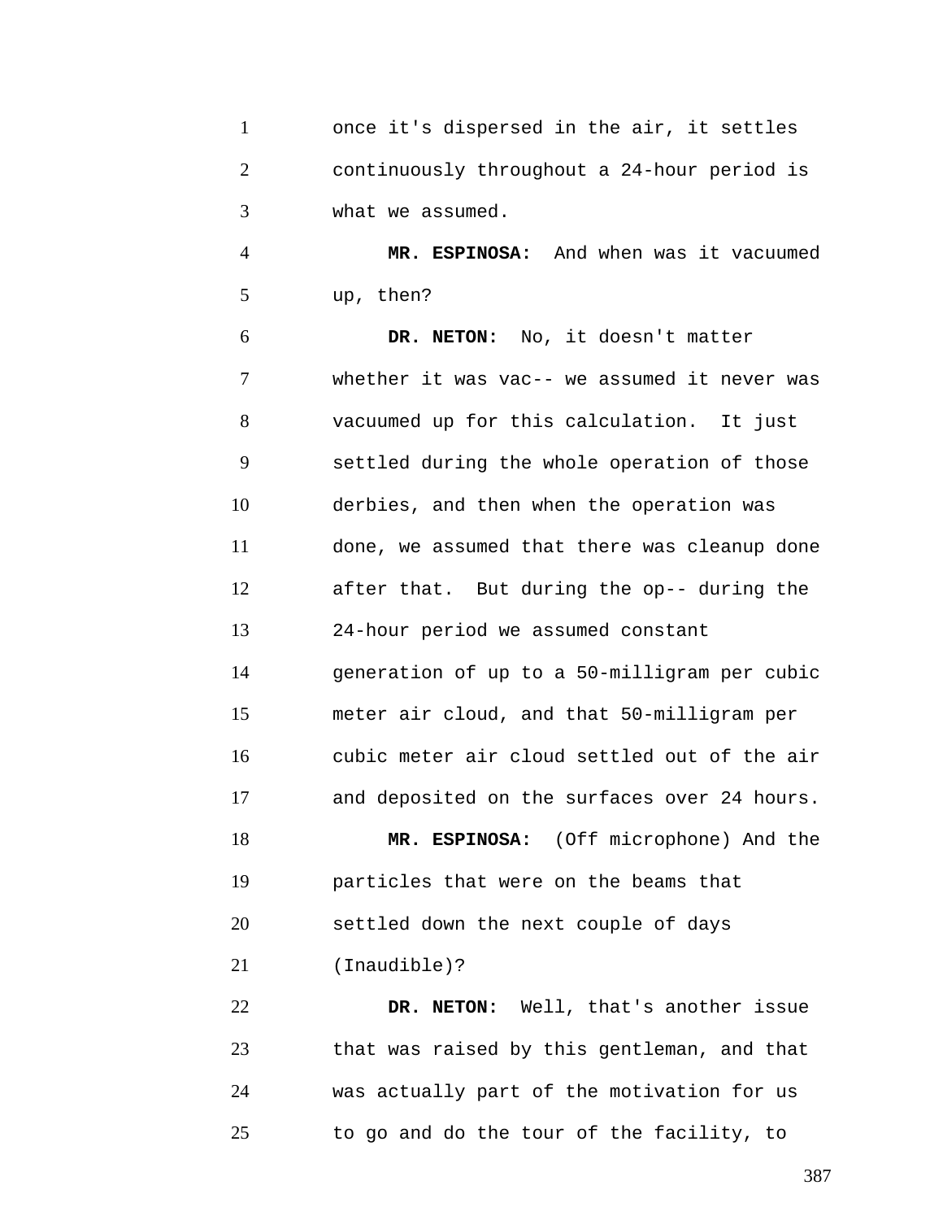once it's dispersed in the air, it settles continuously throughout a 24-hour period is what we assumed.

**MR. ESPINOSA:** And when was it vacuumed up, then?

**DR. NETON:** No, it doesn't matter whether it was vac-- we assumed it never was vacuumed up for this calculation. It just settled during the whole operation of those derbies, and then when the operation was done, we assumed that there was cleanup done after that. But during the op-- during the 24-hour period we assumed constant generation of up to a 50-milligram per cubic meter air cloud, and that 50-milligram per cubic meter air cloud settled out of the air and deposited on the surfaces over 24 hours.

**MR. ESPINOSA:** (Off microphone) And the particles that were on the beams that settled down the next couple of days (Inaudible)?

**DR. NETON:** Well, that's another issue that was raised by this gentleman, and that was actually part of the motivation for us to go and do the tour of the facility, to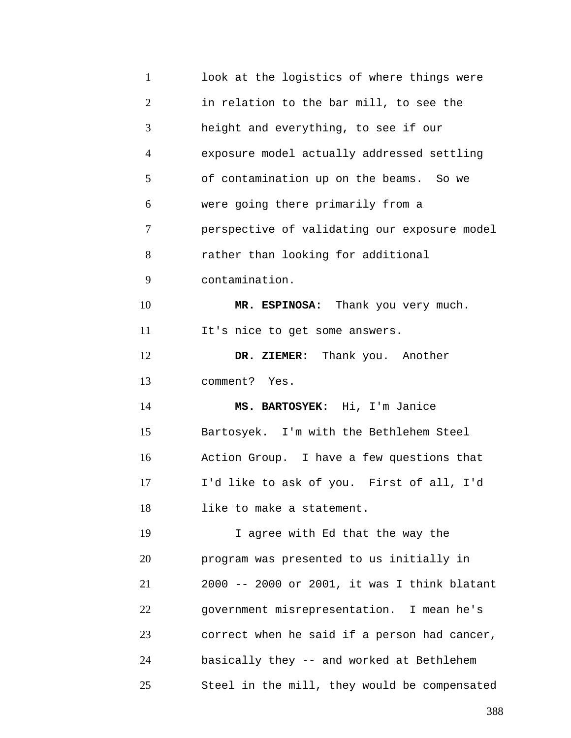look at the logistics of where things were in relation to the bar mill, to see the height and everything, to see if our exposure model actually addressed settling of contamination up on the beams. So we were going there primarily from a perspective of validating our exposure model rather than looking for additional contamination.

**MR. ESPINOSA:** Thank you very much. It's nice to get some answers.

**DR. ZIEMER:** Thank you. Another comment? Yes.

**MS. BARTOSYEK:** Hi, I'm Janice Bartosyek. I'm with the Bethlehem Steel Action Group. I have a few questions that I'd like to ask of you. First of all, I'd like to make a statement.

I agree with Ed that the way the program was presented to us initially in 2000 -- 2000 or 2001, it was I think blatant government misrepresentation. I mean he's correct when he said if a person had cancer, basically they -- and worked at Bethlehem Steel in the mill, they would be compensated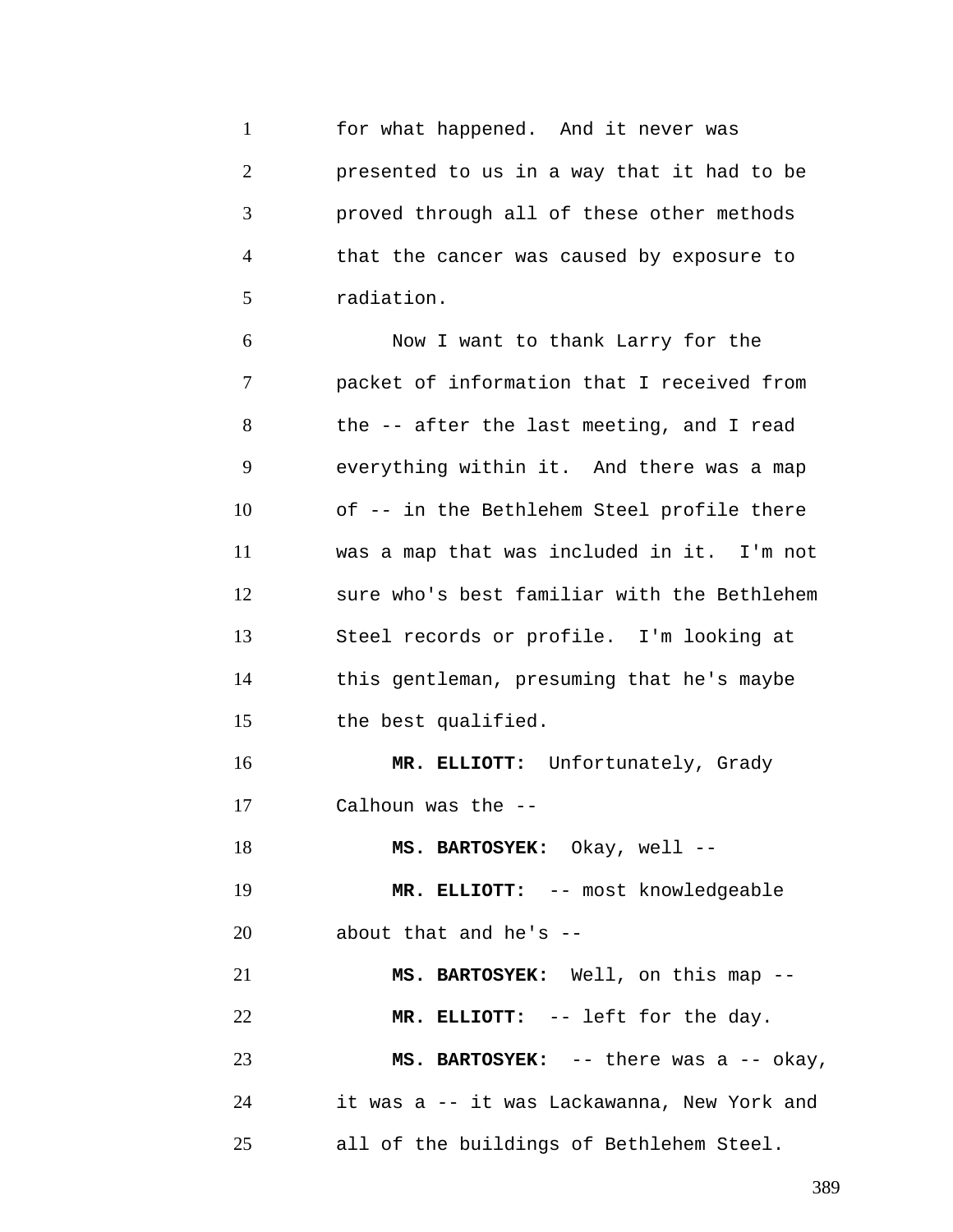for what happened. And it never was presented to us in a way that it had to be proved through all of these other methods that the cancer was caused by exposure to radiation.

Now I want to thank Larry for the packet of information that I received from the -- after the last meeting, and I read everything within it. And there was a map of -- in the Bethlehem Steel profile there was a map that was included in it. I'm not sure who's best familiar with the Bethlehem Steel records or profile. I'm looking at this gentleman, presuming that he's maybe the best qualified.

**MR. ELLIOTT:** Unfortunately, Grady Calhoun was the --

**MS. BARTOSYEK:** Okay, well --

**MR. ELLIOTT:** -- most knowledgeable about that and he's --

**MS. BARTOSYEK:** Well, on this map --

**MR. ELLIOTT:** -- left for the day.

**MS. BARTOSYEK:** -- there was a -- okay, it was a -- it was Lackawanna, New York and all of the buildings of Bethlehem Steel.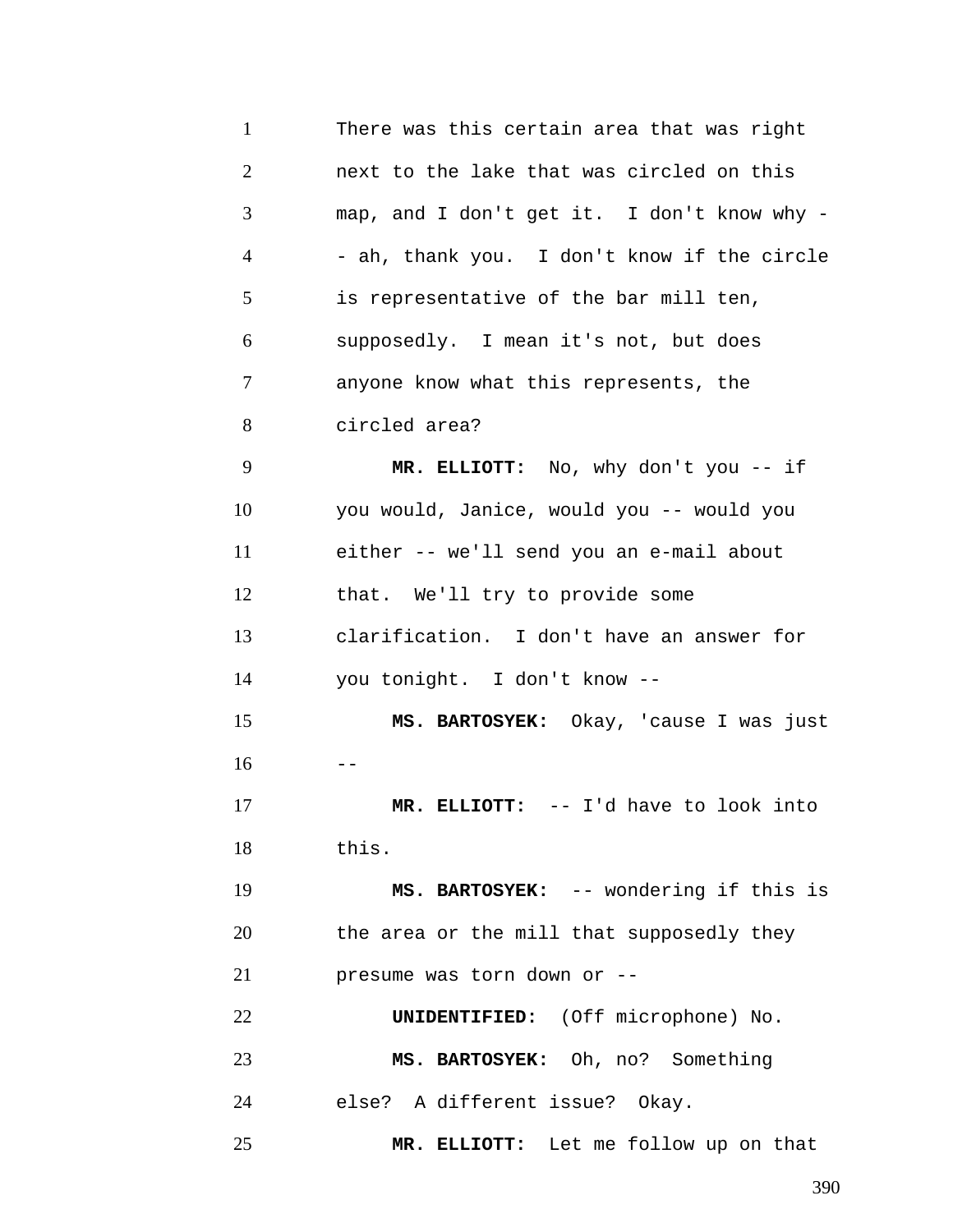There was this certain area that was right next to the lake that was circled on this map, and I don't get it. I don't know why -- ah, thank you. I don't know if the circle is representative of the bar mill ten, supposedly. I mean it's not, but does anyone know what this represents, the circled area?

**MR. ELLIOTT:** No, why don't you -- if you would, Janice, would you -- would you either -- we'll send you an e-mail about that. We'll try to provide some clarification. I don't have an answer for you tonight. I don't know --

**MS. BARTOSYEK:** Okay, 'cause I was just --

**MR. ELLIOTT:** -- I'd have to look into this.

**MS. BARTOSYEK:** -- wondering if this is the area or the mill that supposedly they presume was torn down or --

**UNIDENTIFIED:** (Off microphone) No.

**MS. BARTOSYEK:** Oh, no? Something else? A different issue? Okay.

**MR. ELLIOTT:** Let me follow up on that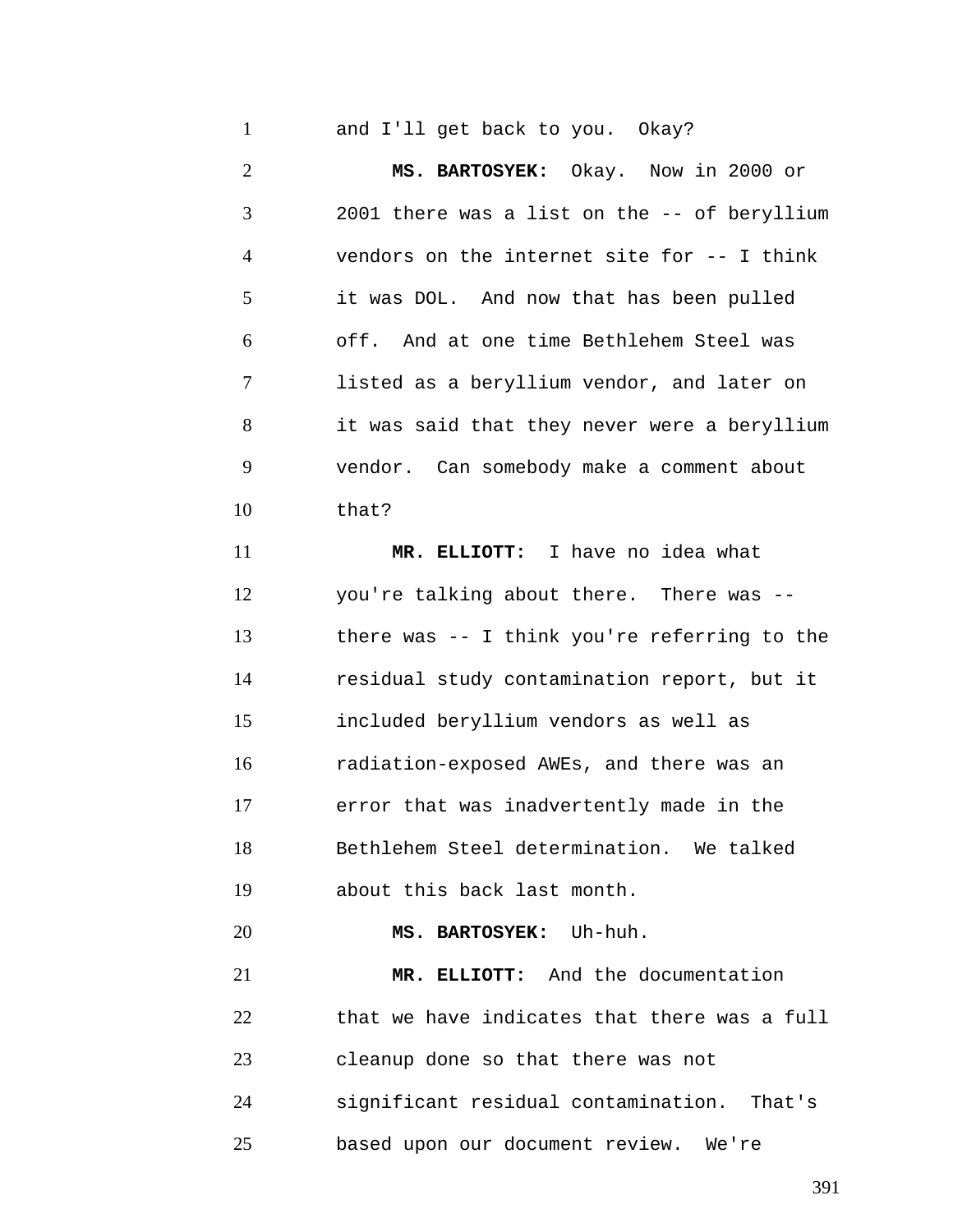and I'll get back to you. Okay?

**MS. BARTOSYEK:** Okay. Now in 2000 or 2001 there was a list on the -- of beryllium vendors on the internet site for -- I think it was DOL. And now that has been pulled off. And at one time Bethlehem Steel was listed as a beryllium vendor, and later on it was said that they never were a beryllium vendor. Can somebody make a comment about that?

**MR. ELLIOTT:** I have no idea what you're talking about there. There was -- there was -- I think you're referring to the residual study contamination report, but it included beryllium vendors as well as radiation-exposed AWEs, and there was an error that was inadvertently made in the Bethlehem Steel determination. We talked about this back last month.

**MS. BARTOSYEK:** Uh-huh.

**MR. ELLIOTT:** And the documentation that we have indicates that there was a full cleanup done so that there was not significant residual contamination. That's based upon our document review. We're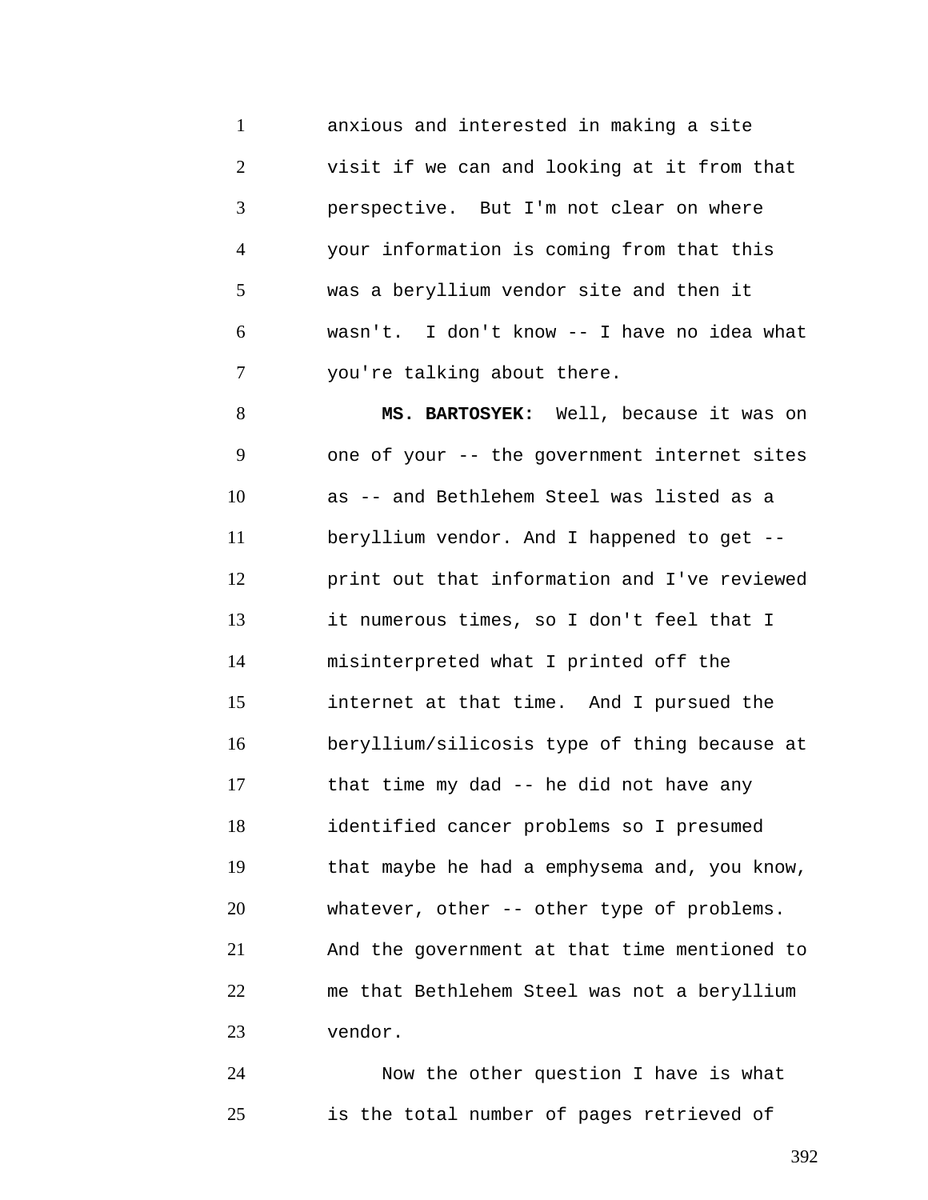anxious and interested in making a site visit if we can and looking at it from that perspective. But I'm not clear on where your information is coming from that this was a beryllium vendor site and then it wasn't. I don't know -- I have no idea what you're talking about there.

**MS. BARTOSYEK:** Well, because it was on one of your -- the government internet sites as -- and Bethlehem Steel was listed as a beryllium vendor. And I happened to get -- print out that information and I've reviewed it numerous times, so I don't feel that I misinterpreted what I printed off the internet at that time. And I pursued the beryllium/silicosis type of thing because at that time my dad -- he did not have any identified cancer problems so I presumed that maybe he had a emphysema and, you know, whatever, other -- other type of problems. And the government at that time mentioned to me that Bethlehem Steel was not a beryllium vendor.

Now the other question I have is what is the total number of pages retrieved of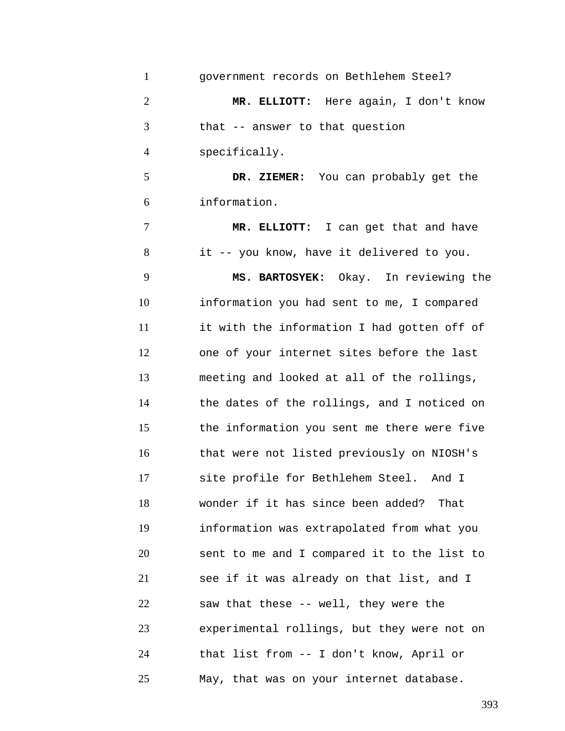government records on Bethlehem Steel?

**MR. ELLIOTT:** Here again, I don't know that -- answer to that question specifically.

**DR. ZIEMER:** You can probably get the information.

**MR. ELLIOTT:** I can get that and have it -- you know, have it delivered to you.

**MS. BARTOSYEK:** Okay. In reviewing the information you had sent to me, I compared it with the information I had gotten off of one of your internet sites before the last meeting and looked at all of the rollings, the dates of the rollings, and I noticed on the information you sent me there were five that were not listed previously on NIOSH's site profile for Bethlehem Steel. And I wonder if it has since been added? That information was extrapolated from what you sent to me and I compared it to the list to see if it was already on that list, and I saw that these -- well, they were the experimental rollings, but they were not on that list from -- I don't know, April or May, that was on your internet database.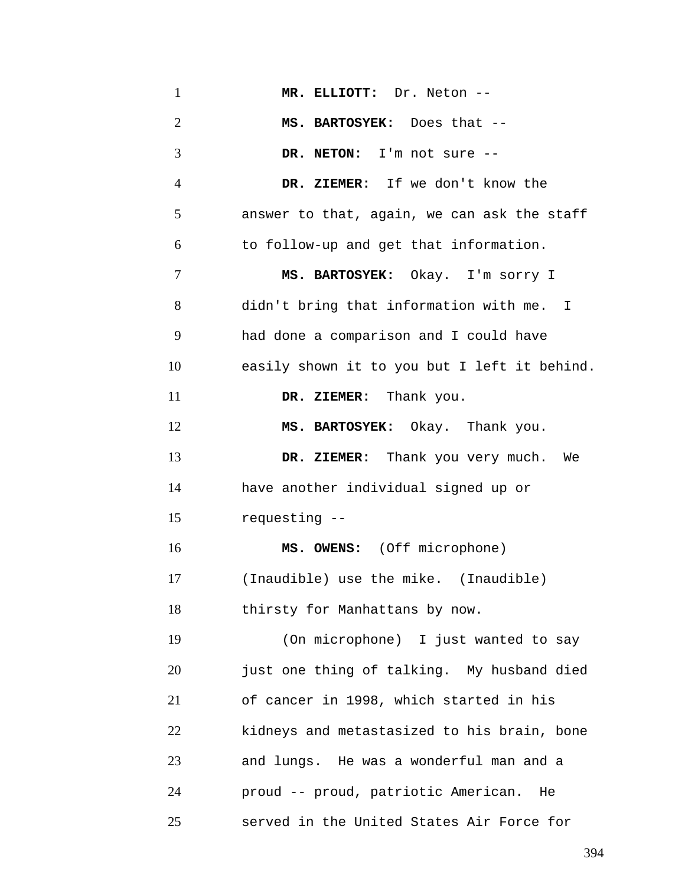**MR. ELLIOTT:** Dr. Neton --

**MS. BARTOSYEK:** Does that --

**DR. NETON:** I'm not sure --

**DR. ZIEMER:** If we don't know the answer to that, again, we can ask the staff to follow-up and get that information.

**MS. BARTOSYEK:** Okay. I'm sorry I didn't bring that information with me. I had done a comparison and I could have easily shown it to you but I left it behind.

**DR. ZIEMER:** Thank you.

**MS. BARTOSYEK:** Okay. Thank you.

**DR. ZIEMER:** Thank you very much. We have another individual signed up or requesting --

**MS. OWENS:** (Off microphone) (Inaudible) use the mike. (Inaudible) thirsty for Manhattans by now.

(On microphone) I just wanted to say just one thing of talking. My husband died of cancer in 1998, which started in his kidneys and metastasized to his brain, bone and lungs. He was a wonderful man and a proud -- proud, patriotic American. He served in the United States Air Force for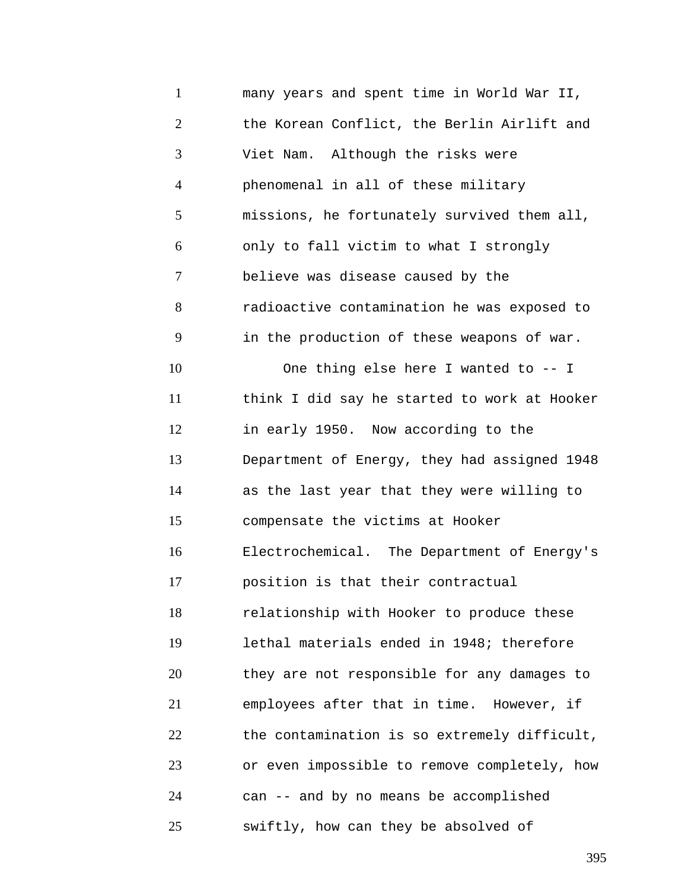many years and spent time in World War II, the Korean Conflict, the Berlin Airlift and Viet Nam. Although the risks were phenomenal in all of these military missions, he fortunately survived them all, only to fall victim to what I strongly believe was disease caused by the radioactive contamination he was exposed to in the production of these weapons of war.

One thing else here I wanted to -- I think I did say he started to work at Hooker in early 1950. Now according to the Department of Energy, they had assigned 1948 as the last year that they were willing to compensate the victims at Hooker Electrochemical. The Department of Energy's position is that their contractual relationship with Hooker to produce these lethal materials ended in 1948; therefore they are not responsible for any damages to employees after that in time. However, if the contamination is so extremely difficult, or even impossible to remove completely, how can -- and by no means be accomplished swiftly, how can they be absolved of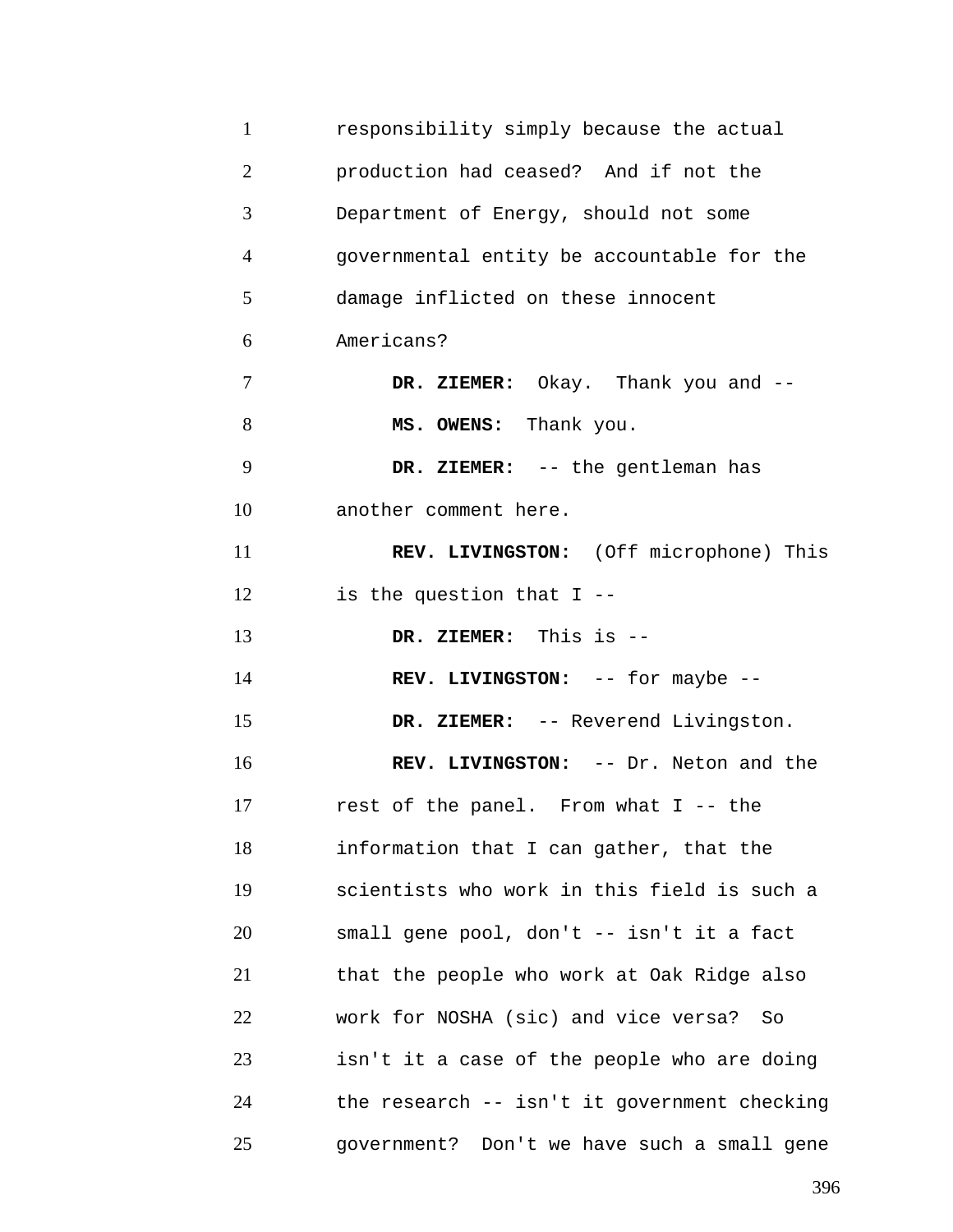responsibility simply because the actual production had ceased? And if not the Department of Energy, should not some governmental entity be accountable for the damage inflicted on these innocent Americans?

**DR. ZIEMER:** Okay. Thank you and --

**MS. OWENS:** Thank you.

**DR. ZIEMER:** -- the gentleman has another comment here.

**REV. LIVINGSTON:** (Off microphone) This is the question that I --

**DR. ZIEMER:** This is --

**REV. LIVINGSTON:** -- for maybe --

**DR. ZIEMER:** -- Reverend Livingston.

**REV. LIVINGSTON:** -- Dr. Neton and the rest of the panel. From what I -- the information that I can gather, that the scientists who work in this field is such a small gene pool, don't -- isn't it a fact that the people who work at Oak Ridge also work for NOSHA (sic) and vice versa? So isn't it a case of the people who are doing the research -- isn't it government checking government? Don't we have such a small gene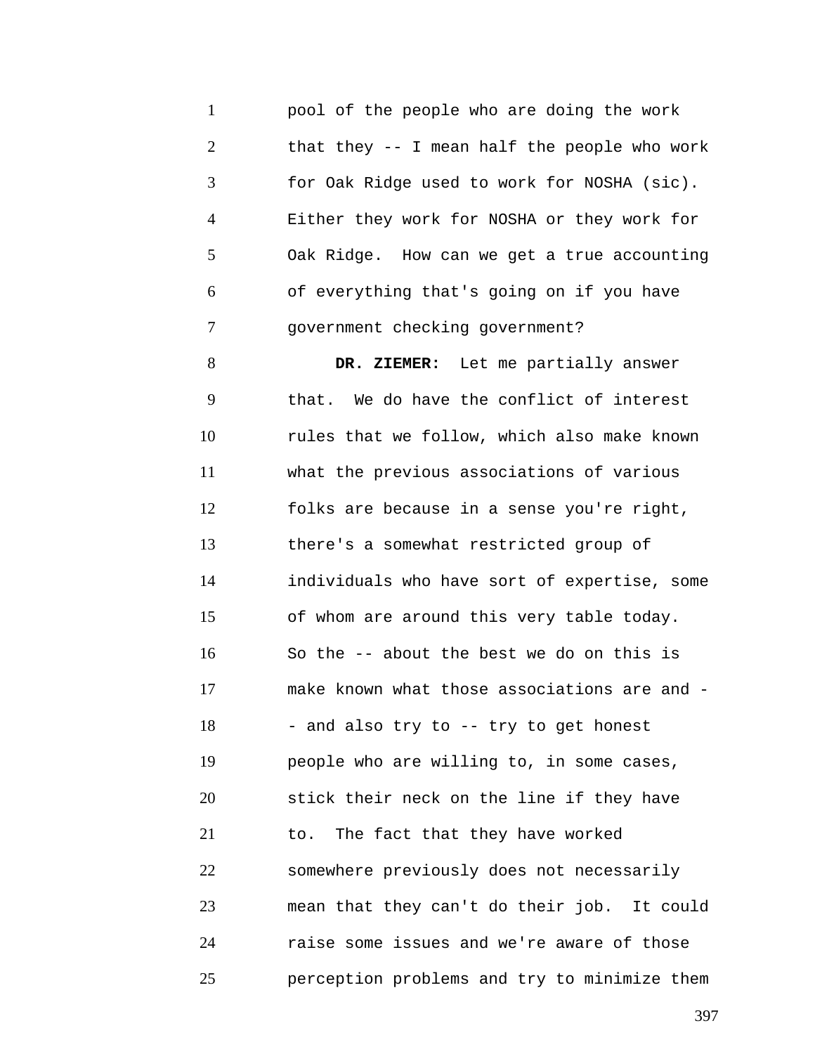pool of the people who are doing the work that they -- I mean half the people who work for Oak Ridge used to work for NOSHA (sic). Either they work for NOSHA or they work for Oak Ridge. How can we get a true accounting of everything that's going on if you have government checking government?

**DR. ZIEMER:** Let me partially answer that. We do have the conflict of interest rules that we follow, which also make known what the previous associations of various folks are because in a sense you're right, there's a somewhat restricted group of individuals who have sort of expertise, some of whom are around this very table today. So the -- about the best we do on this is make known what those associations are and -- and also try to -- try to get honest people who are willing to, in some cases, stick their neck on the line if they have to. The fact that they have worked somewhere previously does not necessarily mean that they can't do their job. It could raise some issues and we're aware of those perception problems and try to minimize them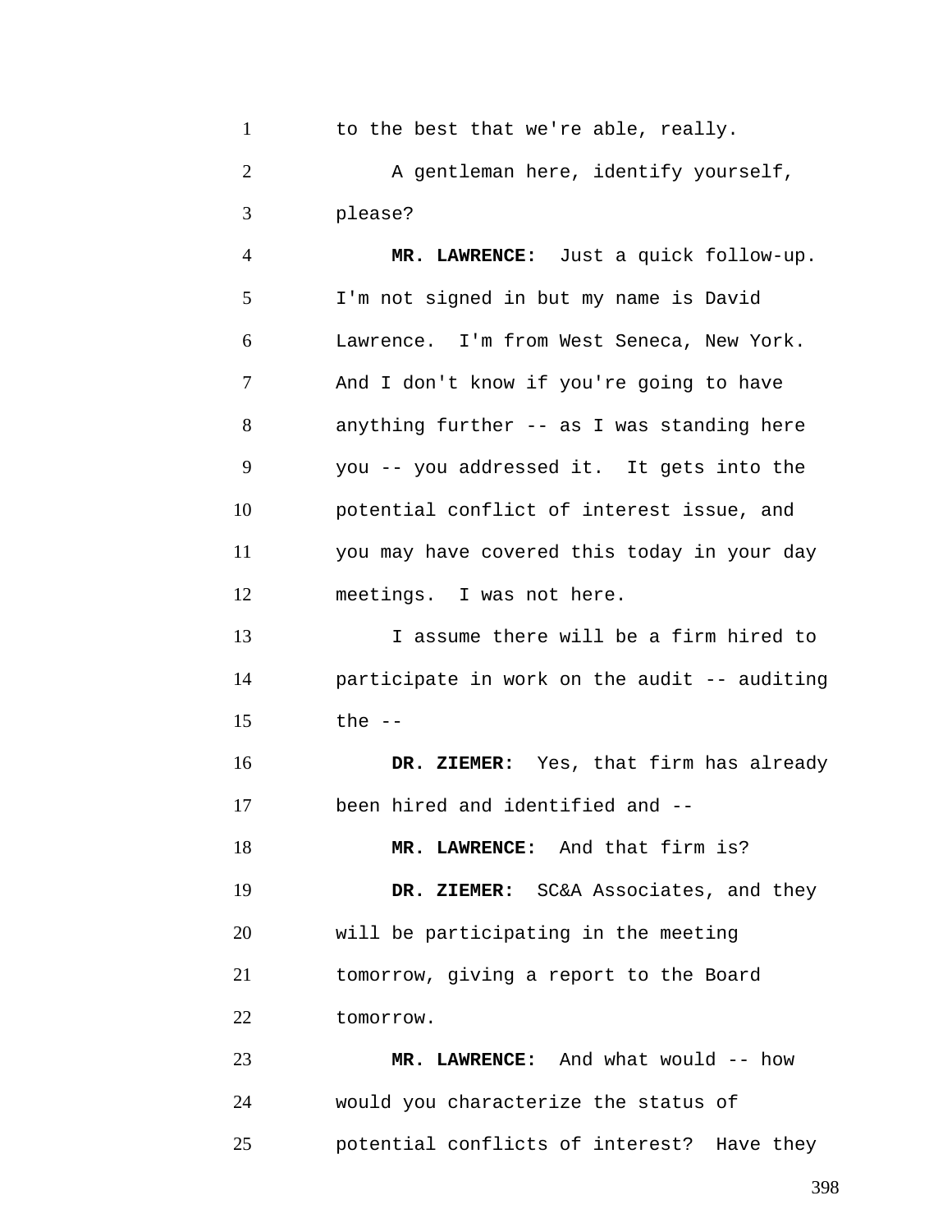to the best that we're able, really.

A gentleman here, identify yourself, please?

**MR. LAWRENCE:** Just a quick follow-up. I'm not signed in but my name is David Lawrence. I'm from West Seneca, New York. And I don't know if you're going to have anything further -- as I was standing here you -- you addressed it. It gets into the potential conflict of interest issue, and you may have covered this today in your day meetings. I was not here.

I assume there will be a firm hired to participate in work on the audit -- auditing the --

**DR. ZIEMER:** Yes, that firm has already been hired and identified and --

**MR. LAWRENCE:** And that firm is?

**DR. ZIEMER:** SC&A Associates, and they will be participating in the meeting tomorrow, giving a report to the Board tomorrow.

**MR. LAWRENCE:** And what would -- how would you characterize the status of potential conflicts of interest? Have they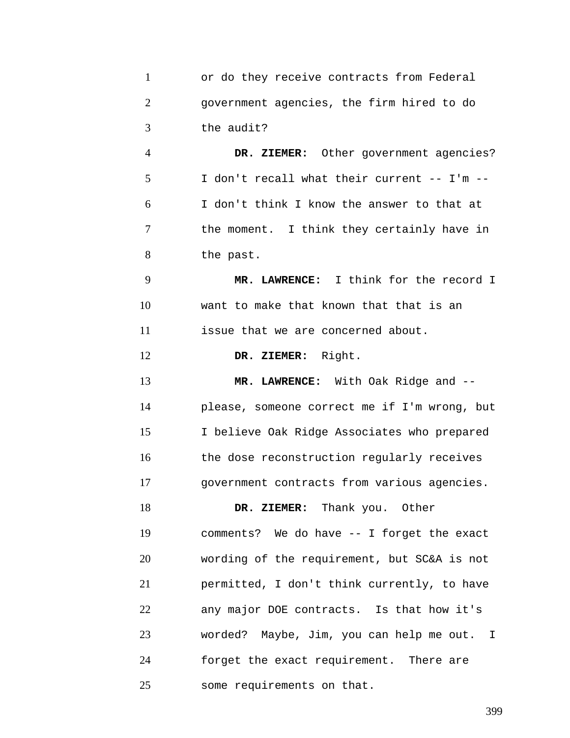or do they receive contracts from Federal government agencies, the firm hired to do the audit?

**DR. ZIEMER:** Other government agencies? I don't recall what their current -- I'm -- I don't think I know the answer to that at the moment. I think they certainly have in the past.

**MR. LAWRENCE:** I think for the record I want to make that known that that is an issue that we are concerned about.

**DR. ZIEMER:** Right.

**MR. LAWRENCE:** With Oak Ridge and -- please, someone correct me if I'm wrong, but I believe Oak Ridge Associates who prepared the dose reconstruction regularly receives government contracts from various agencies.

**DR. ZIEMER:** Thank you. Other comments? We do have -- I forget the exact wording of the requirement, but SC&A is not permitted, I don't think currently, to have any major DOE contracts. Is that how it's worded? Maybe, Jim, you can help me out. I forget the exact requirement. There are some requirements on that.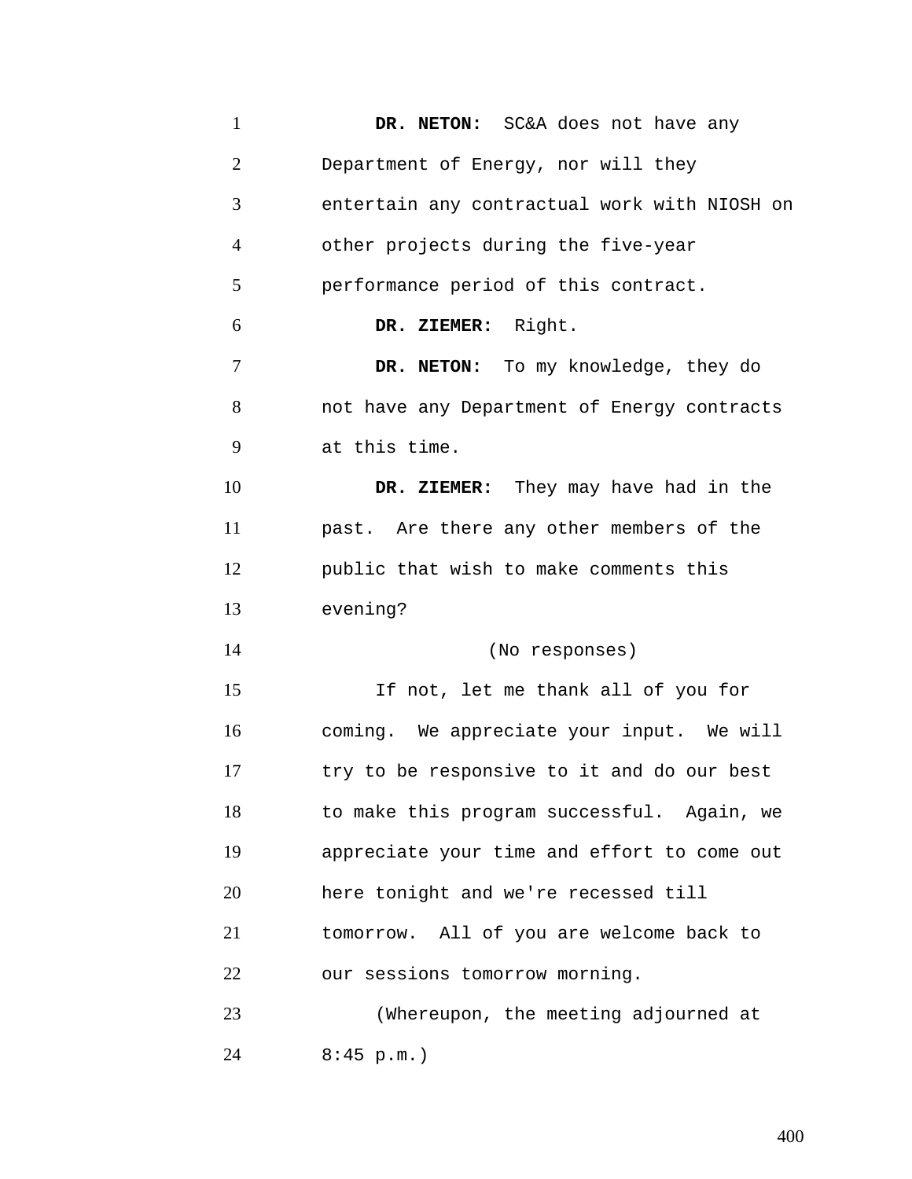**DR. NETON:** SC&A does not have any Department of Energy, nor will they entertain any contractual work with NIOSH on other projects during the five-year performance period of this contract.

**DR. ZIEMER:** Right.

**DR. NETON:** To my knowledge, they do not have any Department of Energy contracts at this time.

**DR. ZIEMER:** They may have had in the past. Are there any other members of the public that wish to make comments this evening?

(No responses)

If not, let me thank all of you for coming. We appreciate your input. We will try to be responsive to it and do our best to make this program successful. Again, we appreciate your time and effort to come out here tonight and we're recessed till tomorrow. All of you are welcome back to our sessions tomorrow morning.

(Whereupon, the meeting adjourned at 8:45 p.m.)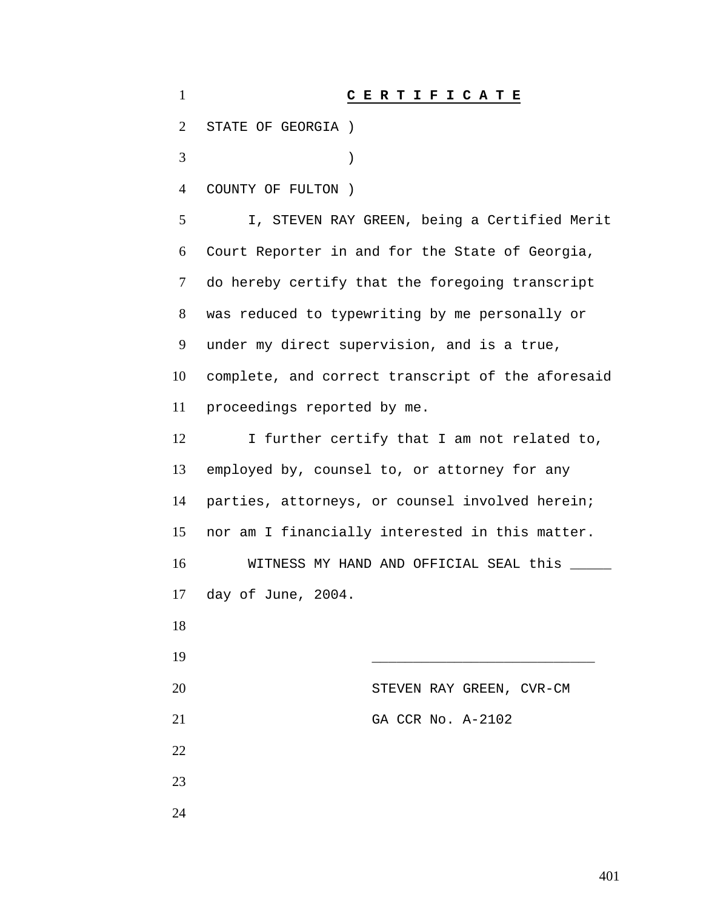# C E R T I F I C A T E

STATE OF GEORGIA )
)
COUNTY OF FULTON )

I, STEVEN RAY GREEN, being a Certified Merit Court Reporter in and for the State of Georgia, do hereby certify that the foregoing transcript was reduced to typewriting by me personally or under my direct supervision, and is a true, complete, and correct transcript of the aforesaid proceedings reported by me.

I further certify that I am not related to, employed by, counsel to, or attorney for any parties, attorneys, or counsel involved herein; nor am I financially interested in this matter.

WITNESS MY HAND AND OFFICIAL SEAL this _____ day of June, 2004.

___________________________

STEVEN RAY GREEN, CVR-CM

GA CCR No. A-2102